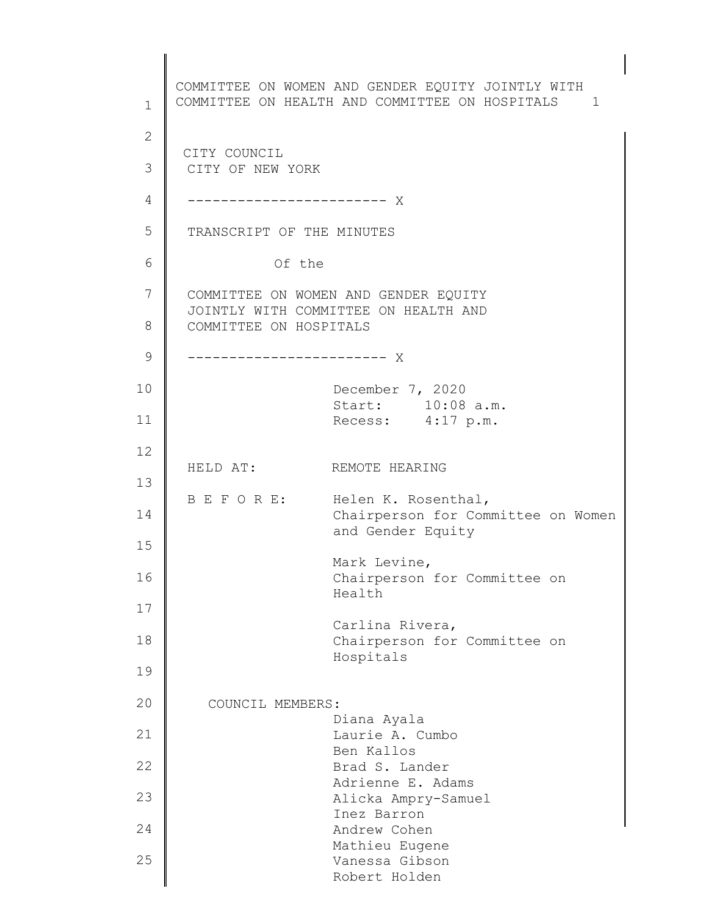COMMITTEE ON WOMEN AND GENDER EQUITY JOINTLY WITH COMMITTEE ON HEALTH AND COMMITTEE ON HOSPITALS

CITY COUNCIL
CITY OF NEW YORK

------------------------ X

TRANSCRIPT OF THE MINUTES

Of the

COMMITTEE ON WOMEN AND GENDER EQUITY JOINTLY WITH COMMITTEE ON HEALTH AND COMMITTEE ON HOSPITALS

------------------------ X

December 7, 2020
Start: 10:08 a.m.
Recess: 4:17 p.m.

HELD AT: REMOTE HEARING

B E F O R E:

Helen K. Rosenthal,
Chairperson for Committee on Women and Gender Equity

Mark Levine,
Chairperson for Committee on Health

Carlina Rivera,
Chairperson for Committee on Hospitals

COUNCIL MEMBERS:

Diana Ayala
Laurie A. Cumbo
Ben Kallos
Brad S. Lander
Adrienne E. Adams
Alicka Ampry-Samuel
Inez Barron
Andrew Cohen
Mathieu Eugene
Vanessa Gibson
Robert Holden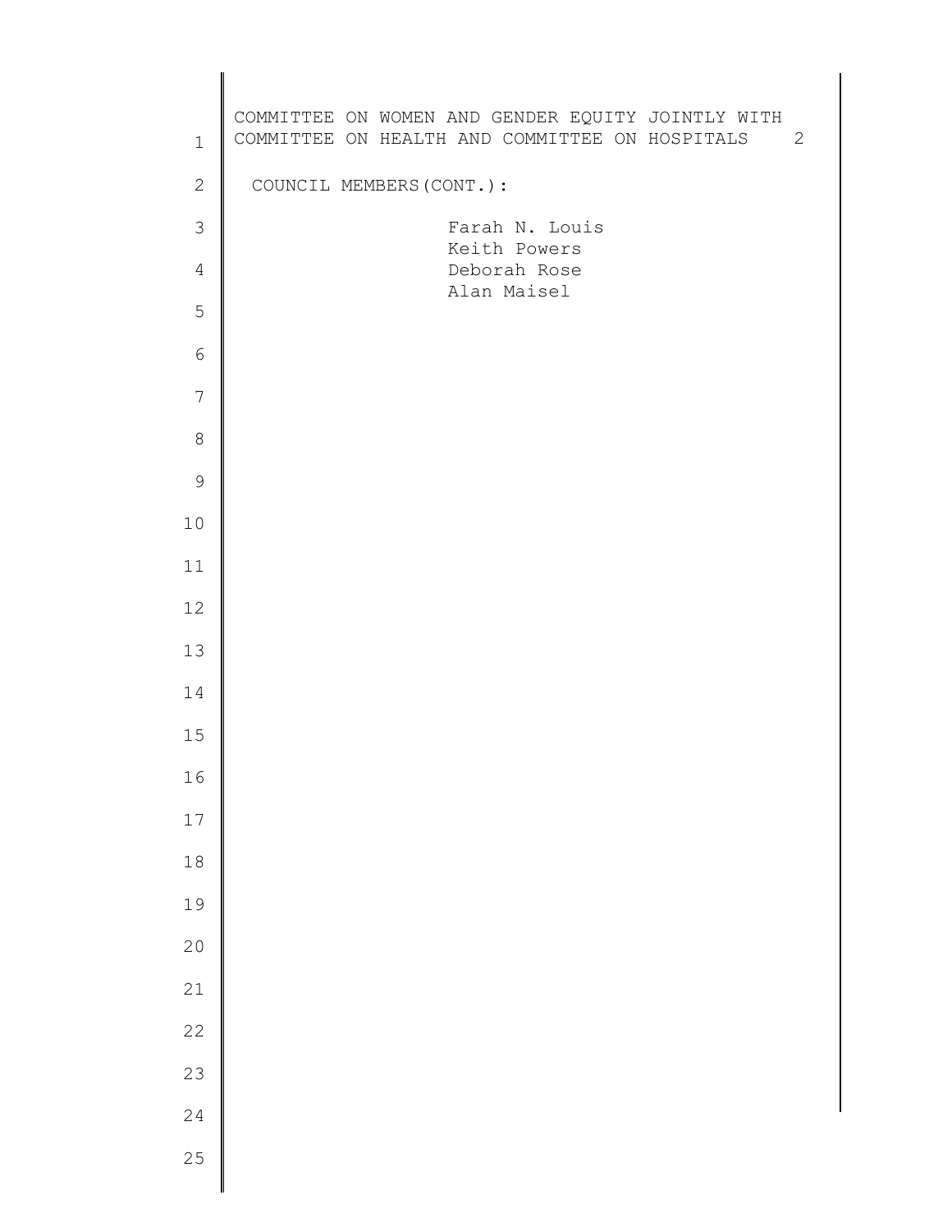COUNCIL MEMBERS (CONT.):

Farah N. Louis
Keith Powers
Deborah Rose
Alan Maisel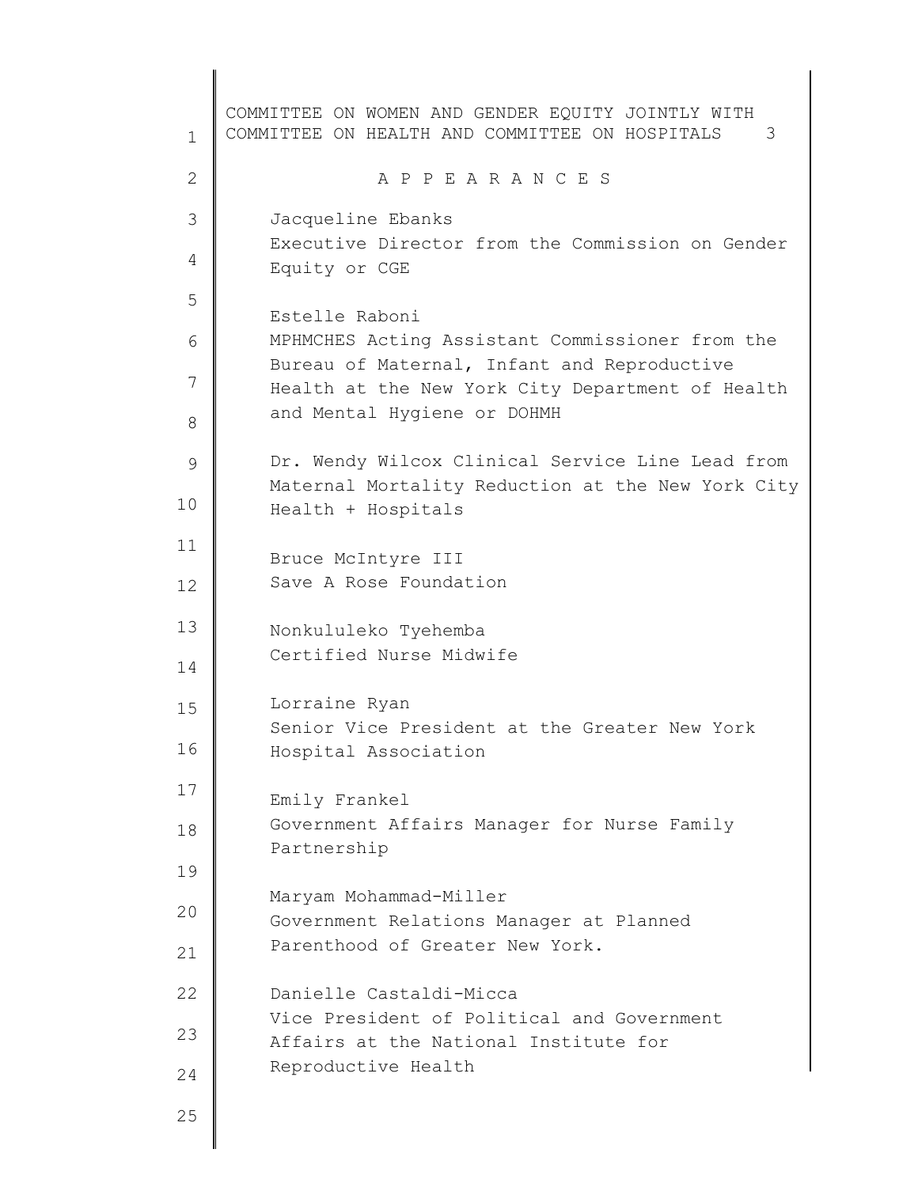## A P P E A R A N C E S

Jacqueline Ebanks
Executive Director from the Commission on Gender Equity or CGE

Estelle Raboni
MPHMCHES Acting Assistant Commissioner from the Bureau of Maternal, Infant and Reproductive Health at the New York City Department of Health and Mental Hygiene or DOHMH

Dr. Wendy Wilcox Clinical Service Line Lead from Maternal Mortality Reduction at the New York City Health + Hospitals

Bruce McIntyre III
Save A Rose Foundation

Nonkululeko Tyehemba
Certified Nurse Midwife

Lorraine Ryan
Senior Vice President at the Greater New York Hospital Association

Emily Frankel
Government Affairs Manager for Nurse Family Partnership

Maryam Mohammad-Miller
Government Relations Manager at Planned Parenthood of Greater New York.

Danielle Castaldi-Micca
Vice President of Political and Government Affairs at the National Institute for Reproductive Health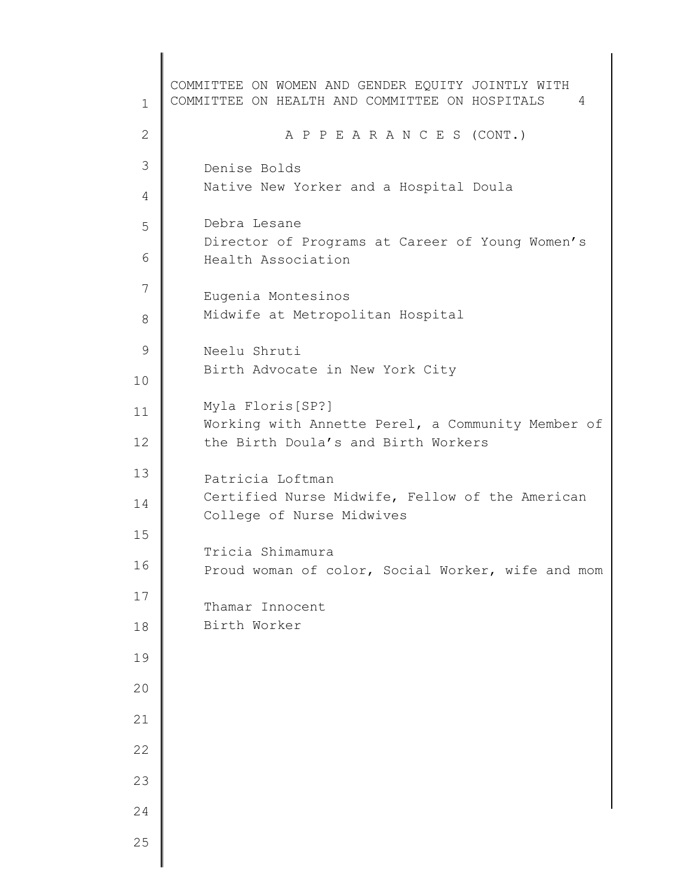## A P P E A R A N C E S (CONT.)

Denise Bolds
Native New Yorker and a Hospital Doula

Debra Lesane
Director of Programs at Career of Young Women's Health Association

Eugenia Montesinos
Midwife at Metropolitan Hospital

Neelu Shruti
Birth Advocate in New York City

Myla Floris[SP?]
Working with Annette Perel, a Community Member of the Birth Doula's and Birth Workers

Patricia Loftman
Certified Nurse Midwife, Fellow of the American College of Nurse Midwives

Tricia Shimamura
Proud woman of color, Social Worker, wife and mom

Thamar Innocent
Birth Worker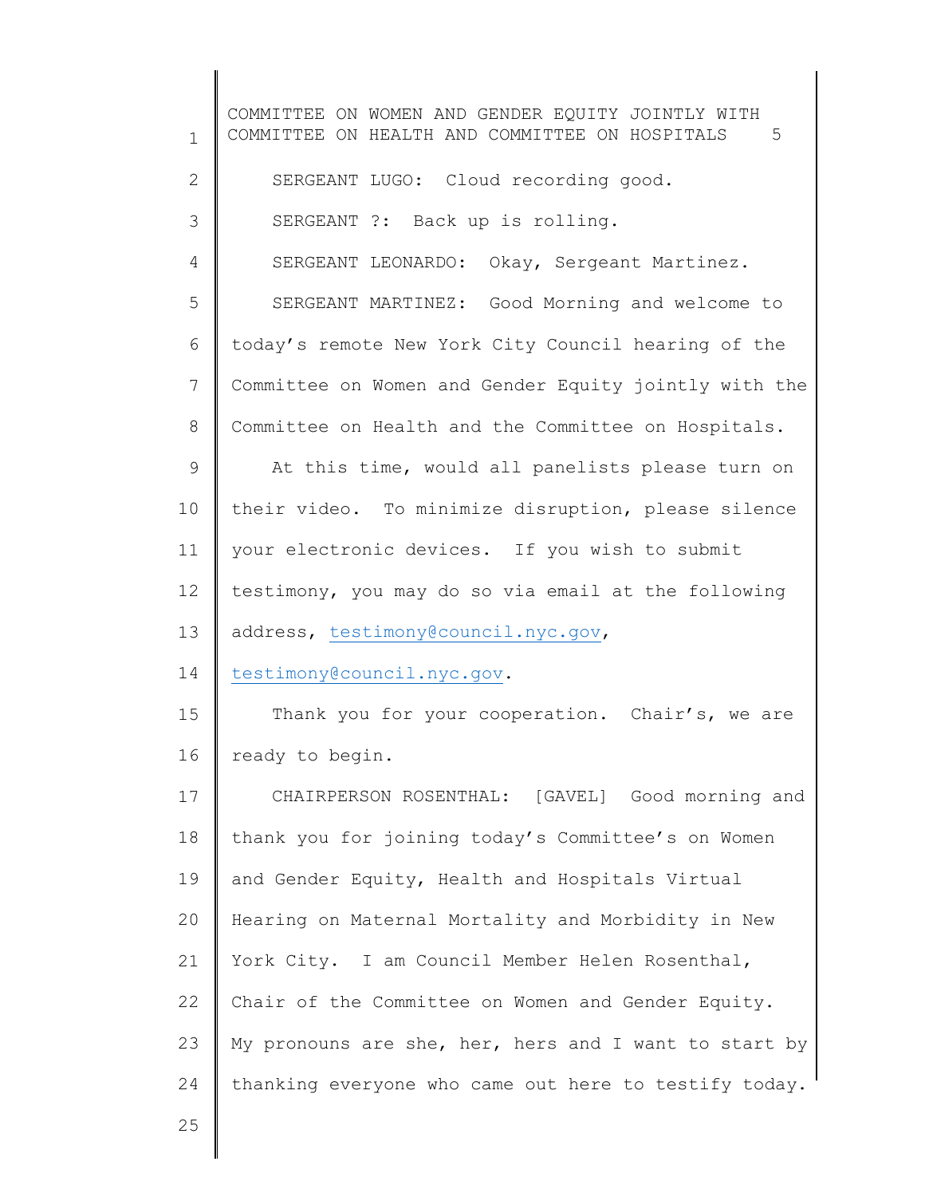SERGEANT LUGO: Cloud recording good.

SERGEANT ?: Back up is rolling.

SERGEANT LEONARDO: Okay, Sergeant Martinez.

SERGEANT MARTINEZ: Good Morning and welcome to today's remote New York City Council hearing of the Committee on Women and Gender Equity jointly with the Committee on Health and the Committee on Hospitals.

At this time, would all panelists please turn on their video. To minimize disruption, please silence your electronic devices. If you wish to submit testimony, you may do so via email at the following address, testimony@council.nyc.gov, testimony@council.nyc.gov.

Thank you for your cooperation. Chair's, we are ready to begin.

CHAIRPERSON ROSENTHAL: [GAVEL] Good morning and thank you for joining today's Committee's on Women and Gender Equity, Health and Hospitals Virtual Hearing on Maternal Mortality and Morbidity in New York City. I am Council Member Helen Rosenthal, Chair of the Committee on Women and Gender Equity. My pronouns are she, her, hers and I want to start by thanking everyone who came out here to testify today.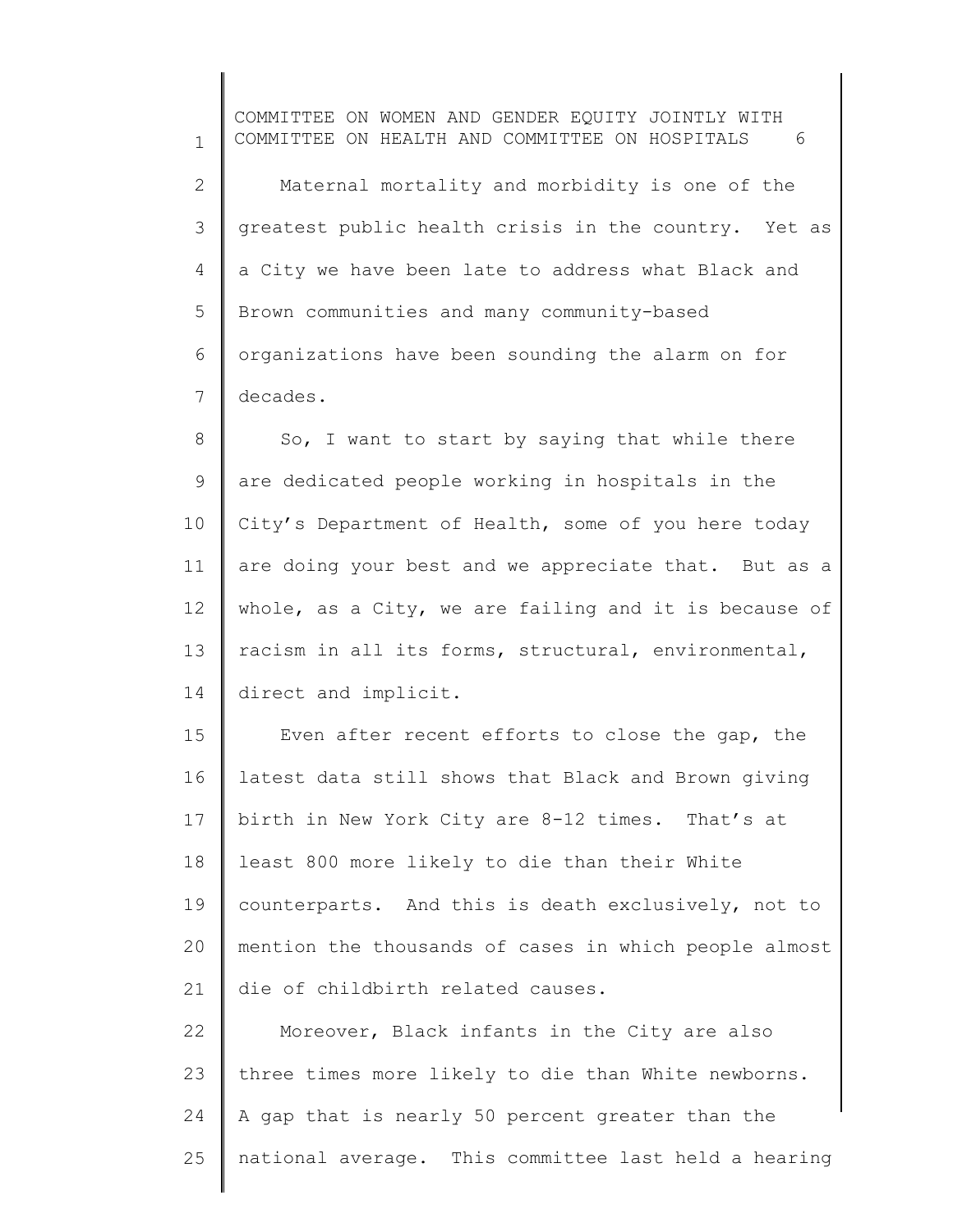Maternal mortality and morbidity is one of the greatest public health crisis in the country. Yet as a City we have been late to address what Black and Brown communities and many community-based organizations have been sounding the alarm on for decades.

So, I want to start by saying that while there are dedicated people working in hospitals in the City's Department of Health, some of you here today are doing your best and we appreciate that. But as a whole, as a City, we are failing and it is because of racism in all its forms, structural, environmental, direct and implicit.

Even after recent efforts to close the gap, the latest data still shows that Black and Brown giving birth in New York City are 8-12 times. That's at least 800 more likely to die than their White counterparts. And this is death exclusively, not to mention the thousands of cases in which people almost die of childbirth related causes.

Moreover, Black infants in the City are also three times more likely to die than White newborns. A gap that is nearly 50 percent greater than the national average. This committee last held a hearing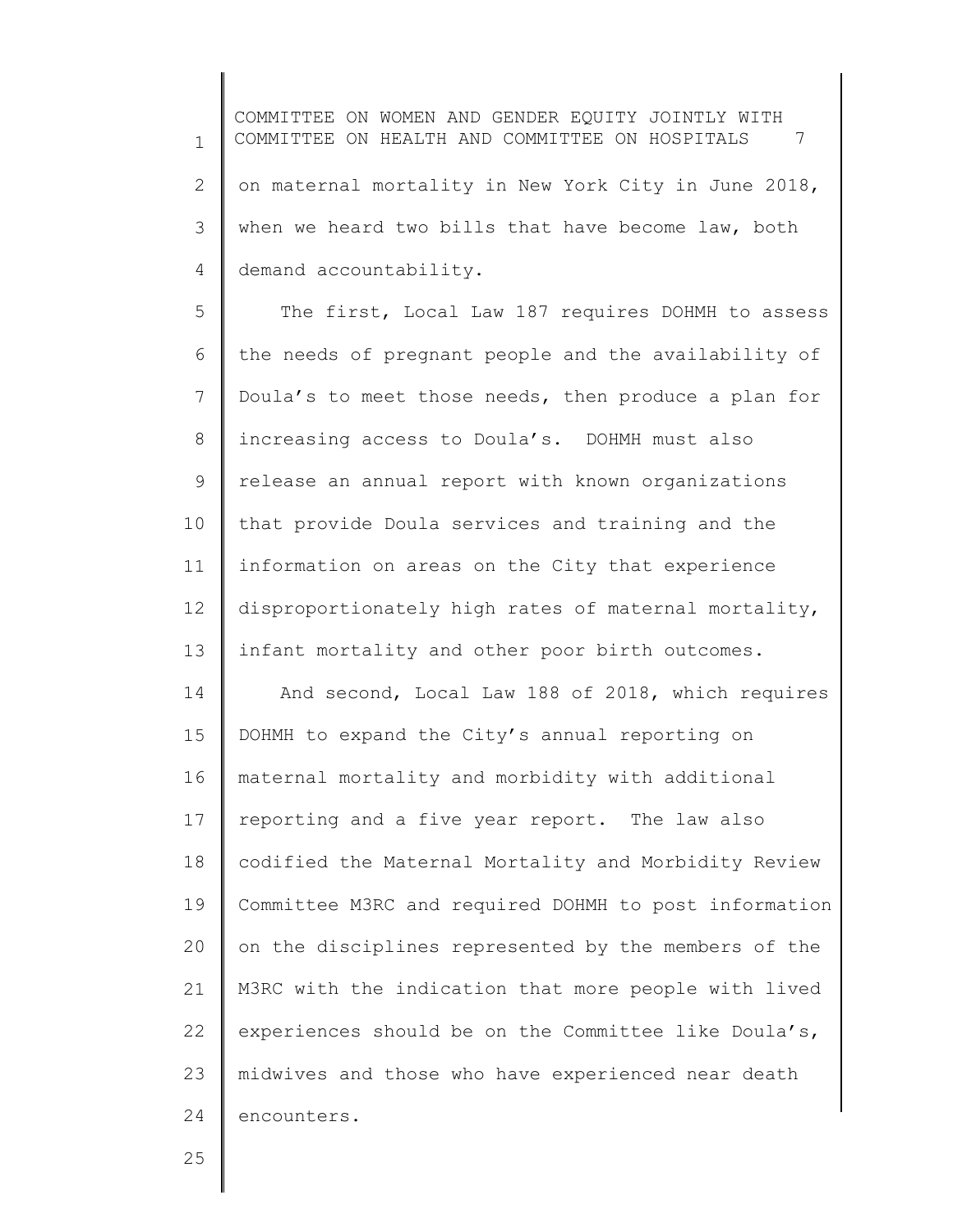on maternal mortality in New York City in June 2018, when we heard two bills that have become law, both demand accountability.

The first, Local Law 187 requires DOHMH to assess the needs of pregnant people and the availability of Doula's to meet those needs, then produce a plan for increasing access to Doula's. DOHMH must also release an annual report with known organizations that provide Doula services and training and the information on areas on the City that experience disproportionately high rates of maternal mortality, infant mortality and other poor birth outcomes.

And second, Local Law 188 of 2018, which requires DOHMH to expand the City's annual reporting on maternal mortality and morbidity with additional reporting and a five year report. The law also codified the Maternal Mortality and Morbidity Review Committee M3RC and required DOHMH to post information on the disciplines represented by the members of the M3RC with the indication that more people with lived experiences should be on the Committee like Doula's, midwives and those who have experienced near death encounters.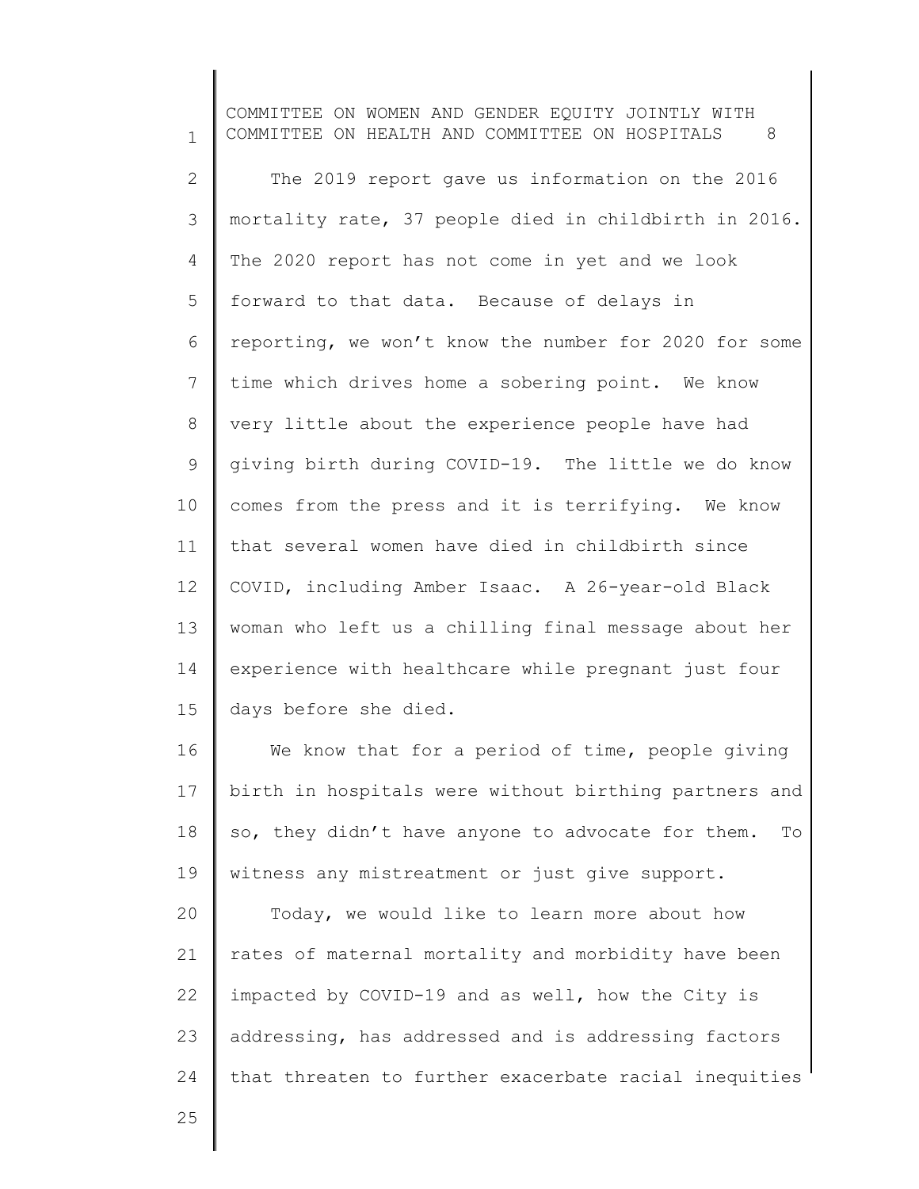The 2019 report gave us information on the 2016 mortality rate, 37 people died in childbirth in 2016. The 2020 report has not come in yet and we look forward to that data. Because of delays in reporting, we won't know the number for 2020 for some time which drives home a sobering point. We know very little about the experience people have had giving birth during COVID-19. The little we do know comes from the press and it is terrifying. We know that several women have died in childbirth since COVID, including Amber Isaac. A 26-year-old Black woman who left us a chilling final message about her experience with healthcare while pregnant just four days before she died.

We know that for a period of time, people giving birth in hospitals were without birthing partners and so, they didn't have anyone to advocate for them. To witness any mistreatment or just give support.

Today, we would like to learn more about how rates of maternal mortality and morbidity have been impacted by COVID-19 and as well, how the City is addressing, has addressed and is addressing factors that threaten to further exacerbate racial inequities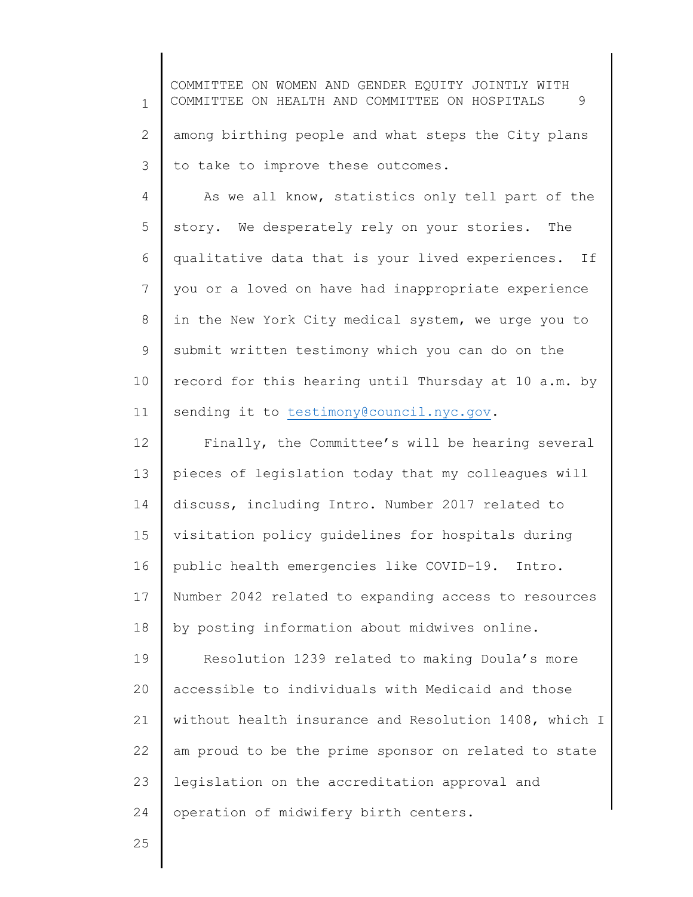among birthing people and what steps the City plans to take to improve these outcomes.

As we all know, statistics only tell part of the story. We desperately rely on your stories. The qualitative data that is your lived experiences. If you or a loved on have had inappropriate experience in the New York City medical system, we urge you to submit written testimony which you can do on the record for this hearing until Thursday at 10 a.m. by sending it to testimony@council.nyc.gov.

Finally, the Committee's will be hearing several pieces of legislation today that my colleagues will discuss, including Intro. Number 2017 related to visitation policy guidelines for hospitals during public health emergencies like COVID-19. Intro. Number 2042 related to expanding access to resources by posting information about midwives online.

Resolution 1239 related to making Doula's more accessible to individuals with Medicaid and those without health insurance and Resolution 1408, which I am proud to be the prime sponsor on related to state legislation on the accreditation approval and operation of midwifery birth centers.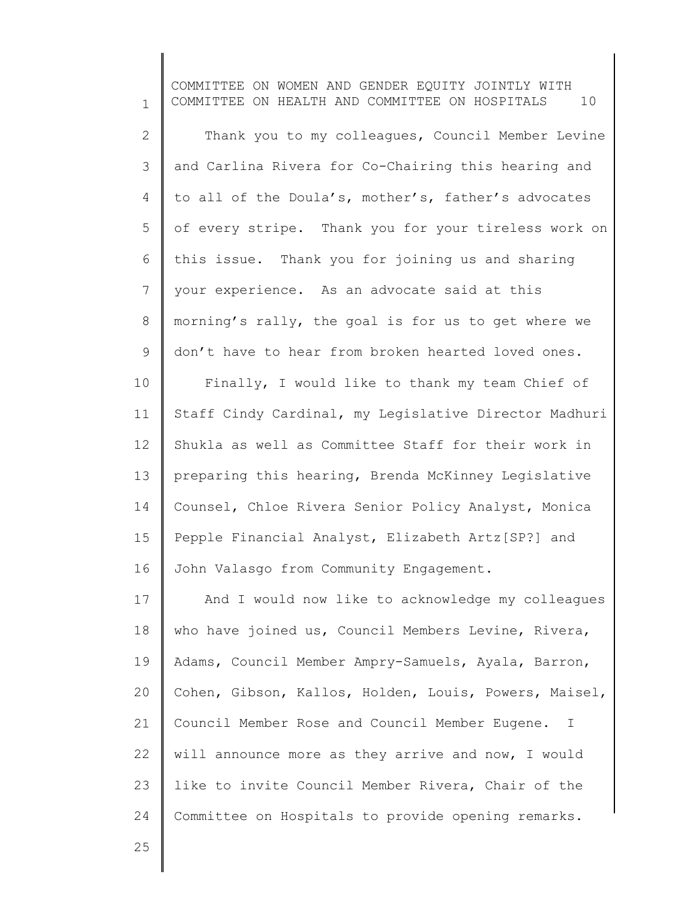Thank you to my colleagues, Council Member Levine and Carlina Rivera for Co-Chairing this hearing and to all of the Doula's, mother's, father's advocates of every stripe. Thank you for your tireless work on this issue. Thank you for joining us and sharing your experience. As an advocate said at this morning's rally, the goal is for us to get where we don't have to hear from broken hearted loved ones.

Finally, I would like to thank my team Chief of Staff Cindy Cardinal, my Legislative Director Madhuri Shukla as well as Committee Staff for their work in preparing this hearing, Brenda McKinney Legislative Counsel, Chloe Rivera Senior Policy Analyst, Monica Pepple Financial Analyst, Elizabeth Artz[SP?] and John Valasgo from Community Engagement.

And I would now like to acknowledge my colleagues who have joined us, Council Members Levine, Rivera, Adams, Council Member Ampry-Samuels, Ayala, Barron, Cohen, Gibson, Kallos, Holden, Louis, Powers, Maisel, Council Member Rose and Council Member Eugene. I will announce more as they arrive and now, I would like to invite Council Member Rivera, Chair of the Committee on Hospitals to provide opening remarks.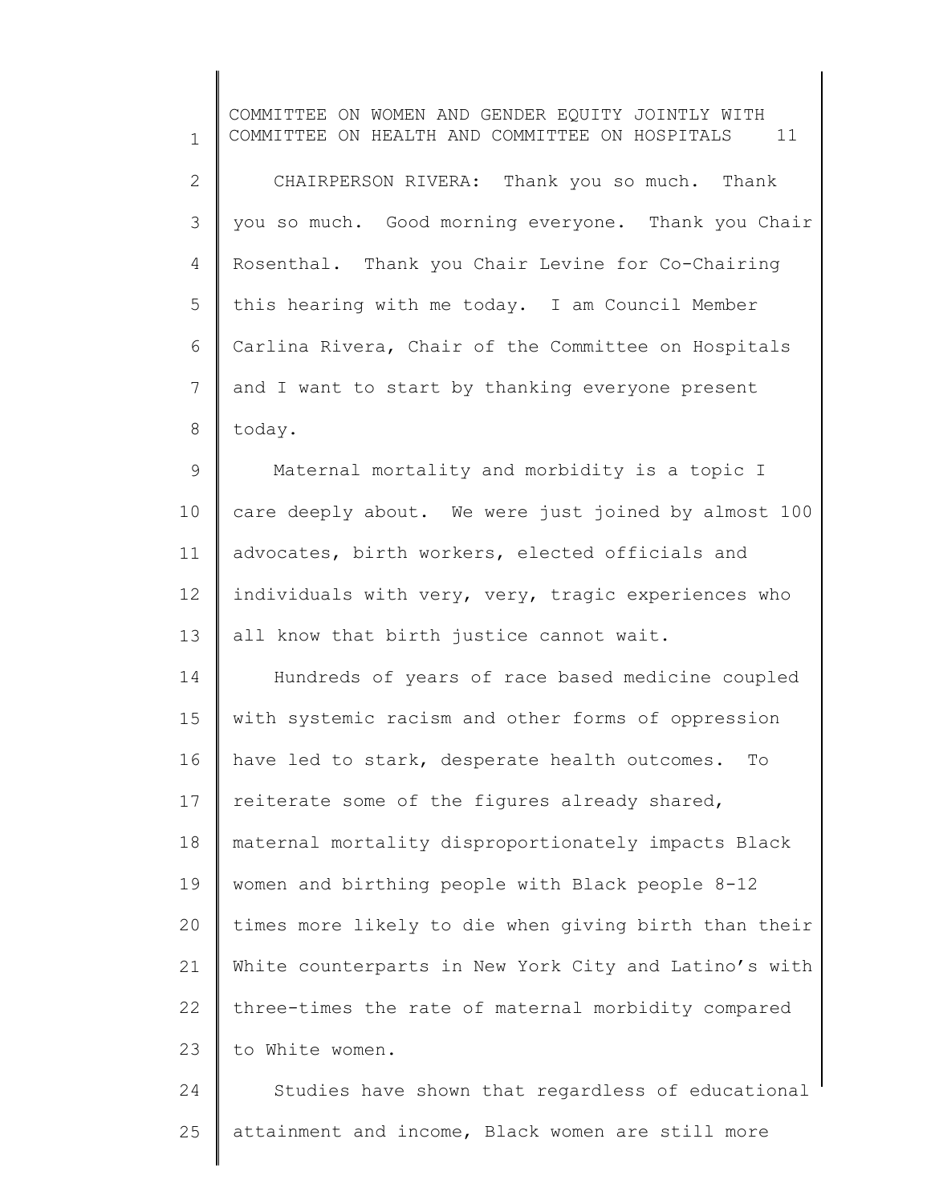CHAIRPERSON RIVERA: Thank you so much. Thank you so much. Good morning everyone. Thank you Chair Rosenthal. Thank you Chair Levine for Co-Chairing this hearing with me today. I am Council Member Carlina Rivera, Chair of the Committee on Hospitals and I want to start by thanking everyone present today.

Maternal mortality and morbidity is a topic I care deeply about. We were just joined by almost 100 advocates, birth workers, elected officials and individuals with very, very, tragic experiences who all know that birth justice cannot wait.

Hundreds of years of race based medicine coupled with systemic racism and other forms of oppression have led to stark, desperate health outcomes. To reiterate some of the figures already shared, maternal mortality disproportionately impacts Black women and birthing people with Black people 8-12 times more likely to die when giving birth than their White counterparts in New York City and Latino's with three-times the rate of maternal morbidity compared to White women.

Studies have shown that regardless of educational attainment and income, Black women are still more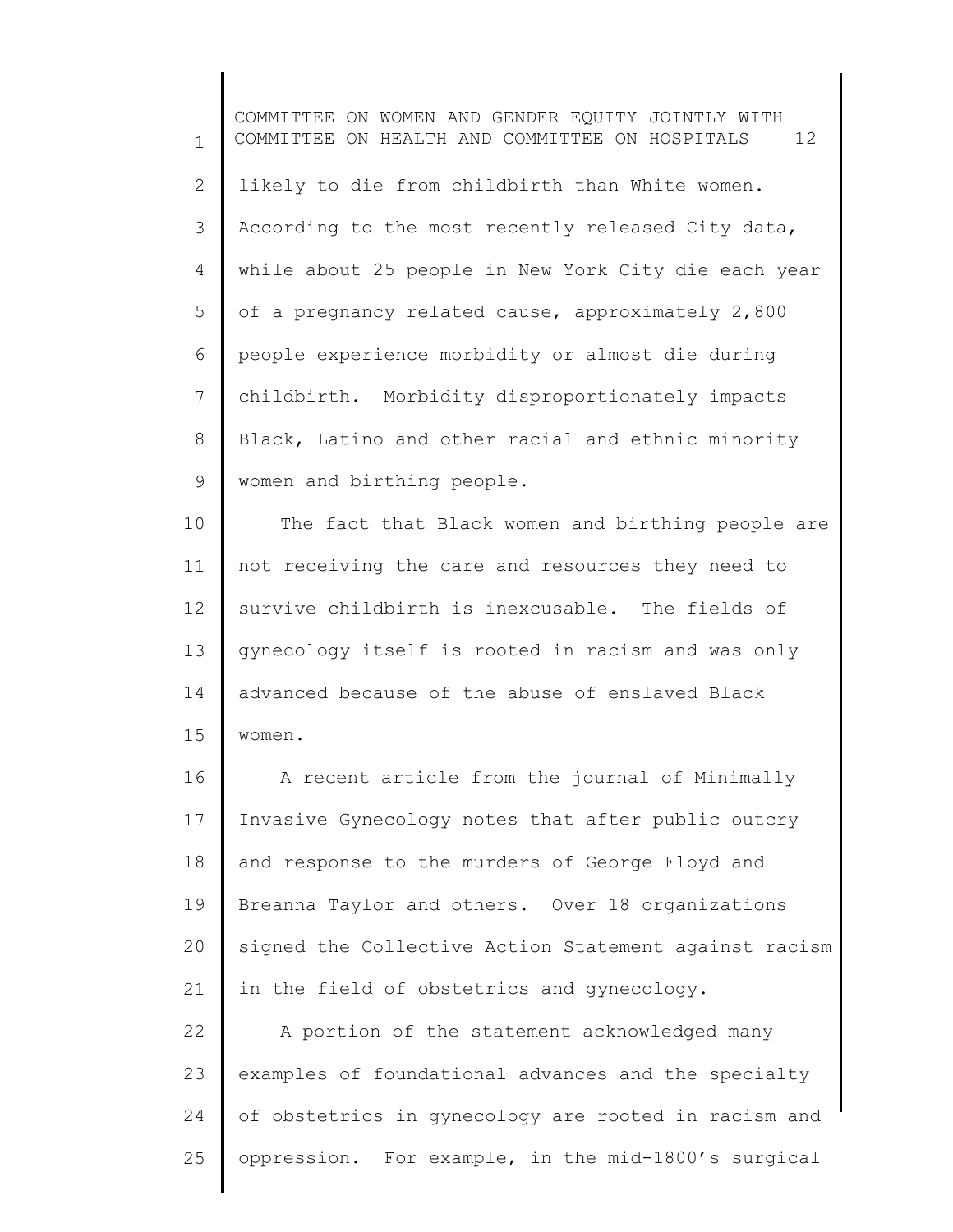likely to die from childbirth than White women. According to the most recently released City data, while about 25 people in New York City die each year of a pregnancy related cause, approximately 2,800 people experience morbidity or almost die during childbirth. Morbidity disproportionately impacts Black, Latino and other racial and ethnic minority women and birthing people.

The fact that Black women and birthing people are not receiving the care and resources they need to survive childbirth is inexcusable. The fields of gynecology itself is rooted in racism and was only advanced because of the abuse of enslaved Black women.

A recent article from the journal of Minimally Invasive Gynecology notes that after public outcry and response to the murders of George Floyd and Breanna Taylor and others. Over 18 organizations signed the Collective Action Statement against racism in the field of obstetrics and gynecology.

A portion of the statement acknowledged many examples of foundational advances and the specialty of obstetrics in gynecology are rooted in racism and oppression. For example, in the mid-1800's surgical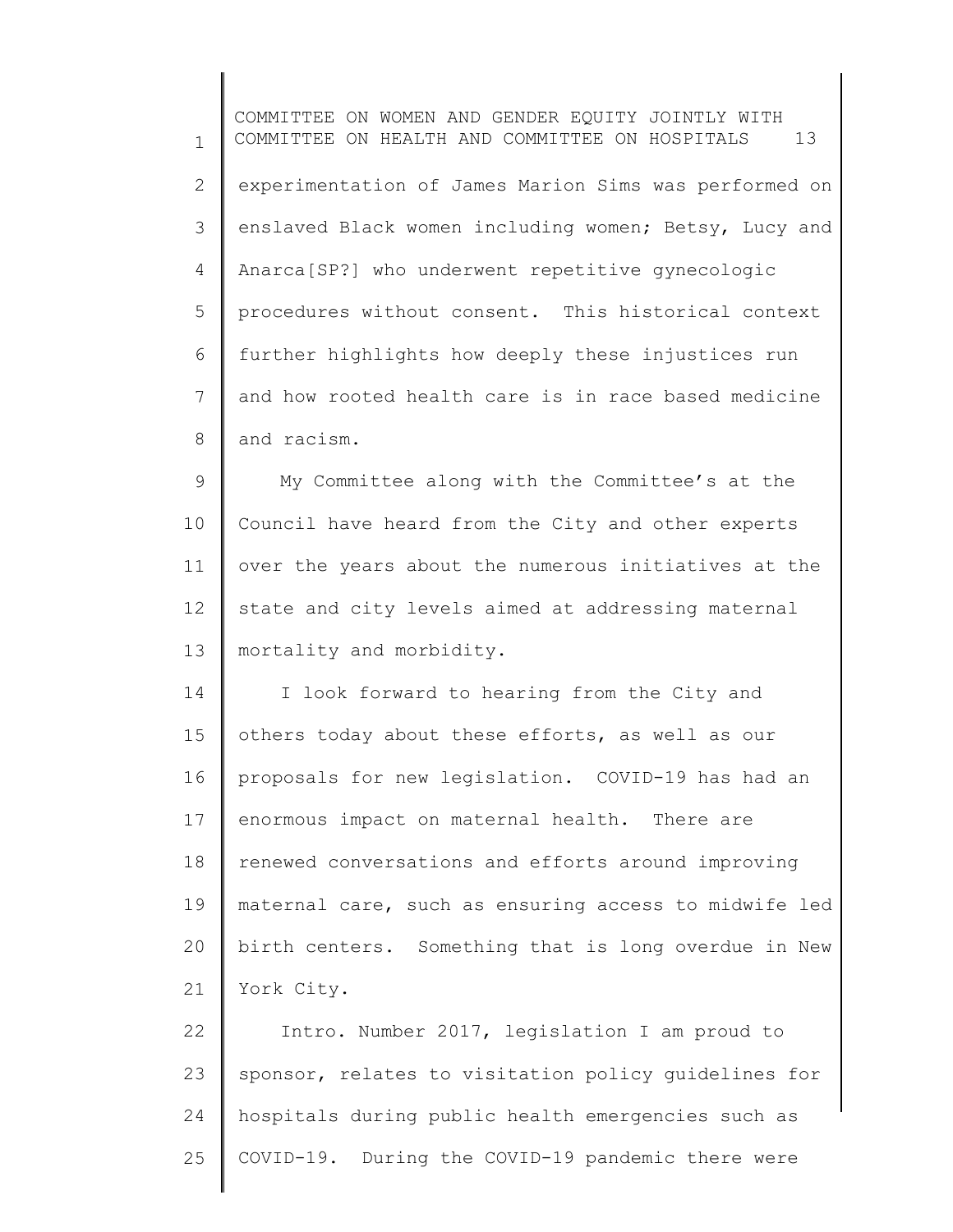experimentation of James Marion Sims was performed on enslaved Black women including women; Betsy, Lucy and Anarca[SP?] who underwent repetitive gynecologic procedures without consent. This historical context further highlights how deeply these injustices run and how rooted health care is in race based medicine and racism.

My Committee along with the Committee's at the Council have heard from the City and other experts over the years about the numerous initiatives at the state and city levels aimed at addressing maternal mortality and morbidity.

I look forward to hearing from the City and others today about these efforts, as well as our proposals for new legislation. COVID-19 has had an enormous impact on maternal health. There are renewed conversations and efforts around improving maternal care, such as ensuring access to midwife led birth centers. Something that is long overdue in New York City.

Intro. Number 2017, legislation I am proud to sponsor, relates to visitation policy guidelines for hospitals during public health emergencies such as COVID-19. During the COVID-19 pandemic there were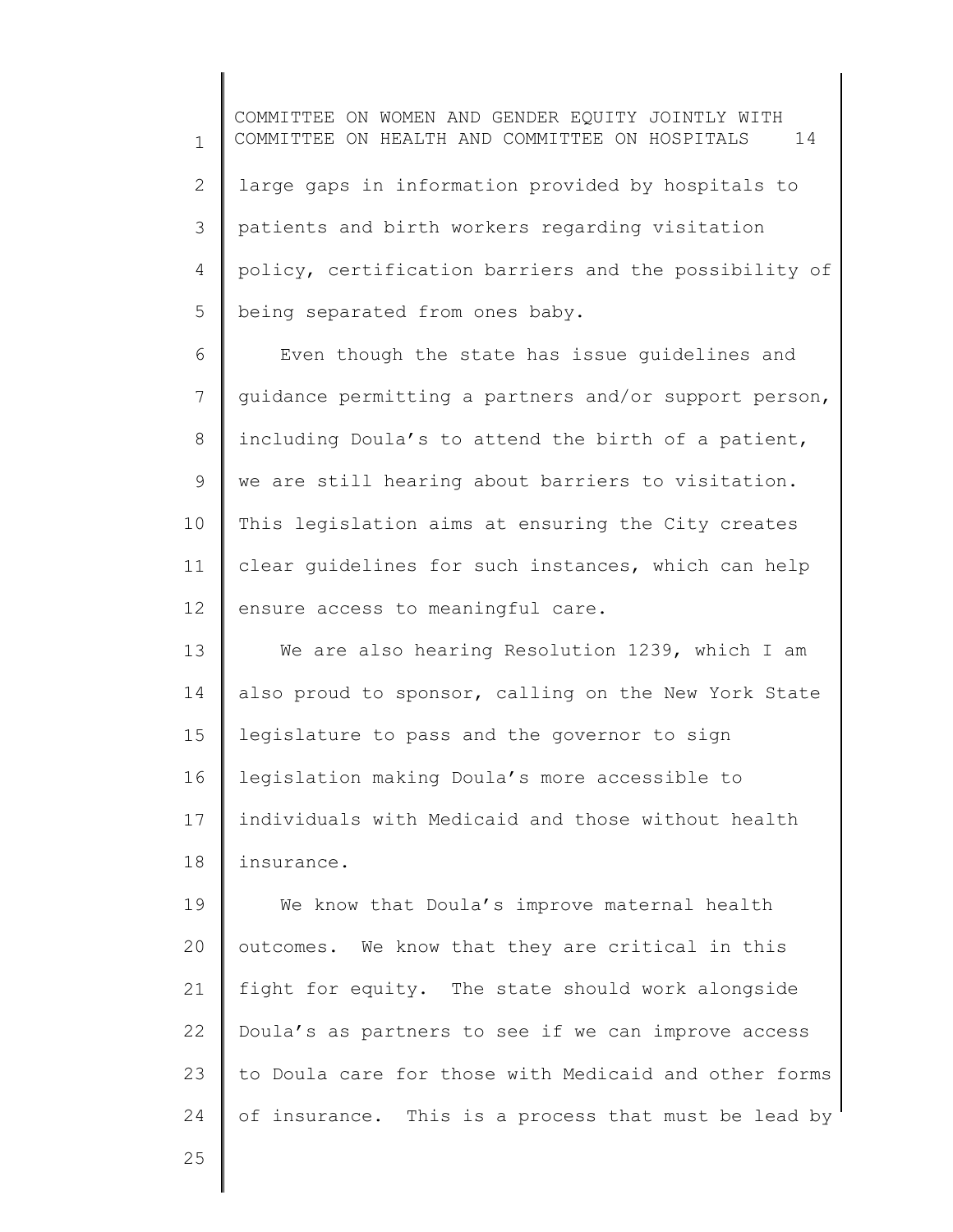large gaps in information provided by hospitals to patients and birth workers regarding visitation policy, certification barriers and the possibility of being separated from ones baby.

Even though the state has issue guidelines and guidance permitting a partners and/or support person, including Doula's to attend the birth of a patient, we are still hearing about barriers to visitation. This legislation aims at ensuring the City creates clear guidelines for such instances, which can help ensure access to meaningful care.

We are also hearing Resolution 1239, which I am also proud to sponsor, calling on the New York State legislature to pass and the governor to sign legislation making Doula's more accessible to individuals with Medicaid and those without health insurance.

We know that Doula's improve maternal health outcomes. We know that they are critical in this fight for equity. The state should work alongside Doula's as partners to see if we can improve access to Doula care for those with Medicaid and other forms of insurance. This is a process that must be lead by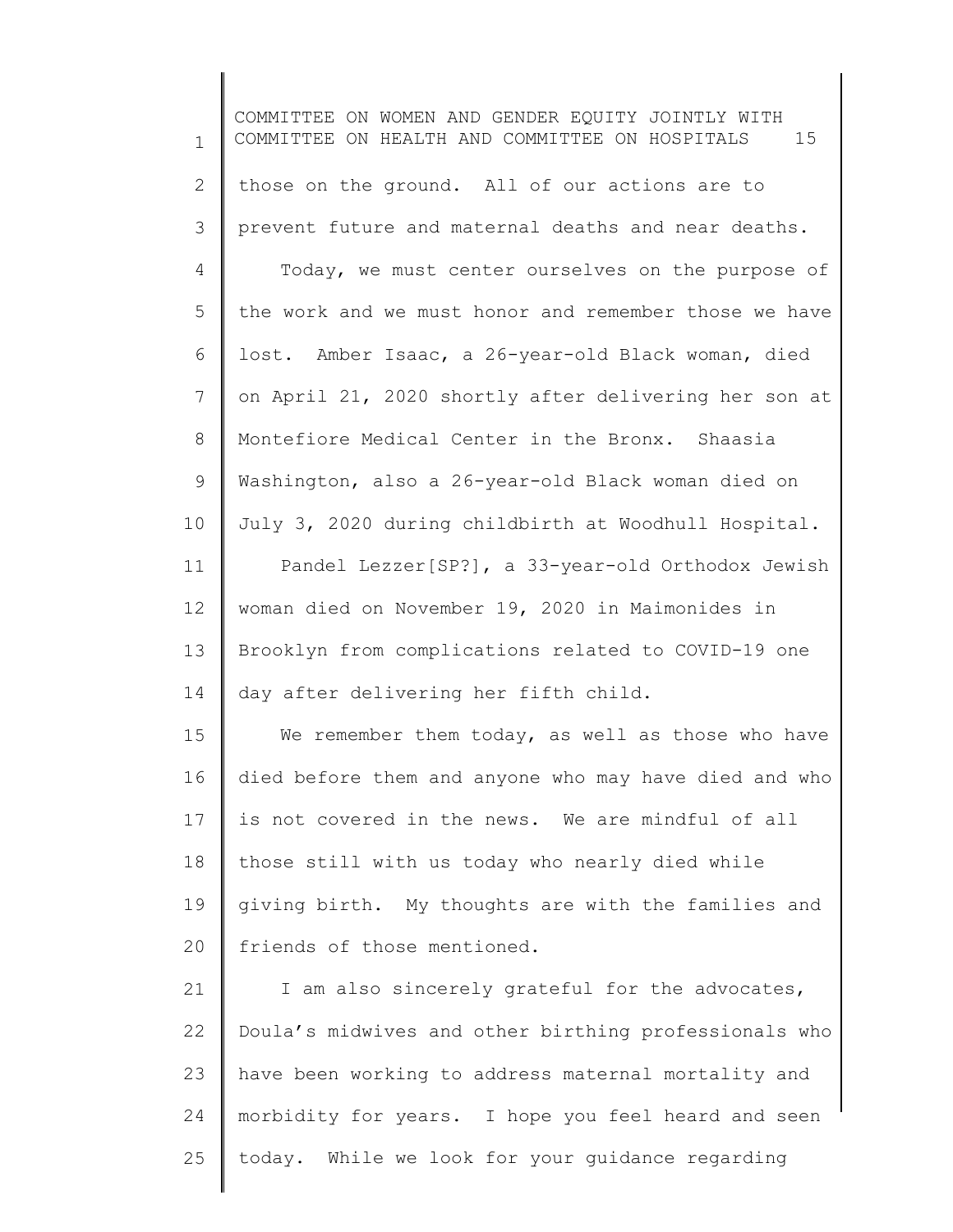those on the ground. All of our actions are to prevent future and maternal deaths and near deaths.

Today, we must center ourselves on the purpose of the work and we must honor and remember those we have lost. Amber Isaac, a 26-year-old Black woman, died on April 21, 2020 shortly after delivering her son at Montefiore Medical Center in the Bronx. Shaasia Washington, also a 26-year-old Black woman died on July 3, 2020 during childbirth at Woodhull Hospital.

Pandel Lezzer[SP?], a 33-year-old Orthodox Jewish woman died on November 19, 2020 in Maimonides in Brooklyn from complications related to COVID-19 one day after delivering her fifth child.

We remember them today, as well as those who have died before them and anyone who may have died and who is not covered in the news. We are mindful of all those still with us today who nearly died while giving birth. My thoughts are with the families and friends of those mentioned.

I am also sincerely grateful for the advocates, Doula's midwives and other birthing professionals who have been working to address maternal mortality and morbidity for years. I hope you feel heard and seen today. While we look for your guidance regarding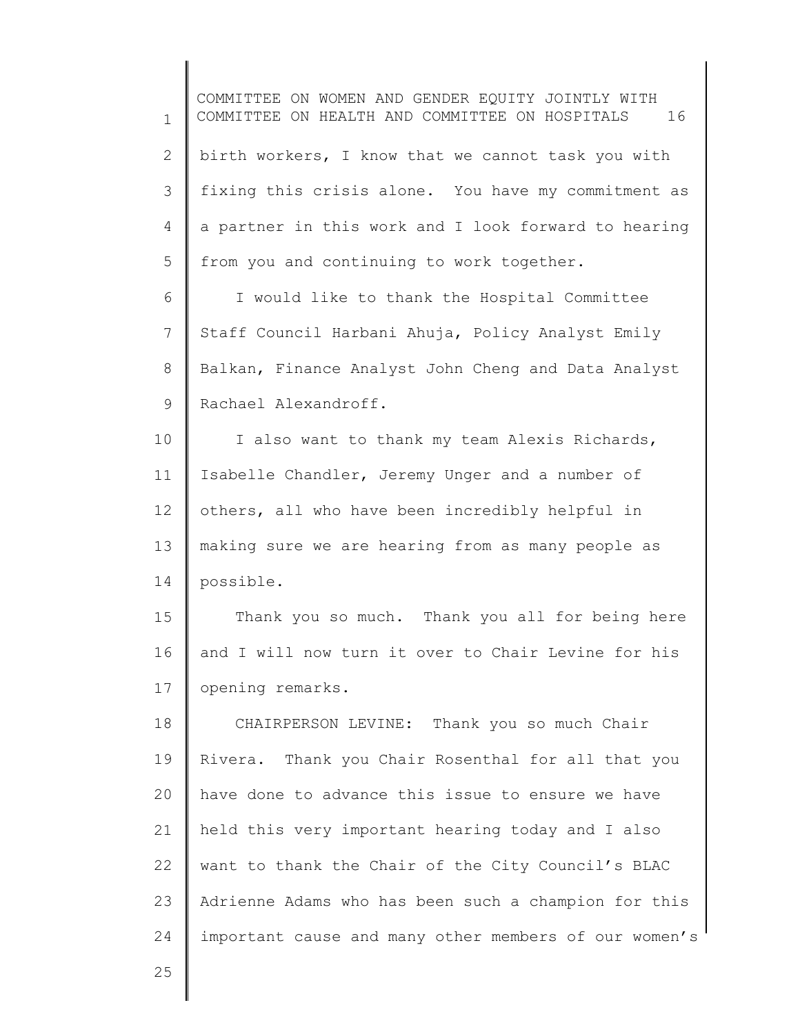birth workers, I know that we cannot task you with fixing this crisis alone. You have my commitment as a partner in this work and I look forward to hearing from you and continuing to work together.

I would like to thank the Hospital Committee Staff Council Harbani Ahuja, Policy Analyst Emily Balkan, Finance Analyst John Cheng and Data Analyst Rachael Alexandroff.

I also want to thank my team Alexis Richards, Isabelle Chandler, Jeremy Unger and a number of others, all who have been incredibly helpful in making sure we are hearing from as many people as possible.

Thank you so much. Thank you all for being here and I will now turn it over to Chair Levine for his opening remarks.

CHAIRPERSON LEVINE: Thank you so much Chair Rivera. Thank you Chair Rosenthal for all that you have done to advance this issue to ensure we have held this very important hearing today and I also want to thank the Chair of the City Council's BLAC Adrienne Adams who has been such a champion for this important cause and many other members of our women's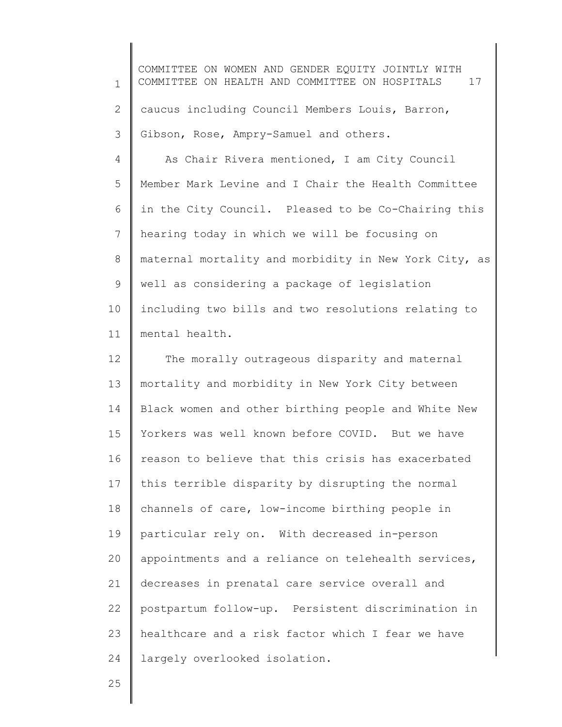caucus including Council Members Louis, Barron, Gibson, Rose, Ampry-Samuel and others.

As Chair Rivera mentioned, I am City Council Member Mark Levine and I Chair the Health Committee in the City Council. Pleased to be Co-Chairing this hearing today in which we will be focusing on maternal mortality and morbidity in New York City, as well as considering a package of legislation including two bills and two resolutions relating to mental health.

The morally outrageous disparity and maternal mortality and morbidity in New York City between Black women and other birthing people and White New Yorkers was well known before COVID. But we have reason to believe that this crisis has exacerbated this terrible disparity by disrupting the normal channels of care, low-income birthing people in particular rely on. With decreased in-person appointments and a reliance on telehealth services, decreases in prenatal care service overall and postpartum follow-up. Persistent discrimination in healthcare and a risk factor which I fear we have largely overlooked isolation.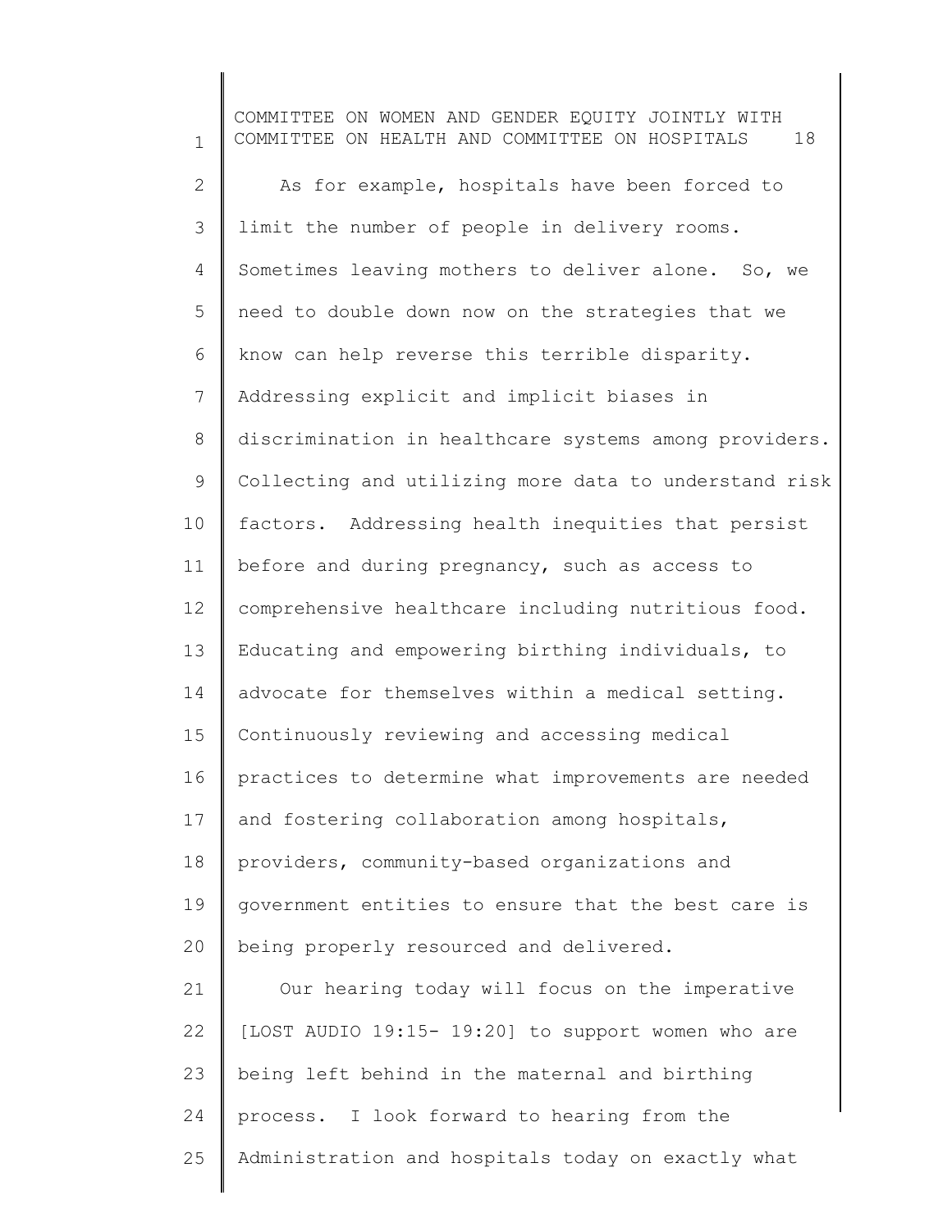As for example, hospitals have been forced to limit the number of people in delivery rooms. Sometimes leaving mothers to deliver alone. So, we need to double down now on the strategies that we know can help reverse this terrible disparity. Addressing explicit and implicit biases in discrimination in healthcare systems among providers. Collecting and utilizing more data to understand risk factors. Addressing health inequities that persist before and during pregnancy, such as access to comprehensive healthcare including nutritious food. Educating and empowering birthing individuals, to advocate for themselves within a medical setting. Continuously reviewing and accessing medical practices to determine what improvements are needed and fostering collaboration among hospitals, providers, community-based organizations and government entities to ensure that the best care is being properly resourced and delivered.

Our hearing today will focus on the imperative [LOST AUDIO 19:15- 19:20] to support women who are being left behind in the maternal and birthing process. I look forward to hearing from the Administration and hospitals today on exactly what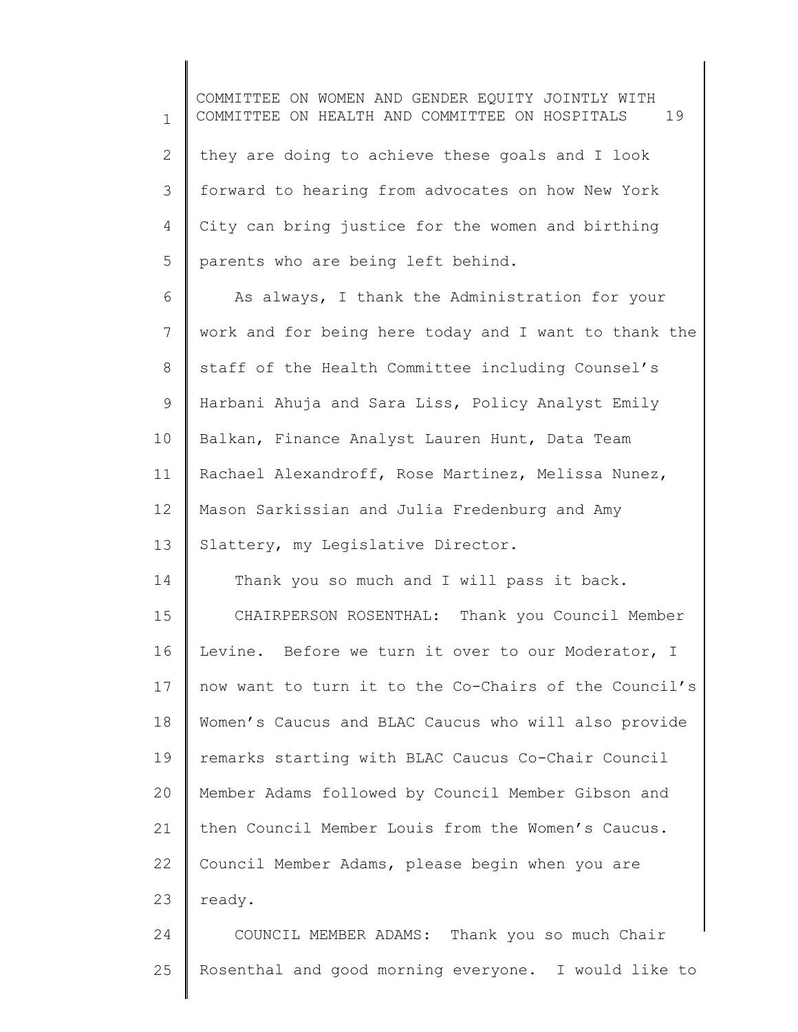they are doing to achieve these goals and I look forward to hearing from advocates on how New York City can bring justice for the women and birthing parents who are being left behind.

As always, I thank the Administration for your work and for being here today and I want to thank the staff of the Health Committee including Counsel's Harbani Ahuja and Sara Liss, Policy Analyst Emily Balkan, Finance Analyst Lauren Hunt, Data Team Rachael Alexandroff, Rose Martinez, Melissa Nunez, Mason Sarkissian and Julia Fredenburg and Amy Slattery, my Legislative Director.

Thank you so much and I will pass it back.

CHAIRPERSON ROSENTHAL: Thank you Council Member Levine. Before we turn it over to our Moderator, I now want to turn it to the Co-Chairs of the Council's Women's Caucus and BLAC Caucus who will also provide remarks starting with BLAC Caucus Co-Chair Council Member Adams followed by Council Member Gibson and then Council Member Louis from the Women's Caucus. Council Member Adams, please begin when you are ready.

COUNCIL MEMBER ADAMS: Thank you so much Chair Rosenthal and good morning everyone. I would like to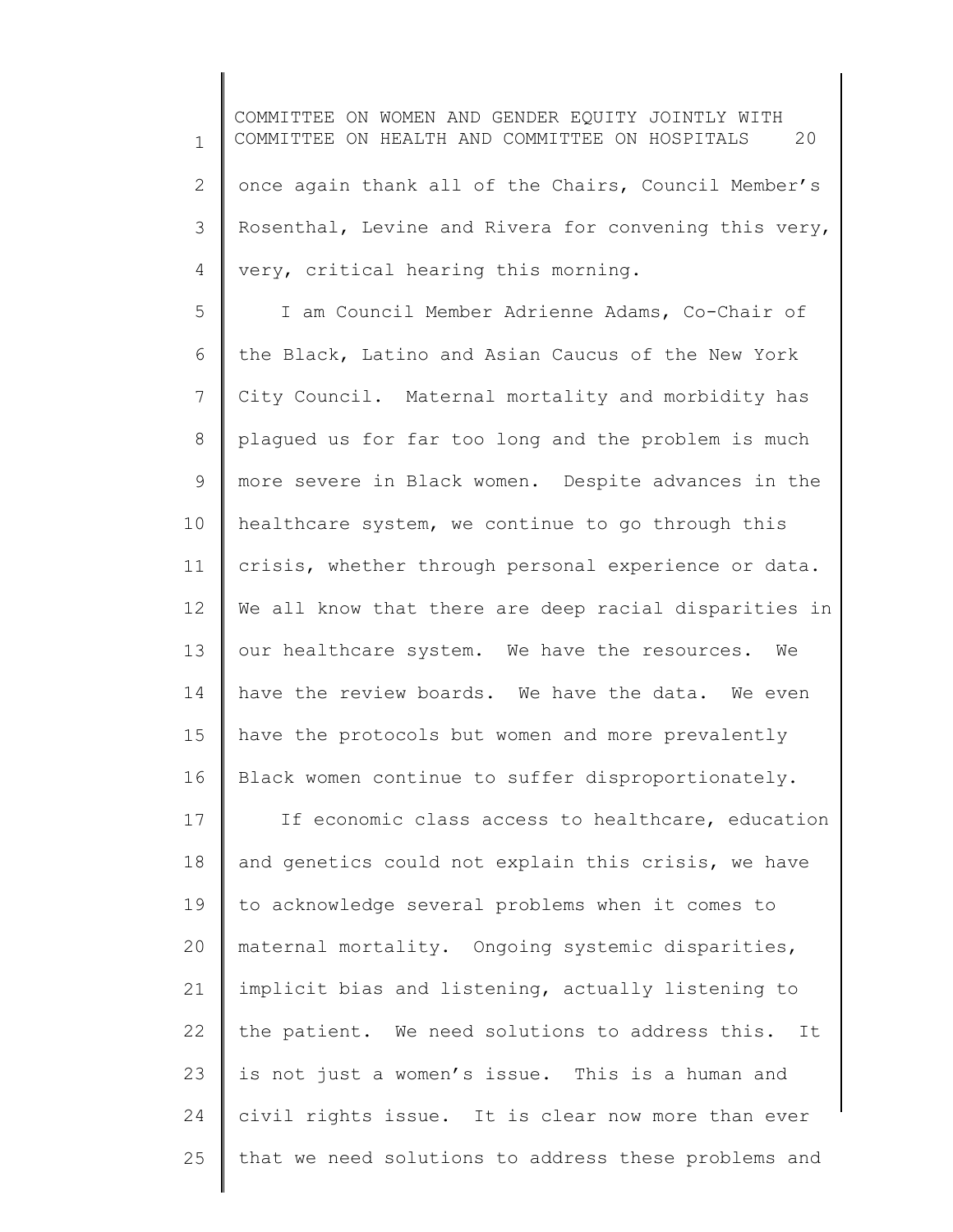once again thank all of the Chairs, Council Member's Rosenthal, Levine and Rivera for convening this very, very, critical hearing this morning.

I am Council Member Adrienne Adams, Co-Chair of the Black, Latino and Asian Caucus of the New York City Council. Maternal mortality and morbidity has plagued us for far too long and the problem is much more severe in Black women. Despite advances in the healthcare system, we continue to go through this crisis, whether through personal experience or data. We all know that there are deep racial disparities in our healthcare system. We have the resources. We have the review boards. We have the data. We even have the protocols but women and more prevalently Black women continue to suffer disproportionately.

If economic class access to healthcare, education and genetics could not explain this crisis, we have to acknowledge several problems when it comes to maternal mortality. Ongoing systemic disparities, implicit bias and listening, actually listening to the patient. We need solutions to address this. It is not just a women's issue. This is a human and civil rights issue. It is clear now more than ever that we need solutions to address these problems and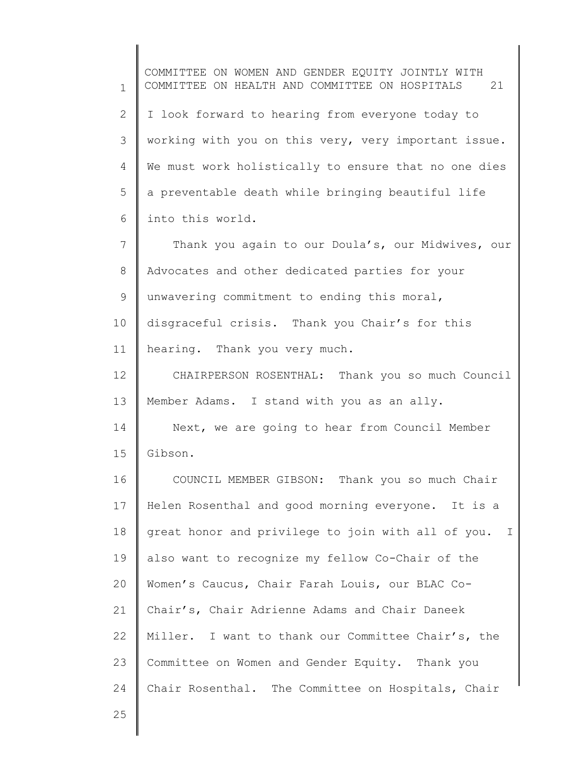I look forward to hearing from everyone today to working with you on this very, very important issue. We must work holistically to ensure that no one dies a preventable death while bringing beautiful life into this world.

Thank you again to our Doula's, our Midwives, our Advocates and other dedicated parties for your unwavering commitment to ending this moral, disgraceful crisis. Thank you Chair's for this hearing. Thank you very much.

CHAIRPERSON ROSENTHAL: Thank you so much Council Member Adams. I stand with you as an ally.

Next, we are going to hear from Council Member Gibson.

COUNCIL MEMBER GIBSON: Thank you so much Chair Helen Rosenthal and good morning everyone. It is a great honor and privilege to join with all of you. I also want to recognize my fellow Co-Chair of the Women's Caucus, Chair Farah Louis, our BLAC Co-Chair's, Chair Adrienne Adams and Chair Daneek Miller. I want to thank our Committee Chair's, the Committee on Women and Gender Equity. Thank you Chair Rosenthal. The Committee on Hospitals, Chair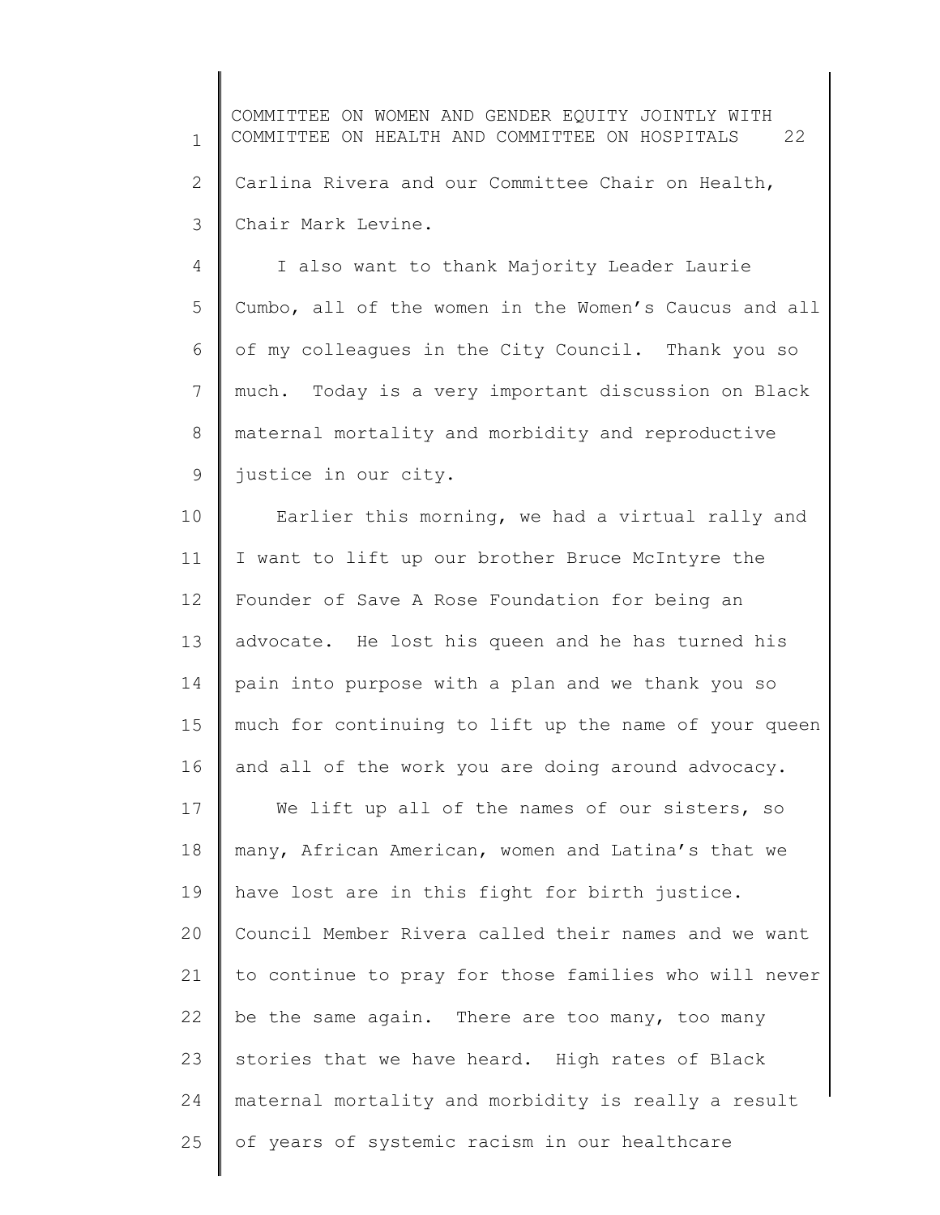Carlina Rivera and our Committee Chair on Health, Chair Mark Levine.

I also want to thank Majority Leader Laurie Cumbo, all of the women in the Women's Caucus and all of my colleagues in the City Council. Thank you so much. Today is a very important discussion on Black maternal mortality and morbidity and reproductive justice in our city.

Earlier this morning, we had a virtual rally and I want to lift up our brother Bruce McIntyre the Founder of Save A Rose Foundation for being an advocate. He lost his queen and he has turned his pain into purpose with a plan and we thank you so much for continuing to lift up the name of your queen and all of the work you are doing around advocacy.

We lift up all of the names of our sisters, so many, African American, women and Latina's that we have lost are in this fight for birth justice. Council Member Rivera called their names and we want to continue to pray for those families who will never be the same again. There are too many, too many stories that we have heard. High rates of Black maternal mortality and morbidity is really a result of years of systemic racism in our healthcare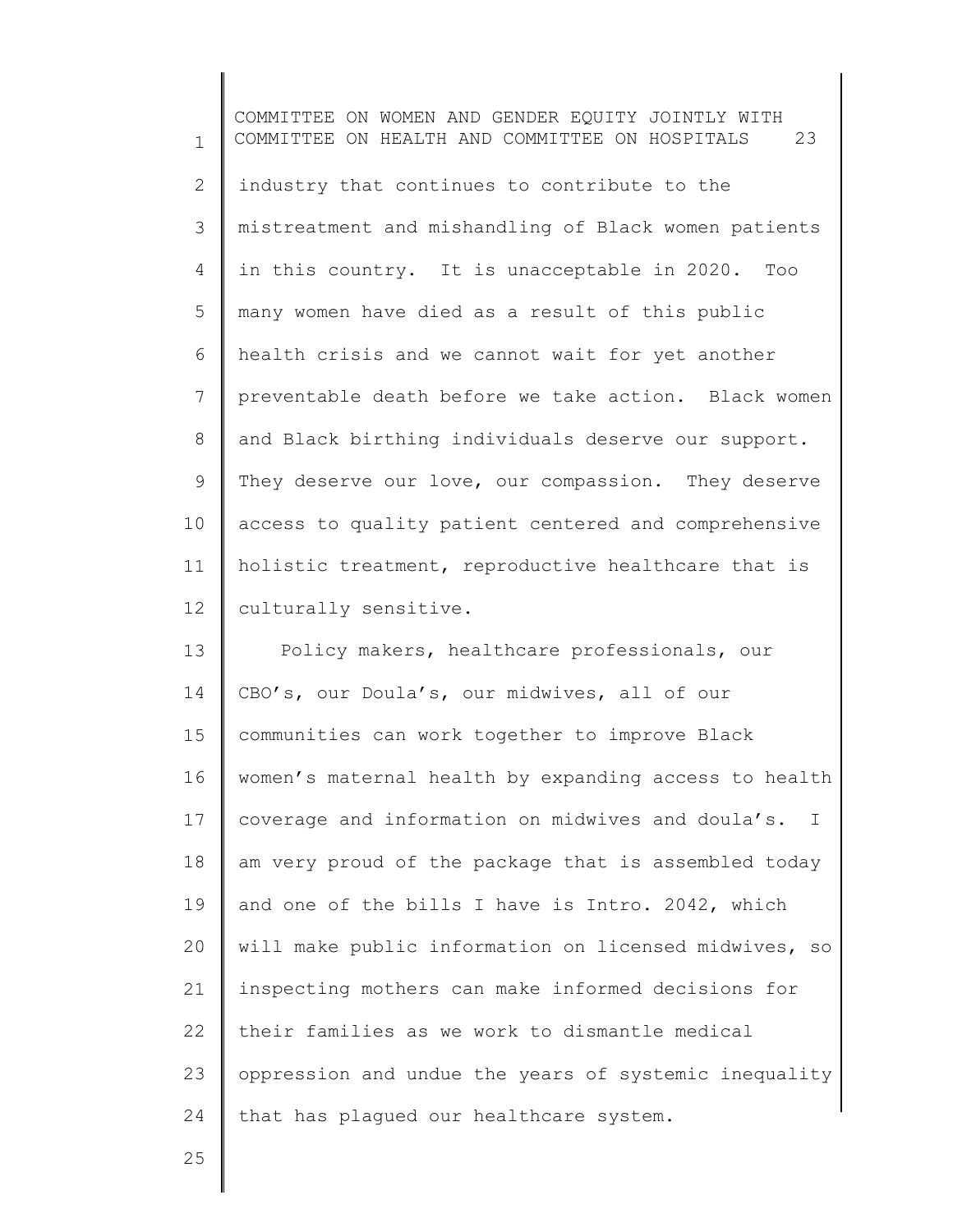industry that continues to contribute to the mistreatment and mishandling of Black women patients in this country. It is unacceptable in 2020. Too many women have died as a result of this public health crisis and we cannot wait for yet another preventable death before we take action. Black women and Black birthing individuals deserve our support. They deserve our love, our compassion. They deserve access to quality patient centered and comprehensive holistic treatment, reproductive healthcare that is culturally sensitive.

Policy makers, healthcare professionals, our CBO's, our Doula's, our midwives, all of our communities can work together to improve Black women's maternal health by expanding access to health coverage and information on midwives and doula's. I am very proud of the package that is assembled today and one of the bills I have is Intro. 2042, which will make public information on licensed midwives, so inspecting mothers can make informed decisions for their families as we work to dismantle medical oppression and undue the years of systemic inequality that has plagued our healthcare system.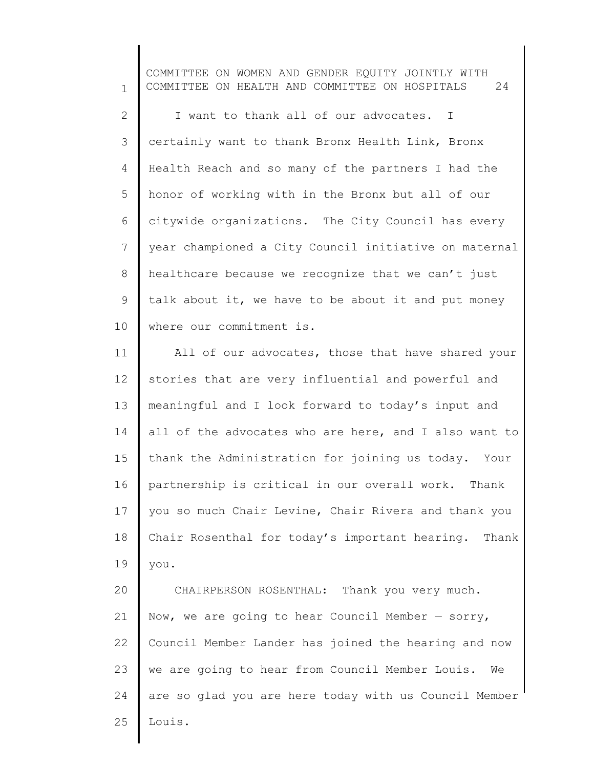I want to thank all of our advocates. I certainly want to thank Bronx Health Link, Bronx Health Reach and so many of the partners I had the honor of working with in the Bronx but all of our citywide organizations. The City Council has every year championed a City Council initiative on maternal healthcare because we recognize that we can't just talk about it, we have to be about it and put money where our commitment is.

All of our advocates, those that have shared your stories that are very influential and powerful and meaningful and I look forward to today's input and all of the advocates who are here, and I also want to thank the Administration for joining us today. Your partnership is critical in our overall work. Thank you so much Chair Levine, Chair Rivera and thank you Chair Rosenthal for today's important hearing. Thank you.

CHAIRPERSON ROSENTHAL: Thank you very much. Now, we are going to hear Council Member — sorry, Council Member Lander has joined the hearing and now we are going to hear from Council Member Louis. We are so glad you are here today with us Council Member Louis.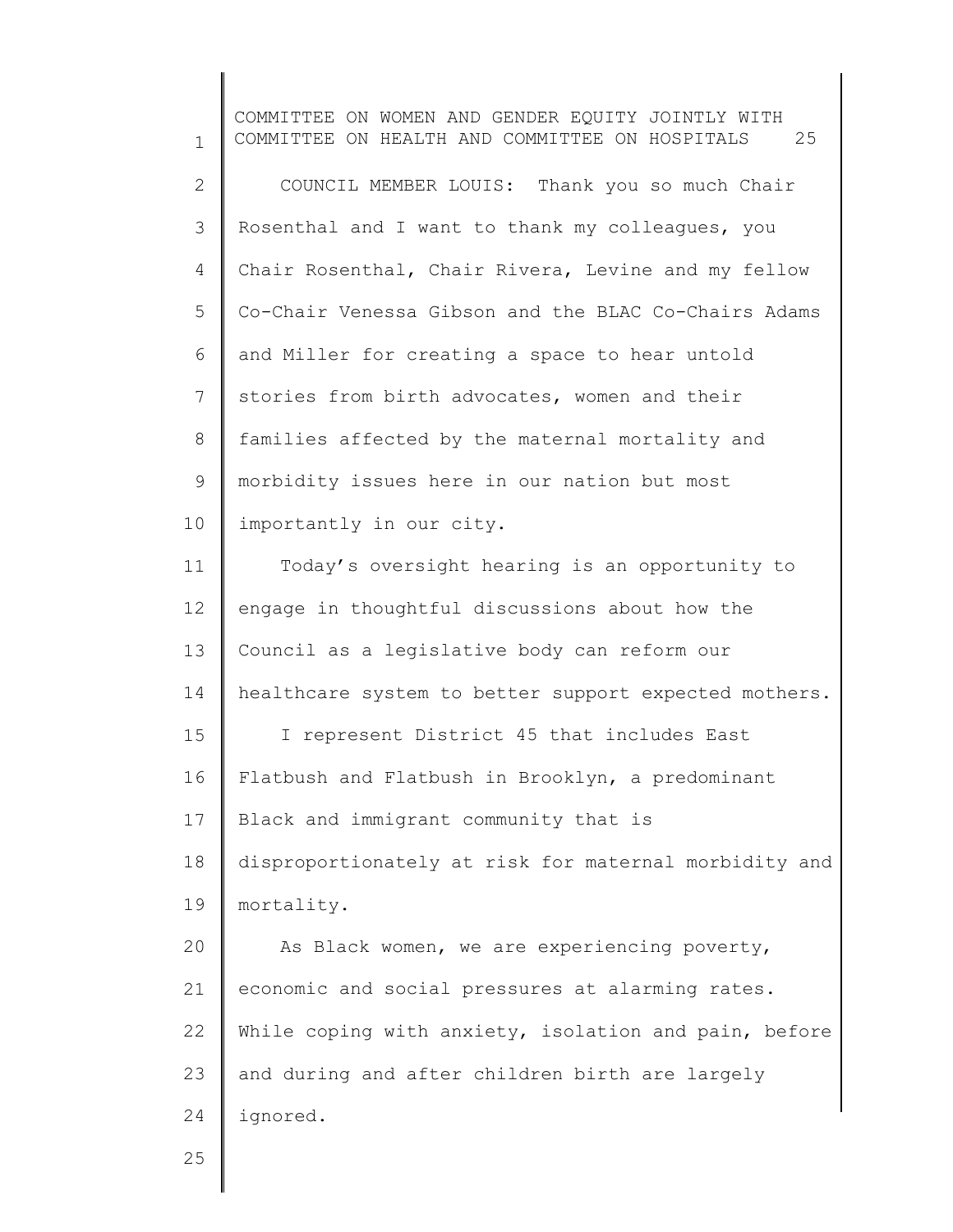COUNCIL MEMBER LOUIS: Thank you so much Chair Rosenthal and I want to thank my colleagues, you Chair Rosenthal, Chair Rivera, Levine and my fellow Co-Chair Venessa Gibson and the BLAC Co-Chairs Adams and Miller for creating a space to hear untold stories from birth advocates, women and their families affected by the maternal mortality and morbidity issues here in our nation but most importantly in our city.

Today's oversight hearing is an opportunity to engage in thoughtful discussions about how the Council as a legislative body can reform our healthcare system to better support expected mothers.

I represent District 45 that includes East Flatbush and Flatbush in Brooklyn, a predominant Black and immigrant community that is disproportionately at risk for maternal morbidity and mortality.

As Black women, we are experiencing poverty, economic and social pressures at alarming rates. While coping with anxiety, isolation and pain, before and during and after children birth are largely ignored.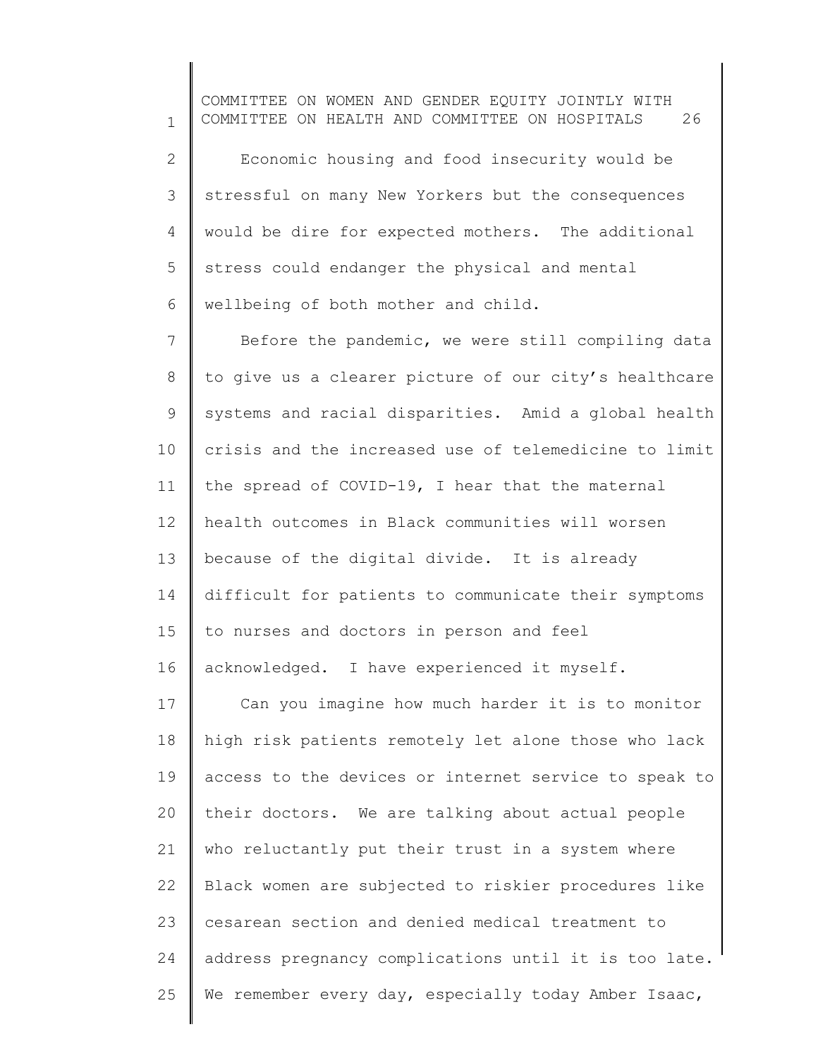Economic housing and food insecurity would be stressful on many New Yorkers but the consequences would be dire for expected mothers. The additional stress could endanger the physical and mental wellbeing of both mother and child.

Before the pandemic, we were still compiling data to give us a clearer picture of our city's healthcare systems and racial disparities. Amid a global health crisis and the increased use of telemedicine to limit the spread of COVID-19, I hear that the maternal health outcomes in Black communities will worsen because of the digital divide. It is already difficult for patients to communicate their symptoms to nurses and doctors in person and feel acknowledged. I have experienced it myself.

Can you imagine how much harder it is to monitor high risk patients remotely let alone those who lack access to the devices or internet service to speak to their doctors. We are talking about actual people who reluctantly put their trust in a system where Black women are subjected to riskier procedures like cesarean section and denied medical treatment to address pregnancy complications until it is too late. We remember every day, especially today Amber Isaac,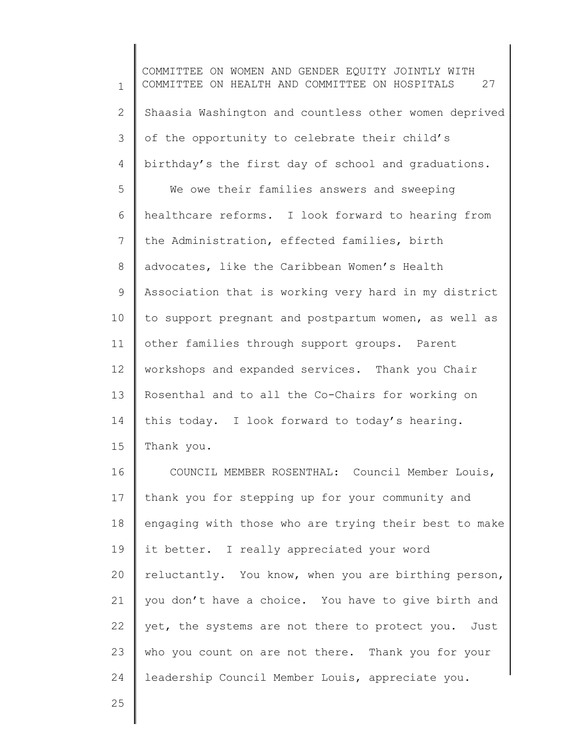Shaasia Washington and countless other women deprived of the opportunity to celebrate their child's birthday's the first day of school and graduations.

We owe their families answers and sweeping healthcare reforms. I look forward to hearing from the Administration, effected families, birth advocates, like the Caribbean Women's Health Association that is working very hard in my district to support pregnant and postpartum women, as well as other families through support groups. Parent workshops and expanded services. Thank you Chair Rosenthal and to all the Co-Chairs for working on this today. I look forward to today's hearing. Thank you.

COUNCIL MEMBER ROSENTHAL: Council Member Louis, thank you for stepping up for your community and engaging with those who are trying their best to make it better. I really appreciated your word reluctantly. You know, when you are birthing person, you don't have a choice. You have to give birth and yet, the systems are not there to protect you. Just who you count on are not there. Thank you for your leadership Council Member Louis, appreciate you.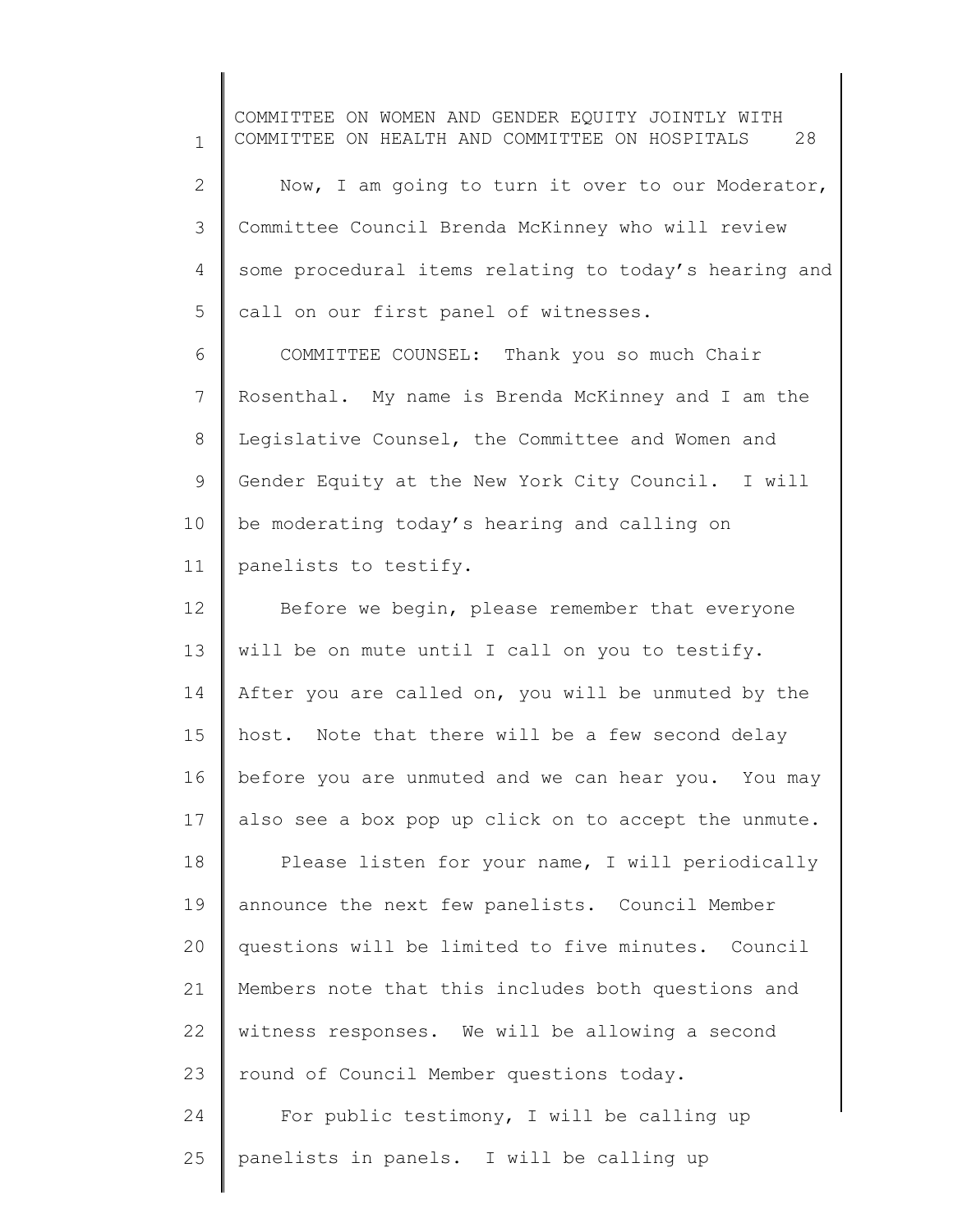Now, I am going to turn it over to our Moderator, Committee Council Brenda McKinney who will review some procedural items relating to today's hearing and call on our first panel of witnesses.

COMMITTEE COUNSEL: Thank you so much Chair Rosenthal. My name is Brenda McKinney and I am the Legislative Counsel, the Committee and Women and Gender Equity at the New York City Council. I will be moderating today's hearing and calling on panelists to testify.

Before we begin, please remember that everyone will be on mute until I call on you to testify. After you are called on, you will be unmuted by the host. Note that there will be a few second delay before you are unmuted and we can hear you. You may also see a box pop up click on to accept the unmute.

Please listen for your name, I will periodically announce the next few panelists. Council Member questions will be limited to five minutes. Council Members note that this includes both questions and witness responses. We will be allowing a second round of Council Member questions today.

For public testimony, I will be calling up panelists in panels. I will be calling up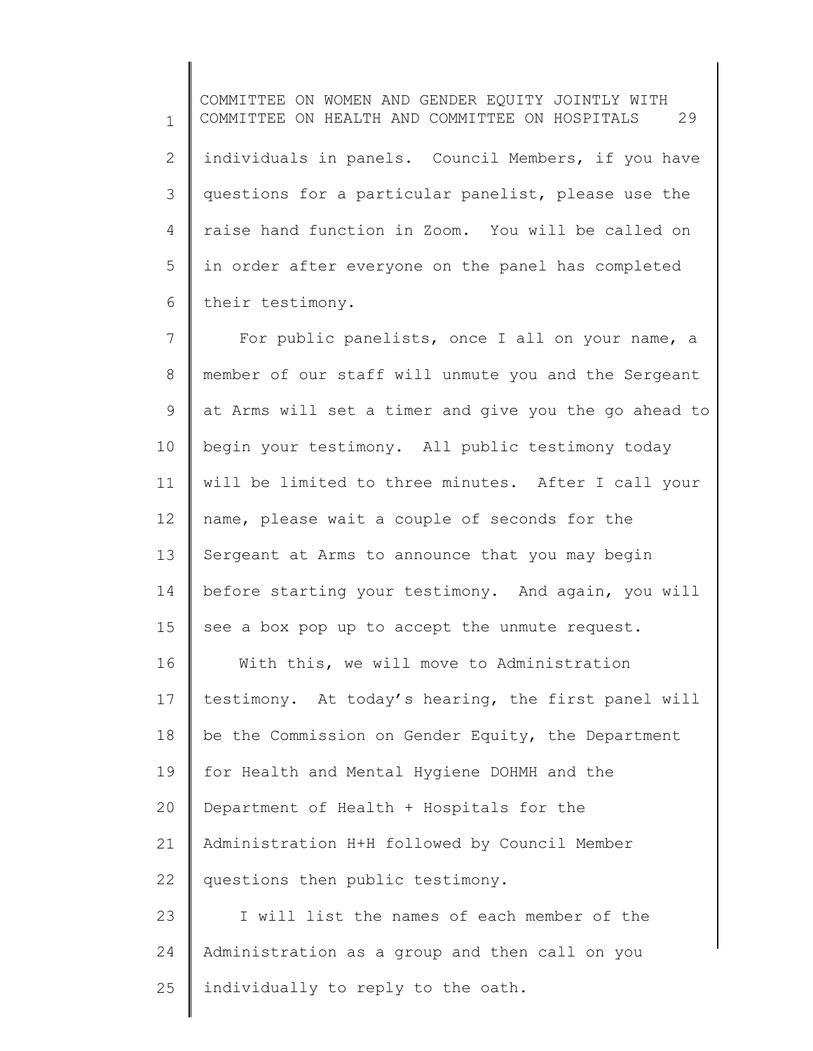individuals in panels. Council Members, if you have questions for a particular panelist, please use the raise hand function in Zoom. You will be called on in order after everyone on the panel has completed their testimony.

For public panelists, once I all on your name, a member of our staff will unmute you and the Sergeant at Arms will set a timer and give you the go ahead to begin your testimony. All public testimony today will be limited to three minutes. After I call your name, please wait a couple of seconds for the Sergeant at Arms to announce that you may begin before starting your testimony. And again, you will see a box pop up to accept the unmute request.

With this, we will move to Administration testimony. At today's hearing, the first panel will be the Commission on Gender Equity, the Department for Health and Mental Hygiene DOHMH and the Department of Health + Hospitals for the Administration H+H followed by Council Member questions then public testimony.

I will list the names of each member of the Administration as a group and then call on you individually to reply to the oath.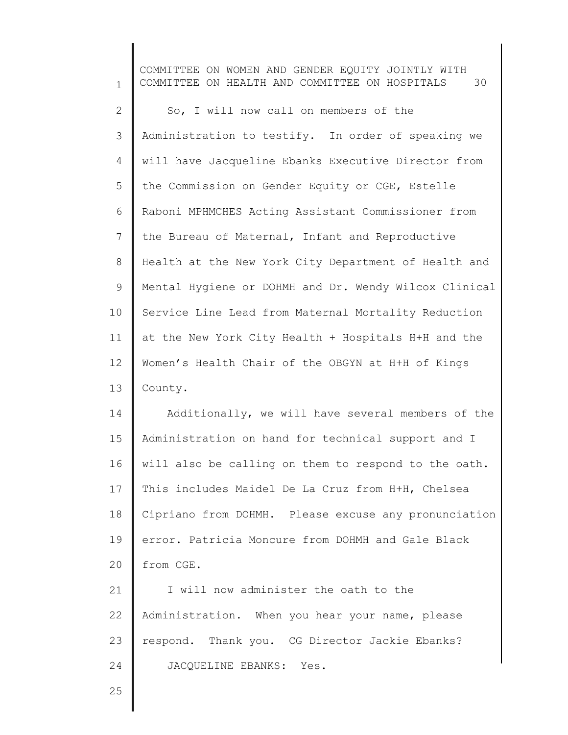So, I will now call on members of the Administration to testify. In order of speaking we will have Jacqueline Ebanks Executive Director from the Commission on Gender Equity or CGE, Estelle Raboni MPHMCHES Acting Assistant Commissioner from the Bureau of Maternal, Infant and Reproductive Health at the New York City Department of Health and Mental Hygiene or DOHMH and Dr. Wendy Wilcox Clinical Service Line Lead from Maternal Mortality Reduction at the New York City Health + Hospitals H+H and the Women's Health Chair of the OBGYN at H+H of Kings County.

Additionally, we will have several members of the Administration on hand for technical support and I will also be calling on them to respond to the oath. This includes Maidel De La Cruz from H+H, Chelsea Cipriano from DOHMH. Please excuse any pronunciation error. Patricia Moncure from DOHMH and Gale Black from CGE.

I will now administer the oath to the Administration. When you hear your name, please respond. Thank you. CG Director Jackie Ebanks?

JACQUELINE EBANKS: Yes.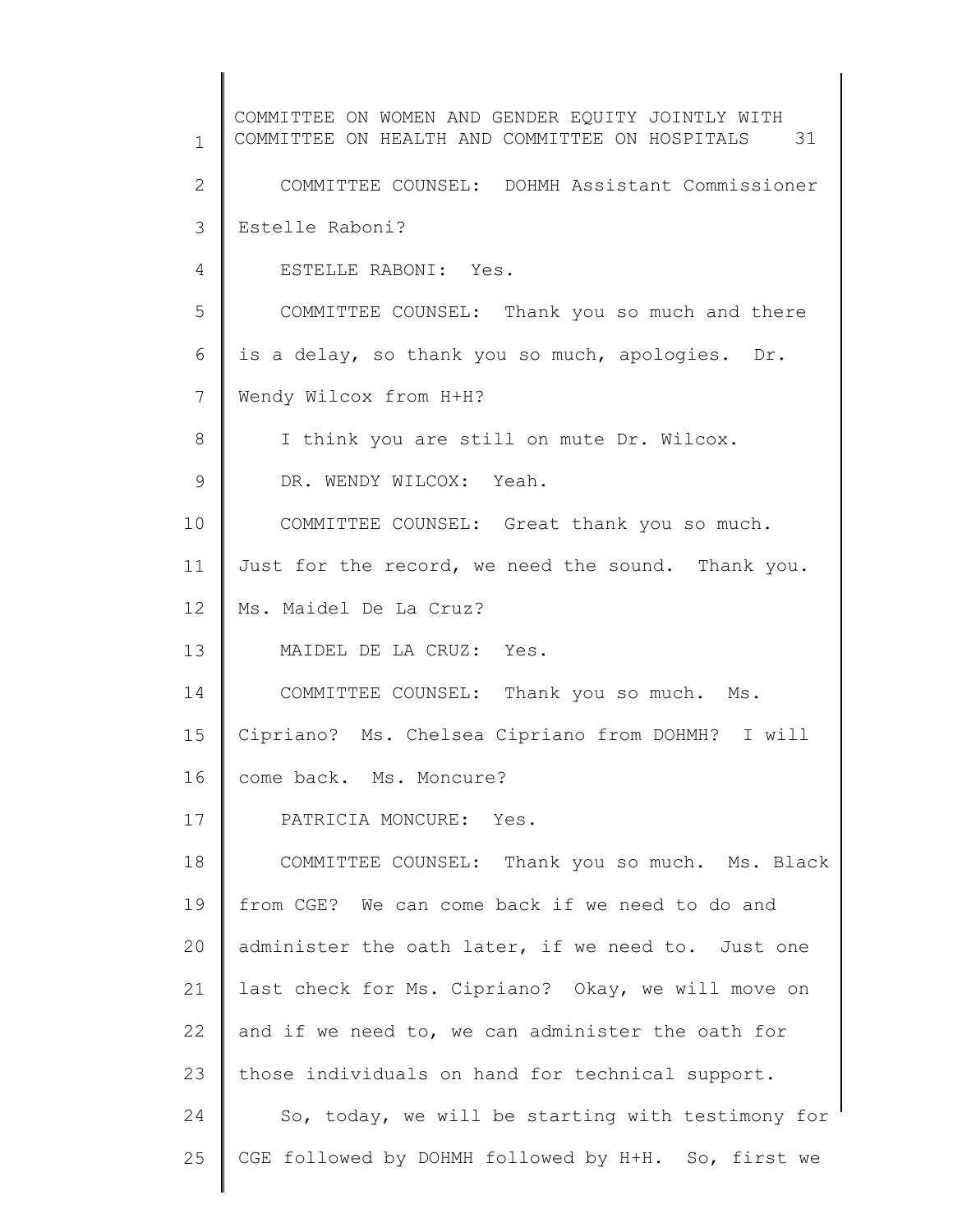COMMITTEE COUNSEL: DOHMH Assistant Commissioner Estelle Raboni?

ESTELLE RABONI: Yes.

COMMITTEE COUNSEL: Thank you so much and there is a delay, so thank you so much, apologies. Dr. Wendy Wilcox from H+H?

I think you are still on mute Dr. Wilcox.

DR. WENDY WILCOX: Yeah.

COMMITTEE COUNSEL: Great thank you so much. Just for the record, we need the sound. Thank you. Ms. Maidel De La Cruz?

MAIDEL DE LA CRUZ: Yes.

COMMITTEE COUNSEL: Thank you so much. Ms. Cipriano? Ms. Chelsea Cipriano from DOHMH? I will come back. Ms. Moncure?

PATRICIA MONCURE: Yes.

COMMITTEE COUNSEL: Thank you so much. Ms. Black from CGE? We can come back if we need to do and administer the oath later, if we need to. Just one last check for Ms. Cipriano? Okay, we will move on and if we need to, we can administer the oath for those individuals on hand for technical support.

So, today, we will be starting with testimony for CGE followed by DOHMH followed by H+H. So, first we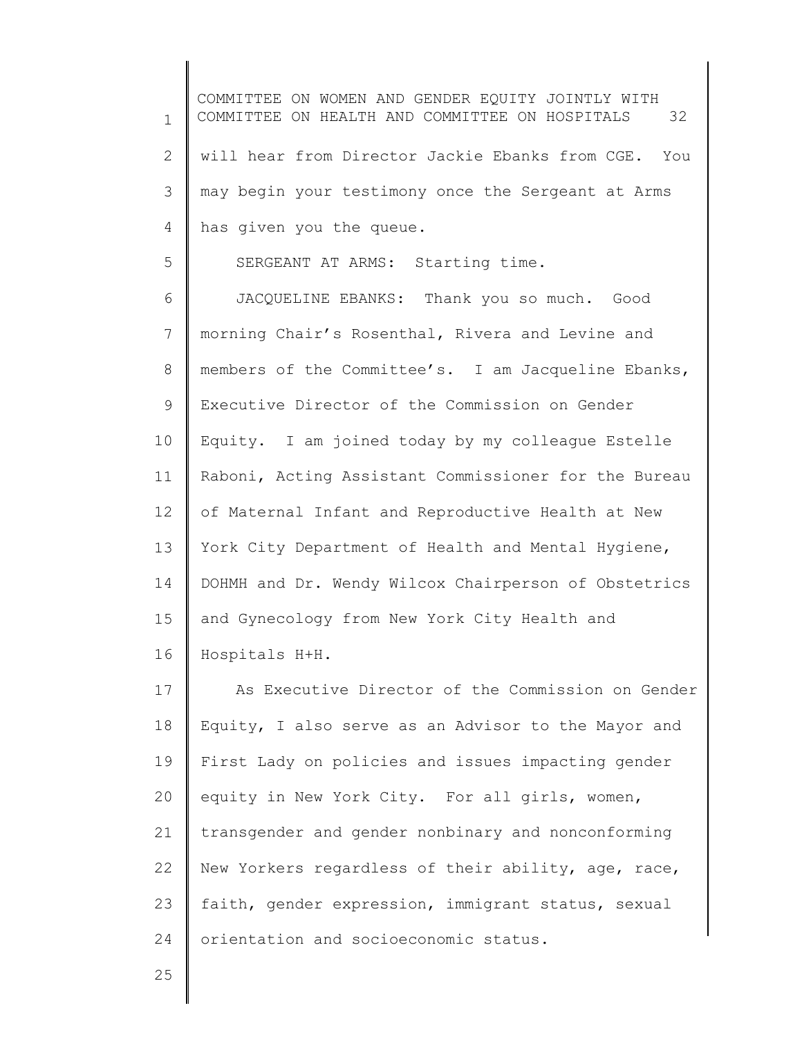will hear from Director Jackie Ebanks from CGE. You may begin your testimony once the Sergeant at Arms has given you the queue.

SERGEANT AT ARMS: Starting time.

JACQUELINE EBANKS: Thank you so much. Good morning Chair's Rosenthal, Rivera and Levine and members of the Committee's. I am Jacqueline Ebanks, Executive Director of the Commission on Gender Equity. I am joined today by my colleague Estelle Raboni, Acting Assistant Commissioner for the Bureau of Maternal Infant and Reproductive Health at New York City Department of Health and Mental Hygiene, DOHMH and Dr. Wendy Wilcox Chairperson of Obstetrics and Gynecology from New York City Health and Hospitals H+H.

As Executive Director of the Commission on Gender Equity, I also serve as an Advisor to the Mayor and First Lady on policies and issues impacting gender equity in New York City. For all girls, women, transgender and gender nonbinary and nonconforming New Yorkers regardless of their ability, age, race, faith, gender expression, immigrant status, sexual orientation and socioeconomic status.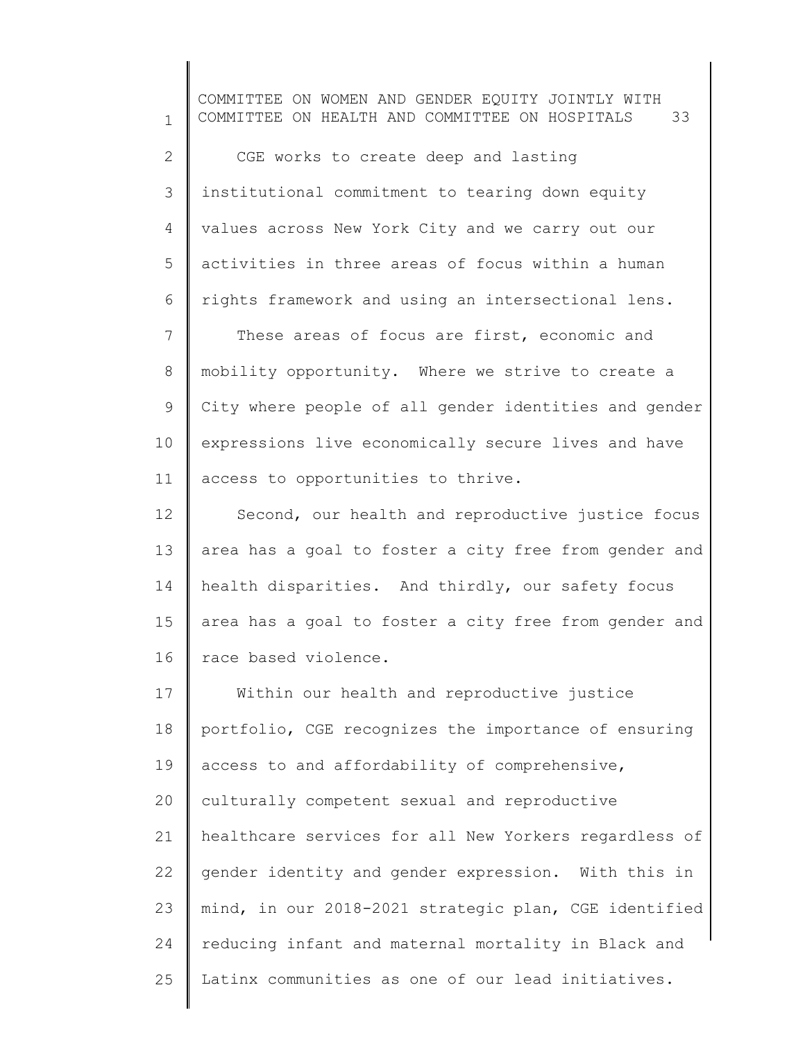CGE works to create deep and lasting institutional commitment to tearing down equity values across New York City and we carry out our activities in three areas of focus within a human rights framework and using an intersectional lens.

These areas of focus are first, economic and mobility opportunity. Where we strive to create a City where people of all gender identities and gender expressions live economically secure lives and have access to opportunities to thrive.

Second, our health and reproductive justice focus area has a goal to foster a city free from gender and health disparities. And thirdly, our safety focus area has a goal to foster a city free from gender and race based violence.

Within our health and reproductive justice portfolio, CGE recognizes the importance of ensuring access to and affordability of comprehensive, culturally competent sexual and reproductive healthcare services for all New Yorkers regardless of gender identity and gender expression. With this in mind, in our 2018-2021 strategic plan, CGE identified reducing infant and maternal mortality in Black and Latinx communities as one of our lead initiatives.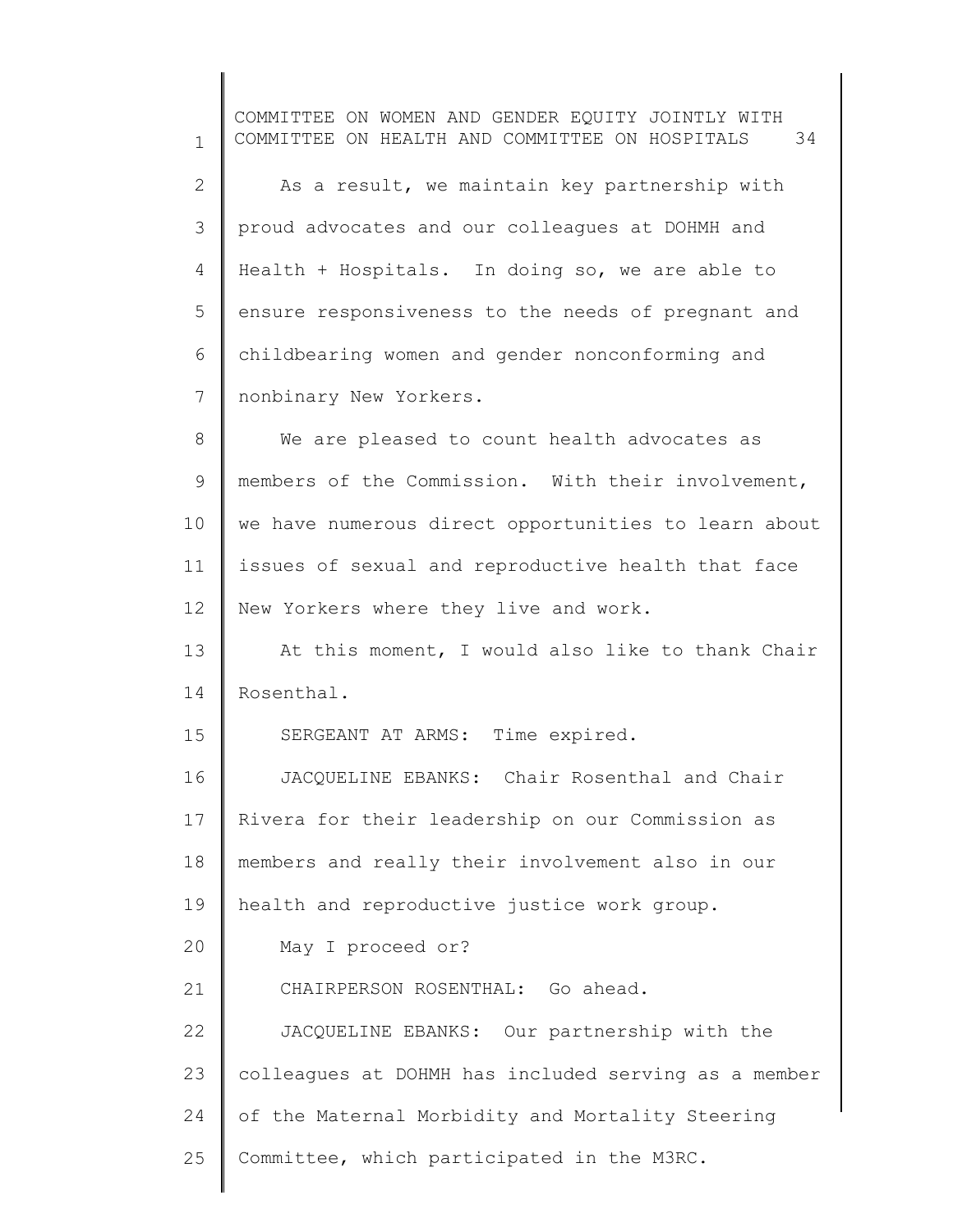As a result, we maintain key partnership with proud advocates and our colleagues at DOHMH and Health + Hospitals. In doing so, we are able to ensure responsiveness to the needs of pregnant and childbearing women and gender nonconforming and nonbinary New Yorkers.

We are pleased to count health advocates as members of the Commission. With their involvement, we have numerous direct opportunities to learn about issues of sexual and reproductive health that face New Yorkers where they live and work.

At this moment, I would also like to thank Chair Rosenthal.

SERGEANT AT ARMS: Time expired.

JACQUELINE EBANKS: Chair Rosenthal and Chair Rivera for their leadership on our Commission as members and really their involvement also in our health and reproductive justice work group.

May I proceed or?

CHAIRPERSON ROSENTHAL: Go ahead.

JACQUELINE EBANKS: Our partnership with the colleagues at DOHMH has included serving as a member of the Maternal Morbidity and Mortality Steering Committee, which participated in the M3RC.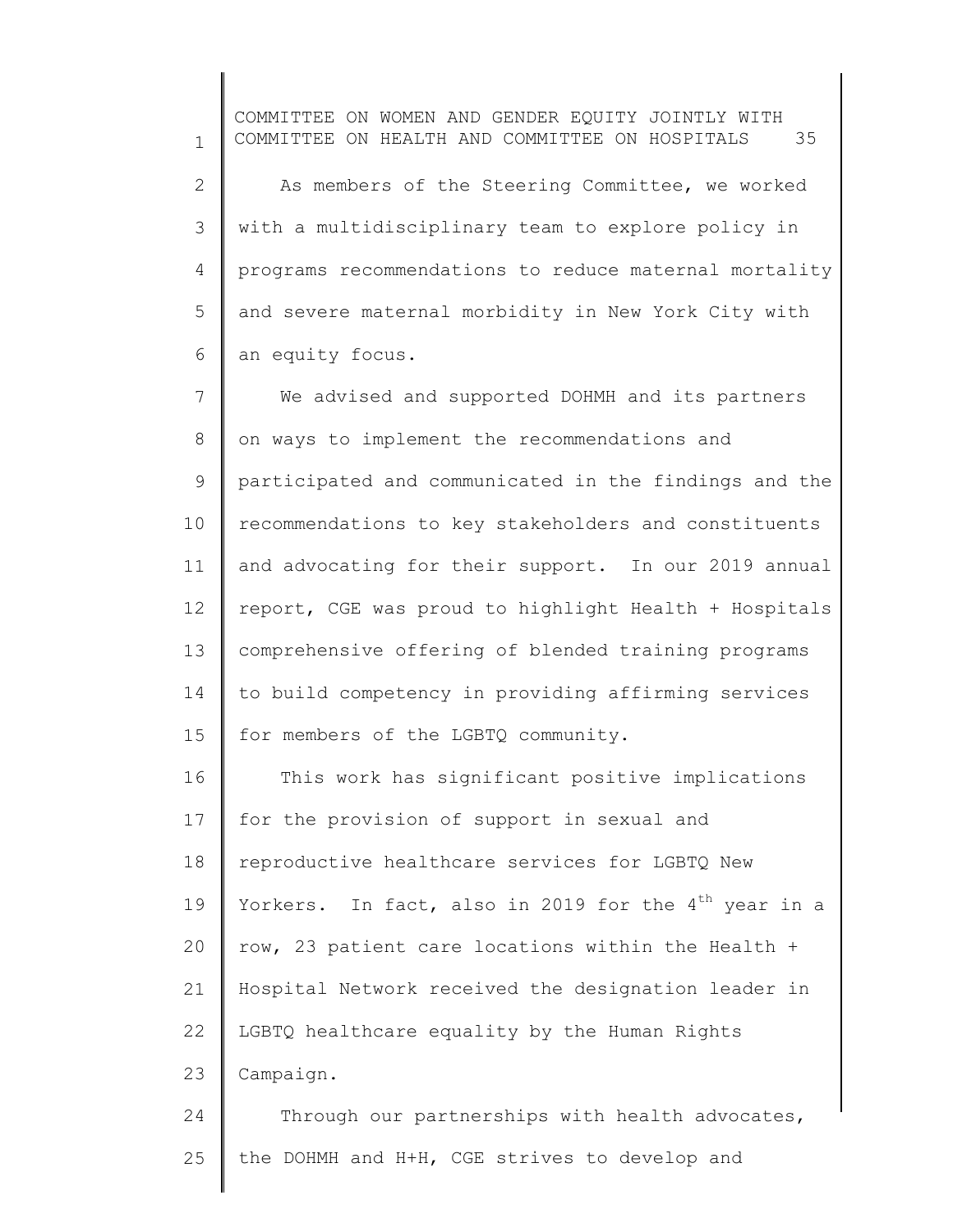As members of the Steering Committee, we worked with a multidisciplinary team to explore policy in programs recommendations to reduce maternal mortality and severe maternal morbidity in New York City with an equity focus.

We advised and supported DOHMH and its partners on ways to implement the recommendations and participated and communicated in the findings and the recommendations to key stakeholders and constituents and advocating for their support. In our 2019 annual report, CGE was proud to highlight Health + Hospitals comprehensive offering of blended training programs to build competency in providing affirming services for members of the LGBTQ community.

This work has significant positive implications for the provision of support in sexual and reproductive healthcare services for LGBTQ New Yorkers. In fact, also in 2019 for the 4th year in a row, 23 patient care locations within the Health + Hospital Network received the designation leader in LGBTQ healthcare equality by the Human Rights Campaign.

Through our partnerships with health advocates, the DOHMH and H+H, CGE strives to develop and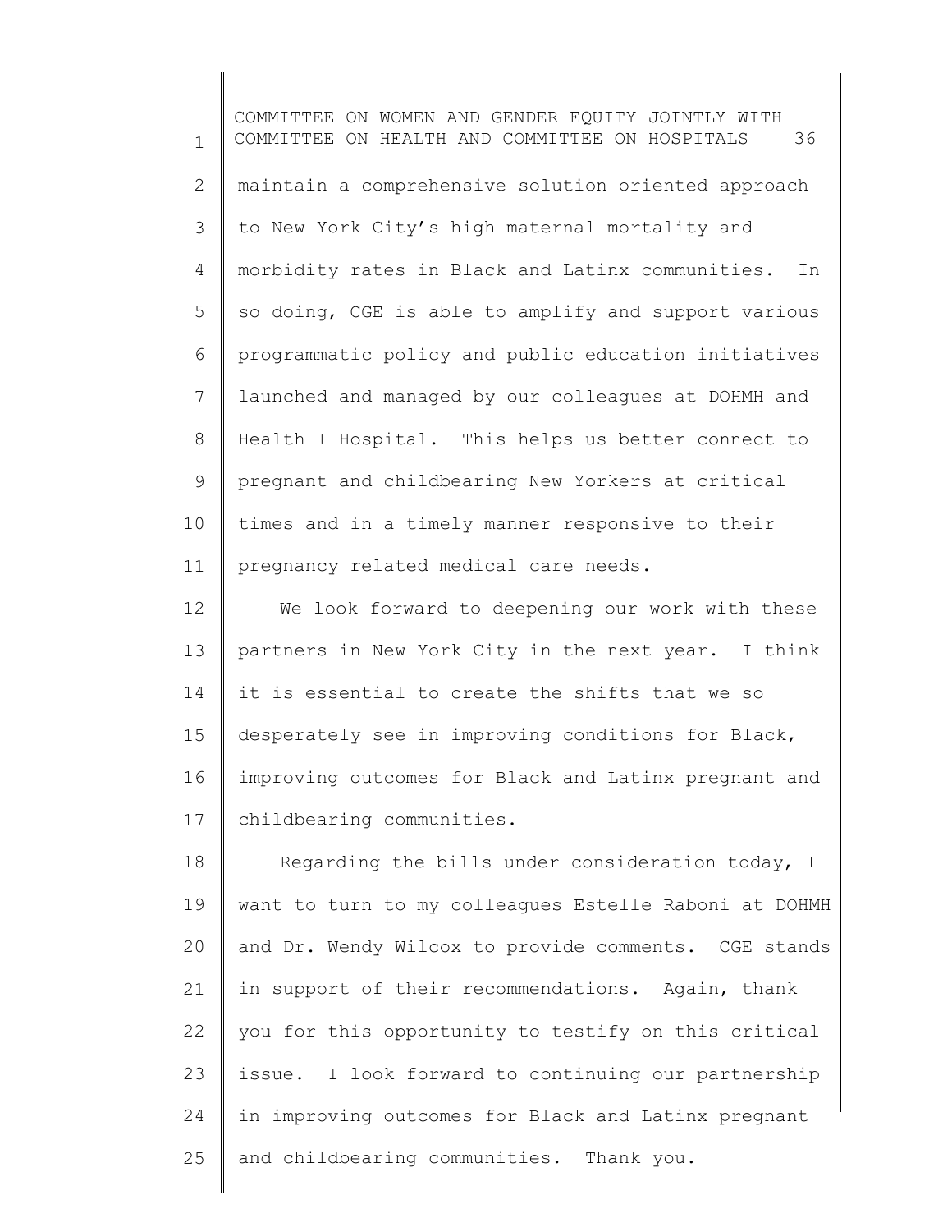maintain a comprehensive solution oriented approach to New York City's high maternal mortality and morbidity rates in Black and Latinx communities. In so doing, CGE is able to amplify and support various programmatic policy and public education initiatives launched and managed by our colleagues at DOHMH and Health + Hospital. This helps us better connect to pregnant and childbearing New Yorkers at critical times and in a timely manner responsive to their pregnancy related medical care needs.

We look forward to deepening our work with these partners in New York City in the next year. I think it is essential to create the shifts that we so desperately see in improving conditions for Black, improving outcomes for Black and Latinx pregnant and childbearing communities.

Regarding the bills under consideration today, I want to turn to my colleagues Estelle Raboni at DOHMH and Dr. Wendy Wilcox to provide comments. CGE stands in support of their recommendations. Again, thank you for this opportunity to testify on this critical issue. I look forward to continuing our partnership in improving outcomes for Black and Latinx pregnant and childbearing communities. Thank you.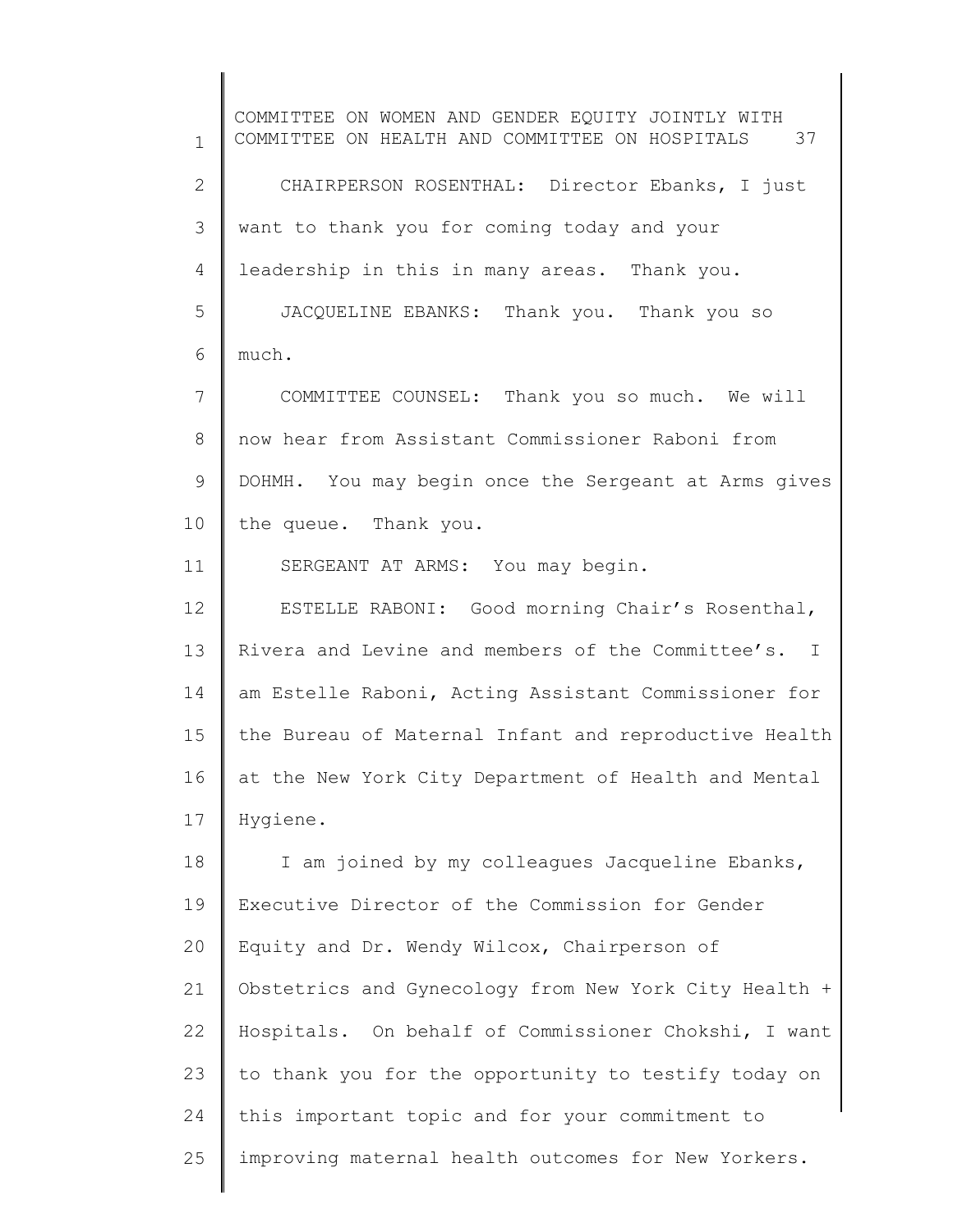CHAIRPERSON ROSENTHAL: Director Ebanks, I just want to thank you for coming today and your leadership in this in many areas. Thank you.

JACQUELINE EBANKS: Thank you. Thank you so much.

COMMITTEE COUNSEL: Thank you so much. We will now hear from Assistant Commissioner Raboni from DOHMH. You may begin once the Sergeant at Arms gives the queue. Thank you.

SERGEANT AT ARMS: You may begin.

ESTELLE RABONI: Good morning Chair's Rosenthal, Rivera and Levine and members of the Committee's. I am Estelle Raboni, Acting Assistant Commissioner for the Bureau of Maternal Infant and reproductive Health at the New York City Department of Health and Mental Hygiene.

I am joined by my colleagues Jacqueline Ebanks, Executive Director of the Commission for Gender Equity and Dr. Wendy Wilcox, Chairperson of Obstetrics and Gynecology from New York City Health + Hospitals. On behalf of Commissioner Chokshi, I want to thank you for the opportunity to testify today on this important topic and for your commitment to improving maternal health outcomes for New Yorkers.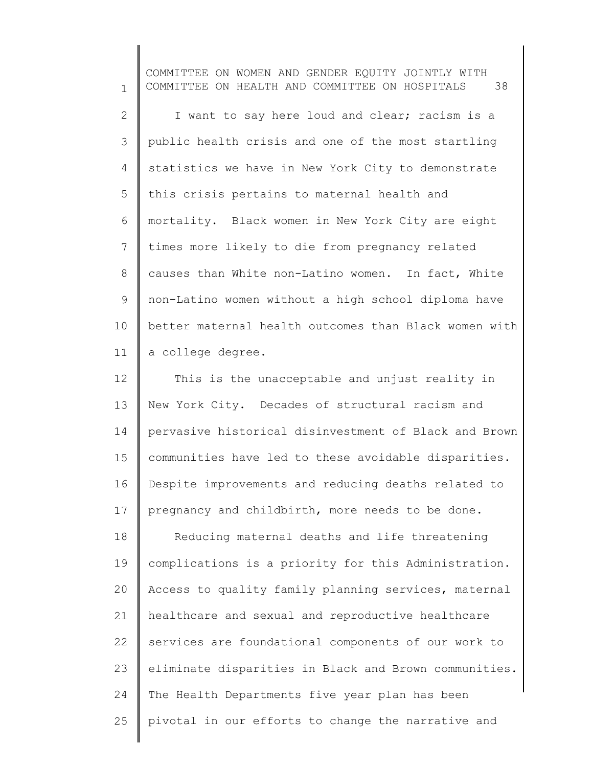I want to say here loud and clear; racism is a public health crisis and one of the most startling statistics we have in New York City to demonstrate this crisis pertains to maternal health and mortality. Black women in New York City are eight times more likely to die from pregnancy related causes than White non-Latino women. In fact, White non-Latino women without a high school diploma have better maternal health outcomes than Black women with a college degree.

This is the unacceptable and unjust reality in New York City. Decades of structural racism and pervasive historical disinvestment of Black and Brown communities have led to these avoidable disparities. Despite improvements and reducing deaths related to pregnancy and childbirth, more needs to be done.

Reducing maternal deaths and life threatening complications is a priority for this Administration. Access to quality family planning services, maternal healthcare and sexual and reproductive healthcare services are foundational components of our work to eliminate disparities in Black and Brown communities. The Health Departments five year plan has been pivotal in our efforts to change the narrative and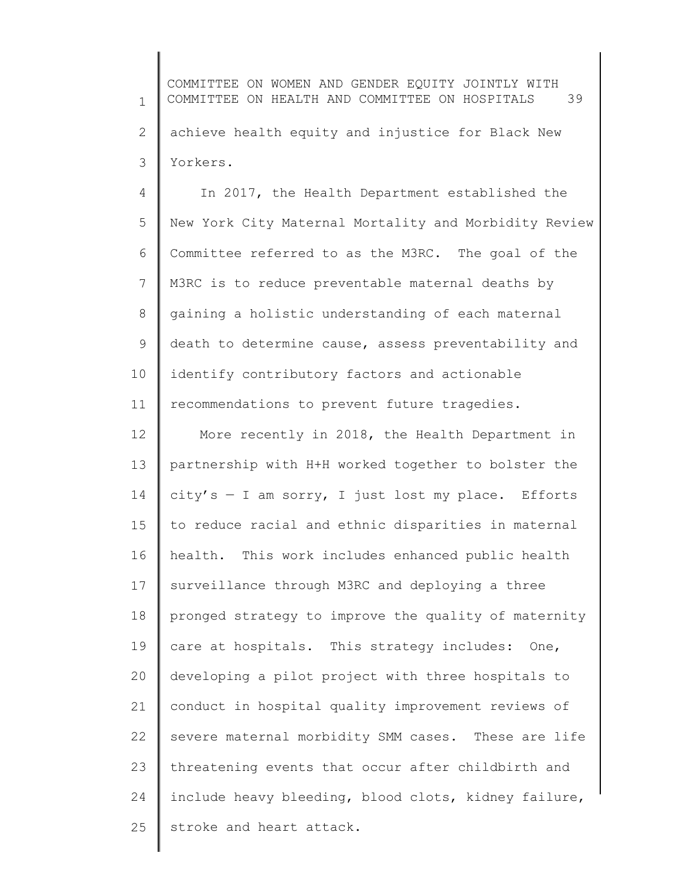achieve health equity and injustice for Black New Yorkers.

In 2017, the Health Department established the New York City Maternal Mortality and Morbidity Review Committee referred to as the M3RC. The goal of the M3RC is to reduce preventable maternal deaths by gaining a holistic understanding of each maternal death to determine cause, assess preventability and identify contributory factors and actionable recommendations to prevent future tragedies.

More recently in 2018, the Health Department in partnership with H+H worked together to bolster the city's — I am sorry, I just lost my place. Efforts to reduce racial and ethnic disparities in maternal health. This work includes enhanced public health surveillance through M3RC and deploying a three pronged strategy to improve the quality of maternity care at hospitals. This strategy includes: One, developing a pilot project with three hospitals to conduct in hospital quality improvement reviews of severe maternal morbidity SMM cases. These are life threatening events that occur after childbirth and include heavy bleeding, blood clots, kidney failure, stroke and heart attack.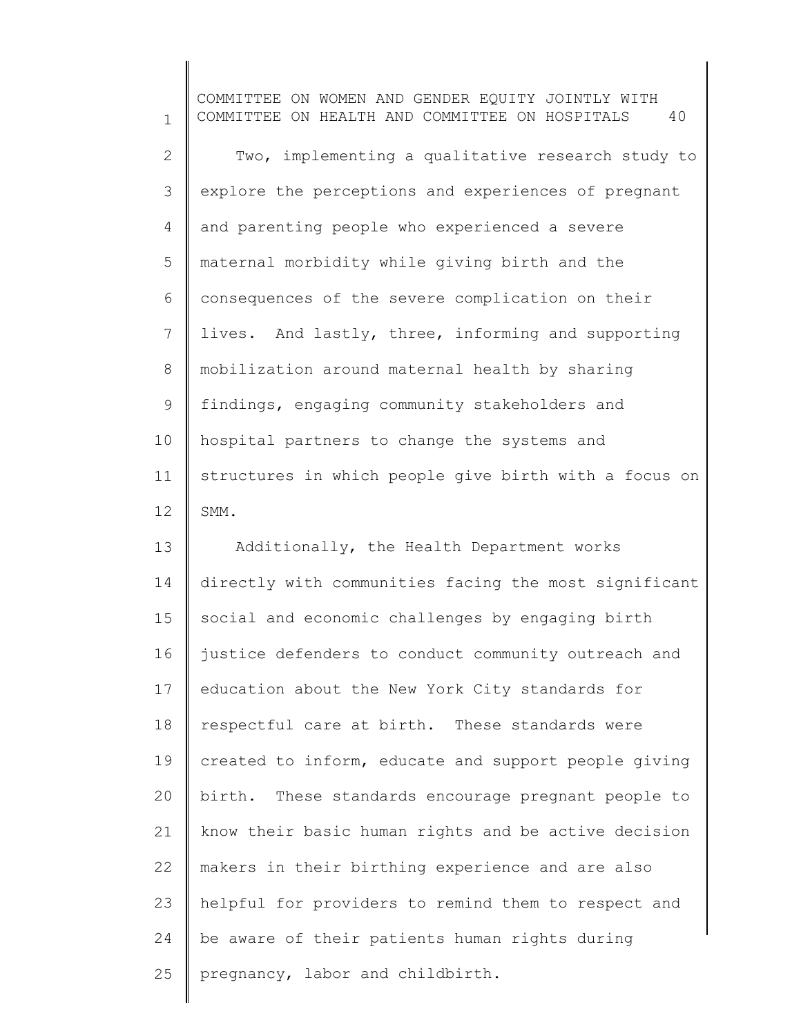Two, implementing a qualitative research study to explore the perceptions and experiences of pregnant and parenting people who experienced a severe maternal morbidity while giving birth and the consequences of the severe complication on their lives. And lastly, three, informing and supporting mobilization around maternal health by sharing findings, engaging community stakeholders and hospital partners to change the systems and structures in which people give birth with a focus on SMM.

Additionally, the Health Department works directly with communities facing the most significant social and economic challenges by engaging birth justice defenders to conduct community outreach and education about the New York City standards for respectful care at birth. These standards were created to inform, educate and support people giving birth. These standards encourage pregnant people to know their basic human rights and be active decision makers in their birthing experience and are also helpful for providers to remind them to respect and be aware of their patients human rights during pregnancy, labor and childbirth.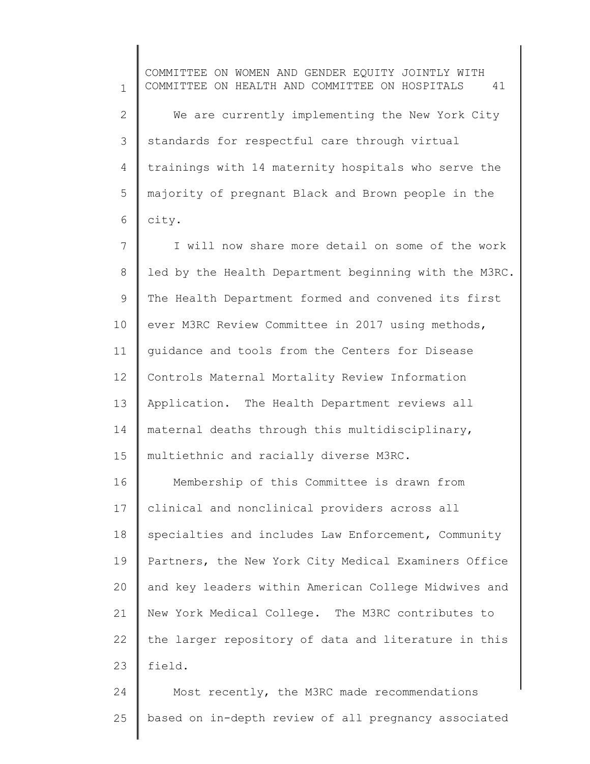We are currently implementing the New York City standards for respectful care through virtual trainings with 14 maternity hospitals who serve the majority of pregnant Black and Brown people in the city.

I will now share more detail on some of the work led by the Health Department beginning with the M3RC. The Health Department formed and convened its first ever M3RC Review Committee in 2017 using methods, guidance and tools from the Centers for Disease Controls Maternal Mortality Review Information Application. The Health Department reviews all maternal deaths through this multidisciplinary, multiethnic and racially diverse M3RC.

Membership of this Committee is drawn from clinical and nonclinical providers across all specialties and includes Law Enforcement, Community Partners, the New York City Medical Examiners Office and key leaders within American College Midwives and New York Medical College. The M3RC contributes to the larger repository of data and literature in this field.

Most recently, the M3RC made recommendations based on in-depth review of all pregnancy associated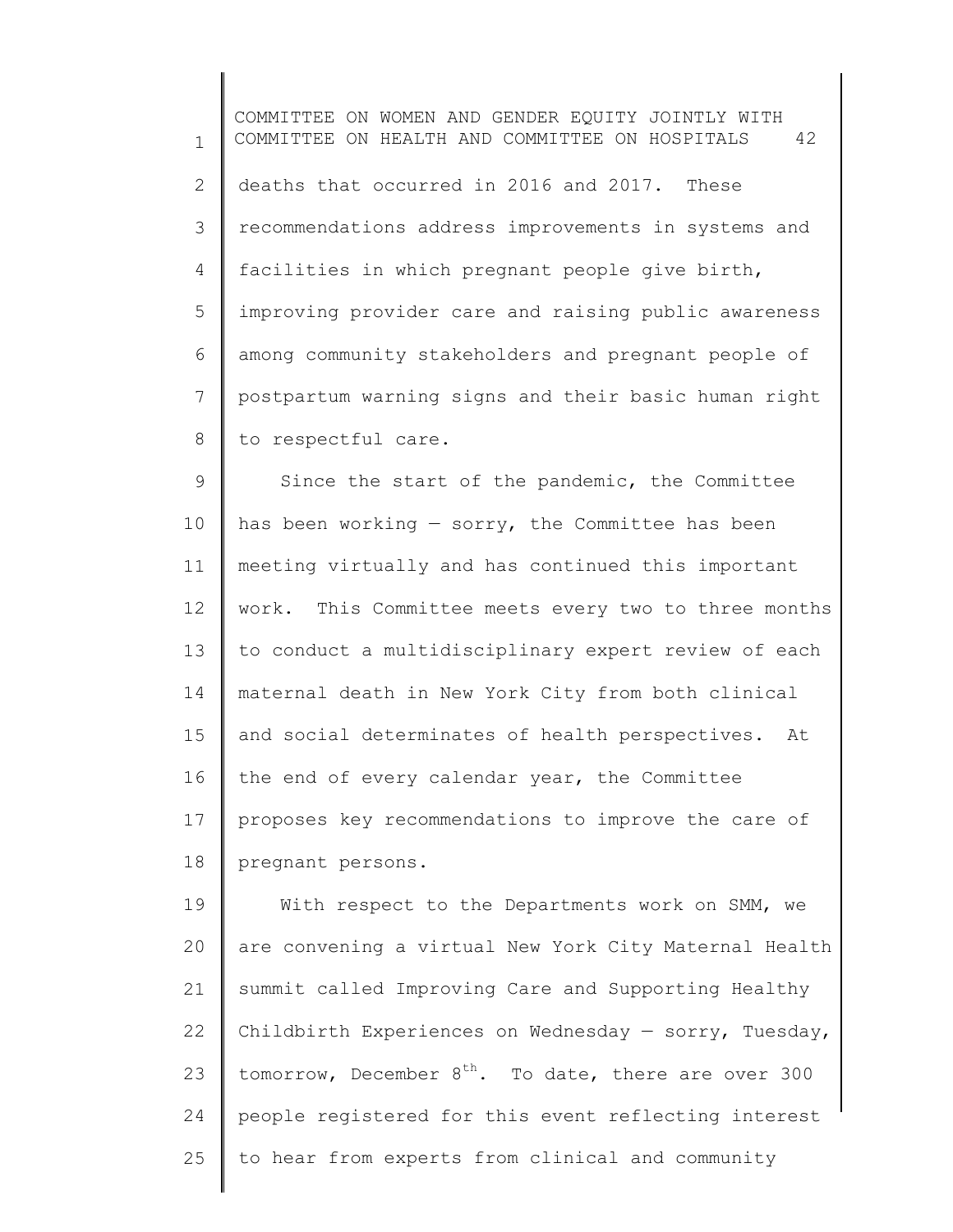deaths that occurred in 2016 and 2017. These recommendations address improvements in systems and facilities in which pregnant people give birth, improving provider care and raising public awareness among community stakeholders and pregnant people of postpartum warning signs and their basic human right to respectful care.

Since the start of the pandemic, the Committee has been working — sorry, the Committee has been meeting virtually and has continued this important work. This Committee meets every two to three months to conduct a multidisciplinary expert review of each maternal death in New York City from both clinical and social determinates of health perspectives. At the end of every calendar year, the Committee proposes key recommendations to improve the care of pregnant persons.

With respect to the Departments work on SMM, we are convening a virtual New York City Maternal Health summit called Improving Care and Supporting Healthy Childbirth Experiences on Wednesday — sorry, Tuesday, tomorrow, December 8th. To date, there are over 300 people registered for this event reflecting interest to hear from experts from clinical and community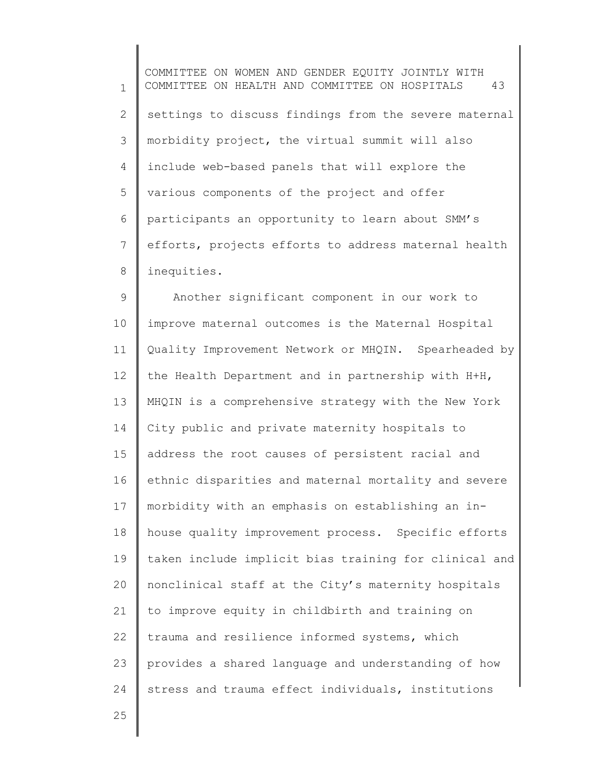settings to discuss findings from the severe maternal morbidity project, the virtual summit will also include web-based panels that will explore the various components of the project and offer participants an opportunity to learn about SMM's efforts, projects efforts to address maternal health inequities.

Another significant component in our work to improve maternal outcomes is the Maternal Hospital Quality Improvement Network or MHQIN. Spearheaded by the Health Department and in partnership with H+H, MHQIN is a comprehensive strategy with the New York City public and private maternity hospitals to address the root causes of persistent racial and ethnic disparities and maternal mortality and severe morbidity with an emphasis on establishing an in-house quality improvement process. Specific efforts taken include implicit bias training for clinical and nonclinical staff at the City's maternity hospitals to improve equity in childbirth and training on trauma and resilience informed systems, which provides a shared language and understanding of how stress and trauma effect individuals, institutions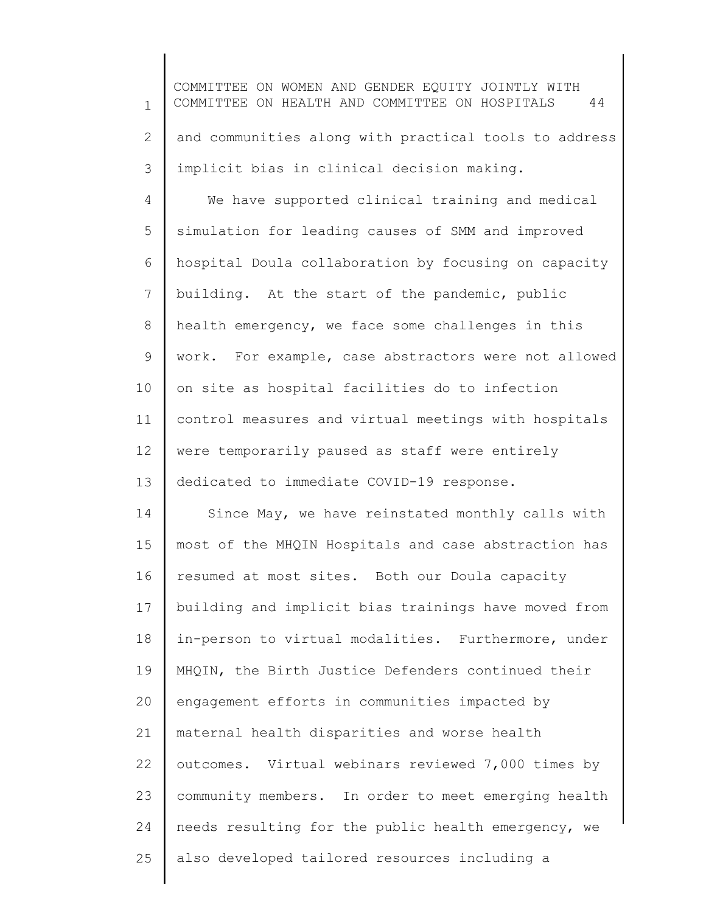and communities along with practical tools to address implicit bias in clinical decision making.

We have supported clinical training and medical simulation for leading causes of SMM and improved hospital Doula collaboration by focusing on capacity building. At the start of the pandemic, public health emergency, we face some challenges in this work. For example, case abstractors were not allowed on site as hospital facilities do to infection control measures and virtual meetings with hospitals were temporarily paused as staff were entirely dedicated to immediate COVID-19 response.

Since May, we have reinstated monthly calls with most of the MHQIN Hospitals and case abstraction has resumed at most sites. Both our Doula capacity building and implicit bias trainings have moved from in-person to virtual modalities. Furthermore, under MHQIN, the Birth Justice Defenders continued their engagement efforts in communities impacted by maternal health disparities and worse health outcomes. Virtual webinars reviewed 7,000 times by community members. In order to meet emerging health needs resulting for the public health emergency, we also developed tailored resources including a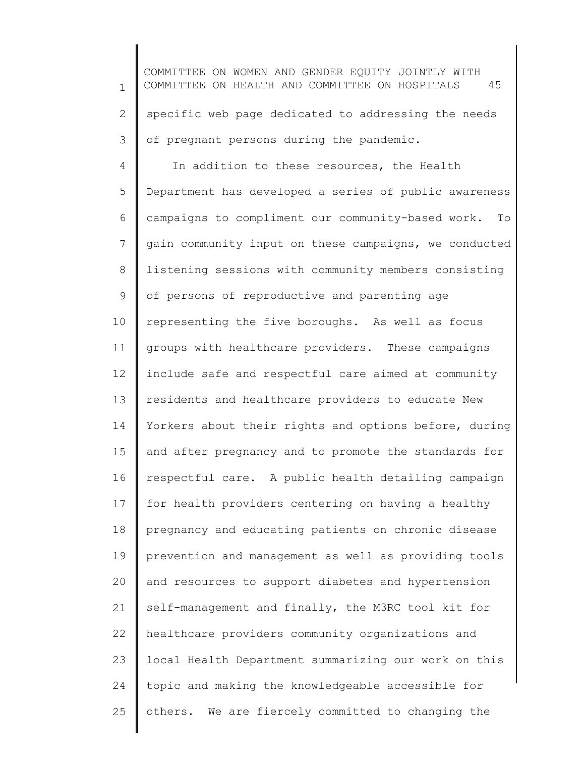specific web page dedicated to addressing the needs of pregnant persons during the pandemic.

In addition to these resources, the Health Department has developed a series of public awareness campaigns to compliment our community-based work. To gain community input on these campaigns, we conducted listening sessions with community members consisting of persons of reproductive and parenting age representing the five boroughs. As well as focus groups with healthcare providers. These campaigns include safe and respectful care aimed at community residents and healthcare providers to educate New Yorkers about their rights and options before, during and after pregnancy and to promote the standards for respectful care. A public health detailing campaign for health providers centering on having a healthy pregnancy and educating patients on chronic disease prevention and management as well as providing tools and resources to support diabetes and hypertension self-management and finally, the M3RC tool kit for healthcare providers community organizations and local Health Department summarizing our work on this topic and making the knowledgeable accessible for others. We are fiercely committed to changing the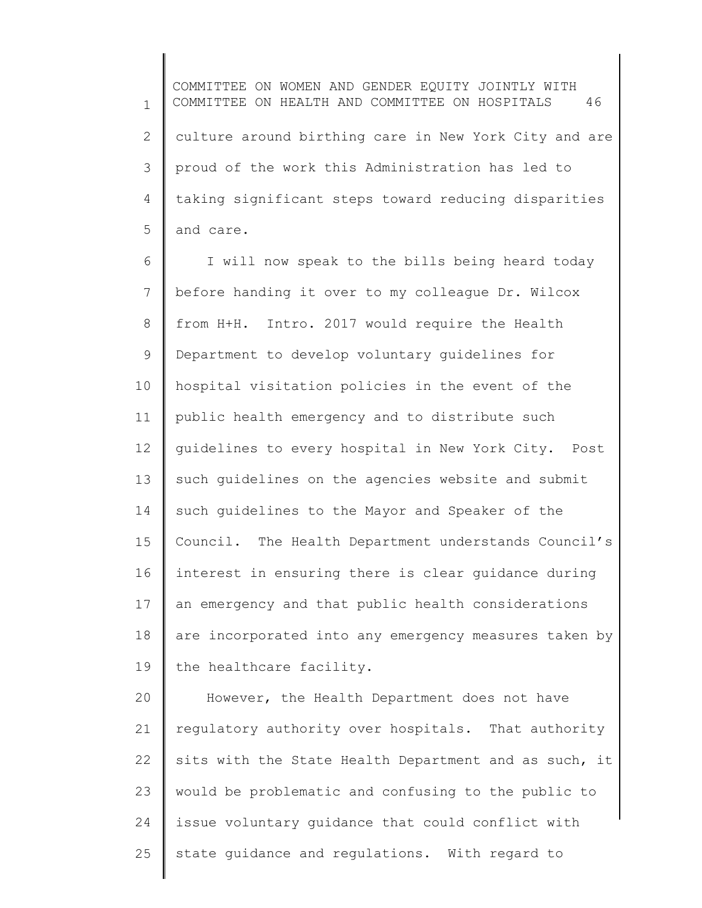culture around birthing care in New York City and are proud of the work this Administration has led to taking significant steps toward reducing disparities and care.

I will now speak to the bills being heard today before handing it over to my colleague Dr. Wilcox from H+H. Intro. 2017 would require the Health Department to develop voluntary guidelines for hospital visitation policies in the event of the public health emergency and to distribute such guidelines to every hospital in New York City. Post such guidelines on the agencies website and submit such guidelines to the Mayor and Speaker of the Council. The Health Department understands Council's interest in ensuring there is clear guidance during an emergency and that public health considerations are incorporated into any emergency measures taken by the healthcare facility.

However, the Health Department does not have regulatory authority over hospitals. That authority sits with the State Health Department and as such, it would be problematic and confusing to the public to issue voluntary guidance that could conflict with state guidance and regulations. With regard to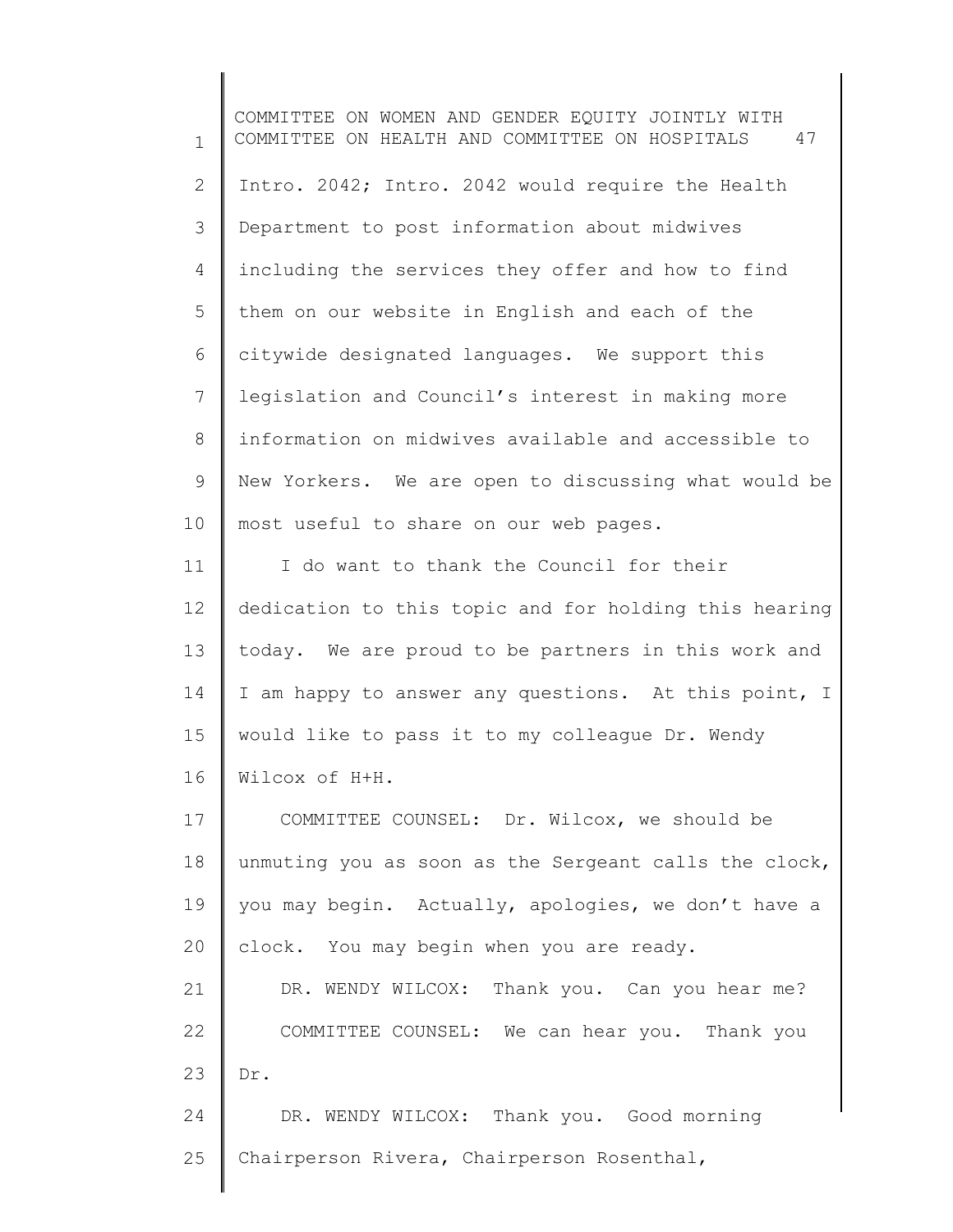Intro. 2042; Intro. 2042 would require the Health Department to post information about midwives including the services they offer and how to find them on our website in English and each of the citywide designated languages. We support this legislation and Council's interest in making more information on midwives available and accessible to New Yorkers. We are open to discussing what would be most useful to share on our web pages.

I do want to thank the Council for their dedication to this topic and for holding this hearing today. We are proud to be partners in this work and I am happy to answer any questions. At this point, I would like to pass it to my colleague Dr. Wendy Wilcox of H+H.

COMMITTEE COUNSEL: Dr. Wilcox, we should be unmuting you as soon as the Sergeant calls the clock, you may begin. Actually, apologies, we don't have a clock. You may begin when you are ready.

DR. WENDY WILCOX: Thank you. Can you hear me?

COMMITTEE COUNSEL: We can hear you. Thank you Dr.

DR. WENDY WILCOX: Thank you. Good morning Chairperson Rivera, Chairperson Rosenthal,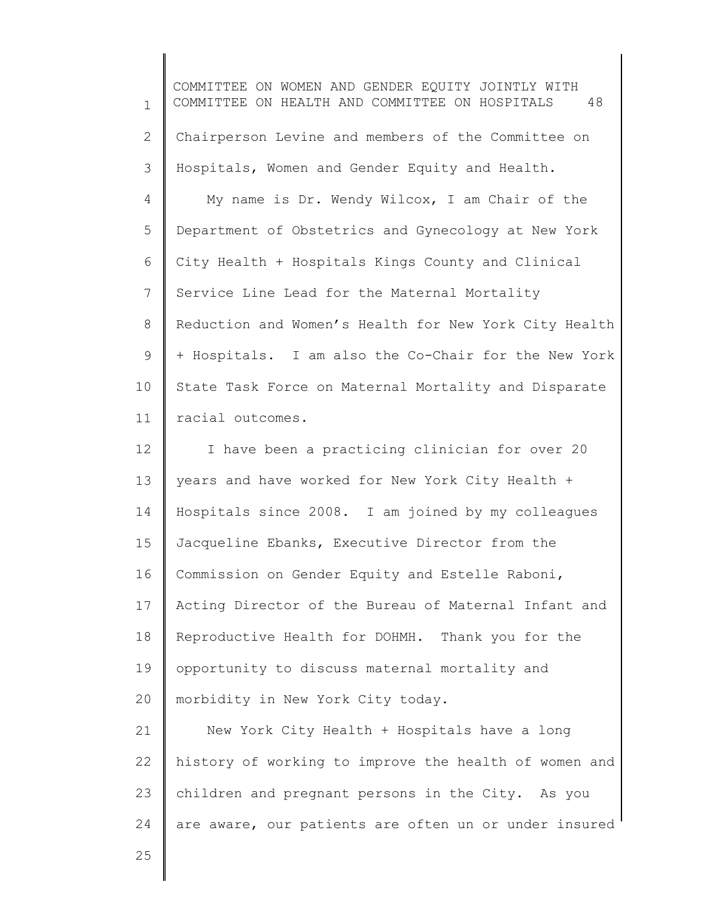Chairperson Levine and members of the Committee on Hospitals, Women and Gender Equity and Health.

My name is Dr. Wendy Wilcox, I am Chair of the Department of Obstetrics and Gynecology at New York City Health + Hospitals Kings County and Clinical Service Line Lead for the Maternal Mortality Reduction and Women's Health for New York City Health + Hospitals. I am also the Co-Chair for the New York State Task Force on Maternal Mortality and Disparate racial outcomes.

I have been a practicing clinician for over 20 years and have worked for New York City Health + Hospitals since 2008. I am joined by my colleagues Jacqueline Ebanks, Executive Director from the Commission on Gender Equity and Estelle Raboni, Acting Director of the Bureau of Maternal Infant and Reproductive Health for DOHMH. Thank you for the opportunity to discuss maternal mortality and morbidity in New York City today.

New York City Health + Hospitals have a long history of working to improve the health of women and children and pregnant persons in the City. As you are aware, our patients are often un or under insured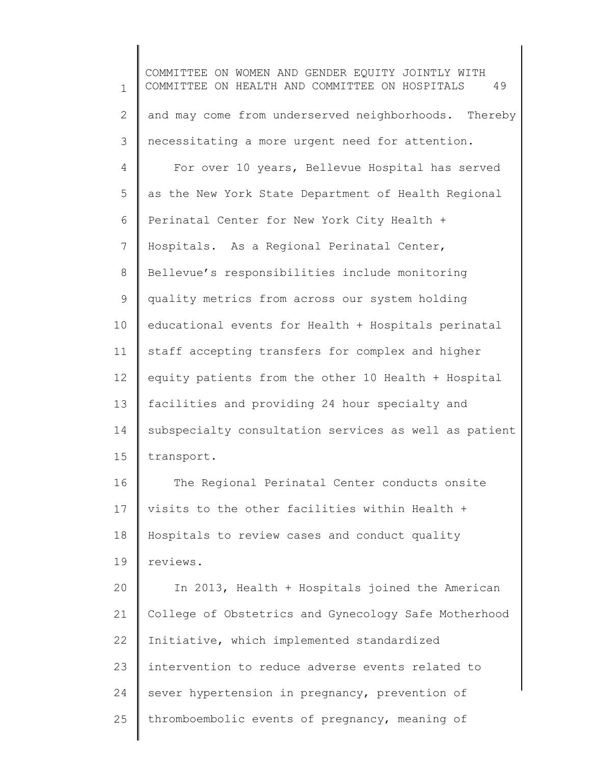and may come from underserved neighborhoods. Thereby necessitating a more urgent need for attention.

For over 10 years, Bellevue Hospital has served as the New York State Department of Health Regional Perinatal Center for New York City Health + Hospitals. As a Regional Perinatal Center, Bellevue's responsibilities include monitoring quality metrics from across our system holding educational events for Health + Hospitals perinatal staff accepting transfers for complex and higher equity patients from the other 10 Health + Hospital facilities and providing 24 hour specialty and subspecialty consultation services as well as patient transport.

The Regional Perinatal Center conducts onsite visits to the other facilities within Health + Hospitals to review cases and conduct quality reviews.

In 2013, Health + Hospitals joined the American College of Obstetrics and Gynecology Safe Motherhood Initiative, which implemented standardized intervention to reduce adverse events related to sever hypertension in pregnancy, prevention of thromboembolic events of pregnancy, meaning of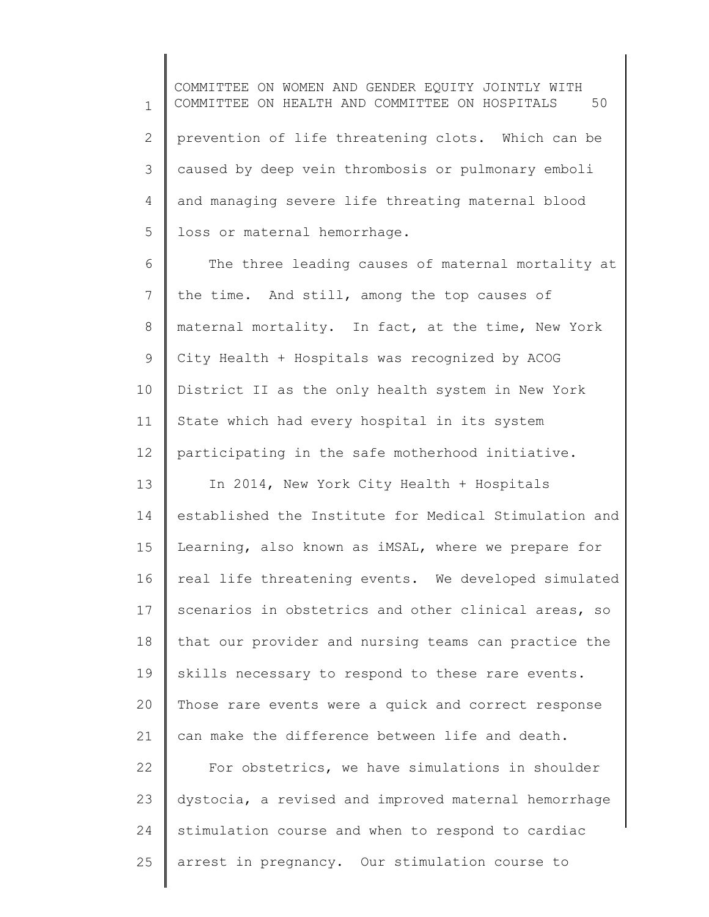prevention of life threatening clots. Which can be caused by deep vein thrombosis or pulmonary emboli and managing severe life threating maternal blood loss or maternal hemorrhage.

The three leading causes of maternal mortality at the time. And still, among the top causes of maternal mortality. In fact, at the time, New York City Health + Hospitals was recognized by ACOG District II as the only health system in New York State which had every hospital in its system participating in the safe motherhood initiative.

In 2014, New York City Health + Hospitals established the Institute for Medical Stimulation and Learning, also known as iMSAL, where we prepare for real life threatening events. We developed simulated scenarios in obstetrics and other clinical areas, so that our provider and nursing teams can practice the skills necessary to respond to these rare events. Those rare events were a quick and correct response can make the difference between life and death.

For obstetrics, we have simulations in shoulder dystocia, a revised and improved maternal hemorrhage stimulation course and when to respond to cardiac arrest in pregnancy. Our stimulation course to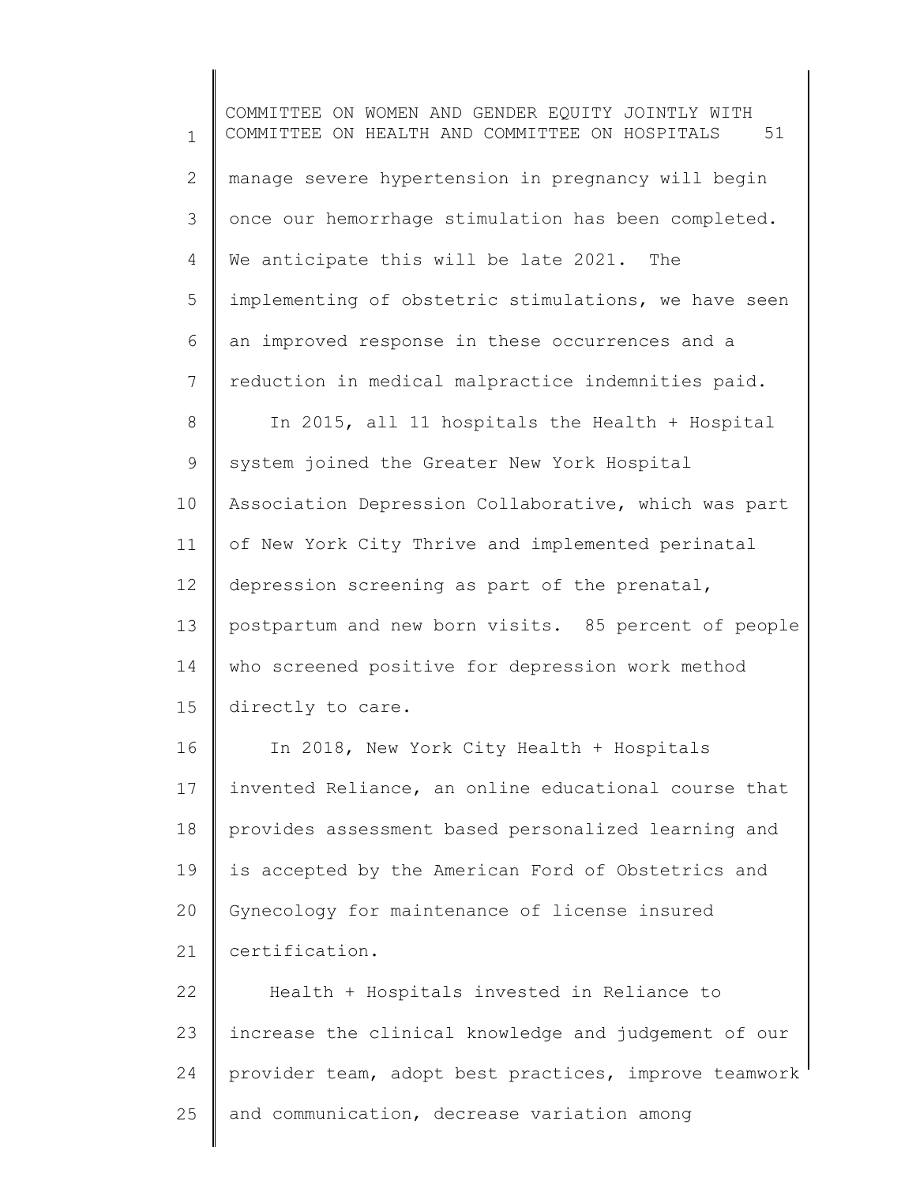manage severe hypertension in pregnancy will begin once our hemorrhage stimulation has been completed. We anticipate this will be late 2021. The implementing of obstetric stimulations, we have seen an improved response in these occurrences and a reduction in medical malpractice indemnities paid.

In 2015, all 11 hospitals the Health + Hospital system joined the Greater New York Hospital Association Depression Collaborative, which was part of New York City Thrive and implemented perinatal depression screening as part of the prenatal, postpartum and new born visits. 85 percent of people who screened positive for depression work method directly to care.

In 2018, New York City Health + Hospitals invented Reliance, an online educational course that provides assessment based personalized learning and is accepted by the American Ford of Obstetrics and Gynecology for maintenance of license insured certification.

Health + Hospitals invested in Reliance to increase the clinical knowledge and judgement of our provider team, adopt best practices, improve teamwork and communication, decrease variation among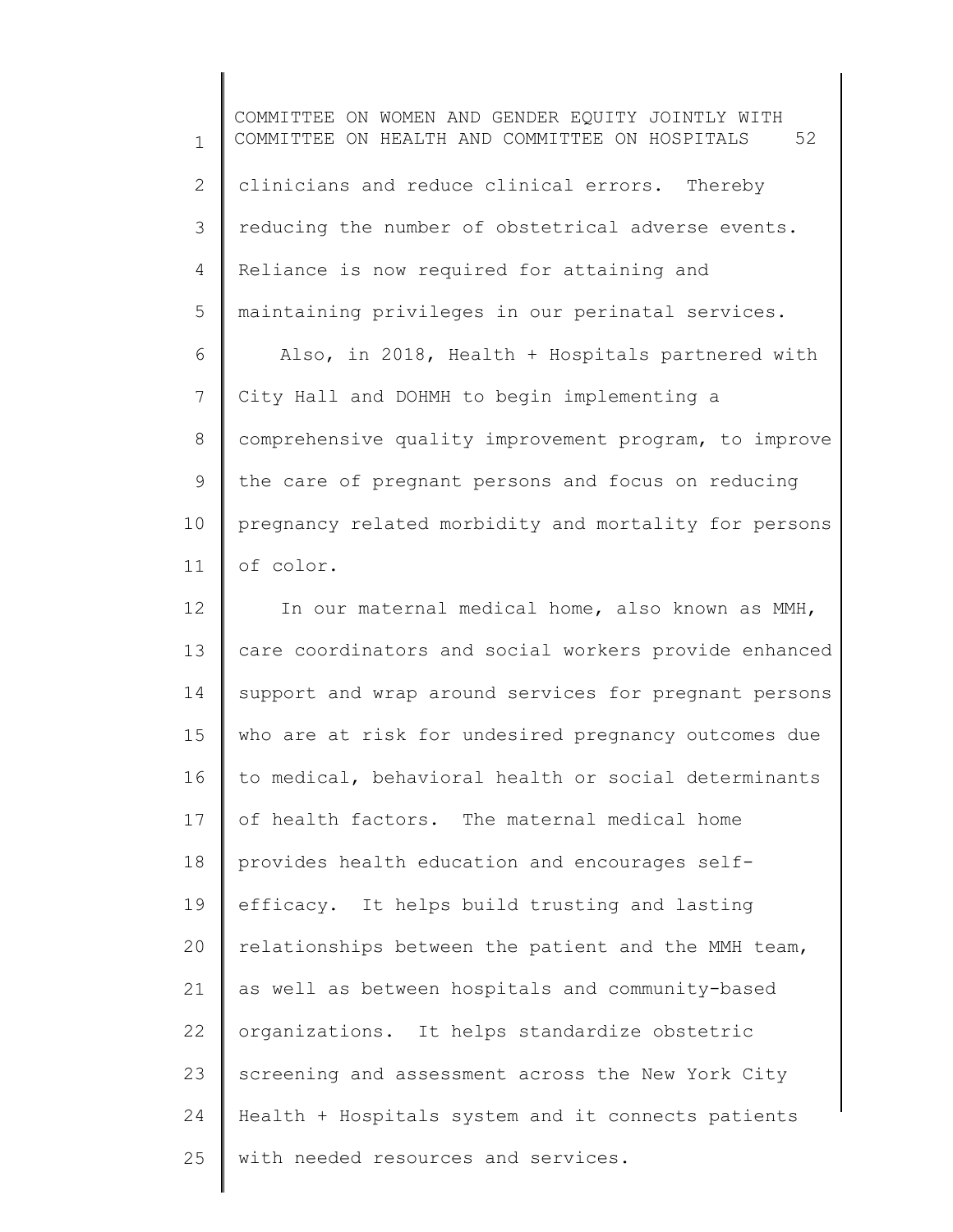clinicians and reduce clinical errors. Thereby reducing the number of obstetrical adverse events. Reliance is now required for attaining and maintaining privileges in our perinatal services.

Also, in 2018, Health + Hospitals partnered with City Hall and DOHMH to begin implementing a comprehensive quality improvement program, to improve the care of pregnant persons and focus on reducing pregnancy related morbidity and mortality for persons of color.

In our maternal medical home, also known as MMH, care coordinators and social workers provide enhanced support and wrap around services for pregnant persons who are at risk for undesired pregnancy outcomes due to medical, behavioral health or social determinants of health factors. The maternal medical home provides health education and encourages self-efficacy. It helps build trusting and lasting relationships between the patient and the MMH team, as well as between hospitals and community-based organizations. It helps standardize obstetric screening and assessment across the New York City Health + Hospitals system and it connects patients with needed resources and services.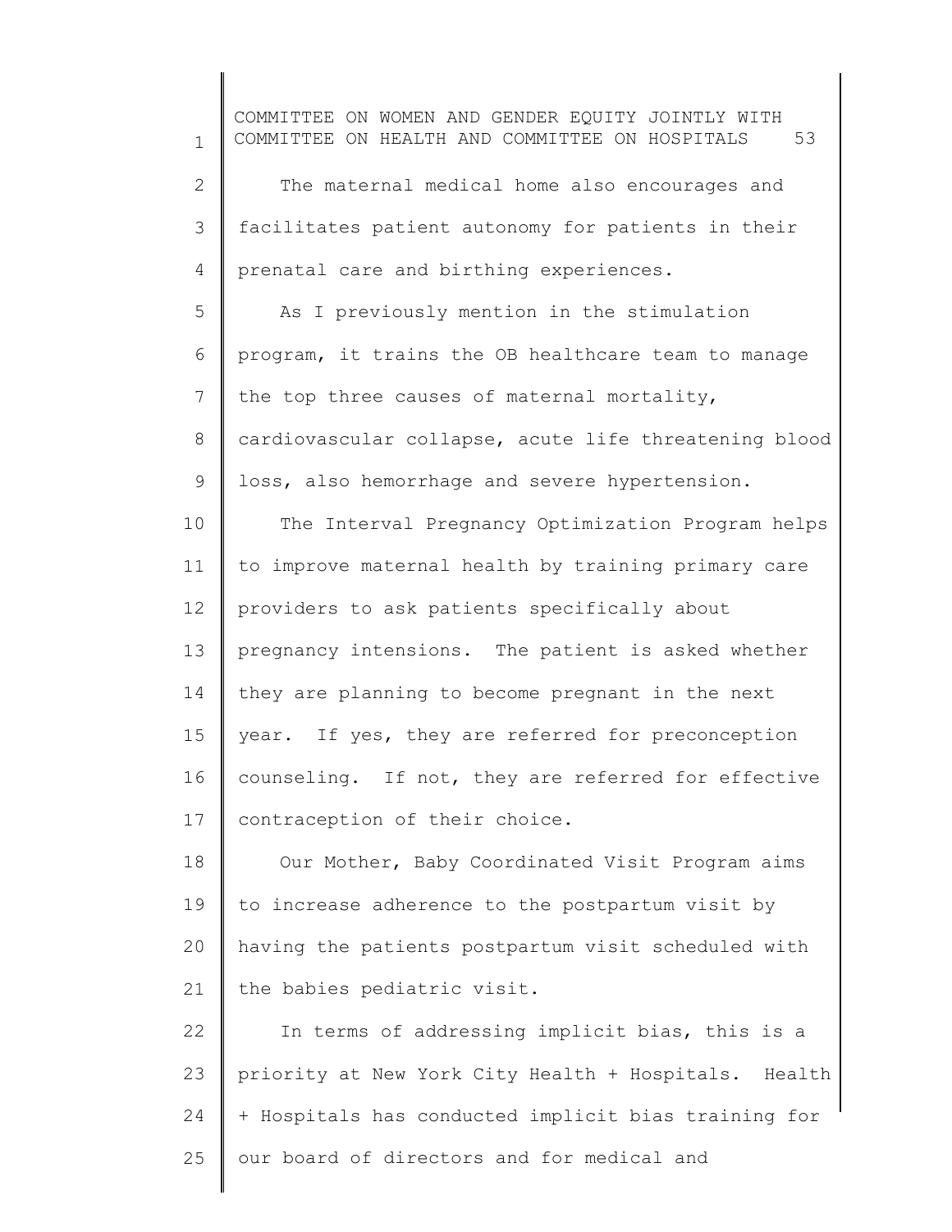The maternal medical home also encourages and facilitates patient autonomy for patients in their prenatal care and birthing experiences.

As I previously mention in the stimulation program, it trains the OB healthcare team to manage the top three causes of maternal mortality, cardiovascular collapse, acute life threatening blood loss, also hemorrhage and severe hypertension.

The Interval Pregnancy Optimization Program helps to improve maternal health by training primary care providers to ask patients specifically about pregnancy intensions. The patient is asked whether they are planning to become pregnant in the next year. If yes, they are referred for preconception counseling. If not, they are referred for effective contraception of their choice.

Our Mother, Baby Coordinated Visit Program aims to increase adherence to the postpartum visit by having the patients postpartum visit scheduled with the babies pediatric visit.

In terms of addressing implicit bias, this is a priority at New York City Health + Hospitals. Health + Hospitals has conducted implicit bias training for our board of directors and for medical and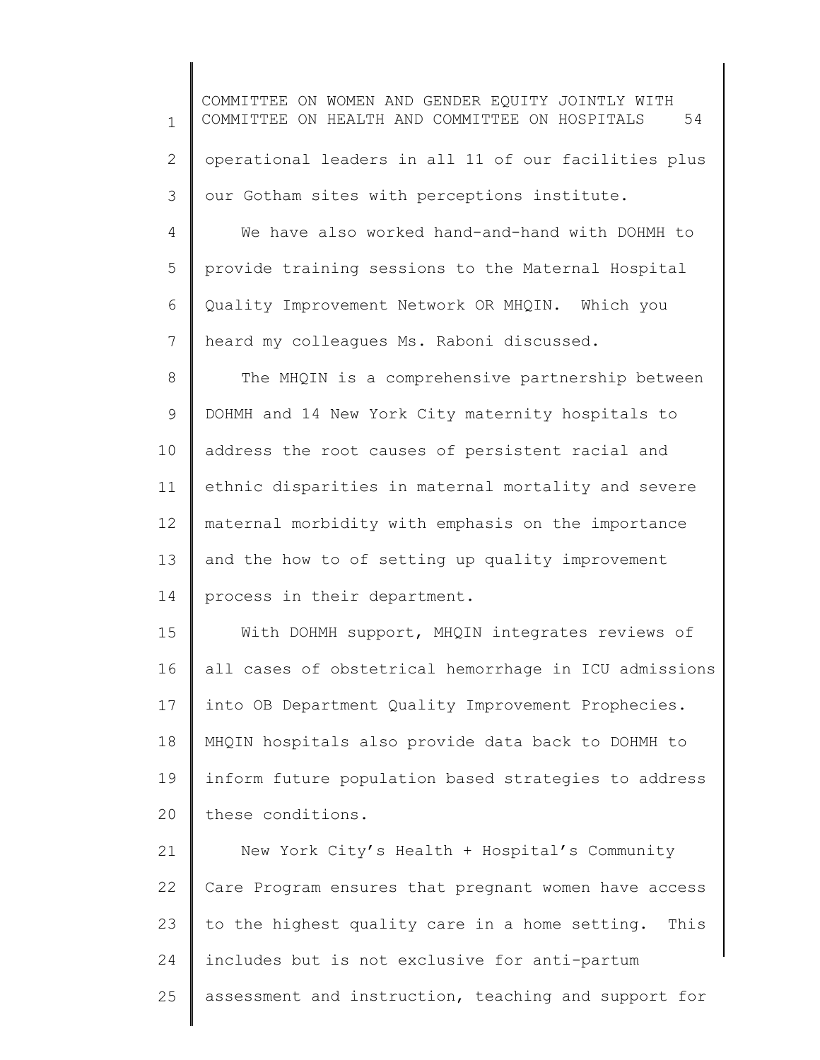operational leaders in all 11 of our facilities plus our Gotham sites with perceptions institute.

We have also worked hand-and-hand with DOHMH to provide training sessions to the Maternal Hospital Quality Improvement Network OR MHQIN. Which you heard my colleagues Ms. Raboni discussed.

The MHQIN is a comprehensive partnership between DOHMH and 14 New York City maternity hospitals to address the root causes of persistent racial and ethnic disparities in maternal mortality and severe maternal morbidity with emphasis on the importance and the how to of setting up quality improvement process in their department.

With DOHMH support, MHQIN integrates reviews of all cases of obstetrical hemorrhage in ICU admissions into OB Department Quality Improvement Prophecies. MHQIN hospitals also provide data back to DOHMH to inform future population based strategies to address these conditions.

New York City's Health + Hospital's Community Care Program ensures that pregnant women have access to the highest quality care in a home setting. This includes but is not exclusive for anti-partum assessment and instruction, teaching and support for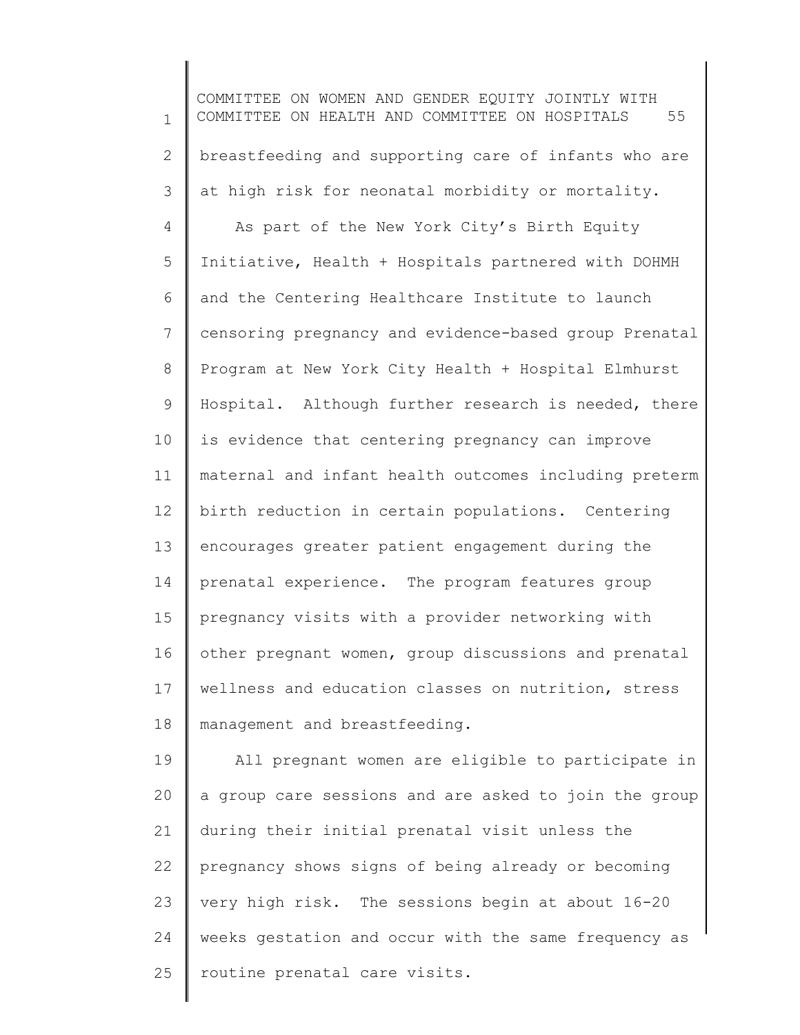breastfeeding and supporting care of infants who are at high risk for neonatal morbidity or mortality.

As part of the New York City's Birth Equity Initiative, Health + Hospitals partnered with DOHMH and the Centering Healthcare Institute to launch censoring pregnancy and evidence-based group Prenatal Program at New York City Health + Hospital Elmhurst Hospital. Although further research is needed, there is evidence that centering pregnancy can improve maternal and infant health outcomes including preterm birth reduction in certain populations. Centering encourages greater patient engagement during the prenatal experience. The program features group pregnancy visits with a provider networking with other pregnant women, group discussions and prenatal wellness and education classes on nutrition, stress management and breastfeeding.

All pregnant women are eligible to participate in a group care sessions and are asked to join the group during their initial prenatal visit unless the pregnancy shows signs of being already or becoming very high risk. The sessions begin at about 16-20 weeks gestation and occur with the same frequency as routine prenatal care visits.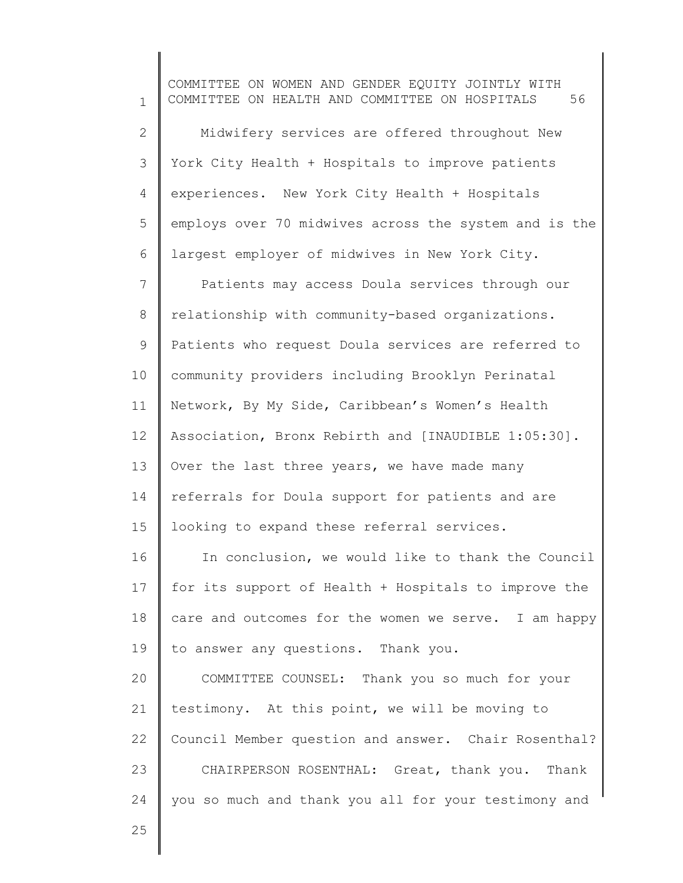Midwifery services are offered throughout New York City Health + Hospitals to improve patients experiences. New York City Health + Hospitals employs over 70 midwives across the system and is the largest employer of midwives in New York City.

Patients may access Doula services through our relationship with community-based organizations. Patients who request Doula services are referred to community providers including Brooklyn Perinatal Network, By My Side, Caribbean's Women's Health Association, Bronx Rebirth and [INAUDIBLE 1:05:30]. Over the last three years, we have made many referrals for Doula support for patients and are looking to expand these referral services.

In conclusion, we would like to thank the Council for its support of Health + Hospitals to improve the care and outcomes for the women we serve. I am happy to answer any questions. Thank you.

COMMITTEE COUNSEL: Thank you so much for your testimony. At this point, we will be moving to Council Member question and answer. Chair Rosenthal?

CHAIRPERSON ROSENTHAL: Great, thank you. Thank you so much and thank you all for your testimony and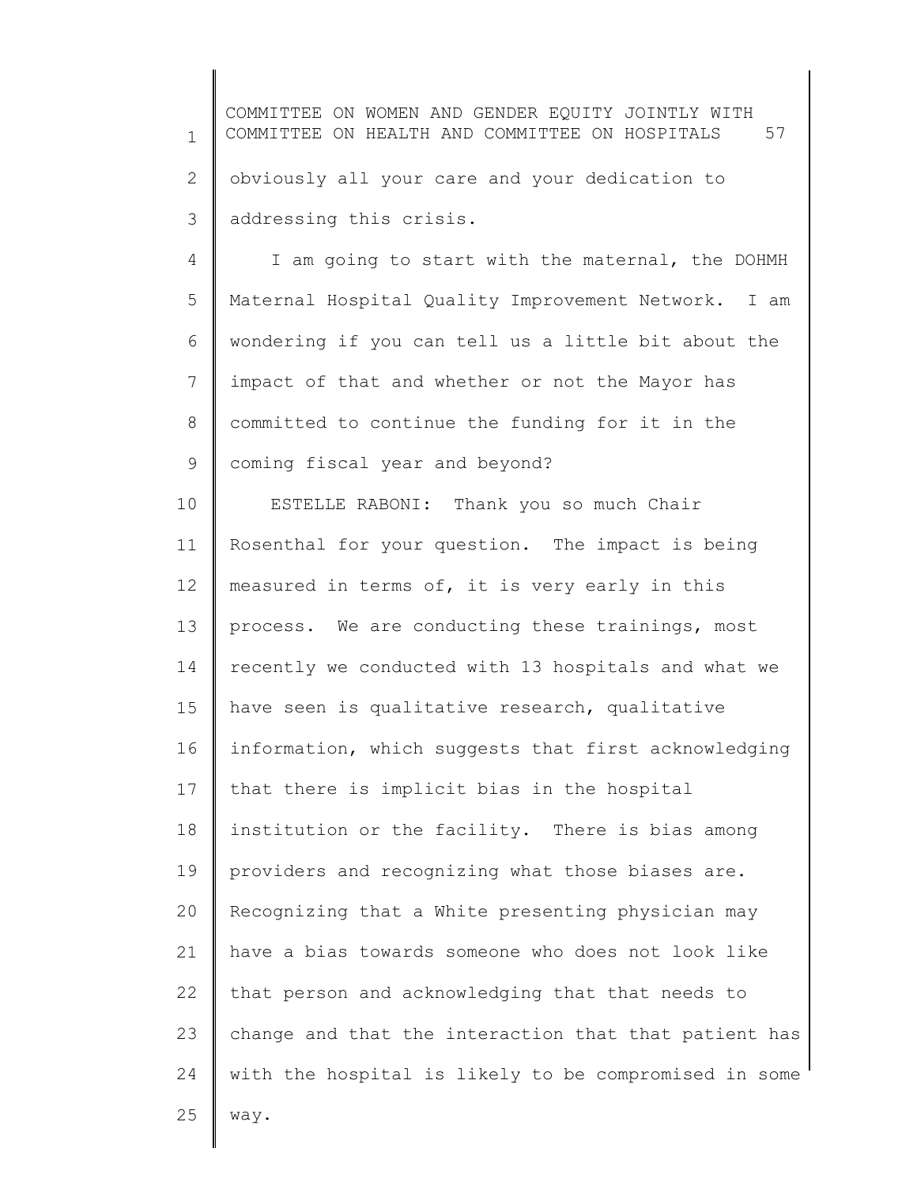obviously all your care and your dedication to addressing this crisis.

I am going to start with the maternal, the DOHMH Maternal Hospital Quality Improvement Network. I am wondering if you can tell us a little bit about the impact of that and whether or not the Mayor has committed to continue the funding for it in the coming fiscal year and beyond?

ESTELLE RABONI: Thank you so much Chair Rosenthal for your question. The impact is being measured in terms of, it is very early in this process. We are conducting these trainings, most recently we conducted with 13 hospitals and what we have seen is qualitative research, qualitative information, which suggests that first acknowledging that there is implicit bias in the hospital institution or the facility. There is bias among providers and recognizing what those biases are. Recognizing that a White presenting physician may have a bias towards someone who does not look like that person and acknowledging that that needs to change and that the interaction that that patient has with the hospital is likely to be compromised in some way.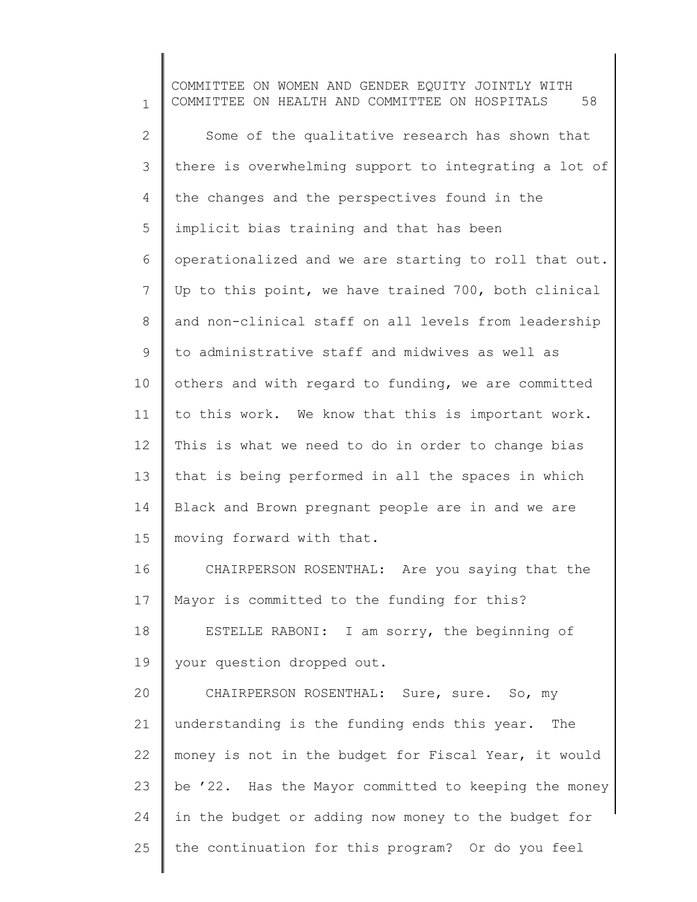Some of the qualitative research has shown that there is overwhelming support to integrating a lot of the changes and the perspectives found in the implicit bias training and that has been operationalized and we are starting to roll that out. Up to this point, we have trained 700, both clinical and non-clinical staff on all levels from leadership to administrative staff and midwives as well as others and with regard to funding, we are committed to this work. We know that this is important work. This is what we need to do in order to change bias that is being performed in all the spaces in which Black and Brown pregnant people are in and we are moving forward with that.

CHAIRPERSON ROSENTHAL: Are you saying that the Mayor is committed to the funding for this?

ESTELLE RABONI: I am sorry, the beginning of your question dropped out.

CHAIRPERSON ROSENTHAL: Sure, sure. So, my understanding is the funding ends this year. The money is not in the budget for Fiscal Year, it would be '22. Has the Mayor committed to keeping the money in the budget or adding now money to the budget for the continuation for this program? Or do you feel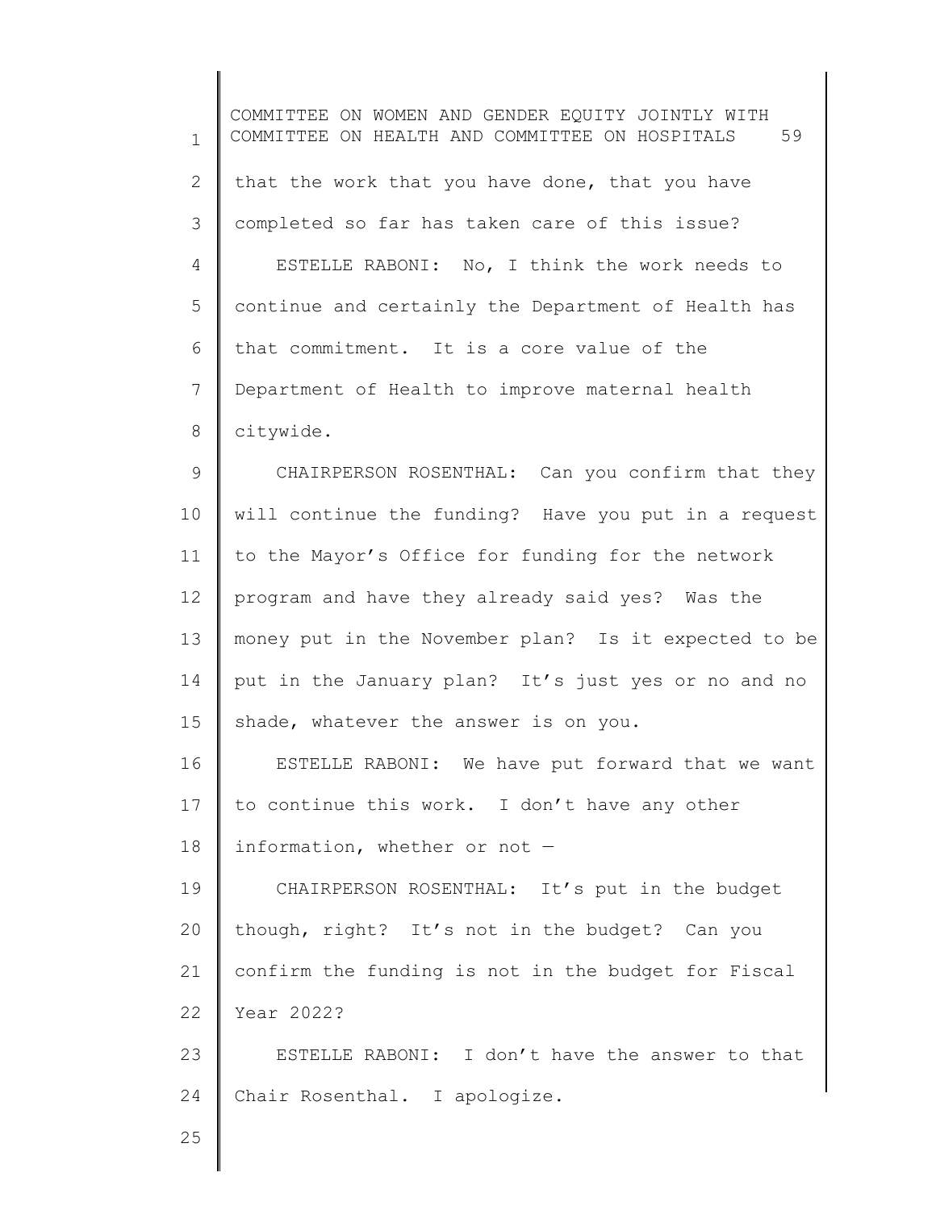that the work that you have done, that you have completed so far has taken care of this issue?

ESTELLE RABONI: No, I think the work needs to continue and certainly the Department of Health has that commitment. It is a core value of the Department of Health to improve maternal health citywide.

CHAIRPERSON ROSENTHAL: Can you confirm that they will continue the funding? Have you put in a request to the Mayor's Office for funding for the network program and have they already said yes? Was the money put in the November plan? Is it expected to be put in the January plan? It's just yes or no and no shade, whatever the answer is on you.

ESTELLE RABONI: We have put forward that we want to continue this work. I don't have any other information, whether or not —

CHAIRPERSON ROSENTHAL: It's put in the budget though, right? It's not in the budget? Can you confirm the funding is not in the budget for Fiscal Year 2022?

ESTELLE RABONI: I don't have the answer to that Chair Rosenthal. I apologize.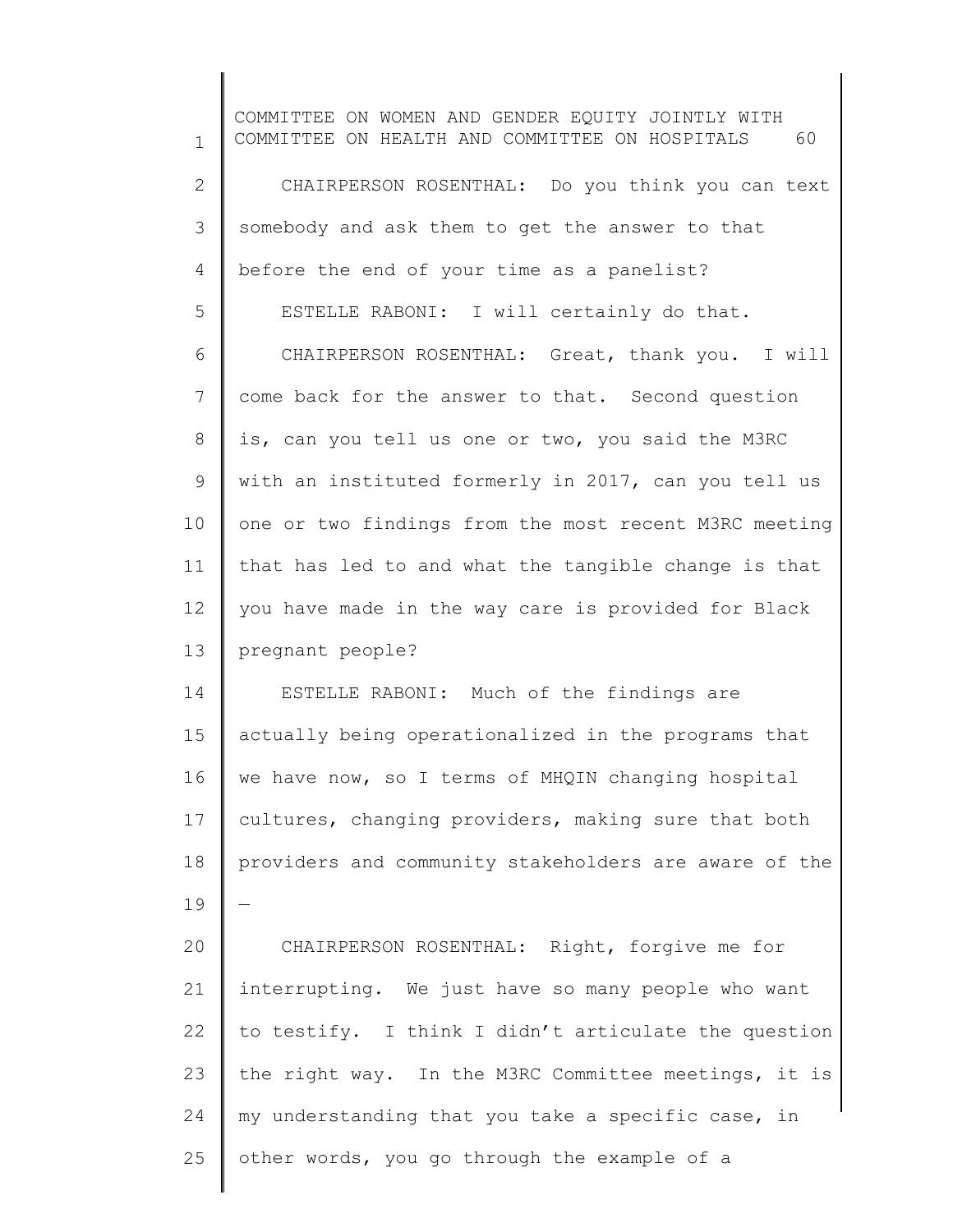CHAIRPERSON ROSENTHAL: Do you think you can text somebody and ask them to get the answer to that before the end of your time as a panelist?

ESTELLE RABONI: I will certainly do that.

CHAIRPERSON ROSENTHAL: Great, thank you. I will come back for the answer to that. Second question is, can you tell us one or two, you said the M3RC with an instituted formerly in 2017, can you tell us one or two findings from the most recent M3RC meeting that has led to and what the tangible change is that you have made in the way care is provided for Black pregnant people?

ESTELLE RABONI: Much of the findings are actually being operationalized in the programs that we have now, so I terms of MHQIN changing hospital cultures, changing providers, making sure that both providers and community stakeholders are aware of the —

CHAIRPERSON ROSENTHAL: Right, forgive me for interrupting. We just have so many people who want to testify. I think I didn't articulate the question the right way. In the M3RC Committee meetings, it is my understanding that you take a specific case, in other words, you go through the example of a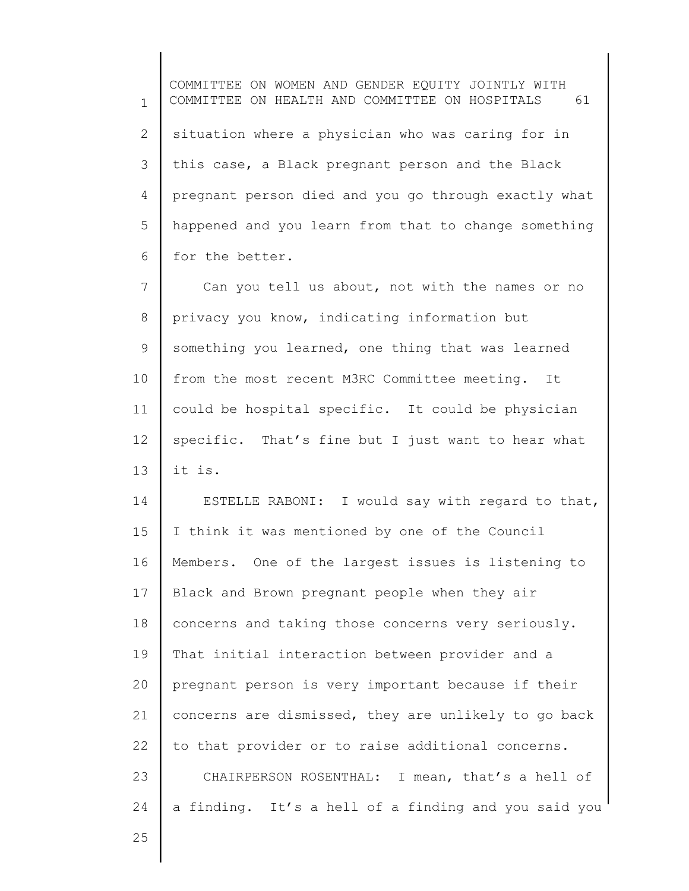situation where a physician who was caring for in this case, a Black pregnant person and the Black pregnant person died and you go through exactly what happened and you learn from that to change something for the better.

Can you tell us about, not with the names or no privacy you know, indicating information but something you learned, one thing that was learned from the most recent M3RC Committee meeting. It could be hospital specific. It could be physician specific. That's fine but I just want to hear what it is.

ESTELLE RABONI: I would say with regard to that, I think it was mentioned by one of the Council Members. One of the largest issues is listening to Black and Brown pregnant people when they air concerns and taking those concerns very seriously. That initial interaction between provider and a pregnant person is very important because if their concerns are dismissed, they are unlikely to go back to that provider or to raise additional concerns.

CHAIRPERSON ROSENTHAL: I mean, that's a hell of a finding. It's a hell of a finding and you said you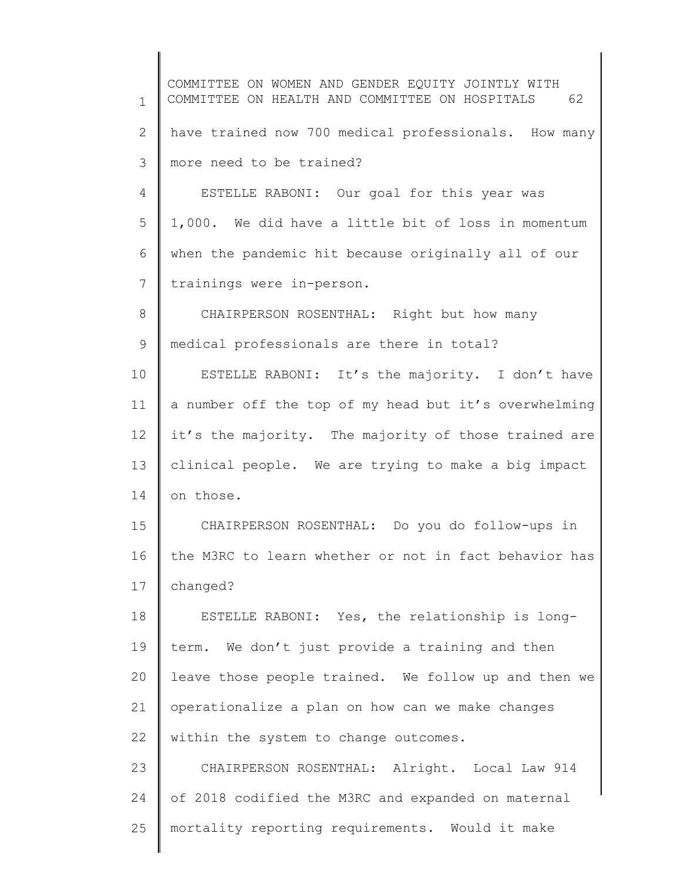have trained now 700 medical professionals. How many more need to be trained?

ESTELLE RABONI: Our goal for this year was 1,000. We did have a little bit of loss in momentum when the pandemic hit because originally all of our trainings were in-person.

CHAIRPERSON ROSENTHAL: Right but how many medical professionals are there in total?

ESTELLE RABONI: It's the majority. I don't have a number off the top of my head but it's overwhelming it's the majority. The majority of those trained are clinical people. We are trying to make a big impact on those.

CHAIRPERSON ROSENTHAL: Do you do follow-ups in the M3RC to learn whether or not in fact behavior has changed?

ESTELLE RABONI: Yes, the relationship is long-term. We don't just provide a training and then leave those people trained. We follow up and then we operationalize a plan on how can we make changes within the system to change outcomes.

CHAIRPERSON ROSENTHAL: Alright. Local Law 914 of 2018 codified the M3RC and expanded on maternal mortality reporting requirements. Would it make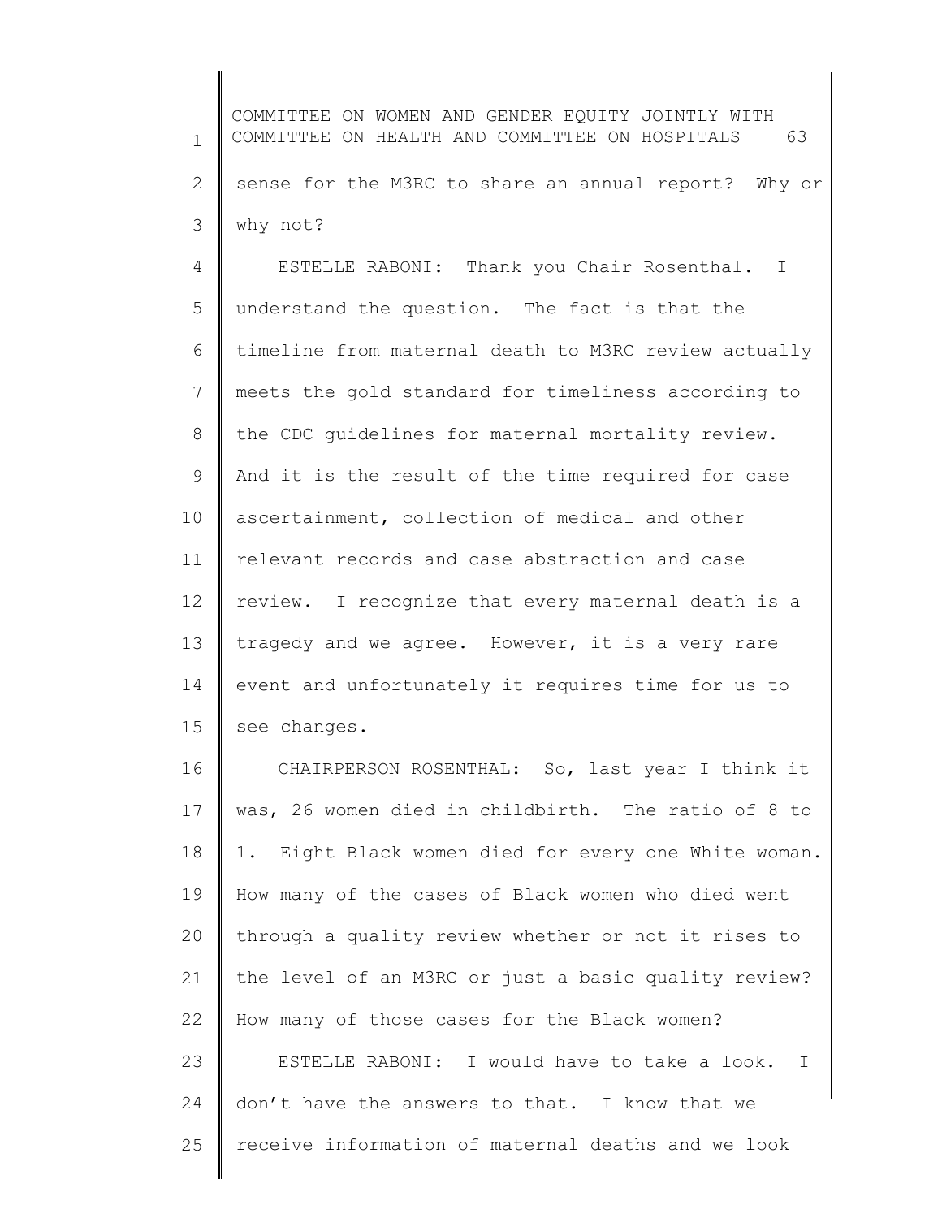sense for the M3RC to share an annual report? Why or why not?

ESTELLE RABONI: Thank you Chair Rosenthal. I understand the question. The fact is that the timeline from maternal death to M3RC review actually meets the gold standard for timeliness according to the CDC guidelines for maternal mortality review. And it is the result of the time required for case ascertainment, collection of medical and other relevant records and case abstraction and case review. I recognize that every maternal death is a tragedy and we agree. However, it is a very rare event and unfortunately it requires time for us to see changes.

CHAIRPERSON ROSENTHAL: So, last year I think it was, 26 women died in childbirth. The ratio of 8 to 1. Eight Black women died for every one White woman. How many of the cases of Black women who died went through a quality review whether or not it rises to the level of an M3RC or just a basic quality review? How many of those cases for the Black women?

ESTELLE RABONI: I would have to take a look. I don't have the answers to that. I know that we receive information of maternal deaths and we look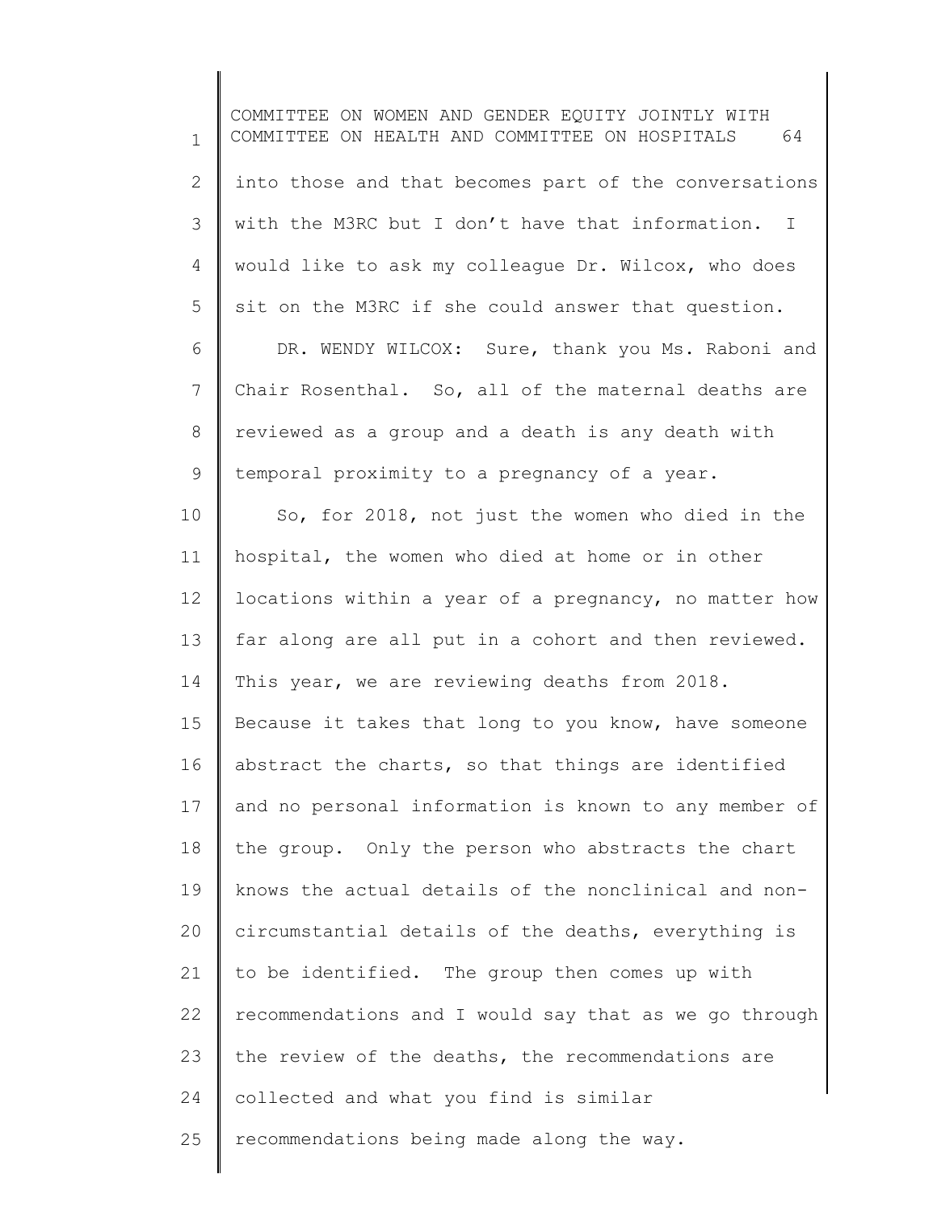into those and that becomes part of the conversations with the M3RC but I don't have that information. I would like to ask my colleague Dr. Wilcox, who does sit on the M3RC if she could answer that question.

DR. WENDY WILCOX: Sure, thank you Ms. Raboni and Chair Rosenthal. So, all of the maternal deaths are reviewed as a group and a death is any death with temporal proximity to a pregnancy of a year.

So, for 2018, not just the women who died in the hospital, the women who died at home or in other locations within a year of a pregnancy, no matter how far along are all put in a cohort and then reviewed. This year, we are reviewing deaths from 2018. Because it takes that long to you know, have someone abstract the charts, so that things are identified and no personal information is known to any member of the group. Only the person who abstracts the chart knows the actual details of the nonclinical and non-circumstantial details of the deaths, everything is to be identified. The group then comes up with recommendations and I would say that as we go through the review of the deaths, the recommendations are collected and what you find is similar recommendations being made along the way.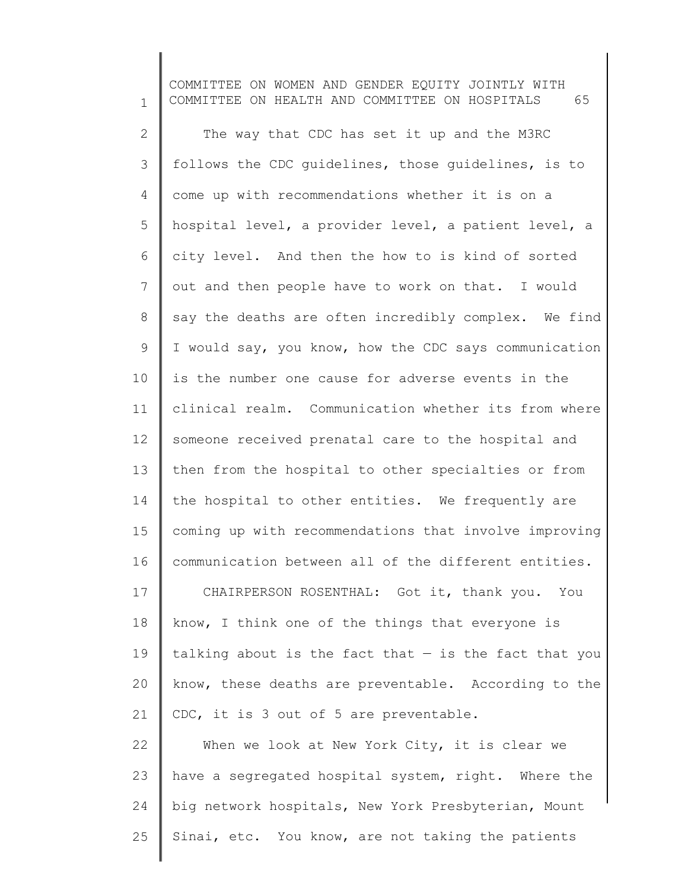The way that CDC has set it up and the M3RC follows the CDC guidelines, those guidelines, is to come up with recommendations whether it is on a hospital level, a provider level, a patient level, a city level. And then the how to is kind of sorted out and then people have to work on that. I would say the deaths are often incredibly complex. We find I would say, you know, how the CDC says communication is the number one cause for adverse events in the clinical realm. Communication whether its from where someone received prenatal care to the hospital and then from the hospital to other specialties or from the hospital to other entities. We frequently are coming up with recommendations that involve improving communication between all of the different entities.

CHAIRPERSON ROSENTHAL: Got it, thank you. You know, I think one of the things that everyone is talking about is the fact that — is the fact that you know, these deaths are preventable. According to the CDC, it is 3 out of 5 are preventable.

When we look at New York City, it is clear we have a segregated hospital system, right. Where the big network hospitals, New York Presbyterian, Mount Sinai, etc. You know, are not taking the patients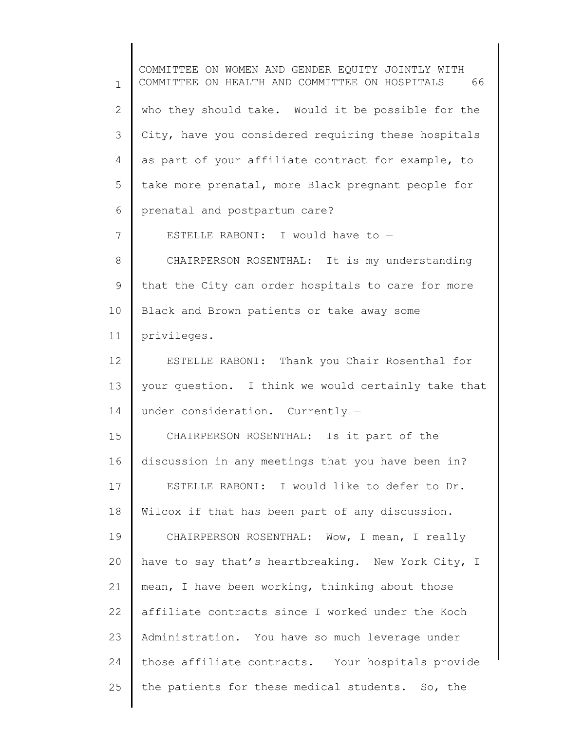who they should take. Would it be possible for the City, have you considered requiring these hospitals as part of your affiliate contract for example, to take more prenatal, more Black pregnant people for prenatal and postpartum care?

ESTELLE RABONI: I would have to —

CHAIRPERSON ROSENTHAL: It is my understanding that the City can order hospitals to care for more Black and Brown patients or take away some privileges.

ESTELLE RABONI: Thank you Chair Rosenthal for your question. I think we would certainly take that under consideration. Currently —

CHAIRPERSON ROSENTHAL: Is it part of the discussion in any meetings that you have been in?

ESTELLE RABONI: I would like to defer to Dr. Wilcox if that has been part of any discussion.

CHAIRPERSON ROSENTHAL: Wow, I mean, I really have to say that's heartbreaking. New York City, I mean, I have been working, thinking about those affiliate contracts since I worked under the Koch Administration. You have so much leverage under those affiliate contracts. Your hospitals provide the patients for these medical students. So, the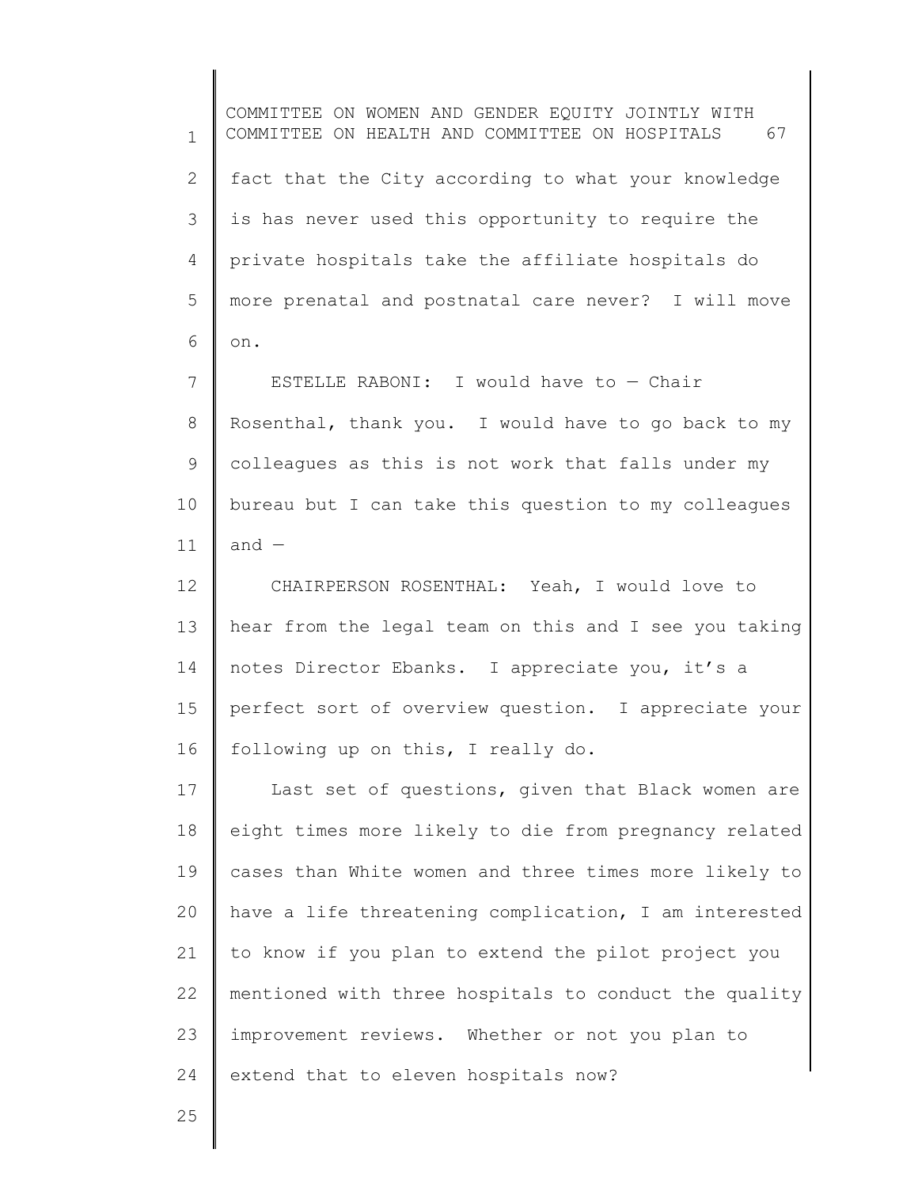fact that the City according to what your knowledge is has never used this opportunity to require the private hospitals take the affiliate hospitals do more prenatal and postnatal care never? I will move on.

ESTELLE RABONI: I would have to — Chair Rosenthal, thank you. I would have to go back to my colleagues as this is not work that falls under my bureau but I can take this question to my colleagues and —

CHAIRPERSON ROSENTHAL: Yeah, I would love to hear from the legal team on this and I see you taking notes Director Ebanks. I appreciate you, it's a perfect sort of overview question. I appreciate your following up on this, I really do.

Last set of questions, given that Black women are eight times more likely to die from pregnancy related cases than White women and three times more likely to have a life threatening complication, I am interested to know if you plan to extend the pilot project you mentioned with three hospitals to conduct the quality improvement reviews. Whether or not you plan to extend that to eleven hospitals now?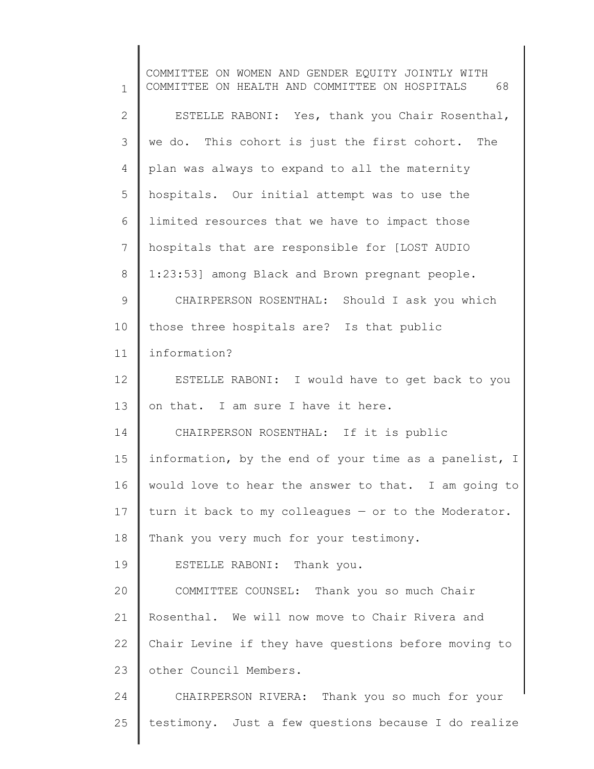ESTELLE RABONI: Yes, thank you Chair Rosenthal, we do. This cohort is just the first cohort. The plan was always to expand to all the maternity hospitals. Our initial attempt was to use the limited resources that we have to impact those hospitals that are responsible for [LOST AUDIO 1:23:53] among Black and Brown pregnant people.

CHAIRPERSON ROSENTHAL: Should I ask you which those three hospitals are? Is that public information?

ESTELLE RABONI: I would have to get back to you on that. I am sure I have it here.

CHAIRPERSON ROSENTHAL: If it is public information, by the end of your time as a panelist, I would love to hear the answer to that. I am going to turn it back to my colleagues — or to the Moderator. Thank you very much for your testimony.

ESTELLE RABONI: Thank you.

COMMITTEE COUNSEL: Thank you so much Chair Rosenthal. We will now move to Chair Rivera and Chair Levine if they have questions before moving to other Council Members.

CHAIRPERSON RIVERA: Thank you so much for your testimony. Just a few questions because I do realize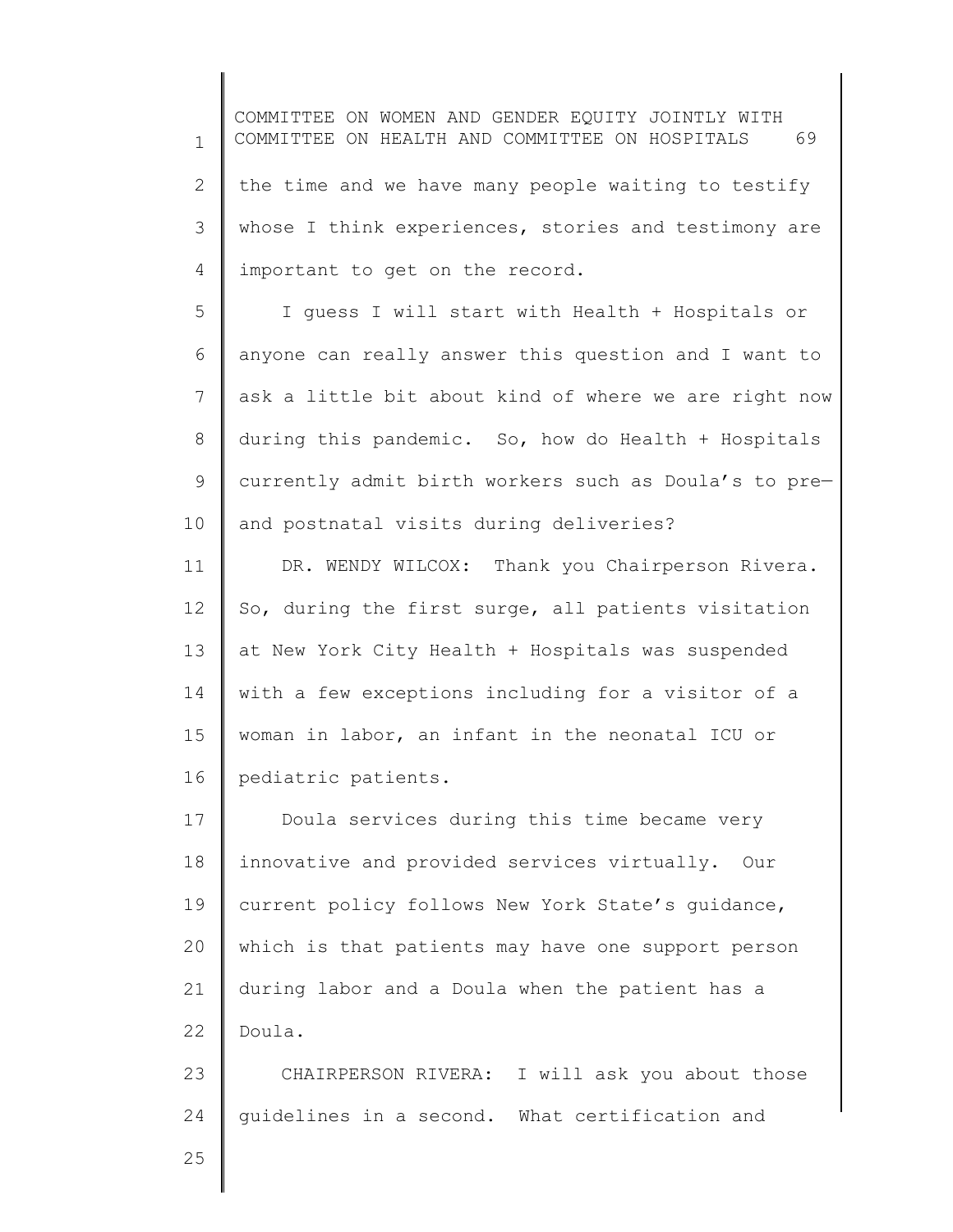the time and we have many people waiting to testify whose I think experiences, stories and testimony are important to get on the record.

I guess I will start with Health + Hospitals or anyone can really answer this question and I want to ask a little bit about kind of where we are right now during this pandemic. So, how do Health + Hospitals currently admit birth workers such as Doula's to pre— and postnatal visits during deliveries?

DR. WENDY WILCOX: Thank you Chairperson Rivera. So, during the first surge, all patients visitation at New York City Health + Hospitals was suspended with a few exceptions including for a visitor of a woman in labor, an infant in the neonatal ICU or pediatric patients.

Doula services during this time became very innovative and provided services virtually. Our current policy follows New York State's guidance, which is that patients may have one support person during labor and a Doula when the patient has a Doula.

CHAIRPERSON RIVERA: I will ask you about those guidelines in a second. What certification and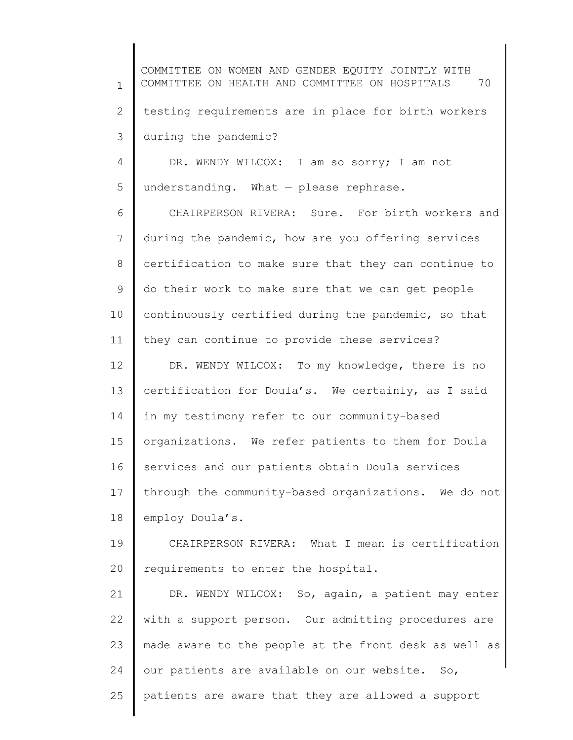testing requirements are in place for birth workers during the pandemic?

DR. WENDY WILCOX: I am so sorry; I am not understanding. What — please rephrase.

CHAIRPERSON RIVERA: Sure. For birth workers and during the pandemic, how are you offering services certification to make sure that they can continue to do their work to make sure that we can get people continuously certified during the pandemic, so that they can continue to provide these services?

DR. WENDY WILCOX: To my knowledge, there is no certification for Doula's. We certainly, as I said in my testimony refer to our community-based organizations. We refer patients to them for Doula services and our patients obtain Doula services through the community-based organizations. We do not employ Doula's.

CHAIRPERSON RIVERA: What I mean is certification requirements to enter the hospital.

DR. WENDY WILCOX: So, again, a patient may enter with a support person. Our admitting procedures are made aware to the people at the front desk as well as our patients are available on our website. So, patients are aware that they are allowed a support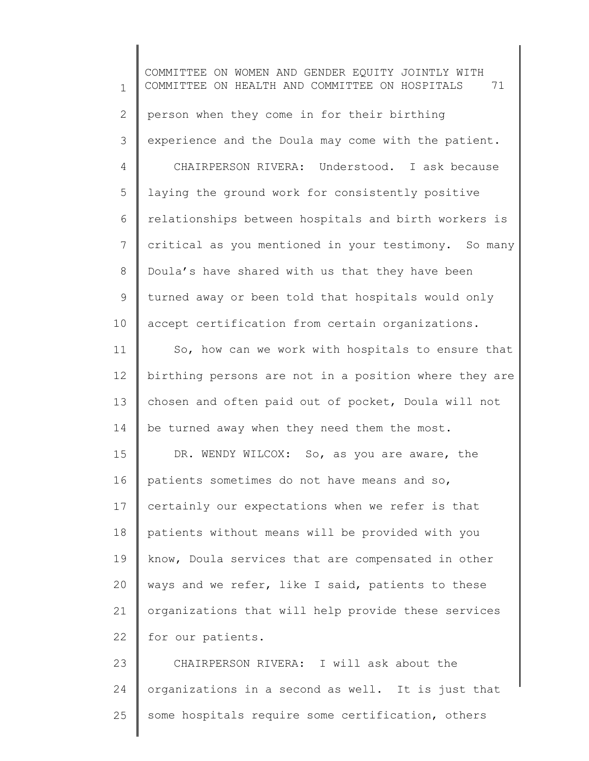person when they come in for their birthing experience and the Doula may come with the patient.

CHAIRPERSON RIVERA: Understood. I ask because laying the ground work for consistently positive relationships between hospitals and birth workers is critical as you mentioned in your testimony. So many Doula's have shared with us that they have been turned away or been told that hospitals would only accept certification from certain organizations.

So, how can we work with hospitals to ensure that birthing persons are not in a position where they are chosen and often paid out of pocket, Doula will not be turned away when they need them the most.

DR. WENDY WILCOX: So, as you are aware, the patients sometimes do not have means and so, certainly our expectations when we refer is that patients without means will be provided with you know, Doula services that are compensated in other ways and we refer, like I said, patients to these organizations that will help provide these services for our patients.

CHAIRPERSON RIVERA: I will ask about the organizations in a second as well. It is just that some hospitals require some certification, others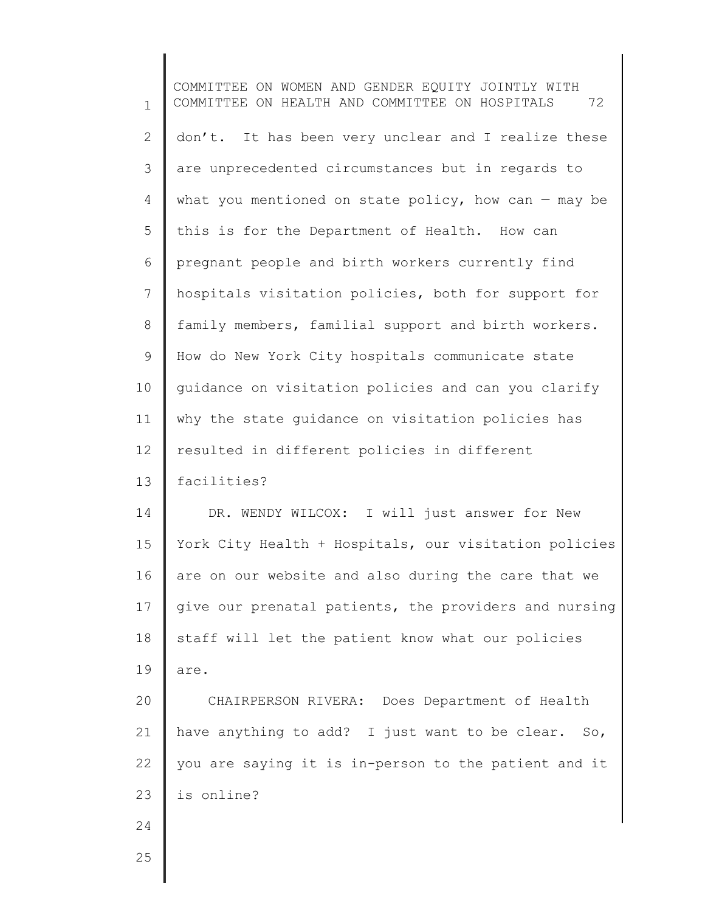don't. It has been very unclear and I realize these are unprecedented circumstances but in regards to what you mentioned on state policy, how can — may be this is for the Department of Health. How can pregnant people and birth workers currently find hospitals visitation policies, both for support for family members, familial support and birth workers. How do New York City hospitals communicate state guidance on visitation policies and can you clarify why the state guidance on visitation policies has resulted in different policies in different facilities?

DR. WENDY WILCOX: I will just answer for New York City Health + Hospitals, our visitation policies are on our website and also during the care that we give our prenatal patients, the providers and nursing staff will let the patient know what our policies are.

CHAIRPERSON RIVERA: Does Department of Health have anything to add? I just want to be clear. So, you are saying it is in-person to the patient and it is online?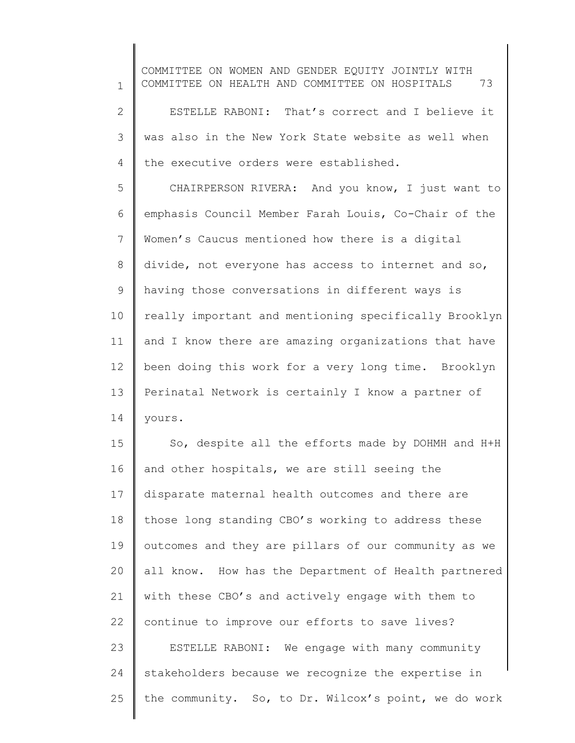ESTELLE RABONI: That's correct and I believe it was also in the New York State website as well when the executive orders were established.

CHAIRPERSON RIVERA: And you know, I just want to emphasis Council Member Farah Louis, Co-Chair of the Women's Caucus mentioned how there is a digital divide, not everyone has access to internet and so, having those conversations in different ways is really important and mentioning specifically Brooklyn and I know there are amazing organizations that have been doing this work for a very long time. Brooklyn Perinatal Network is certainly I know a partner of yours.

So, despite all the efforts made by DOHMH and H+H and other hospitals, we are still seeing the disparate maternal health outcomes and there are those long standing CBO's working to address these outcomes and they are pillars of our community as we all know. How has the Department of Health partnered with these CBO's and actively engage with them to continue to improve our efforts to save lives?

ESTELLE RABONI: We engage with many community stakeholders because we recognize the expertise in the community. So, to Dr. Wilcox's point, we do work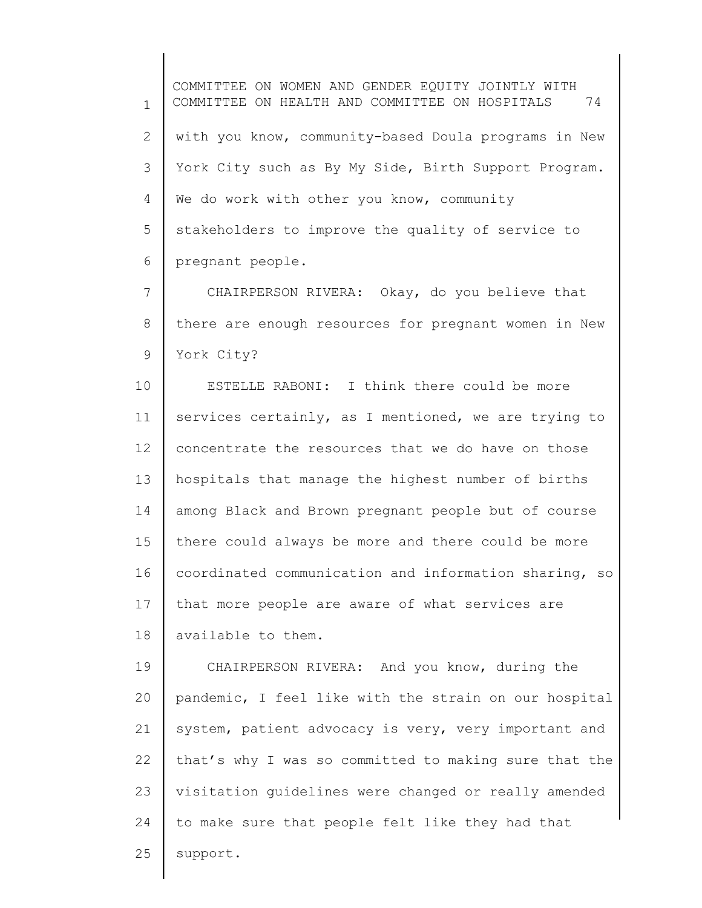with you know, community-based Doula programs in New York City such as By My Side, Birth Support Program. We do work with other you know, community stakeholders to improve the quality of service to pregnant people.

CHAIRPERSON RIVERA: Okay, do you believe that there are enough resources for pregnant women in New York City?

ESTELLE RABONI: I think there could be more services certainly, as I mentioned, we are trying to concentrate the resources that we do have on those hospitals that manage the highest number of births among Black and Brown pregnant people but of course there could always be more and there could be more coordinated communication and information sharing, so that more people are aware of what services are available to them.

CHAIRPERSON RIVERA: And you know, during the pandemic, I feel like with the strain on our hospital system, patient advocacy is very, very important and that's why I was so committed to making sure that the visitation guidelines were changed or really amended to make sure that people felt like they had that support.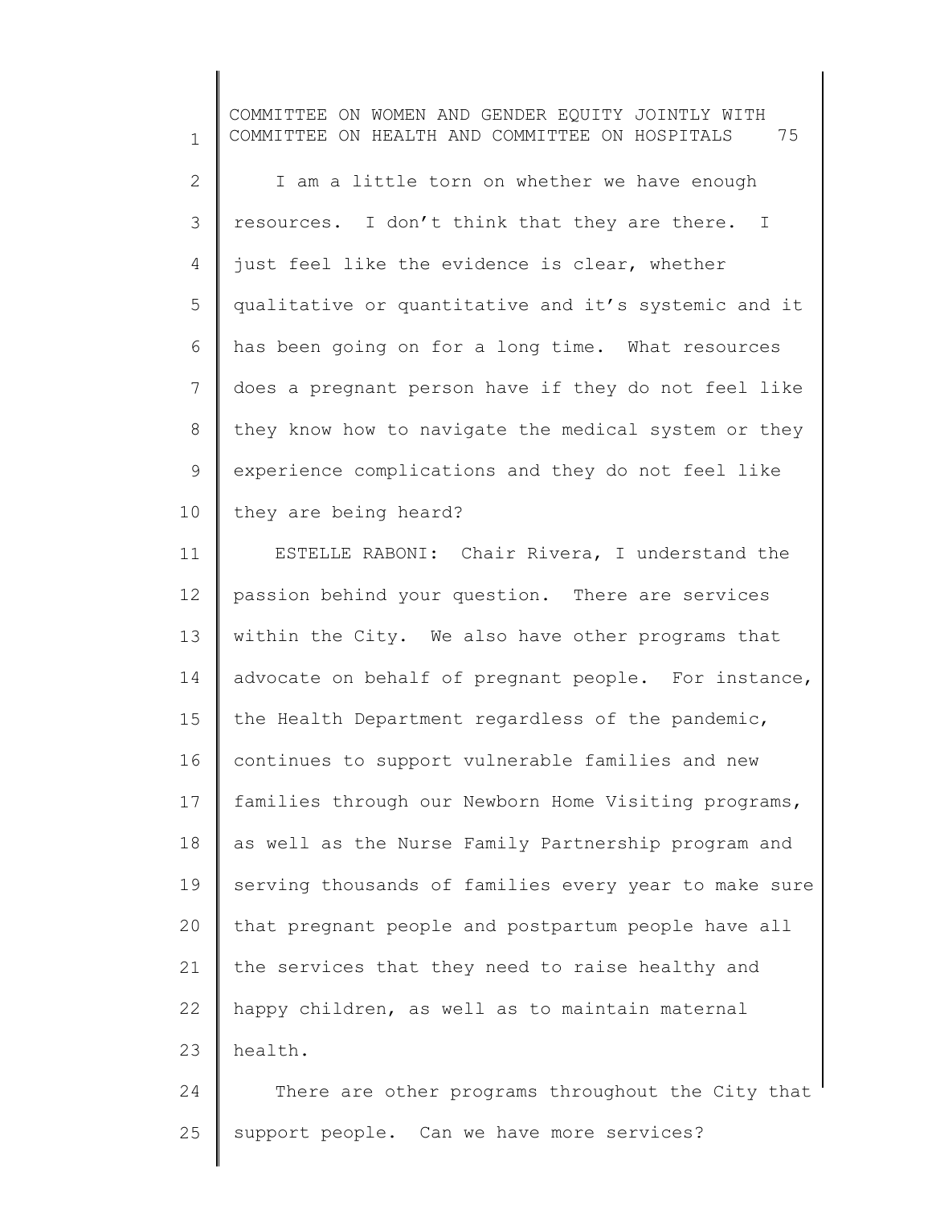I am a little torn on whether we have enough resources. I don't think that they are there. I just feel like the evidence is clear, whether qualitative or quantitative and it's systemic and it has been going on for a long time. What resources does a pregnant person have if they do not feel like they know how to navigate the medical system or they experience complications and they do not feel like they are being heard?

ESTELLE RABONI: Chair Rivera, I understand the passion behind your question. There are services within the City. We also have other programs that advocate on behalf of pregnant people. For instance, the Health Department regardless of the pandemic, continues to support vulnerable families and new families through our Newborn Home Visiting programs, as well as the Nurse Family Partnership program and serving thousands of families every year to make sure that pregnant people and postpartum people have all the services that they need to raise healthy and happy children, as well as to maintain maternal health.

There are other programs throughout the City that support people. Can we have more services?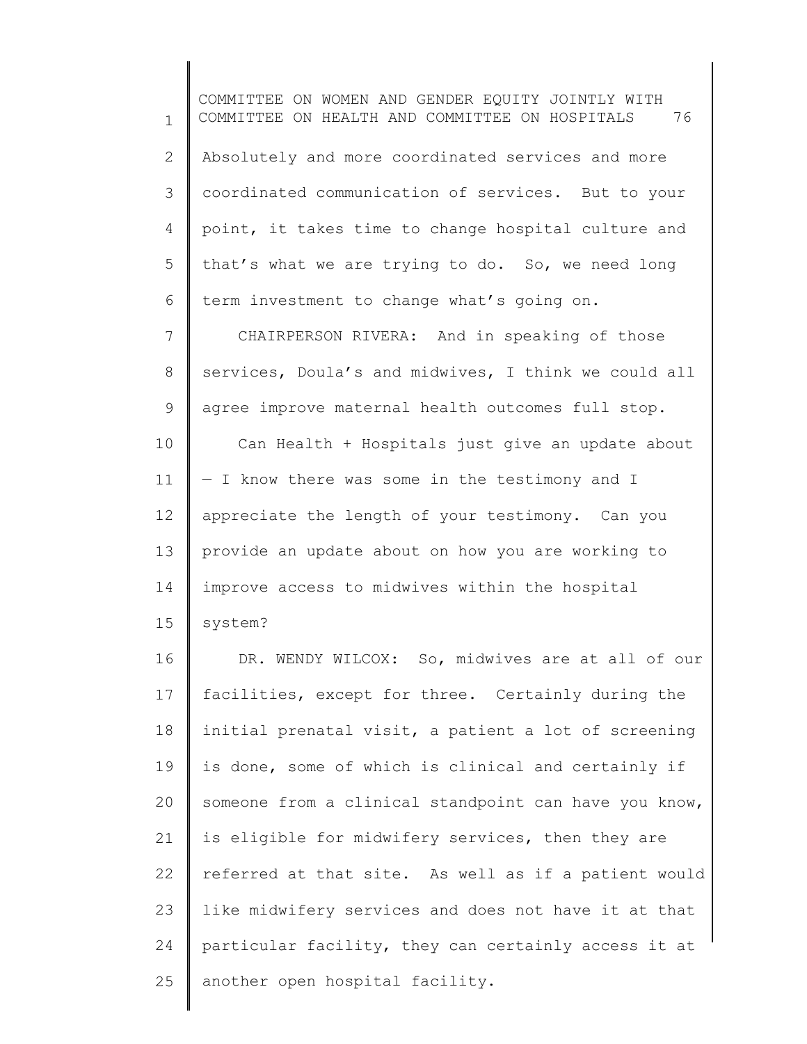Absolutely and more coordinated services and more coordinated communication of services. But to your point, it takes time to change hospital culture and that's what we are trying to do. So, we need long term investment to change what's going on.

CHAIRPERSON RIVERA: And in speaking of those services, Doula's and midwives, I think we could all agree improve maternal health outcomes full stop.

Can Health + Hospitals just give an update about — I know there was some in the testimony and I appreciate the length of your testimony. Can you provide an update about on how you are working to improve access to midwives within the hospital system?

DR. WENDY WILCOX: So, midwives are at all of our facilities, except for three. Certainly during the initial prenatal visit, a patient a lot of screening is done, some of which is clinical and certainly if someone from a clinical standpoint can have you know, is eligible for midwifery services, then they are referred at that site. As well as if a patient would like midwifery services and does not have it at that particular facility, they can certainly access it at another open hospital facility.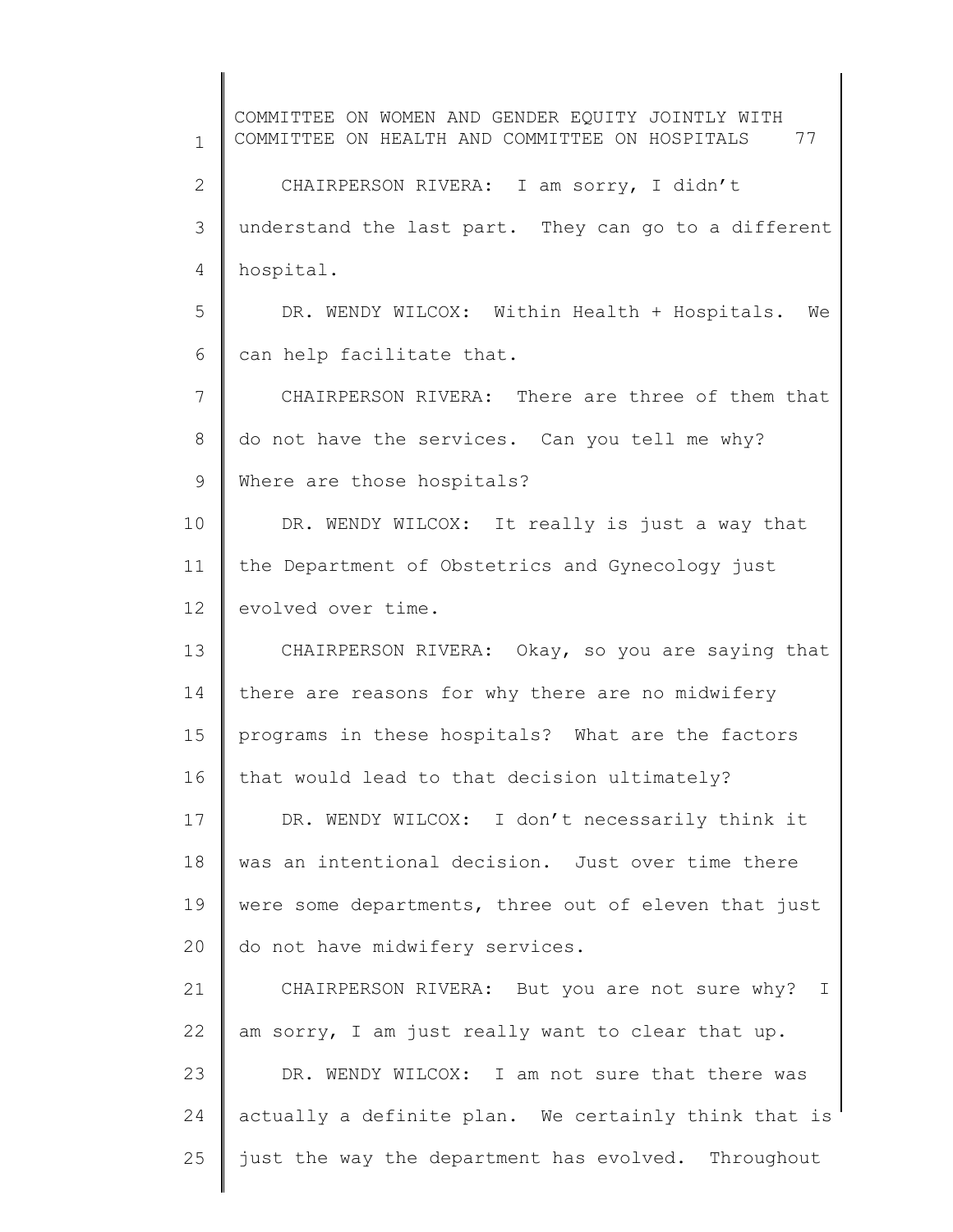CHAIRPERSON RIVERA: I am sorry, I didn't understand the last part. They can go to a different hospital.

DR. WENDY WILCOX: Within Health + Hospitals. We can help facilitate that.

CHAIRPERSON RIVERA: There are three of them that do not have the services. Can you tell me why? Where are those hospitals?

DR. WENDY WILCOX: It really is just a way that the Department of Obstetrics and Gynecology just evolved over time.

CHAIRPERSON RIVERA: Okay, so you are saying that there are reasons for why there are no midwifery programs in these hospitals? What are the factors that would lead to that decision ultimately?

DR. WENDY WILCOX: I don't necessarily think it was an intentional decision. Just over time there were some departments, three out of eleven that just do not have midwifery services.

CHAIRPERSON RIVERA: But you are not sure why? I am sorry, I am just really want to clear that up.

DR. WENDY WILCOX: I am not sure that there was actually a definite plan. We certainly think that is just the way the department has evolved. Throughout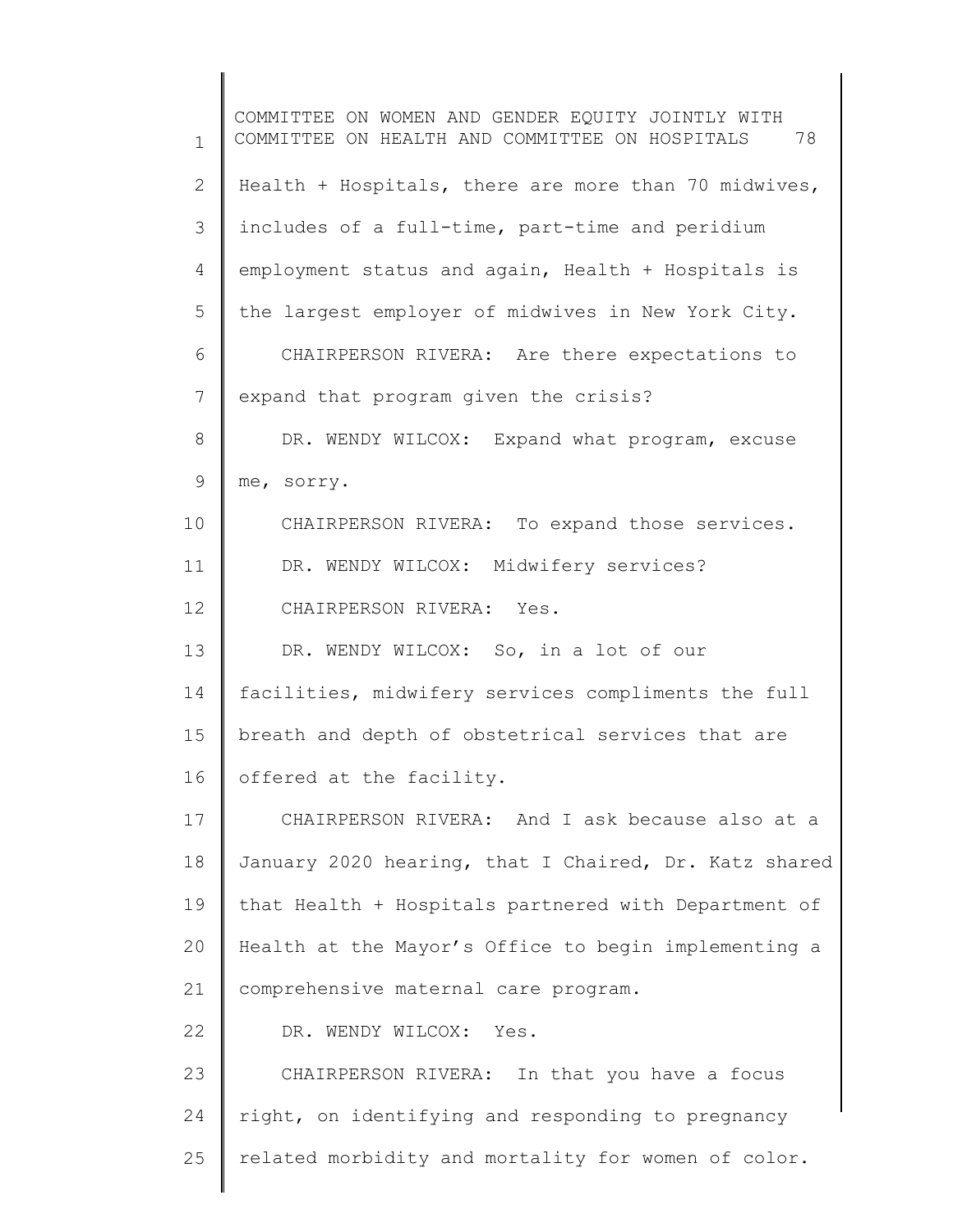Health + Hospitals, there are more than 70 midwives, includes of a full-time, part-time and peridium employment status and again, Health + Hospitals is the largest employer of midwives in New York City.

CHAIRPERSON RIVERA: Are there expectations to expand that program given the crisis?

DR. WENDY WILCOX: Expand what program, excuse me, sorry.

CHAIRPERSON RIVERA: To expand those services.

DR. WENDY WILCOX: Midwifery services?

CHAIRPERSON RIVERA: Yes.

DR. WENDY WILCOX: So, in a lot of our facilities, midwifery services compliments the full breath and depth of obstetrical services that are offered at the facility.

CHAIRPERSON RIVERA: And I ask because also at a January 2020 hearing, that I Chaired, Dr. Katz shared that Health + Hospitals partnered with Department of Health at the Mayor's Office to begin implementing a comprehensive maternal care program.

DR. WENDY WILCOX: Yes.

CHAIRPERSON RIVERA: In that you have a focus right, on identifying and responding to pregnancy related morbidity and mortality for women of color.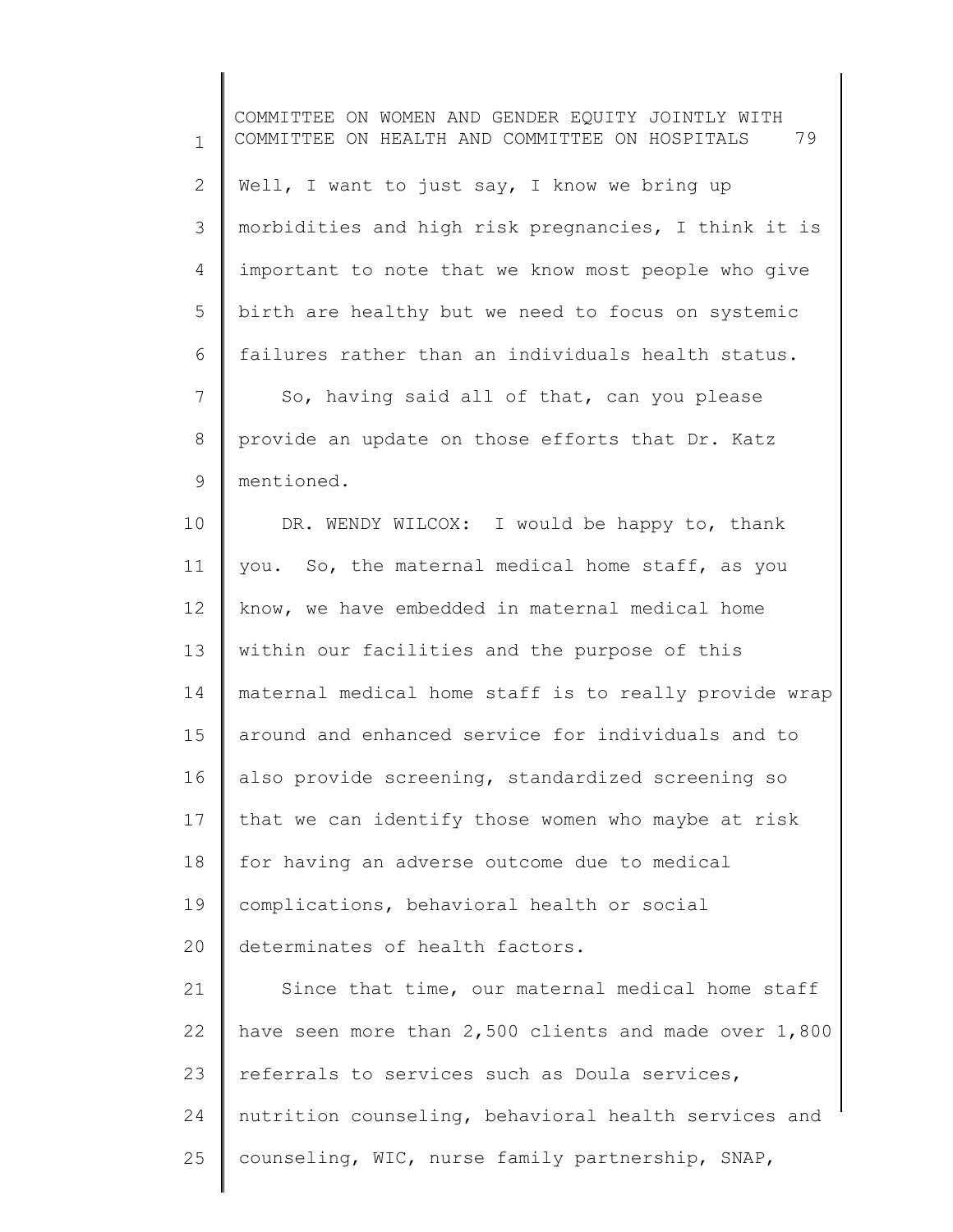Well, I want to just say, I know we bring up morbidities and high risk pregnancies, I think it is important to note that we know most people who give birth are healthy but we need to focus on systemic failures rather than an individuals health status.

So, having said all of that, can you please provide an update on those efforts that Dr. Katz mentioned.

DR. WENDY WILCOX: I would be happy to, thank you. So, the maternal medical home staff, as you know, we have embedded in maternal medical home within our facilities and the purpose of this maternal medical home staff is to really provide wrap around and enhanced service for individuals and to also provide screening, standardized screening so that we can identify those women who maybe at risk for having an adverse outcome due to medical complications, behavioral health or social determinates of health factors.

Since that time, our maternal medical home staff have seen more than 2,500 clients and made over 1,800 referrals to services such as Doula services, nutrition counseling, behavioral health services and counseling, WIC, nurse family partnership, SNAP,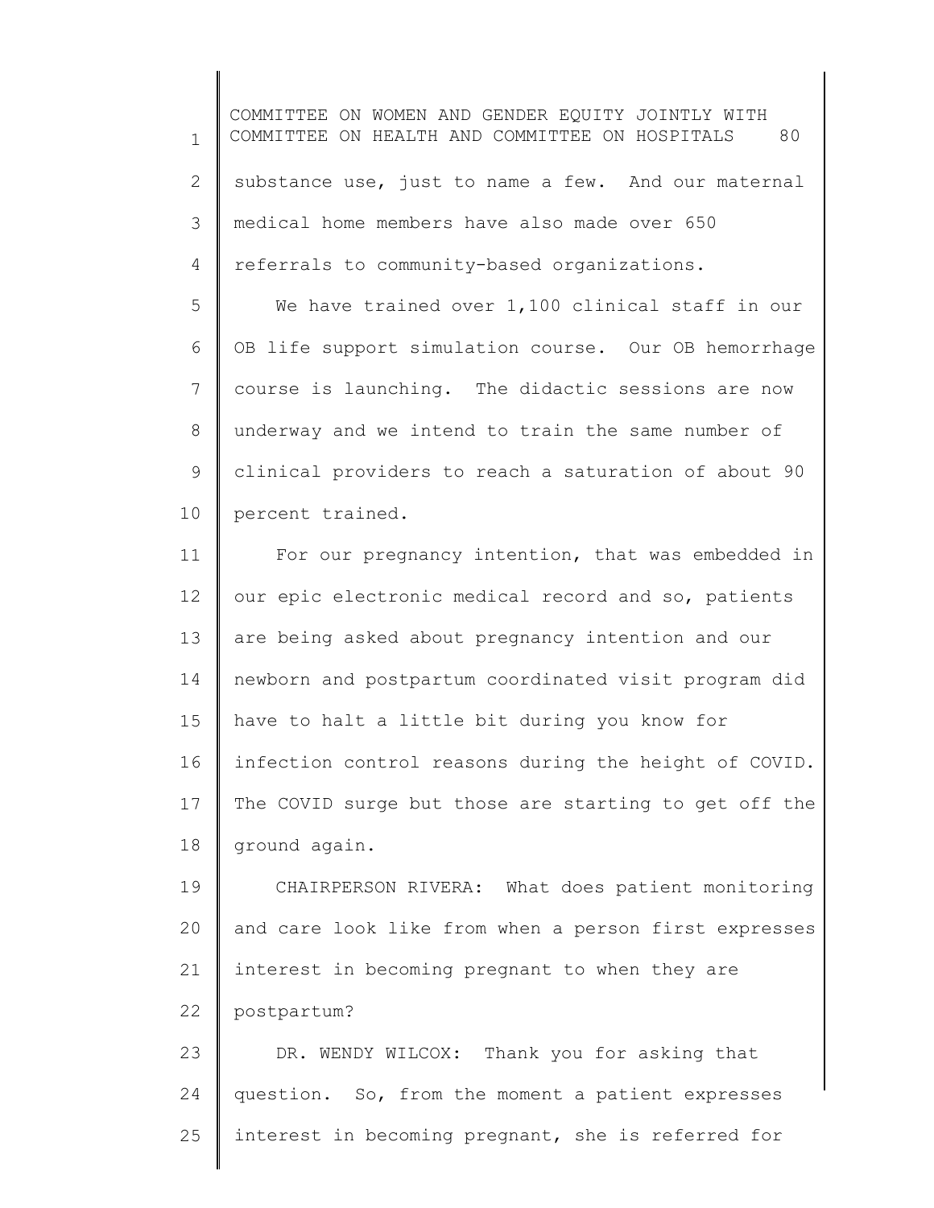substance use, just to name a few. And our maternal medical home members have also made over 650 referrals to community-based organizations.

We have trained over 1,100 clinical staff in our OB life support simulation course. Our OB hemorrhage course is launching. The didactic sessions are now underway and we intend to train the same number of clinical providers to reach a saturation of about 90 percent trained.

For our pregnancy intention, that was embedded in our epic electronic medical record and so, patients are being asked about pregnancy intention and our newborn and postpartum coordinated visit program did have to halt a little bit during you know for infection control reasons during the height of COVID. The COVID surge but those are starting to get off the ground again.

CHAIRPERSON RIVERA: What does patient monitoring and care look like from when a person first expresses interest in becoming pregnant to when they are postpartum?

DR. WENDY WILCOX: Thank you for asking that question. So, from the moment a patient expresses interest in becoming pregnant, she is referred for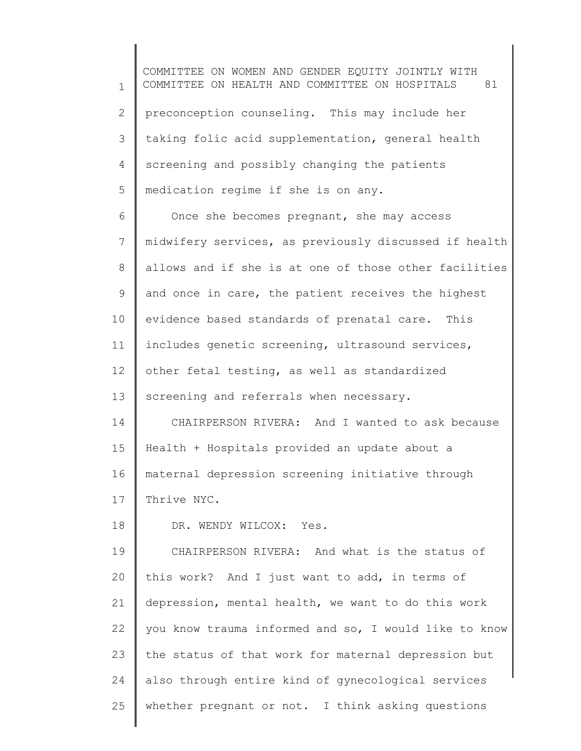preconception counseling. This may include her taking folic acid supplementation, general health screening and possibly changing the patients medication regime if she is on any.

Once she becomes pregnant, she may access midwifery services, as previously discussed if health allows and if she is at one of those other facilities and once in care, the patient receives the highest evidence based standards of prenatal care. This includes genetic screening, ultrasound services, other fetal testing, as well as standardized screening and referrals when necessary.

CHAIRPERSON RIVERA: And I wanted to ask because Health + Hospitals provided an update about a maternal depression screening initiative through Thrive NYC.

DR. WENDY WILCOX: Yes.

CHAIRPERSON RIVERA: And what is the status of this work? And I just want to add, in terms of depression, mental health, we want to do this work you know trauma informed and so, I would like to know the status of that work for maternal depression but also through entire kind of gynecological services whether pregnant or not. I think asking questions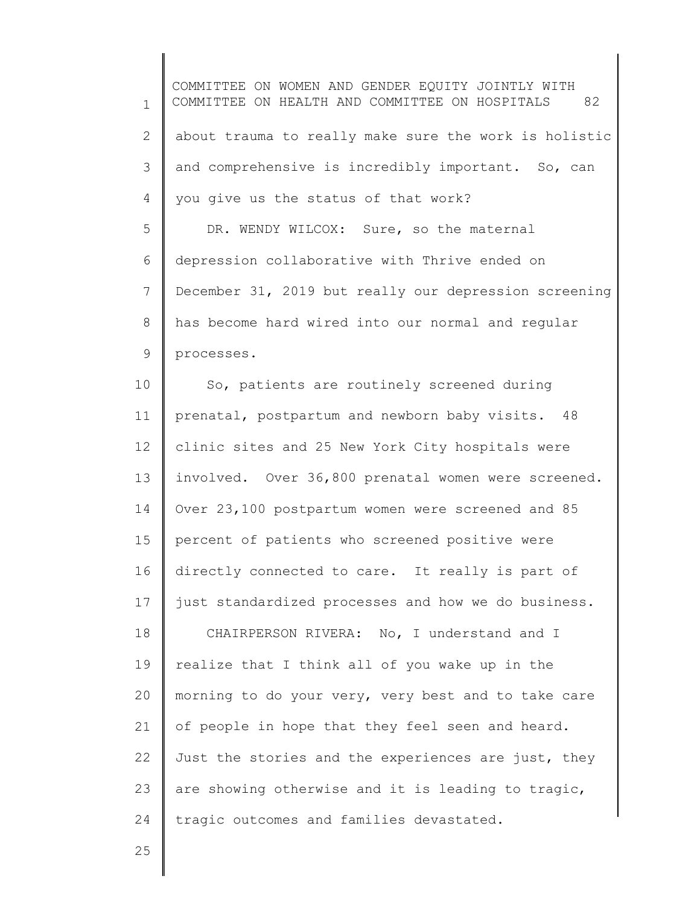about trauma to really make sure the work is holistic and comprehensive is incredibly important. So, can you give us the status of that work?

DR. WENDY WILCOX: Sure, so the maternal depression collaborative with Thrive ended on December 31, 2019 but really our depression screening has become hard wired into our normal and regular processes.

So, patients are routinely screened during prenatal, postpartum and newborn baby visits. 48 clinic sites and 25 New York City hospitals were involved. Over 36,800 prenatal women were screened. Over 23,100 postpartum women were screened and 85 percent of patients who screened positive were directly connected to care. It really is part of just standardized processes and how we do business.

CHAIRPERSON RIVERA: No, I understand and I realize that I think all of you wake up in the morning to do your very, very best and to take care of people in hope that they feel seen and heard. Just the stories and the experiences are just, they are showing otherwise and it is leading to tragic, tragic outcomes and families devastated.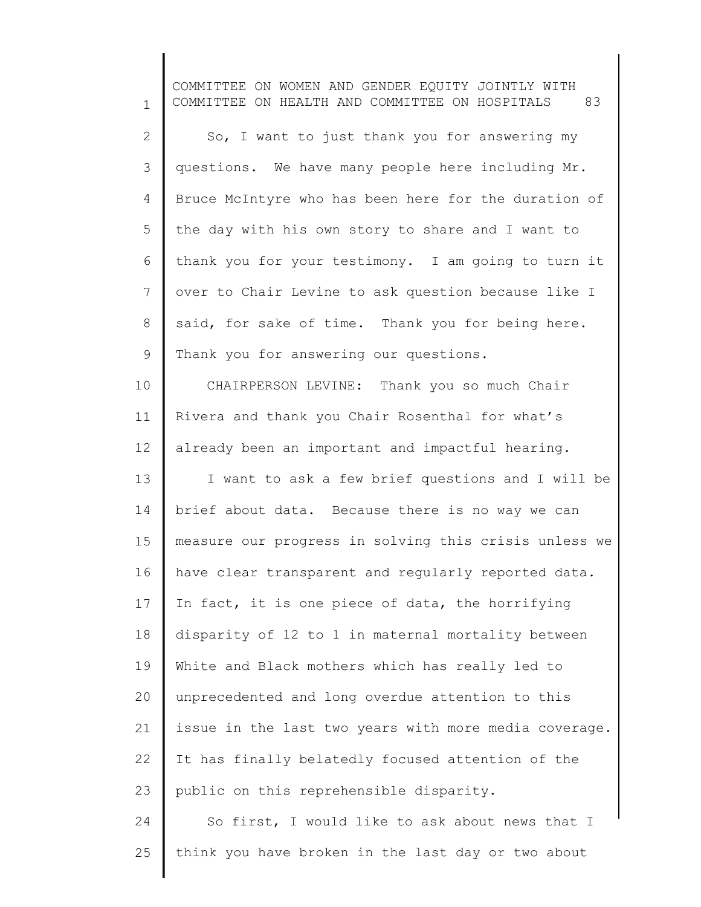So, I want to just thank you for answering my questions. We have many people here including Mr. Bruce McIntyre who has been here for the duration of the day with his own story to share and I want to thank you for your testimony. I am going to turn it over to Chair Levine to ask question because like I said, for sake of time. Thank you for being here. Thank you for answering our questions.

CHAIRPERSON LEVINE: Thank you so much Chair Rivera and thank you Chair Rosenthal for what's already been an important and impactful hearing.

I want to ask a few brief questions and I will be brief about data. Because there is no way we can measure our progress in solving this crisis unless we have clear transparent and regularly reported data. In fact, it is one piece of data, the horrifying disparity of 12 to 1 in maternal mortality between White and Black mothers which has really led to unprecedented and long overdue attention to this issue in the last two years with more media coverage. It has finally belatedly focused attention of the public on this reprehensible disparity.

So first, I would like to ask about news that I think you have broken in the last day or two about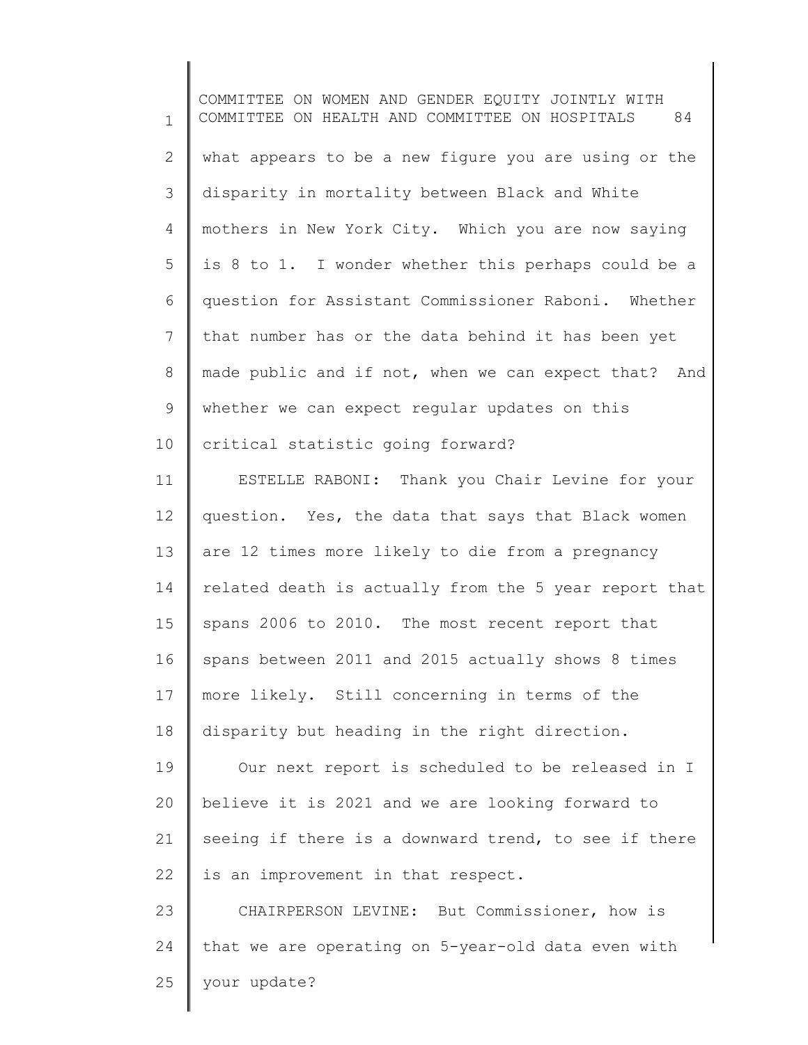what appears to be a new figure you are using or the disparity in mortality between Black and White mothers in New York City. Which you are now saying is 8 to 1. I wonder whether this perhaps could be a question for Assistant Commissioner Raboni. Whether that number has or the data behind it has been yet made public and if not, when we can expect that? And whether we can expect regular updates on this critical statistic going forward?

ESTELLE RABONI: Thank you Chair Levine for your question. Yes, the data that says that Black women are 12 times more likely to die from a pregnancy related death is actually from the 5 year report that spans 2006 to 2010. The most recent report that spans between 2011 and 2015 actually shows 8 times more likely. Still concerning in terms of the disparity but heading in the right direction.

Our next report is scheduled to be released in I believe it is 2021 and we are looking forward to seeing if there is a downward trend, to see if there is an improvement in that respect.

CHAIRPERSON LEVINE: But Commissioner, how is that we are operating on 5-year-old data even with your update?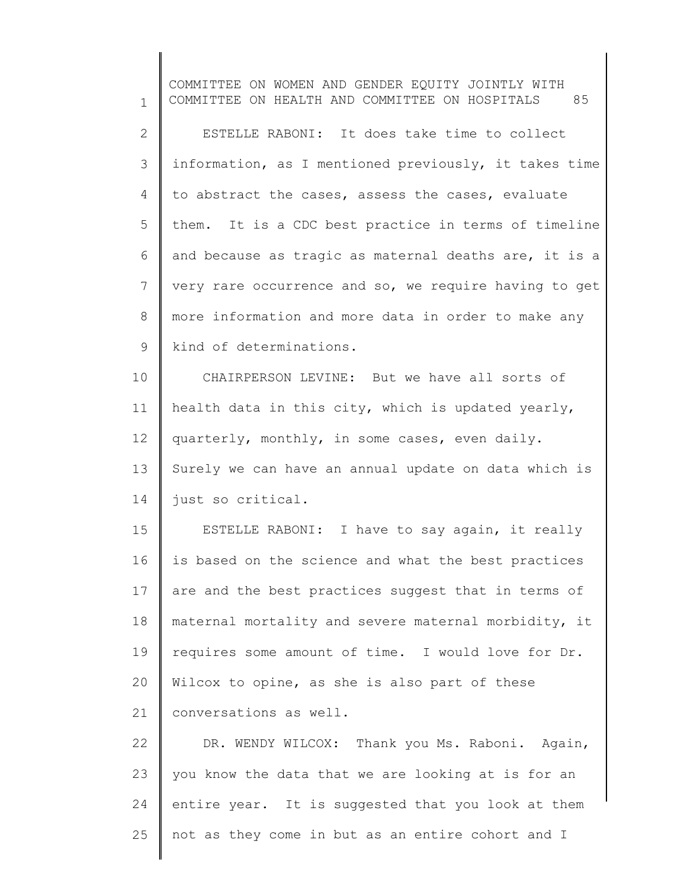ESTELLE RABONI: It does take time to collect information, as I mentioned previously, it takes time to abstract the cases, assess the cases, evaluate them. It is a CDC best practice in terms of timeline and because as tragic as maternal deaths are, it is a very rare occurrence and so, we require having to get more information and more data in order to make any kind of determinations.

CHAIRPERSON LEVINE: But we have all sorts of health data in this city, which is updated yearly, quarterly, monthly, in some cases, even daily. Surely we can have an annual update on data which is just so critical.

ESTELLE RABONI: I have to say again, it really is based on the science and what the best practices are and the best practices suggest that in terms of maternal mortality and severe maternal morbidity, it requires some amount of time. I would love for Dr. Wilcox to opine, as she is also part of these conversations as well.

DR. WENDY WILCOX: Thank you Ms. Raboni. Again, you know the data that we are looking at is for an entire year. It is suggested that you look at them not as they come in but as an entire cohort and I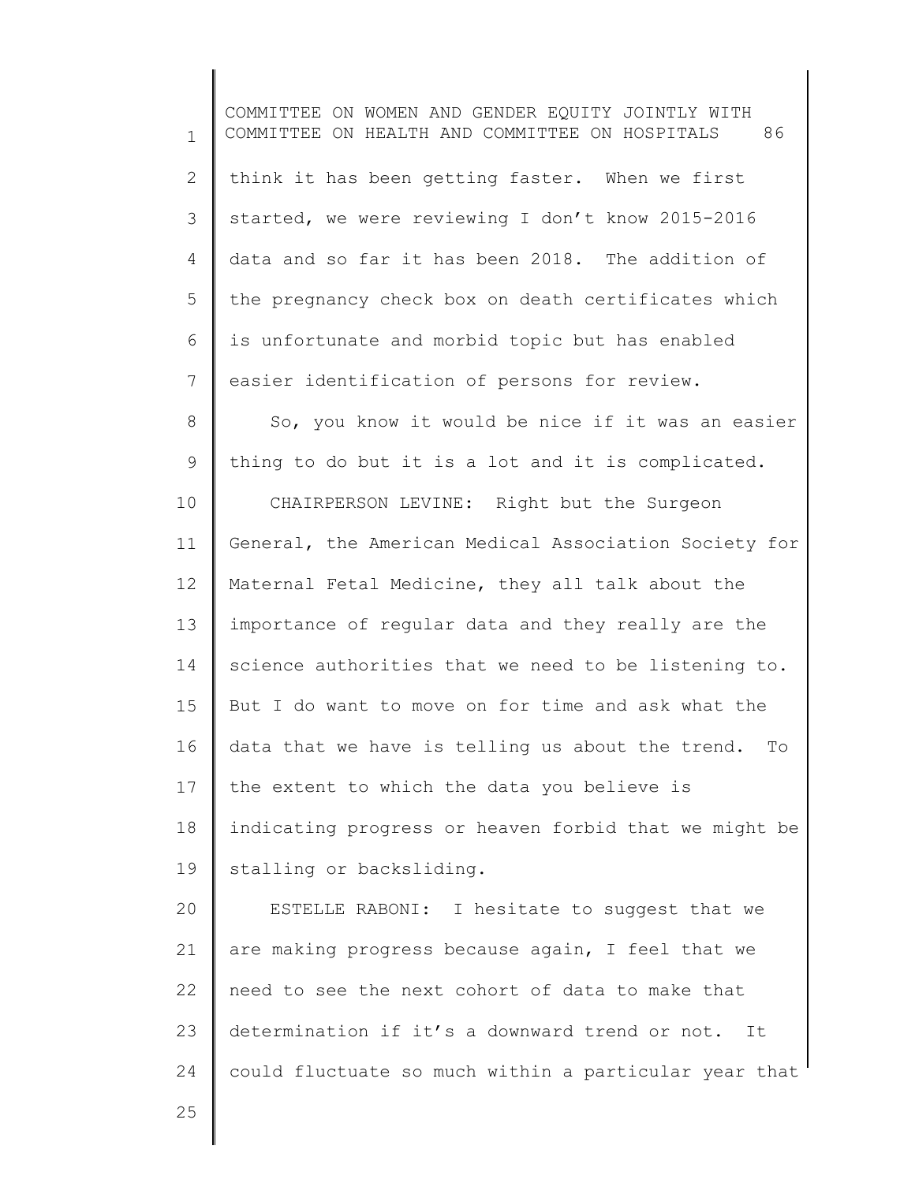think it has been getting faster. When we first started, we were reviewing I don't know 2015-2016 data and so far it has been 2018. The addition of the pregnancy check box on death certificates which is unfortunate and morbid topic but has enabled easier identification of persons for review.

So, you know it would be nice if it was an easier thing to do but it is a lot and it is complicated.

CHAIRPERSON LEVINE: Right but the Surgeon General, the American Medical Association Society for Maternal Fetal Medicine, they all talk about the importance of regular data and they really are the science authorities that we need to be listening to. But I do want to move on for time and ask what the data that we have is telling us about the trend. To the extent to which the data you believe is indicating progress or heaven forbid that we might be stalling or backsliding.

ESTELLE RABONI: I hesitate to suggest that we are making progress because again, I feel that we need to see the next cohort of data to make that determination if it's a downward trend or not. It could fluctuate so much within a particular year that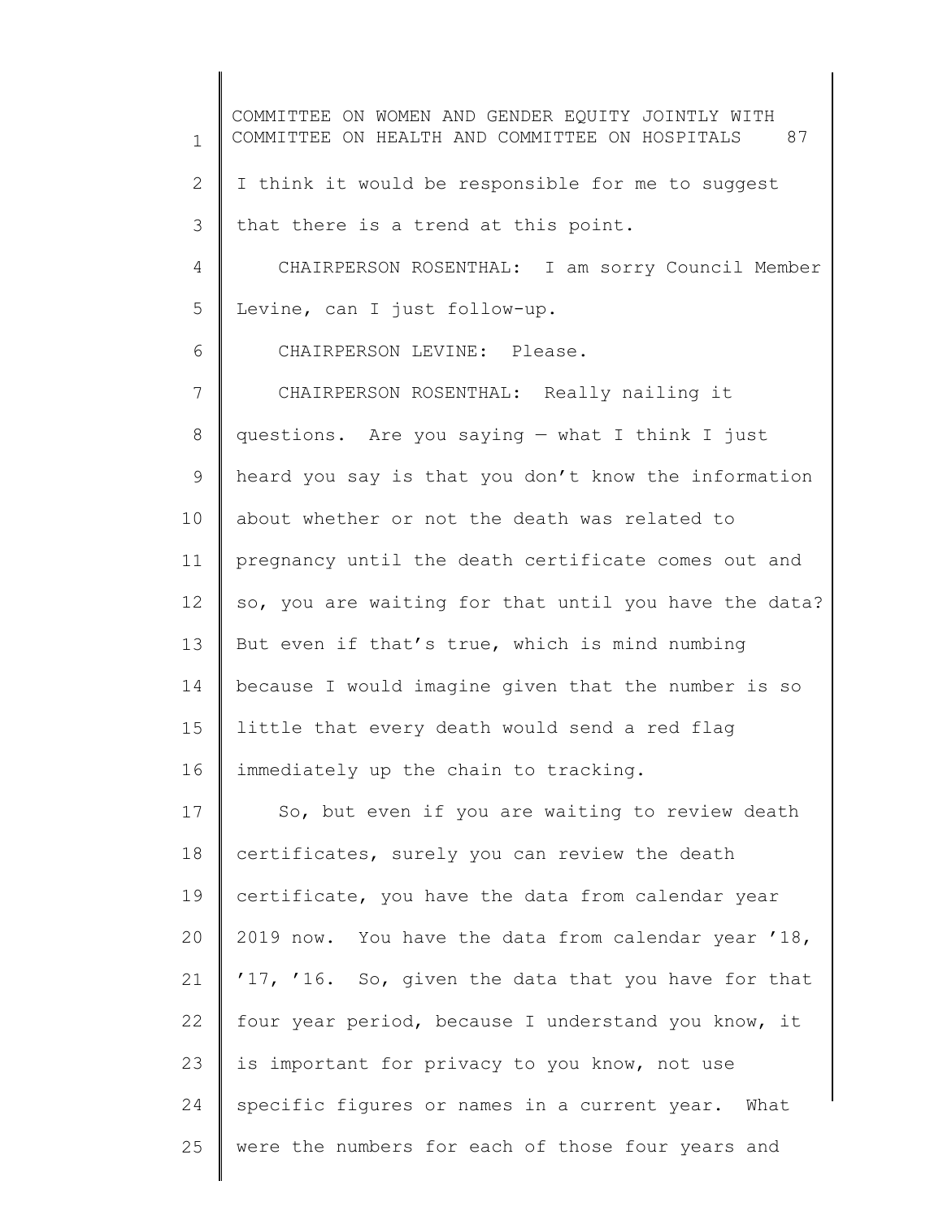I think it would be responsible for me to suggest that there is a trend at this point.

CHAIRPERSON ROSENTHAL: I am sorry Council Member Levine, can I just follow-up.

CHAIRPERSON LEVINE: Please.

CHAIRPERSON ROSENTHAL: Really nailing it questions. Are you saying — what I think I just heard you say is that you don't know the information about whether or not the death was related to pregnancy until the death certificate comes out and so, you are waiting for that until you have the data? But even if that's true, which is mind numbing because I would imagine given that the number is so little that every death would send a red flag immediately up the chain to tracking.

So, but even if you are waiting to review death certificates, surely you can review the death certificate, you have the data from calendar year 2019 now. You have the data from calendar year '18, '17, '16. So, given the data that you have for that four year period, because I understand you know, it is important for privacy to you know, not use specific figures or names in a current year. What were the numbers for each of those four years and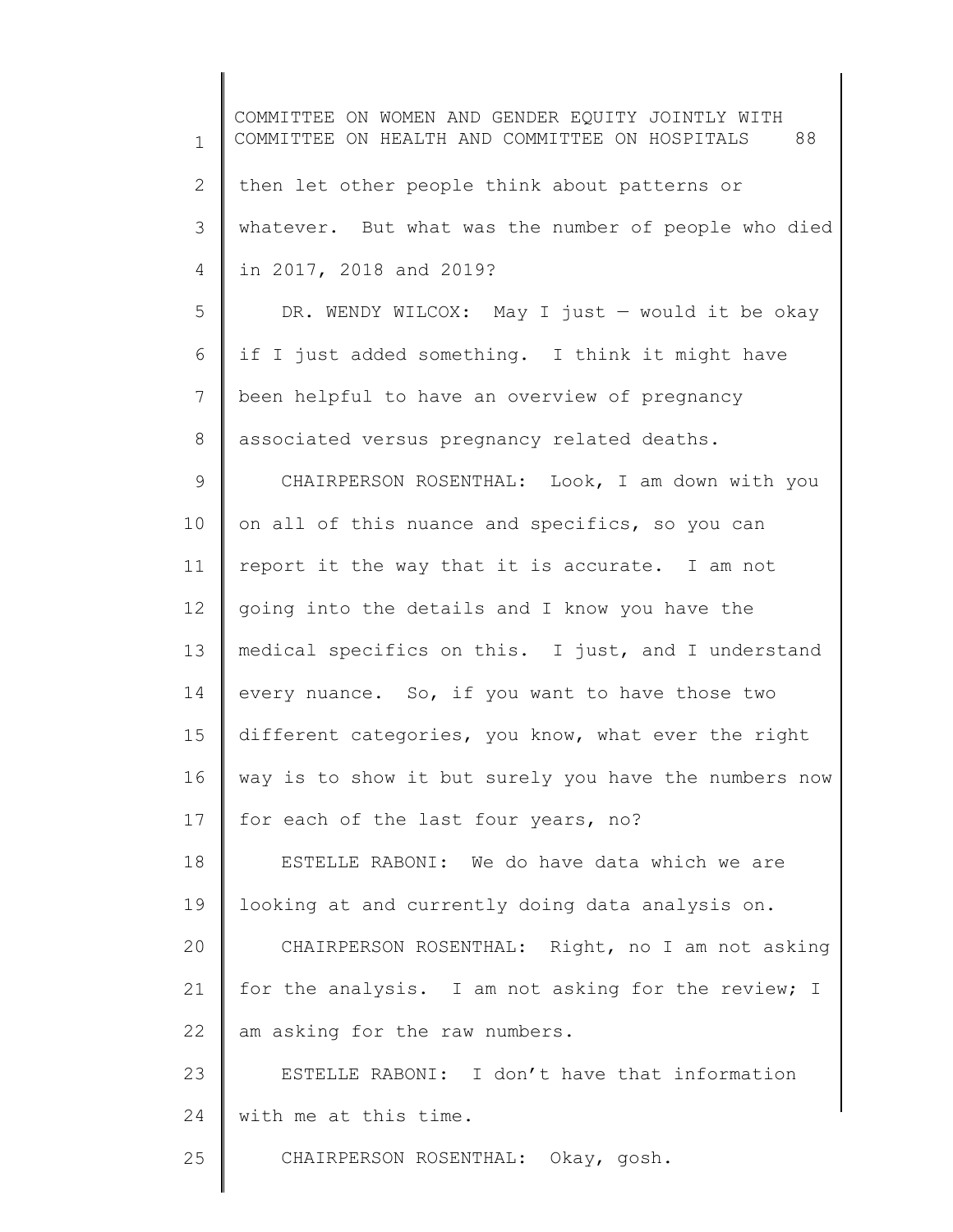then let other people think about patterns or whatever. But what was the number of people who died in 2017, 2018 and 2019?

DR. WENDY WILCOX: May I just — would it be okay if I just added something. I think it might have been helpful to have an overview of pregnancy associated versus pregnancy related deaths.

CHAIRPERSON ROSENTHAL: Look, I am down with you on all of this nuance and specifics, so you can report it the way that it is accurate. I am not going into the details and I know you have the medical specifics on this. I just, and I understand every nuance. So, if you want to have those two different categories, you know, what ever the right way is to show it but surely you have the numbers now for each of the last four years, no?

ESTELLE RABONI: We do have data which we are looking at and currently doing data analysis on.

CHAIRPERSON ROSENTHAL: Right, no I am not asking for the analysis. I am not asking for the review; I am asking for the raw numbers.

ESTELLE RABONI: I don't have that information with me at this time.

CHAIRPERSON ROSENTHAL: Okay, gosh.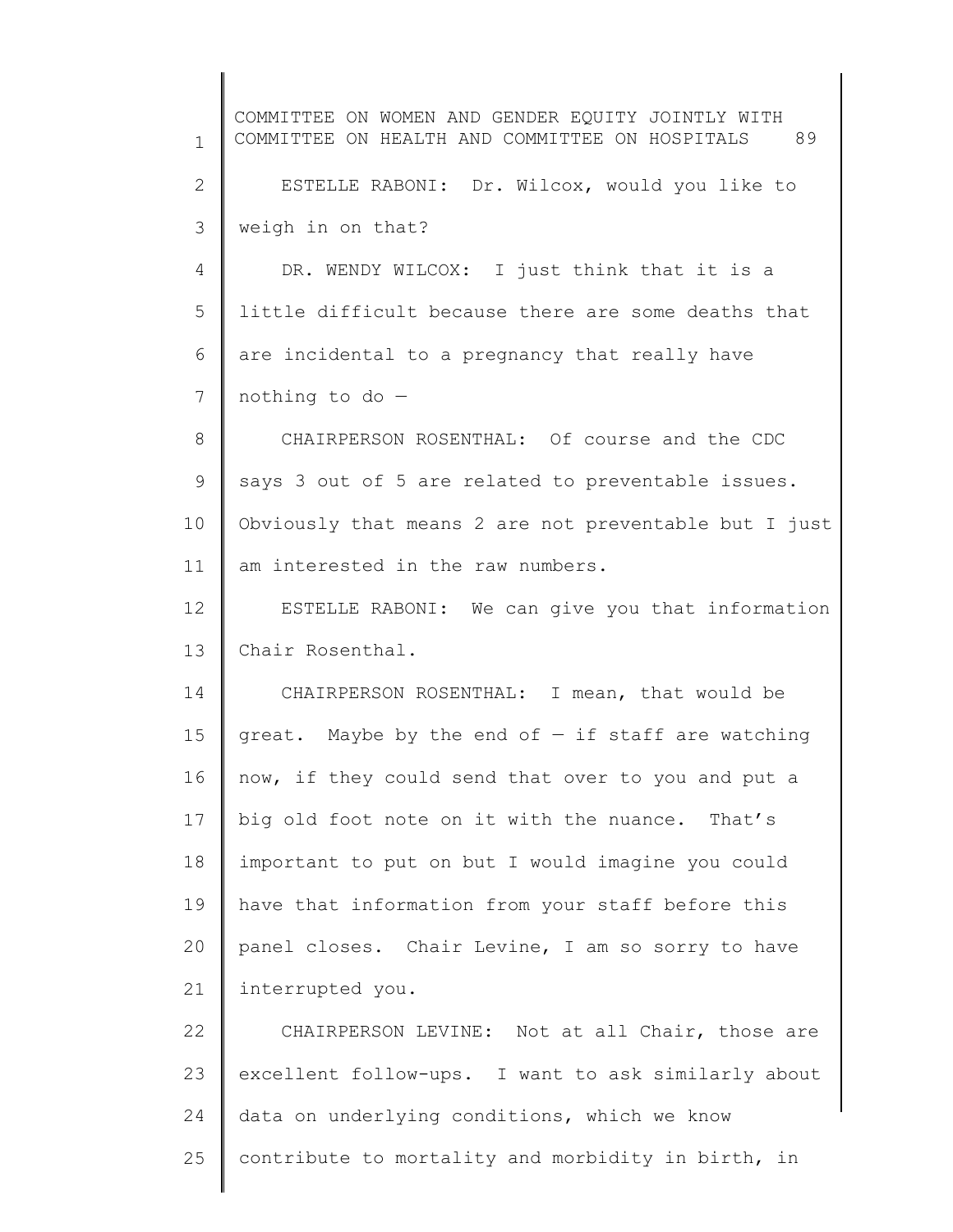ESTELLE RABONI: Dr. Wilcox, would you like to weigh in on that?

DR. WENDY WILCOX: I just think that it is a little difficult because there are some deaths that are incidental to a pregnancy that really have nothing to do —

CHAIRPERSON ROSENTHAL: Of course and the CDC says 3 out of 5 are related to preventable issues. Obviously that means 2 are not preventable but I just am interested in the raw numbers.

ESTELLE RABONI: We can give you that information Chair Rosenthal.

CHAIRPERSON ROSENTHAL: I mean, that would be great. Maybe by the end of — if staff are watching now, if they could send that over to you and put a big old foot note on it with the nuance. That's important to put on but I would imagine you could have that information from your staff before this panel closes. Chair Levine, I am so sorry to have interrupted you.

CHAIRPERSON LEVINE: Not at all Chair, those are excellent follow-ups. I want to ask similarly about data on underlying conditions, which we know contribute to mortality and morbidity in birth, in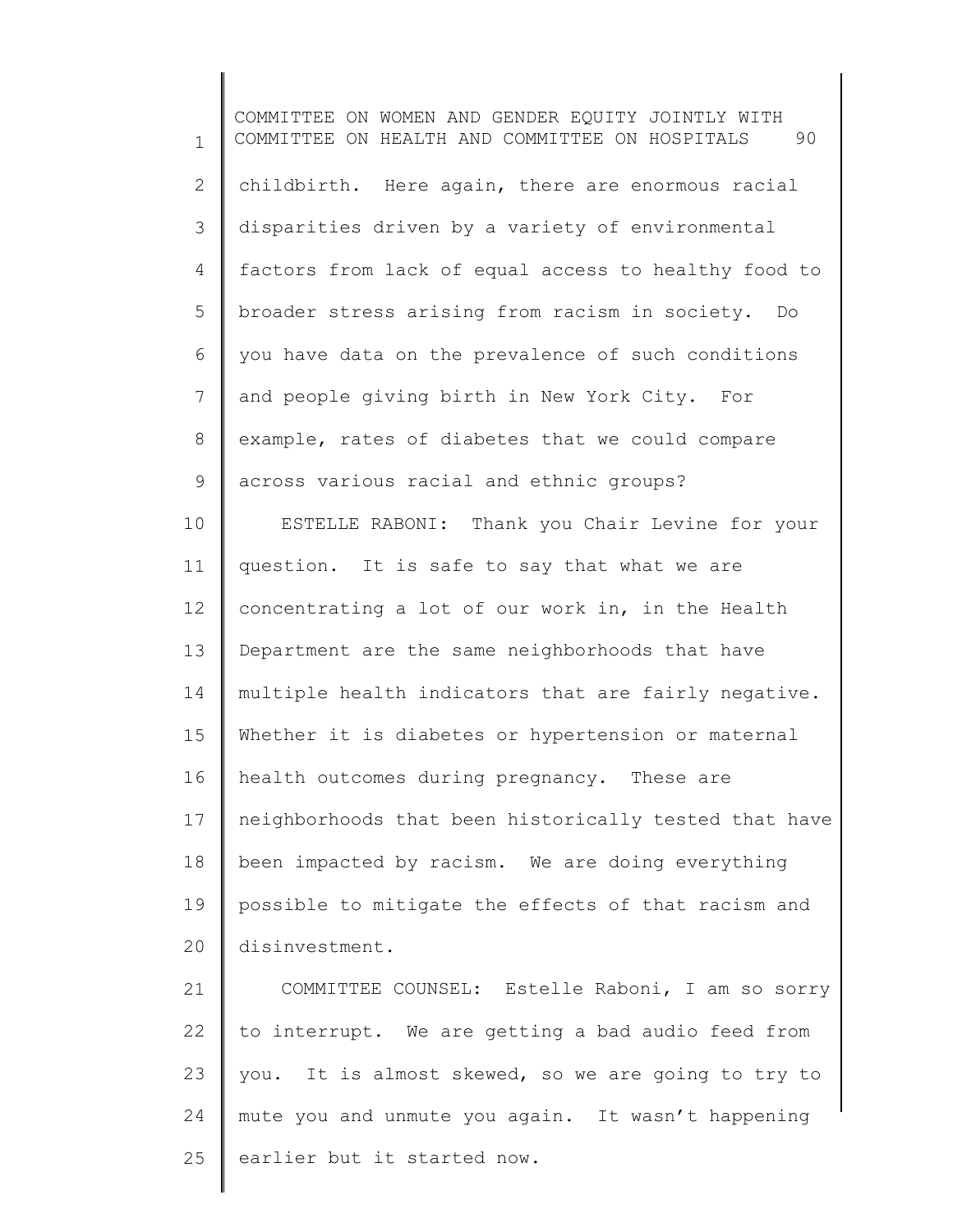childbirth. Here again, there are enormous racial disparities driven by a variety of environmental factors from lack of equal access to healthy food to broader stress arising from racism in society. Do you have data on the prevalence of such conditions and people giving birth in New York City. For example, rates of diabetes that we could compare across various racial and ethnic groups?

ESTELLE RABONI: Thank you Chair Levine for your question. It is safe to say that what we are concentrating a lot of our work in, in the Health Department are the same neighborhoods that have multiple health indicators that are fairly negative. Whether it is diabetes or hypertension or maternal health outcomes during pregnancy. These are neighborhoods that been historically tested that have been impacted by racism. We are doing everything possible to mitigate the effects of that racism and disinvestment.

COMMITTEE COUNSEL: Estelle Raboni, I am so sorry to interrupt. We are getting a bad audio feed from you. It is almost skewed, so we are going to try to mute you and unmute you again. It wasn't happening earlier but it started now.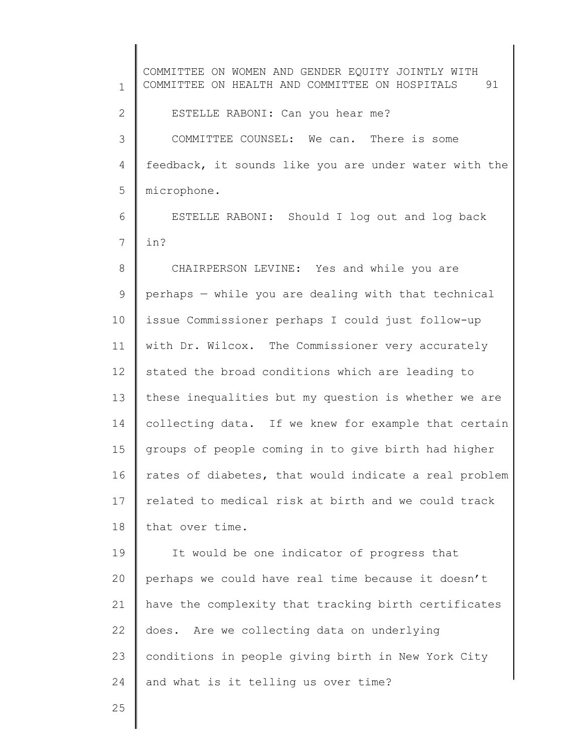ESTELLE RABONI: Can you hear me?

COMMITTEE COUNSEL: We can. There is some feedback, it sounds like you are under water with the microphone.

ESTELLE RABONI: Should I log out and log back in?

CHAIRPERSON LEVINE: Yes and while you are perhaps — while you are dealing with that technical issue Commissioner perhaps I could just follow-up with Dr. Wilcox. The Commissioner very accurately stated the broad conditions which are leading to these inequalities but my question is whether we are collecting data. If we knew for example that certain groups of people coming in to give birth had higher rates of diabetes, that would indicate a real problem related to medical risk at birth and we could track that over time.

It would be one indicator of progress that perhaps we could have real time because it doesn't have the complexity that tracking birth certificates does. Are we collecting data on underlying conditions in people giving birth in New York City and what is it telling us over time?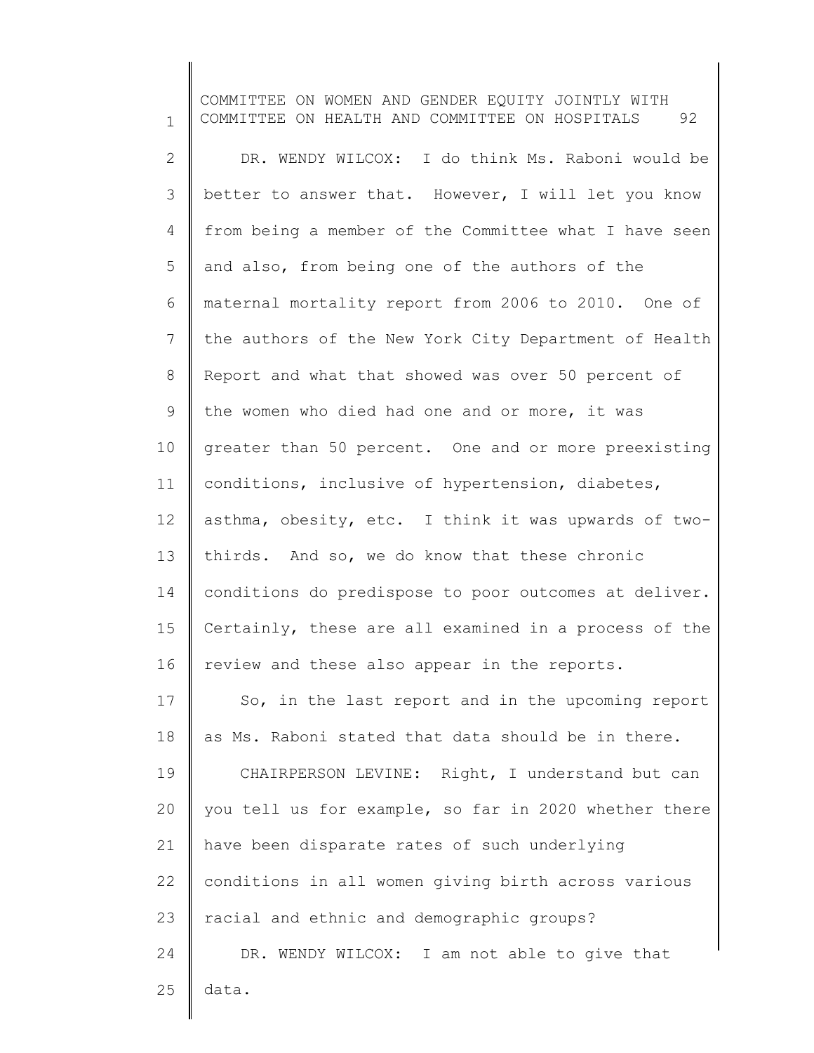DR. WENDY WILCOX: I do think Ms. Raboni would be better to answer that. However, I will let you know from being a member of the Committee what I have seen and also, from being one of the authors of the maternal mortality report from 2006 to 2010. One of the authors of the New York City Department of Health Report and what that showed was over 50 percent of the women who died had one and or more, it was greater than 50 percent. One and or more preexisting conditions, inclusive of hypertension, diabetes, asthma, obesity, etc. I think it was upwards of two-thirds. And so, we do know that these chronic conditions do predispose to poor outcomes at deliver. Certainly, these are all examined in a process of the review and these also appear in the reports.

So, in the last report and in the upcoming report as Ms. Raboni stated that data should be in there.

CHAIRPERSON LEVINE: Right, I understand but can you tell us for example, so far in 2020 whether there have been disparate rates of such underlying conditions in all women giving birth across various racial and ethnic and demographic groups?

DR. WENDY WILCOX: I am not able to give that data.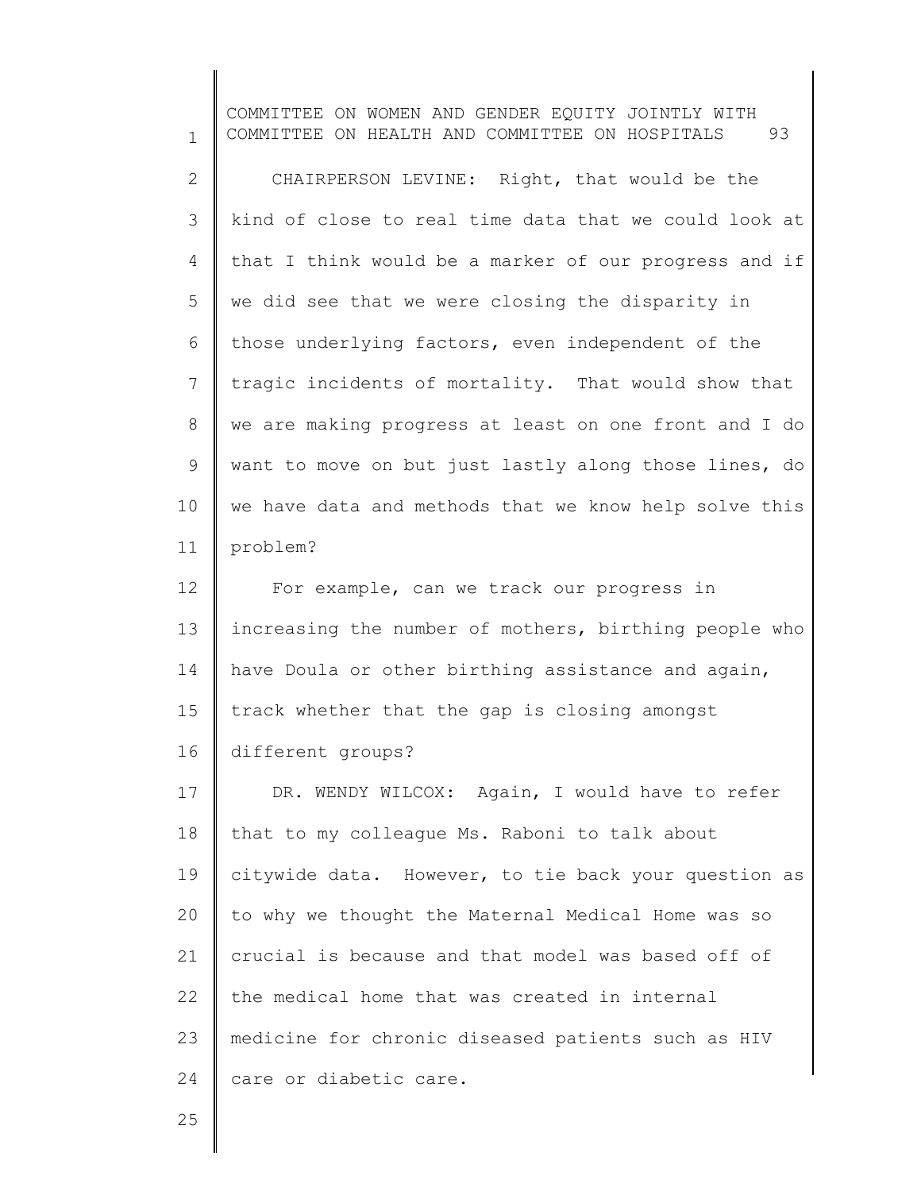CHAIRPERSON LEVINE: Right, that would be the kind of close to real time data that we could look at that I think would be a marker of our progress and if we did see that we were closing the disparity in those underlying factors, even independent of the tragic incidents of mortality. That would show that we are making progress at least on one front and I do want to move on but just lastly along those lines, do we have data and methods that we know help solve this problem?

For example, can we track our progress in increasing the number of mothers, birthing people who have Doula or other birthing assistance and again, track whether that the gap is closing amongst different groups?

DR. WENDY WILCOX: Again, I would have to refer that to my colleague Ms. Raboni to talk about citywide data. However, to tie back your question as to why we thought the Maternal Medical Home was so crucial is because and that model was based off of the medical home that was created in internal medicine for chronic diseased patients such as HIV care or diabetic care.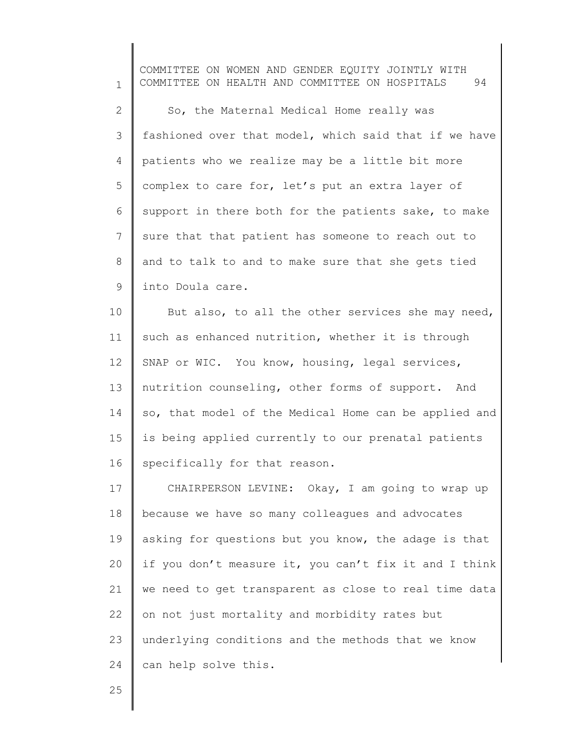So, the Maternal Medical Home really was fashioned over that model, which said that if we have patients who we realize may be a little bit more complex to care for, let's put an extra layer of support in there both for the patients sake, to make sure that that patient has someone to reach out to and to talk to and to make sure that she gets tied into Doula care.

But also, to all the other services she may need, such as enhanced nutrition, whether it is through SNAP or WIC. You know, housing, legal services, nutrition counseling, other forms of support. And so, that model of the Medical Home can be applied and is being applied currently to our prenatal patients specifically for that reason.

CHAIRPERSON LEVINE: Okay, I am going to wrap up because we have so many colleagues and advocates asking for questions but you know, the adage is that if you don't measure it, you can't fix it and I think we need to get transparent as close to real time data on not just mortality and morbidity rates but underlying conditions and the methods that we know can help solve this.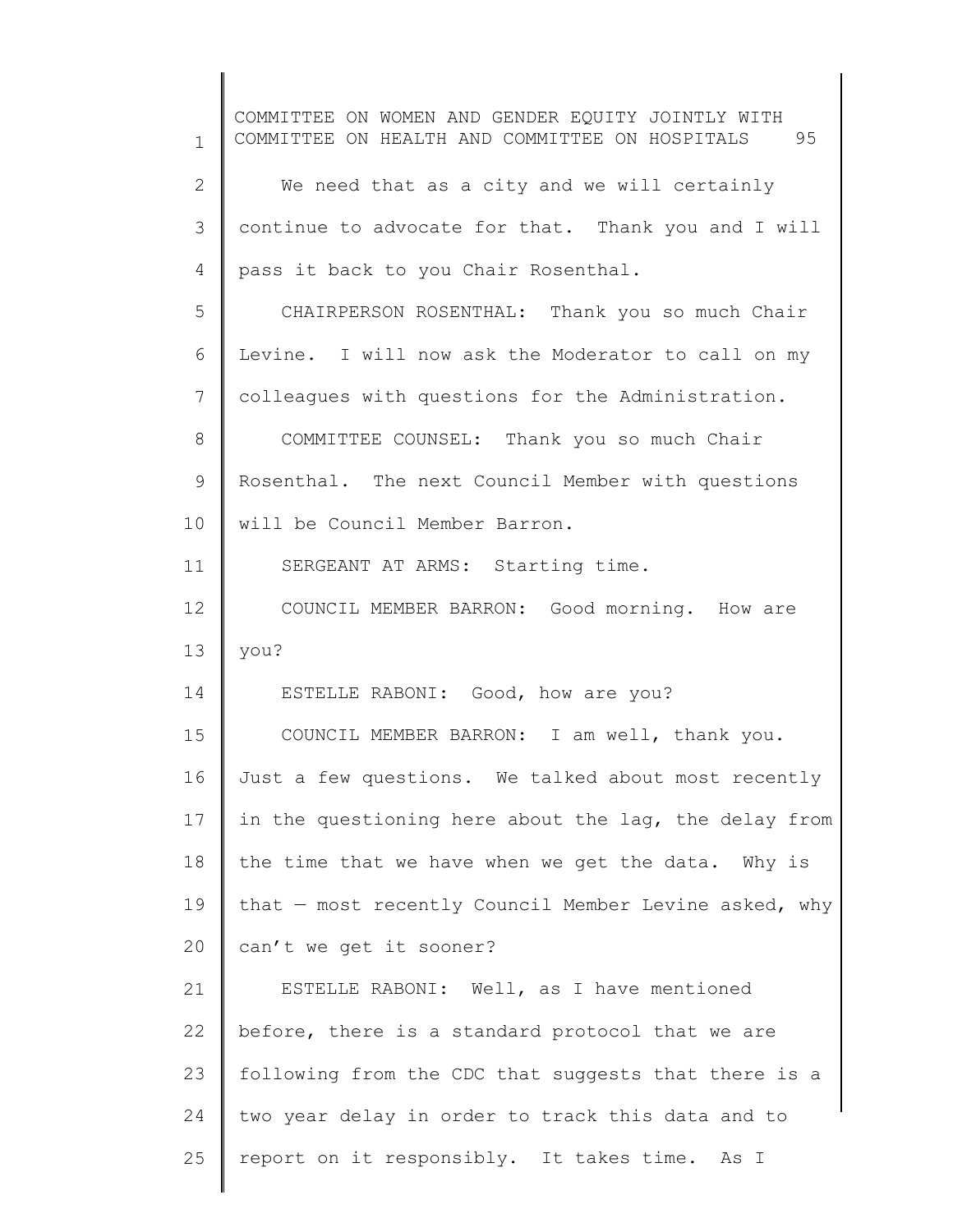We need that as a city and we will certainly continue to advocate for that. Thank you and I will pass it back to you Chair Rosenthal.

CHAIRPERSON ROSENTHAL: Thank you so much Chair Levine. I will now ask the Moderator to call on my colleagues with questions for the Administration.

COMMITTEE COUNSEL: Thank you so much Chair Rosenthal. The next Council Member with questions will be Council Member Barron.

SERGEANT AT ARMS: Starting time.

COUNCIL MEMBER BARRON: Good morning. How are you?

ESTELLE RABONI: Good, how are you?

COUNCIL MEMBER BARRON: I am well, thank you. Just a few questions. We talked about most recently in the questioning here about the lag, the delay from the time that we have when we get the data. Why is that — most recently Council Member Levine asked, why can't we get it sooner?

ESTELLE RABONI: Well, as I have mentioned before, there is a standard protocol that we are following from the CDC that suggests that there is a two year delay in order to track this data and to report on it responsibly. It takes time. As I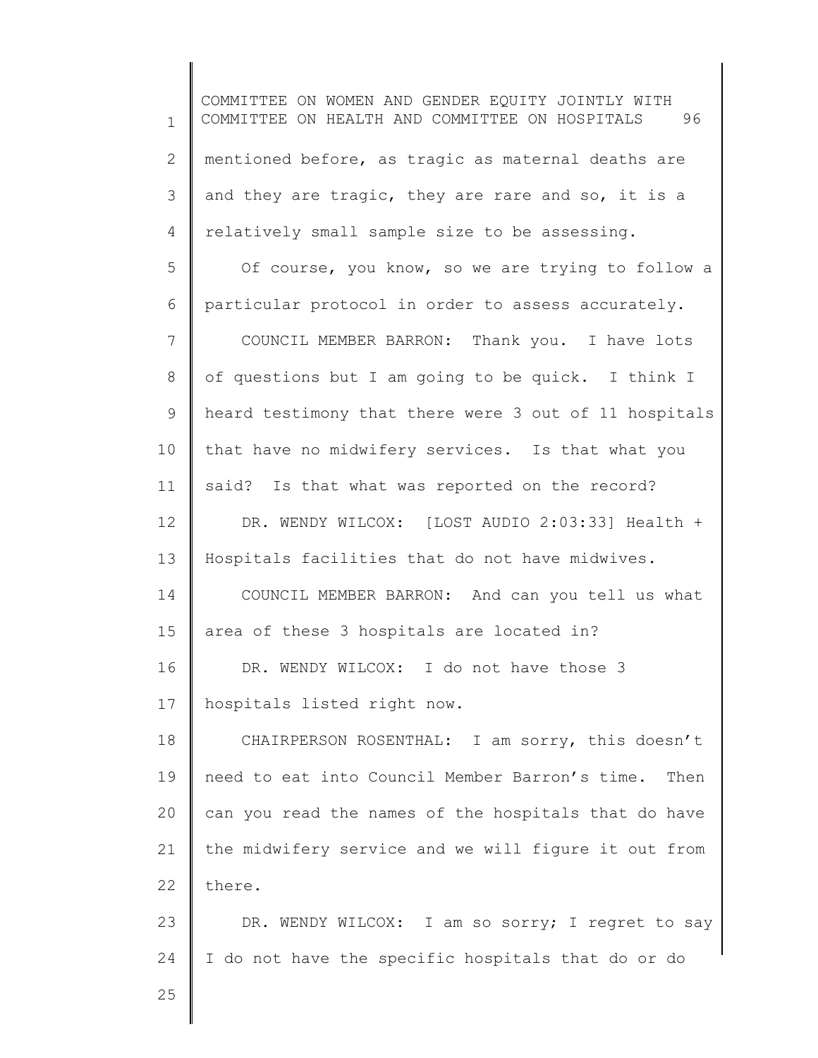mentioned before, as tragic as maternal deaths are and they are tragic, they are rare and so, it is a relatively small sample size to be assessing.

Of course, you know, so we are trying to follow a particular protocol in order to assess accurately.

COUNCIL MEMBER BARRON: Thank you. I have lots of questions but I am going to be quick. I think I heard testimony that there were 3 out of 11 hospitals that have no midwifery services. Is that what you said? Is that what was reported on the record?

DR. WENDY WILCOX: [LOST AUDIO 2:03:33] Health + Hospitals facilities that do not have midwives.

COUNCIL MEMBER BARRON: And can you tell us what area of these 3 hospitals are located in?

DR. WENDY WILCOX: I do not have those 3 hospitals listed right now.

CHAIRPERSON ROSENTHAL: I am sorry, this doesn't need to eat into Council Member Barron's time. Then can you read the names of the hospitals that do have the midwifery service and we will figure it out from there.

DR. WENDY WILCOX: I am so sorry; I regret to say I do not have the specific hospitals that do or do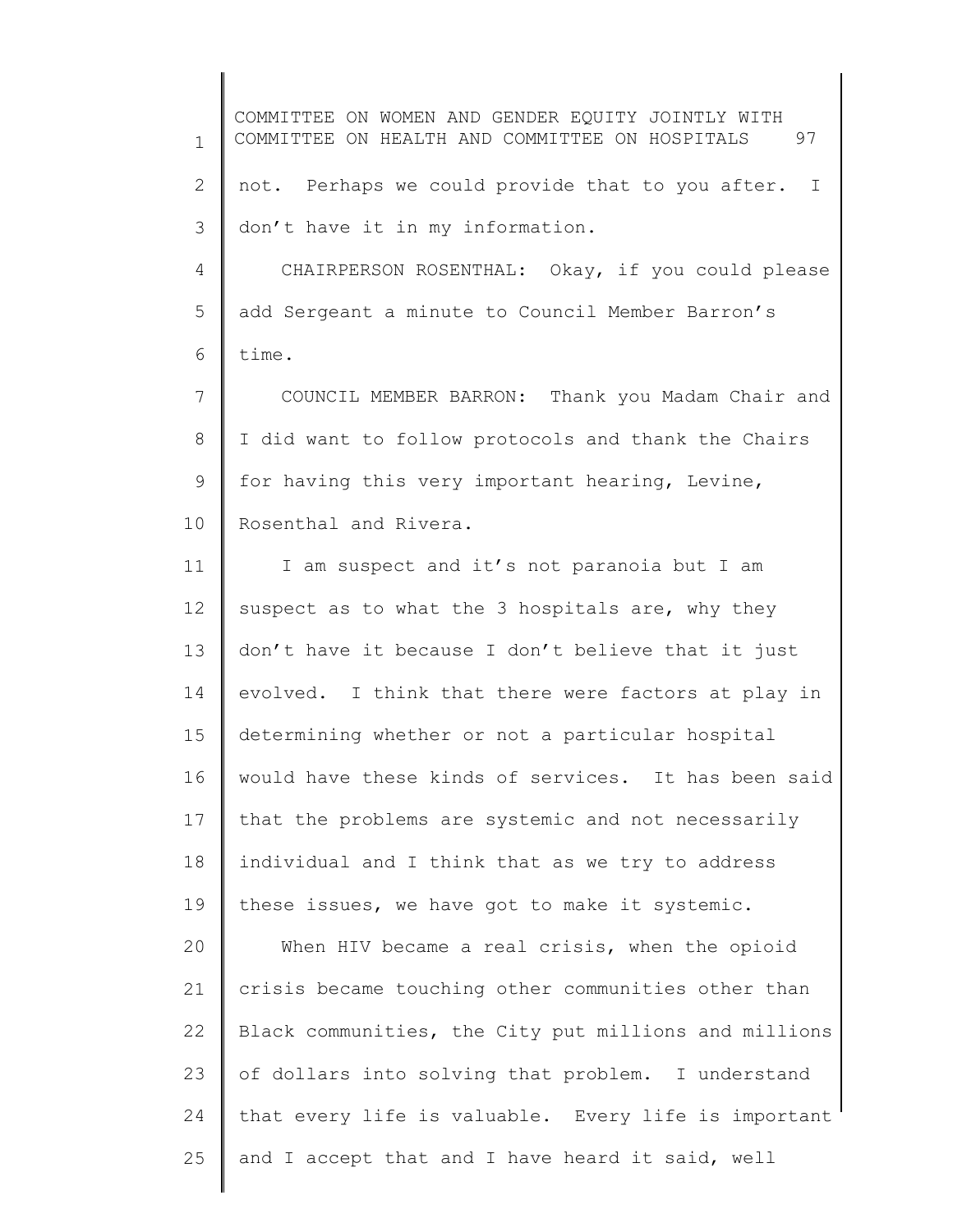not. Perhaps we could provide that to you after. I don't have it in my information.

CHAIRPERSON ROSENTHAL: Okay, if you could please add Sergeant a minute to Council Member Barron's time.

COUNCIL MEMBER BARRON: Thank you Madam Chair and I did want to follow protocols and thank the Chairs for having this very important hearing, Levine, Rosenthal and Rivera.

I am suspect and it's not paranoia but I am suspect as to what the 3 hospitals are, why they don't have it because I don't believe that it just evolved. I think that there were factors at play in determining whether or not a particular hospital would have these kinds of services. It has been said that the problems are systemic and not necessarily individual and I think that as we try to address these issues, we have got to make it systemic.

When HIV became a real crisis, when the opioid crisis became touching other communities other than Black communities, the City put millions and millions of dollars into solving that problem. I understand that every life is valuable. Every life is important and I accept that and I have heard it said, well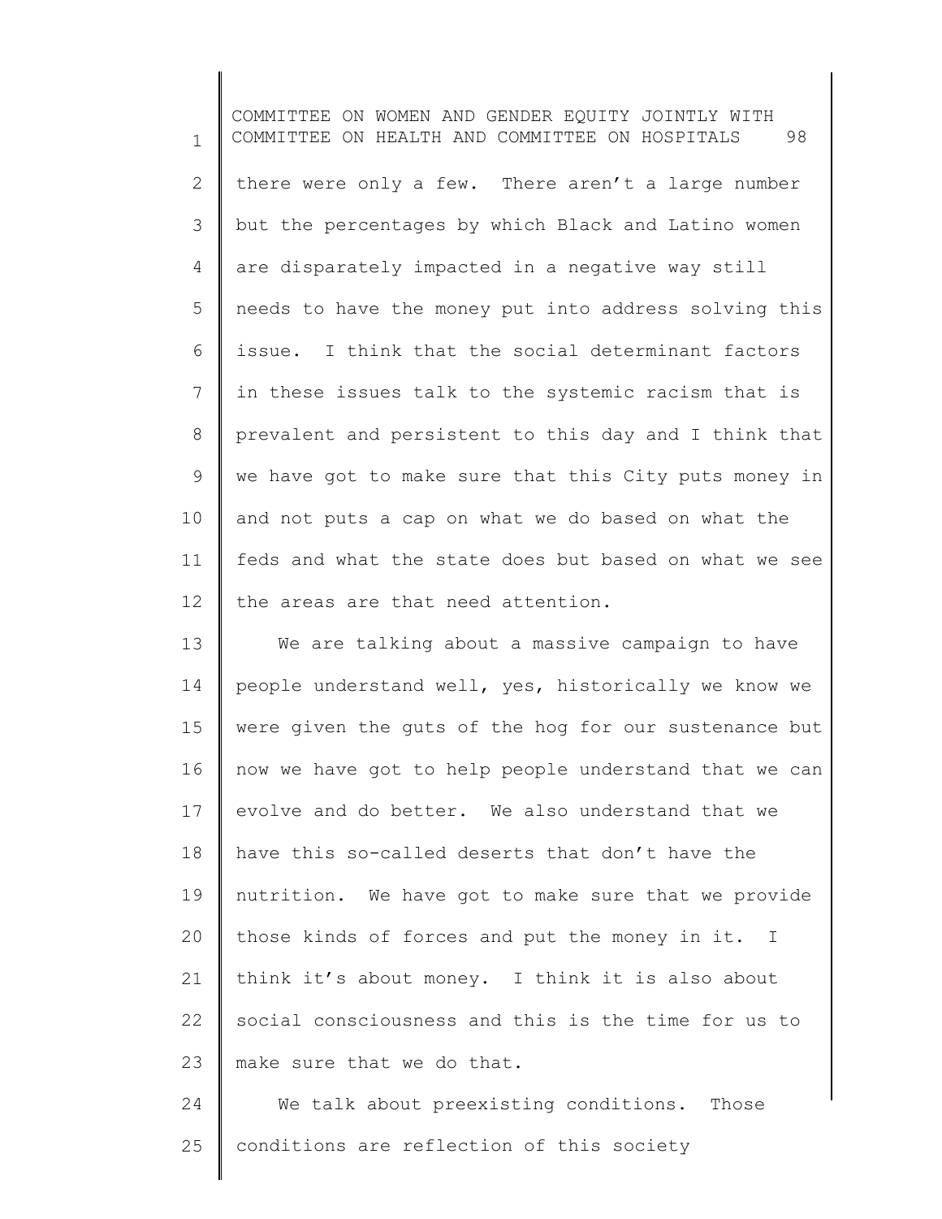there were only a few. There aren't a large number but the percentages by which Black and Latino women are disparately impacted in a negative way still needs to have the money put into address solving this issue. I think that the social determinant factors in these issues talk to the systemic racism that is prevalent and persistent to this day and I think that we have got to make sure that this City puts money in and not puts a cap on what we do based on what the feds and what the state does but based on what we see the areas are that need attention.

We are talking about a massive campaign to have people understand well, yes, historically we know we were given the guts of the hog for our sustenance but now we have got to help people understand that we can evolve and do better. We also understand that we have this so-called deserts that don't have the nutrition. We have got to make sure that we provide those kinds of forces and put the money in it. I think it's about money. I think it is also about social consciousness and this is the time for us to make sure that we do that.

We talk about preexisting conditions. Those conditions are reflection of this society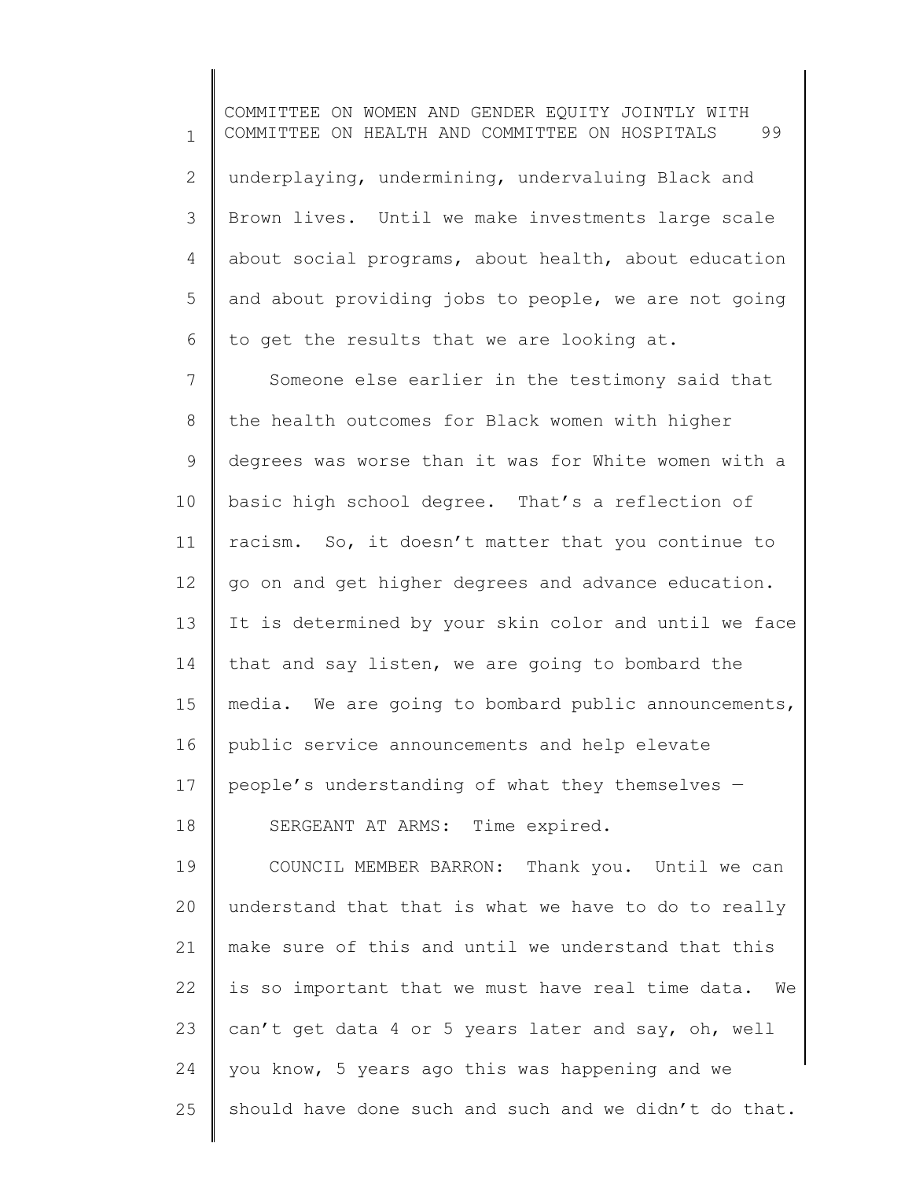underplaying, undermining, undervaluing Black and Brown lives. Until we make investments large scale about social programs, about health, about education and about providing jobs to people, we are not going to get the results that we are looking at.

Someone else earlier in the testimony said that the health outcomes for Black women with higher degrees was worse than it was for White women with a basic high school degree. That's a reflection of racism. So, it doesn't matter that you continue to go on and get higher degrees and advance education. It is determined by your skin color and until we face that and say listen, we are going to bombard the media. We are going to bombard public announcements, public service announcements and help elevate people's understanding of what they themselves —

SERGEANT AT ARMS: Time expired.

COUNCIL MEMBER BARRON: Thank you. Until we can understand that that is what we have to do to really make sure of this and until we understand that this is so important that we must have real time data. We can't get data 4 or 5 years later and say, oh, well you know, 5 years ago this was happening and we should have done such and such and we didn't do that.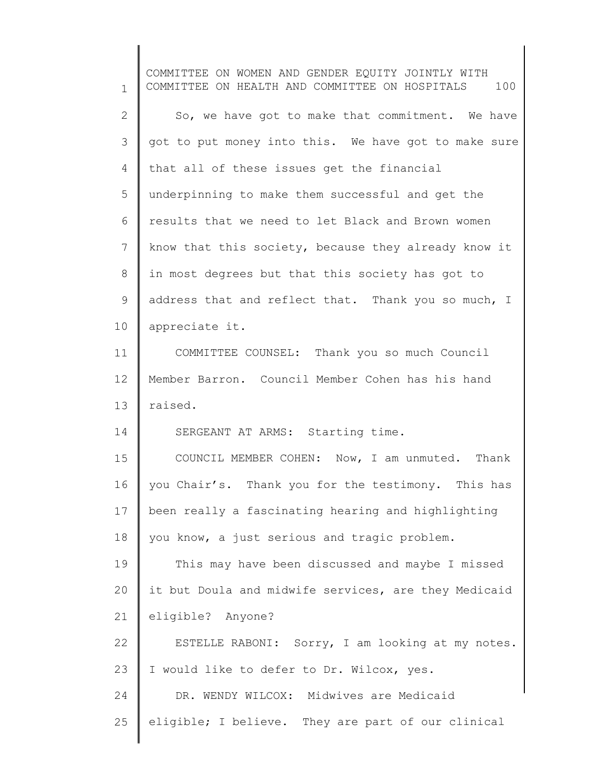So, we have got to make that commitment. We have got to put money into this. We have got to make sure that all of these issues get the financial underpinning to make them successful and get the results that we need to let Black and Brown women know that this society, because they already know it in most degrees but that this society has got to address that and reflect that. Thank you so much, I appreciate it.

COMMITTEE COUNSEL: Thank you so much Council Member Barron. Council Member Cohen has his hand raised.

SERGEANT AT ARMS: Starting time.

COUNCIL MEMBER COHEN: Now, I am unmuted. Thank you Chair's. Thank you for the testimony. This has been really a fascinating hearing and highlighting you know, a just serious and tragic problem.

This may have been discussed and maybe I missed it but Doula and midwife services, are they Medicaid eligible? Anyone?

ESTELLE RABONI: Sorry, I am looking at my notes. I would like to defer to Dr. Wilcox, yes.

DR. WENDY WILCOX: Midwives are Medicaid eligible; I believe. They are part of our clinical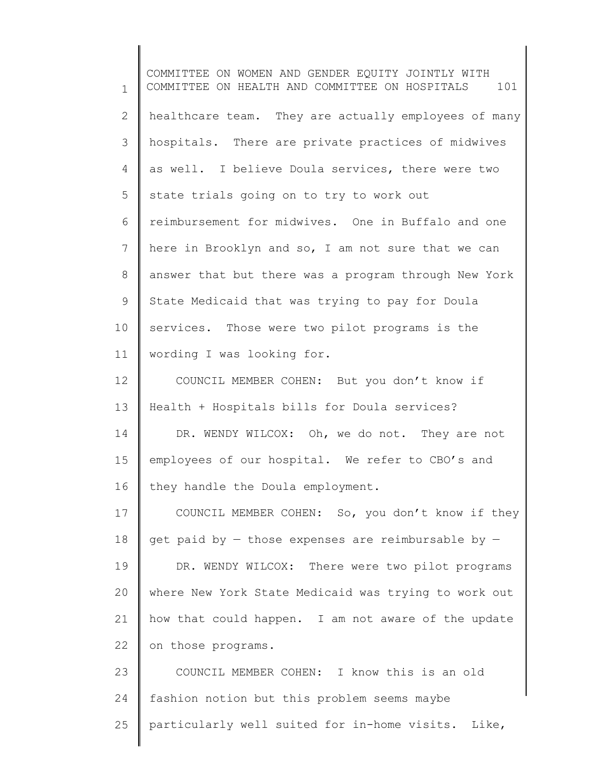healthcare team. They are actually employees of many hospitals. There are private practices of midwives as well. I believe Doula services, there were two state trials going on to try to work out reimbursement for midwives. One in Buffalo and one here in Brooklyn and so, I am not sure that we can answer that but there was a program through New York State Medicaid that was trying to pay for Doula services. Those were two pilot programs is the wording I was looking for.

COUNCIL MEMBER COHEN: But you don't know if Health + Hospitals bills for Doula services?

DR. WENDY WILCOX: Oh, we do not. They are not employees of our hospital. We refer to CBO's and they handle the Doula employment.

COUNCIL MEMBER COHEN: So, you don't know if they get paid by — those expenses are reimbursable by —

DR. WENDY WILCOX: There were two pilot programs where New York State Medicaid was trying to work out how that could happen. I am not aware of the update on those programs.

COUNCIL MEMBER COHEN: I know this is an old fashion notion but this problem seems maybe particularly well suited for in-home visits. Like,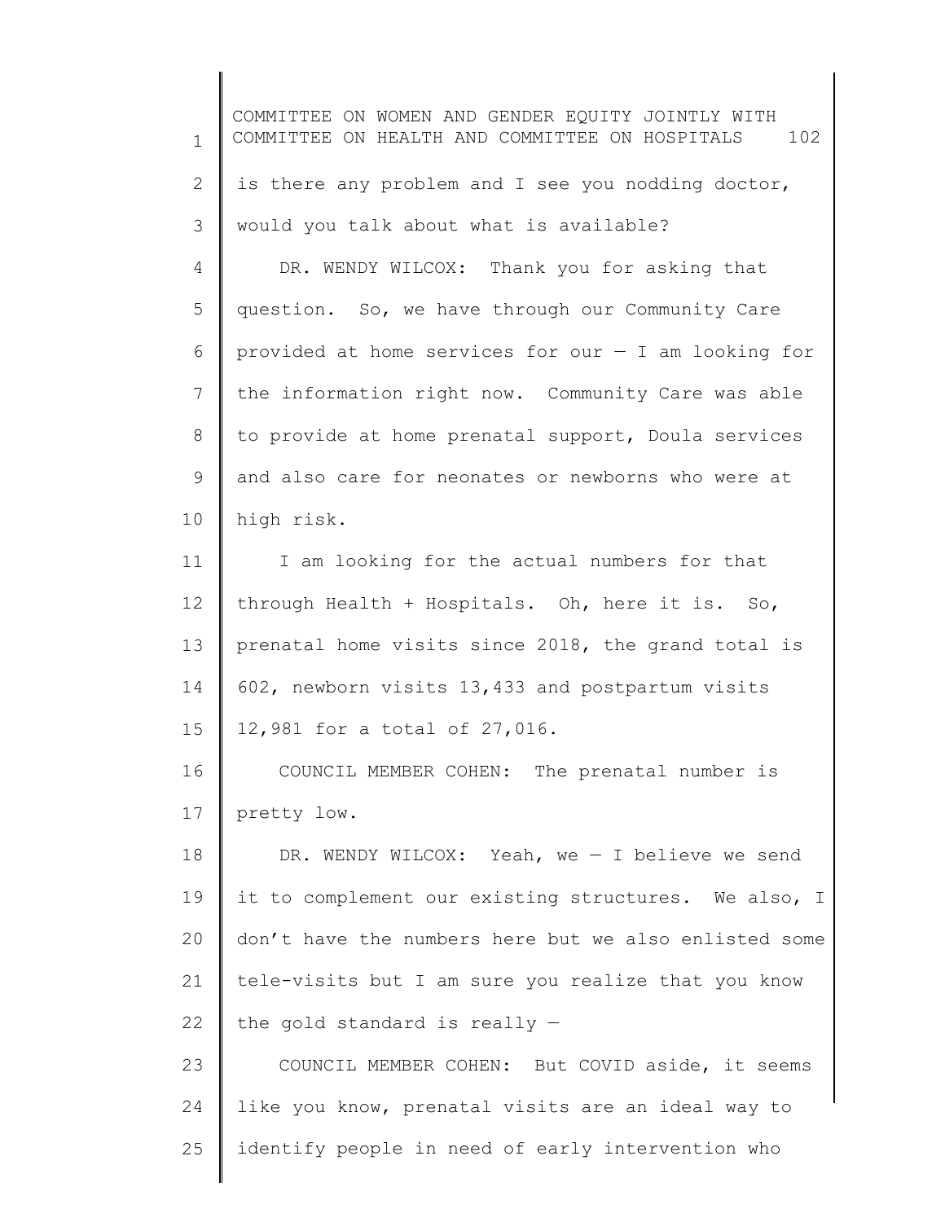is there any problem and I see you nodding doctor, would you talk about what is available?

DR. WENDY WILCOX: Thank you for asking that question. So, we have through our Community Care provided at home services for our — I am looking for the information right now. Community Care was able to provide at home prenatal support, Doula services and also care for neonates or newborns who were at high risk.

I am looking for the actual numbers for that through Health + Hospitals. Oh, here it is. So, prenatal home visits since 2018, the grand total is 602, newborn visits 13,433 and postpartum visits 12,981 for a total of 27,016.

COUNCIL MEMBER COHEN: The prenatal number is pretty low.

DR. WENDY WILCOX: Yeah, we — I believe we send it to complement our existing structures. We also, I don't have the numbers here but we also enlisted some tele-visits but I am sure you realize that you know the gold standard is really —

COUNCIL MEMBER COHEN: But COVID aside, it seems like you know, prenatal visits are an ideal way to identify people in need of early intervention who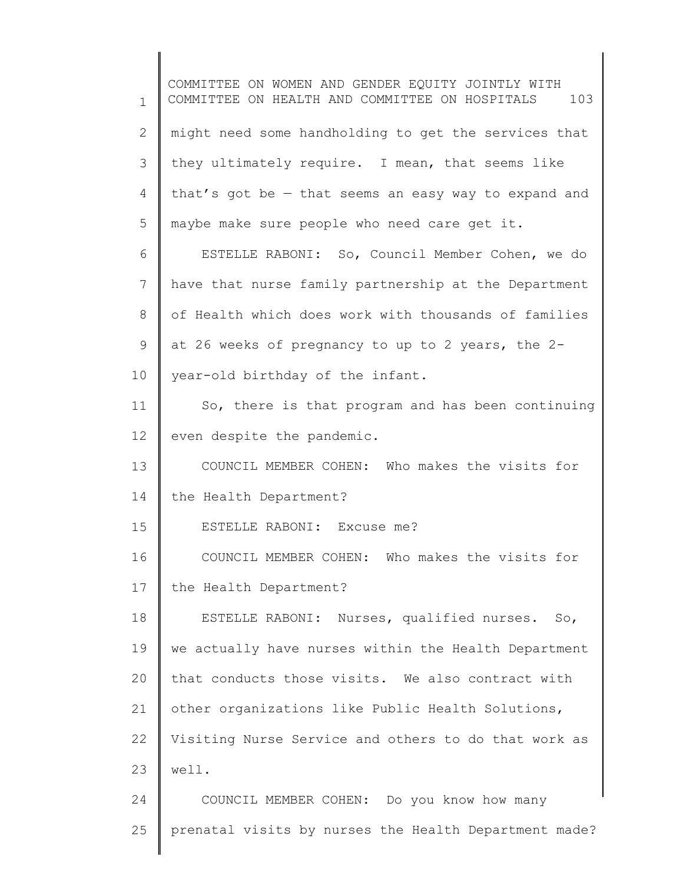might need some handholding to get the services that they ultimately require. I mean, that seems like that's got be — that seems an easy way to expand and maybe make sure people who need care get it.

ESTELLE RABONI: So, Council Member Cohen, we do have that nurse family partnership at the Department of Health which does work with thousands of families at 26 weeks of pregnancy to up to 2 years, the 2-year-old birthday of the infant.

So, there is that program and has been continuing even despite the pandemic.

COUNCIL MEMBER COHEN: Who makes the visits for the Health Department?

ESTELLE RABONI: Excuse me?

COUNCIL MEMBER COHEN: Who makes the visits for the Health Department?

ESTELLE RABONI: Nurses, qualified nurses. So, we actually have nurses within the Health Department that conducts those visits. We also contract with other organizations like Public Health Solutions, Visiting Nurse Service and others to do that work as well.

COUNCIL MEMBER COHEN: Do you know how many prenatal visits by nurses the Health Department made?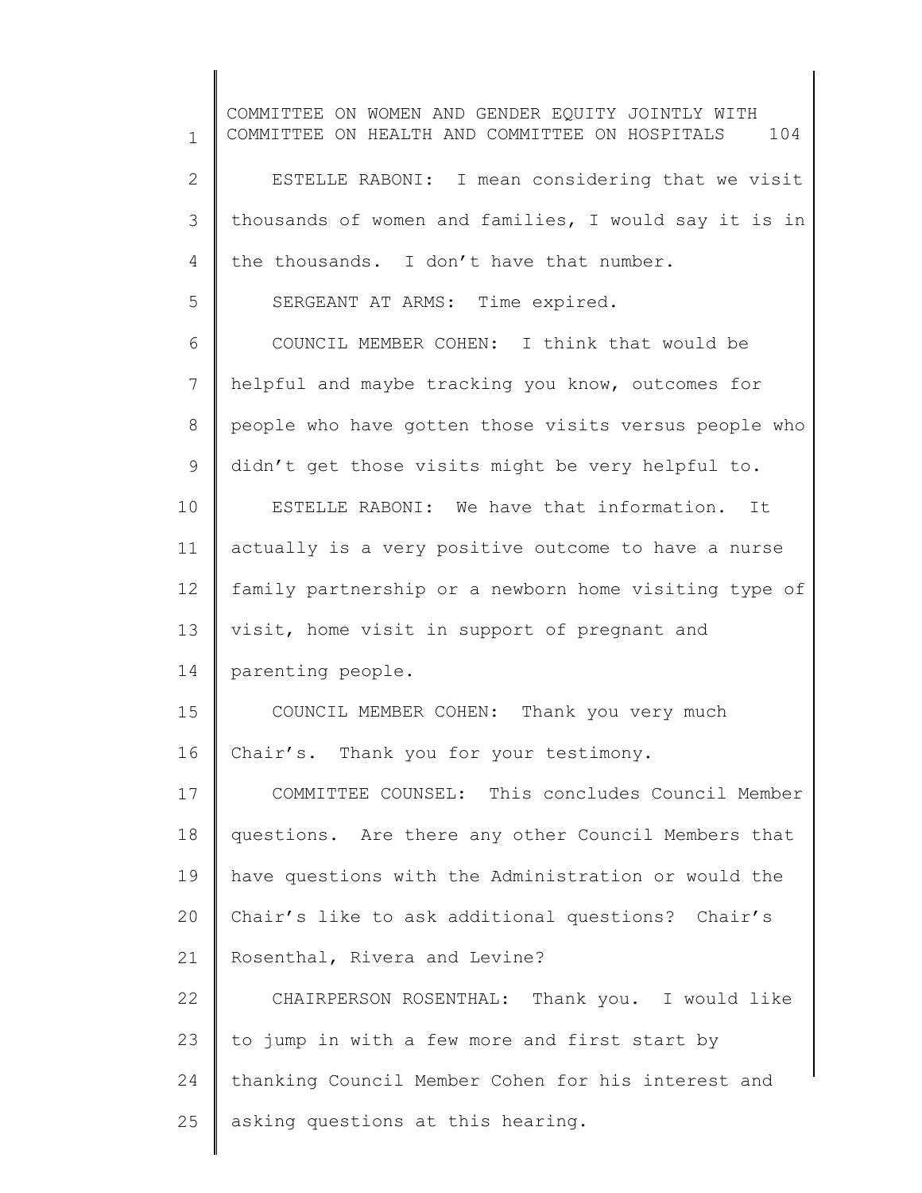ESTELLE RABONI: I mean considering that we visit thousands of women and families, I would say it is in the thousands. I don't have that number.

SERGEANT AT ARMS: Time expired.

COUNCIL MEMBER COHEN: I think that would be helpful and maybe tracking you know, outcomes for people who have gotten those visits versus people who didn't get those visits might be very helpful to.

ESTELLE RABONI: We have that information. It actually is a very positive outcome to have a nurse family partnership or a newborn home visiting type of visit, home visit in support of pregnant and parenting people.

COUNCIL MEMBER COHEN: Thank you very much Chair's. Thank you for your testimony.

COMMITTEE COUNSEL: This concludes Council Member questions. Are there any other Council Members that have questions with the Administration or would the Chair's like to ask additional questions? Chair's Rosenthal, Rivera and Levine?

CHAIRPERSON ROSENTHAL: Thank you. I would like to jump in with a few more and first start by thanking Council Member Cohen for his interest and asking questions at this hearing.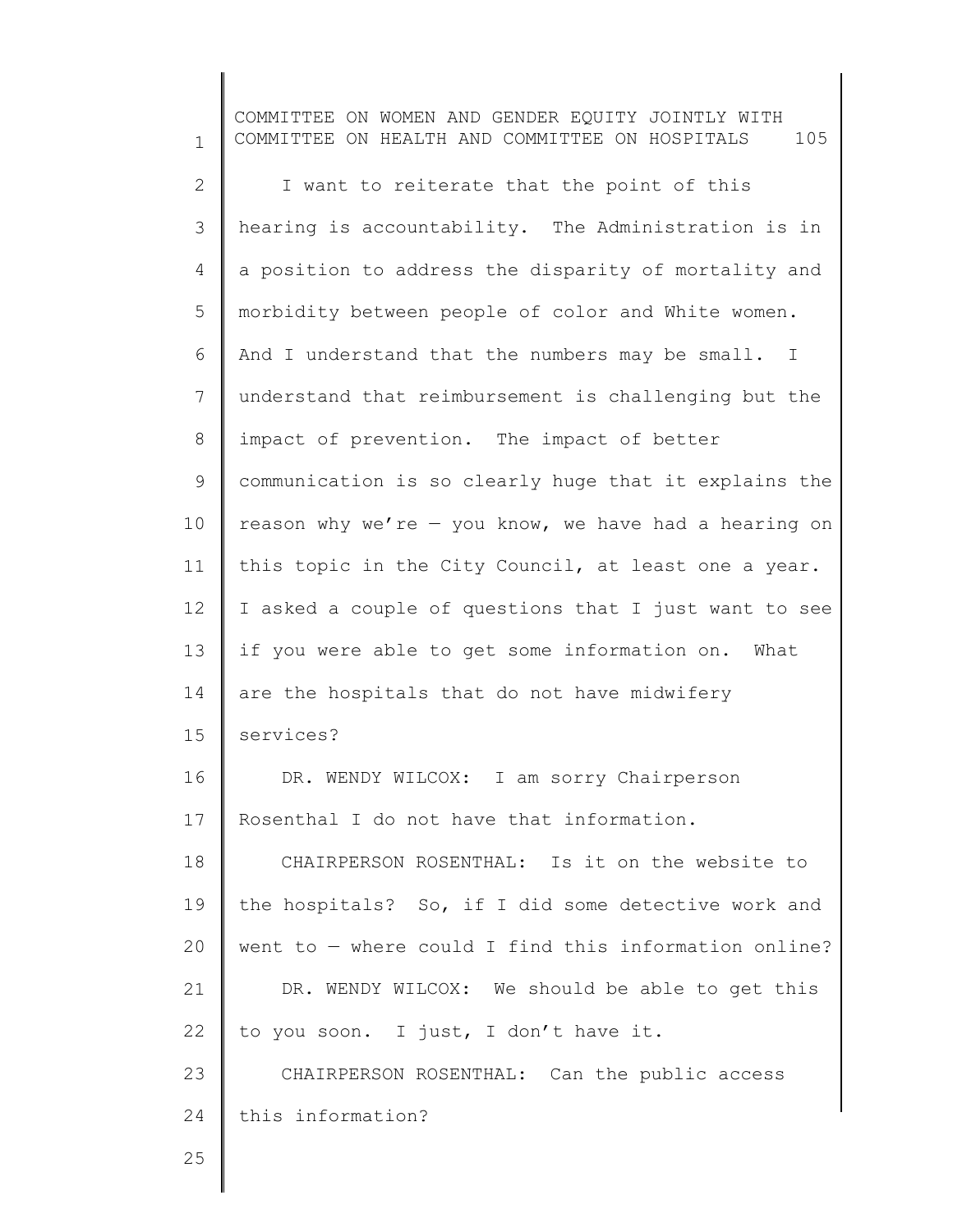I want to reiterate that the point of this hearing is accountability. The Administration is in a position to address the disparity of mortality and morbidity between people of color and White women. And I understand that the numbers may be small. I understand that reimbursement is challenging but the impact of prevention. The impact of better communication is so clearly huge that it explains the reason why we're — you know, we have had a hearing on this topic in the City Council, at least one a year. I asked a couple of questions that I just want to see if you were able to get some information on. What are the hospitals that do not have midwifery services?

DR. WENDY WILCOX: I am sorry Chairperson Rosenthal I do not have that information.

CHAIRPERSON ROSENTHAL: Is it on the website to the hospitals? So, if I did some detective work and went to — where could I find this information online?

DR. WENDY WILCOX: We should be able to get this to you soon. I just, I don't have it.

CHAIRPERSON ROSENTHAL: Can the public access this information?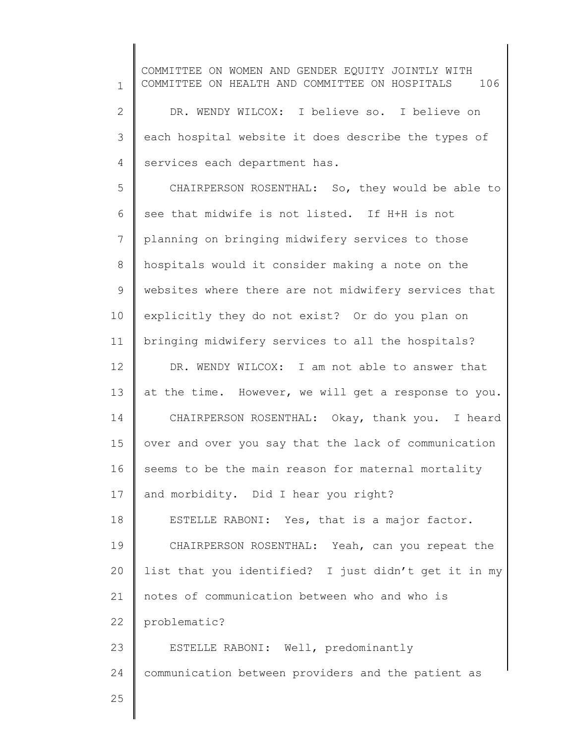DR. WENDY WILCOX: I believe so. I believe on each hospital website it does describe the types of services each department has.

CHAIRPERSON ROSENTHAL: So, they would be able to see that midwife is not listed. If H+H is not planning on bringing midwifery services to those hospitals would it consider making a note on the websites where there are not midwifery services that explicitly they do not exist? Or do you plan on bringing midwifery services to all the hospitals?

DR. WENDY WILCOX: I am not able to answer that at the time. However, we will get a response to you.

CHAIRPERSON ROSENTHAL: Okay, thank you. I heard over and over you say that the lack of communication seems to be the main reason for maternal mortality and morbidity. Did I hear you right?

ESTELLE RABONI: Yes, that is a major factor.

CHAIRPERSON ROSENTHAL: Yeah, can you repeat the list that you identified? I just didn't get it in my notes of communication between who and who is problematic?

ESTELLE RABONI: Well, predominantly communication between providers and the patient as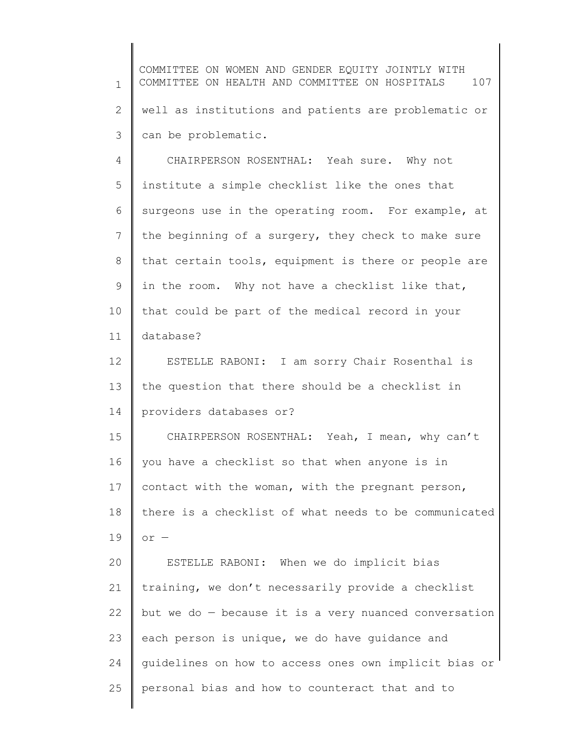well as institutions and patients are problematic or can be problematic.

CHAIRPERSON ROSENTHAL: Yeah sure. Why not institute a simple checklist like the ones that surgeons use in the operating room. For example, at the beginning of a surgery, they check to make sure that certain tools, equipment is there or people are in the room. Why not have a checklist like that, that could be part of the medical record in your database?

ESTELLE RABONI: I am sorry Chair Rosenthal is the question that there should be a checklist in providers databases or?

CHAIRPERSON ROSENTHAL: Yeah, I mean, why can't you have a checklist so that when anyone is in contact with the woman, with the pregnant person, there is a checklist of what needs to be communicated or —

ESTELLE RABONI: When we do implicit bias training, we don't necessarily provide a checklist but we do — because it is a very nuanced conversation each person is unique, we do have guidance and guidelines on how to access ones own implicit bias or personal bias and how to counteract that and to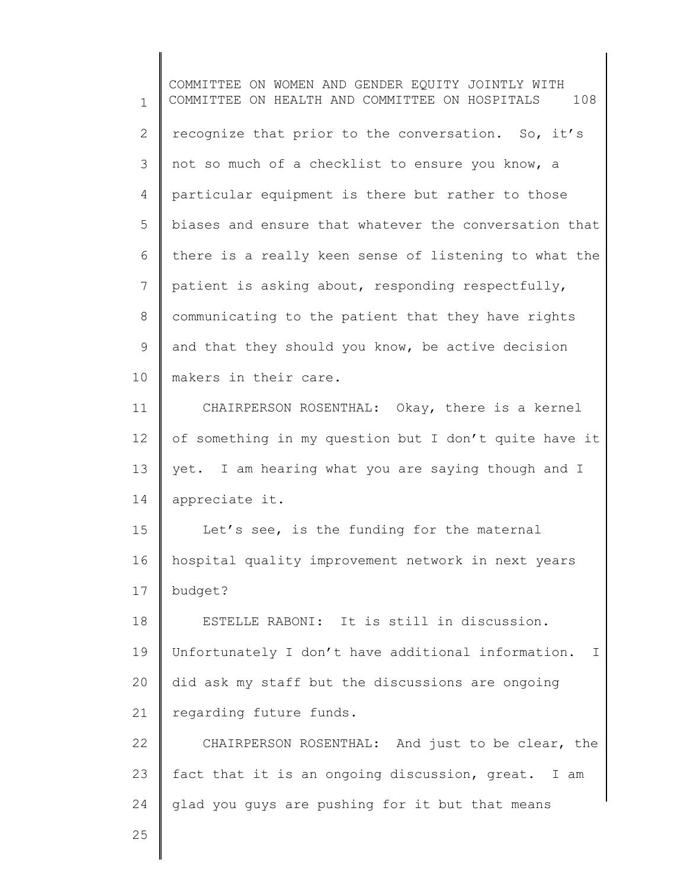recognize that prior to the conversation. So, it's not so much of a checklist to ensure you know, a particular equipment is there but rather to those biases and ensure that whatever the conversation that there is a really keen sense of listening to what the patient is asking about, responding respectfully, communicating to the patient that they have rights and that they should you know, be active decision makers in their care.

CHAIRPERSON ROSENTHAL: Okay, there is a kernel of something in my question but I don't quite have it yet. I am hearing what you are saying though and I appreciate it.

Let's see, is the funding for the maternal hospital quality improvement network in next years budget?

ESTELLE RABONI: It is still in discussion. Unfortunately I don't have additional information. I did ask my staff but the discussions are ongoing regarding future funds.

CHAIRPERSON ROSENTHAL: And just to be clear, the fact that it is an ongoing discussion, great. I am glad you guys are pushing for it but that means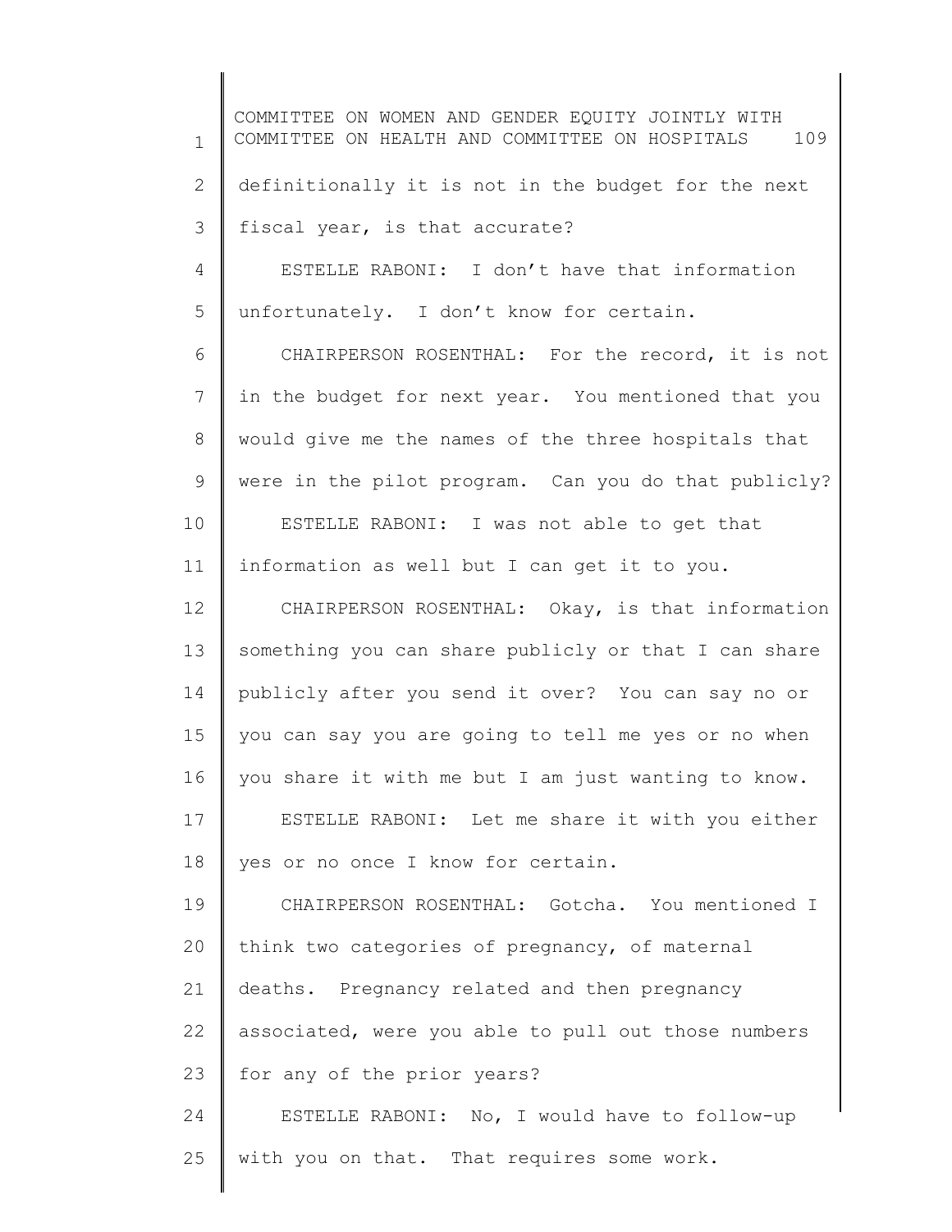definitionally it is not in the budget for the next fiscal year, is that accurate?

ESTELLE RABONI: I don't have that information unfortunately. I don't know for certain.

CHAIRPERSON ROSENTHAL: For the record, it is not in the budget for next year. You mentioned that you would give me the names of the three hospitals that were in the pilot program. Can you do that publicly?

ESTELLE RABONI: I was not able to get that information as well but I can get it to you.

CHAIRPERSON ROSENTHAL: Okay, is that information something you can share publicly or that I can share publicly after you send it over? You can say no or you can say you are going to tell me yes or no when you share it with me but I am just wanting to know.

ESTELLE RABONI: Let me share it with you either yes or no once I know for certain.

CHAIRPERSON ROSENTHAL: Gotcha. You mentioned I think two categories of pregnancy, of maternal deaths. Pregnancy related and then pregnancy associated, were you able to pull out those numbers for any of the prior years?

ESTELLE RABONI: No, I would have to follow-up with you on that. That requires some work.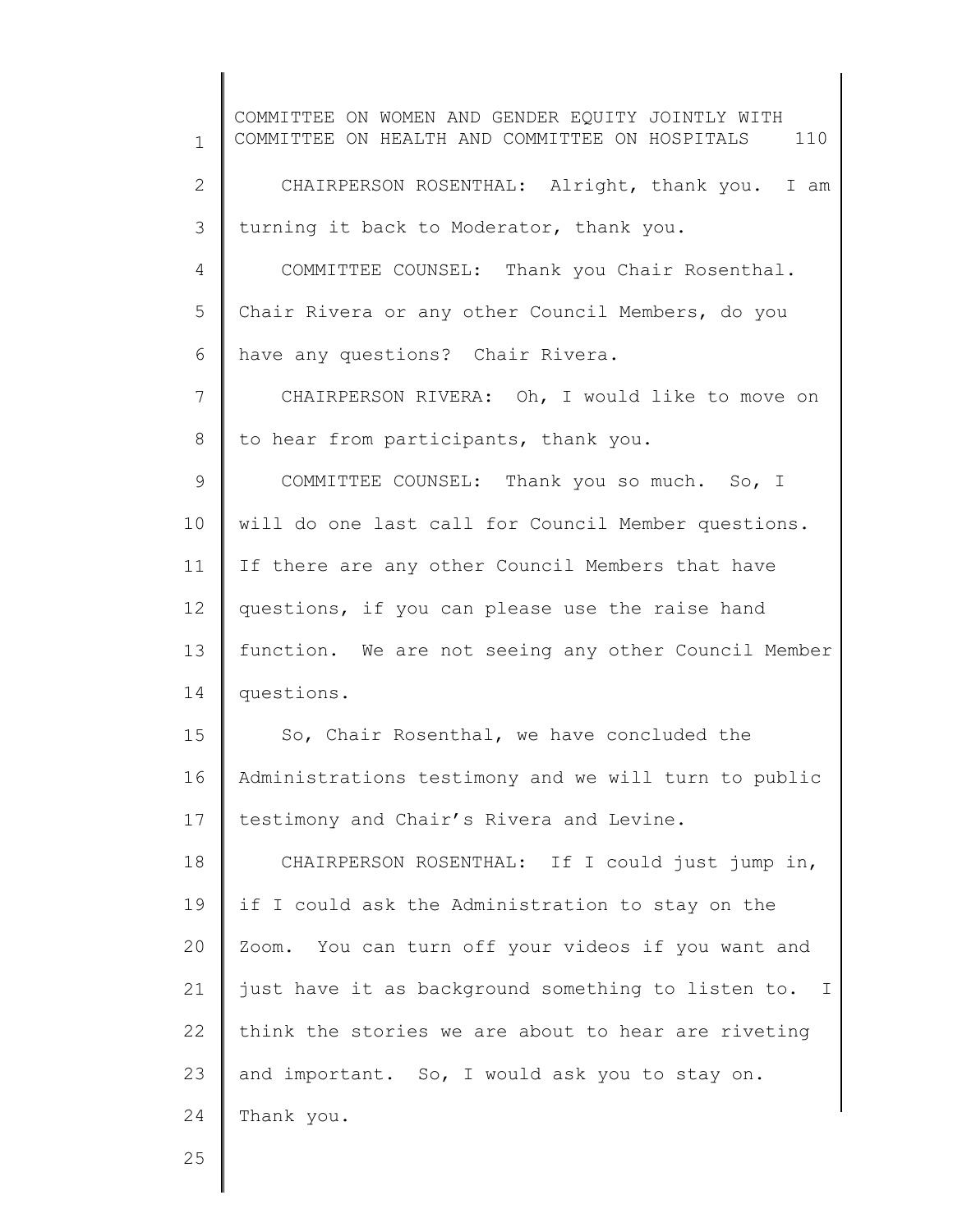CHAIRPERSON ROSENTHAL: Alright, thank you. I am turning it back to Moderator, thank you.

COMMITTEE COUNSEL: Thank you Chair Rosenthal. Chair Rivera or any other Council Members, do you have any questions? Chair Rivera.

CHAIRPERSON RIVERA: Oh, I would like to move on to hear from participants, thank you.

COMMITTEE COUNSEL: Thank you so much. So, I will do one last call for Council Member questions. If there are any other Council Members that have questions, if you can please use the raise hand function. We are not seeing any other Council Member questions.

So, Chair Rosenthal, we have concluded the Administrations testimony and we will turn to public testimony and Chair's Rivera and Levine.

CHAIRPERSON ROSENTHAL: If I could just jump in, if I could ask the Administration to stay on the Zoom. You can turn off your videos if you want and just have it as background something to listen to. I think the stories we are about to hear are riveting and important. So, I would ask you to stay on. Thank you.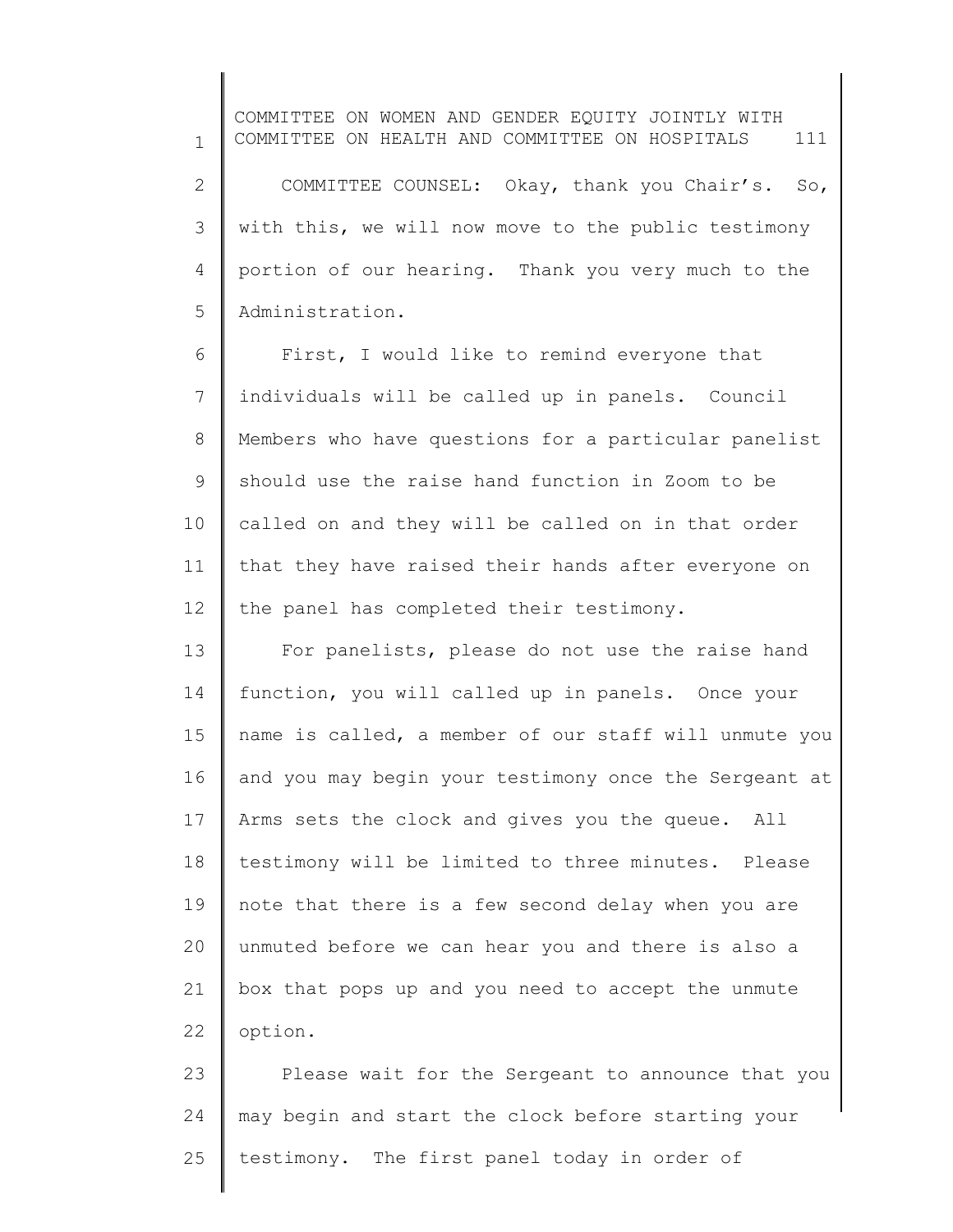COMMITTEE COUNSEL: Okay, thank you Chair's. So, with this, we will now move to the public testimony portion of our hearing. Thank you very much to the Administration.

First, I would like to remind everyone that individuals will be called up in panels. Council Members who have questions for a particular panelist should use the raise hand function in Zoom to be called on and they will be called on in that order that they have raised their hands after everyone on the panel has completed their testimony.

For panelists, please do not use the raise hand function, you will called up in panels. Once your name is called, a member of our staff will unmute you and you may begin your testimony once the Sergeant at Arms sets the clock and gives you the queue. All testimony will be limited to three minutes. Please note that there is a few second delay when you are unmuted before we can hear you and there is also a box that pops up and you need to accept the unmute option.

Please wait for the Sergeant to announce that you may begin and start the clock before starting your testimony. The first panel today in order of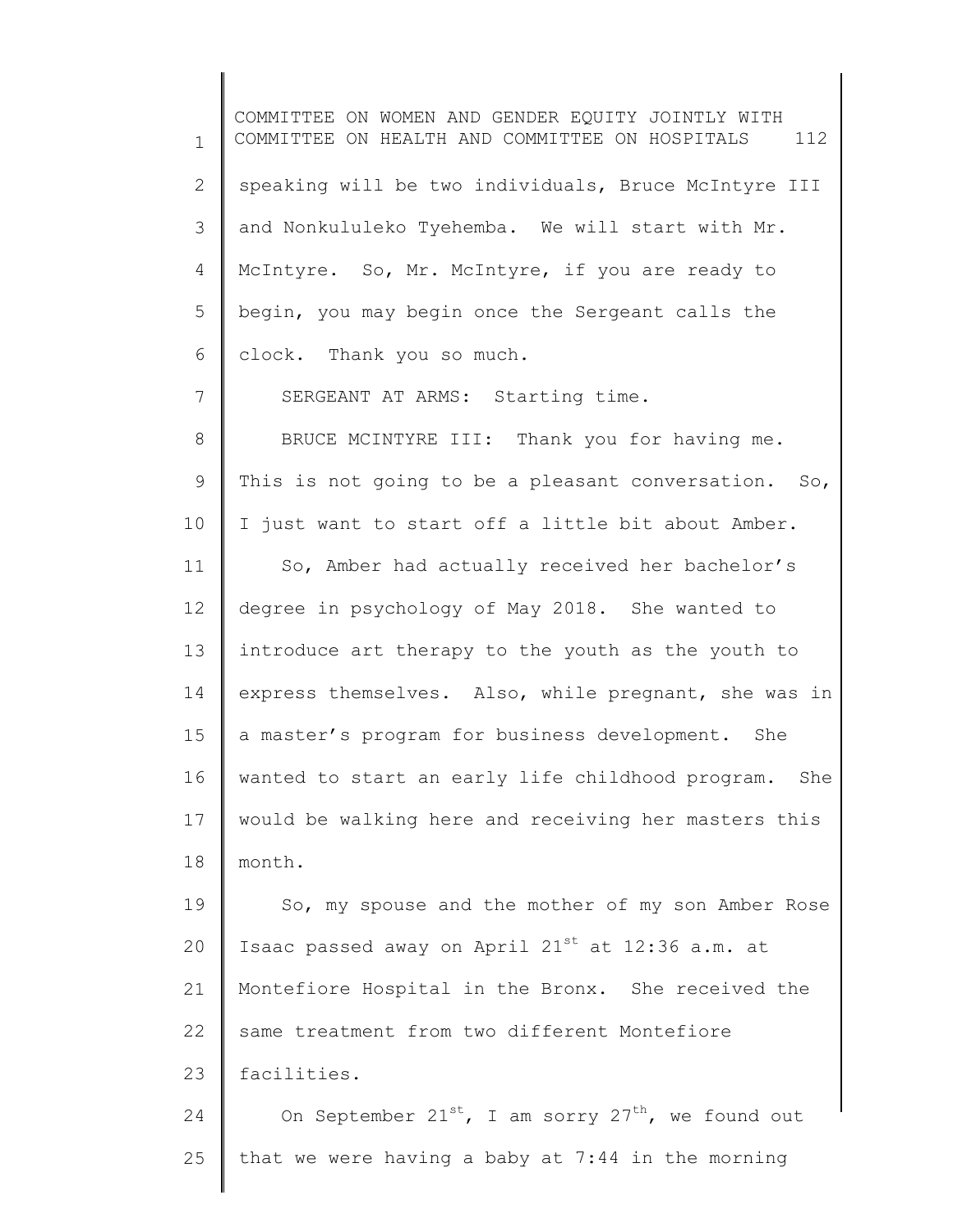speaking will be two individuals, Bruce McIntyre III and Nonkululeko Tyehemba. We will start with Mr. McIntyre. So, Mr. McIntyre, if you are ready to begin, you may begin once the Sergeant calls the clock. Thank you so much.

SERGEANT AT ARMS: Starting time.

BRUCE MCINTYRE III: Thank you for having me. This is not going to be a pleasant conversation. So, I just want to start off a little bit about Amber.

So, Amber had actually received her bachelor's degree in psychology of May 2018. She wanted to introduce art therapy to the youth as the youth to express themselves. Also, while pregnant, she was in a master's program for business development. She wanted to start an early life childhood program. She would be walking here and receiving her masters this month.

So, my spouse and the mother of my son Amber Rose Isaac passed away on April 21st at 12:36 a.m. at Montefiore Hospital in the Bronx. She received the same treatment from two different Montefiore facilities.

On September 21st, I am sorry 27th, we found out that we were having a baby at 7:44 in the morning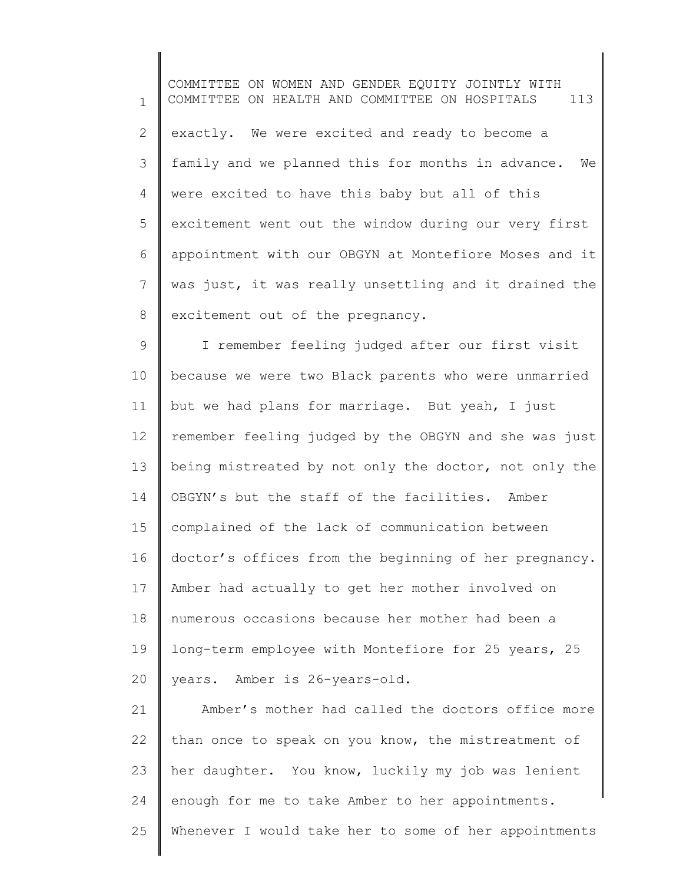exactly. We were excited and ready to become a family and we planned this for months in advance. We were excited to have this baby but all of this excitement went out the window during our very first appointment with our OBGYN at Montefiore Moses and it was just, it was really unsettling and it drained the excitement out of the pregnancy.

I remember feeling judged after our first visit because we were two Black parents who were unmarried but we had plans for marriage. But yeah, I just remember feeling judged by the OBGYN and she was just being mistreated by not only the doctor, not only the OBGYN's but the staff of the facilities. Amber complained of the lack of communication between doctor's offices from the beginning of her pregnancy. Amber had actually to get her mother involved on numerous occasions because her mother had been a long-term employee with Montefiore for 25 years, 25 years. Amber is 26-years-old.

Amber's mother had called the doctors office more than once to speak on you know, the mistreatment of her daughter. You know, luckily my job was lenient enough for me to take Amber to her appointments. Whenever I would take her to some of her appointments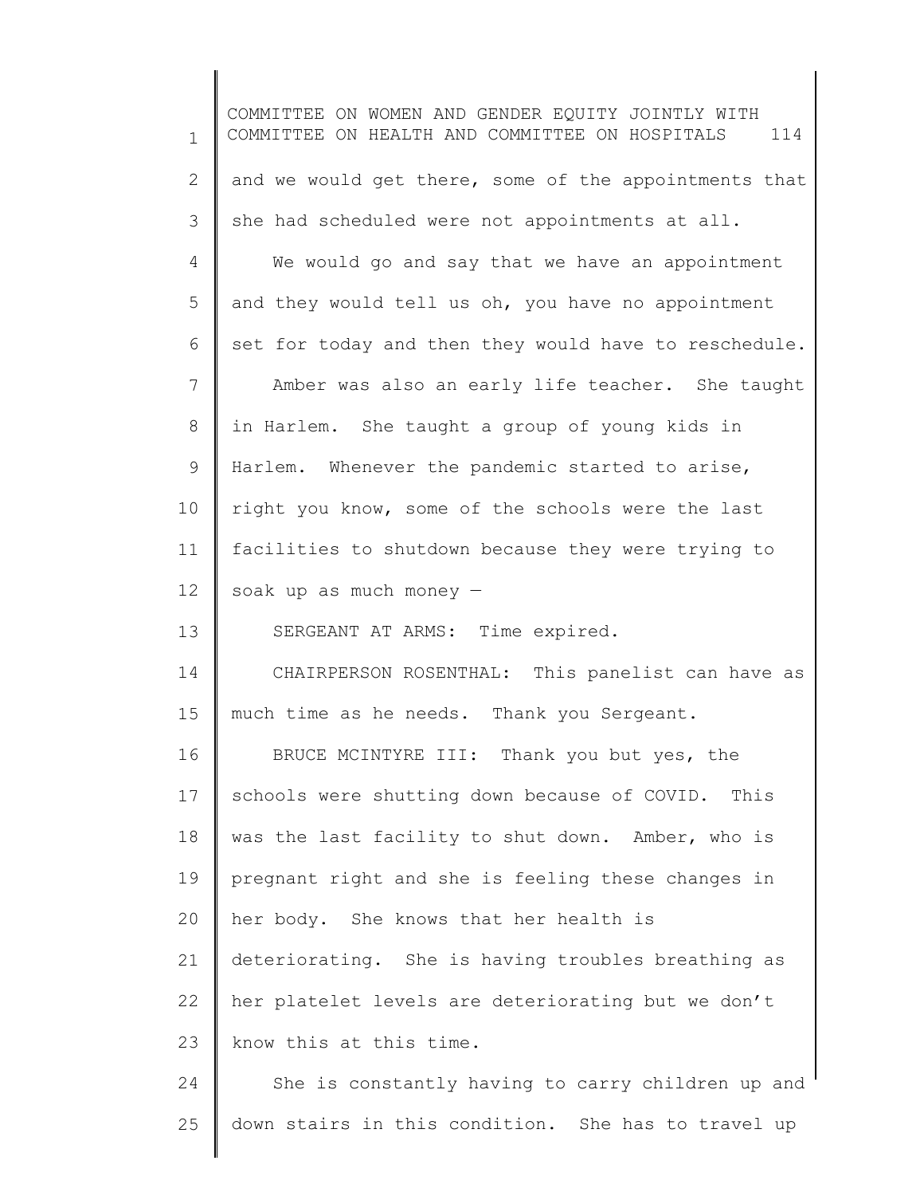and we would get there, some of the appointments that she had scheduled were not appointments at all.

We would go and say that we have an appointment and they would tell us oh, you have no appointment set for today and then they would have to reschedule.

Amber was also an early life teacher. She taught in Harlem. She taught a group of young kids in Harlem. Whenever the pandemic started to arise, right you know, some of the schools were the last facilities to shutdown because they were trying to soak up as much money —

SERGEANT AT ARMS: Time expired.

CHAIRPERSON ROSENTHAL: This panelist can have as much time as he needs. Thank you Sergeant.

BRUCE MCINTYRE III: Thank you but yes, the schools were shutting down because of COVID. This was the last facility to shut down. Amber, who is pregnant right and she is feeling these changes in her body. She knows that her health is deteriorating. She is having troubles breathing as her platelet levels are deteriorating but we don't know this at this time.

She is constantly having to carry children up and down stairs in this condition. She has to travel up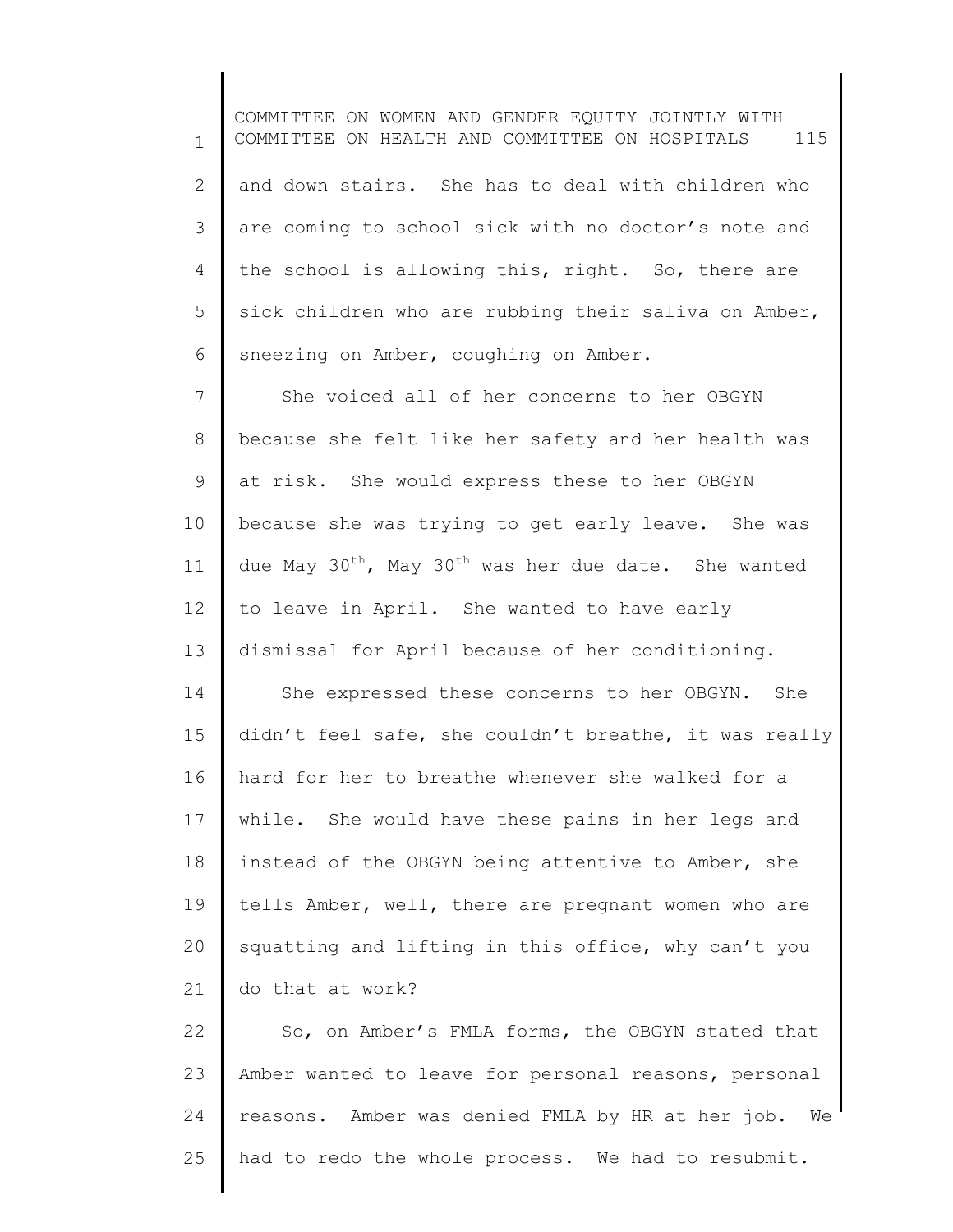and down stairs. She has to deal with children who are coming to school sick with no doctor's note and the school is allowing this, right. So, there are sick children who are rubbing their saliva on Amber, sneezing on Amber, coughing on Amber.

She voiced all of her concerns to her OBGYN because she felt like her safety and her health was at risk. She would express these to her OBGYN because she was trying to get early leave. She was due May 30th, May 30th was her due date. She wanted to leave in April. She wanted to have early dismissal for April because of her conditioning.

She expressed these concerns to her OBGYN. She didn't feel safe, she couldn't breathe, it was really hard for her to breathe whenever she walked for a while. She would have these pains in her legs and instead of the OBGYN being attentive to Amber, she tells Amber, well, there are pregnant women who are squatting and lifting in this office, why can't you do that at work?

So, on Amber's FMLA forms, the OBGYN stated that Amber wanted to leave for personal reasons, personal reasons. Amber was denied FMLA by HR at her job. We had to redo the whole process. We had to resubmit.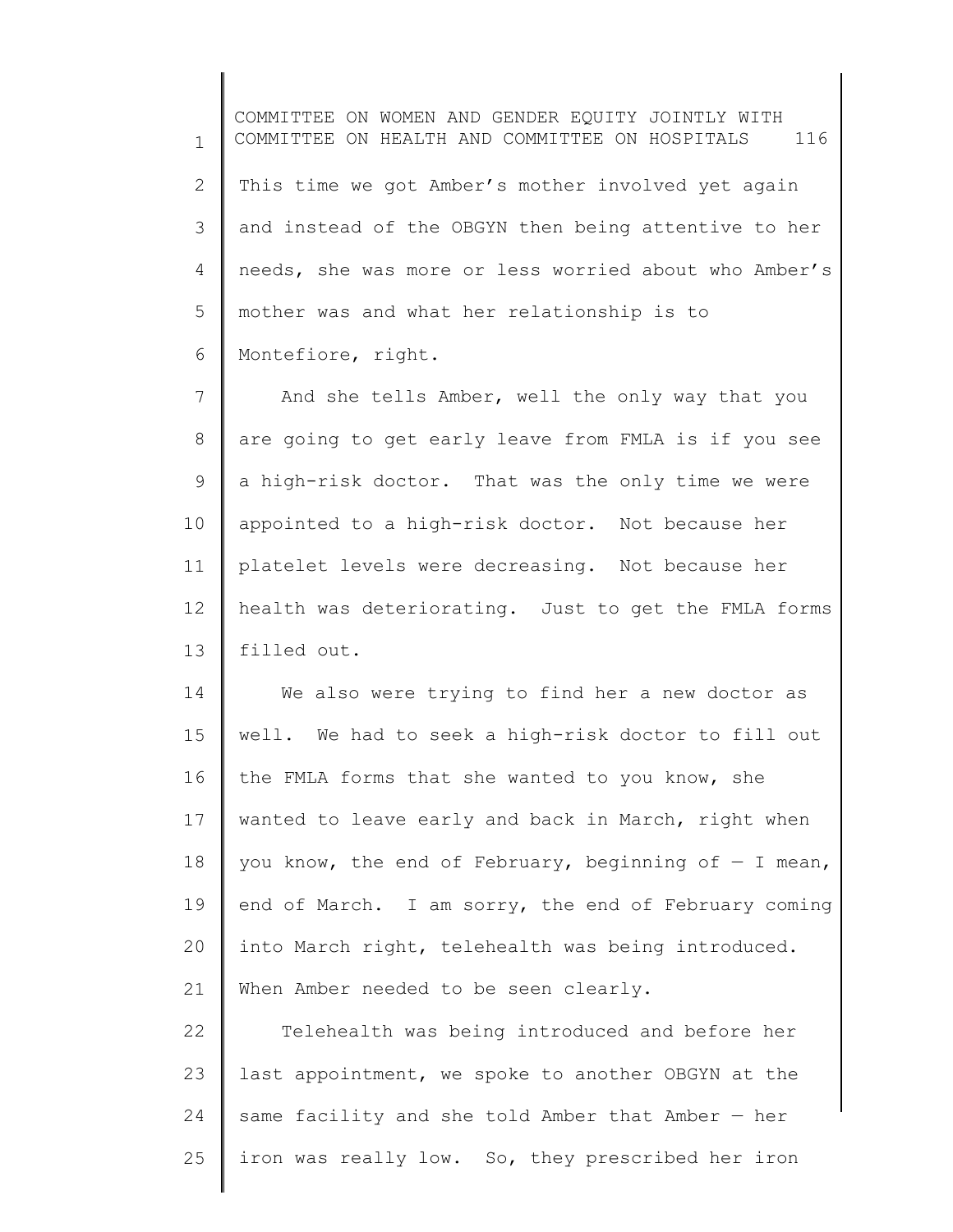This time we got Amber's mother involved yet again and instead of the OBGYN then being attentive to her needs, she was more or less worried about who Amber's mother was and what her relationship is to Montefiore, right.

And she tells Amber, well the only way that you are going to get early leave from FMLA is if you see a high-risk doctor. That was the only time we were appointed to a high-risk doctor. Not because her platelet levels were decreasing. Not because her health was deteriorating. Just to get the FMLA forms filled out.

We also were trying to find her a new doctor as well. We had to seek a high-risk doctor to fill out the FMLA forms that she wanted to you know, she wanted to leave early and back in March, right when you know, the end of February, beginning of — I mean, end of March. I am sorry, the end of February coming into March right, telehealth was being introduced. When Amber needed to be seen clearly.

Telehealth was being introduced and before her last appointment, we spoke to another OBGYN at the same facility and she told Amber that Amber — her iron was really low. So, they prescribed her iron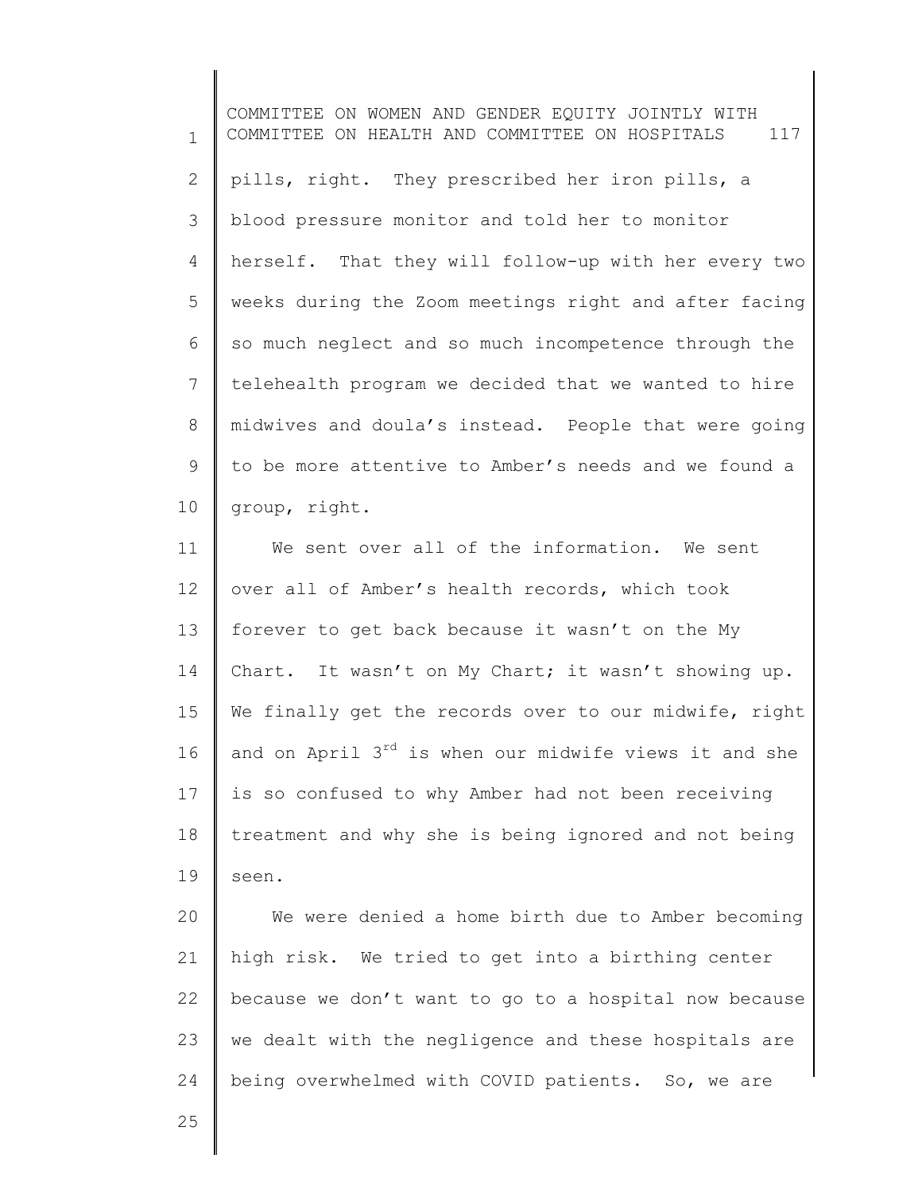pills, right. They prescribed her iron pills, a blood pressure monitor and told her to monitor herself. That they will follow-up with her every two weeks during the Zoom meetings right and after facing so much neglect and so much incompetence through the telehealth program we decided that we wanted to hire midwives and doula's instead. People that were going to be more attentive to Amber's needs and we found a group, right.

We sent over all of the information. We sent over all of Amber's health records, which took forever to get back because it wasn't on the My Chart. It wasn't on My Chart; it wasn't showing up. We finally get the records over to our midwife, right and on April 3rd is when our midwife views it and she is so confused to why Amber had not been receiving treatment and why she is being ignored and not being seen.

We were denied a home birth due to Amber becoming high risk. We tried to get into a birthing center because we don't want to go to a hospital now because we dealt with the negligence and these hospitals are being overwhelmed with COVID patients. So, we are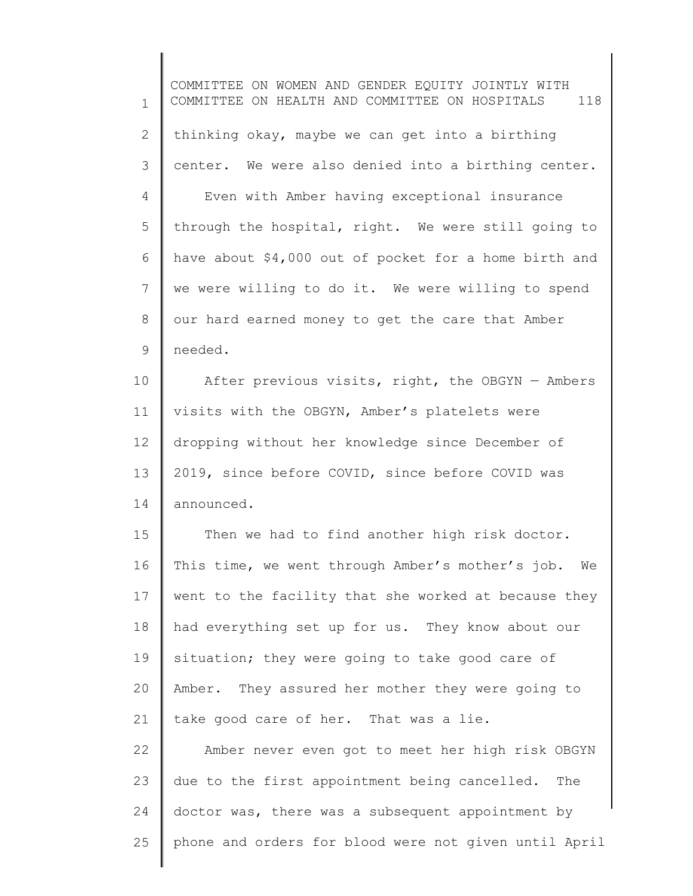thinking okay, maybe we can get into a birthing center. We were also denied into a birthing center.

Even with Amber having exceptional insurance through the hospital, right. We were still going to have about $4,000 out of pocket for a home birth and we were willing to do it. We were willing to spend our hard earned money to get the care that Amber needed.

After previous visits, right, the OBGYN — Ambers visits with the OBGYN, Amber's platelets were dropping without her knowledge since December of 2019, since before COVID, since before COVID was announced.

Then we had to find another high risk doctor. This time, we went through Amber's mother's job. We went to the facility that she worked at because they had everything set up for us. They know about our situation; they were going to take good care of Amber. They assured her mother they were going to take good care of her. That was a lie.

Amber never even got to meet her high risk OBGYN due to the first appointment being cancelled. The doctor was, there was a subsequent appointment by phone and orders for blood were not given until April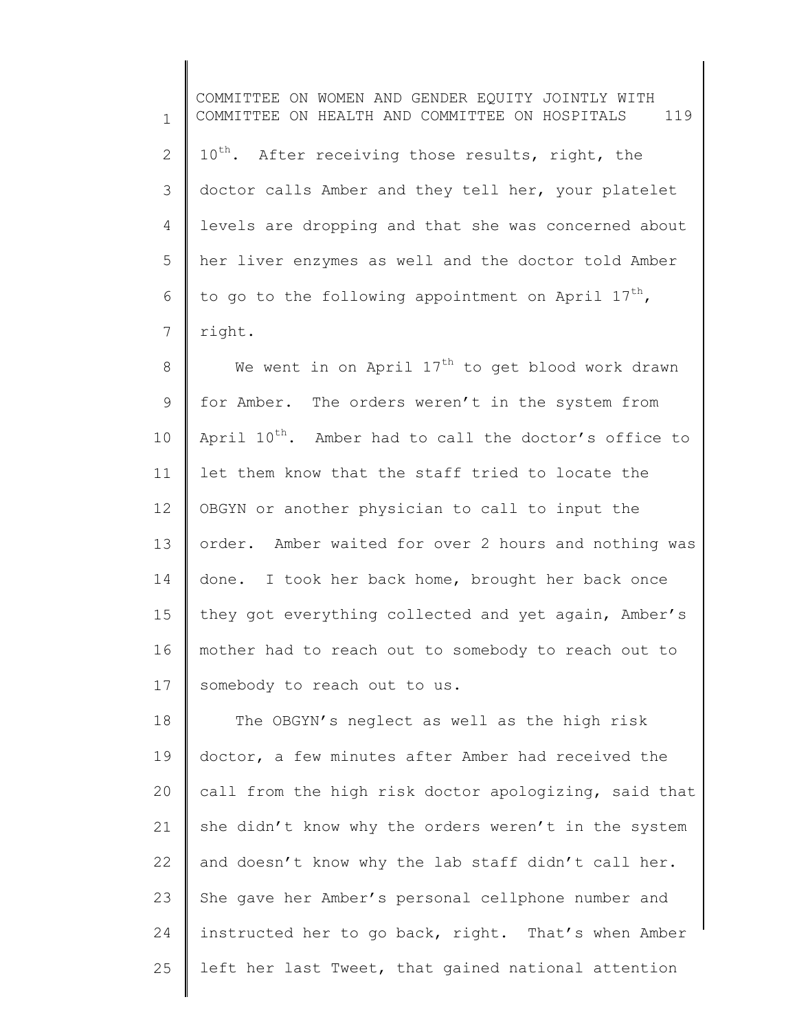10th. After receiving those results, right, the doctor calls Amber and they tell her, your platelet levels are dropping and that she was concerned about her liver enzymes as well and the doctor told Amber to go to the following appointment on April 17th, right.

We went in on April 17th to get blood work drawn for Amber. The orders weren't in the system from April 10th. Amber had to call the doctor's office to let them know that the staff tried to locate the OBGYN or another physician to call to input the order. Amber waited for over 2 hours and nothing was done. I took her back home, brought her back once they got everything collected and yet again, Amber's mother had to reach out to somebody to reach out to somebody to reach out to us.

The OBGYN's neglect as well as the high risk doctor, a few minutes after Amber had received the call from the high risk doctor apologizing, said that she didn't know why the orders weren't in the system and doesn't know why the lab staff didn't call her. She gave her Amber's personal cellphone number and instructed her to go back, right. That's when Amber left her last Tweet, that gained national attention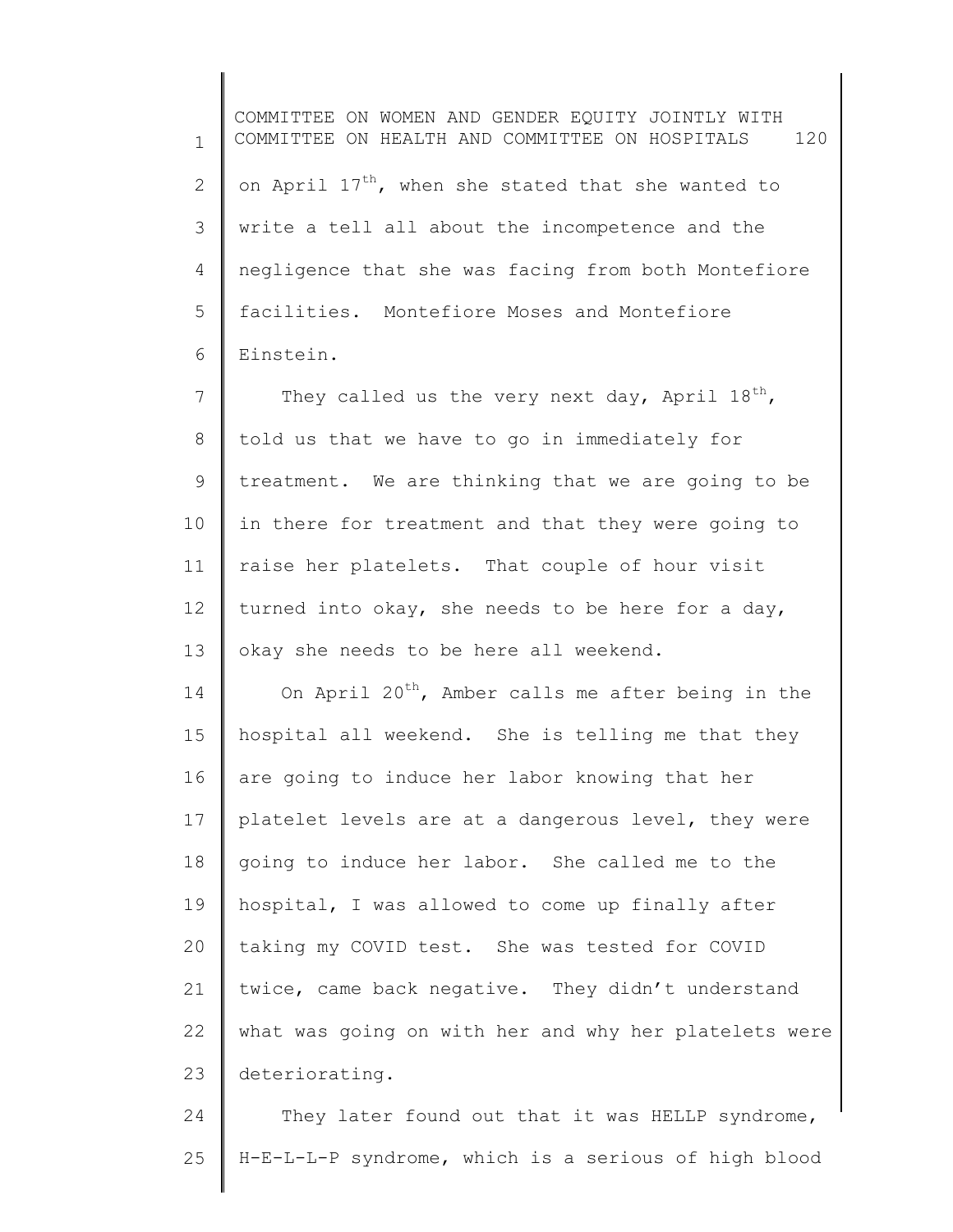on April 17th, when she stated that she wanted to write a tell all about the incompetence and the negligence that she was facing from both Montefiore facilities. Montefiore Moses and Montefiore Einstein.

They called us the very next day, April 18th, told us that we have to go in immediately for treatment. We are thinking that we are going to be in there for treatment and that they were going to raise her platelets. That couple of hour visit turned into okay, she needs to be here for a day, okay she needs to be here all weekend.

On April 20th, Amber calls me after being in the hospital all weekend. She is telling me that they are going to induce her labor knowing that her platelet levels are at a dangerous level, they were going to induce her labor. She called me to the hospital, I was allowed to come up finally after taking my COVID test. She was tested for COVID twice, came back negative. They didn't understand what was going on with her and why her platelets were deteriorating.

They later found out that it was HELLP syndrome, H-E-L-L-P syndrome, which is a serious of high blood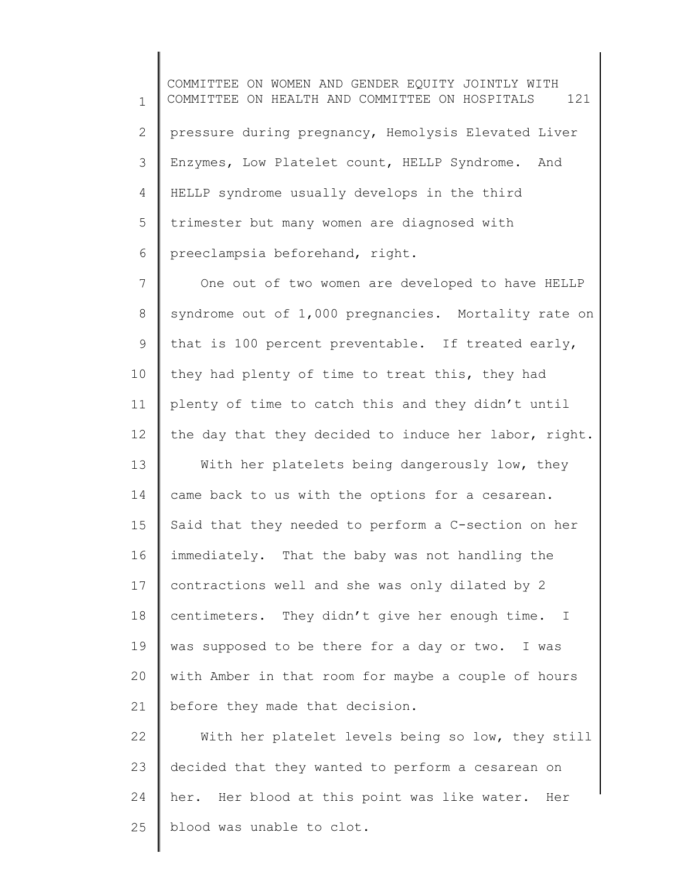pressure during pregnancy, Hemolysis Elevated Liver Enzymes, Low Platelet count, HELLP Syndrome. And HELLP syndrome usually develops in the third trimester but many women are diagnosed with preeclampsia beforehand, right.

One out of two women are developed to have HELLP syndrome out of 1,000 pregnancies. Mortality rate on that is 100 percent preventable. If treated early, they had plenty of time to treat this, they had plenty of time to catch this and they didn't until the day that they decided to induce her labor, right.

With her platelets being dangerously low, they came back to us with the options for a cesarean. Said that they needed to perform a C-section on her immediately. That the baby was not handling the contractions well and she was only dilated by 2 centimeters. They didn't give her enough time. I was supposed to be there for a day or two. I was with Amber in that room for maybe a couple of hours before they made that decision.

With her platelet levels being so low, they still decided that they wanted to perform a cesarean on her. Her blood at this point was like water. Her blood was unable to clot.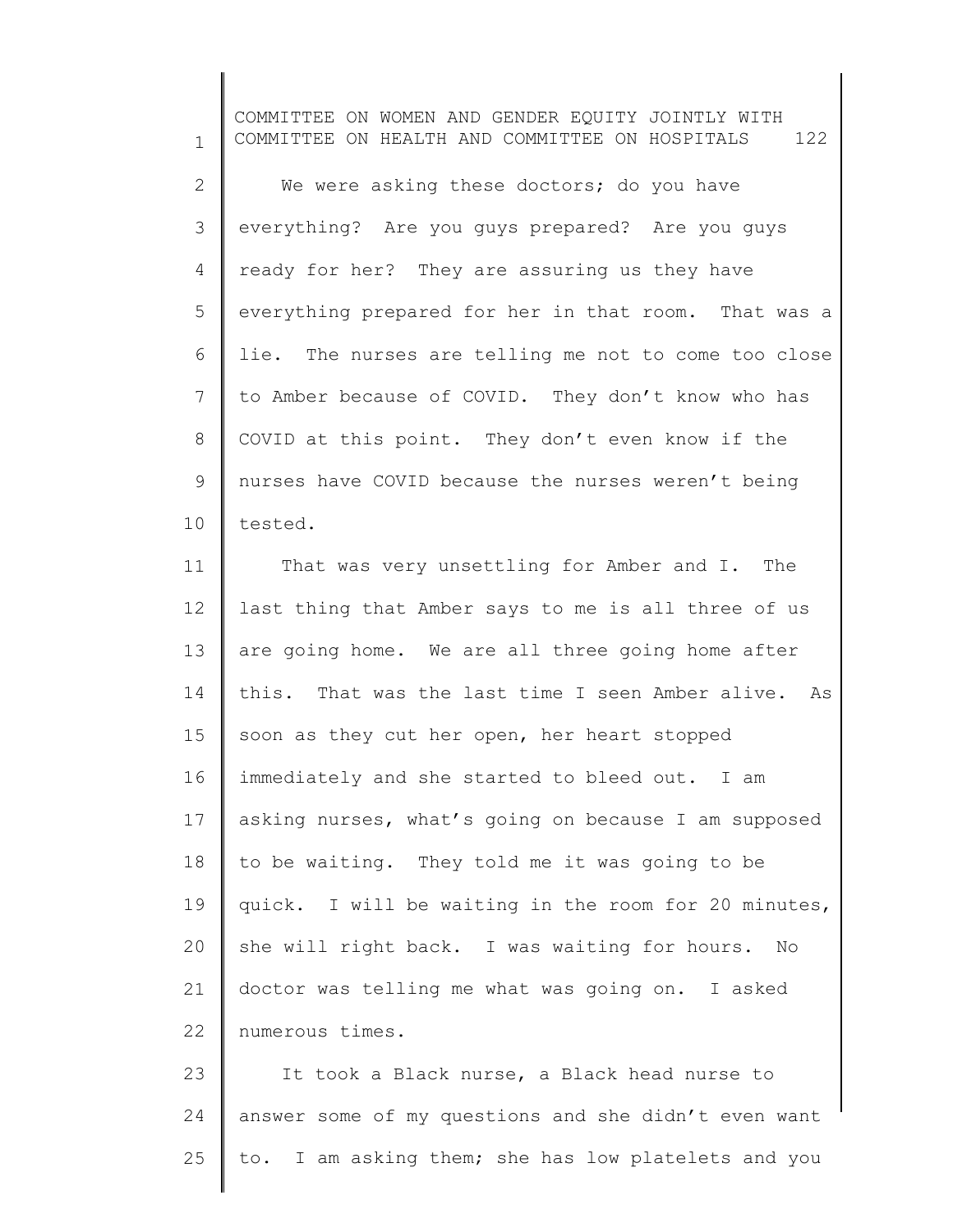We were asking these doctors; do you have everything? Are you guys prepared? Are you guys ready for her? They are assuring us they have everything prepared for her in that room. That was a lie. The nurses are telling me not to come too close to Amber because of COVID. They don't know who has COVID at this point. They don't even know if the nurses have COVID because the nurses weren't being tested.

That was very unsettling for Amber and I. The last thing that Amber says to me is all three of us are going home. We are all three going home after this. That was the last time I seen Amber alive. As soon as they cut her open, her heart stopped immediately and she started to bleed out. I am asking nurses, what's going on because I am supposed to be waiting. They told me it was going to be quick. I will be waiting in the room for 20 minutes, she will right back. I was waiting for hours. No doctor was telling me what was going on. I asked numerous times.

It took a Black nurse, a Black head nurse to answer some of my questions and she didn't even want to. I am asking them; she has low platelets and you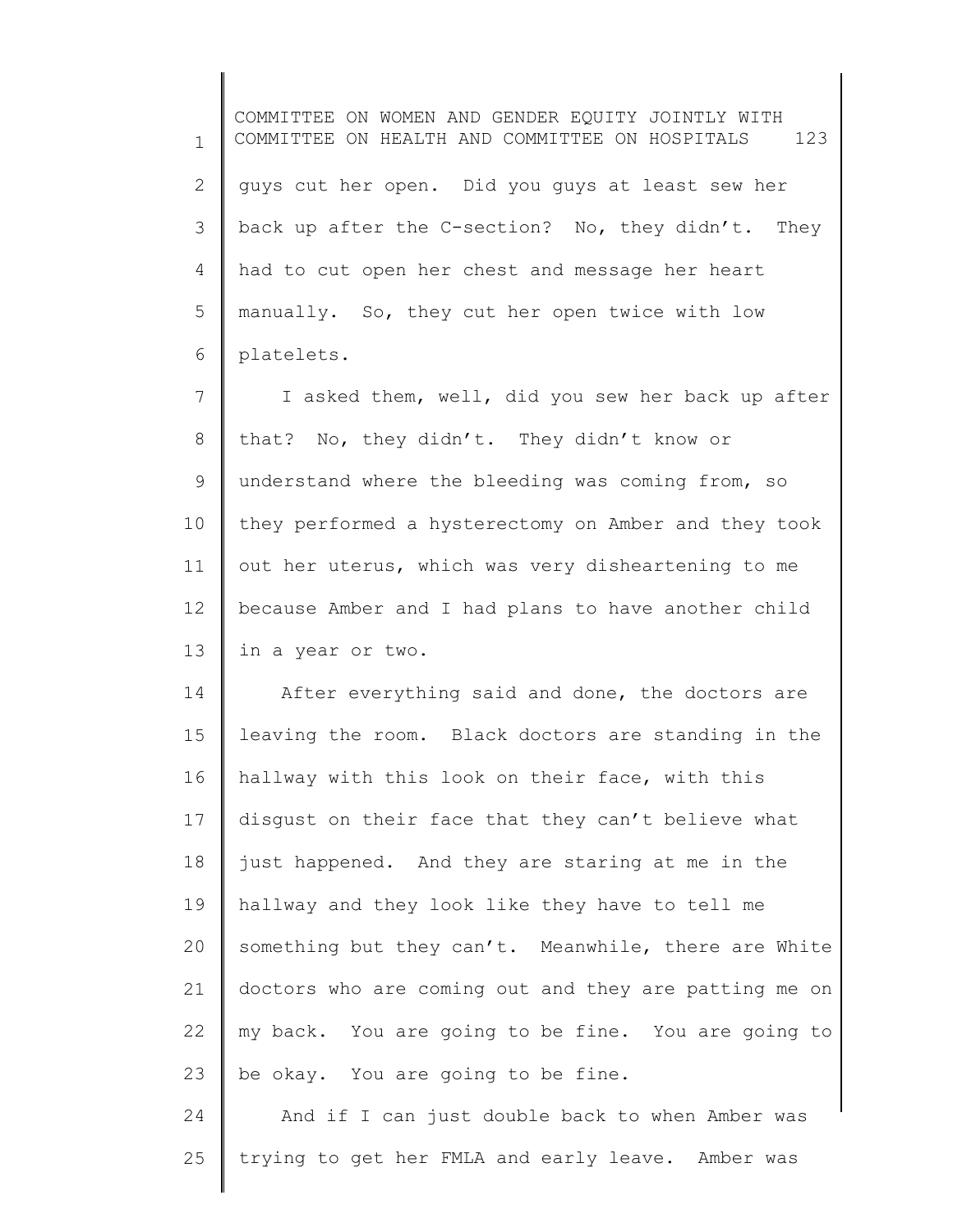guys cut her open. Did you guys at least sew her back up after the C-section? No, they didn't. They had to cut open her chest and message her heart manually. So, they cut her open twice with low platelets.

I asked them, well, did you sew her back up after that? No, they didn't. They didn't know or understand where the bleeding was coming from, so they performed a hysterectomy on Amber and they took out her uterus, which was very disheartening to me because Amber and I had plans to have another child in a year or two.

After everything said and done, the doctors are leaving the room. Black doctors are standing in the hallway with this look on their face, with this disgust on their face that they can't believe what just happened. And they are staring at me in the hallway and they look like they have to tell me something but they can't. Meanwhile, there are White doctors who are coming out and they are patting me on my back. You are going to be fine. You are going to be okay. You are going to be fine.

And if I can just double back to when Amber was trying to get her FMLA and early leave. Amber was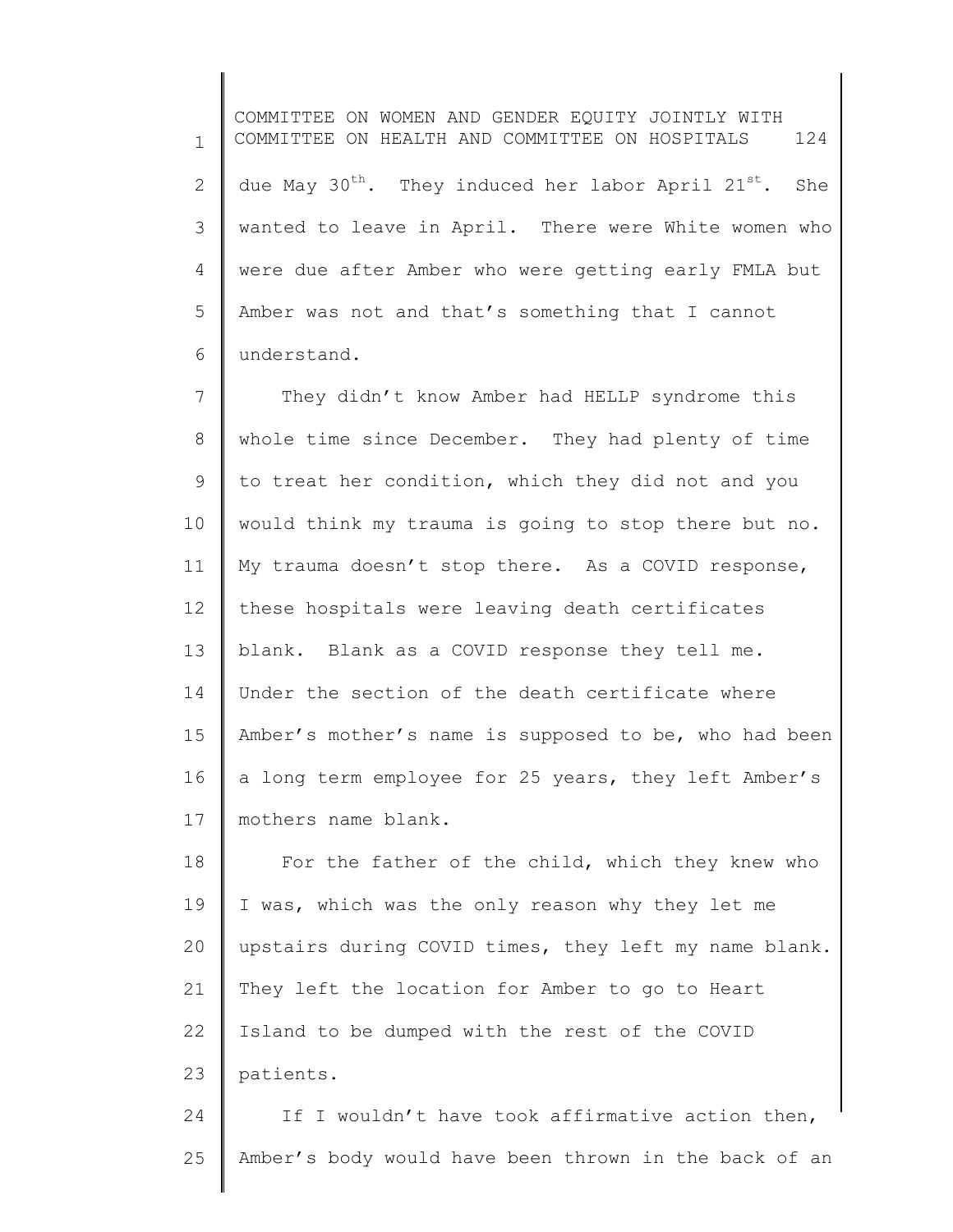due May 30th. They induced her labor April 21st. She wanted to leave in April. There were White women who were due after Amber who were getting early FMLA but Amber was not and that's something that I cannot understand.

They didn't know Amber had HELLP syndrome this whole time since December. They had plenty of time to treat her condition, which they did not and you would think my trauma is going to stop there but no. My trauma doesn't stop there. As a COVID response, these hospitals were leaving death certificates blank. Blank as a COVID response they tell me. Under the section of the death certificate where Amber's mother's name is supposed to be, who had been a long term employee for 25 years, they left Amber's mothers name blank.

For the father of the child, which they knew who I was, which was the only reason why they let me upstairs during COVID times, they left my name blank. They left the location for Amber to go to Heart Island to be dumped with the rest of the COVID patients.

If I wouldn't have took affirmative action then, Amber's body would have been thrown in the back of an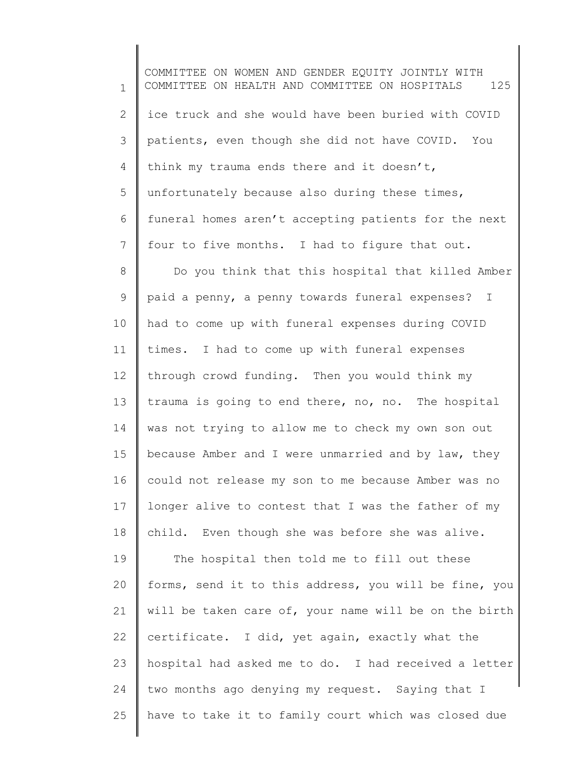ice truck and she would have been buried with COVID patients, even though she did not have COVID. You think my trauma ends there and it doesn't, unfortunately because also during these times, funeral homes aren't accepting patients for the next four to five months. I had to figure that out.

Do you think that this hospital that killed Amber paid a penny, a penny towards funeral expenses? I had to come up with funeral expenses during COVID times. I had to come up with funeral expenses through crowd funding. Then you would think my trauma is going to end there, no, no. The hospital was not trying to allow me to check my own son out because Amber and I were unmarried and by law, they could not release my son to me because Amber was no longer alive to contest that I was the father of my child. Even though she was before she was alive.

The hospital then told me to fill out these forms, send it to this address, you will be fine, you will be taken care of, your name will be on the birth certificate. I did, yet again, exactly what the hospital had asked me to do. I had received a letter two months ago denying my request. Saying that I have to take it to family court which was closed due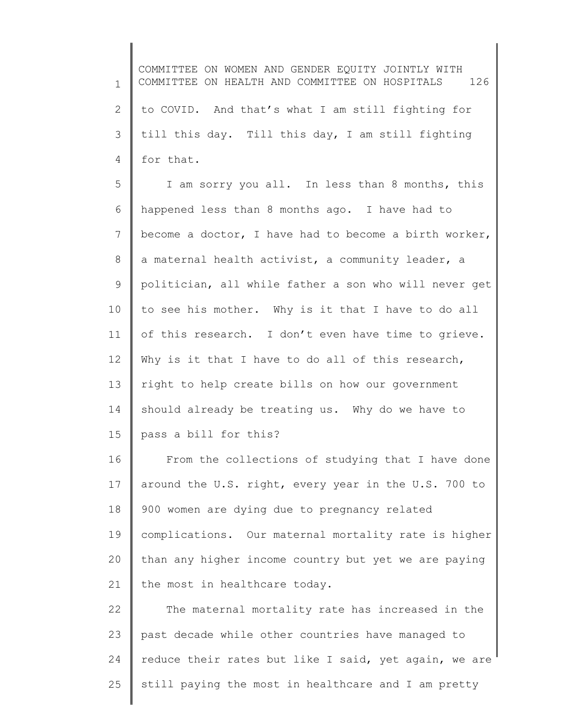to COVID. And that's what I am still fighting for till this day. Till this day, I am still fighting for that.

I am sorry you all. In less than 8 months, this happened less than 8 months ago. I have had to become a doctor, I have had to become a birth worker, a maternal health activist, a community leader, a politician, all while father a son who will never get to see his mother. Why is it that I have to do all of this research. I don't even have time to grieve. Why is it that I have to do all of this research, right to help create bills on how our government should already be treating us. Why do we have to pass a bill for this?

From the collections of studying that I have done around the U.S. right, every year in the U.S. 700 to 900 women are dying due to pregnancy related complications. Our maternal mortality rate is higher than any higher income country but yet we are paying the most in healthcare today.

The maternal mortality rate has increased in the past decade while other countries have managed to reduce their rates but like I said, yet again, we are still paying the most in healthcare and I am pretty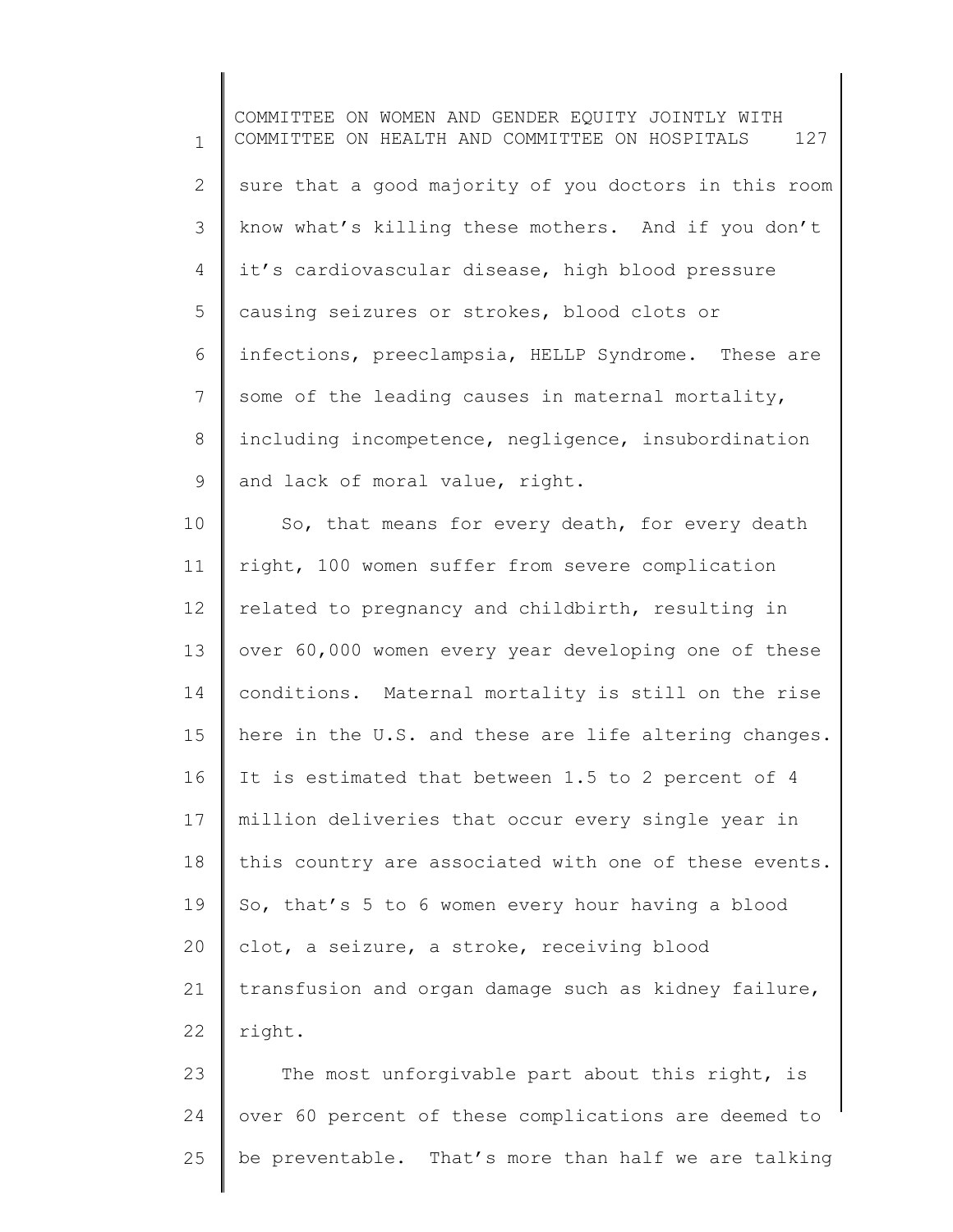sure that a good majority of you doctors in this room know what's killing these mothers. And if you don't it's cardiovascular disease, high blood pressure causing seizures or strokes, blood clots or infections, preeclampsia, HELLP Syndrome. These are some of the leading causes in maternal mortality, including incompetence, negligence, insubordination and lack of moral value, right.

So, that means for every death, for every death right, 100 women suffer from severe complication related to pregnancy and childbirth, resulting in over 60,000 women every year developing one of these conditions. Maternal mortality is still on the rise here in the U.S. and these are life altering changes. It is estimated that between 1.5 to 2 percent of 4 million deliveries that occur every single year in this country are associated with one of these events. So, that's 5 to 6 women every hour having a blood clot, a seizure, a stroke, receiving blood transfusion and organ damage such as kidney failure, right.

The most unforgivable part about this right, is over 60 percent of these complications are deemed to be preventable. That's more than half we are talking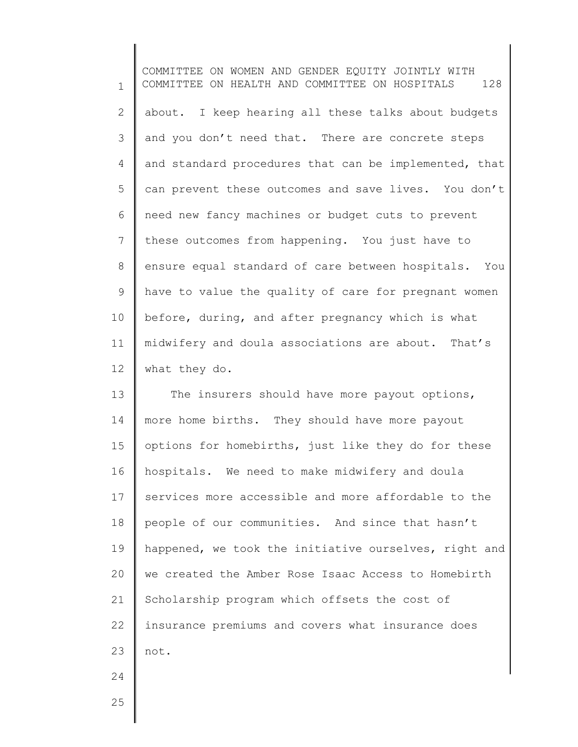about. I keep hearing all these talks about budgets and you don't need that. There are concrete steps and standard procedures that can be implemented, that can prevent these outcomes and save lives. You don't need new fancy machines or budget cuts to prevent these outcomes from happening. You just have to ensure equal standard of care between hospitals. You have to value the quality of care for pregnant women before, during, and after pregnancy which is what midwifery and doula associations are about. That's what they do.

The insurers should have more payout options, more home births. They should have more payout options for homebirths, just like they do for these hospitals. We need to make midwifery and doula services more accessible and more affordable to the people of our communities. And since that hasn't happened, we took the initiative ourselves, right and we created the Amber Rose Isaac Access to Homebirth Scholarship program which offsets the cost of insurance premiums and covers what insurance does not.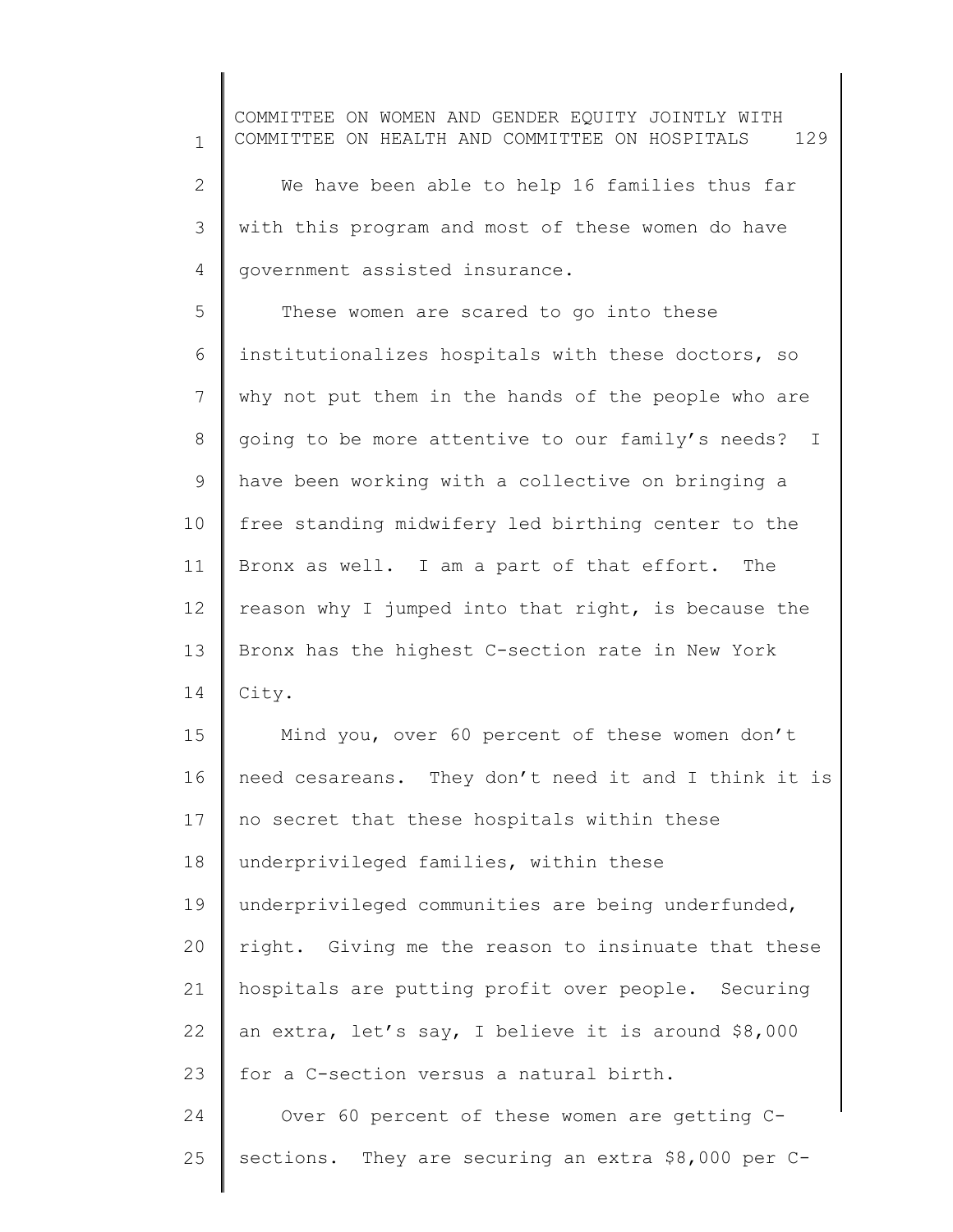We have been able to help 16 families thus far with this program and most of these women do have government assisted insurance.

These women are scared to go into these institutionalizes hospitals with these doctors, so why not put them in the hands of the people who are going to be more attentive to our family's needs? I have been working with a collective on bringing a free standing midwifery led birthing center to the Bronx as well. I am a part of that effort. The reason why I jumped into that right, is because the Bronx has the highest C-section rate in New York City.

Mind you, over 60 percent of these women don't need cesareans. They don't need it and I think it is no secret that these hospitals within these underprivileged families, within these underprivileged communities are being underfunded, right. Giving me the reason to insinuate that these hospitals are putting profit over people. Securing an extra, let's say, I believe it is around $8,000 for a C-section versus a natural birth.

Over 60 percent of these women are getting C-sections. They are securing an extra $8,000 per C-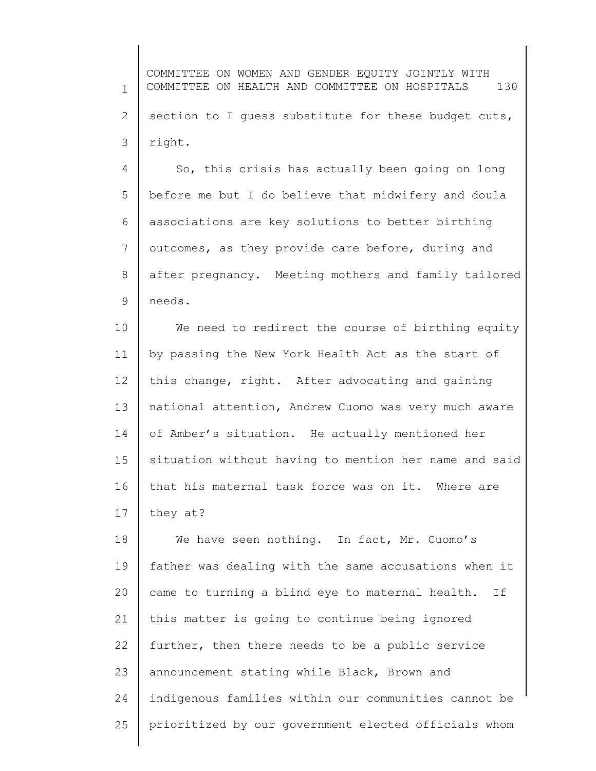section to I guess substitute for these budget cuts, right.

So, this crisis has actually been going on long before me but I do believe that midwifery and doula associations are key solutions to better birthing outcomes, as they provide care before, during and after pregnancy. Meeting mothers and family tailored needs.

We need to redirect the course of birthing equity by passing the New York Health Act as the start of this change, right. After advocating and gaining national attention, Andrew Cuomo was very much aware of Amber's situation. He actually mentioned her situation without having to mention her name and said that his maternal task force was on it. Where are they at?

We have seen nothing. In fact, Mr. Cuomo's father was dealing with the same accusations when it came to turning a blind eye to maternal health. If this matter is going to continue being ignored further, then there needs to be a public service announcement stating while Black, Brown and indigenous families within our communities cannot be prioritized by our government elected officials whom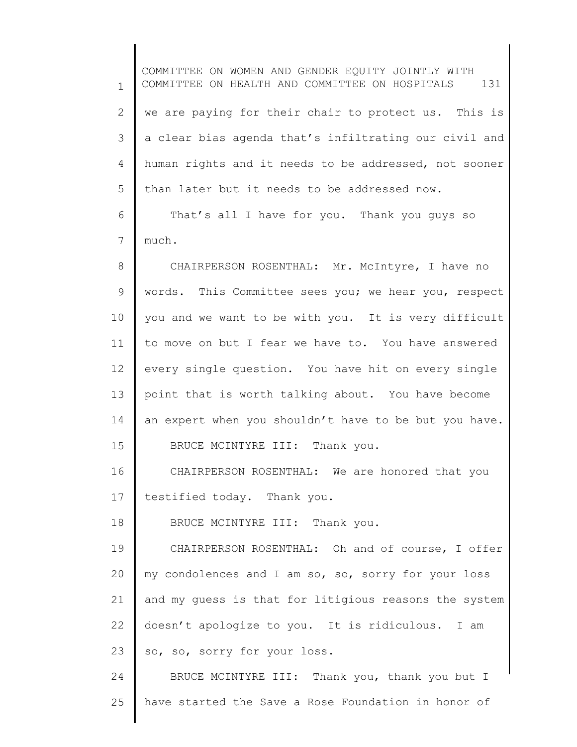we are paying for their chair to protect us. This is a clear bias agenda that's infiltrating our civil and human rights and it needs to be addressed, not sooner than later but it needs to be addressed now.

That's all I have for you. Thank you guys so much.

CHAIRPERSON ROSENTHAL: Mr. McIntyre, I have no words. This Committee sees you; we hear you, respect you and we want to be with you. It is very difficult to move on but I fear we have to. You have answered every single question. You have hit on every single point that is worth talking about. You have become an expert when you shouldn't have to be but you have.

BRUCE MCINTYRE III: Thank you.

CHAIRPERSON ROSENTHAL: We are honored that you testified today. Thank you.

BRUCE MCINTYRE III: Thank you.

CHAIRPERSON ROSENTHAL: Oh and of course, I offer my condolences and I am so, so, sorry for your loss and my guess is that for litigious reasons the system doesn't apologize to you. It is ridiculous. I am so, so, sorry for your loss.

BRUCE MCINTYRE III: Thank you, thank you but I have started the Save a Rose Foundation in honor of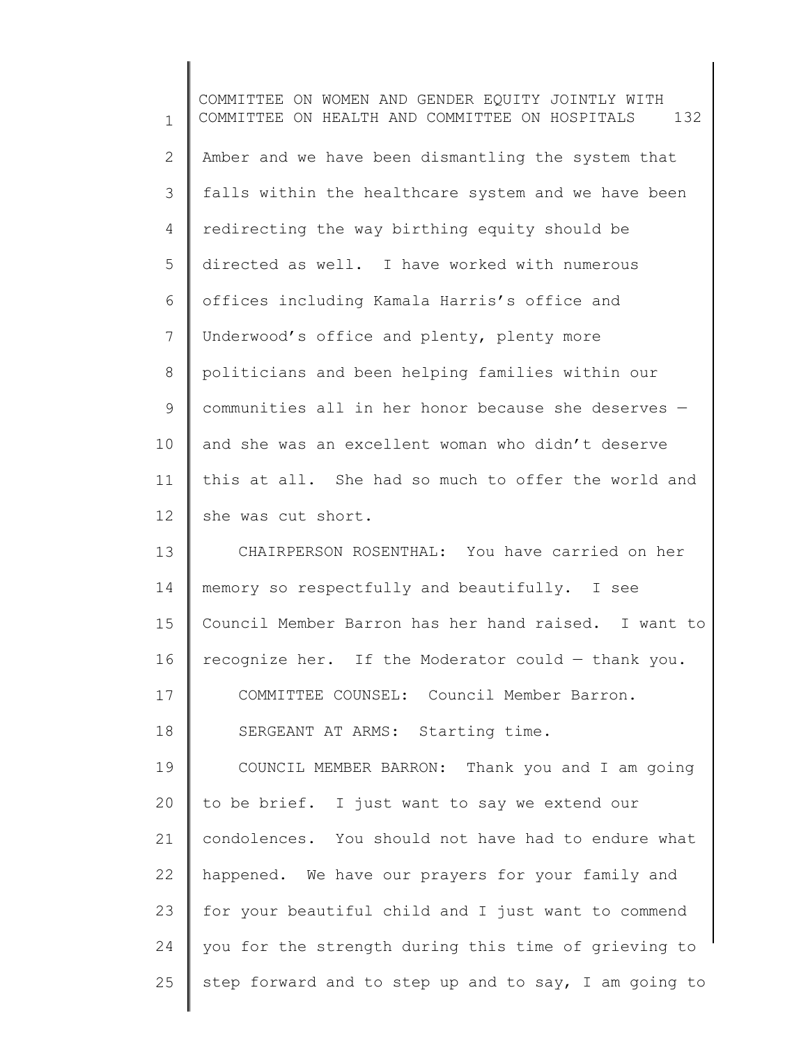Amber and we have been dismantling the system that falls within the healthcare system and we have been redirecting the way birthing equity should be directed as well. I have worked with numerous offices including Kamala Harris's office and Underwood's office and plenty, plenty more politicians and been helping families within our communities all in her honor because she deserves — and she was an excellent woman who didn't deserve this at all. She had so much to offer the world and she was cut short.

CHAIRPERSON ROSENTHAL: You have carried on her memory so respectfully and beautifully. I see Council Member Barron has her hand raised. I want to recognize her. If the Moderator could — thank you.

COMMITTEE COUNSEL: Council Member Barron.

SERGEANT AT ARMS: Starting time.

COUNCIL MEMBER BARRON: Thank you and I am going to be brief. I just want to say we extend our condolences. You should not have had to endure what happened. We have our prayers for your family and for your beautiful child and I just want to commend you for the strength during this time of grieving to step forward and to step up and to say, I am going to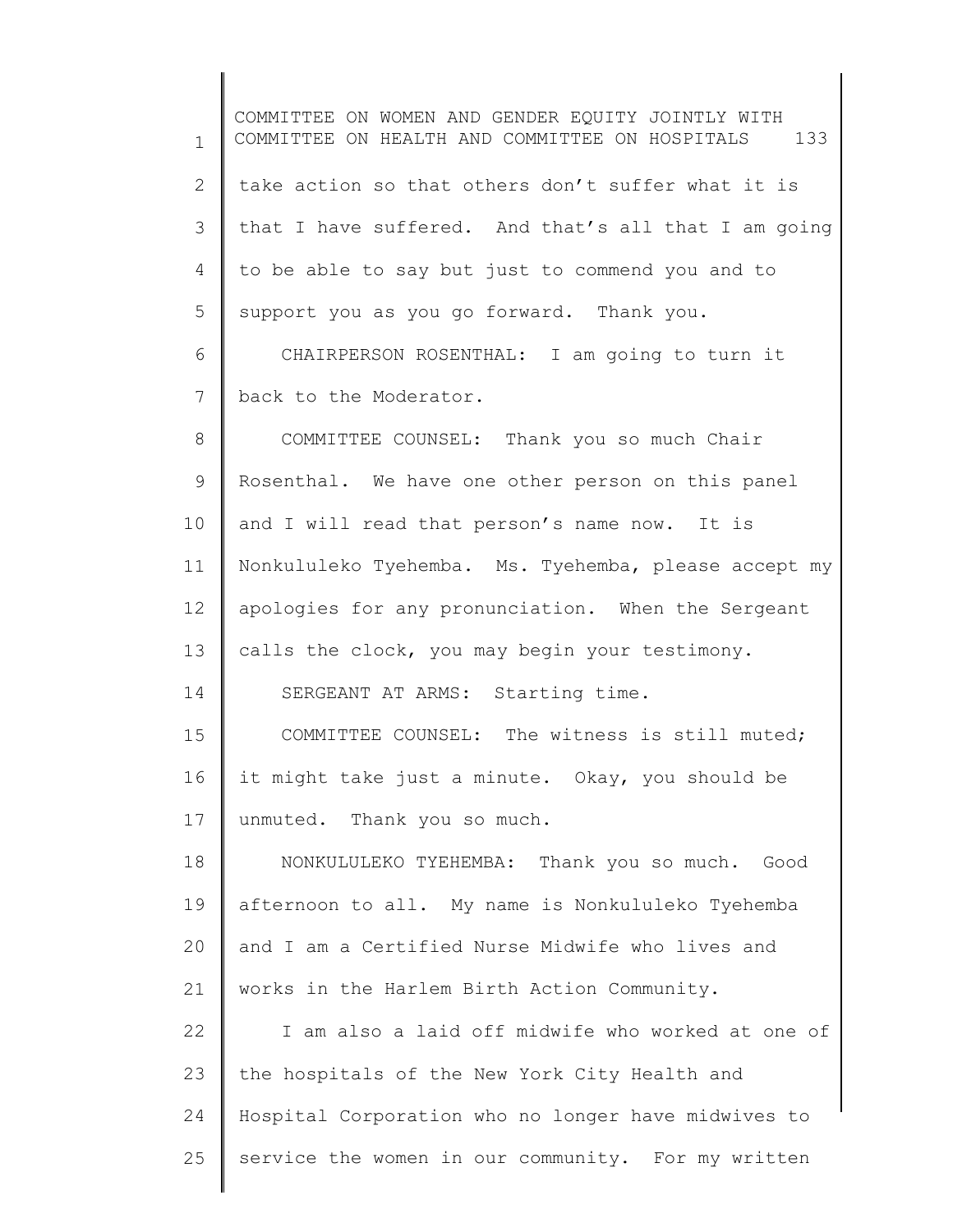take action so that others don't suffer what it is that I have suffered. And that's all that I am going to be able to say but just to commend you and to support you as you go forward. Thank you.

CHAIRPERSON ROSENTHAL: I am going to turn it back to the Moderator.

COMMITTEE COUNSEL: Thank you so much Chair Rosenthal. We have one other person on this panel and I will read that person's name now. It is Nonkululeko Tyehemba. Ms. Tyehemba, please accept my apologies for any pronunciation. When the Sergeant calls the clock, you may begin your testimony.

SERGEANT AT ARMS: Starting time.

COMMITTEE COUNSEL: The witness is still muted; it might take just a minute. Okay, you should be unmuted. Thank you so much.

NONKULULEKO TYEHEMBA: Thank you so much. Good afternoon to all. My name is Nonkululeko Tyehemba and I am a Certified Nurse Midwife who lives and works in the Harlem Birth Action Community.

I am also a laid off midwife who worked at one of the hospitals of the New York City Health and Hospital Corporation who no longer have midwives to service the women in our community. For my written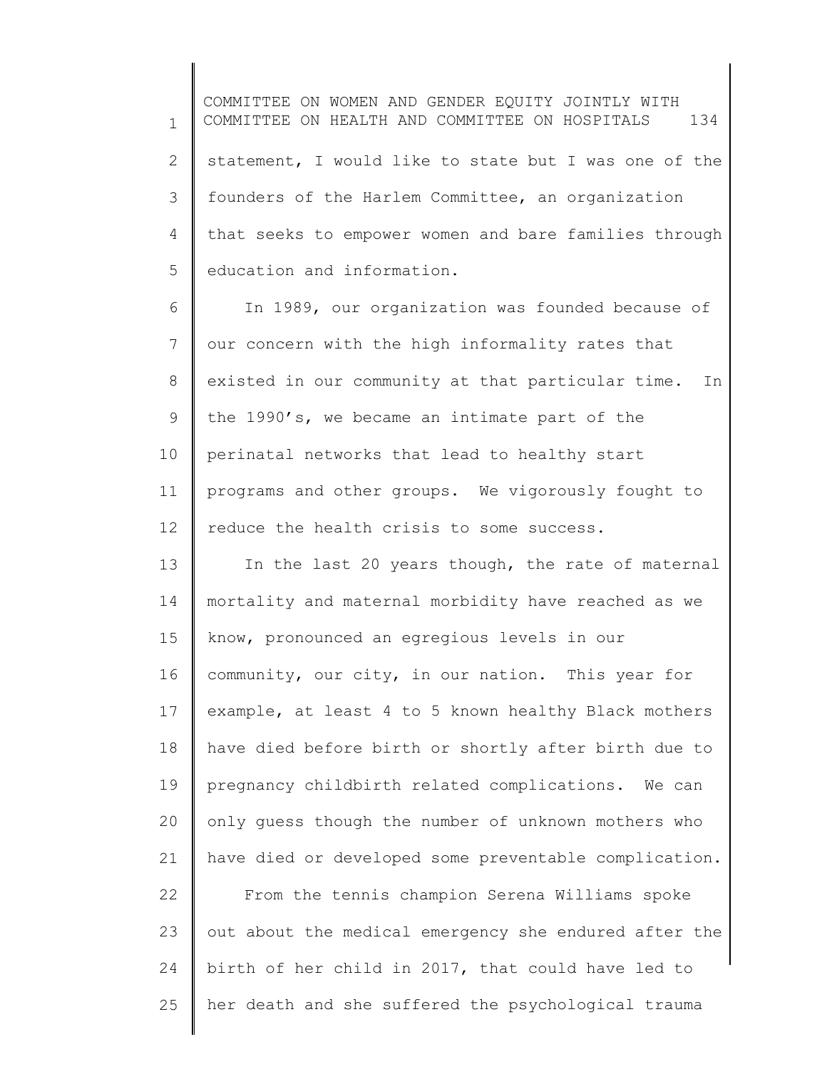statement, I would like to state but I was one of the founders of the Harlem Committee, an organization that seeks to empower women and bare families through education and information.

In 1989, our organization was founded because of our concern with the high informality rates that existed in our community at that particular time. In the 1990's, we became an intimate part of the perinatal networks that lead to healthy start programs and other groups. We vigorously fought to reduce the health crisis to some success.

In the last 20 years though, the rate of maternal mortality and maternal morbidity have reached as we know, pronounced an egregious levels in our community, our city, in our nation. This year for example, at least 4 to 5 known healthy Black mothers have died before birth or shortly after birth due to pregnancy childbirth related complications. We can only guess though the number of unknown mothers who have died or developed some preventable complication.

From the tennis champion Serena Williams spoke out about the medical emergency she endured after the birth of her child in 2017, that could have led to her death and she suffered the psychological trauma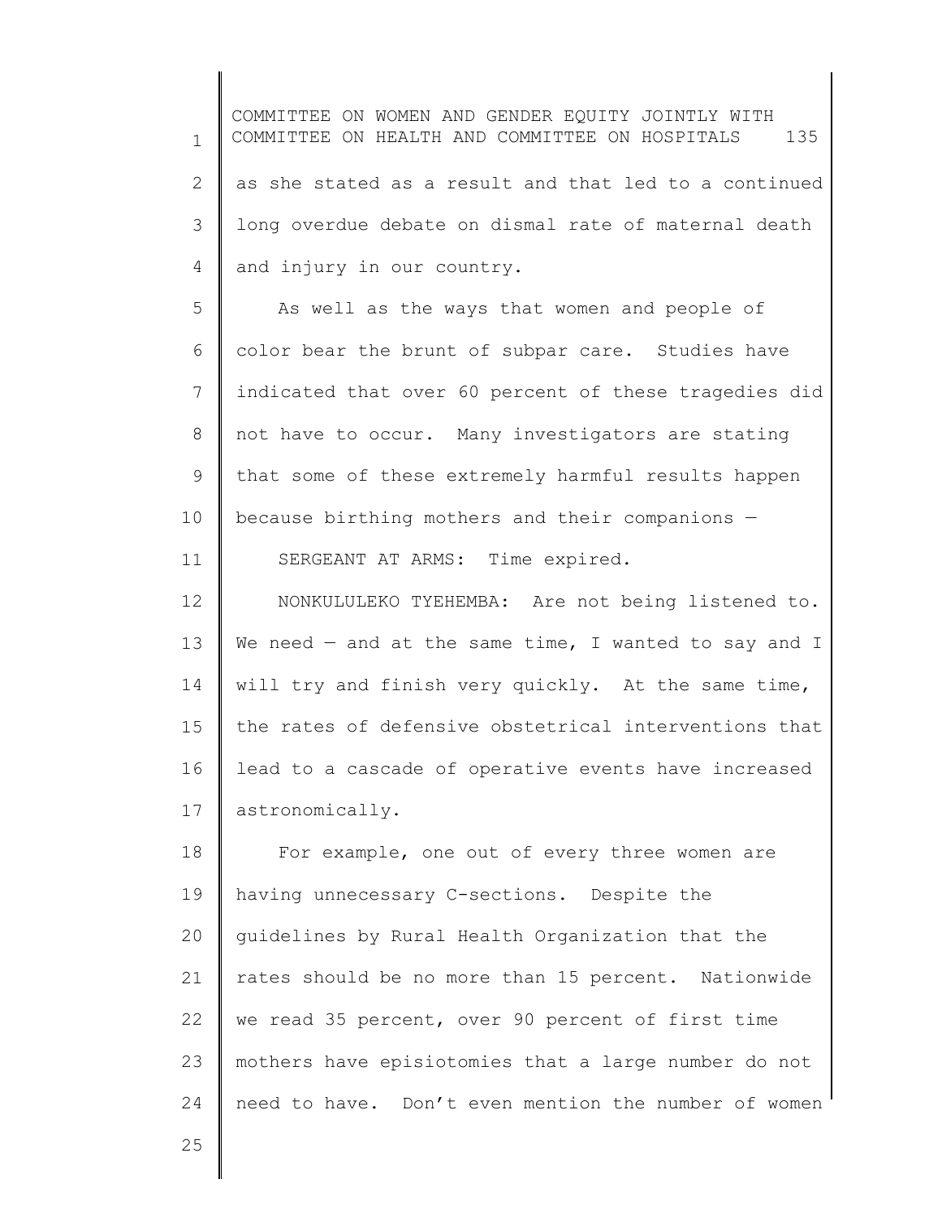as she stated as a result and that led to a continued long overdue debate on dismal rate of maternal death and injury in our country.

As well as the ways that women and people of color bear the brunt of subpar care. Studies have indicated that over 60 percent of these tragedies did not have to occur. Many investigators are stating that some of these extremely harmful results happen because birthing mothers and their companions —

SERGEANT AT ARMS: Time expired.

NONKULULEKO TYEHEMBA: Are not being listened to. We need — and at the same time, I wanted to say and I will try and finish very quickly. At the same time, the rates of defensive obstetrical interventions that lead to a cascade of operative events have increased astronomically.

For example, one out of every three women are having unnecessary C-sections. Despite the guidelines by Rural Health Organization that the rates should be no more than 15 percent. Nationwide we read 35 percent, over 90 percent of first time mothers have episiotomies that a large number do not need to have. Don't even mention the number of women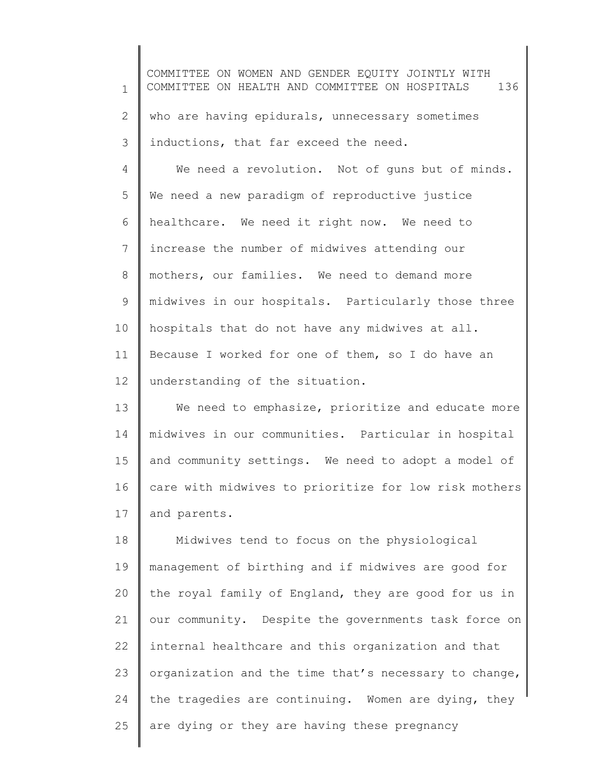who are having epidurals, unnecessary sometimes inductions, that far exceed the need.

We need a revolution. Not of guns but of minds. We need a new paradigm of reproductive justice healthcare. We need it right now. We need to increase the number of midwives attending our mothers, our families. We need to demand more midwives in our hospitals. Particularly those three hospitals that do not have any midwives at all. Because I worked for one of them, so I do have an understanding of the situation.

We need to emphasize, prioritize and educate more midwives in our communities. Particular in hospital and community settings. We need to adopt a model of care with midwives to prioritize for low risk mothers and parents.

Midwives tend to focus on the physiological management of birthing and if midwives are good for the royal family of England, they are good for us in our community. Despite the governments task force on internal healthcare and this organization and that organization and the time that's necessary to change, the tragedies are continuing. Women are dying, they are dying or they are having these pregnancy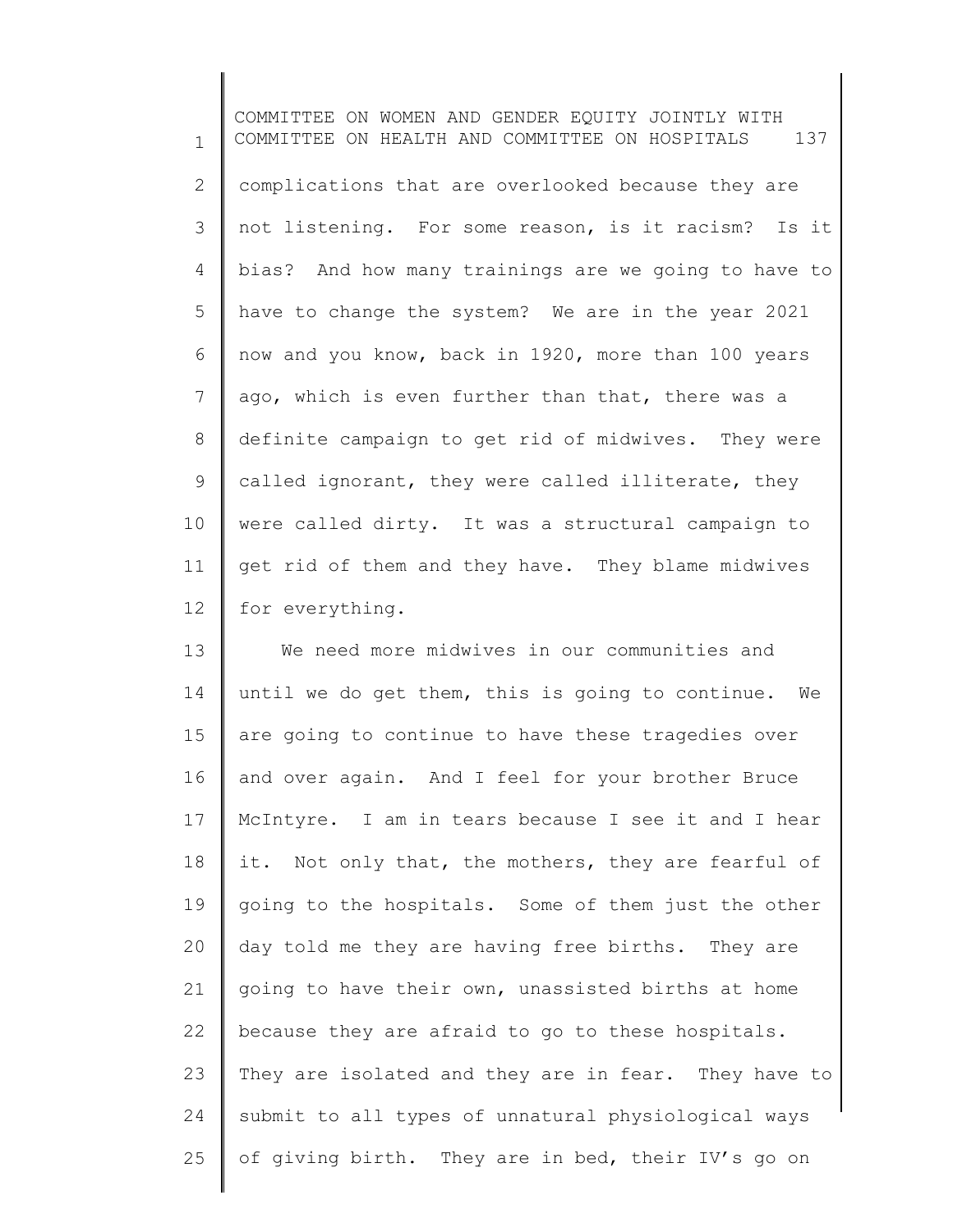complications that are overlooked because they are not listening. For some reason, is it racism? Is it bias? And how many trainings are we going to have to have to change the system? We are in the year 2021 now and you know, back in 1920, more than 100 years ago, which is even further than that, there was a definite campaign to get rid of midwives. They were called ignorant, they were called illiterate, they were called dirty. It was a structural campaign to get rid of them and they have. They blame midwives for everything.

We need more midwives in our communities and until we do get them, this is going to continue. We are going to continue to have these tragedies over and over again. And I feel for your brother Bruce McIntyre. I am in tears because I see it and I hear it. Not only that, the mothers, they are fearful of going to the hospitals. Some of them just the other day told me they are having free births. They are going to have their own, unassisted births at home because they are afraid to go to these hospitals. They are isolated and they are in fear. They have to submit to all types of unnatural physiological ways of giving birth. They are in bed, their IV's go on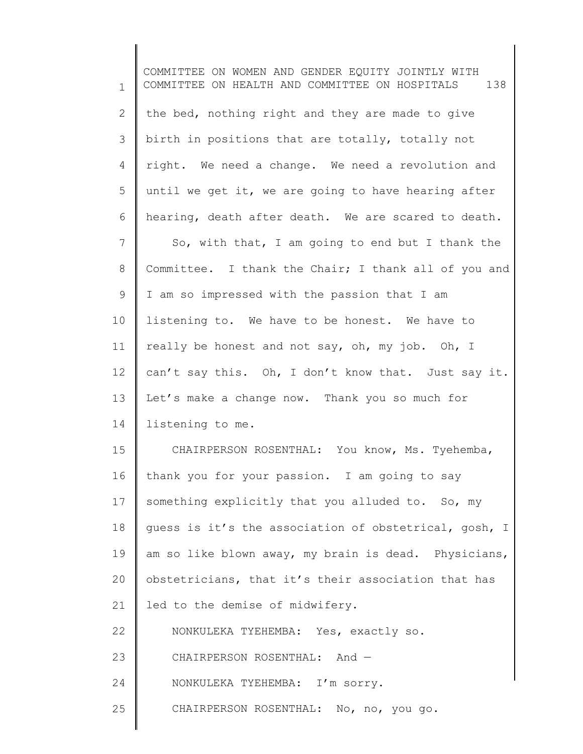the bed, nothing right and they are made to give birth in positions that are totally, totally not right. We need a change. We need a revolution and until we get it, we are going to have hearing after hearing, death after death. We are scared to death.

So, with that, I am going to end but I thank the Committee. I thank the Chair; I thank all of you and I am so impressed with the passion that I am listening to. We have to be honest. We have to really be honest and not say, oh, my job. Oh, I can't say this. Oh, I don't know that. Just say it. Let's make a change now. Thank you so much for listening to me.

CHAIRPERSON ROSENTHAL: You know, Ms. Tyehemba, thank you for your passion. I am going to say something explicitly that you alluded to. So, my guess is it's the association of obstetrical, gosh, I am so like blown away, my brain is dead. Physicians, obstetricians, that it's their association that has led to the demise of midwifery.

NONKULEKA TYEHEMBA: Yes, exactly so.

CHAIRPERSON ROSENTHAL: And —

NONKULEKA TYEHEMBA: I'm sorry.

CHAIRPERSON ROSENTHAL: No, no, you go.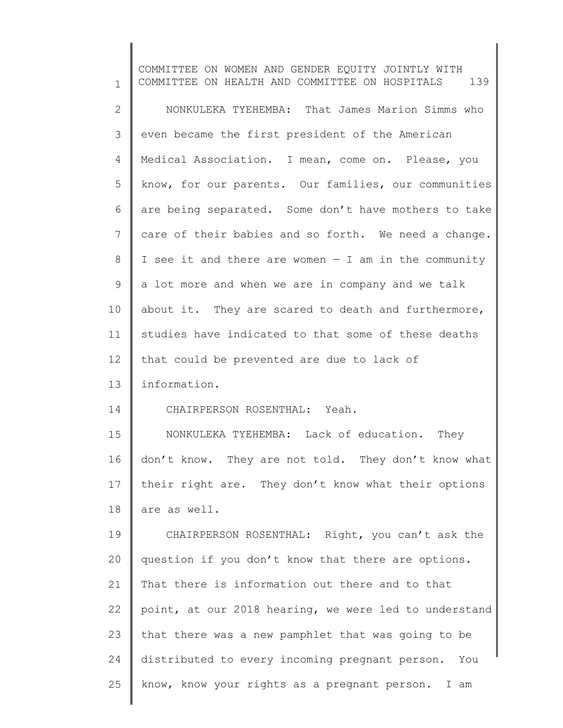NONKULEKA TYEHEMBA: That James Marion Simms who even became the first president of the American Medical Association. I mean, come on. Please, you know, for our parents. Our families, our communities are being separated. Some don't have mothers to take care of their babies and so forth. We need a change. I see it and there are women — I am in the community a lot more and when we are in company and we talk about it. They are scared to death and furthermore, studies have indicated to that some of these deaths that could be prevented are due to lack of information.

CHAIRPERSON ROSENTHAL: Yeah.

NONKULEKA TYEHEMBA: Lack of education. They don't know. They are not told. They don't know what their right are. They don't know what their options are as well.

CHAIRPERSON ROSENTHAL: Right, you can't ask the question if you don't know that there are options. That there is information out there and to that point, at our 2018 hearing, we were led to understand that there was a new pamphlet that was going to be distributed to every incoming pregnant person. You know, know your rights as a pregnant person. I am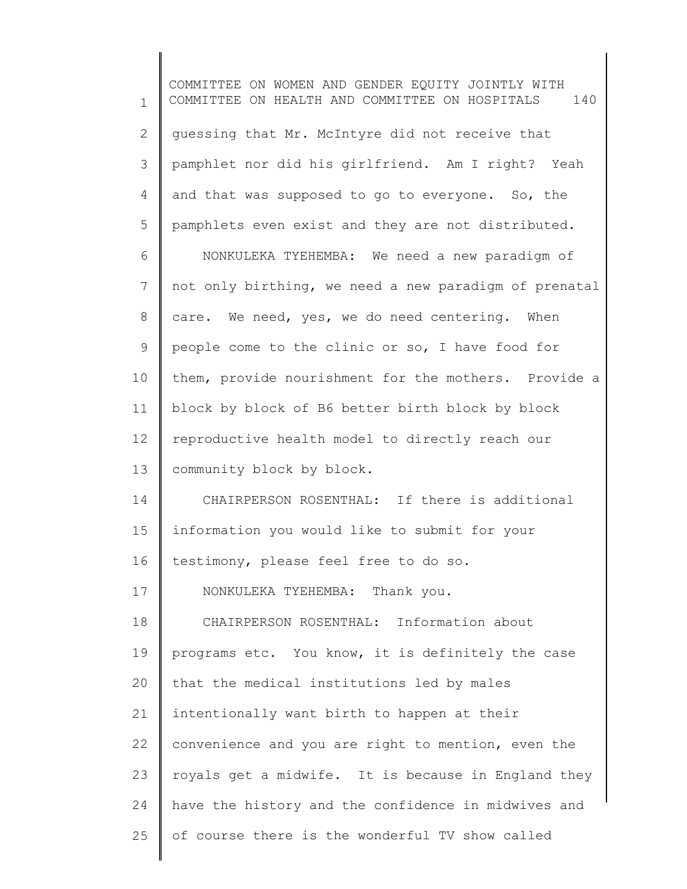guessing that Mr. McIntyre did not receive that pamphlet nor did his girlfriend. Am I right? Yeah and that was supposed to go to everyone. So, the pamphlets even exist and they are not distributed.

NONKULEKA TYEHEMBA: We need a new paradigm of not only birthing, we need a new paradigm of prenatal care. We need, yes, we do need centering. When people come to the clinic or so, I have food for them, provide nourishment for the mothers. Provide a block by block of B6 better birth block by block reproductive health model to directly reach our community block by block.

CHAIRPERSON ROSENTHAL: If there is additional information you would like to submit for your testimony, please feel free to do so.

NONKULEKA TYEHEMBA: Thank you.

CHAIRPERSON ROSENTHAL: Information about programs etc. You know, it is definitely the case that the medical institutions led by males intentionally want birth to happen at their convenience and you are right to mention, even the royals get a midwife. It is because in England they have the history and the confidence in midwives and of course there is the wonderful TV show called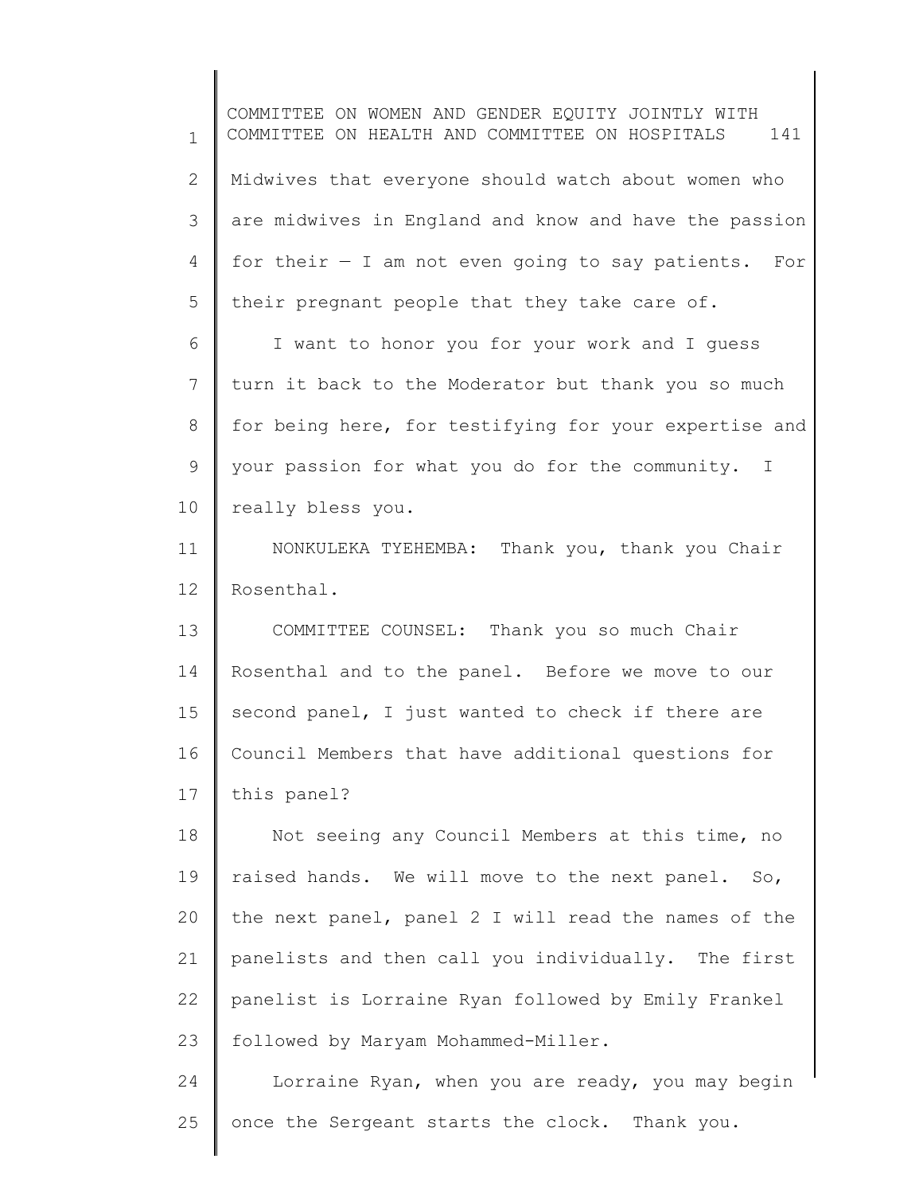Midwives that everyone should watch about women who are midwives in England and know and have the passion for their — I am not even going to say patients. For their pregnant people that they take care of.

I want to honor you for your work and I guess turn it back to the Moderator but thank you so much for being here, for testifying for your expertise and your passion for what you do for the community. I really bless you.

NONKULEKA TYEHEMBA: Thank you, thank you Chair Rosenthal.

COMMITTEE COUNSEL: Thank you so much Chair Rosenthal and to the panel. Before we move to our second panel, I just wanted to check if there are Council Members that have additional questions for this panel?

Not seeing any Council Members at this time, no raised hands. We will move to the next panel. So, the next panel, panel 2 I will read the names of the panelists and then call you individually. The first panelist is Lorraine Ryan followed by Emily Frankel followed by Maryam Mohammed-Miller.

Lorraine Ryan, when you are ready, you may begin once the Sergeant starts the clock. Thank you.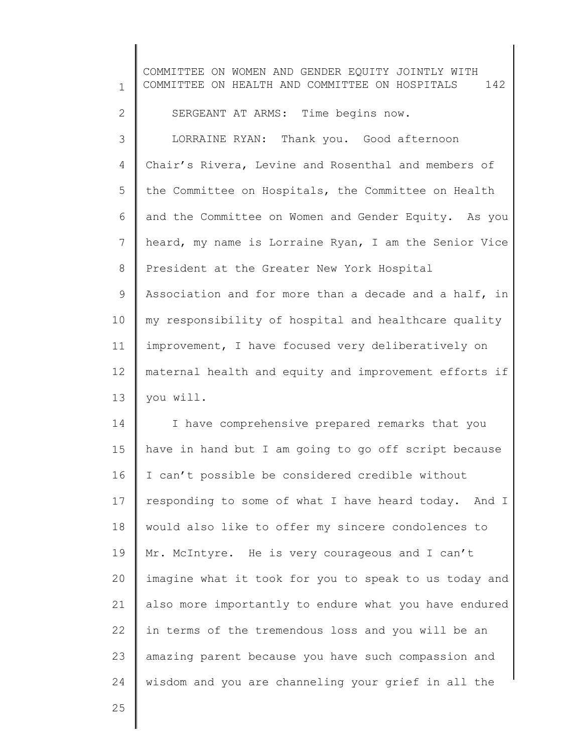SERGEANT AT ARMS: Time begins now.

LORRAINE RYAN: Thank you. Good afternoon Chair's Rivera, Levine and Rosenthal and members of the Committee on Hospitals, the Committee on Health and the Committee on Women and Gender Equity. As you heard, my name is Lorraine Ryan, I am the Senior Vice President at the Greater New York Hospital Association and for more than a decade and a half, in my responsibility of hospital and healthcare quality improvement, I have focused very deliberatively on maternal health and equity and improvement efforts if you will.

I have comprehensive prepared remarks that you have in hand but I am going to go off script because I can't possible be considered credible without responding to some of what I have heard today. And I would also like to offer my sincere condolences to Mr. McIntyre. He is very courageous and I can't imagine what it took for you to speak to us today and also more importantly to endure what you have endured in terms of the tremendous loss and you will be an amazing parent because you have such compassion and wisdom and you are channeling your grief in all the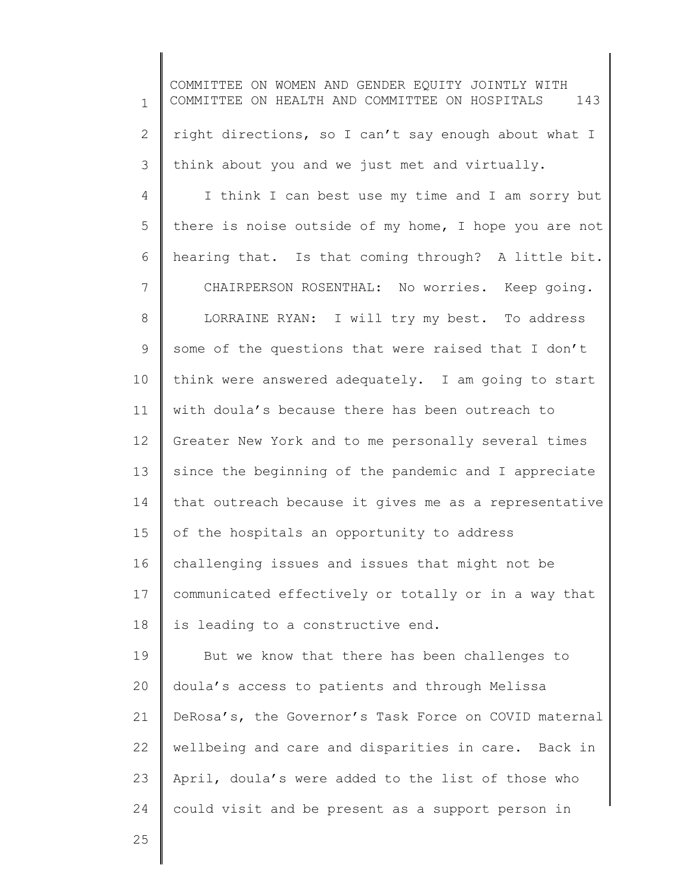right directions, so I can't say enough about what I think about you and we just met and virtually.

I think I can best use my time and I am sorry but there is noise outside of my home, I hope you are not hearing that. Is that coming through? A little bit.

CHAIRPERSON ROSENTHAL: No worries. Keep going.

LORRAINE RYAN: I will try my best. To address some of the questions that were raised that I don't think were answered adequately. I am going to start with doula's because there has been outreach to Greater New York and to me personally several times since the beginning of the pandemic and I appreciate that outreach because it gives me as a representative of the hospitals an opportunity to address challenging issues and issues that might not be communicated effectively or totally or in a way that is leading to a constructive end.

But we know that there has been challenges to doula's access to patients and through Melissa DeRosa's, the Governor's Task Force on COVID maternal wellbeing and care and disparities in care. Back in April, doula's were added to the list of those who could visit and be present as a support person in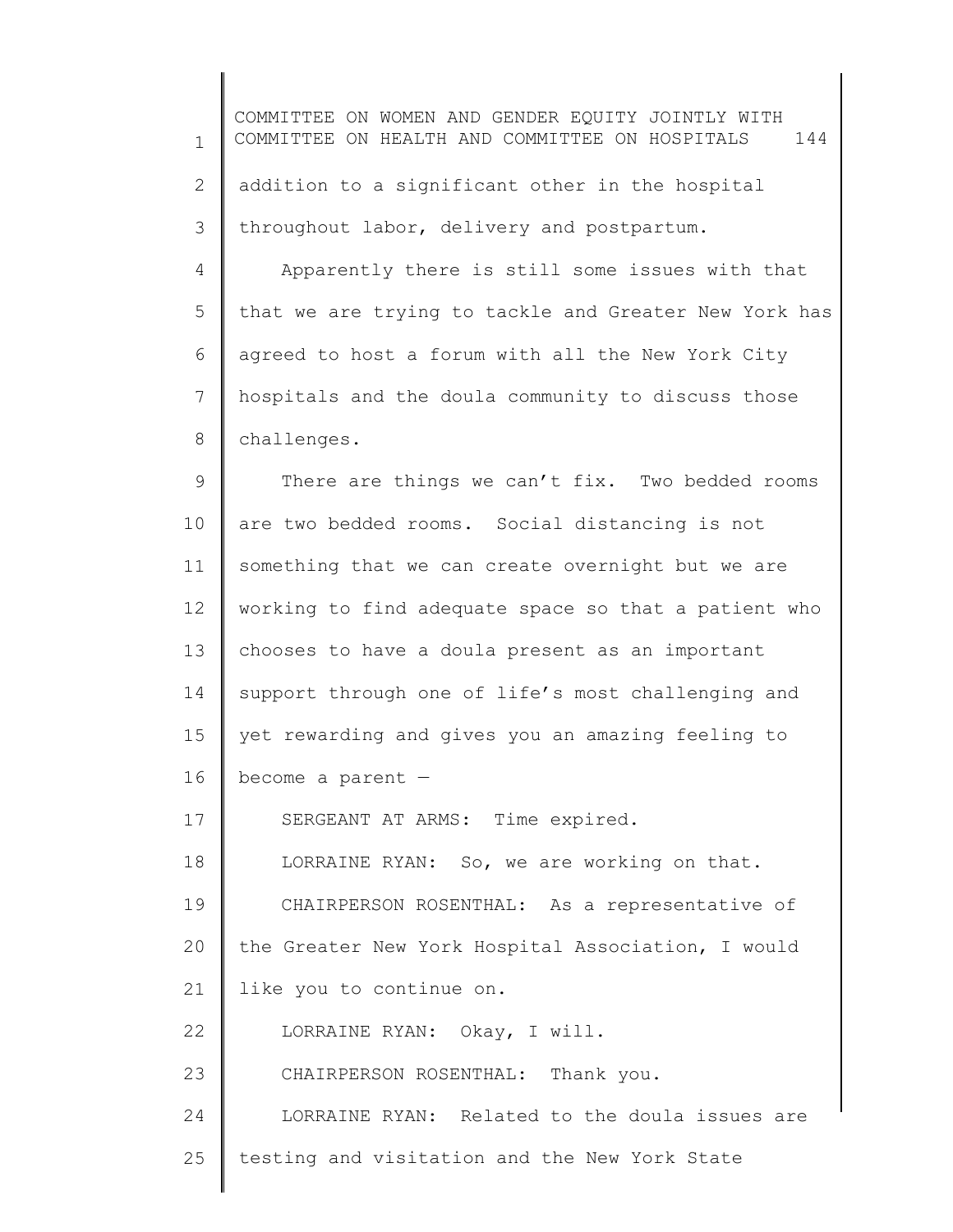addition to a significant other in the hospital throughout labor, delivery and postpartum.

Apparently there is still some issues with that that we are trying to tackle and Greater New York has agreed to host a forum with all the New York City hospitals and the doula community to discuss those challenges.

There are things we can't fix. Two bedded rooms are two bedded rooms. Social distancing is not something that we can create overnight but we are working to find adequate space so that a patient who chooses to have a doula present as an important support through one of life's most challenging and yet rewarding and gives you an amazing feeling to become a parent —

SERGEANT AT ARMS: Time expired.

LORRAINE RYAN: So, we are working on that.

CHAIRPERSON ROSENTHAL: As a representative of the Greater New York Hospital Association, I would like you to continue on.

LORRAINE RYAN: Okay, I will.

CHAIRPERSON ROSENTHAL: Thank you.

LORRAINE RYAN: Related to the doula issues are testing and visitation and the New York State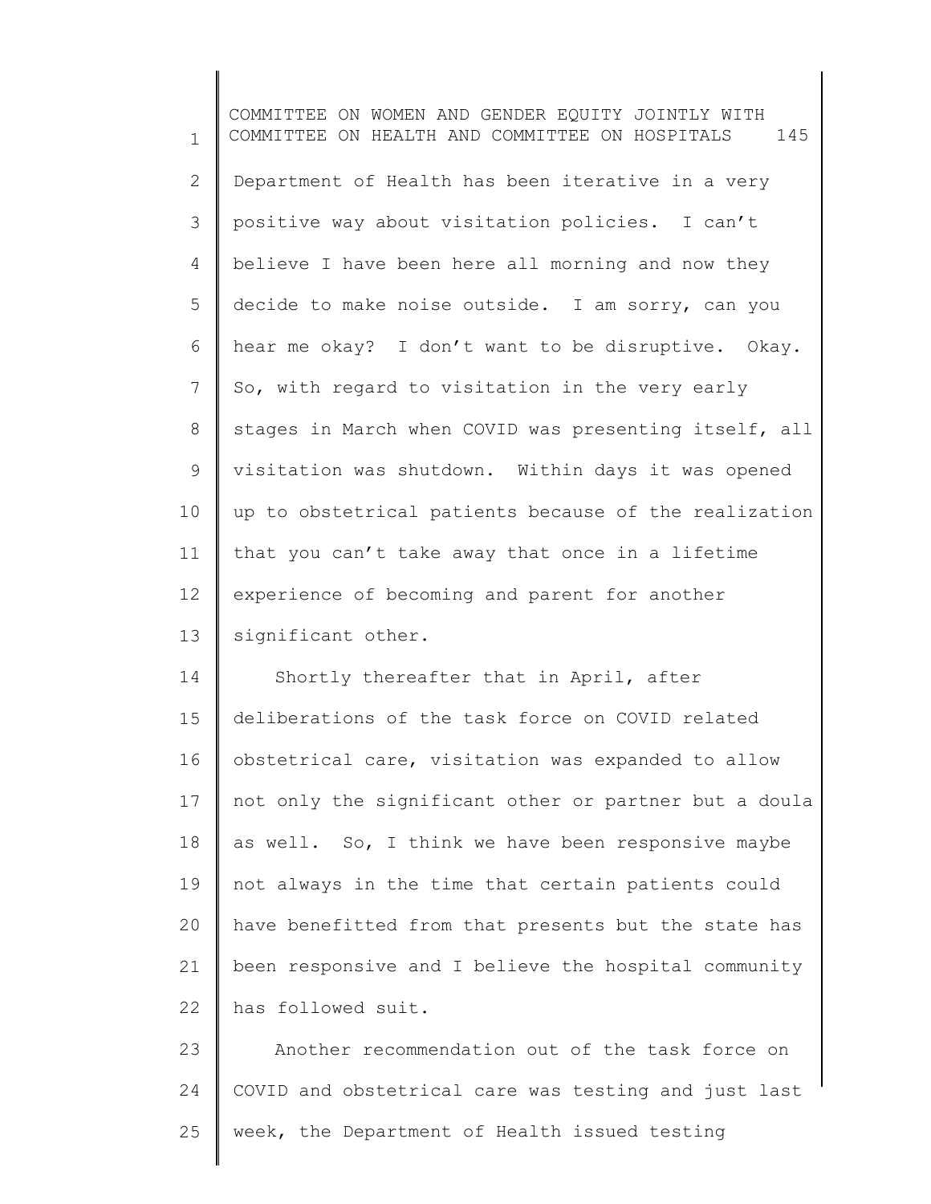Department of Health has been iterative in a very positive way about visitation policies. I can't believe I have been here all morning and now they decide to make noise outside. I am sorry, can you hear me okay? I don't want to be disruptive. Okay. So, with regard to visitation in the very early stages in March when COVID was presenting itself, all visitation was shutdown. Within days it was opened up to obstetrical patients because of the realization that you can't take away that once in a lifetime experience of becoming and parent for another significant other.

Shortly thereafter that in April, after deliberations of the task force on COVID related obstetrical care, visitation was expanded to allow not only the significant other or partner but a doula as well. So, I think we have been responsive maybe not always in the time that certain patients could have benefitted from that presents but the state has been responsive and I believe the hospital community has followed suit.

Another recommendation out of the task force on COVID and obstetrical care was testing and just last week, the Department of Health issued testing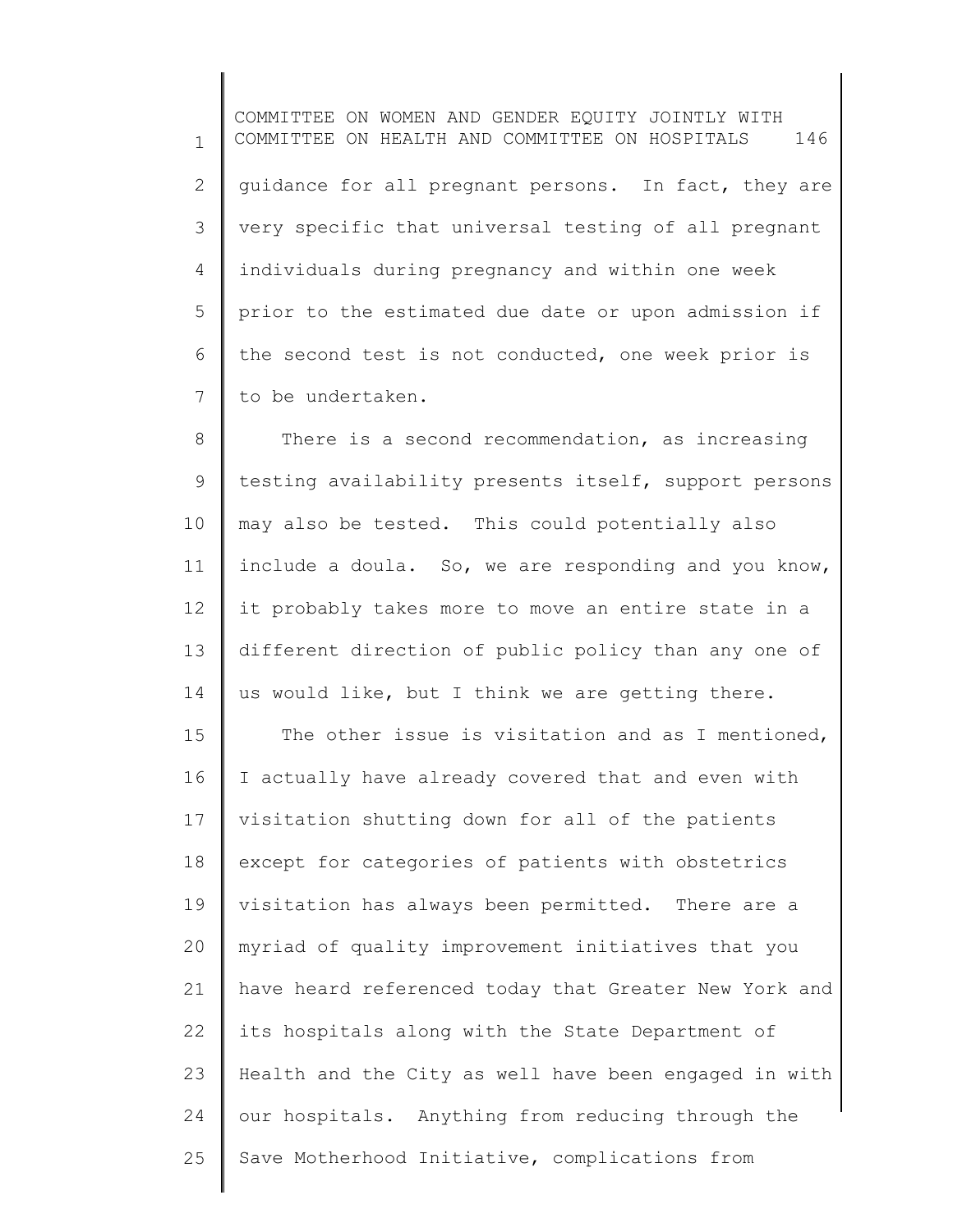guidance for all pregnant persons. In fact, they are very specific that universal testing of all pregnant individuals during pregnancy and within one week prior to the estimated due date or upon admission if the second test is not conducted, one week prior is to be undertaken.

There is a second recommendation, as increasing testing availability presents itself, support persons may also be tested. This could potentially also include a doula. So, we are responding and you know, it probably takes more to move an entire state in a different direction of public policy than any one of us would like, but I think we are getting there.

The other issue is visitation and as I mentioned, I actually have already covered that and even with visitation shutting down for all of the patients except for categories of patients with obstetrics visitation has always been permitted. There are a myriad of quality improvement initiatives that you have heard referenced today that Greater New York and its hospitals along with the State Department of Health and the City as well have been engaged in with our hospitals. Anything from reducing through the Save Motherhood Initiative, complications from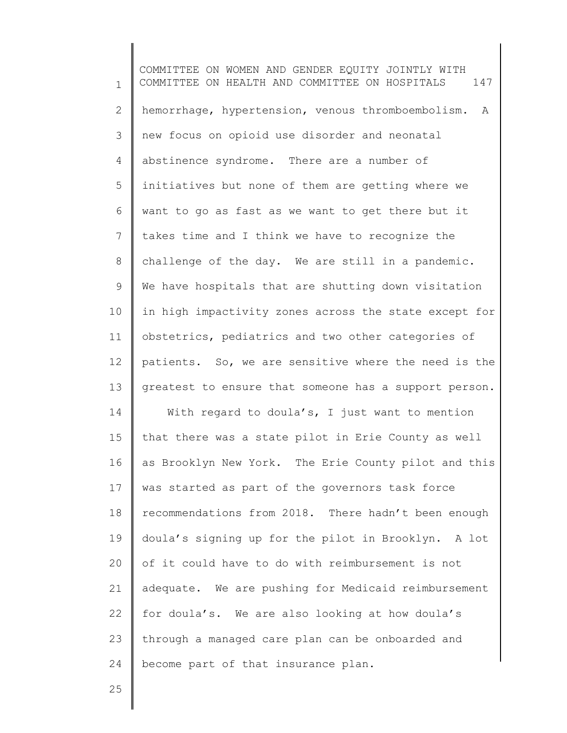hemorrhage, hypertension, venous thromboembolism. A new focus on opioid use disorder and neonatal abstinence syndrome. There are a number of initiatives but none of them are getting where we want to go as fast as we want to get there but it takes time and I think we have to recognize the challenge of the day. We are still in a pandemic. We have hospitals that are shutting down visitation in high impactivity zones across the state except for obstetrics, pediatrics and two other categories of patients. So, we are sensitive where the need is the greatest to ensure that someone has a support person.

With regard to doula's, I just want to mention that there was a state pilot in Erie County as well as Brooklyn New York. The Erie County pilot and this was started as part of the governors task force recommendations from 2018. There hadn't been enough doula's signing up for the pilot in Brooklyn. A lot of it could have to do with reimbursement is not adequate. We are pushing for Medicaid reimbursement for doula's. We are also looking at how doula's through a managed care plan can be onboarded and become part of that insurance plan.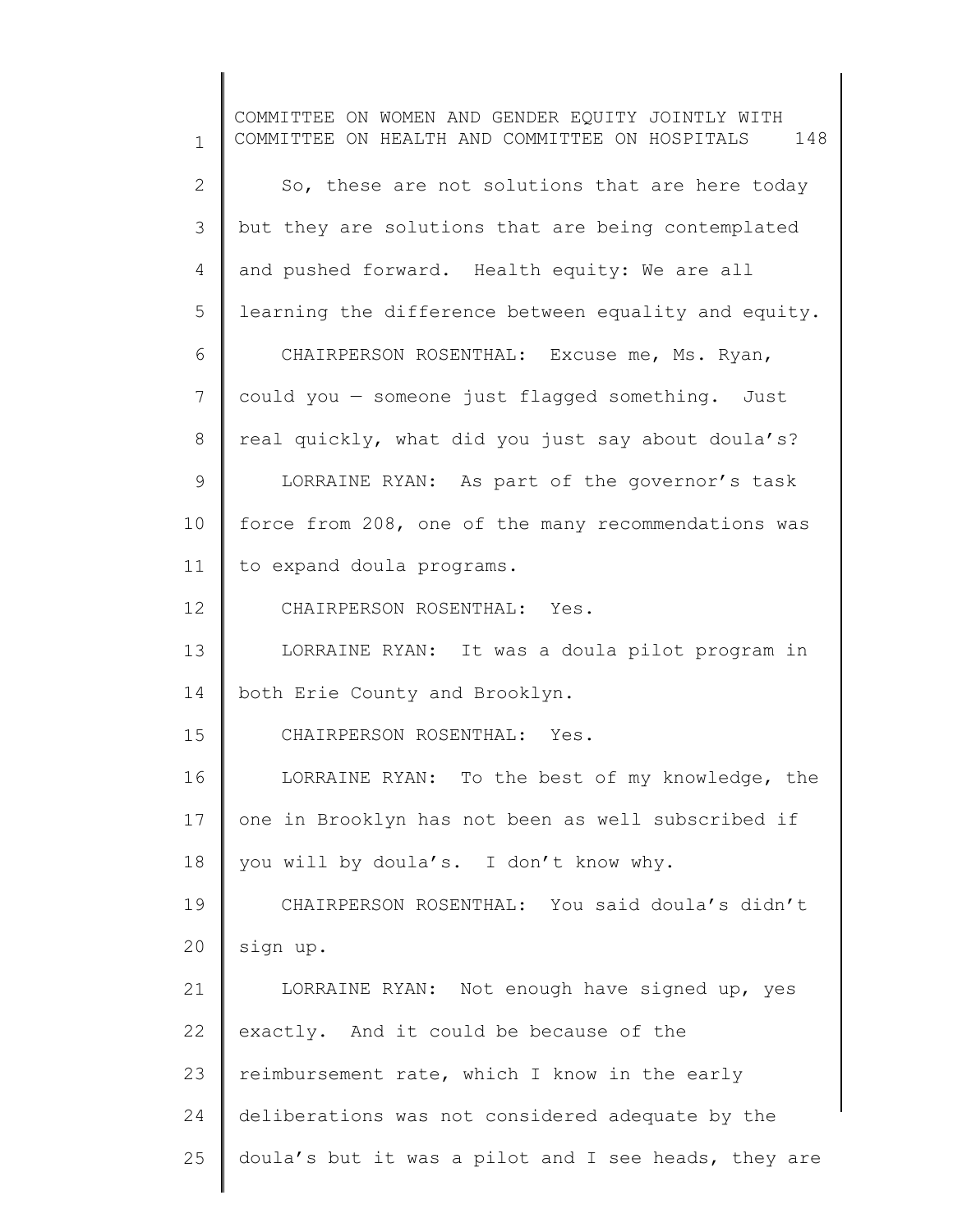So, these are not solutions that are here today but they are solutions that are being contemplated and pushed forward. Health equity: We are all learning the difference between equality and equity.

CHAIRPERSON ROSENTHAL: Excuse me, Ms. Ryan, could you — someone just flagged something. Just real quickly, what did you just say about doula's?

LORRAINE RYAN: As part of the governor's task force from 208, one of the many recommendations was to expand doula programs.

CHAIRPERSON ROSENTHAL: Yes.

LORRAINE RYAN: It was a doula pilot program in both Erie County and Brooklyn.

CHAIRPERSON ROSENTHAL: Yes.

LORRAINE RYAN: To the best of my knowledge, the one in Brooklyn has not been as well subscribed if you will by doula's. I don't know why.

CHAIRPERSON ROSENTHAL: You said doula's didn't sign up.

LORRAINE RYAN: Not enough have signed up, yes exactly. And it could be because of the reimbursement rate, which I know in the early deliberations was not considered adequate by the doula's but it was a pilot and I see heads, they are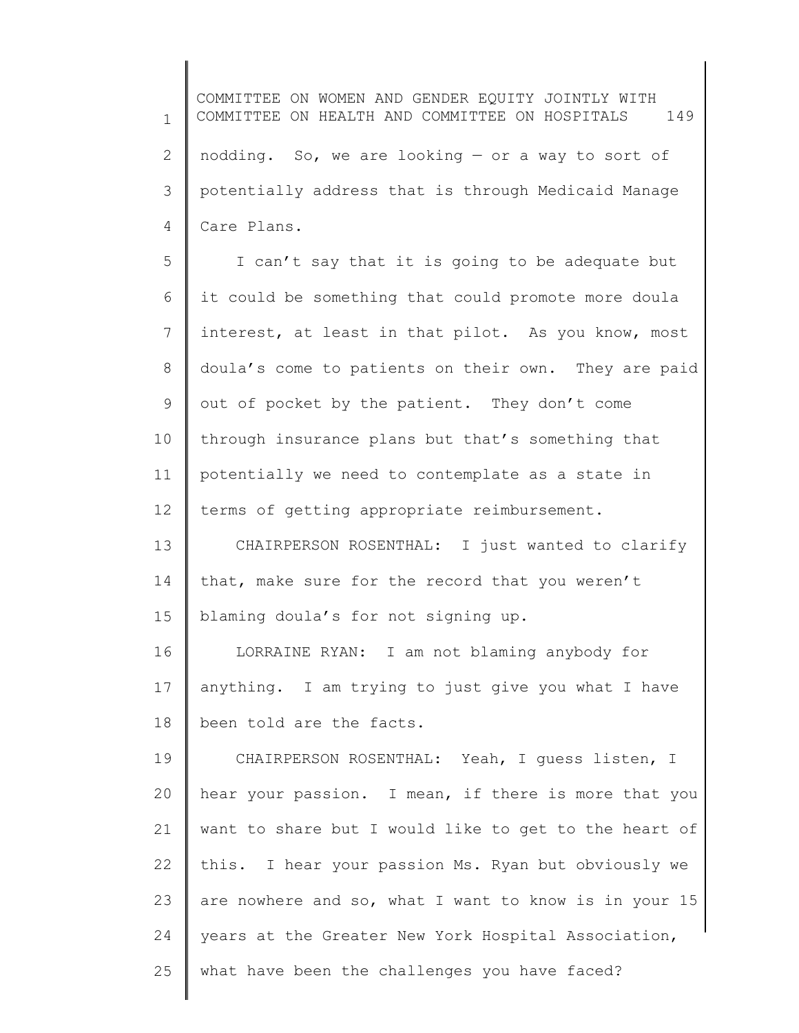nodding. So, we are looking — or a way to sort of potentially address that is through Medicaid Manage Care Plans.

I can't say that it is going to be adequate but it could be something that could promote more doula interest, at least in that pilot. As you know, most doula's come to patients on their own. They are paid out of pocket by the patient. They don't come through insurance plans but that's something that potentially we need to contemplate as a state in terms of getting appropriate reimbursement.

CHAIRPERSON ROSENTHAL: I just wanted to clarify that, make sure for the record that you weren't blaming doula's for not signing up.

LORRAINE RYAN: I am not blaming anybody for anything. I am trying to just give you what I have been told are the facts.

CHAIRPERSON ROSENTHAL: Yeah, I guess listen, I hear your passion. I mean, if there is more that you want to share but I would like to get to the heart of this. I hear your passion Ms. Ryan but obviously we are nowhere and so, what I want to know is in your 15 years at the Greater New York Hospital Association, what have been the challenges you have faced?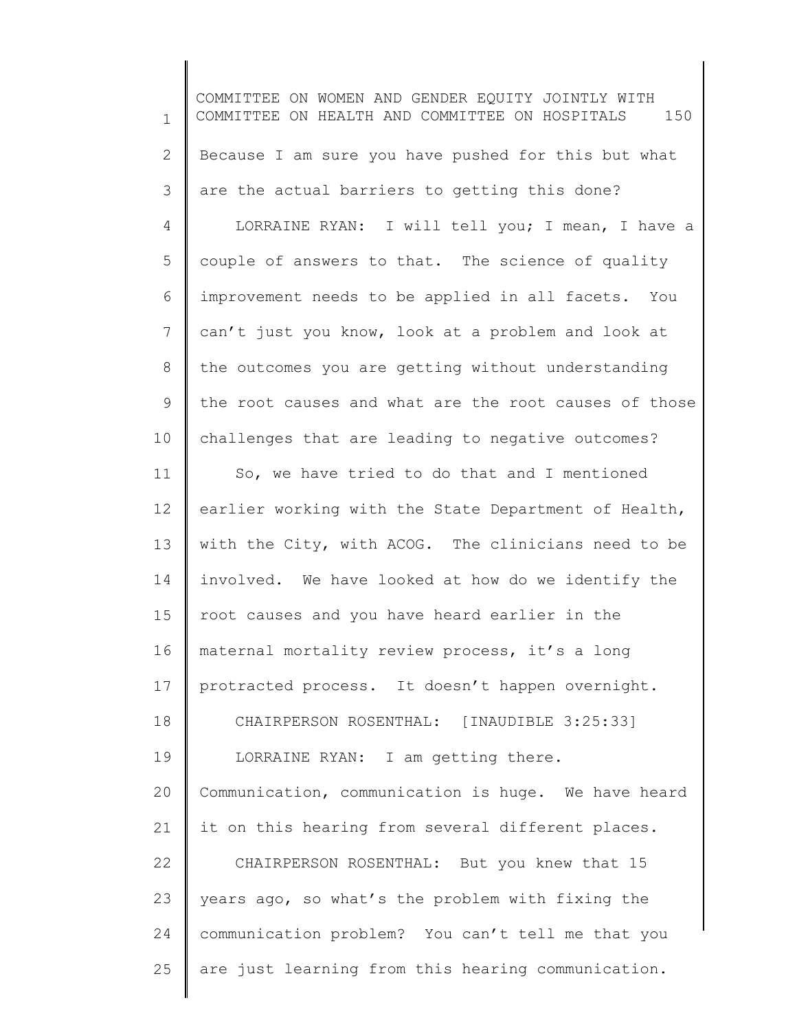Because I am sure you have pushed for this but what are the actual barriers to getting this done?

LORRAINE RYAN: I will tell you; I mean, I have a couple of answers to that. The science of quality improvement needs to be applied in all facets. You can't just you know, look at a problem and look at the outcomes you are getting without understanding the root causes and what are the root causes of those challenges that are leading to negative outcomes?

So, we have tried to do that and I mentioned earlier working with the State Department of Health, with the City, with ACOG. The clinicians need to be involved. We have looked at how do we identify the root causes and you have heard earlier in the maternal mortality review process, it's a long protracted process. It doesn't happen overnight.

CHAIRPERSON ROSENTHAL: [INAUDIBLE 3:25:33]

LORRAINE RYAN: I am getting there. Communication, communication is huge. We have heard it on this hearing from several different places.

CHAIRPERSON ROSENTHAL: But you knew that 15 years ago, so what's the problem with fixing the communication problem? You can't tell me that you are just learning from this hearing communication.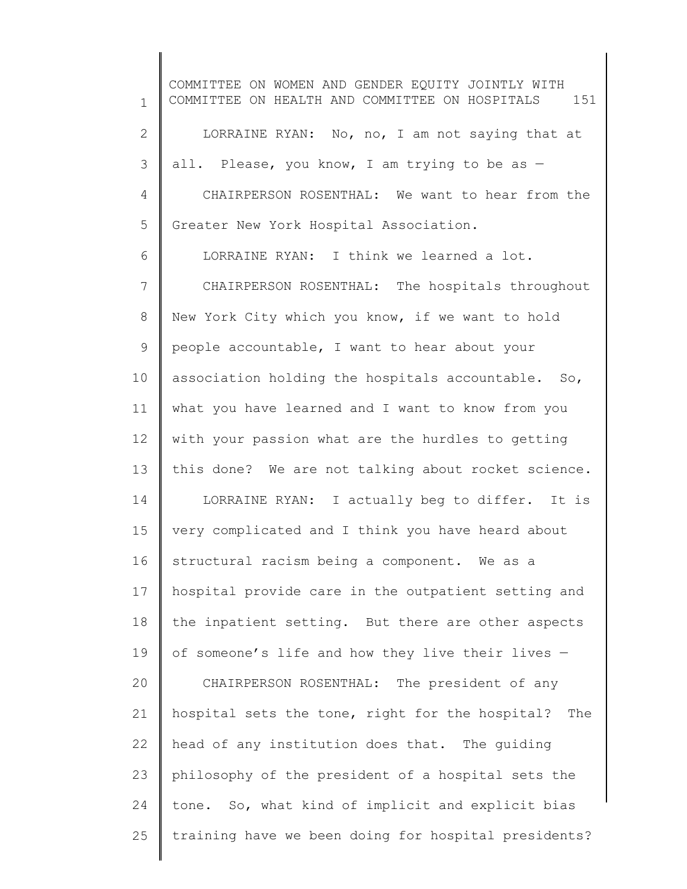LORRAINE RYAN: No, no, I am not saying that at all. Please, you know, I am trying to be as —

CHAIRPERSON ROSENTHAL: We want to hear from the Greater New York Hospital Association.

LORRAINE RYAN: I think we learned a lot.

CHAIRPERSON ROSENTHAL: The hospitals throughout New York City which you know, if we want to hold people accountable, I want to hear about your association holding the hospitals accountable. So, what you have learned and I want to know from you with your passion what are the hurdles to getting this done? We are not talking about rocket science.

LORRAINE RYAN: I actually beg to differ. It is very complicated and I think you have heard about structural racism being a component. We as a hospital provide care in the outpatient setting and the inpatient setting. But there are other aspects of someone's life and how they live their lives —

CHAIRPERSON ROSENTHAL: The president of any hospital sets the tone, right for the hospital? The head of any institution does that. The guiding philosophy of the president of a hospital sets the tone. So, what kind of implicit and explicit bias training have we been doing for hospital presidents?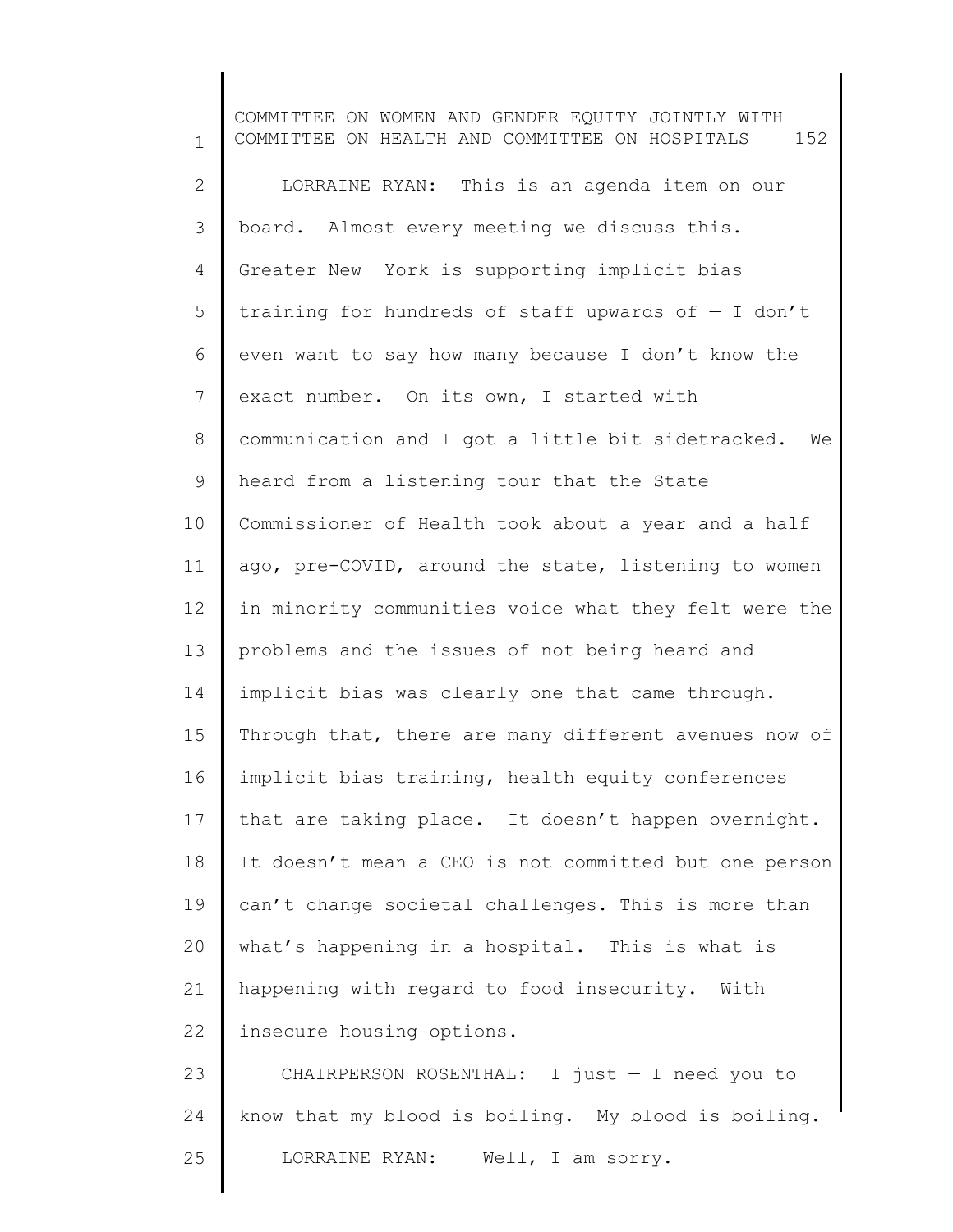LORRAINE RYAN: This is an agenda item on our board. Almost every meeting we discuss this. Greater New York is supporting implicit bias training for hundreds of staff upwards of — I don't even want to say how many because I don't know the exact number. On its own, I started with communication and I got a little bit sidetracked. We heard from a listening tour that the State Commissioner of Health took about a year and a half ago, pre-COVID, around the state, listening to women in minority communities voice what they felt were the problems and the issues of not being heard and implicit bias was clearly one that came through. Through that, there are many different avenues now of implicit bias training, health equity conferences that are taking place. It doesn't happen overnight. It doesn't mean a CEO is not committed but one person can't change societal challenges. This is more than what's happening in a hospital. This is what is happening with regard to food insecurity. With insecure housing options.

CHAIRPERSON ROSENTHAL: I just — I need you to know that my blood is boiling. My blood is boiling.

LORRAINE RYAN: Well, I am sorry.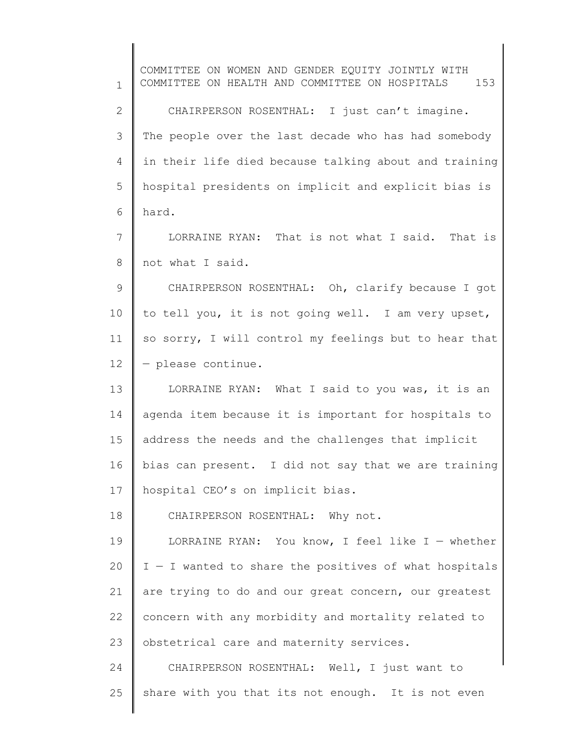CHAIRPERSON ROSENTHAL: I just can't imagine. The people over the last decade who has had somebody in their life died because talking about and training hospital presidents on implicit and explicit bias is hard.

LORRAINE RYAN: That is not what I said. That is not what I said.

CHAIRPERSON ROSENTHAL: Oh, clarify because I got to tell you, it is not going well. I am very upset, so sorry, I will control my feelings but to hear that — please continue.

LORRAINE RYAN: What I said to you was, it is an agenda item because it is important for hospitals to address the needs and the challenges that implicit bias can present. I did not say that we are training hospital CEO's on implicit bias.

CHAIRPERSON ROSENTHAL: Why not.

LORRAINE RYAN: You know, I feel like I — whether I — I wanted to share the positives of what hospitals are trying to do and our great concern, our greatest concern with any morbidity and mortality related to obstetrical care and maternity services.

CHAIRPERSON ROSENTHAL: Well, I just want to share with you that its not enough. It is not even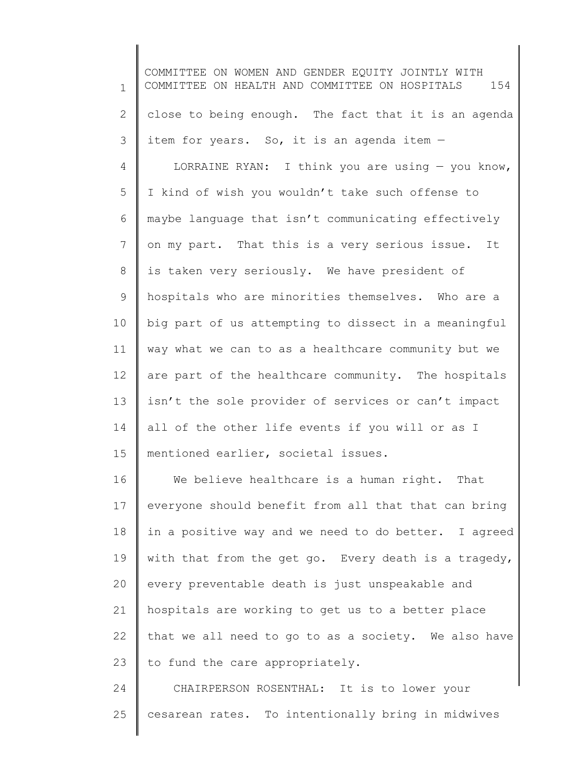close to being enough. The fact that it is an agenda item for years. So, it is an agenda item —

LORRAINE RYAN: I think you are using — you know, I kind of wish you wouldn't take such offense to maybe language that isn't communicating effectively on my part. That this is a very serious issue. It is taken very seriously. We have president of hospitals who are minorities themselves. Who are a big part of us attempting to dissect in a meaningful way what we can to as a healthcare community but we are part of the healthcare community. The hospitals isn't the sole provider of services or can't impact all of the other life events if you will or as I mentioned earlier, societal issues.

We believe healthcare is a human right. That everyone should benefit from all that that can bring in a positive way and we need to do better. I agreed with that from the get go. Every death is a tragedy, every preventable death is just unspeakable and hospitals are working to get us to a better place that we all need to go to as a society. We also have to fund the care appropriately.

CHAIRPERSON ROSENTHAL: It is to lower your cesarean rates. To intentionally bring in midwives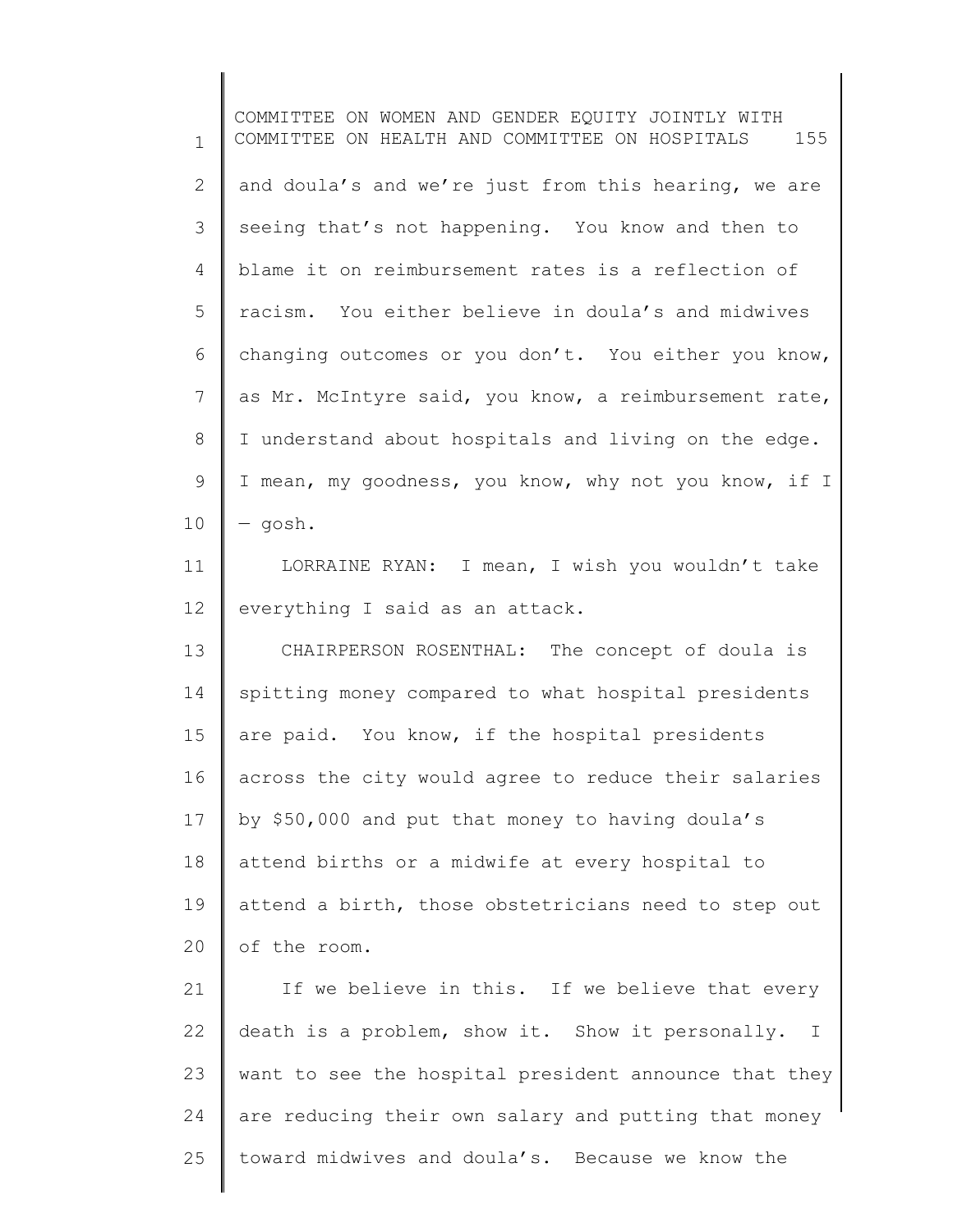and doula's and we're just from this hearing, we are seeing that's not happening. You know and then to blame it on reimbursement rates is a reflection of racism. You either believe in doula's and midwives changing outcomes or you don't. You either you know, as Mr. McIntyre said, you know, a reimbursement rate, I understand about hospitals and living on the edge. I mean, my goodness, you know, why not you know, if I — gosh.

LORRAINE RYAN: I mean, I wish you wouldn't take everything I said as an attack.

CHAIRPERSON ROSENTHAL: The concept of doula is spitting money compared to what hospital presidents are paid. You know, if the hospital presidents across the city would agree to reduce their salaries by $50,000 and put that money to having doula's attend births or a midwife at every hospital to attend a birth, those obstetricians need to step out of the room.

If we believe in this. If we believe that every death is a problem, show it. Show it personally. I want to see the hospital president announce that they are reducing their own salary and putting that money toward midwives and doula's. Because we know the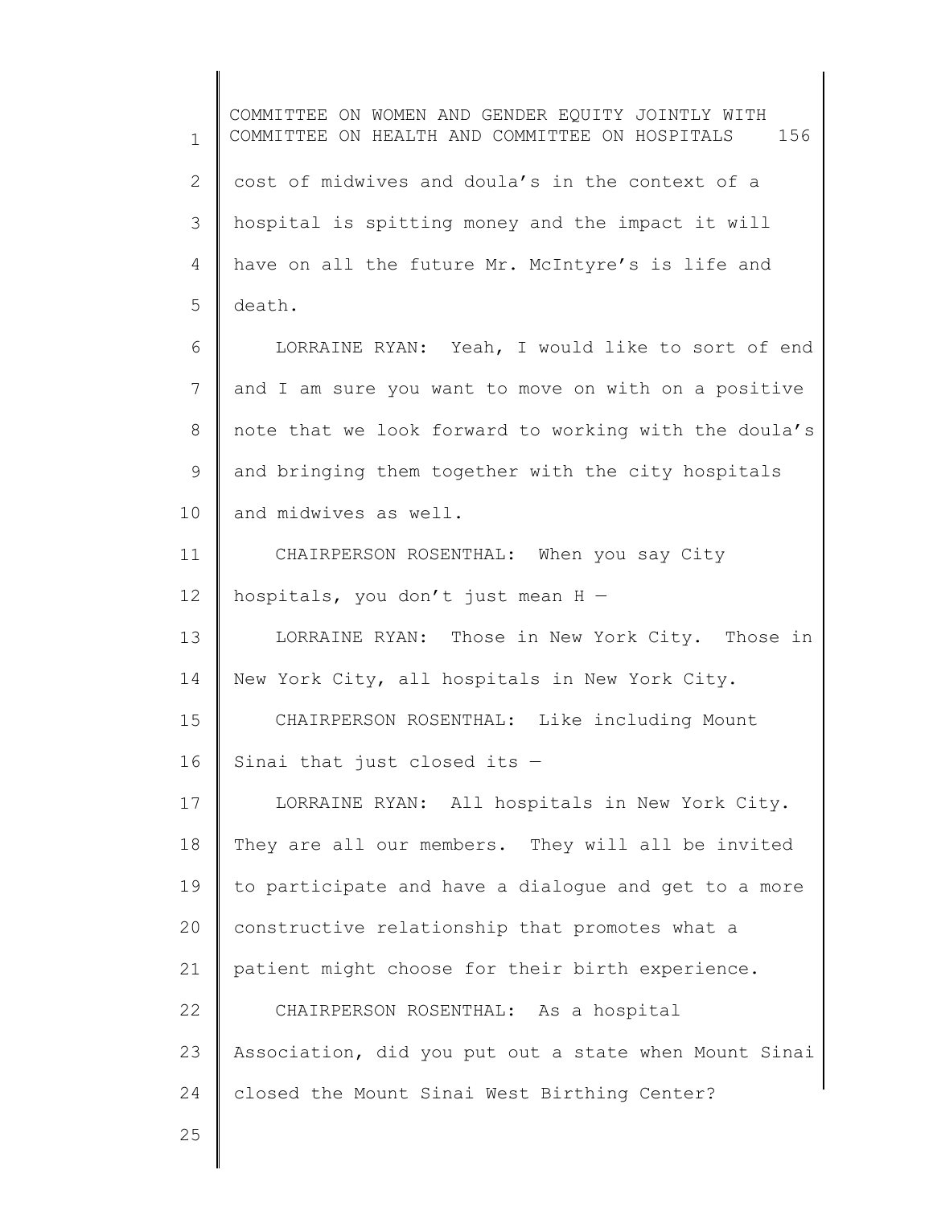cost of midwives and doula's in the context of a hospital is spitting money and the impact it will have on all the future Mr. McIntyre's is life and death.

LORRAINE RYAN: Yeah, I would like to sort of end and I am sure you want to move on with on a positive note that we look forward to working with the doula's and bringing them together with the city hospitals and midwives as well.

CHAIRPERSON ROSENTHAL: When you say City hospitals, you don't just mean H —

LORRAINE RYAN: Those in New York City. Those in New York City, all hospitals in New York City.

CHAIRPERSON ROSENTHAL: Like including Mount Sinai that just closed its —

LORRAINE RYAN: All hospitals in New York City. They are all our members. They will all be invited to participate and have a dialogue and get to a more constructive relationship that promotes what a patient might choose for their birth experience.

CHAIRPERSON ROSENTHAL: As a hospital Association, did you put out a state when Mount Sinai closed the Mount Sinai West Birthing Center?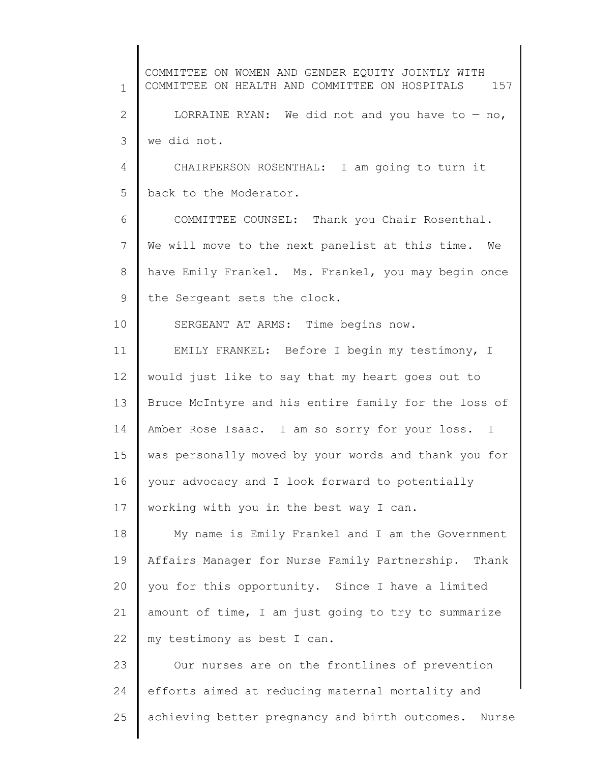LORRAINE RYAN: We did not and you have to — no, we did not.

CHAIRPERSON ROSENTHAL: I am going to turn it back to the Moderator.

COMMITTEE COUNSEL: Thank you Chair Rosenthal. We will move to the next panelist at this time. We have Emily Frankel. Ms. Frankel, you may begin once the Sergeant sets the clock.

SERGEANT AT ARMS: Time begins now.

EMILY FRANKEL: Before I begin my testimony, I would just like to say that my heart goes out to Bruce McIntyre and his entire family for the loss of Amber Rose Isaac. I am so sorry for your loss. I was personally moved by your words and thank you for your advocacy and I look forward to potentially working with you in the best way I can.

My name is Emily Frankel and I am the Government Affairs Manager for Nurse Family Partnership. Thank you for this opportunity. Since I have a limited amount of time, I am just going to try to summarize my testimony as best I can.

Our nurses are on the frontlines of prevention efforts aimed at reducing maternal mortality and achieving better pregnancy and birth outcomes. Nurse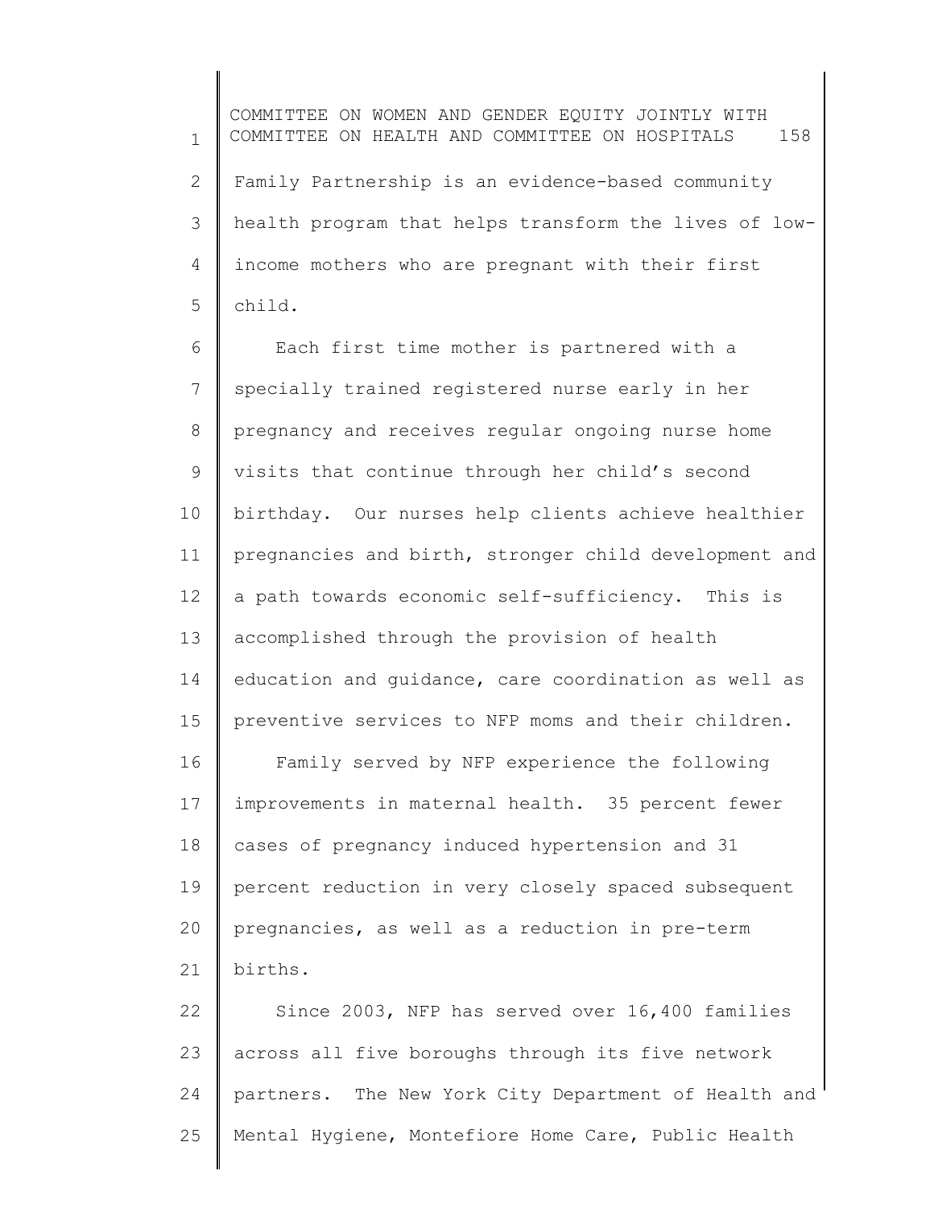Family Partnership is an evidence-based community health program that helps transform the lives of low-income mothers who are pregnant with their first child.

Each first time mother is partnered with a specially trained registered nurse early in her pregnancy and receives regular ongoing nurse home visits that continue through her child's second birthday. Our nurses help clients achieve healthier pregnancies and birth, stronger child development and a path towards economic self-sufficiency. This is accomplished through the provision of health education and guidance, care coordination as well as preventive services to NFP moms and their children.

Family served by NFP experience the following improvements in maternal health. 35 percent fewer cases of pregnancy induced hypertension and 31 percent reduction in very closely spaced subsequent pregnancies, as well as a reduction in pre-term births.

Since 2003, NFP has served over 16,400 families across all five boroughs through its five network partners. The New York City Department of Health and Mental Hygiene, Montefiore Home Care, Public Health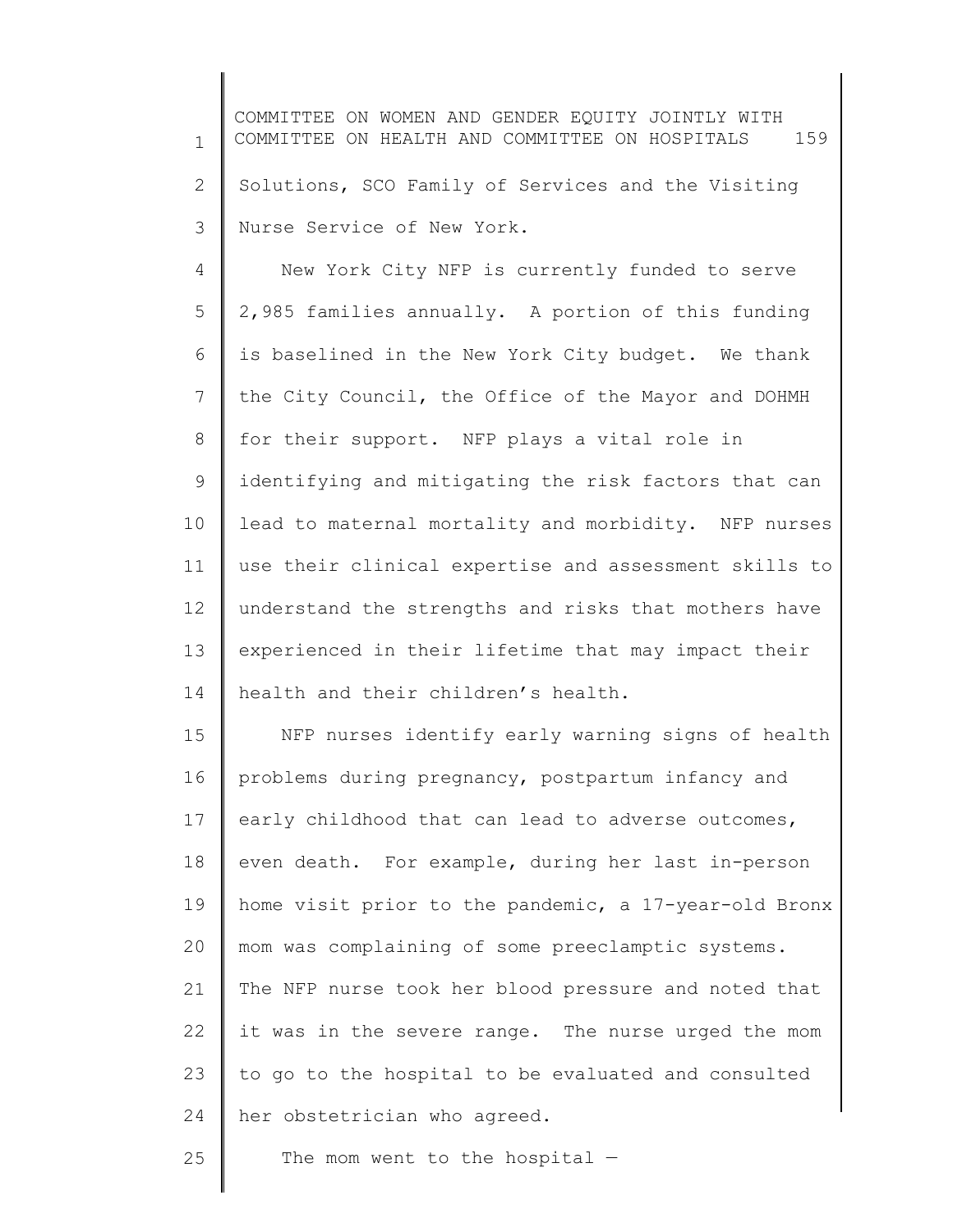Solutions, SCO Family of Services and the Visiting Nurse Service of New York.

New York City NFP is currently funded to serve 2,985 families annually. A portion of this funding is baselined in the New York City budget. We thank the City Council, the Office of the Mayor and DOHMH for their support. NFP plays a vital role in identifying and mitigating the risk factors that can lead to maternal mortality and morbidity. NFP nurses use their clinical expertise and assessment skills to understand the strengths and risks that mothers have experienced in their lifetime that may impact their health and their children's health.

NFP nurses identify early warning signs of health problems during pregnancy, postpartum infancy and early childhood that can lead to adverse outcomes, even death. For example, during her last in-person home visit prior to the pandemic, a 17-year-old Bronx mom was complaining of some preeclamptic systems. The NFP nurse took her blood pressure and noted that it was in the severe range. The nurse urged the mom to go to the hospital to be evaluated and consulted her obstetrician who agreed.

The mom went to the hospital —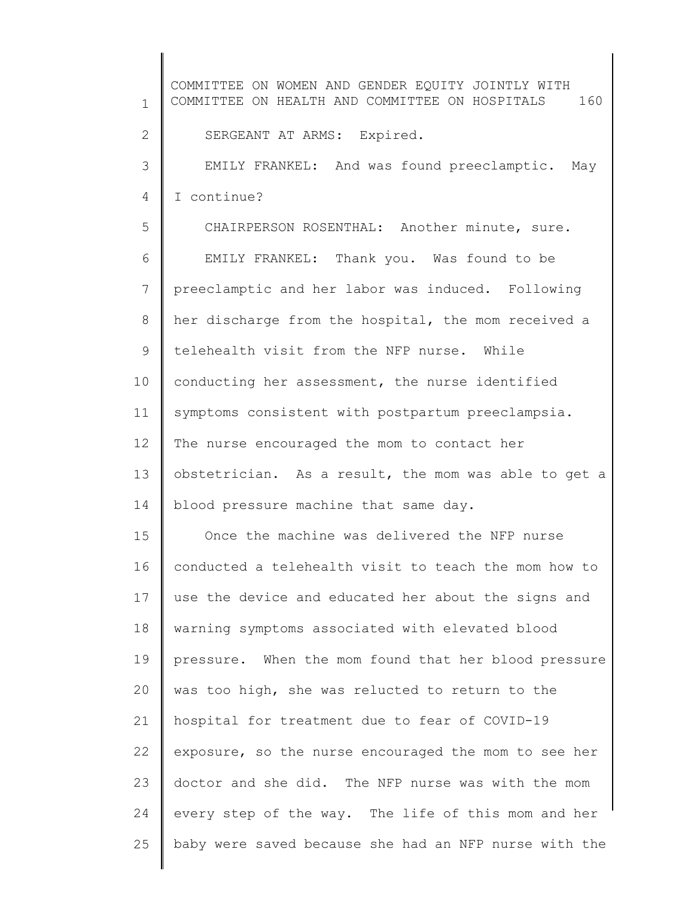SERGEANT AT ARMS: Expired.

EMILY FRANKEL: And was found preeclamptic. May I continue?

CHAIRPERSON ROSENTHAL: Another minute, sure.

EMILY FRANKEL: Thank you. Was found to be preeclamptic and her labor was induced. Following her discharge from the hospital, the mom received a telehealth visit from the NFP nurse. While conducting her assessment, the nurse identified symptoms consistent with postpartum preeclampsia. The nurse encouraged the mom to contact her obstetrician. As a result, the mom was able to get a blood pressure machine that same day.

Once the machine was delivered the NFP nurse conducted a telehealth visit to teach the mom how to use the device and educated her about the signs and warning symptoms associated with elevated blood pressure. When the mom found that her blood pressure was too high, she was relucted to return to the hospital for treatment due to fear of COVID-19 exposure, so the nurse encouraged the mom to see her doctor and she did. The NFP nurse was with the mom every step of the way. The life of this mom and her baby were saved because she had an NFP nurse with the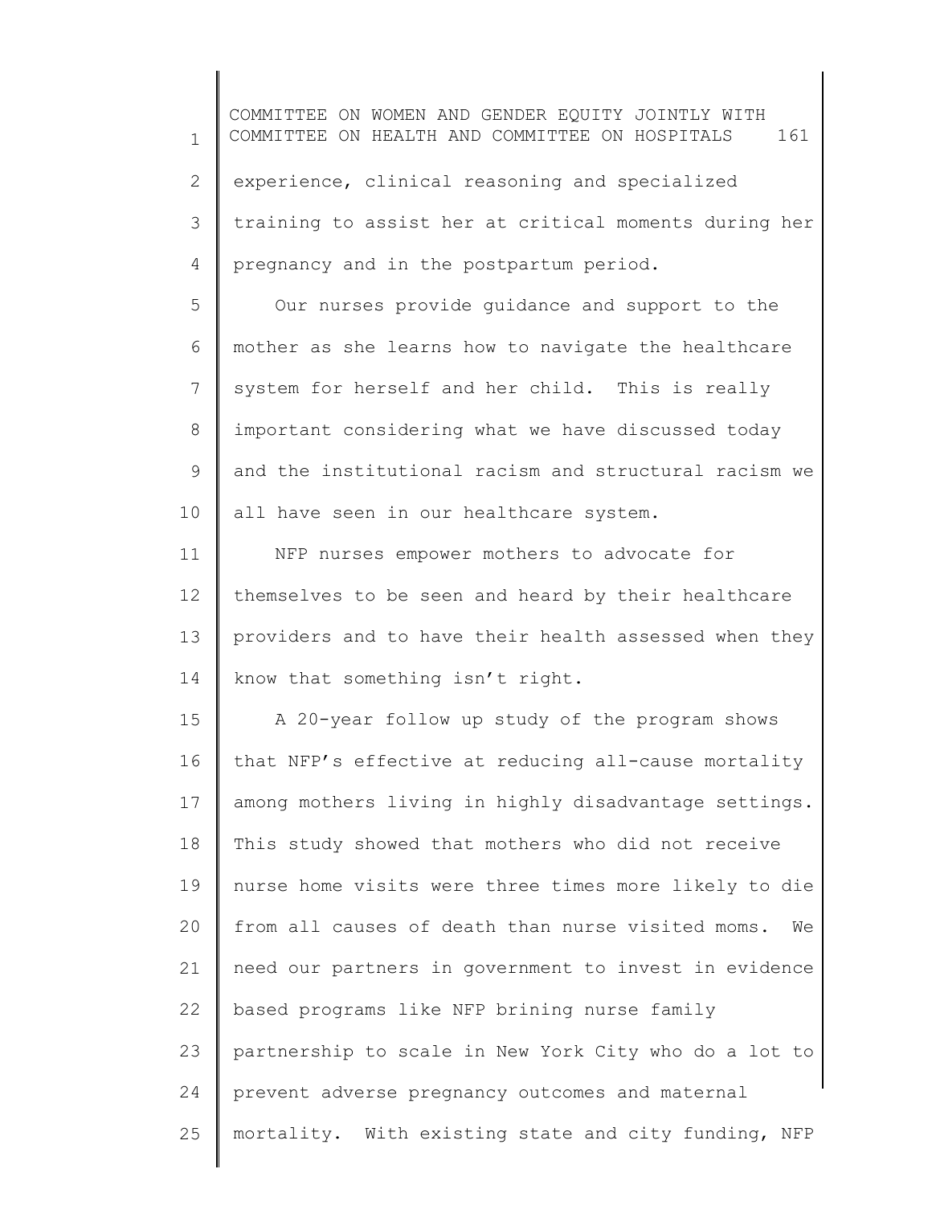experience, clinical reasoning and specialized training to assist her at critical moments during her pregnancy and in the postpartum period.

Our nurses provide guidance and support to the mother as she learns how to navigate the healthcare system for herself and her child. This is really important considering what we have discussed today and the institutional racism and structural racism we all have seen in our healthcare system.

NFP nurses empower mothers to advocate for themselves to be seen and heard by their healthcare providers and to have their health assessed when they know that something isn't right.

A 20-year follow up study of the program shows that NFP's effective at reducing all-cause mortality among mothers living in highly disadvantage settings. This study showed that mothers who did not receive nurse home visits were three times more likely to die from all causes of death than nurse visited moms. We need our partners in government to invest in evidence based programs like NFP brining nurse family partnership to scale in New York City who do a lot to prevent adverse pregnancy outcomes and maternal mortality. With existing state and city funding, NFP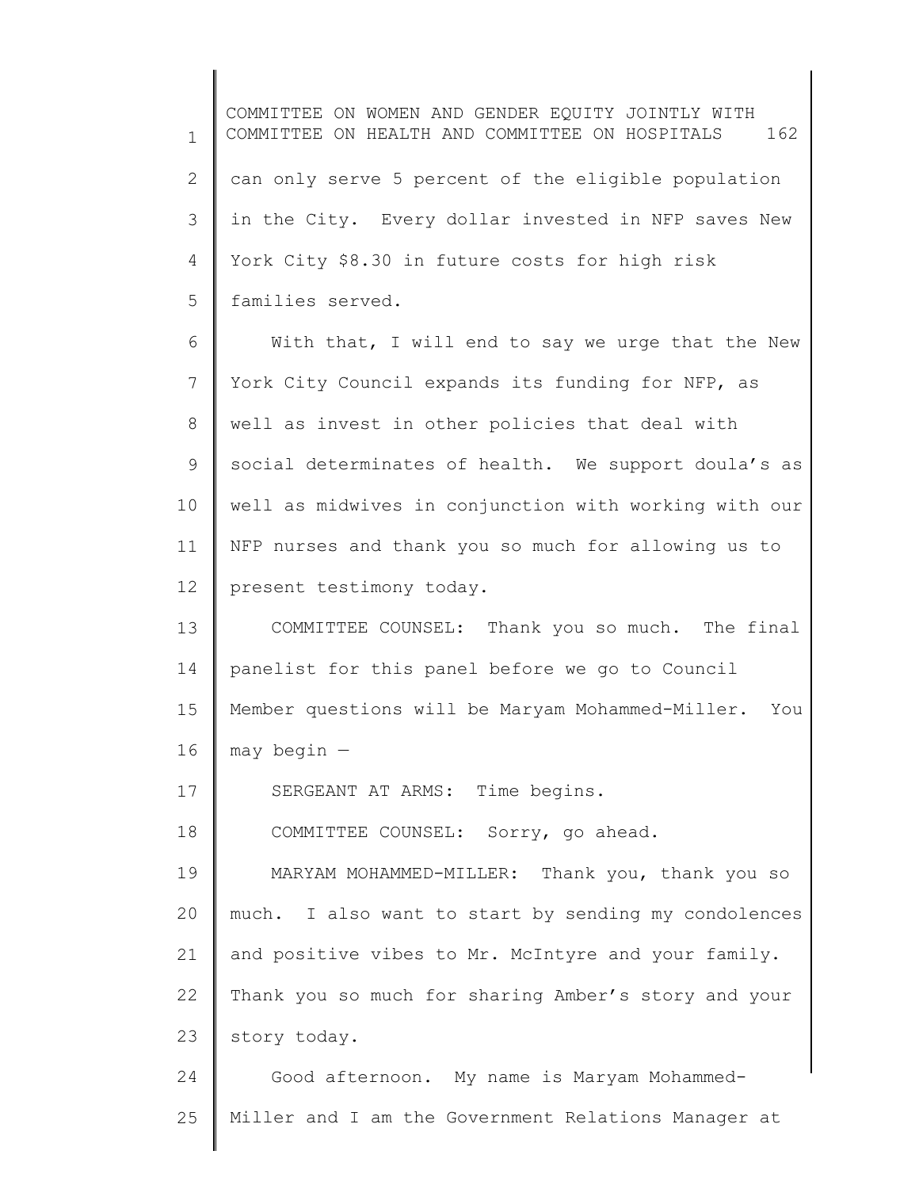can only serve 5 percent of the eligible population in the City. Every dollar invested in NFP saves New York City $8.30 in future costs for high risk families served.

With that, I will end to say we urge that the New York City Council expands its funding for NFP, as well as invest in other policies that deal with social determinates of health. We support doula's as well as midwives in conjunction with working with our NFP nurses and thank you so much for allowing us to present testimony today.

COMMITTEE COUNSEL: Thank you so much. The final panelist for this panel before we go to Council Member questions will be Maryam Mohammed-Miller. You may begin —

SERGEANT AT ARMS: Time begins.

COMMITTEE COUNSEL: Sorry, go ahead.

MARYAM MOHAMMED-MILLER: Thank you, thank you so much. I also want to start by sending my condolences and positive vibes to Mr. McIntyre and your family. Thank you so much for sharing Amber's story and your story today.

Good afternoon. My name is Maryam Mohammed-Miller and I am the Government Relations Manager at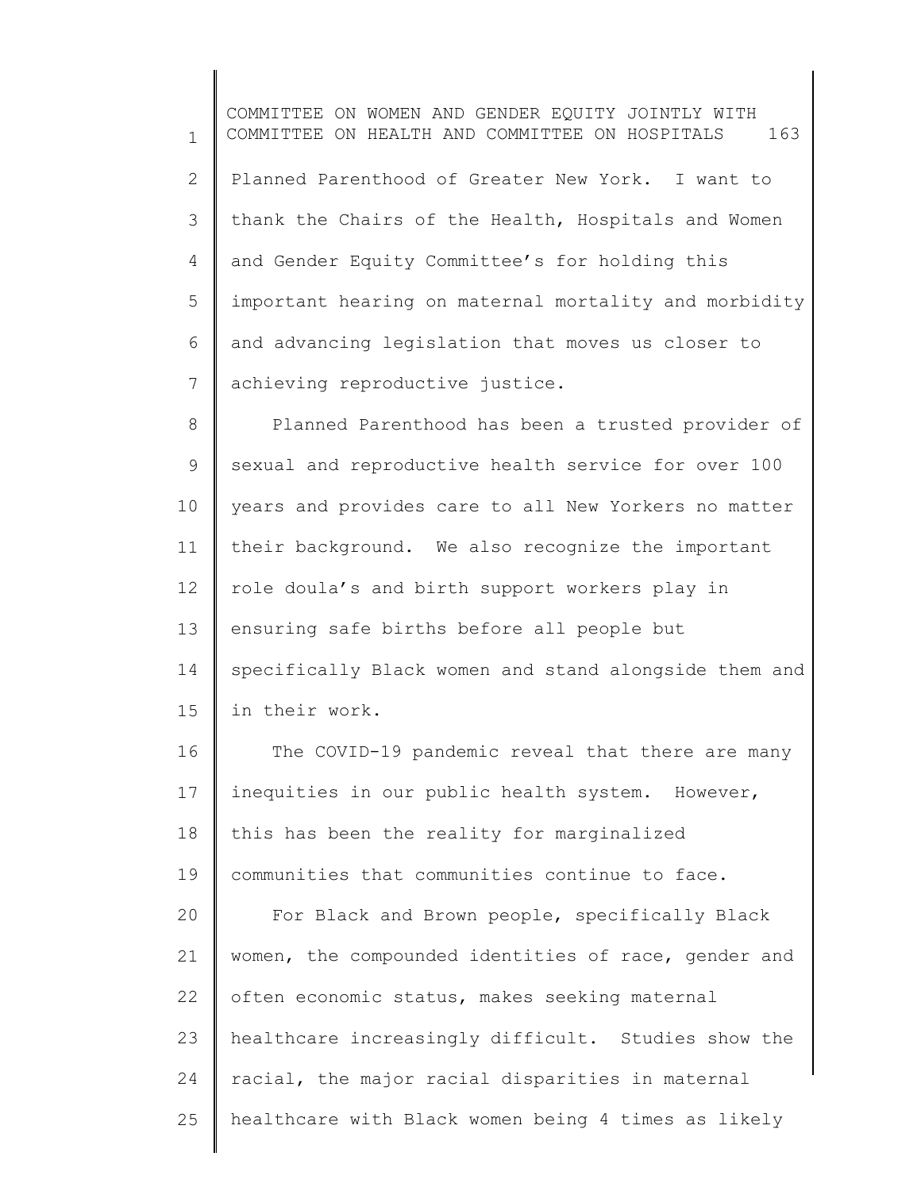Planned Parenthood of Greater New York. I want to thank the Chairs of the Health, Hospitals and Women and Gender Equity Committee's for holding this important hearing on maternal mortality and morbidity and advancing legislation that moves us closer to achieving reproductive justice.

Planned Parenthood has been a trusted provider of sexual and reproductive health service for over 100 years and provides care to all New Yorkers no matter their background. We also recognize the important role doula's and birth support workers play in ensuring safe births before all people but specifically Black women and stand alongside them and in their work.

The COVID-19 pandemic reveal that there are many inequities in our public health system. However, this has been the reality for marginalized communities that communities continue to face.

For Black and Brown people, specifically Black women, the compounded identities of race, gender and often economic status, makes seeking maternal healthcare increasingly difficult. Studies show the racial, the major racial disparities in maternal healthcare with Black women being 4 times as likely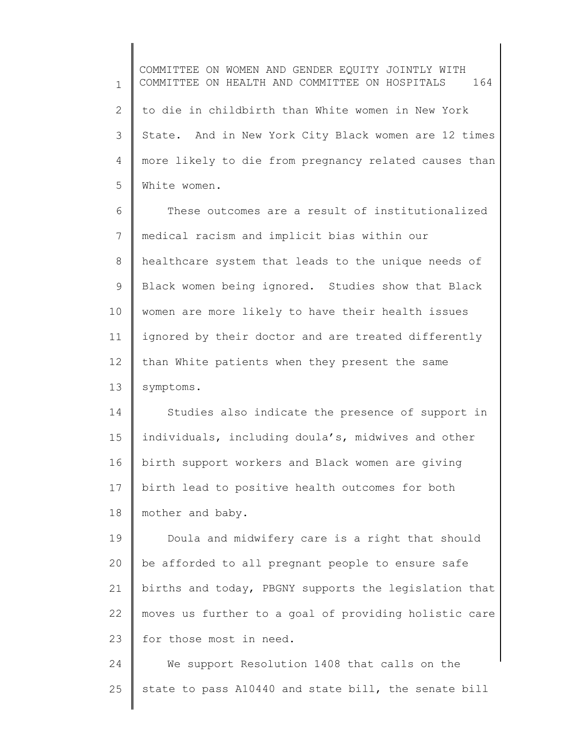to die in childbirth than White women in New York State. And in New York City Black women are 12 times more likely to die from pregnancy related causes than White women.

These outcomes are a result of institutionalized medical racism and implicit bias within our healthcare system that leads to the unique needs of Black women being ignored. Studies show that Black women are more likely to have their health issues ignored by their doctor and are treated differently than White patients when they present the same symptoms.

Studies also indicate the presence of support in individuals, including doula's, midwives and other birth support workers and Black women are giving birth lead to positive health outcomes for both mother and baby.

Doula and midwifery care is a right that should be afforded to all pregnant people to ensure safe births and today, PBGNY supports the legislation that moves us further to a goal of providing holistic care for those most in need.

We support Resolution 1408 that calls on the state to pass A10440 and state bill, the senate bill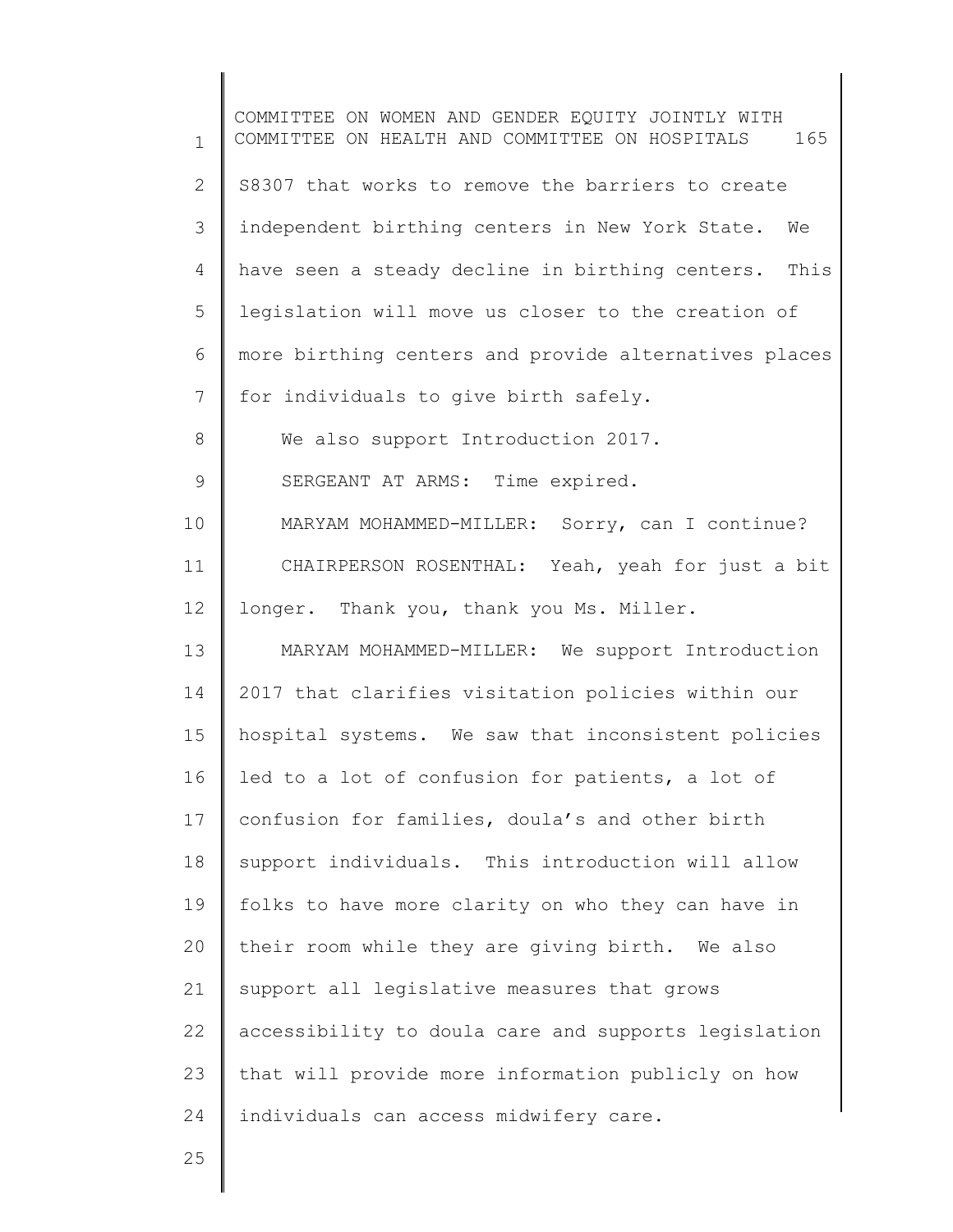S8307 that works to remove the barriers to create independent birthing centers in New York State. We have seen a steady decline in birthing centers. This legislation will move us closer to the creation of more birthing centers and provide alternatives places for individuals to give birth safely.

We also support Introduction 2017.

SERGEANT AT ARMS: Time expired.

MARYAM MOHAMMED-MILLER: Sorry, can I continue?

CHAIRPERSON ROSENTHAL: Yeah, yeah for just a bit longer. Thank you, thank you Ms. Miller.

MARYAM MOHAMMED-MILLER: We support Introduction 2017 that clarifies visitation policies within our hospital systems. We saw that inconsistent policies led to a lot of confusion for patients, a lot of confusion for families, doula's and other birth support individuals. This introduction will allow folks to have more clarity on who they can have in their room while they are giving birth. We also support all legislative measures that grows accessibility to doula care and supports legislation that will provide more information publicly on how individuals can access midwifery care.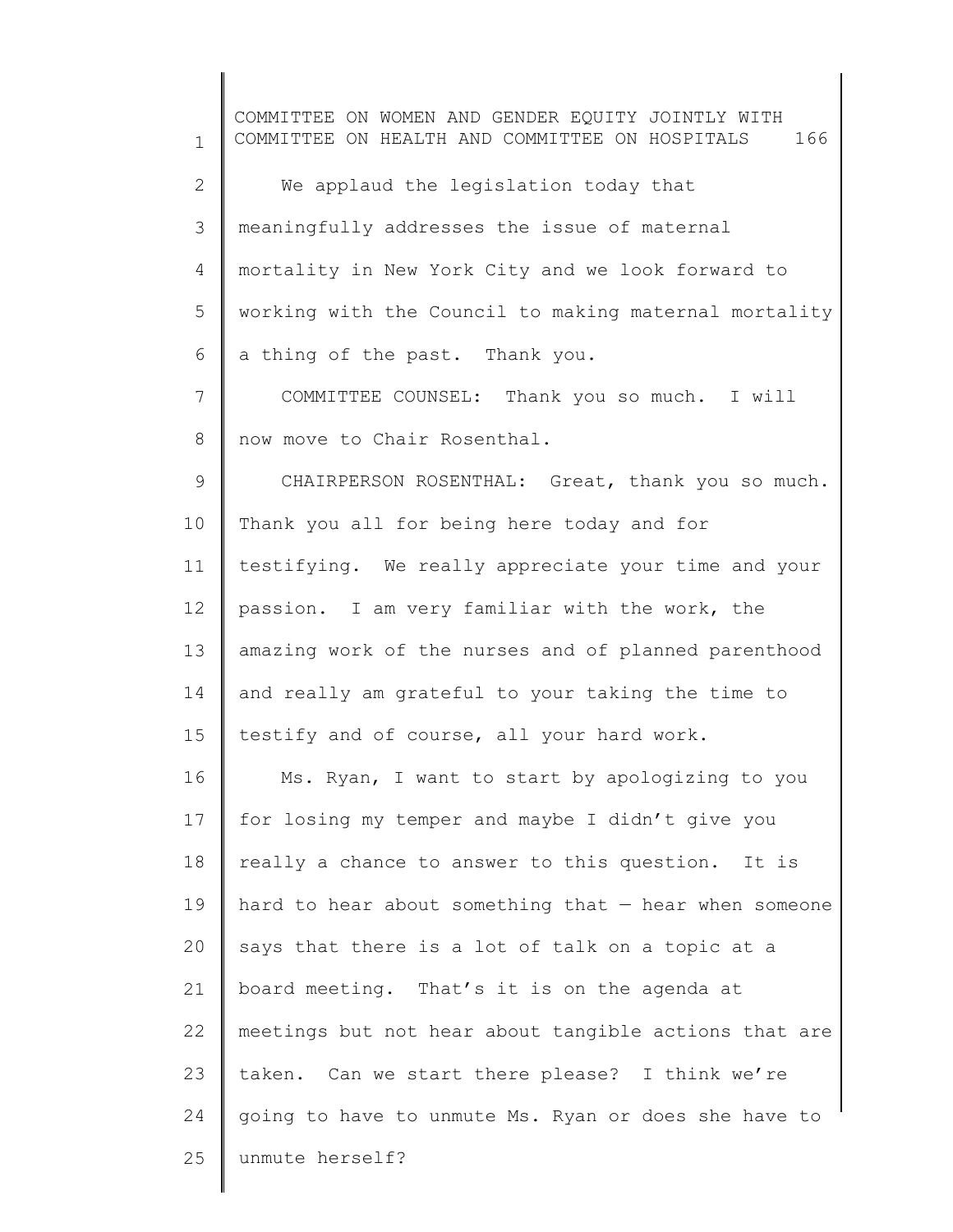We applaud the legislation today that meaningfully addresses the issue of maternal mortality in New York City and we look forward to working with the Council to making maternal mortality a thing of the past. Thank you.

COMMITTEE COUNSEL: Thank you so much. I will now move to Chair Rosenthal.

CHAIRPERSON ROSENTHAL: Great, thank you so much. Thank you all for being here today and for testifying. We really appreciate your time and your passion. I am very familiar with the work, the amazing work of the nurses and of planned parenthood and really am grateful to your taking the time to testify and of course, all your hard work.

Ms. Ryan, I want to start by apologizing to you for losing my temper and maybe I didn't give you really a chance to answer to this question. It is hard to hear about something that — hear when someone says that there is a lot of talk on a topic at a board meeting. That's it is on the agenda at meetings but not hear about tangible actions that are taken. Can we start there please? I think we're going to have to unmute Ms. Ryan or does she have to unmute herself?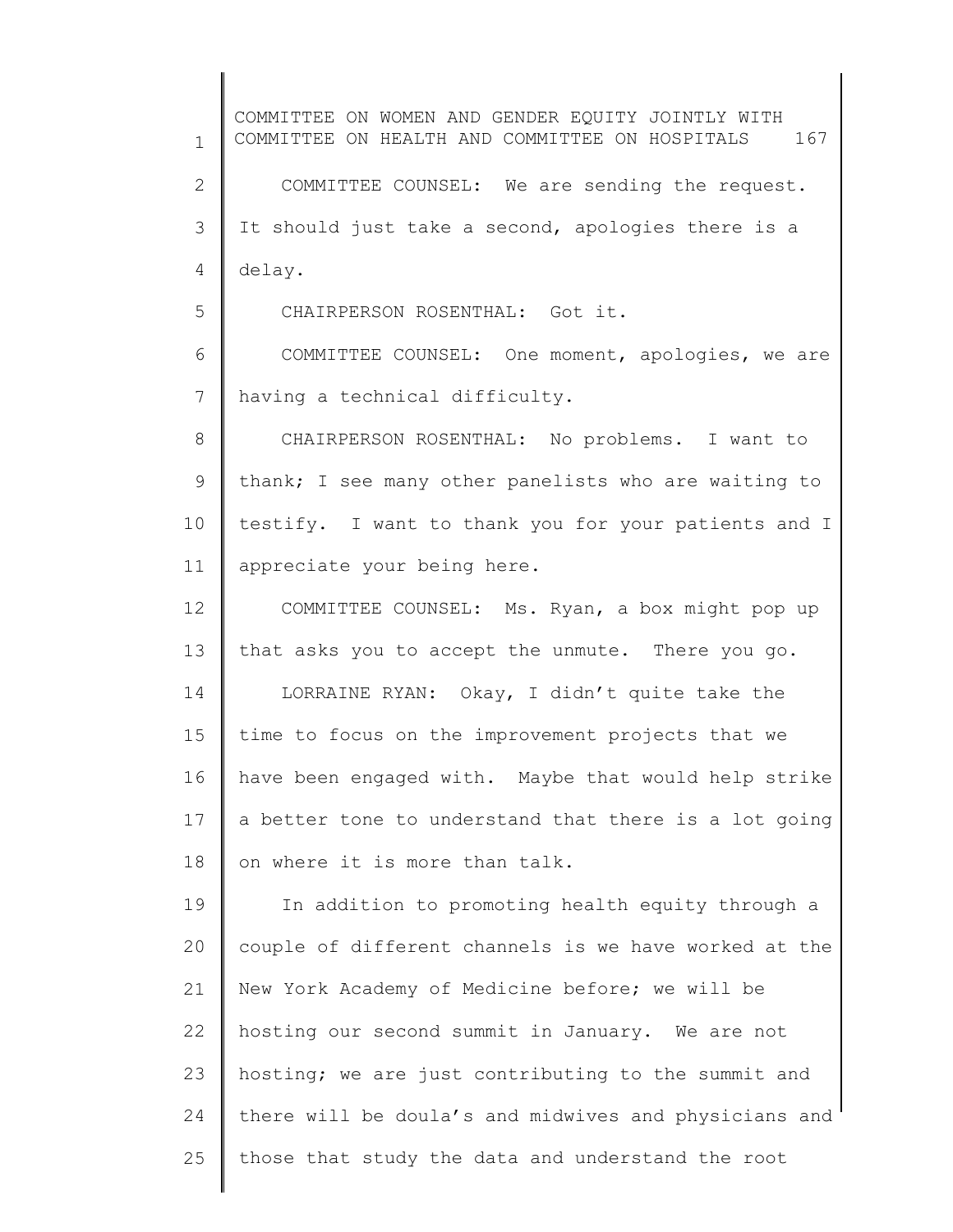COMMITTEE COUNSEL: We are sending the request. It should just take a second, apologies there is a delay.

CHAIRPERSON ROSENTHAL: Got it.

COMMITTEE COUNSEL: One moment, apologies, we are having a technical difficulty.

CHAIRPERSON ROSENTHAL: No problems. I want to thank; I see many other panelists who are waiting to testify. I want to thank you for your patients and I appreciate your being here.

COMMITTEE COUNSEL: Ms. Ryan, a box might pop up that asks you to accept the unmute. There you go.

LORRAINE RYAN: Okay, I didn't quite take the time to focus on the improvement projects that we have been engaged with. Maybe that would help strike a better tone to understand that there is a lot going on where it is more than talk.

In addition to promoting health equity through a couple of different channels is we have worked at the New York Academy of Medicine before; we will be hosting our second summit in January. We are not hosting; we are just contributing to the summit and there will be doula's and midwives and physicians and those that study the data and understand the root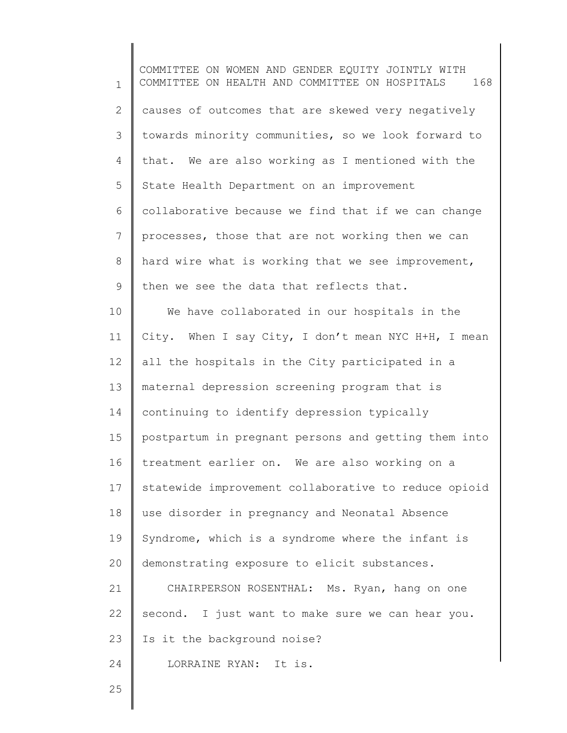causes of outcomes that are skewed very negatively towards minority communities, so we look forward to that. We are also working as I mentioned with the State Health Department on an improvement collaborative because we find that if we can change processes, those that are not working then we can hard wire what is working that we see improvement, then we see the data that reflects that.

We have collaborated in our hospitals in the City. When I say City, I don't mean NYC H+H, I mean all the hospitals in the City participated in a maternal depression screening program that is continuing to identify depression typically postpartum in pregnant persons and getting them into treatment earlier on. We are also working on a statewide improvement collaborative to reduce opioid use disorder in pregnancy and Neonatal Absence Syndrome, which is a syndrome where the infant is demonstrating exposure to elicit substances.

CHAIRPERSON ROSENTHAL: Ms. Ryan, hang on one second. I just want to make sure we can hear you. Is it the background noise?

LORRAINE RYAN: It is.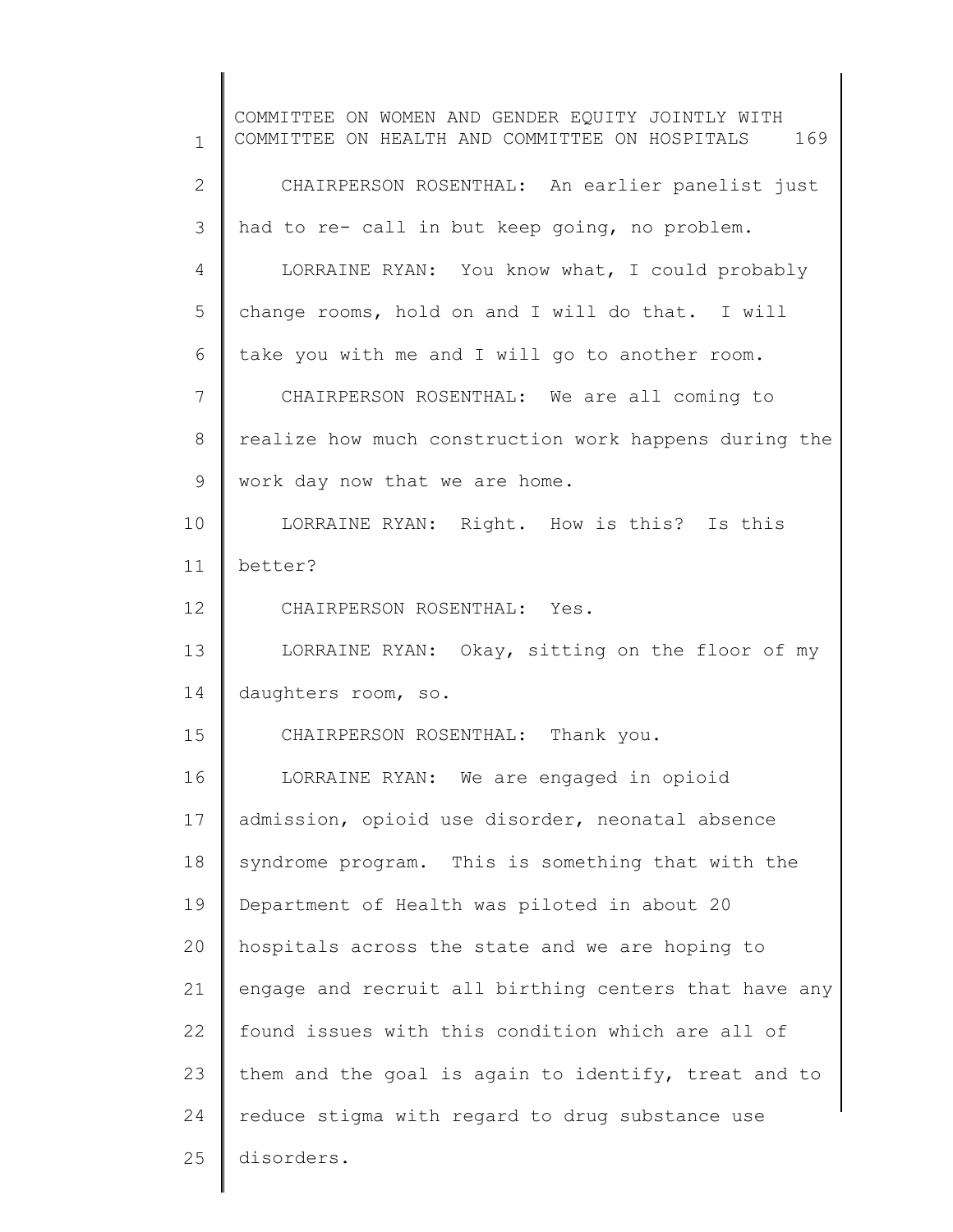CHAIRPERSON ROSENTHAL: An earlier panelist just had to re- call in but keep going, no problem.

LORRAINE RYAN: You know what, I could probably change rooms, hold on and I will do that. I will take you with me and I will go to another room.

CHAIRPERSON ROSENTHAL: We are all coming to realize how much construction work happens during the work day now that we are home.

LORRAINE RYAN: Right. How is this? Is this better?

CHAIRPERSON ROSENTHAL: Yes.

LORRAINE RYAN: Okay, sitting on the floor of my daughters room, so.

CHAIRPERSON ROSENTHAL: Thank you.

LORRAINE RYAN: We are engaged in opioid admission, opioid use disorder, neonatal absence syndrome program. This is something that with the Department of Health was piloted in about 20 hospitals across the state and we are hoping to engage and recruit all birthing centers that have any found issues with this condition which are all of them and the goal is again to identify, treat and to reduce stigma with regard to drug substance use disorders.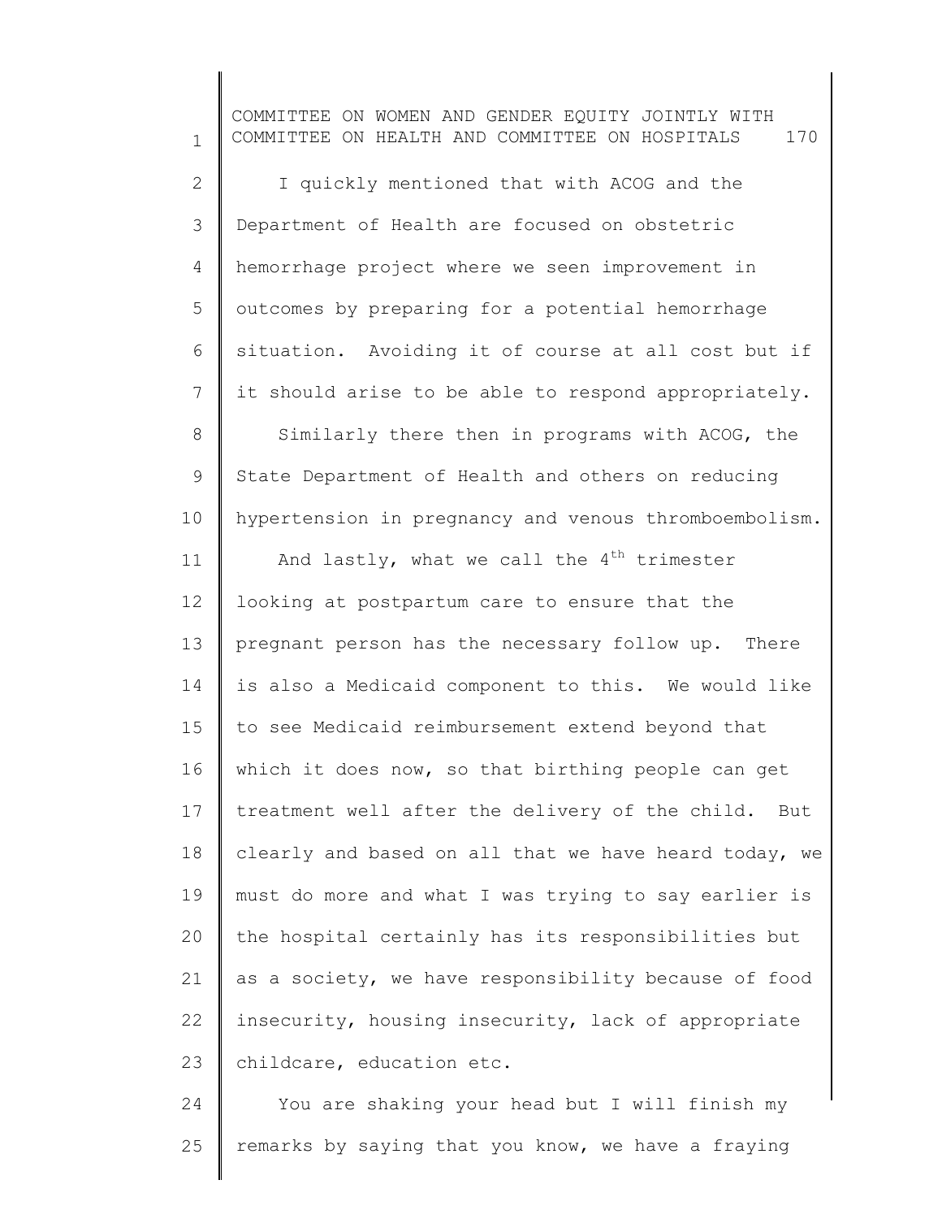I quickly mentioned that with ACOG and the Department of Health are focused on obstetric hemorrhage project where we seen improvement in outcomes by preparing for a potential hemorrhage situation. Avoiding it of course at all cost but if it should arise to be able to respond appropriately.

Similarly there then in programs with ACOG, the State Department of Health and others on reducing hypertension in pregnancy and venous thromboembolism.

And lastly, what we call the 4th trimester looking at postpartum care to ensure that the pregnant person has the necessary follow up. There is also a Medicaid component to this. We would like to see Medicaid reimbursement extend beyond that which it does now, so that birthing people can get treatment well after the delivery of the child. But clearly and based on all that we have heard today, we must do more and what I was trying to say earlier is the hospital certainly has its responsibilities but as a society, we have responsibility because of food insecurity, housing insecurity, lack of appropriate childcare, education etc.

You are shaking your head but I will finish my remarks by saying that you know, we have a fraying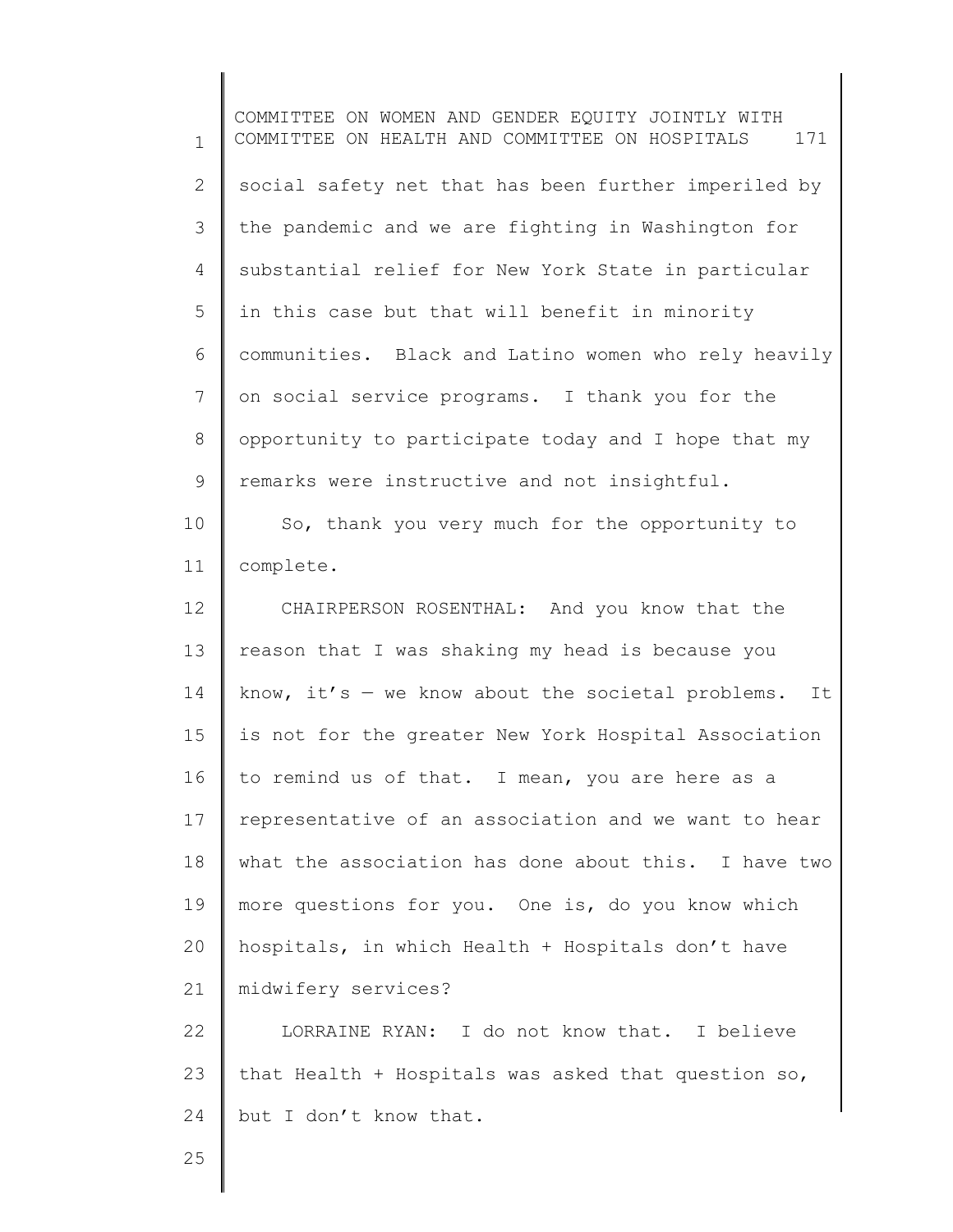social safety net that has been further imperiled by the pandemic and we are fighting in Washington for substantial relief for New York State in particular in this case but that will benefit in minority communities. Black and Latino women who rely heavily on social service programs. I thank you for the opportunity to participate today and I hope that my remarks were instructive and not insightful.

So, thank you very much for the opportunity to complete.

CHAIRPERSON ROSENTHAL: And you know that the reason that I was shaking my head is because you know, it's — we know about the societal problems. It is not for the greater New York Hospital Association to remind us of that. I mean, you are here as a representative of an association and we want to hear what the association has done about this. I have two more questions for you. One is, do you know which hospitals, in which Health + Hospitals don't have midwifery services?

LORRAINE RYAN: I do not know that. I believe that Health + Hospitals was asked that question so, but I don't know that.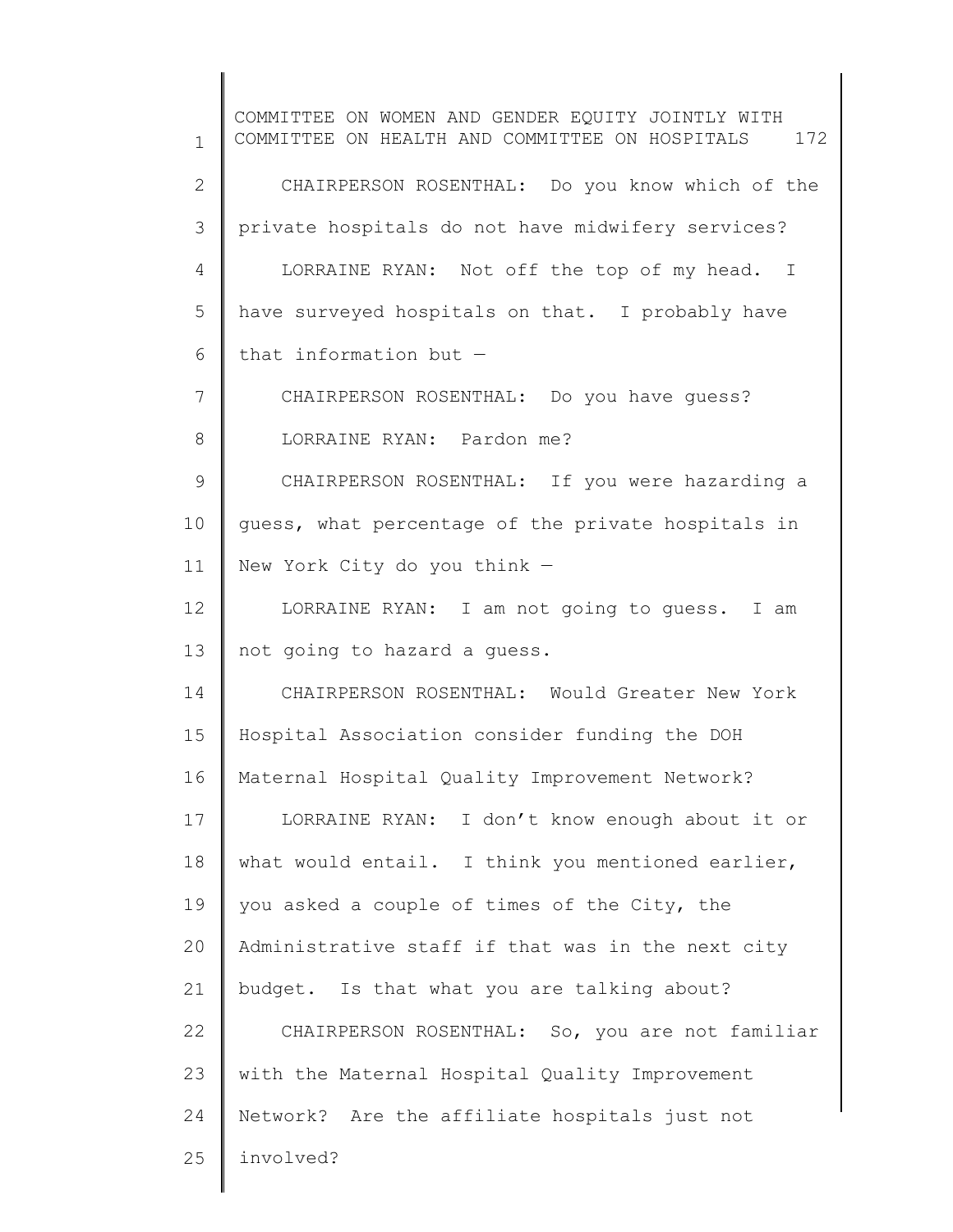CHAIRPERSON ROSENTHAL: Do you know which of the private hospitals do not have midwifery services?

LORRAINE RYAN: Not off the top of my head. I have surveyed hospitals on that. I probably have that information but —

CHAIRPERSON ROSENTHAL: Do you have guess?

LORRAINE RYAN: Pardon me?

CHAIRPERSON ROSENTHAL: If you were hazarding a guess, what percentage of the private hospitals in New York City do you think —

LORRAINE RYAN: I am not going to guess. I am not going to hazard a guess.

CHAIRPERSON ROSENTHAL: Would Greater New York Hospital Association consider funding the DOH Maternal Hospital Quality Improvement Network?

LORRAINE RYAN: I don't know enough about it or what would entail. I think you mentioned earlier, you asked a couple of times of the City, the Administrative staff if that was in the next city budget. Is that what you are talking about?

CHAIRPERSON ROSENTHAL: So, you are not familiar with the Maternal Hospital Quality Improvement Network? Are the affiliate hospitals just not involved?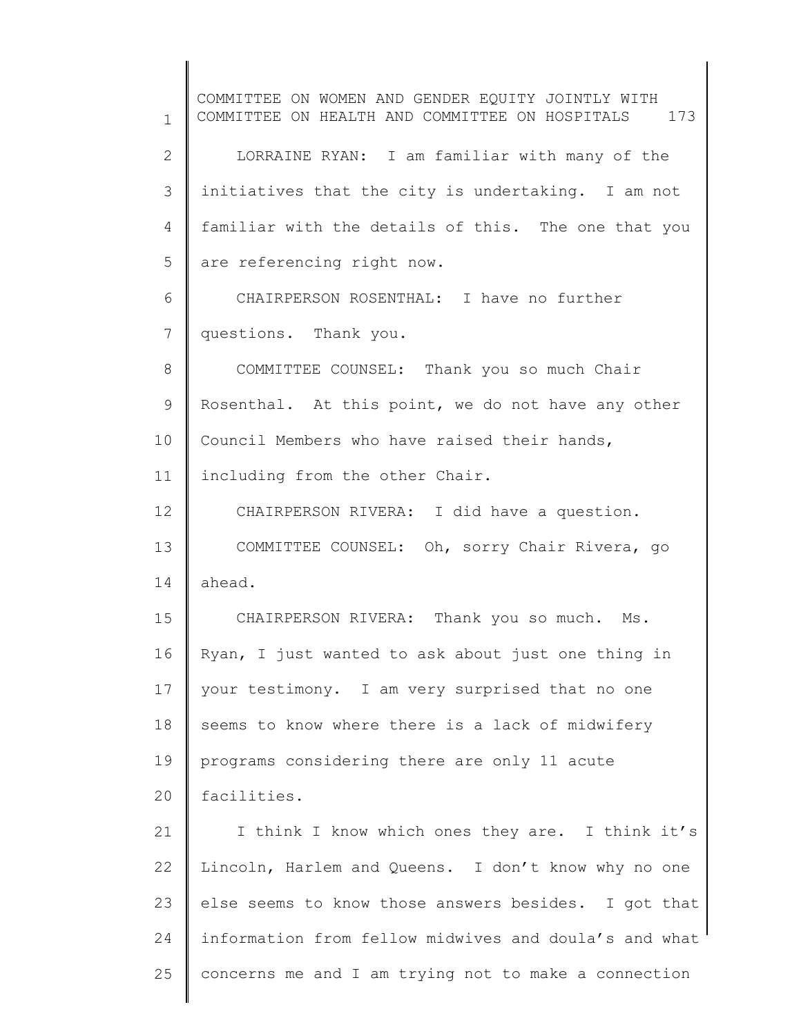LORRAINE RYAN: I am familiar with many of the initiatives that the city is undertaking. I am not familiar with the details of this. The one that you are referencing right now.

CHAIRPERSON ROSENTHAL: I have no further questions. Thank you.

COMMITTEE COUNSEL: Thank you so much Chair Rosenthal. At this point, we do not have any other Council Members who have raised their hands, including from the other Chair.

CHAIRPERSON RIVERA: I did have a question.

COMMITTEE COUNSEL: Oh, sorry Chair Rivera, go ahead.

CHAIRPERSON RIVERA: Thank you so much. Ms. Ryan, I just wanted to ask about just one thing in your testimony. I am very surprised that no one seems to know where there is a lack of midwifery programs considering there are only 11 acute facilities.

I think I know which ones they are. I think it's Lincoln, Harlem and Queens. I don't know why no one else seems to know those answers besides. I got that information from fellow midwives and doula's and what concerns me and I am trying not to make a connection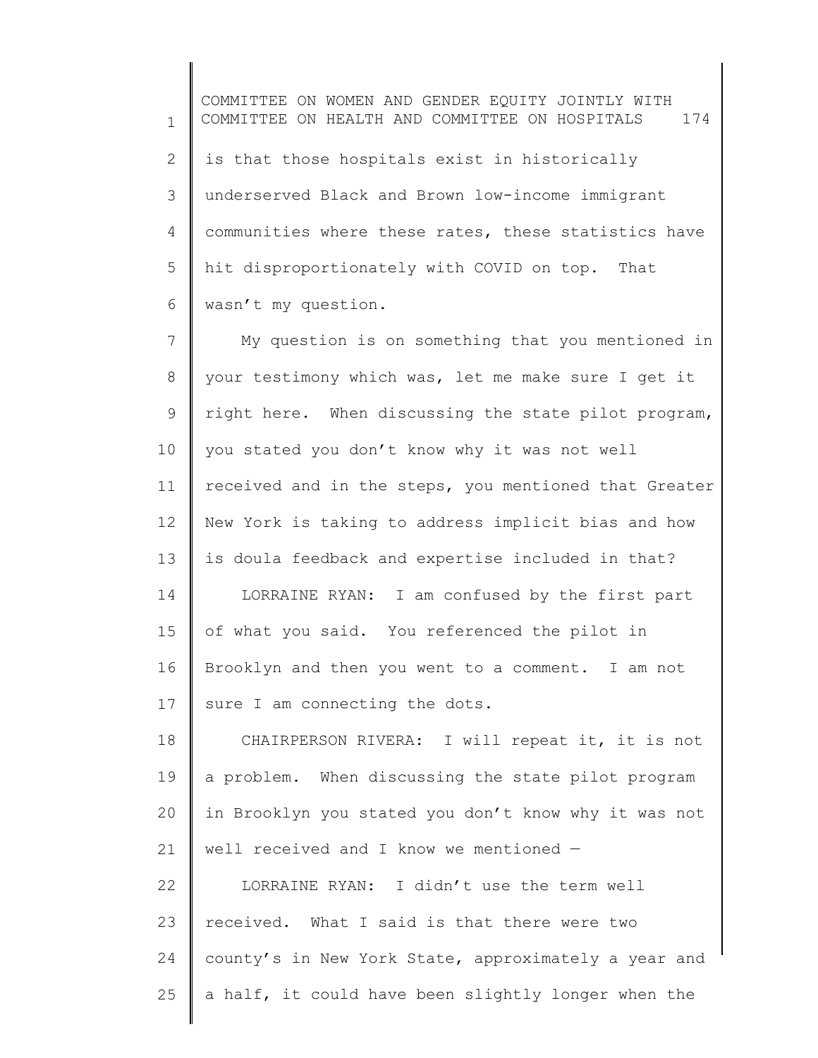is that those hospitals exist in historically underserved Black and Brown low-income immigrant communities where these rates, these statistics have hit disproportionately with COVID on top. That wasn't my question.

My question is on something that you mentioned in your testimony which was, let me make sure I get it right here. When discussing the state pilot program, you stated you don't know why it was not well received and in the steps, you mentioned that Greater New York is taking to address implicit bias and how is doula feedback and expertise included in that?

LORRAINE RYAN: I am confused by the first part of what you said. You referenced the pilot in Brooklyn and then you went to a comment. I am not sure I am connecting the dots.

CHAIRPERSON RIVERA: I will repeat it, it is not a problem. When discussing the state pilot program in Brooklyn you stated you don't know why it was not well received and I know we mentioned —

LORRAINE RYAN: I didn't use the term well received. What I said is that there were two county's in New York State, approximately a year and a half, it could have been slightly longer when the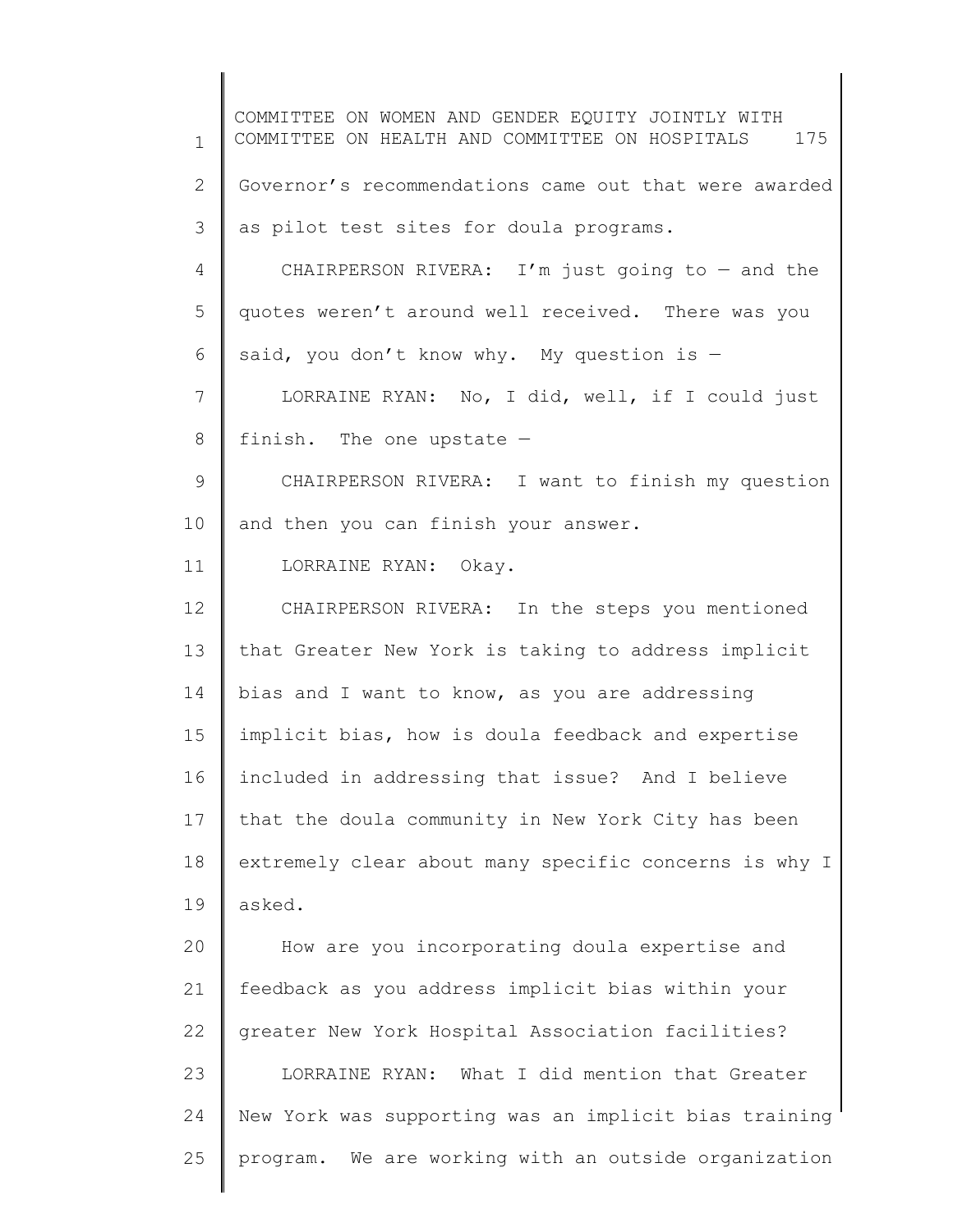Governor's recommendations came out that were awarded as pilot test sites for doula programs.

CHAIRPERSON RIVERA: I'm just going to — and the quotes weren't around well received. There was you said, you don't know why. My question is —

LORRAINE RYAN: No, I did, well, if I could just finish. The one upstate —

CHAIRPERSON RIVERA: I want to finish my question and then you can finish your answer.

LORRAINE RYAN: Okay.

CHAIRPERSON RIVERA: In the steps you mentioned that Greater New York is taking to address implicit bias and I want to know, as you are addressing implicit bias, how is doula feedback and expertise included in addressing that issue? And I believe that the doula community in New York City has been extremely clear about many specific concerns is why I asked.

How are you incorporating doula expertise and feedback as you address implicit bias within your greater New York Hospital Association facilities?

LORRAINE RYAN: What I did mention that Greater New York was supporting was an implicit bias training program. We are working with an outside organization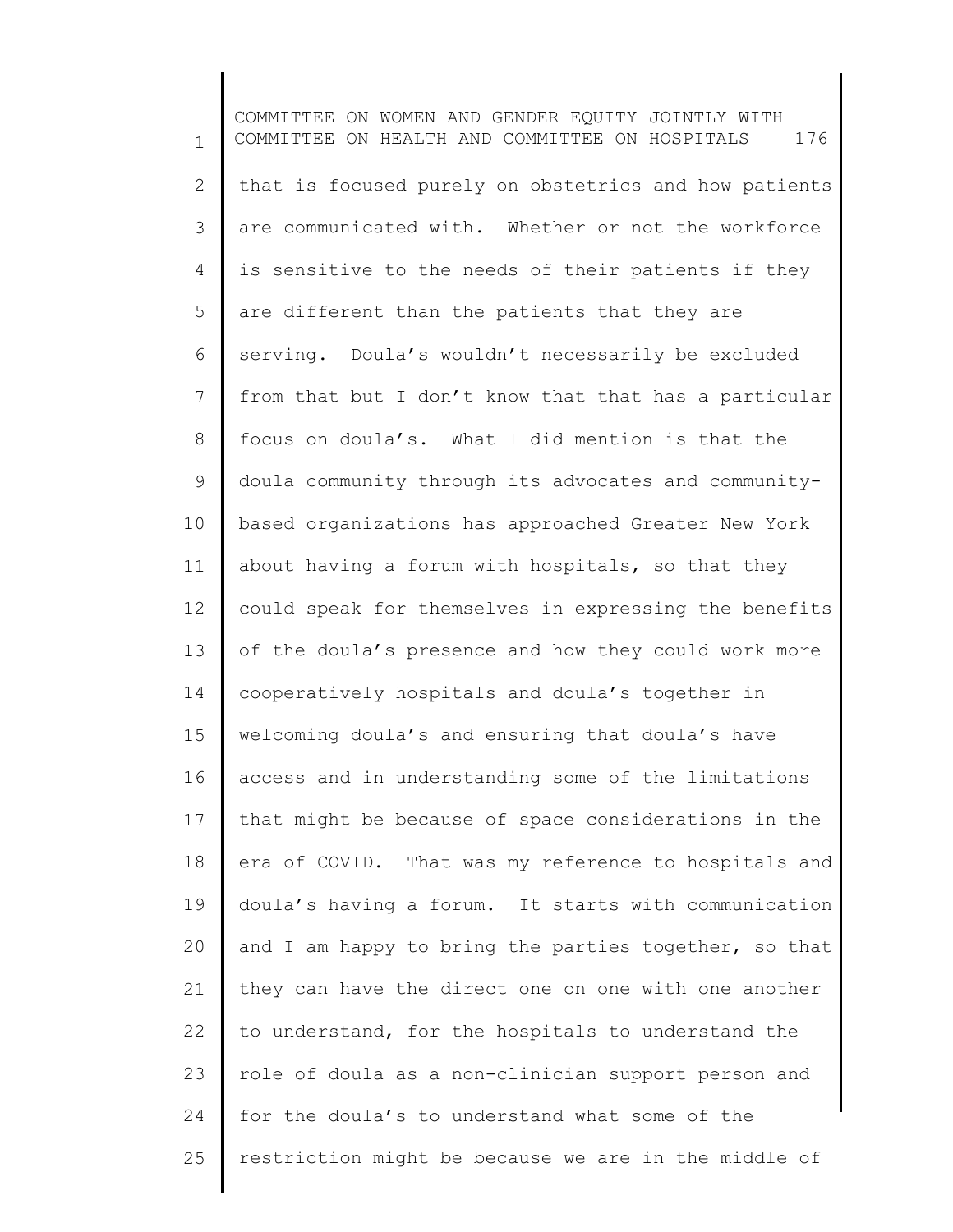that is focused purely on obstetrics and how patients are communicated with. Whether or not the workforce is sensitive to the needs of their patients if they are different than the patients that they are serving. Doula's wouldn't necessarily be excluded from that but I don't know that that has a particular focus on doula's. What I did mention is that the doula community through its advocates and community-based organizations has approached Greater New York about having a forum with hospitals, so that they could speak for themselves in expressing the benefits of the doula's presence and how they could work more cooperatively hospitals and doula's together in welcoming doula's and ensuring that doula's have access and in understanding some of the limitations that might be because of space considerations in the era of COVID. That was my reference to hospitals and doula's having a forum. It starts with communication and I am happy to bring the parties together, so that they can have the direct one on one with one another to understand, for the hospitals to understand the role of doula as a non-clinician support person and for the doula's to understand what some of the restriction might be because we are in the middle of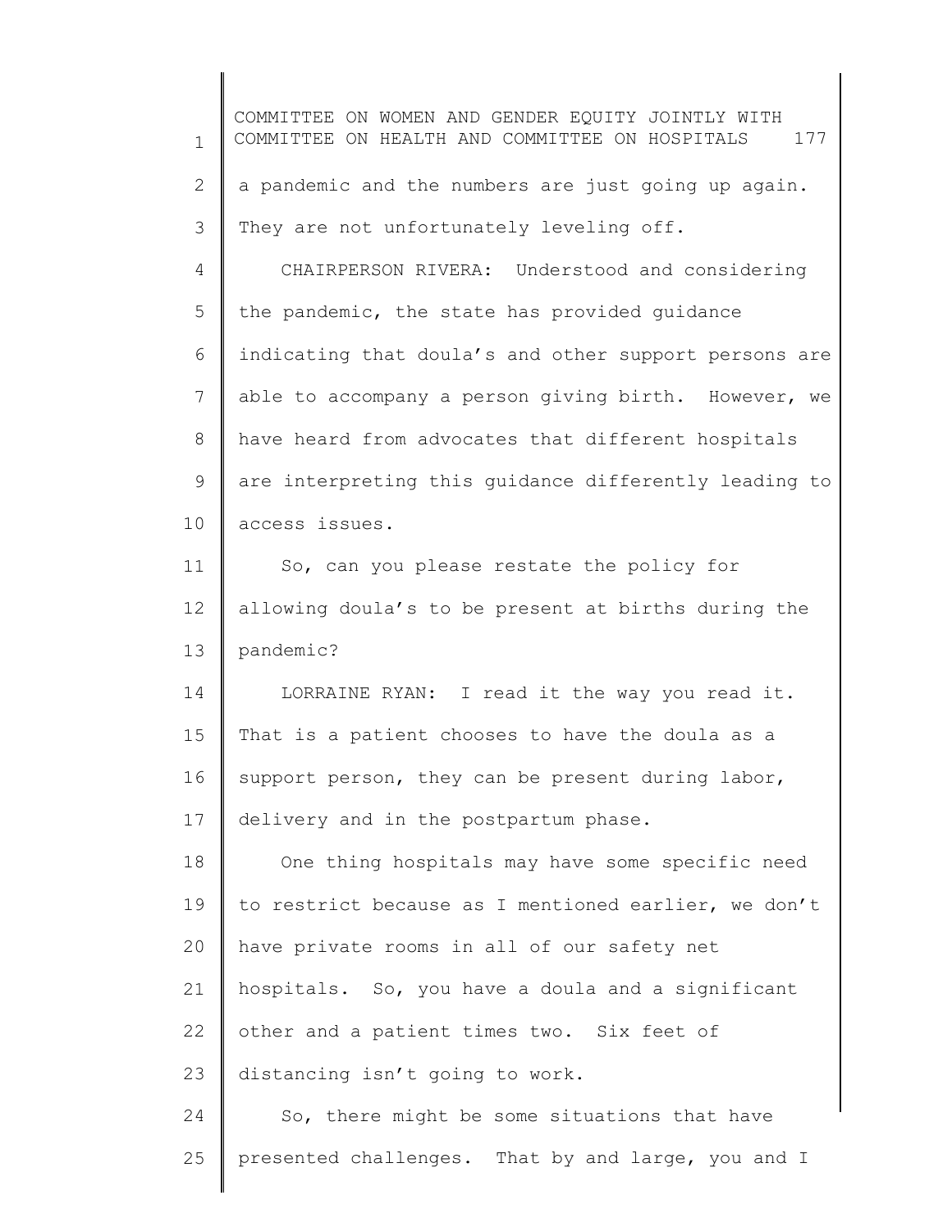a pandemic and the numbers are just going up again. They are not unfortunately leveling off.

CHAIRPERSON RIVERA: Understood and considering the pandemic, the state has provided guidance indicating that doula's and other support persons are able to accompany a person giving birth. However, we have heard from advocates that different hospitals are interpreting this guidance differently leading to access issues.

So, can you please restate the policy for allowing doula's to be present at births during the pandemic?

LORRAINE RYAN: I read it the way you read it. That is a patient chooses to have the doula as a support person, they can be present during labor, delivery and in the postpartum phase.

One thing hospitals may have some specific need to restrict because as I mentioned earlier, we don't have private rooms in all of our safety net hospitals. So, you have a doula and a significant other and a patient times two. Six feet of distancing isn't going to work.

So, there might be some situations that have presented challenges. That by and large, you and I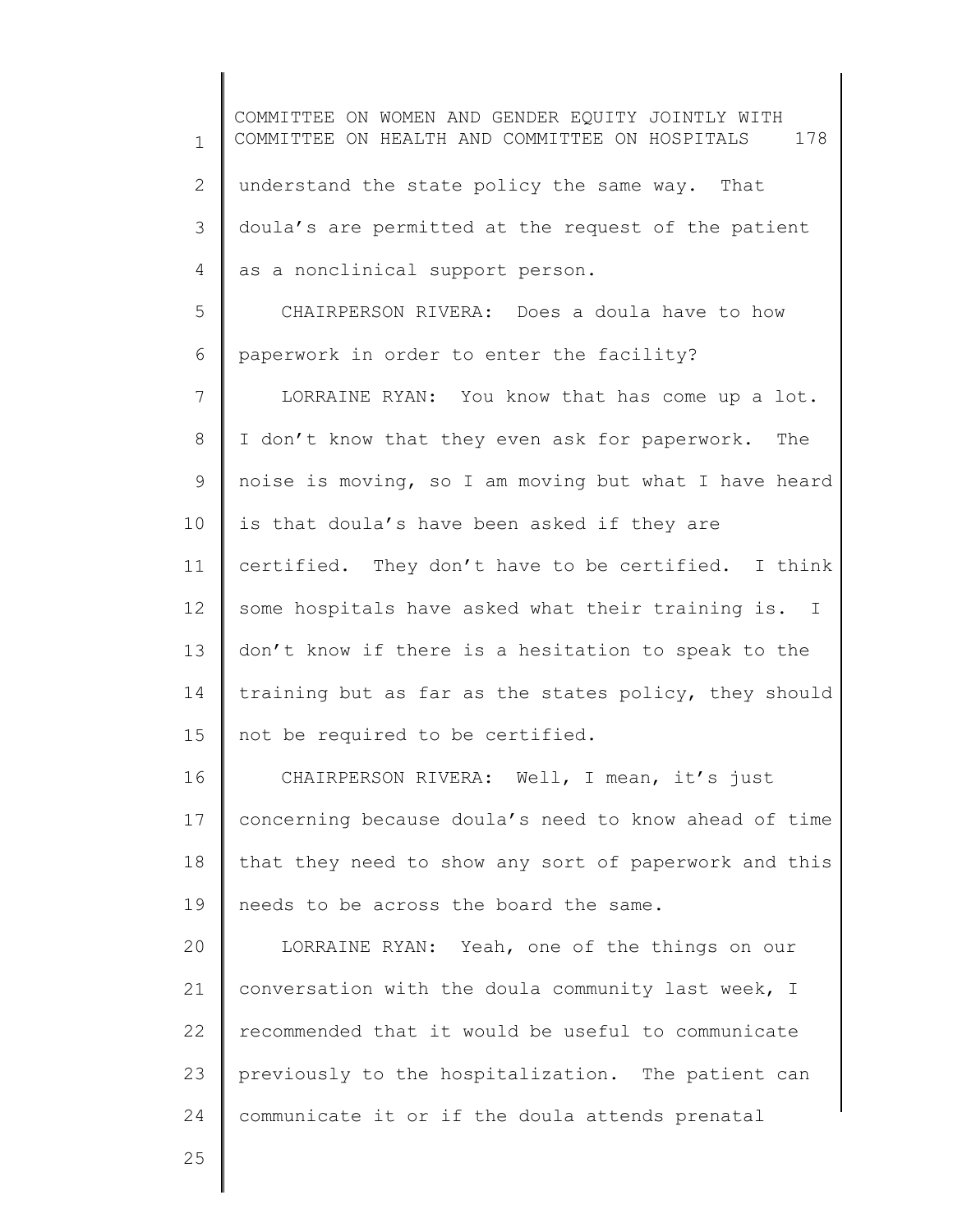understand the state policy the same way. That doula's are permitted at the request of the patient as a nonclinical support person.

CHAIRPERSON RIVERA: Does a doula have to how paperwork in order to enter the facility?

LORRAINE RYAN: You know that has come up a lot. I don't know that they even ask for paperwork. The noise is moving, so I am moving but what I have heard is that doula's have been asked if they are certified. They don't have to be certified. I think some hospitals have asked what their training is. I don't know if there is a hesitation to speak to the training but as far as the states policy, they should not be required to be certified.

CHAIRPERSON RIVERA: Well, I mean, it's just concerning because doula's need to know ahead of time that they need to show any sort of paperwork and this needs to be across the board the same.

LORRAINE RYAN: Yeah, one of the things on our conversation with the doula community last week, I recommended that it would be useful to communicate previously to the hospitalization. The patient can communicate it or if the doula attends prenatal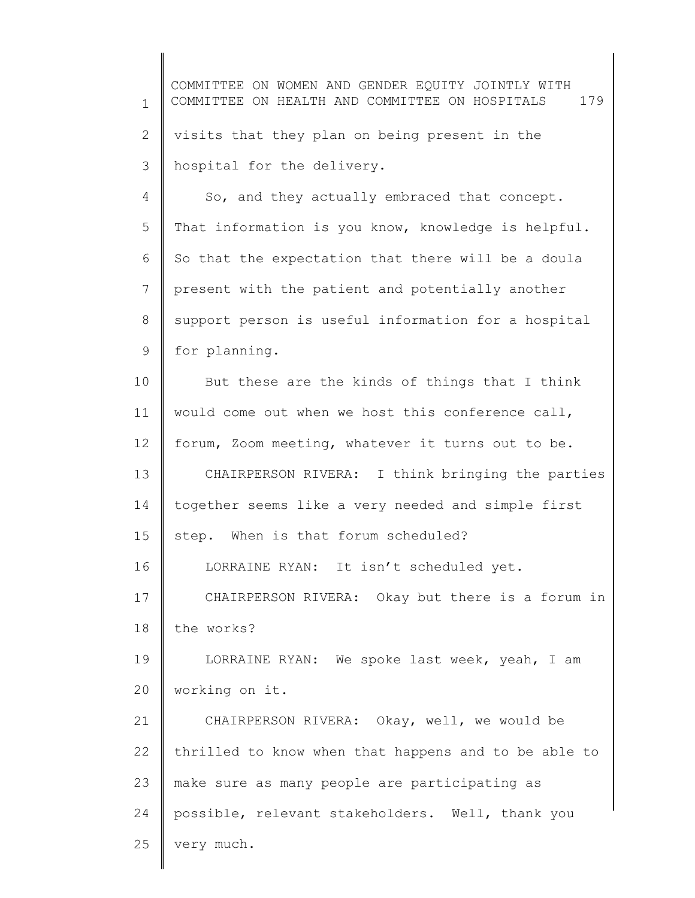visits that they plan on being present in the hospital for the delivery.

So, and they actually embraced that concept. That information is you know, knowledge is helpful. So that the expectation that there will be a doula present with the patient and potentially another support person is useful information for a hospital for planning.

But these are the kinds of things that I think would come out when we host this conference call, forum, Zoom meeting, whatever it turns out to be.

CHAIRPERSON RIVERA: I think bringing the parties together seems like a very needed and simple first step. When is that forum scheduled?

LORRAINE RYAN: It isn't scheduled yet.

CHAIRPERSON RIVERA: Okay but there is a forum in the works?

LORRAINE RYAN: We spoke last week, yeah, I am working on it.

CHAIRPERSON RIVERA: Okay, well, we would be thrilled to know when that happens and to be able to make sure as many people are participating as possible, relevant stakeholders. Well, thank you very much.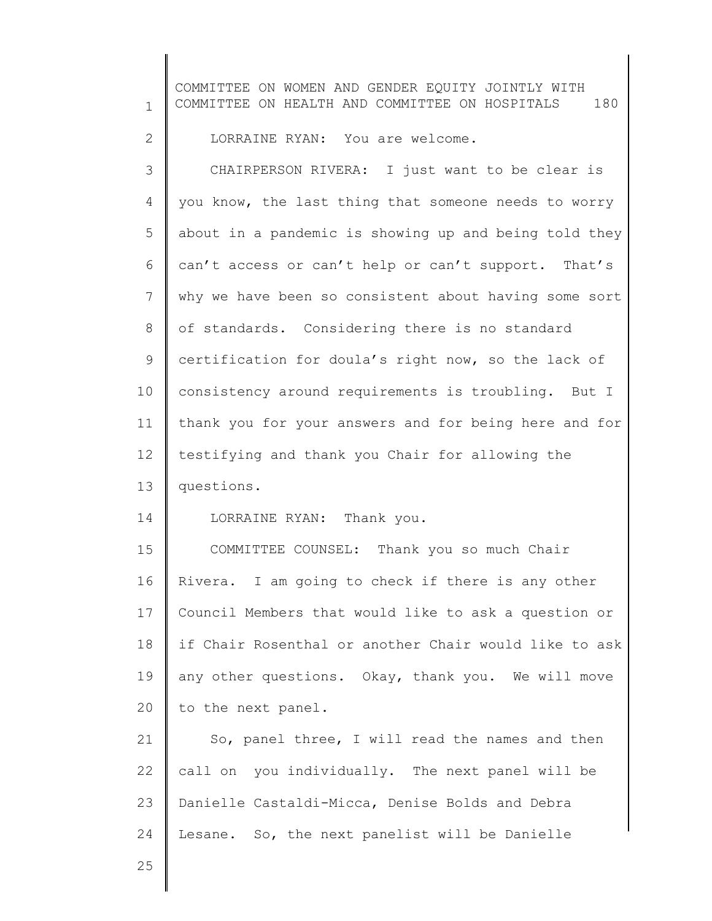LORRAINE RYAN: You are welcome.

CHAIRPERSON RIVERA: I just want to be clear is you know, the last thing that someone needs to worry about in a pandemic is showing up and being told they can't access or can't help or can't support. That's why we have been so consistent about having some sort of standards. Considering there is no standard certification for doula's right now, so the lack of consistency around requirements is troubling. But I thank you for your answers and for being here and for testifying and thank you Chair for allowing the questions.

LORRAINE RYAN: Thank you.

COMMITTEE COUNSEL: Thank you so much Chair Rivera. I am going to check if there is any other Council Members that would like to ask a question or if Chair Rosenthal or another Chair would like to ask any other questions. Okay, thank you. We will move to the next panel.

So, panel three, I will read the names and then call on you individually. The next panel will be Danielle Castaldi-Micca, Denise Bolds and Debra Lesane. So, the next panelist will be Danielle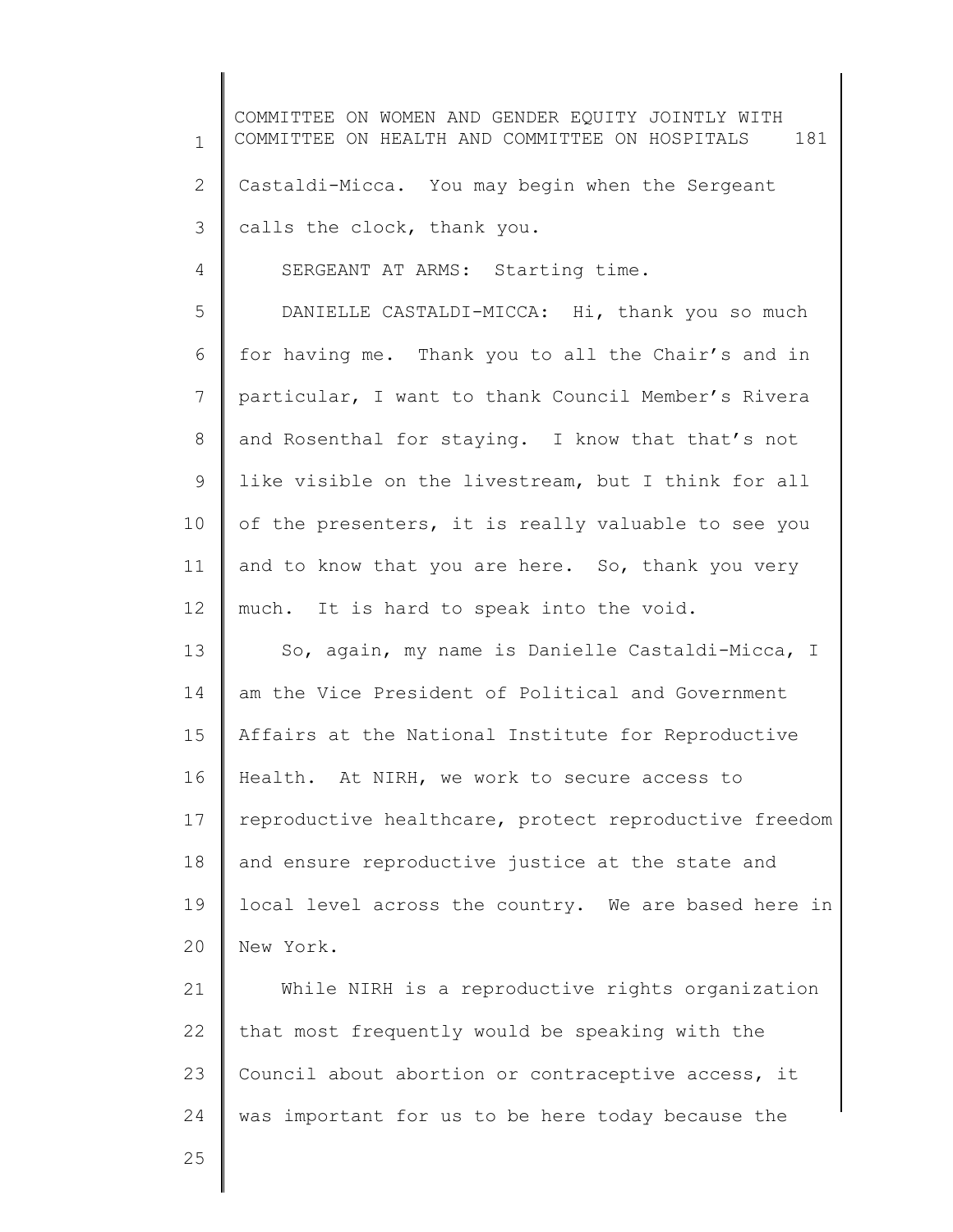Castaldi-Micca. You may begin when the Sergeant calls the clock, thank you.

SERGEANT AT ARMS: Starting time.

DANIELLE CASTALDI-MICCA: Hi, thank you so much for having me. Thank you to all the Chair's and in particular, I want to thank Council Member's Rivera and Rosenthal for staying. I know that that's not like visible on the livestream, but I think for all of the presenters, it is really valuable to see you and to know that you are here. So, thank you very much. It is hard to speak into the void.

So, again, my name is Danielle Castaldi-Micca, I am the Vice President of Political and Government Affairs at the National Institute for Reproductive Health. At NIRH, we work to secure access to reproductive healthcare, protect reproductive freedom and ensure reproductive justice at the state and local level across the country. We are based here in New York.

While NIRH is a reproductive rights organization that most frequently would be speaking with the Council about abortion or contraceptive access, it was important for us to be here today because the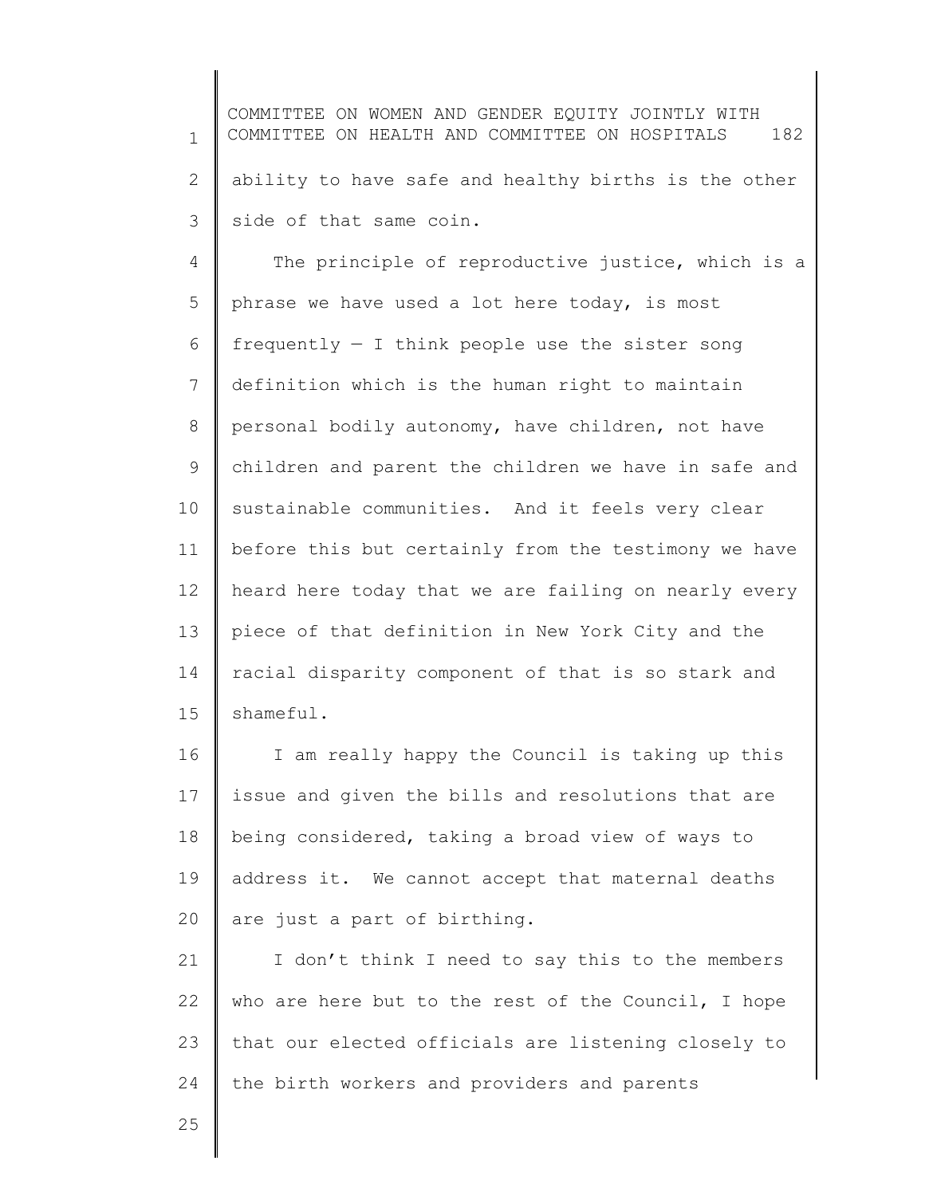ability to have safe and healthy births is the other side of that same coin.

The principle of reproductive justice, which is a phrase we have used a lot here today, is most frequently — I think people use the sister song definition which is the human right to maintain personal bodily autonomy, have children, not have children and parent the children we have in safe and sustainable communities. And it feels very clear before this but certainly from the testimony we have heard here today that we are failing on nearly every piece of that definition in New York City and the racial disparity component of that is so stark and shameful.

I am really happy the Council is taking up this issue and given the bills and resolutions that are being considered, taking a broad view of ways to address it. We cannot accept that maternal deaths are just a part of birthing.

I don't think I need to say this to the members who are here but to the rest of the Council, I hope that our elected officials are listening closely to the birth workers and providers and parents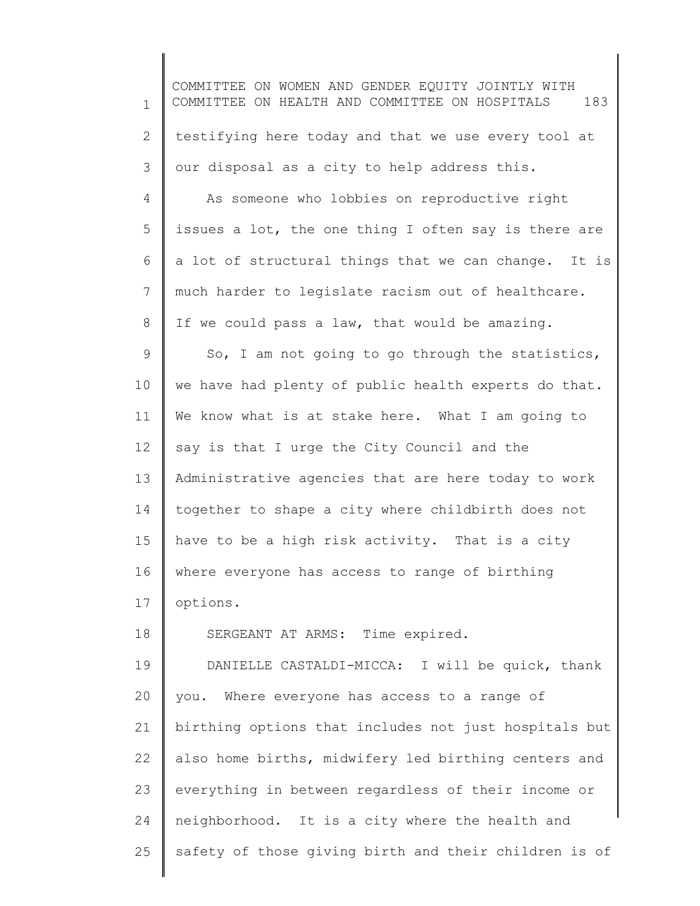testifying here today and that we use every tool at our disposal as a city to help address this.

As someone who lobbies on reproductive right issues a lot, the one thing I often say is there are a lot of structural things that we can change. It is much harder to legislate racism out of healthcare. If we could pass a law, that would be amazing.

So, I am not going to go through the statistics, we have had plenty of public health experts do that. We know what is at stake here. What I am going to say is that I urge the City Council and the Administrative agencies that are here today to work together to shape a city where childbirth does not have to be a high risk activity. That is a city where everyone has access to range of birthing options.

SERGEANT AT ARMS: Time expired.

DANIELLE CASTALDI-MICCA: I will be quick, thank you. Where everyone has access to a range of birthing options that includes not just hospitals but also home births, midwifery led birthing centers and everything in between regardless of their income or neighborhood. It is a city where the health and safety of those giving birth and their children is of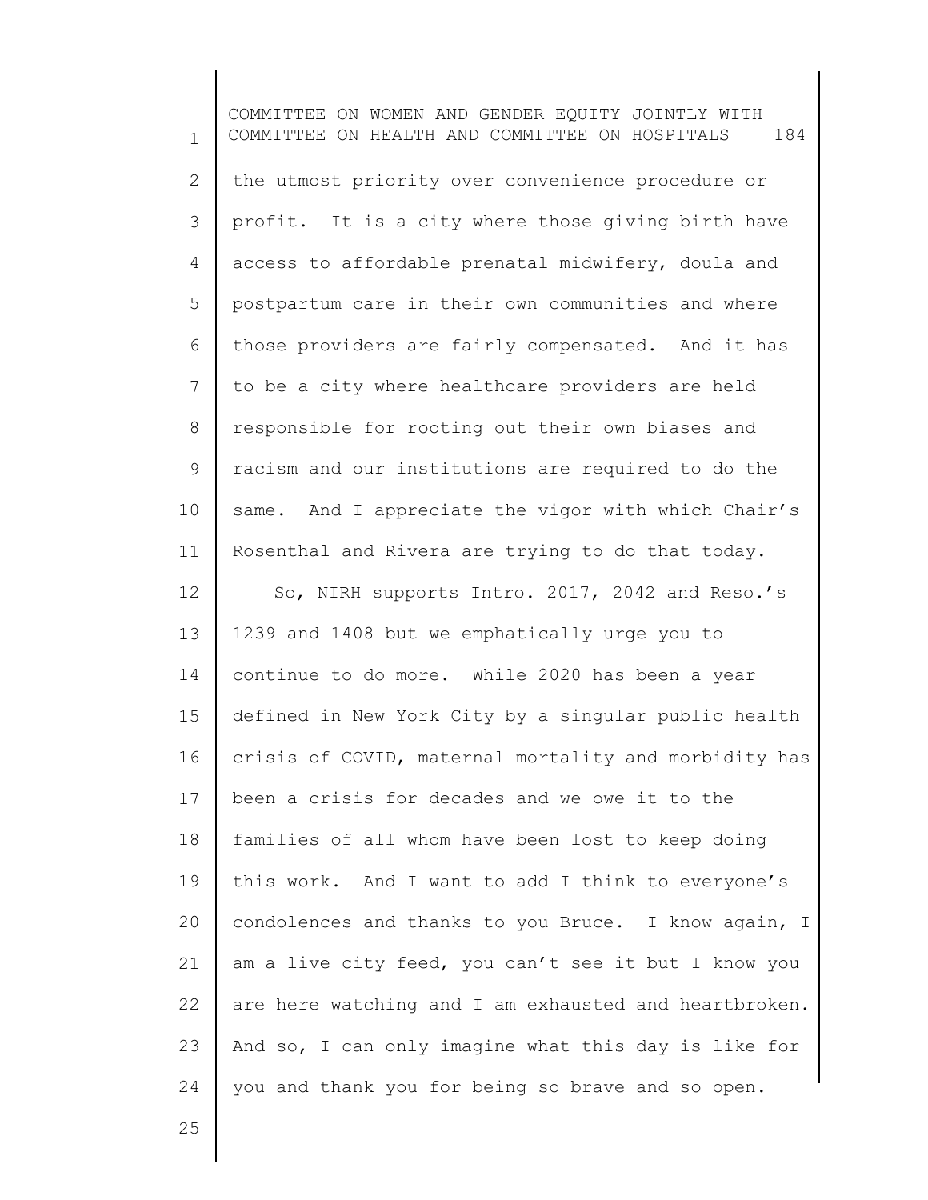the utmost priority over convenience procedure or profit. It is a city where those giving birth have access to affordable prenatal midwifery, doula and postpartum care in their own communities and where those providers are fairly compensated. And it has to be a city where healthcare providers are held responsible for rooting out their own biases and racism and our institutions are required to do the same. And I appreciate the vigor with which Chair's Rosenthal and Rivera are trying to do that today.

So, NIRH supports Intro. 2017, 2042 and Reso.'s 1239 and 1408 but we emphatically urge you to continue to do more. While 2020 has been a year defined in New York City by a singular public health crisis of COVID, maternal mortality and morbidity has been a crisis for decades and we owe it to the families of all whom have been lost to keep doing this work. And I want to add I think to everyone's condolences and thanks to you Bruce. I know again, I am a live city feed, you can't see it but I know you are here watching and I am exhausted and heartbroken. And so, I can only imagine what this day is like for you and thank you for being so brave and so open.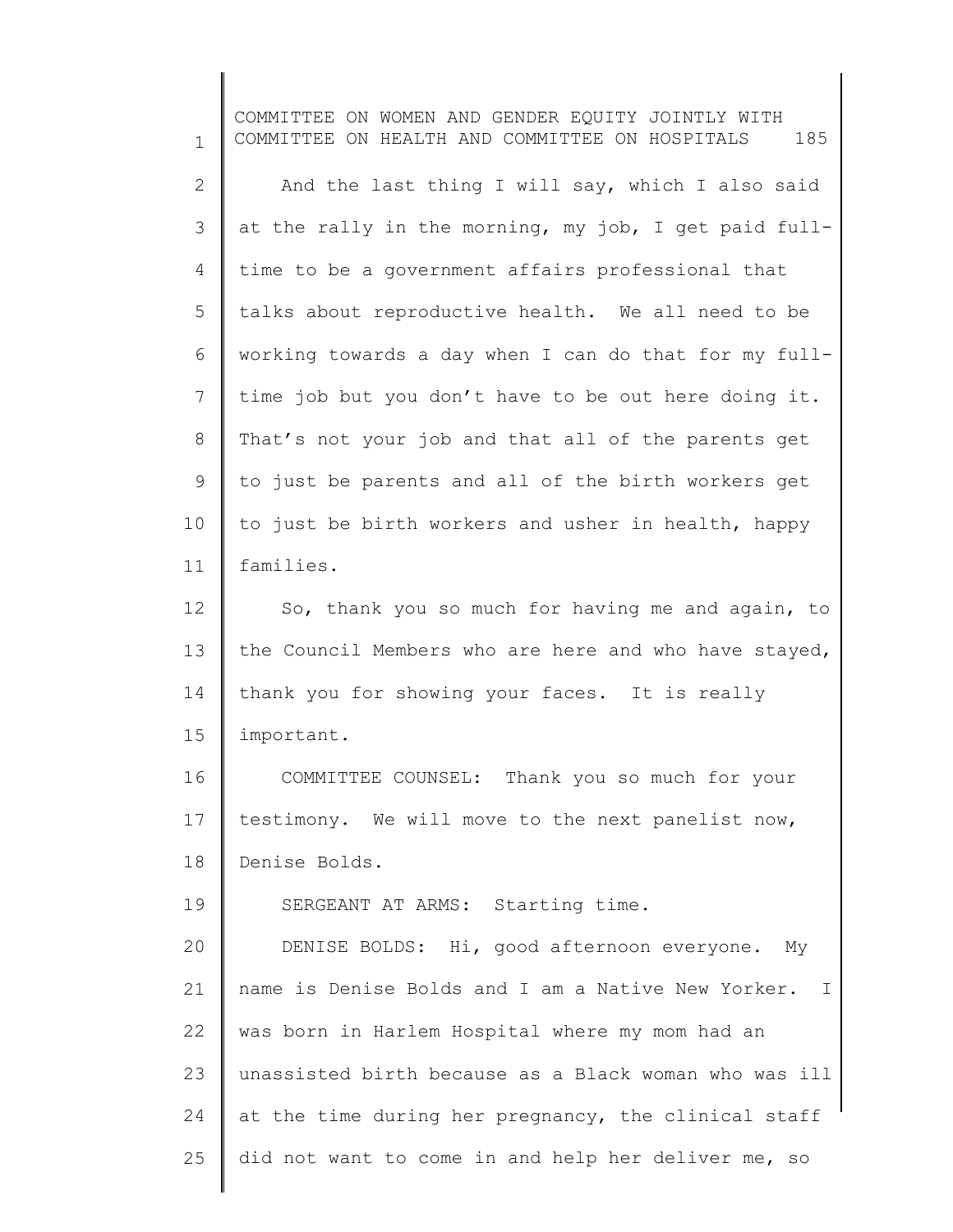And the last thing I will say, which I also said at the rally in the morning, my job, I get paid full-time to be a government affairs professional that talks about reproductive health. We all need to be working towards a day when I can do that for my full-time job but you don't have to be out here doing it. That's not your job and that all of the parents get to just be parents and all of the birth workers get to just be birth workers and usher in health, happy families.

So, thank you so much for having me and again, to the Council Members who are here and who have stayed, thank you for showing your faces. It is really important.

COMMITTEE COUNSEL: Thank you so much for your testimony. We will move to the next panelist now, Denise Bolds.

SERGEANT AT ARMS: Starting time.

DENISE BOLDS: Hi, good afternoon everyone. My name is Denise Bolds and I am a Native New Yorker. I was born in Harlem Hospital where my mom had an unassisted birth because as a Black woman who was ill at the time during her pregnancy, the clinical staff did not want to come in and help her deliver me, so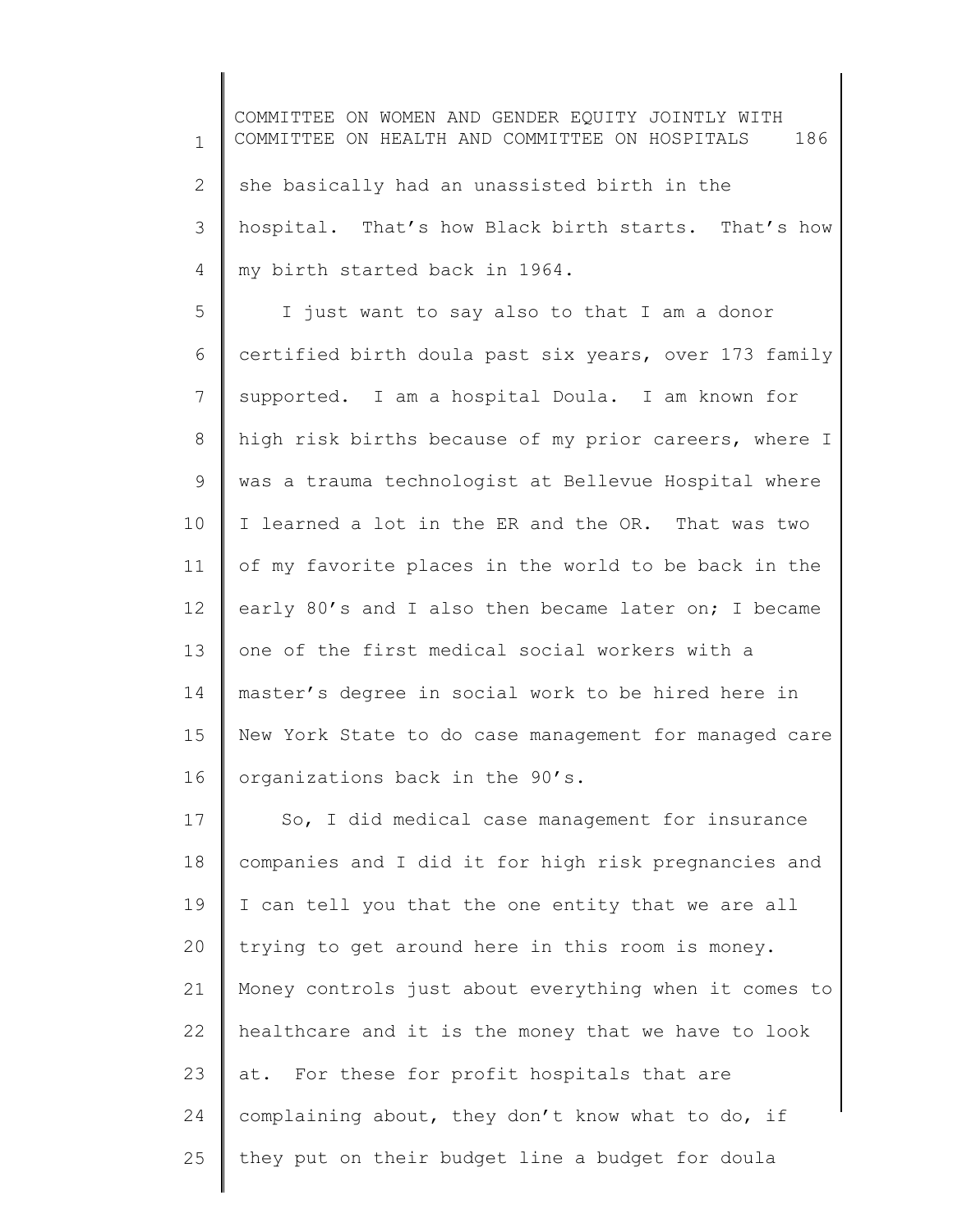she basically had an unassisted birth in the hospital. That's how Black birth starts. That's how my birth started back in 1964.

I just want to say also to that I am a donor certified birth doula past six years, over 173 family supported. I am a hospital Doula. I am known for high risk births because of my prior careers, where I was a trauma technologist at Bellevue Hospital where I learned a lot in the ER and the OR. That was two of my favorite places in the world to be back in the early 80's and I also then became later on; I became one of the first medical social workers with a master's degree in social work to be hired here in New York State to do case management for managed care organizations back in the 90's.

So, I did medical case management for insurance companies and I did it for high risk pregnancies and I can tell you that the one entity that we are all trying to get around here in this room is money. Money controls just about everything when it comes to healthcare and it is the money that we have to look at. For these for profit hospitals that are complaining about, they don't know what to do, if they put on their budget line a budget for doula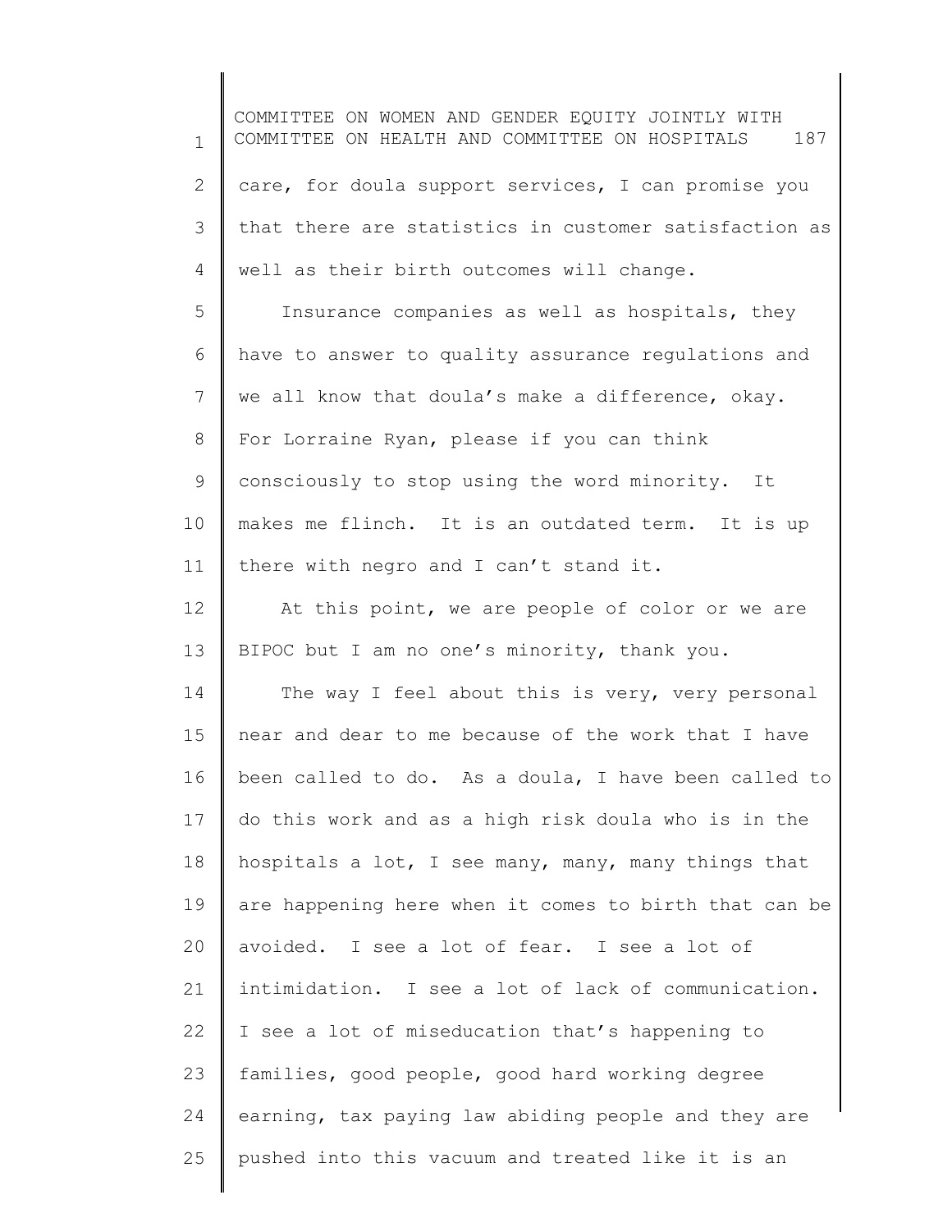care, for doula support services, I can promise you that there are statistics in customer satisfaction as well as their birth outcomes will change.

Insurance companies as well as hospitals, they have to answer to quality assurance regulations and we all know that doula's make a difference, okay. For Lorraine Ryan, please if you can think consciously to stop using the word minority. It makes me flinch. It is an outdated term. It is up there with negro and I can't stand it.

At this point, we are people of color or we are BIPOC but I am no one's minority, thank you.

The way I feel about this is very, very personal near and dear to me because of the work that I have been called to do. As a doula, I have been called to do this work and as a high risk doula who is in the hospitals a lot, I see many, many, many things that are happening here when it comes to birth that can be avoided. I see a lot of fear. I see a lot of intimidation. I see a lot of lack of communication. I see a lot of miseducation that's happening to families, good people, good hard working degree earning, tax paying law abiding people and they are pushed into this vacuum and treated like it is an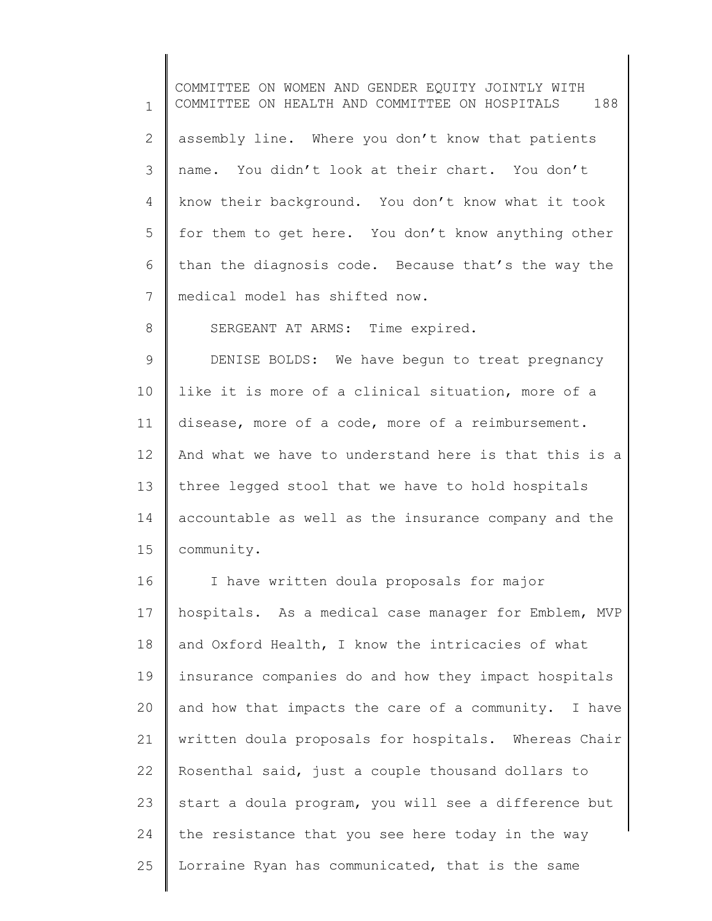assembly line. Where you don't know that patients name. You didn't look at their chart. You don't know their background. You don't know what it took for them to get here. You don't know anything other than the diagnosis code. Because that's the way the medical model has shifted now.

SERGEANT AT ARMS: Time expired.

DENISE BOLDS: We have begun to treat pregnancy like it is more of a clinical situation, more of a disease, more of a code, more of a reimbursement. And what we have to understand here is that this is a three legged stool that we have to hold hospitals accountable as well as the insurance company and the community.

I have written doula proposals for major hospitals. As a medical case manager for Emblem, MVP and Oxford Health, I know the intricacies of what insurance companies do and how they impact hospitals and how that impacts the care of a community. I have written doula proposals for hospitals. Whereas Chair Rosenthal said, just a couple thousand dollars to start a doula program, you will see a difference but the resistance that you see here today in the way Lorraine Ryan has communicated, that is the same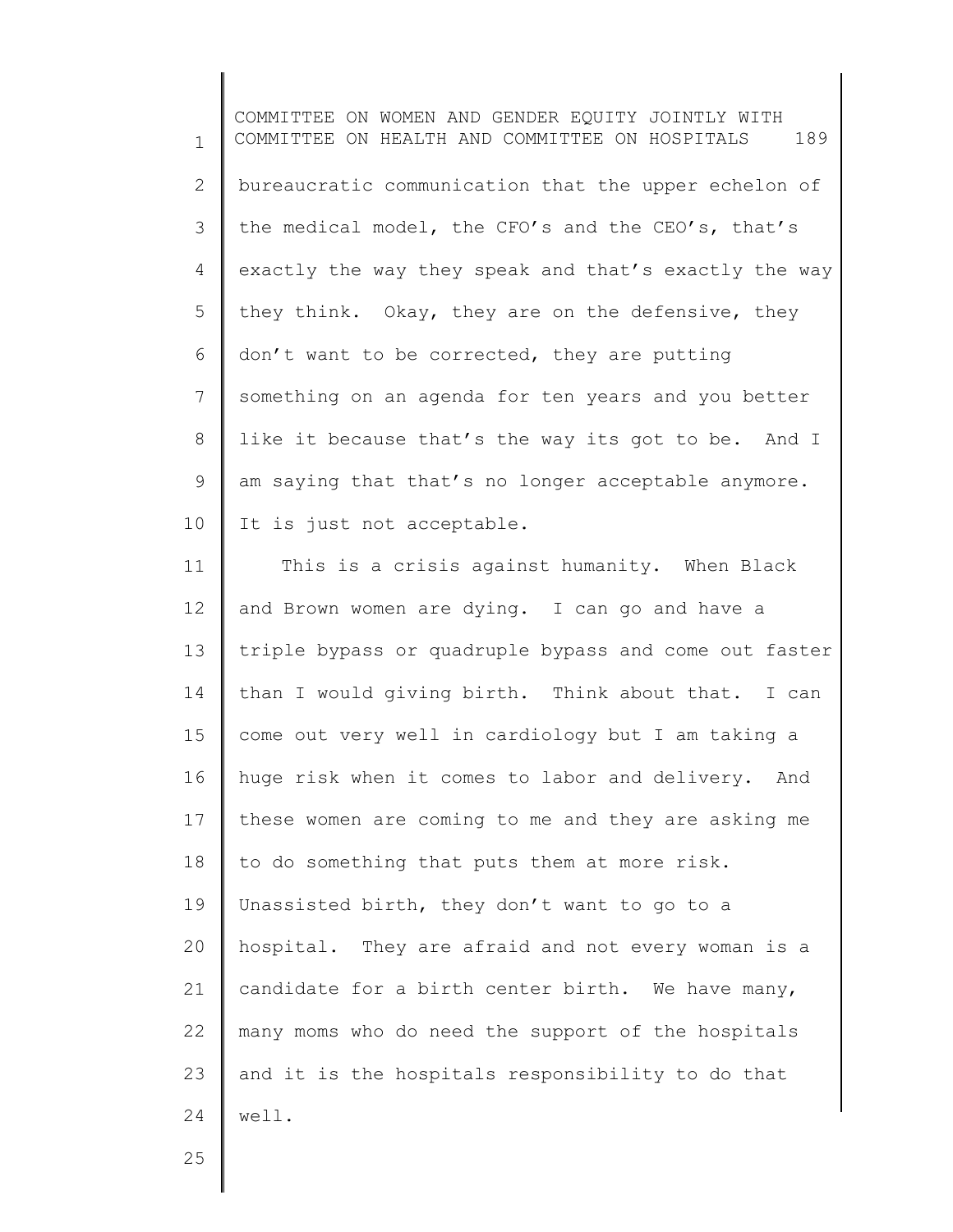bureaucratic communication that the upper echelon of the medical model, the CFO's and the CEO's, that's exactly the way they speak and that's exactly the way they think. Okay, they are on the defensive, they don't want to be corrected, they are putting something on an agenda for ten years and you better like it because that's the way its got to be. And I am saying that that's no longer acceptable anymore. It is just not acceptable.

This is a crisis against humanity. When Black and Brown women are dying. I can go and have a triple bypass or quadruple bypass and come out faster than I would giving birth. Think about that. I can come out very well in cardiology but I am taking a huge risk when it comes to labor and delivery. And these women are coming to me and they are asking me to do something that puts them at more risk. Unassisted birth, they don't want to go to a hospital. They are afraid and not every woman is a candidate for a birth center birth. We have many, many moms who do need the support of the hospitals and it is the hospitals responsibility to do that well.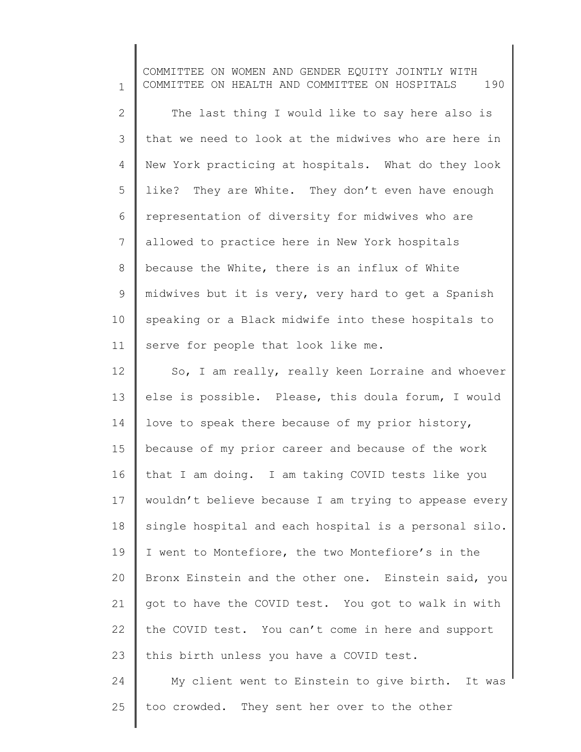The last thing I would like to say here also is that we need to look at the midwives who are here in New York practicing at hospitals. What do they look like? They are White. They don't even have enough representation of diversity for midwives who are allowed to practice here in New York hospitals because the White, there is an influx of White midwives but it is very, very hard to get a Spanish speaking or a Black midwife into these hospitals to serve for people that look like me.

So, I am really, really keen Lorraine and whoever else is possible. Please, this doula forum, I would love to speak there because of my prior history, because of my prior career and because of the work that I am doing. I am taking COVID tests like you wouldn't believe because I am trying to appease every single hospital and each hospital is a personal silo. I went to Montefiore, the two Montefiore's in the Bronx Einstein and the other one. Einstein said, you got to have the COVID test. You got to walk in with the COVID test. You can't come in here and support this birth unless you have a COVID test.

My client went to Einstein to give birth. It was too crowded. They sent her over to the other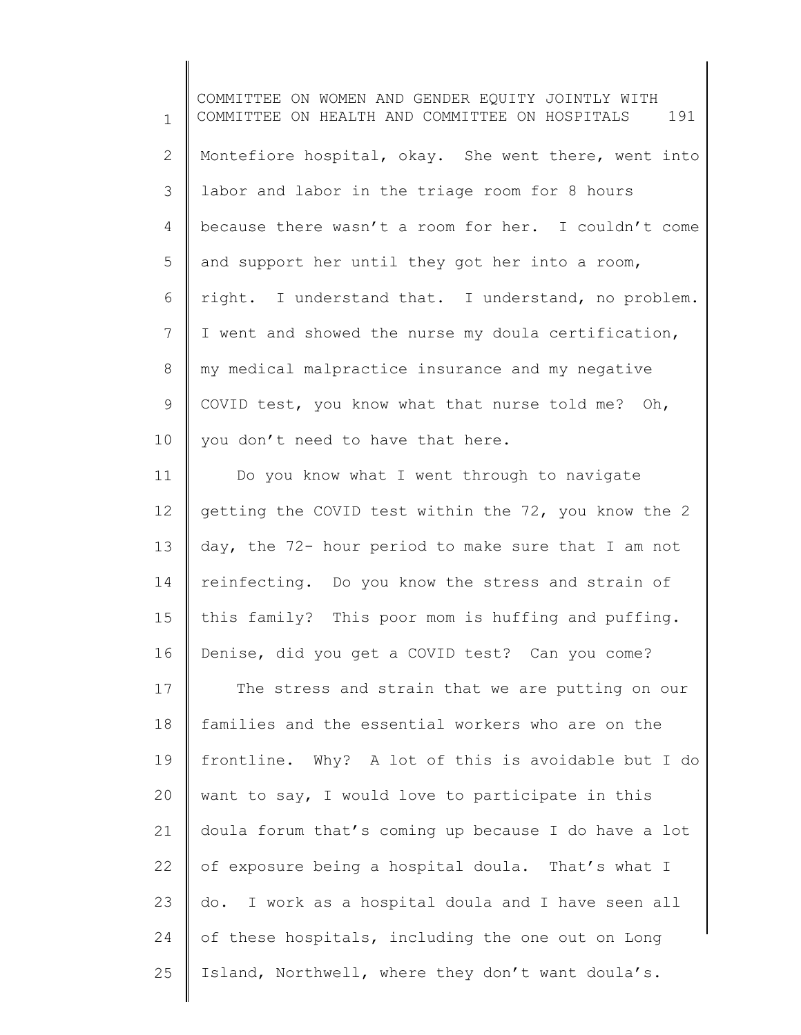Montefiore hospital, okay. She went there, went into labor and labor in the triage room for 8 hours because there wasn't a room for her. I couldn't come and support her until they got her into a room, right. I understand that. I understand, no problem. I went and showed the nurse my doula certification, my medical malpractice insurance and my negative COVID test, you know what that nurse told me? Oh, you don't need to have that here.

Do you know what I went through to navigate getting the COVID test within the 72, you know the 2 day, the 72- hour period to make sure that I am not reinfecting. Do you know the stress and strain of this family? This poor mom is huffing and puffing. Denise, did you get a COVID test? Can you come?

The stress and strain that we are putting on our families and the essential workers who are on the frontline. Why? A lot of this is avoidable but I do want to say, I would love to participate in this doula forum that's coming up because I do have a lot of exposure being a hospital doula. That's what I do. I work as a hospital doula and I have seen all of these hospitals, including the one out on Long Island, Northwell, where they don't want doula's.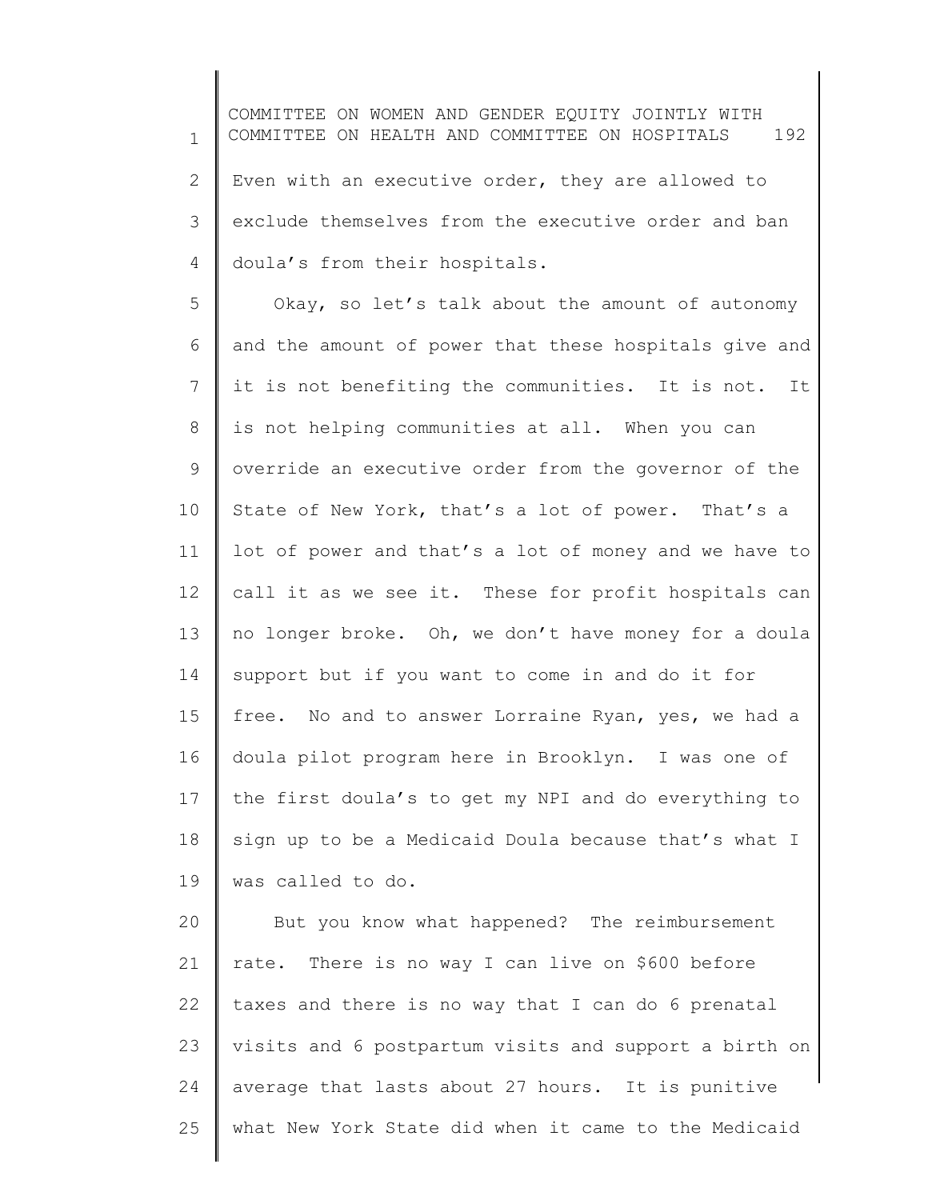Even with an executive order, they are allowed to exclude themselves from the executive order and ban doula's from their hospitals.

Okay, so let's talk about the amount of autonomy and the amount of power that these hospitals give and it is not benefiting the communities. It is not. It is not helping communities at all. When you can override an executive order from the governor of the State of New York, that's a lot of power. That's a lot of power and that's a lot of money and we have to call it as we see it. These for profit hospitals can no longer broke. Oh, we don't have money for a doula support but if you want to come in and do it for free. No and to answer Lorraine Ryan, yes, we had a doula pilot program here in Brooklyn. I was one of the first doula's to get my NPI and do everything to sign up to be a Medicaid Doula because that's what I was called to do.

But you know what happened? The reimbursement rate. There is no way I can live on $600 before taxes and there is no way that I can do 6 prenatal visits and 6 postpartum visits and support a birth on average that lasts about 27 hours. It is punitive what New York State did when it came to the Medicaid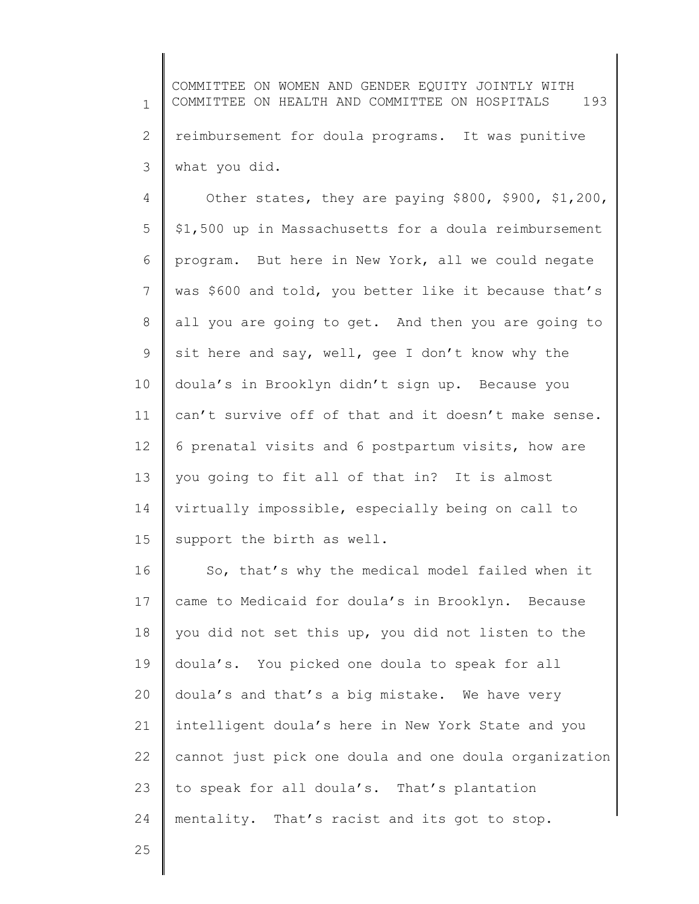reimbursement for doula programs. It was punitive what you did.

Other states, they are paying $800, $900, $1,200, $1,500 up in Massachusetts for a doula reimbursement program. But here in New York, all we could negate was $600 and told, you better like it because that's all you are going to get. And then you are going to sit here and say, well, gee I don't know why the doula's in Brooklyn didn't sign up. Because you can't survive off of that and it doesn't make sense. 6 prenatal visits and 6 postpartum visits, how are you going to fit all of that in? It is almost virtually impossible, especially being on call to support the birth as well.

So, that's why the medical model failed when it came to Medicaid for doula's in Brooklyn. Because you did not set this up, you did not listen to the doula's. You picked one doula to speak for all doula's and that's a big mistake. We have very intelligent doula's here in New York State and you cannot just pick one doula and one doula organization to speak for all doula's. That's plantation mentality. That's racist and its got to stop.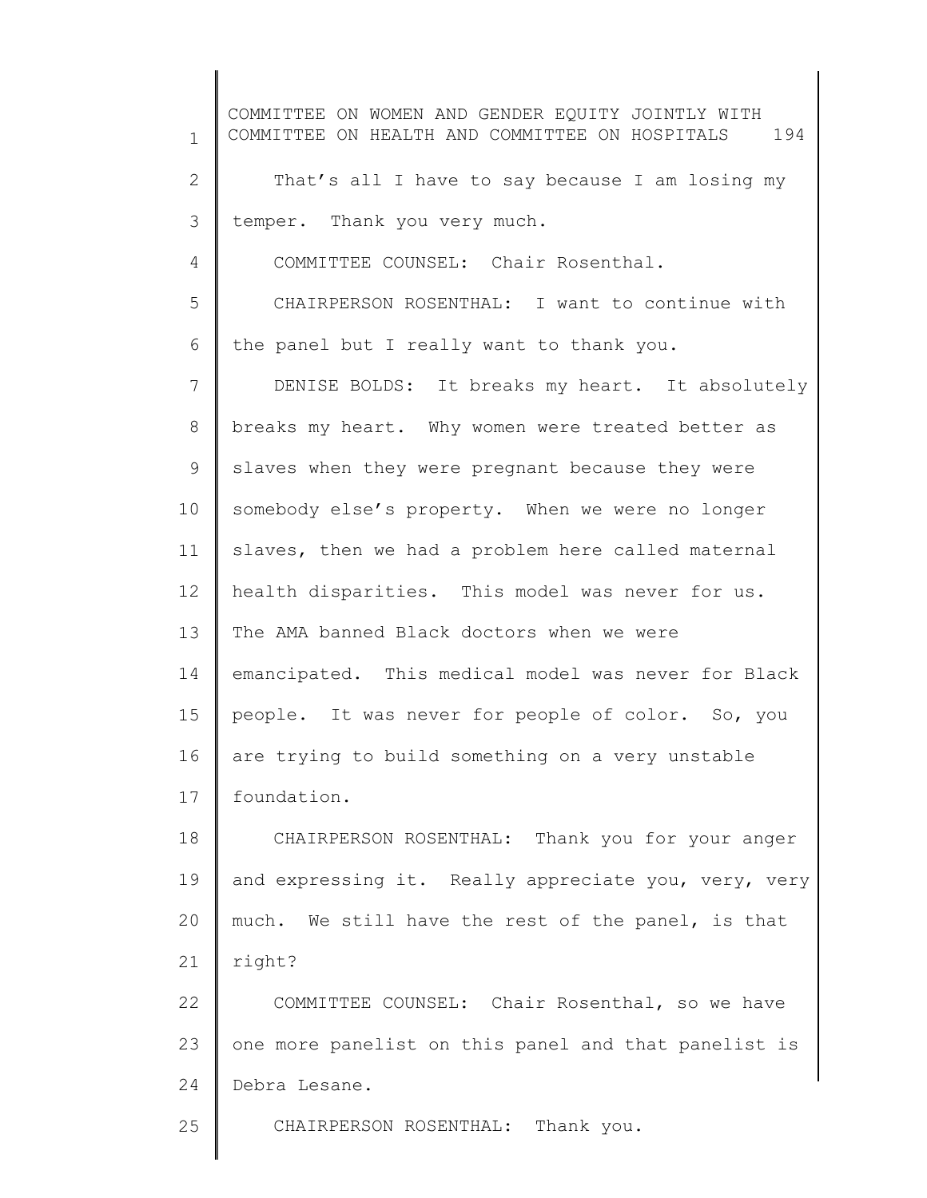That's all I have to say because I am losing my temper. Thank you very much.

COMMITTEE COUNSEL: Chair Rosenthal.

CHAIRPERSON ROSENTHAL: I want to continue with the panel but I really want to thank you.

DENISE BOLDS: It breaks my heart. It absolutely breaks my heart. Why women were treated better as slaves when they were pregnant because they were somebody else's property. When we were no longer slaves, then we had a problem here called maternal health disparities. This model was never for us. The AMA banned Black doctors when we were emancipated. This medical model was never for Black people. It was never for people of color. So, you are trying to build something on a very unstable foundation.

CHAIRPERSON ROSENTHAL: Thank you for your anger and expressing it. Really appreciate you, very, very much. We still have the rest of the panel, is that right?

COMMITTEE COUNSEL: Chair Rosenthal, so we have one more panelist on this panel and that panelist is Debra Lesane.

CHAIRPERSON ROSENTHAL: Thank you.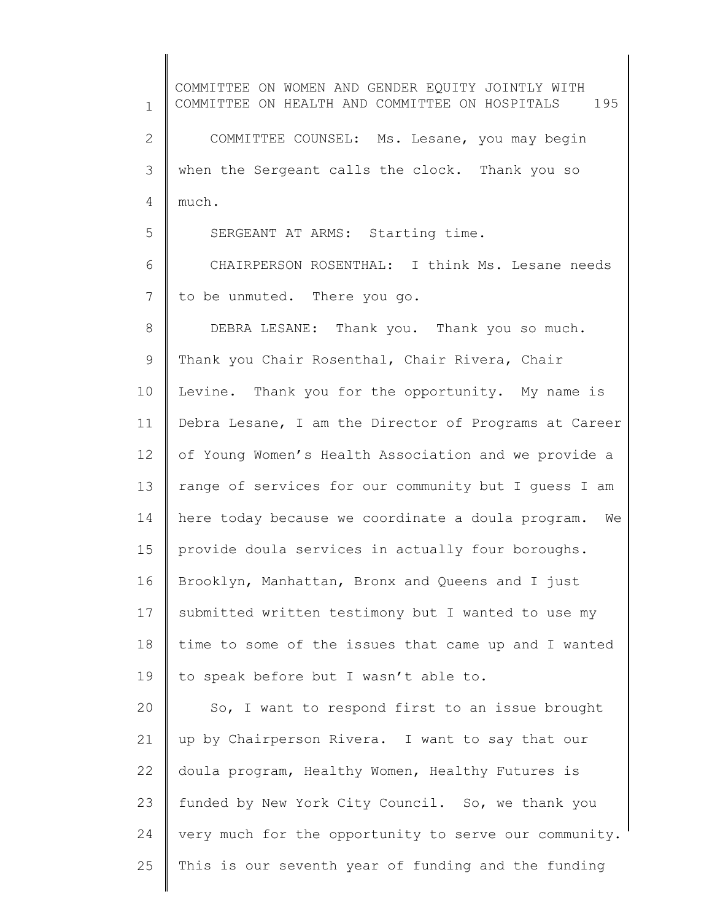COMMITTEE COUNSEL: Ms. Lesane, you may begin when the Sergeant calls the clock. Thank you so much.

SERGEANT AT ARMS: Starting time.

CHAIRPERSON ROSENTHAL: I think Ms. Lesane needs to be unmuted. There you go.

DEBRA LESANE: Thank you. Thank you so much. Thank you Chair Rosenthal, Chair Rivera, Chair Levine. Thank you for the opportunity. My name is Debra Lesane, I am the Director of Programs at Career of Young Women's Health Association and we provide a range of services for our community but I guess I am here today because we coordinate a doula program. We provide doula services in actually four boroughs. Brooklyn, Manhattan, Bronx and Queens and I just submitted written testimony but I wanted to use my time to some of the issues that came up and I wanted to speak before but I wasn't able to.

So, I want to respond first to an issue brought up by Chairperson Rivera. I want to say that our doula program, Healthy Women, Healthy Futures is funded by New York City Council. So, we thank you very much for the opportunity to serve our community. This is our seventh year of funding and the funding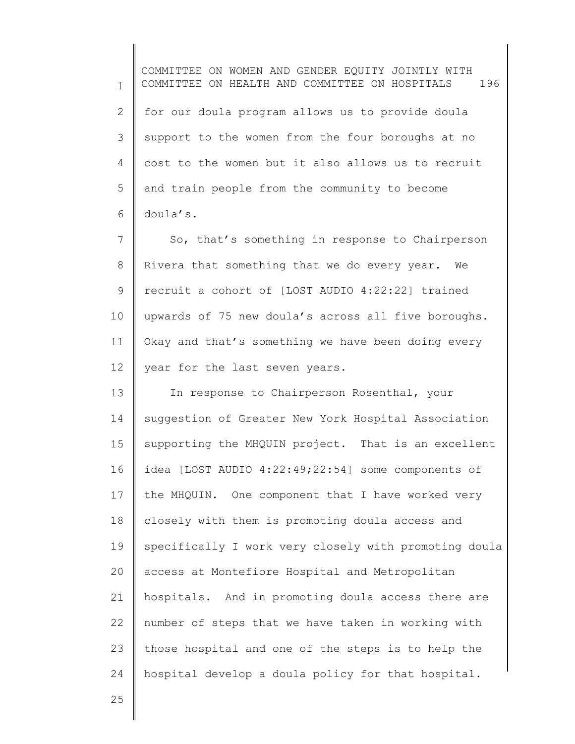for our doula program allows us to provide doula support to the women from the four boroughs at no cost to the women but it also allows us to recruit and train people from the community to become doula's.

So, that's something in response to Chairperson Rivera that something that we do every year. We recruit a cohort of [LOST AUDIO 4:22:22] trained upwards of 75 new doula's across all five boroughs. Okay and that's something we have been doing every year for the last seven years.

In response to Chairperson Rosenthal, your suggestion of Greater New York Hospital Association supporting the MHQUIN project. That is an excellent idea [LOST AUDIO 4:22:49;22:54] some components of the MHQUIN. One component that I have worked very closely with them is promoting doula access and specifically I work very closely with promoting doula access at Montefiore Hospital and Metropolitan hospitals. And in promoting doula access there are number of steps that we have taken in working with those hospital and one of the steps is to help the hospital develop a doula policy for that hospital.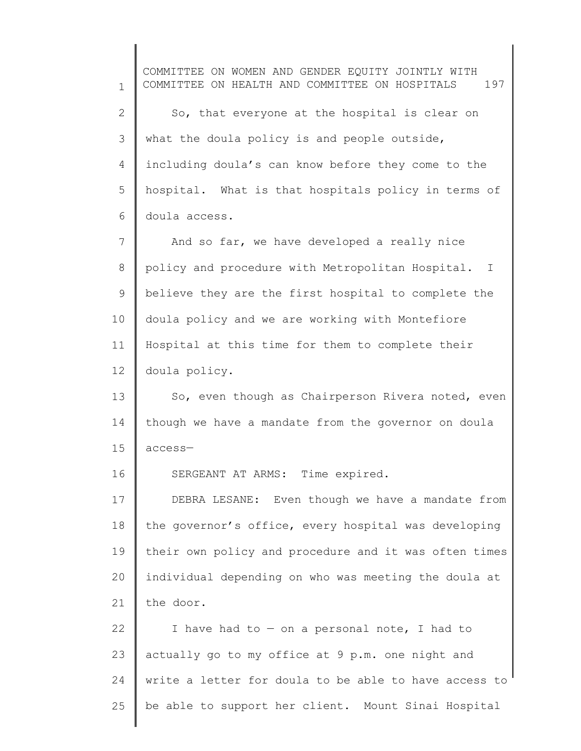So, that everyone at the hospital is clear on what the doula policy is and people outside, including doula's can know before they come to the hospital. What is that hospitals policy in terms of doula access.

And so far, we have developed a really nice policy and procedure with Metropolitan Hospital. I believe they are the first hospital to complete the doula policy and we are working with Montefiore Hospital at this time for them to complete their doula policy.

So, even though as Chairperson Rivera noted, even though we have a mandate from the governor on doula access—

SERGEANT AT ARMS: Time expired.

DEBRA LESANE: Even though we have a mandate from the governor's office, every hospital was developing their own policy and procedure and it was often times individual depending on who was meeting the doula at the door.

I have had to — on a personal note, I had to actually go to my office at 9 p.m. one night and write a letter for doula to be able to have access to be able to support her client. Mount Sinai Hospital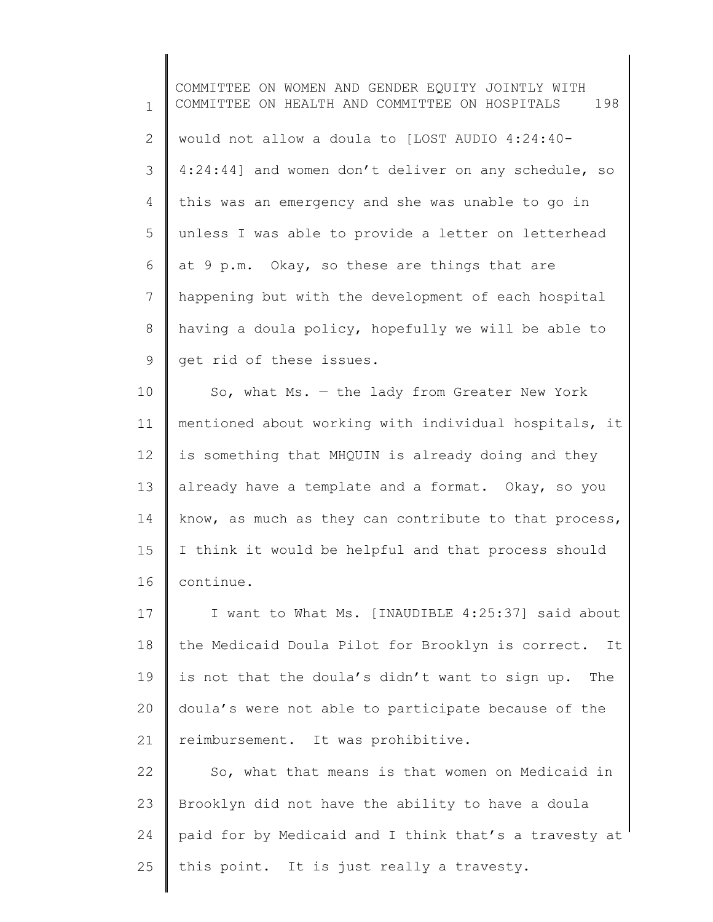would not allow a doula to [LOST AUDIO 4:24:40-4:24:44] and women don't deliver on any schedule, so this was an emergency and she was unable to go in unless I was able to provide a letter on letterhead at 9 p.m. Okay, so these are things that are happening but with the development of each hospital having a doula policy, hopefully we will be able to get rid of these issues.

So, what Ms. — the lady from Greater New York mentioned about working with individual hospitals, it is something that MHQUIN is already doing and they already have a template and a format. Okay, so you know, as much as they can contribute to that process, I think it would be helpful and that process should continue.

I want to What Ms. [INAUDIBLE 4:25:37] said about the Medicaid Doula Pilot for Brooklyn is correct. It is not that the doula's didn't want to sign up. The doula's were not able to participate because of the reimbursement. It was prohibitive.

So, what that means is that women on Medicaid in Brooklyn did not have the ability to have a doula paid for by Medicaid and I think that's a travesty at this point. It is just really a travesty.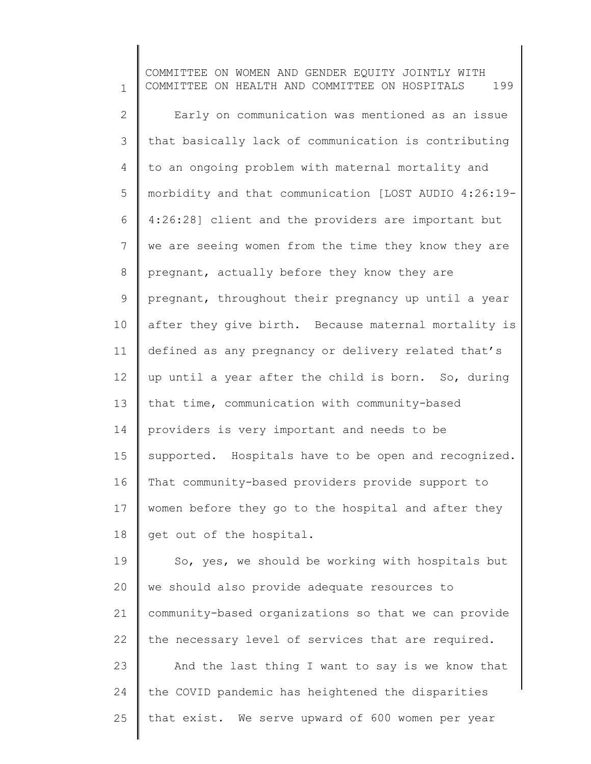Early on communication was mentioned as an issue that basically lack of communication is contributing to an ongoing problem with maternal mortality and morbidity and that communication [LOST AUDIO 4:26:19-4:26:28] client and the providers are important but we are seeing women from the time they know they are pregnant, actually before they know they are pregnant, throughout their pregnancy up until a year after they give birth. Because maternal mortality is defined as any pregnancy or delivery related that's up until a year after the child is born. So, during that time, communication with community-based providers is very important and needs to be supported. Hospitals have to be open and recognized. That community-based providers provide support to women before they go to the hospital and after they get out of the hospital.

So, yes, we should be working with hospitals but we should also provide adequate resources to community-based organizations so that we can provide the necessary level of services that are required.

And the last thing I want to say is we know that the COVID pandemic has heightened the disparities that exist. We serve upward of 600 women per year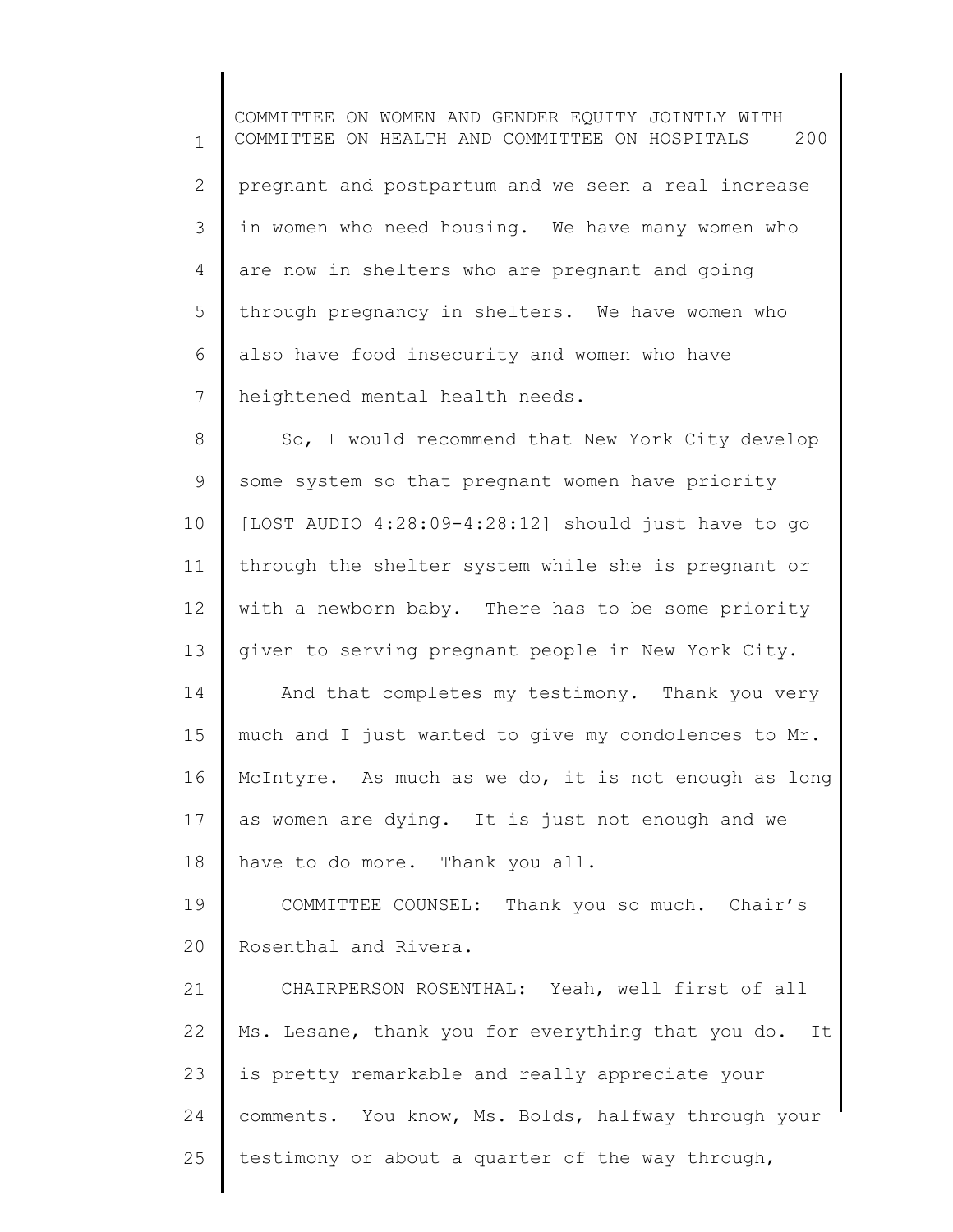pregnant and postpartum and we seen a real increase in women who need housing. We have many women who are now in shelters who are pregnant and going through pregnancy in shelters. We have women who also have food insecurity and women who have heightened mental health needs.

So, I would recommend that New York City develop some system so that pregnant women have priority [LOST AUDIO 4:28:09-4:28:12] should just have to go through the shelter system while she is pregnant or with a newborn baby. There has to be some priority given to serving pregnant people in New York City.

And that completes my testimony. Thank you very much and I just wanted to give my condolences to Mr. McIntyre. As much as we do, it is not enough as long as women are dying. It is just not enough and we have to do more. Thank you all.

COMMITTEE COUNSEL: Thank you so much. Chair's Rosenthal and Rivera.

CHAIRPERSON ROSENTHAL: Yeah, well first of all Ms. Lesane, thank you for everything that you do. It is pretty remarkable and really appreciate your comments. You know, Ms. Bolds, halfway through your testimony or about a quarter of the way through,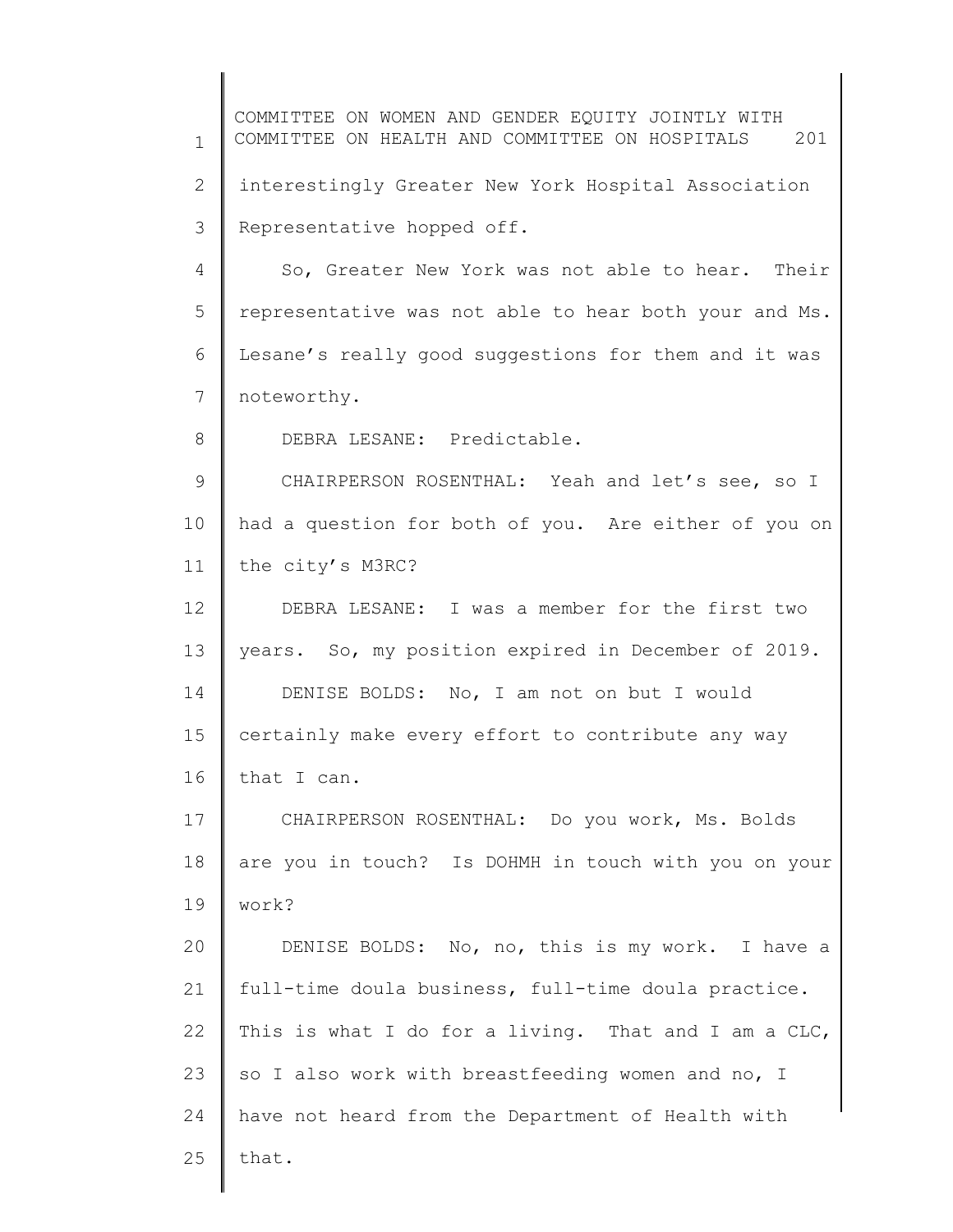interestingly Greater New York Hospital Association Representative hopped off.

So, Greater New York was not able to hear. Their representative was not able to hear both your and Ms. Lesane's really good suggestions for them and it was noteworthy.

DEBRA LESANE: Predictable.

CHAIRPERSON ROSENTHAL: Yeah and let's see, so I had a question for both of you. Are either of you on the city's M3RC?

DEBRA LESANE: I was a member for the first two years. So, my position expired in December of 2019.

DENISE BOLDS: No, I am not on but I would certainly make every effort to contribute any way that I can.

CHAIRPERSON ROSENTHAL: Do you work, Ms. Bolds are you in touch? Is DOHMH in touch with you on your work?

DENISE BOLDS: No, no, this is my work. I have a full-time doula business, full-time doula practice. This is what I do for a living. That and I am a CLC, so I also work with breastfeeding women and no, I have not heard from the Department of Health with that.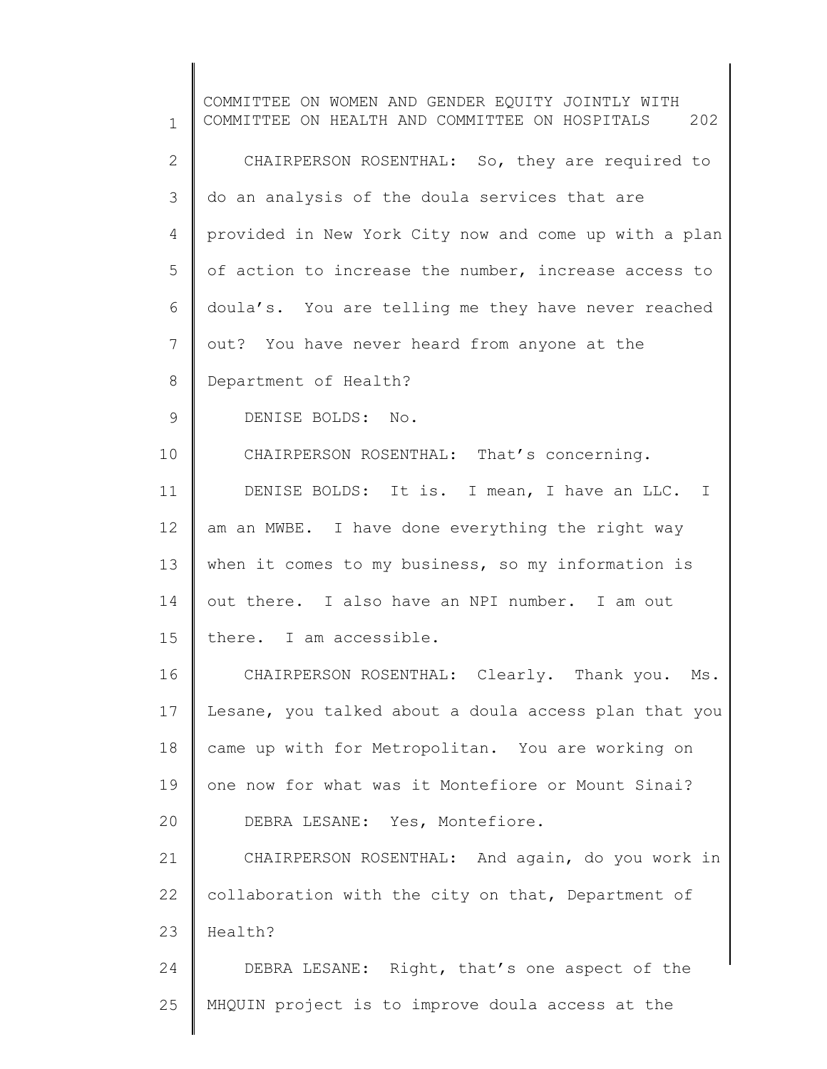CHAIRPERSON ROSENTHAL: So, they are required to do an analysis of the doula services that are provided in New York City now and come up with a plan of action to increase the number, increase access to doula's. You are telling me they have never reached out? You have never heard from anyone at the Department of Health?

DENISE BOLDS: No.

CHAIRPERSON ROSENTHAL: That's concerning.

DENISE BOLDS: It is. I mean, I have an LLC. I am an MWBE. I have done everything the right way when it comes to my business, so my information is out there. I also have an NPI number. I am out there. I am accessible.

CHAIRPERSON ROSENTHAL: Clearly. Thank you. Ms. Lesane, you talked about a doula access plan that you came up with for Metropolitan. You are working on one now for what was it Montefiore or Mount Sinai?

DEBRA LESANE: Yes, Montefiore.

CHAIRPERSON ROSENTHAL: And again, do you work in collaboration with the city on that, Department of Health?

DEBRA LESANE: Right, that's one aspect of the MHQUIN project is to improve doula access at the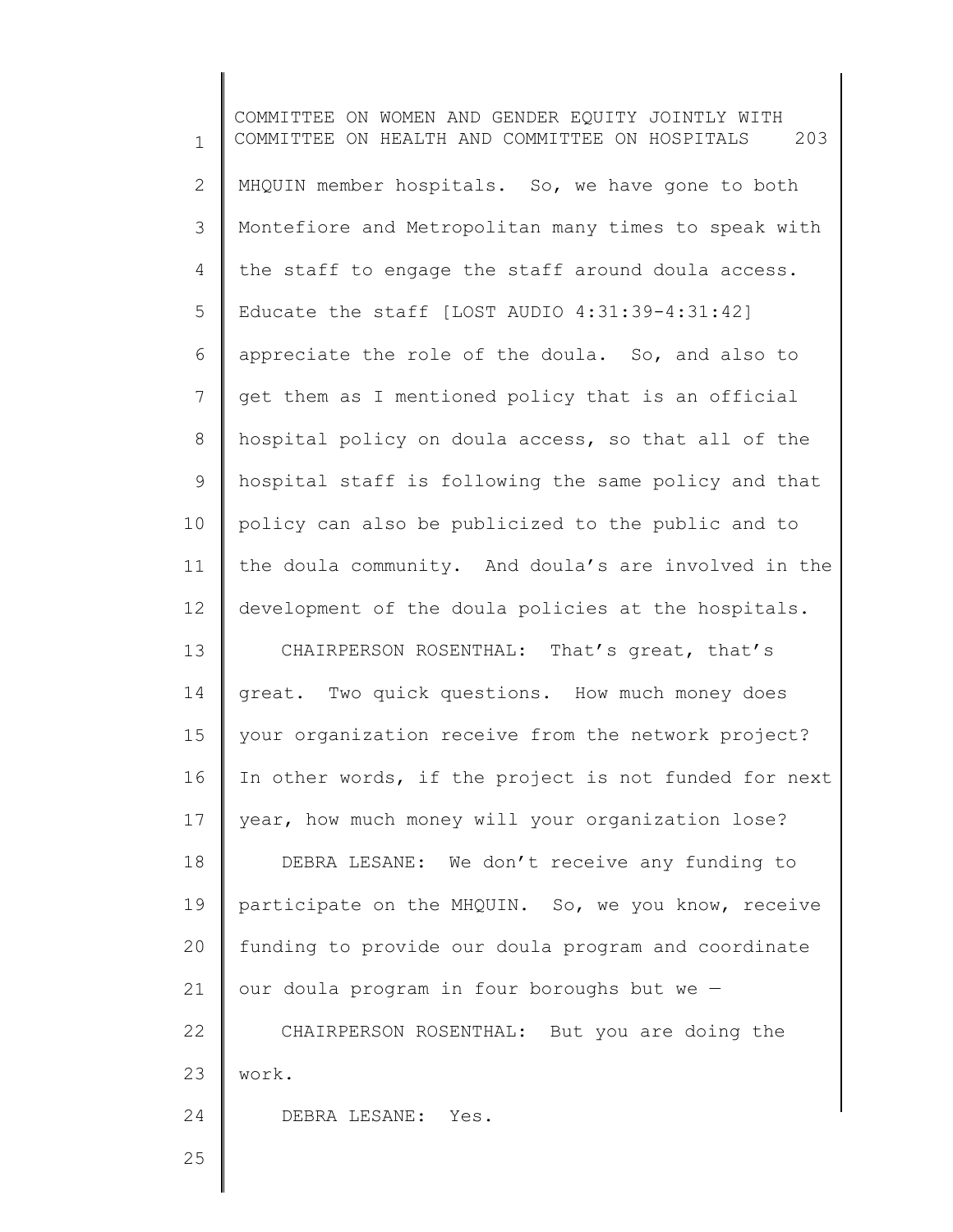MHQUIN member hospitals. So, we have gone to both Montefiore and Metropolitan many times to speak with the staff to engage the staff around doula access. Educate the staff [LOST AUDIO 4:31:39-4:31:42] appreciate the role of the doula. So, and also to get them as I mentioned policy that is an official hospital policy on doula access, so that all of the hospital staff is following the same policy and that policy can also be publicized to the public and to the doula community. And doula's are involved in the development of the doula policies at the hospitals.

CHAIRPERSON ROSENTHAL: That's great, that's great. Two quick questions. How much money does your organization receive from the network project? In other words, if the project is not funded for next year, how much money will your organization lose?

DEBRA LESANE: We don't receive any funding to participate on the MHQUIN. So, we you know, receive funding to provide our doula program and coordinate our doula program in four boroughs but we —

CHAIRPERSON ROSENTHAL: But you are doing the work.

DEBRA LESANE: Yes.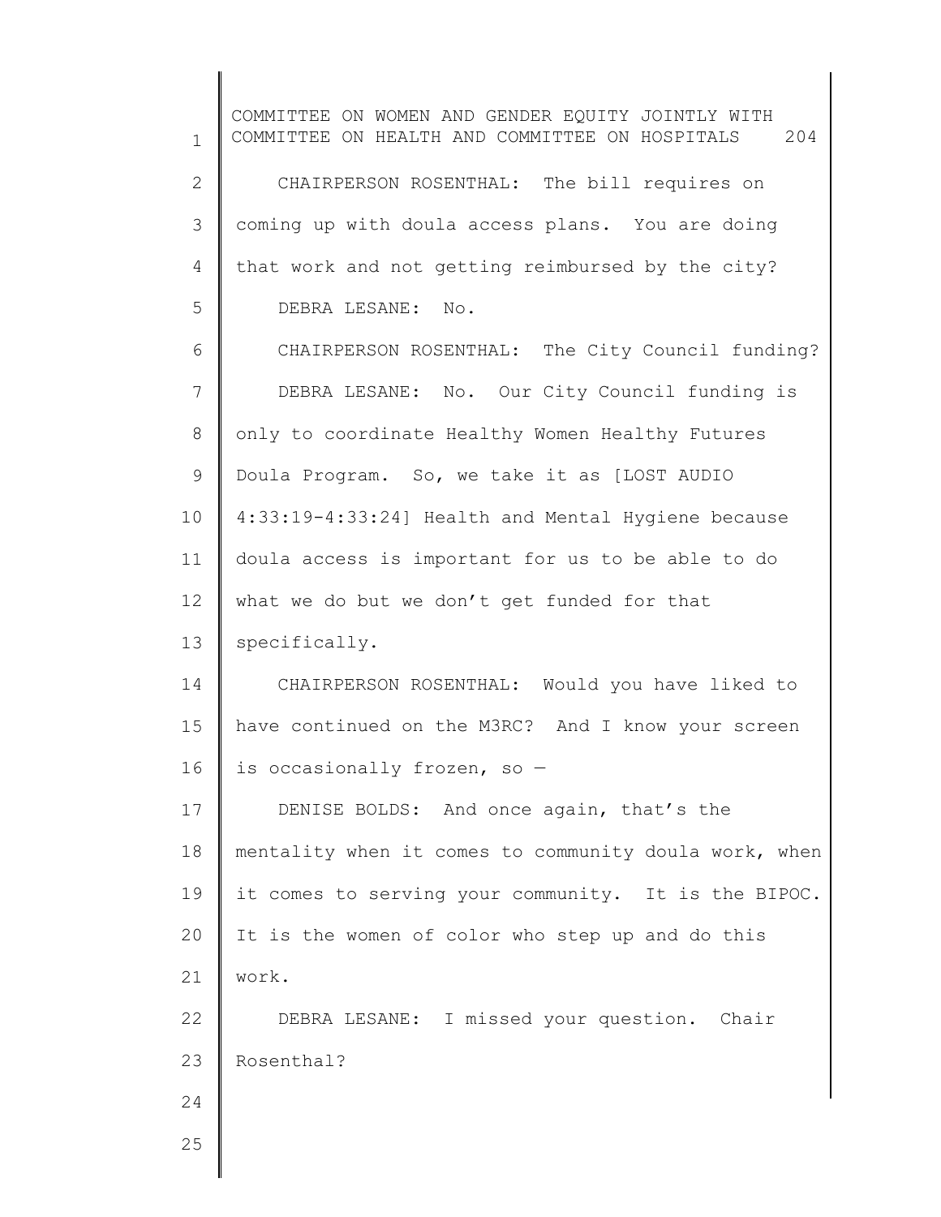CHAIRPERSON ROSENTHAL: The bill requires on coming up with doula access plans. You are doing that work and not getting reimbursed by the city?

DEBRA LESANE: No.

CHAIRPERSON ROSENTHAL: The City Council funding?

DEBRA LESANE: No. Our City Council funding is only to coordinate Healthy Women Healthy Futures Doula Program. So, we take it as [LOST AUDIO 4:33:19-4:33:24] Health and Mental Hygiene because doula access is important for us to be able to do what we do but we don't get funded for that specifically.

CHAIRPERSON ROSENTHAL: Would you have liked to have continued on the M3RC? And I know your screen is occasionally frozen, so —

DENISE BOLDS: And once again, that's the mentality when it comes to community doula work, when it comes to serving your community. It is the BIPOC. It is the women of color who step up and do this work.

DEBRA LESANE: I missed your question. Chair Rosenthal?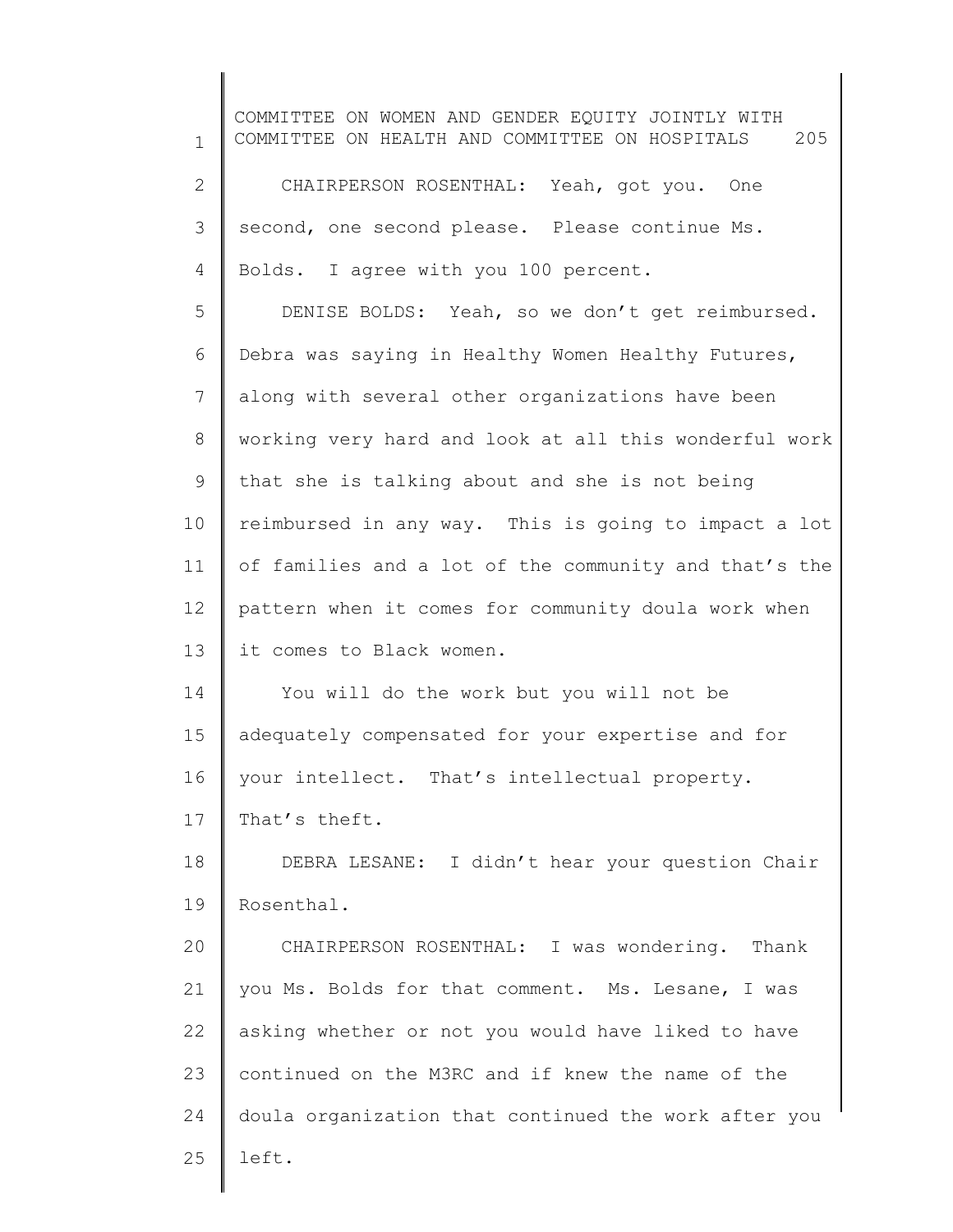CHAIRPERSON ROSENTHAL: Yeah, got you. One second, one second please. Please continue Ms. Bolds. I agree with you 100 percent.

DENISE BOLDS: Yeah, so we don't get reimbursed. Debra was saying in Healthy Women Healthy Futures, along with several other organizations have been working very hard and look at all this wonderful work that she is talking about and she is not being reimbursed in any way. This is going to impact a lot of families and a lot of the community and that's the pattern when it comes for community doula work when it comes to Black women.

You will do the work but you will not be adequately compensated for your expertise and for your intellect. That's intellectual property. That's theft.

DEBRA LESANE: I didn't hear your question Chair Rosenthal.

CHAIRPERSON ROSENTHAL: I was wondering. Thank you Ms. Bolds for that comment. Ms. Lesane, I was asking whether or not you would have liked to have continued on the M3RC and if knew the name of the doula organization that continued the work after you left.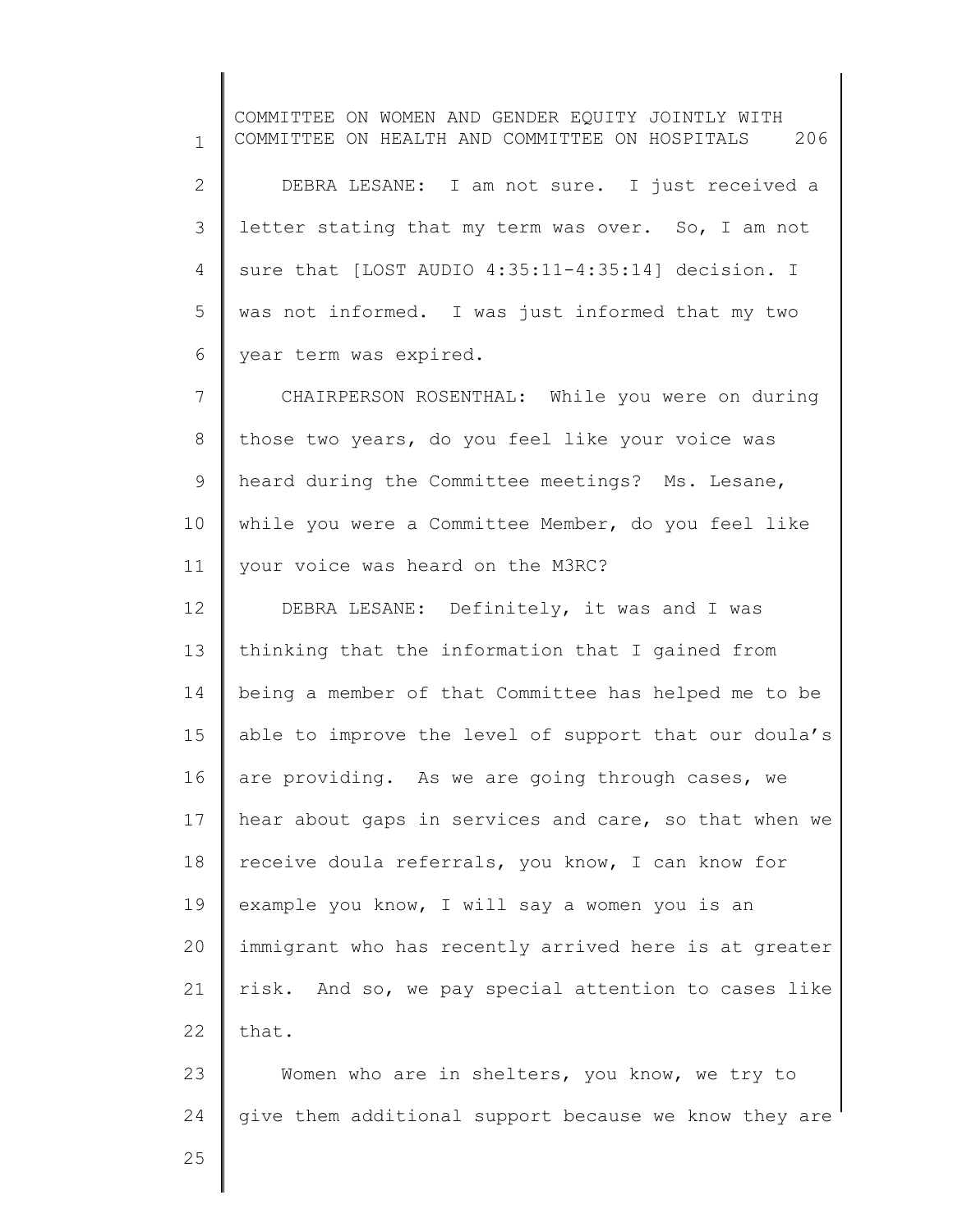DEBRA LESANE: I am not sure. I just received a letter stating that my term was over. So, I am not sure that [LOST AUDIO 4:35:11-4:35:14] decision. I was not informed. I was just informed that my two year term was expired.

CHAIRPERSON ROSENTHAL: While you were on during those two years, do you feel like your voice was heard during the Committee meetings? Ms. Lesane, while you were a Committee Member, do you feel like your voice was heard on the M3RC?

DEBRA LESANE: Definitely, it was and I was thinking that the information that I gained from being a member of that Committee has helped me to be able to improve the level of support that our doula's are providing. As we are going through cases, we hear about gaps in services and care, so that when we receive doula referrals, you know, I can know for example you know, I will say a women you is an immigrant who has recently arrived here is at greater risk. And so, we pay special attention to cases like that.

Women who are in shelters, you know, we try to give them additional support because we know they are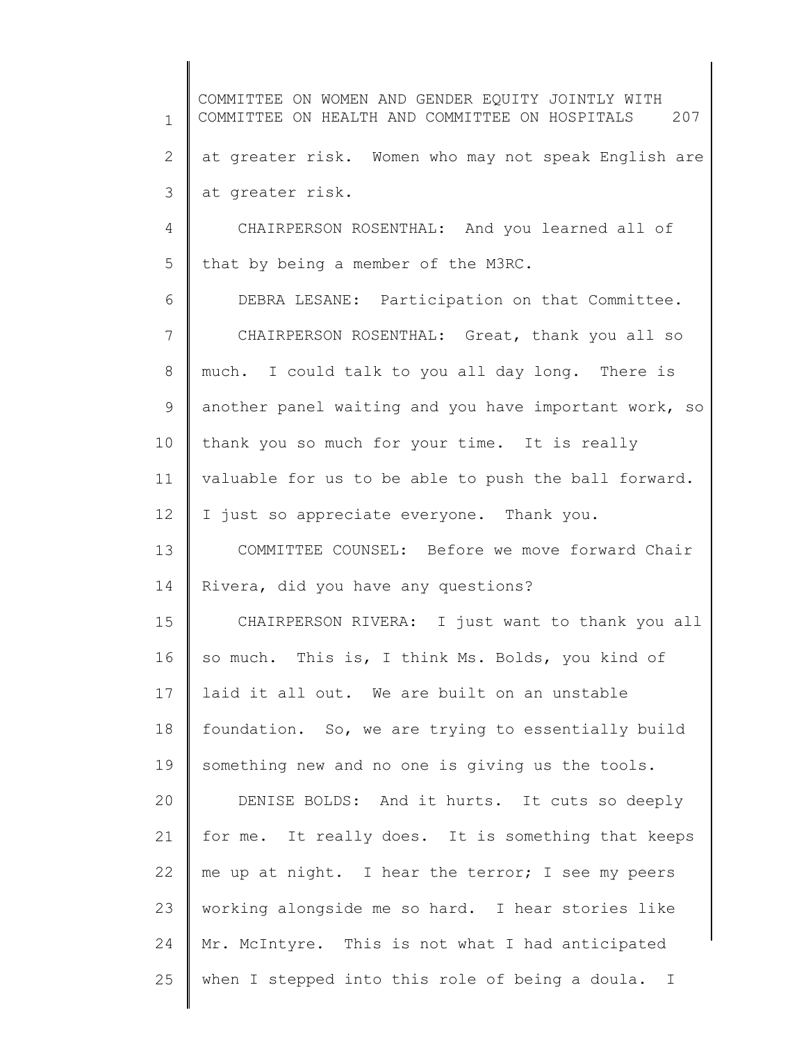at greater risk. Women who may not speak English are at greater risk.

CHAIRPERSON ROSENTHAL: And you learned all of that by being a member of the M3RC.

DEBRA LESANE: Participation on that Committee.

CHAIRPERSON ROSENTHAL: Great, thank you all so much. I could talk to you all day long. There is another panel waiting and you have important work, so thank you so much for your time. It is really valuable for us to be able to push the ball forward. I just so appreciate everyone. Thank you.

COMMITTEE COUNSEL: Before we move forward Chair Rivera, did you have any questions?

CHAIRPERSON RIVERA: I just want to thank you all so much. This is, I think Ms. Bolds, you kind of laid it all out. We are built on an unstable foundation. So, we are trying to essentially build something new and no one is giving us the tools.

DENISE BOLDS: And it hurts. It cuts so deeply for me. It really does. It is something that keeps me up at night. I hear the terror; I see my peers working alongside me so hard. I hear stories like Mr. McIntyre. This is not what I had anticipated when I stepped into this role of being a doula. I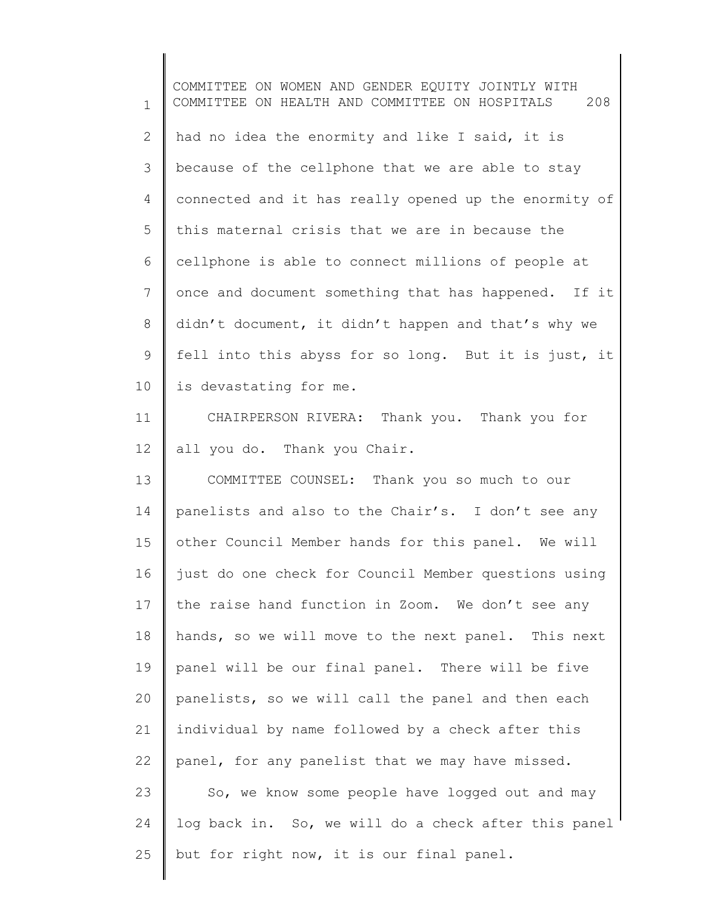had no idea the enormity and like I said, it is because of the cellphone that we are able to stay connected and it has really opened up the enormity of this maternal crisis that we are in because the cellphone is able to connect millions of people at once and document something that has happened. If it didn't document, it didn't happen and that's why we fell into this abyss for so long. But it is just, it is devastating for me.

CHAIRPERSON RIVERA: Thank you. Thank you for all you do. Thank you Chair.

COMMITTEE COUNSEL: Thank you so much to our panelists and also to the Chair's. I don't see any other Council Member hands for this panel. We will just do one check for Council Member questions using the raise hand function in Zoom. We don't see any hands, so we will move to the next panel. This next panel will be our final panel. There will be five panelists, so we will call the panel and then each individual by name followed by a check after this panel, for any panelist that we may have missed.

So, we know some people have logged out and may log back in. So, we will do a check after this panel but for right now, it is our final panel.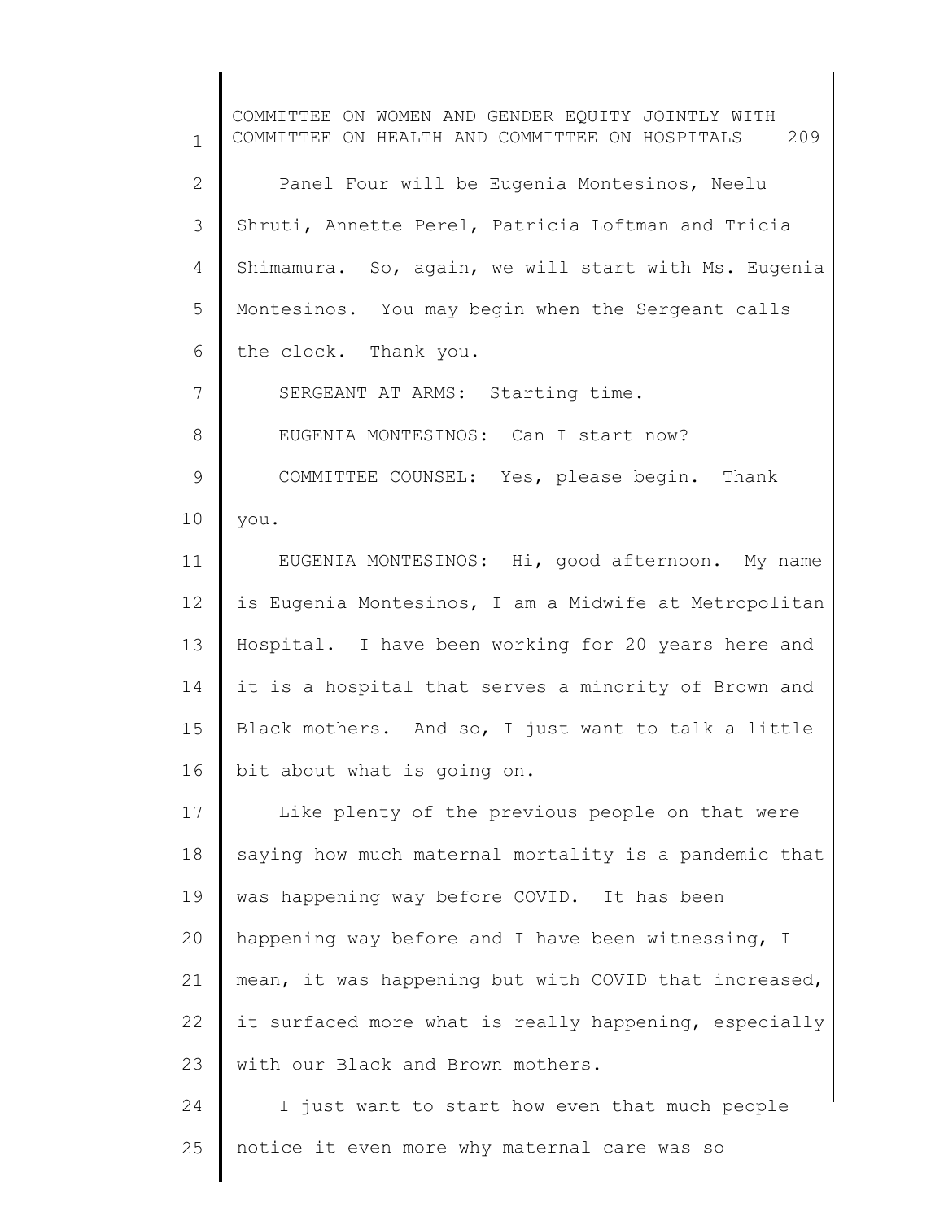Panel Four will be Eugenia Montesinos, Neelu Shruti, Annette Perel, Patricia Loftman and Tricia Shimamura. So, again, we will start with Ms. Eugenia Montesinos. You may begin when the Sergeant calls the clock. Thank you.

SERGEANT AT ARMS: Starting time.

EUGENIA MONTESINOS: Can I start now?

COMMITTEE COUNSEL: Yes, please begin. Thank you.

EUGENIA MONTESINOS: Hi, good afternoon. My name is Eugenia Montesinos, I am a Midwife at Metropolitan Hospital. I have been working for 20 years here and it is a hospital that serves a minority of Brown and Black mothers. And so, I just want to talk a little bit about what is going on.

Like plenty of the previous people on that were saying how much maternal mortality is a pandemic that was happening way before COVID. It has been happening way before and I have been witnessing, I mean, it was happening but with COVID that increased, it surfaced more what is really happening, especially with our Black and Brown mothers.

I just want to start how even that much people notice it even more why maternal care was so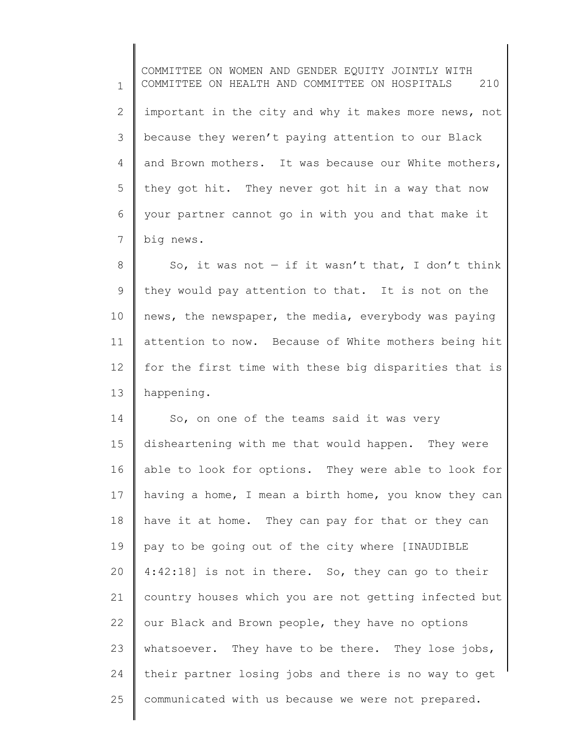important in the city and why it makes more news, not because they weren't paying attention to our Black and Brown mothers. It was because our White mothers, they got hit. They never got hit in a way that now your partner cannot go in with you and that make it big news.

So, it was not — if it wasn't that, I don't think they would pay attention to that. It is not on the news, the newspaper, the media, everybody was paying attention to now. Because of White mothers being hit for the first time with these big disparities that is happening.

So, on one of the teams said it was very disheartening with me that would happen. They were able to look for options. They were able to look for having a home, I mean a birth home, you know they can have it at home. They can pay for that or they can pay to be going out of the city where [INAUDIBLE 4:42:18] is not in there. So, they can go to their country houses which you are not getting infected but our Black and Brown people, they have no options whatsoever. They have to be there. They lose jobs, their partner losing jobs and there is no way to get communicated with us because we were not prepared.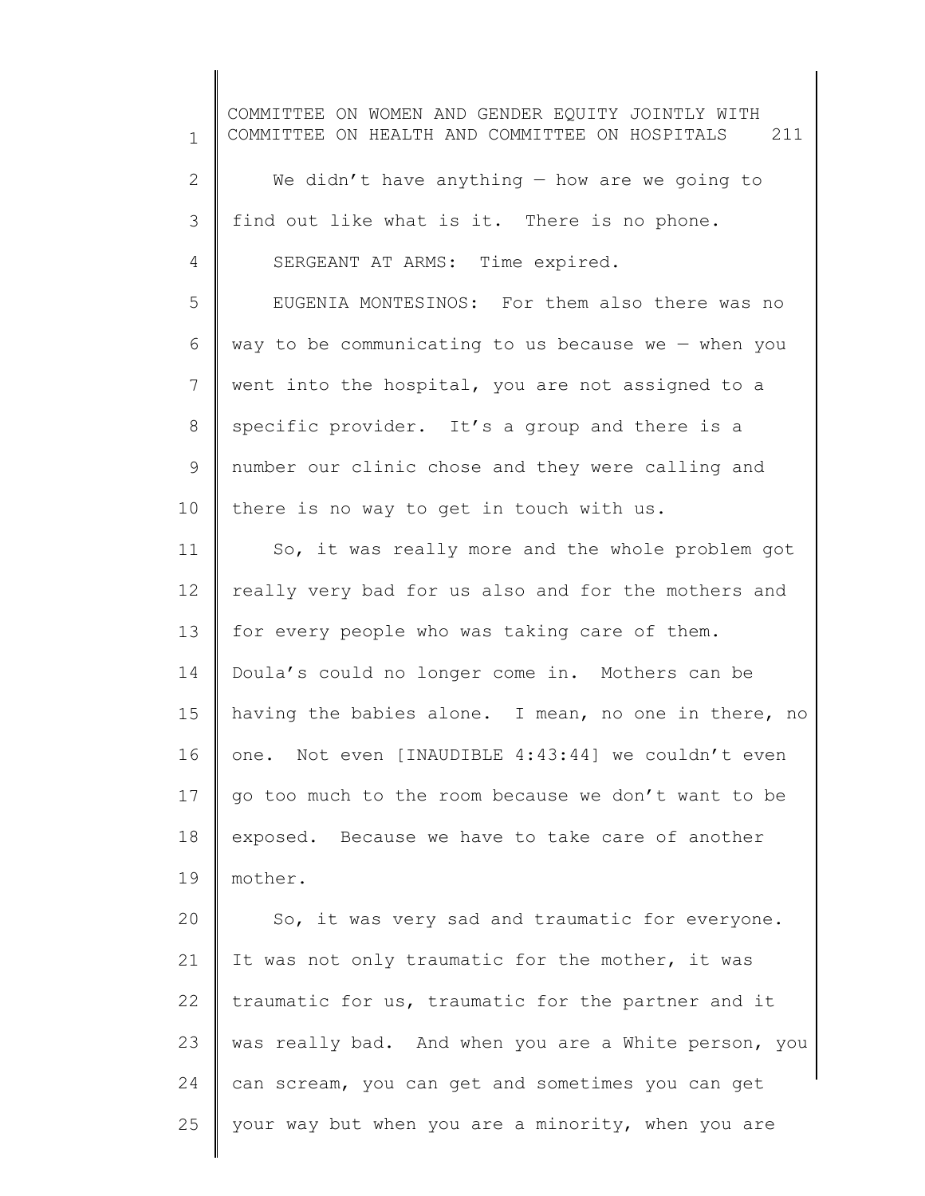We didn't have anything — how are we going to find out like what is it. There is no phone.

SERGEANT AT ARMS: Time expired.

EUGENIA MONTESINOS: For them also there was no way to be communicating to us because we — when you went into the hospital, you are not assigned to a specific provider. It's a group and there is a number our clinic chose and they were calling and there is no way to get in touch with us.

So, it was really more and the whole problem got really very bad for us also and for the mothers and for every people who was taking care of them. Doula's could no longer come in. Mothers can be having the babies alone. I mean, no one in there, no one. Not even [INAUDIBLE 4:43:44] we couldn't even go too much to the room because we don't want to be exposed. Because we have to take care of another mother.

So, it was very sad and traumatic for everyone. It was not only traumatic for the mother, it was traumatic for us, traumatic for the partner and it was really bad. And when you are a White person, you can scream, you can get and sometimes you can get your way but when you are a minority, when you are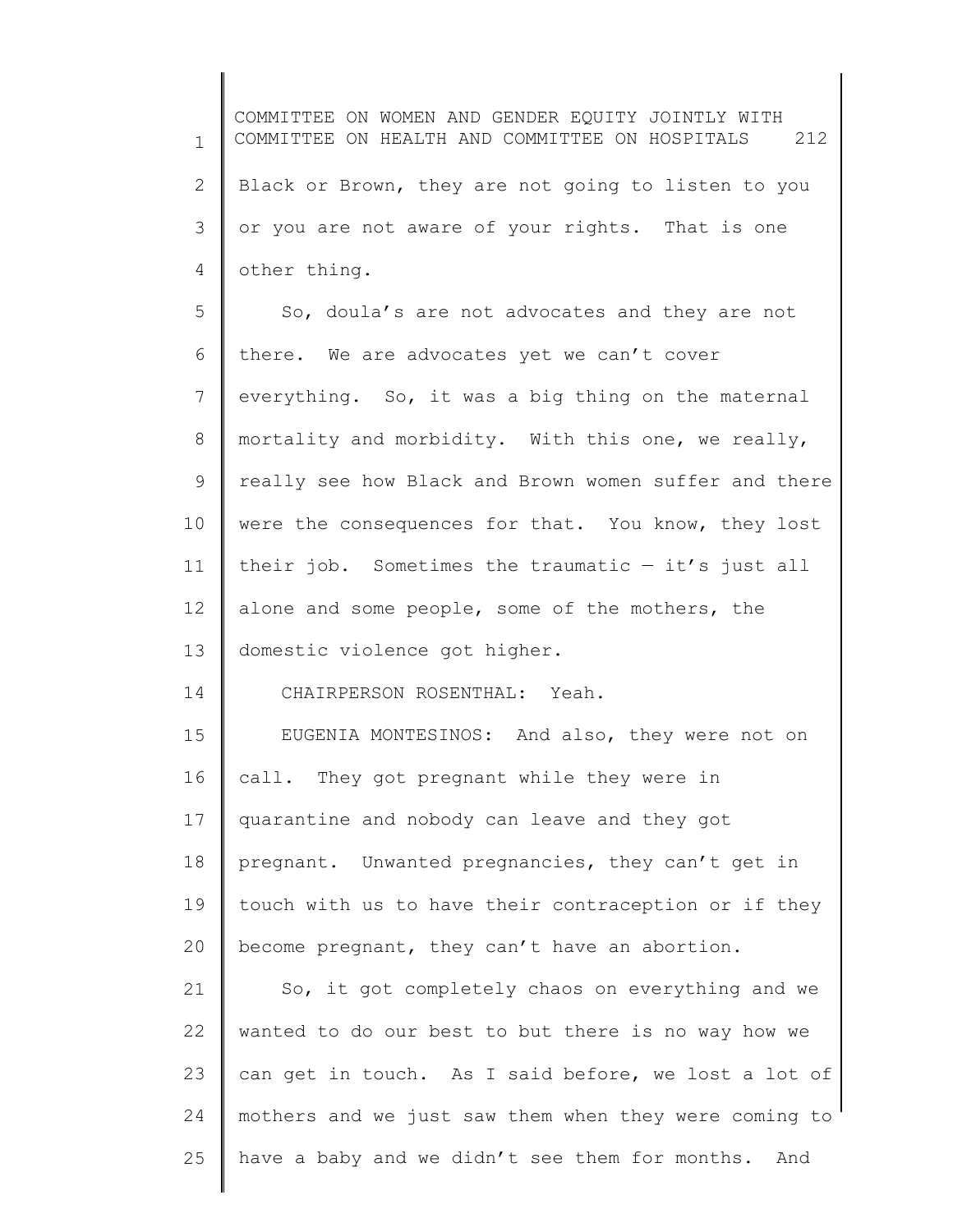Black or Brown, they are not going to listen to you or you are not aware of your rights. That is one other thing.

So, doula's are not advocates and they are not there. We are advocates yet we can't cover everything. So, it was a big thing on the maternal mortality and morbidity. With this one, we really, really see how Black and Brown women suffer and there were the consequences for that. You know, they lost their job. Sometimes the traumatic — it's just all alone and some people, some of the mothers, the domestic violence got higher.

CHAIRPERSON ROSENTHAL: Yeah.

EUGENIA MONTESINOS: And also, they were not on call. They got pregnant while they were in quarantine and nobody can leave and they got pregnant. Unwanted pregnancies, they can't get in touch with us to have their contraception or if they become pregnant, they can't have an abortion.

So, it got completely chaos on everything and we wanted to do our best to but there is no way how we can get in touch. As I said before, we lost a lot of mothers and we just saw them when they were coming to have a baby and we didn't see them for months. And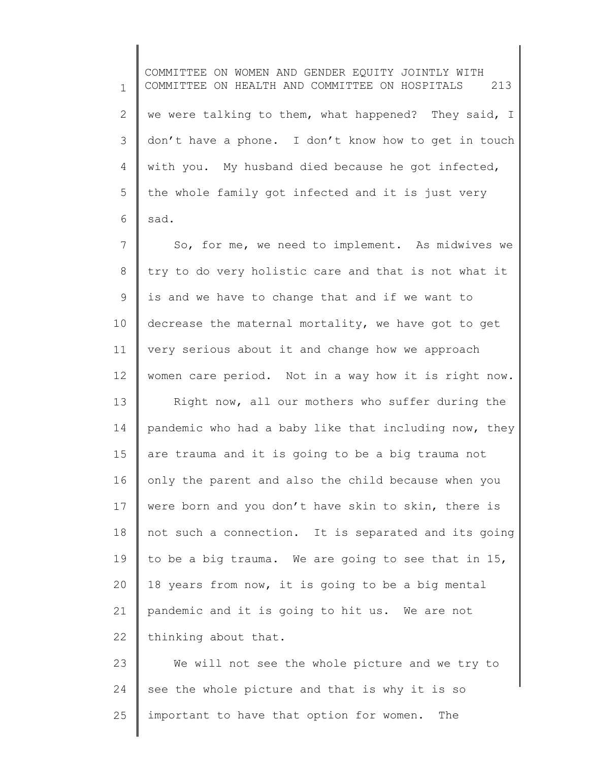we were talking to them, what happened? They said, I don't have a phone. I don't know how to get in touch with you. My husband died because he got infected, the whole family got infected and it is just very sad.

So, for me, we need to implement. As midwives we try to do very holistic care and that is not what it is and we have to change that and if we want to decrease the maternal mortality, we have got to get very serious about it and change how we approach women care period. Not in a way how it is right now.

Right now, all our mothers who suffer during the pandemic who had a baby like that including now, they are trauma and it is going to be a big trauma not only the parent and also the child because when you were born and you don't have skin to skin, there is not such a connection. It is separated and its going to be a big trauma. We are going to see that in 15, 18 years from now, it is going to be a big mental pandemic and it is going to hit us. We are not thinking about that.

We will not see the whole picture and we try to see the whole picture and that is why it is so important to have that option for women. The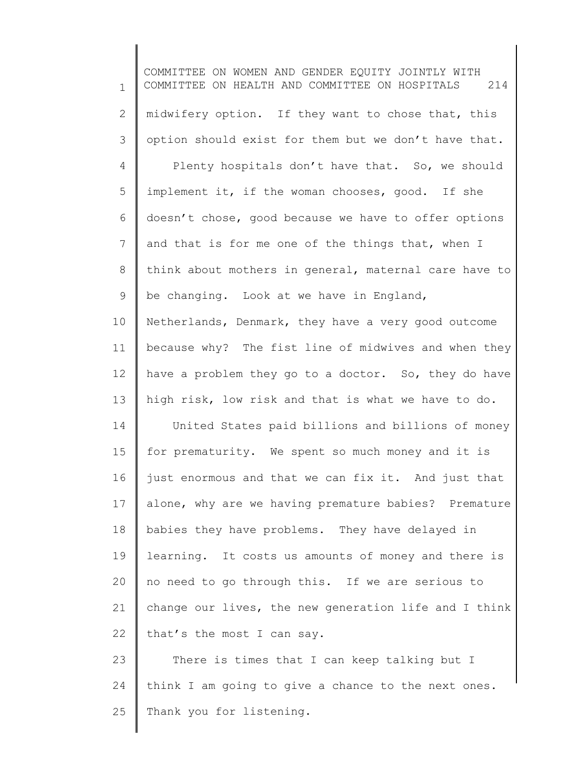midwifery option. If they want to chose that, this option should exist for them but we don't have that.

Plenty hospitals don't have that. So, we should implement it, if the woman chooses, good. If she doesn't chose, good because we have to offer options and that is for me one of the things that, when I think about mothers in general, maternal care have to be changing. Look at we have in England, Netherlands, Denmark, they have a very good outcome because why? The fist line of midwives and when they have a problem they go to a doctor. So, they do have high risk, low risk and that is what we have to do.

United States paid billions and billions of money for prematurity. We spent so much money and it is just enormous and that we can fix it. And just that alone, why are we having premature babies? Premature babies they have problems. They have delayed in learning. It costs us amounts of money and there is no need to go through this. If we are serious to change our lives, the new generation life and I think that's the most I can say.

There is times that I can keep talking but I think I am going to give a chance to the next ones. Thank you for listening.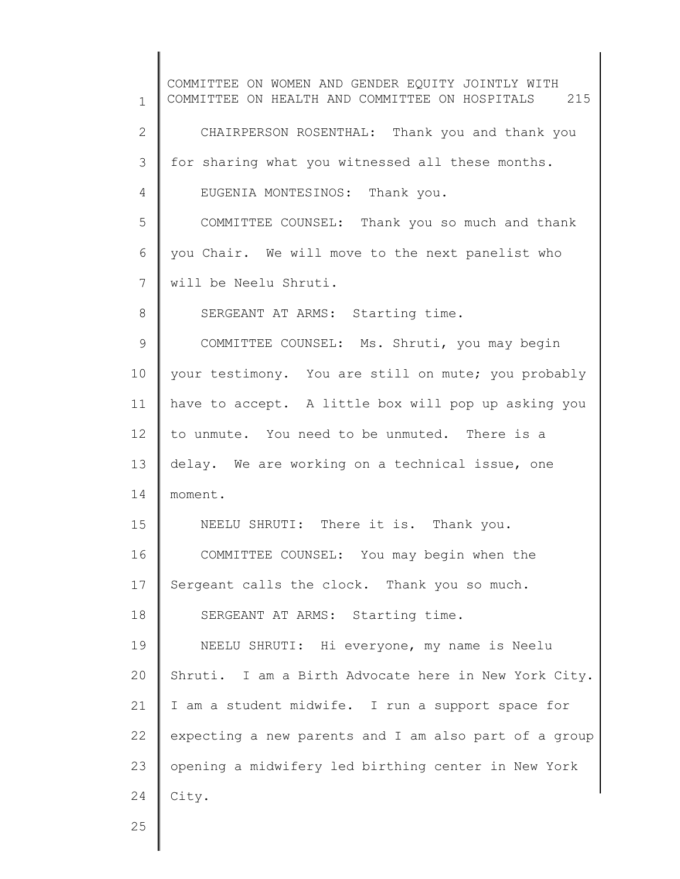CHAIRPERSON ROSENTHAL: Thank you and thank you for sharing what you witnessed all these months.

EUGENIA MONTESINOS: Thank you.

COMMITTEE COUNSEL: Thank you so much and thank you Chair. We will move to the next panelist who will be Neelu Shruti.

SERGEANT AT ARMS: Starting time.

COMMITTEE COUNSEL: Ms. Shruti, you may begin your testimony. You are still on mute; you probably have to accept. A little box will pop up asking you to unmute. You need to be unmuted. There is a delay. We are working on a technical issue, one moment.

NEELU SHRUTI: There it is. Thank you.

COMMITTEE COUNSEL: You may begin when the Sergeant calls the clock. Thank you so much.

SERGEANT AT ARMS: Starting time.

NEELU SHRUTI: Hi everyone, my name is Neelu Shruti. I am a Birth Advocate here in New York City. I am a student midwife. I run a support space for expecting a new parents and I am also part of a group opening a midwifery led birthing center in New York City.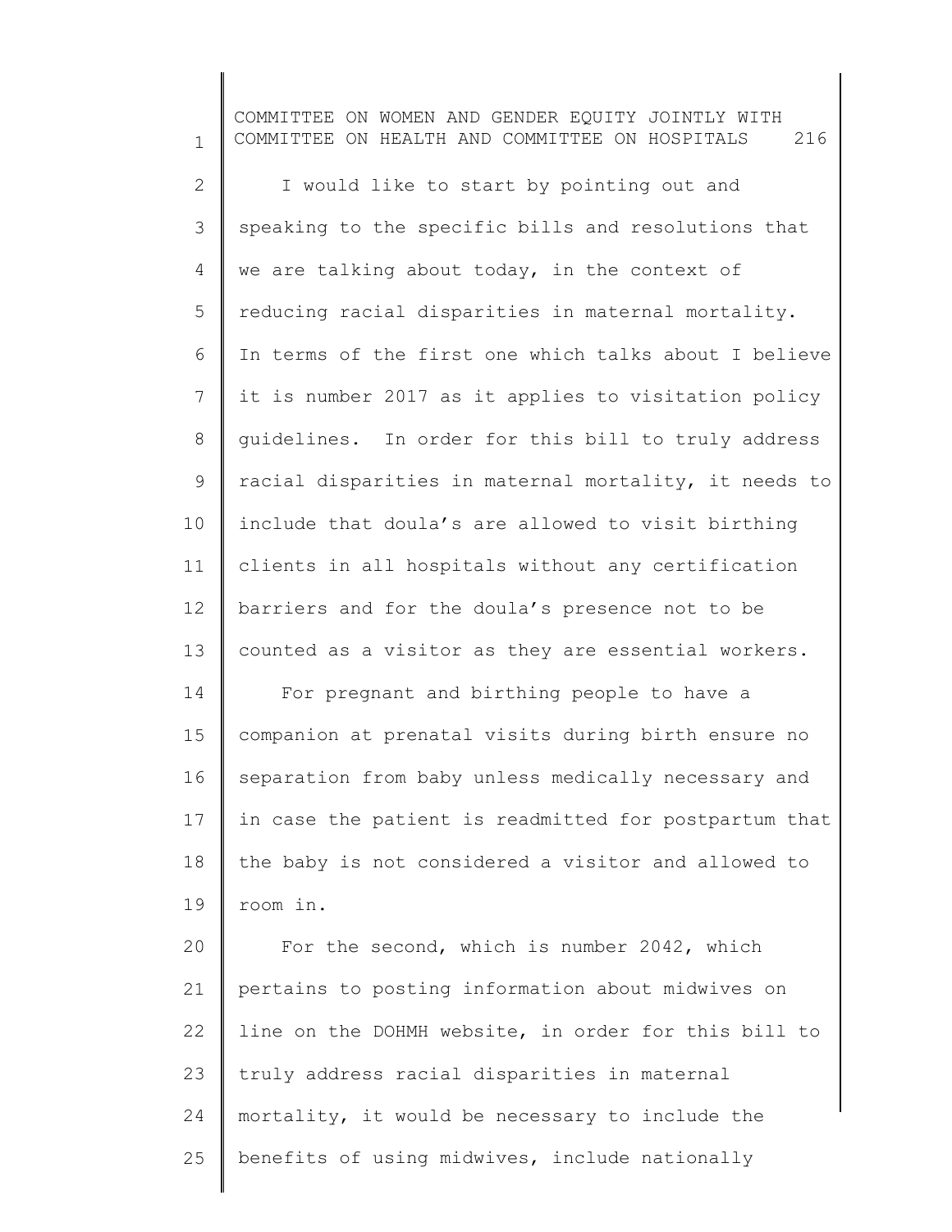I would like to start by pointing out and speaking to the specific bills and resolutions that we are talking about today, in the context of reducing racial disparities in maternal mortality. In terms of the first one which talks about I believe it is number 2017 as it applies to visitation policy guidelines. In order for this bill to truly address racial disparities in maternal mortality, it needs to include that doula's are allowed to visit birthing clients in all hospitals without any certification barriers and for the doula's presence not to be counted as a visitor as they are essential workers.

For pregnant and birthing people to have a companion at prenatal visits during birth ensure no separation from baby unless medically necessary and in case the patient is readmitted for postpartum that the baby is not considered a visitor and allowed to room in.

For the second, which is number 2042, which pertains to posting information about midwives on line on the DOHMH website, in order for this bill to truly address racial disparities in maternal mortality, it would be necessary to include the benefits of using midwives, include nationally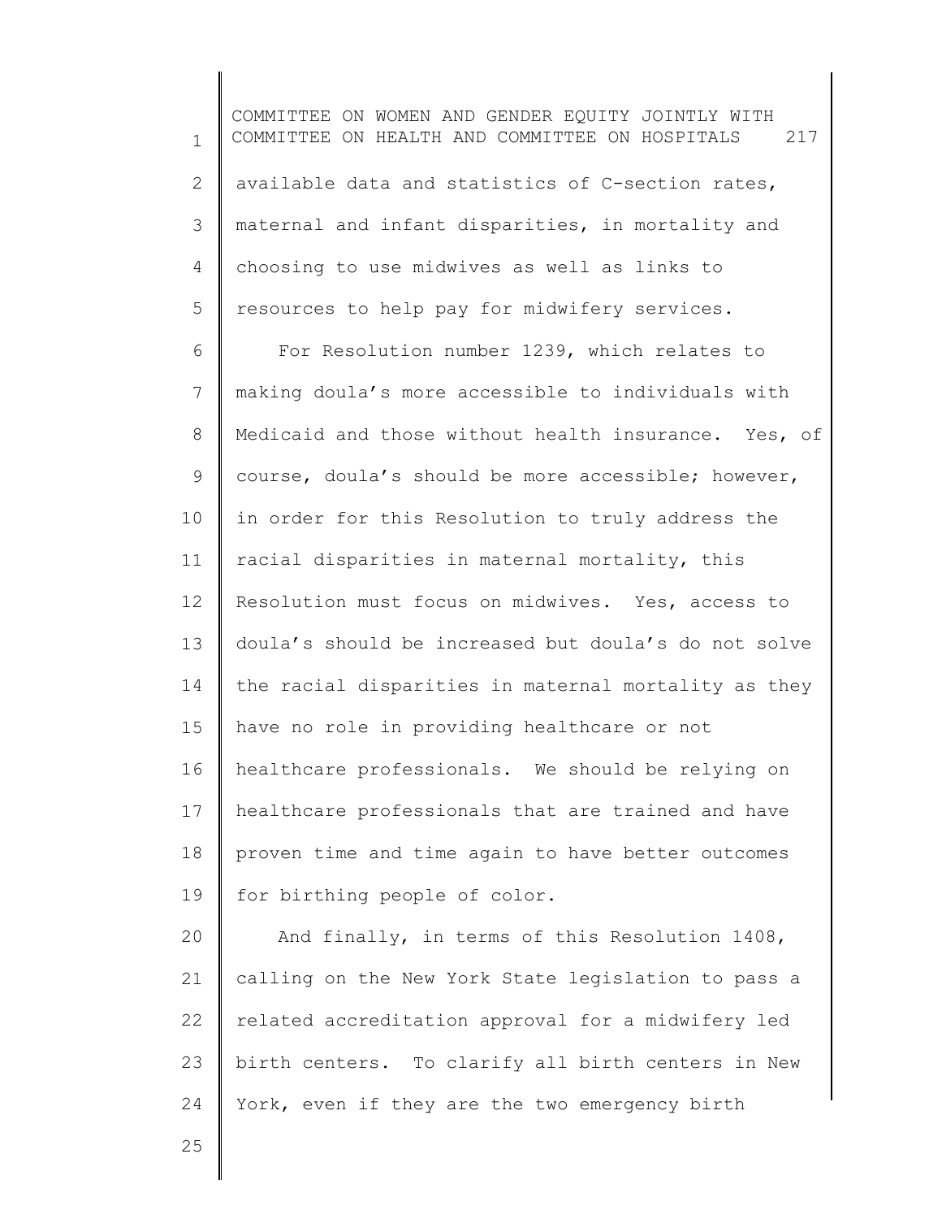available data and statistics of C-section rates, maternal and infant disparities, in mortality and choosing to use midwives as well as links to resources to help pay for midwifery services.

For Resolution number 1239, which relates to making doula's more accessible to individuals with Medicaid and those without health insurance. Yes, of course, doula's should be more accessible; however, in order for this Resolution to truly address the racial disparities in maternal mortality, this Resolution must focus on midwives. Yes, access to doula's should be increased but doula's do not solve the racial disparities in maternal mortality as they have no role in providing healthcare or not healthcare professionals. We should be relying on healthcare professionals that are trained and have proven time and time again to have better outcomes for birthing people of color.

And finally, in terms of this Resolution 1408, calling on the New York State legislation to pass a related accreditation approval for a midwifery led birth centers. To clarify all birth centers in New York, even if they are the two emergency birth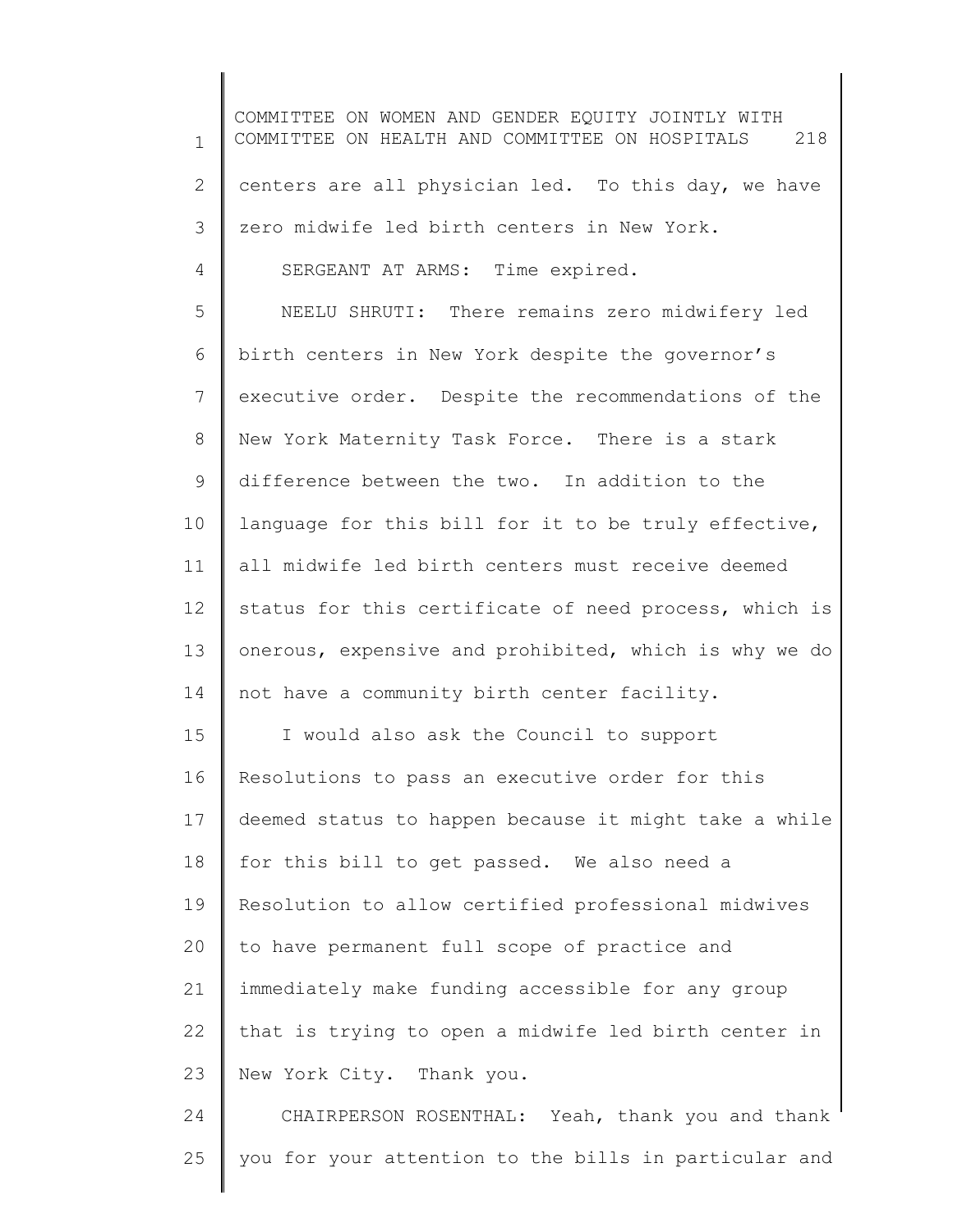centers are all physician led. To this day, we have zero midwife led birth centers in New York.

SERGEANT AT ARMS: Time expired.

NEELU SHRUTI: There remains zero midwifery led birth centers in New York despite the governor's executive order. Despite the recommendations of the New York Maternity Task Force. There is a stark difference between the two. In addition to the language for this bill for it to be truly effective, all midwife led birth centers must receive deemed status for this certificate of need process, which is onerous, expensive and prohibited, which is why we do not have a community birth center facility.

I would also ask the Council to support Resolutions to pass an executive order for this deemed status to happen because it might take a while for this bill to get passed. We also need a Resolution to allow certified professional midwives to have permanent full scope of practice and immediately make funding accessible for any group that is trying to open a midwife led birth center in New York City. Thank you.

CHAIRPERSON ROSENTHAL: Yeah, thank you and thank you for your attention to the bills in particular and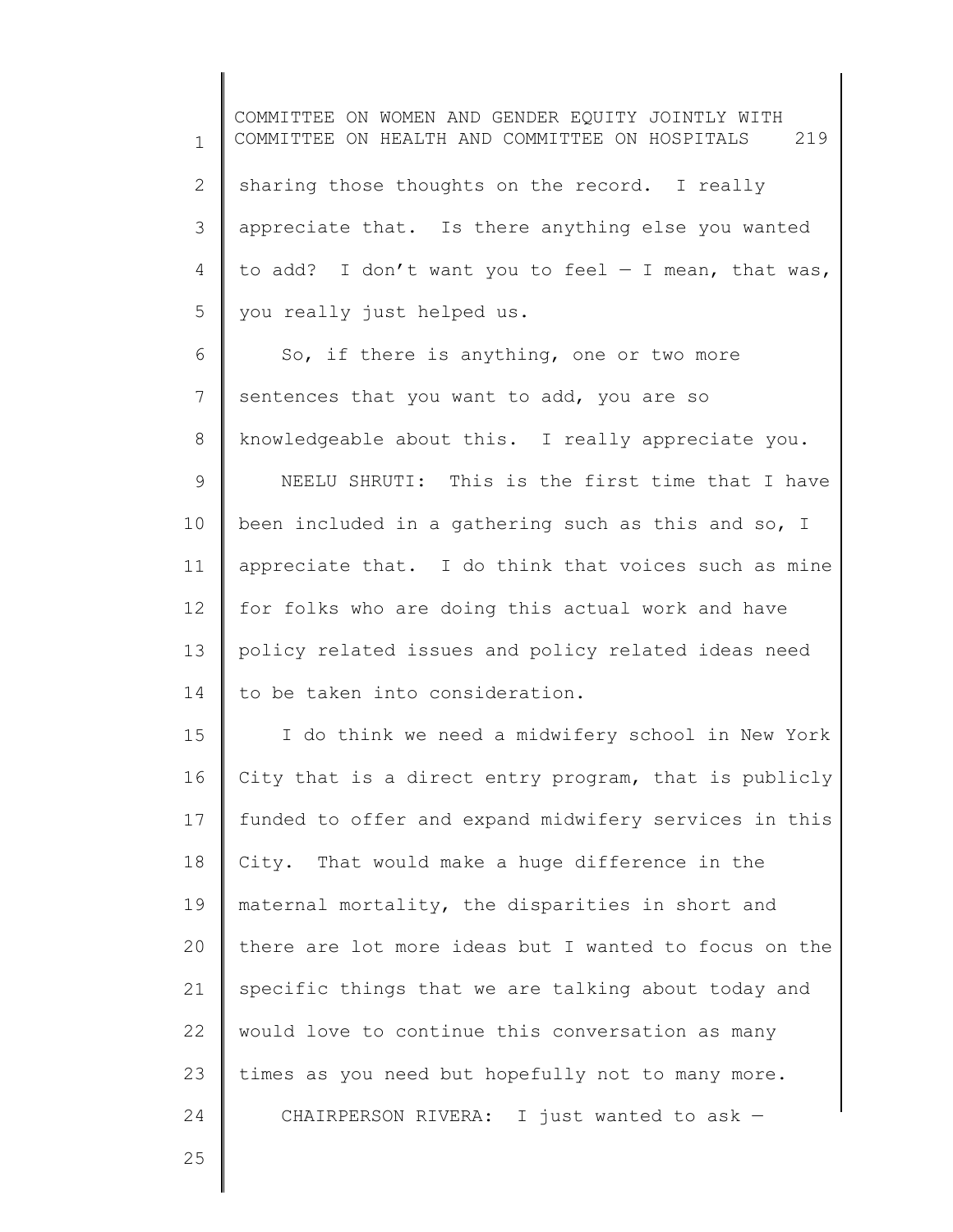sharing those thoughts on the record. I really appreciate that. Is there anything else you wanted to add? I don't want you to feel — I mean, that was, you really just helped us.

So, if there is anything, one or two more sentences that you want to add, you are so knowledgeable about this. I really appreciate you.

NEELU SHRUTI: This is the first time that I have been included in a gathering such as this and so, I appreciate that. I do think that voices such as mine for folks who are doing this actual work and have policy related issues and policy related ideas need to be taken into consideration.

I do think we need a midwifery school in New York City that is a direct entry program, that is publicly funded to offer and expand midwifery services in this City. That would make a huge difference in the maternal mortality, the disparities in short and there are lot more ideas but I wanted to focus on the specific things that we are talking about today and would love to continue this conversation as many times as you need but hopefully not to many more.

CHAIRPERSON RIVERA: I just wanted to ask —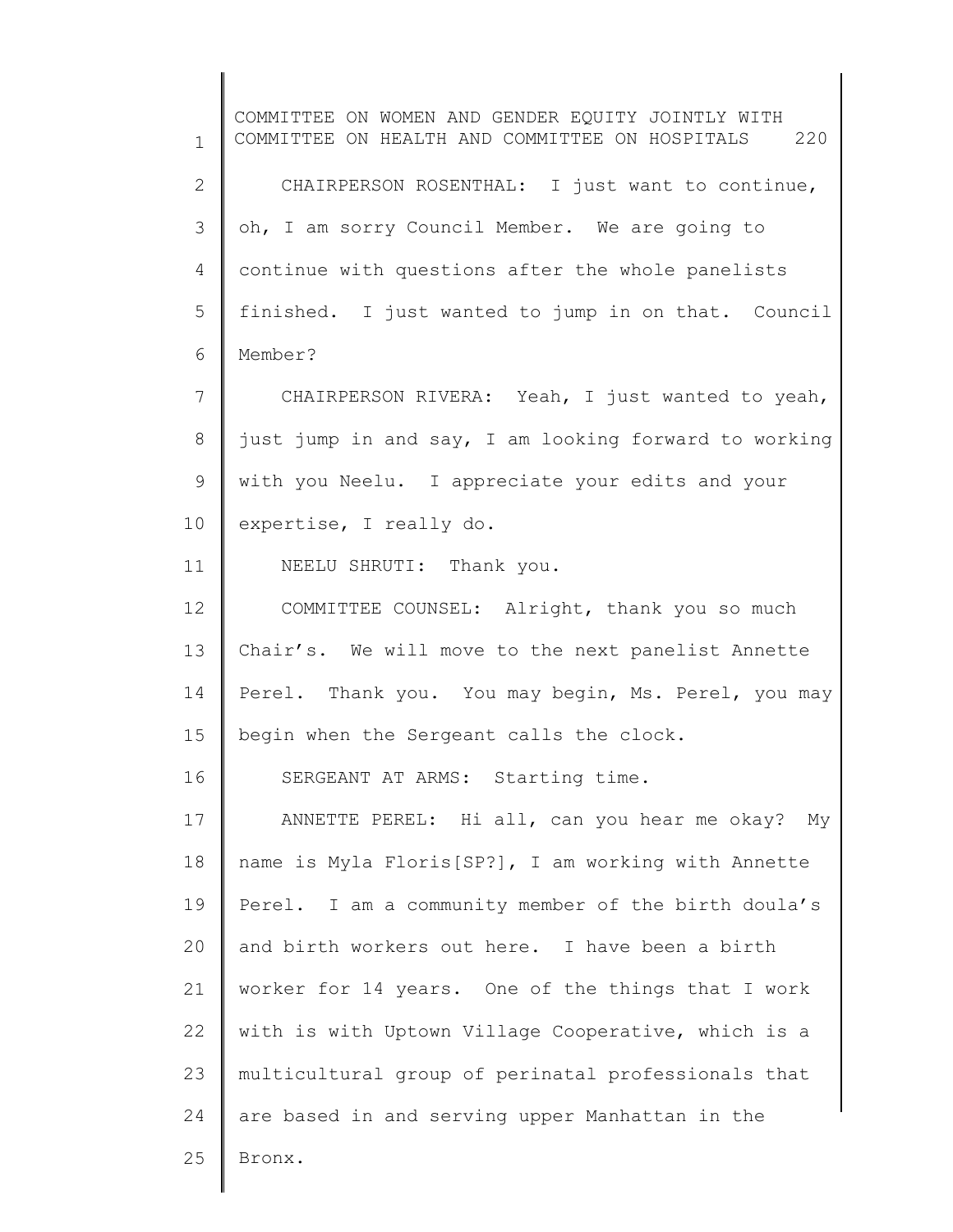CHAIRPERSON ROSENTHAL: I just want to continue, oh, I am sorry Council Member. We are going to continue with questions after the whole panelists finished. I just wanted to jump in on that. Council Member?

CHAIRPERSON RIVERA: Yeah, I just wanted to yeah, just jump in and say, I am looking forward to working with you Neelu. I appreciate your edits and your expertise, I really do.

NEELU SHRUTI: Thank you.

COMMITTEE COUNSEL: Alright, thank you so much Chair's. We will move to the next panelist Annette Perel. Thank you. You may begin, Ms. Perel, you may begin when the Sergeant calls the clock.

SERGEANT AT ARMS: Starting time.

ANNETTE PEREL: Hi all, can you hear me okay? My name is Myla Floris[SP?], I am working with Annette Perel. I am a community member of the birth doula's and birth workers out here. I have been a birth worker for 14 years. One of the things that I work with is with Uptown Village Cooperative, which is a multicultural group of perinatal professionals that are based in and serving upper Manhattan in the Bronx.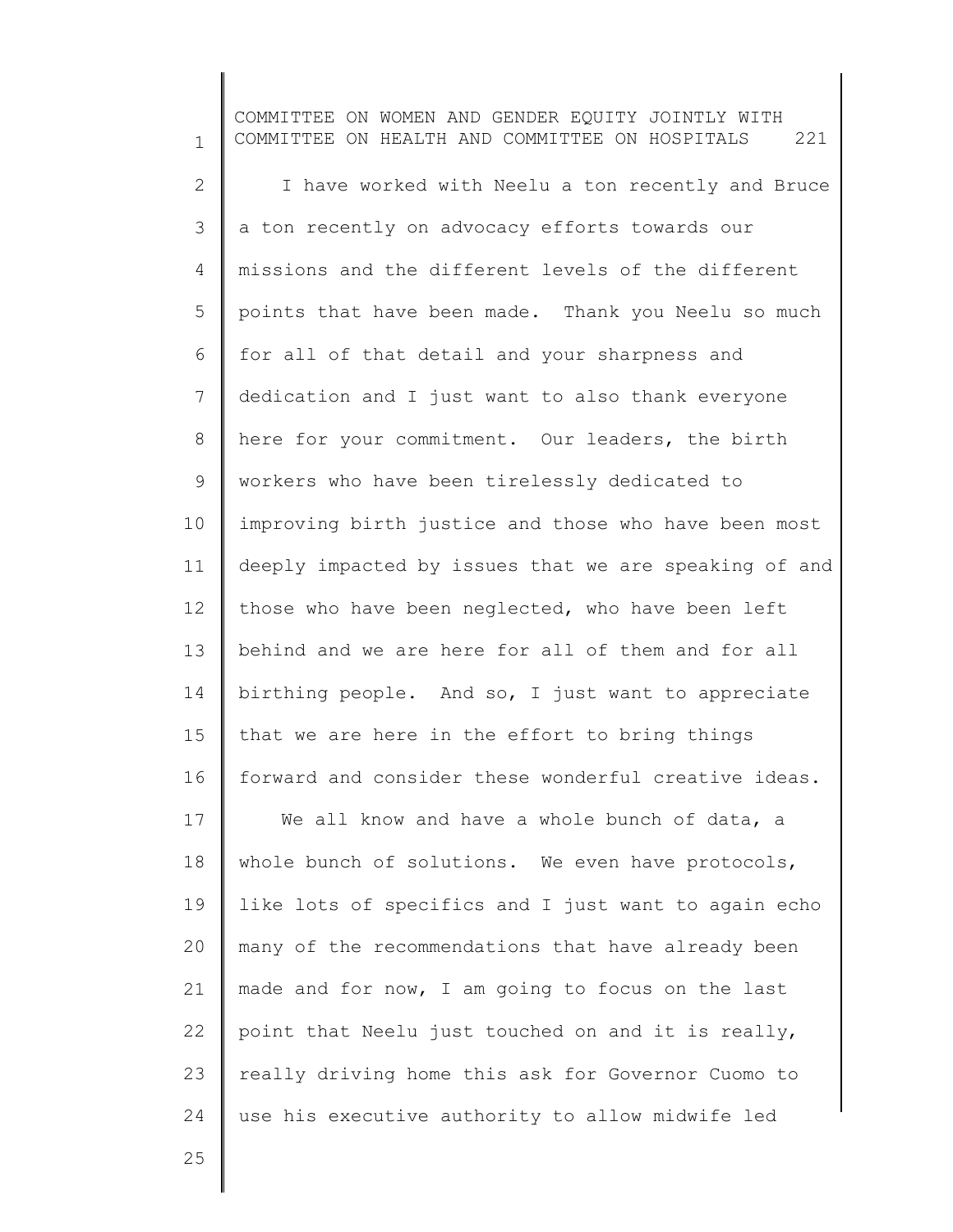I have worked with Neelu a ton recently and Bruce a ton recently on advocacy efforts towards our missions and the different levels of the different points that have been made. Thank you Neelu so much for all of that detail and your sharpness and dedication and I just want to also thank everyone here for your commitment. Our leaders, the birth workers who have been tirelessly dedicated to improving birth justice and those who have been most deeply impacted by issues that we are speaking of and those who have been neglected, who have been left behind and we are here for all of them and for all birthing people. And so, I just want to appreciate that we are here in the effort to bring things forward and consider these wonderful creative ideas.

We all know and have a whole bunch of data, a whole bunch of solutions. We even have protocols, like lots of specifics and I just want to again echo many of the recommendations that have already been made and for now, I am going to focus on the last point that Neelu just touched on and it is really, really driving home this ask for Governor Cuomo to use his executive authority to allow midwife led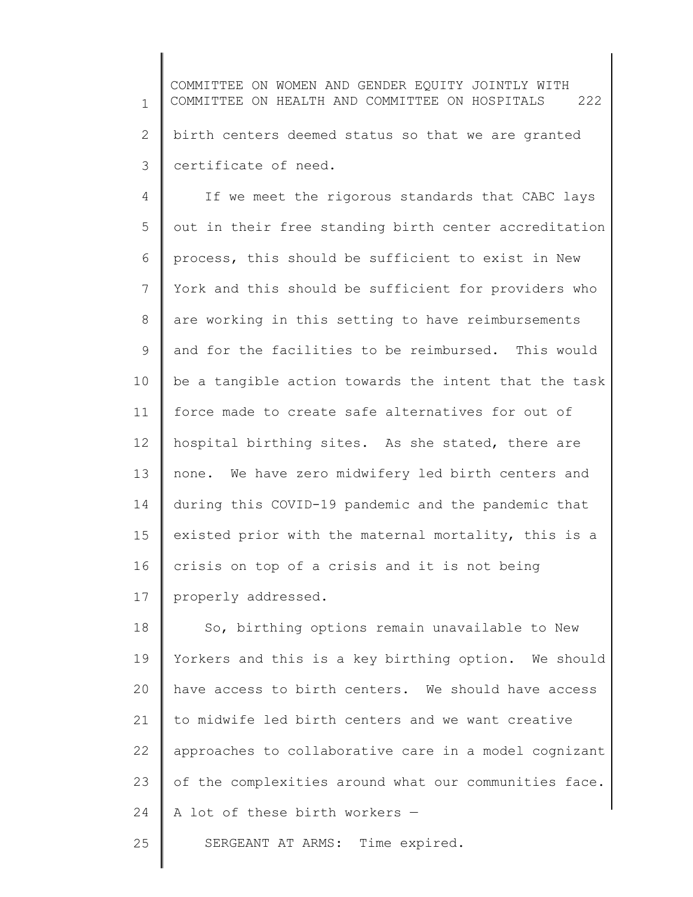birth centers deemed status so that we are granted certificate of need.

If we meet the rigorous standards that CABC lays out in their free standing birth center accreditation process, this should be sufficient to exist in New York and this should be sufficient for providers who are working in this setting to have reimbursements and for the facilities to be reimbursed. This would be a tangible action towards the intent that the task force made to create safe alternatives for out of hospital birthing sites. As she stated, there are none. We have zero midwifery led birth centers and during this COVID-19 pandemic and the pandemic that existed prior with the maternal mortality, this is a crisis on top of a crisis and it is not being properly addressed.

So, birthing options remain unavailable to New Yorkers and this is a key birthing option. We should have access to birth centers. We should have access to midwife led birth centers and we want creative approaches to collaborative care in a model cognizant of the complexities around what our communities face. A lot of these birth workers —

SERGEANT AT ARMS: Time expired.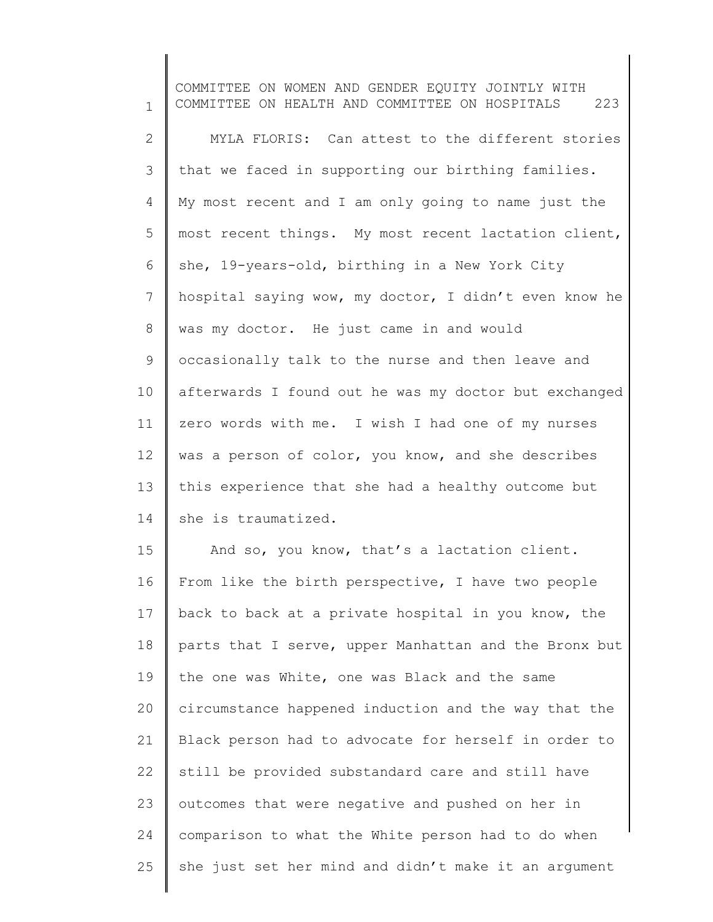MYLA FLORIS: Can attest to the different stories that we faced in supporting our birthing families. My most recent and I am only going to name just the most recent things. My most recent lactation client, she, 19-years-old, birthing in a New York City hospital saying wow, my doctor, I didn't even know he was my doctor. He just came in and would occasionally talk to the nurse and then leave and afterwards I found out he was my doctor but exchanged zero words with me. I wish I had one of my nurses was a person of color, you know, and she describes this experience that she had a healthy outcome but she is traumatized.

And so, you know, that's a lactation client. From like the birth perspective, I have two people back to back at a private hospital in you know, the parts that I serve, upper Manhattan and the Bronx but the one was White, one was Black and the same circumstance happened induction and the way that the Black person had to advocate for herself in order to still be provided substandard care and still have outcomes that were negative and pushed on her in comparison to what the White person had to do when she just set her mind and didn't make it an argument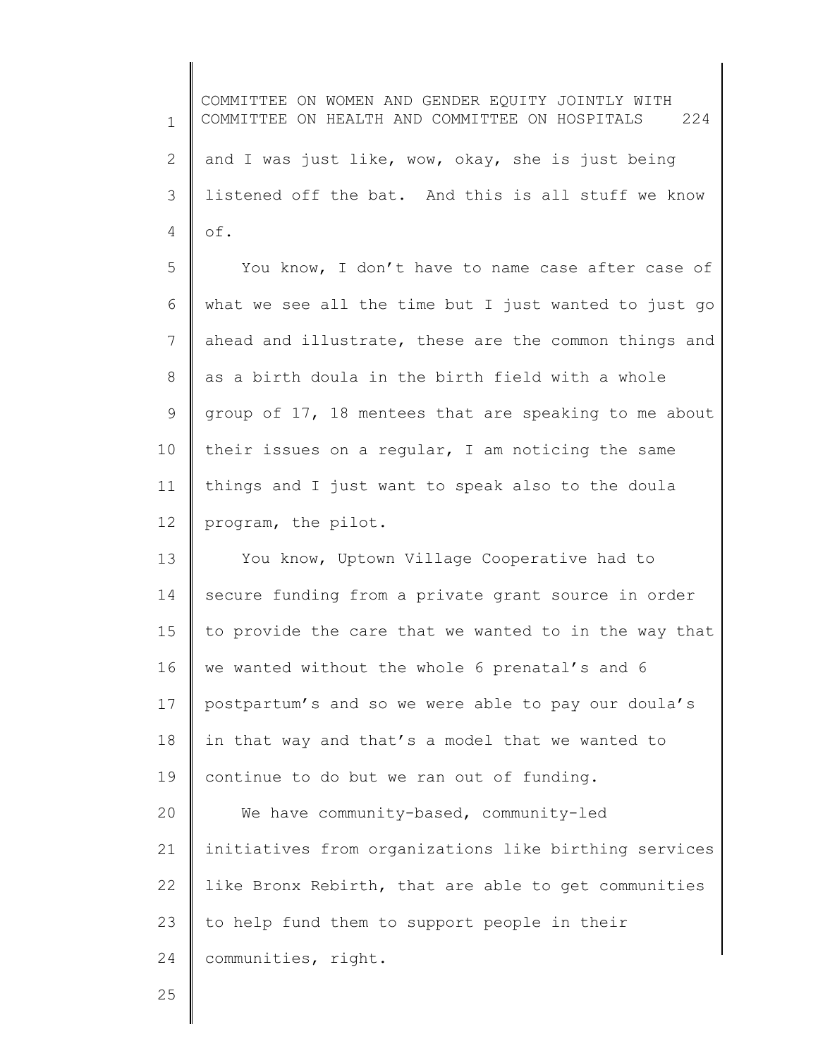and I was just like, wow, okay, she is just being listened off the bat. And this is all stuff we know of.

You know, I don't have to name case after case of what we see all the time but I just wanted to just go ahead and illustrate, these are the common things and as a birth doula in the birth field with a whole group of 17, 18 mentees that are speaking to me about their issues on a regular, I am noticing the same things and I just want to speak also to the doula program, the pilot.

You know, Uptown Village Cooperative had to secure funding from a private grant source in order to provide the care that we wanted to in the way that we wanted without the whole 6 prenatal's and 6 postpartum's and so we were able to pay our doula's in that way and that's a model that we wanted to continue to do but we ran out of funding.

We have community-based, community-led initiatives from organizations like birthing services like Bronx Rebirth, that are able to get communities to help fund them to support people in their communities, right.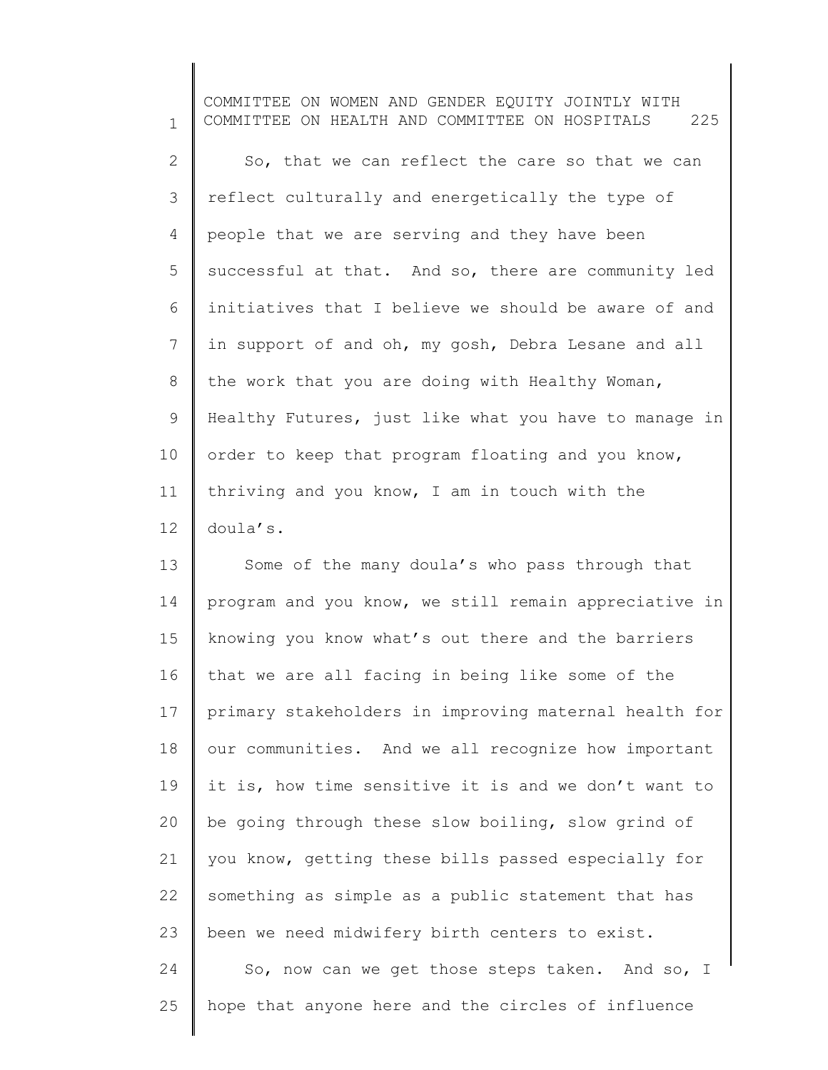So, that we can reflect the care so that we can reflect culturally and energetically the type of people that we are serving and they have been successful at that. And so, there are community led initiatives that I believe we should be aware of and in support of and oh, my gosh, Debra Lesane and all the work that you are doing with Healthy Woman, Healthy Futures, just like what you have to manage in order to keep that program floating and you know, thriving and you know, I am in touch with the doula's.

Some of the many doula's who pass through that program and you know, we still remain appreciative in knowing you know what's out there and the barriers that we are all facing in being like some of the primary stakeholders in improving maternal health for our communities. And we all recognize how important it is, how time sensitive it is and we don't want to be going through these slow boiling, slow grind of you know, getting these bills passed especially for something as simple as a public statement that has been we need midwifery birth centers to exist.

So, now can we get those steps taken. And so, I hope that anyone here and the circles of influence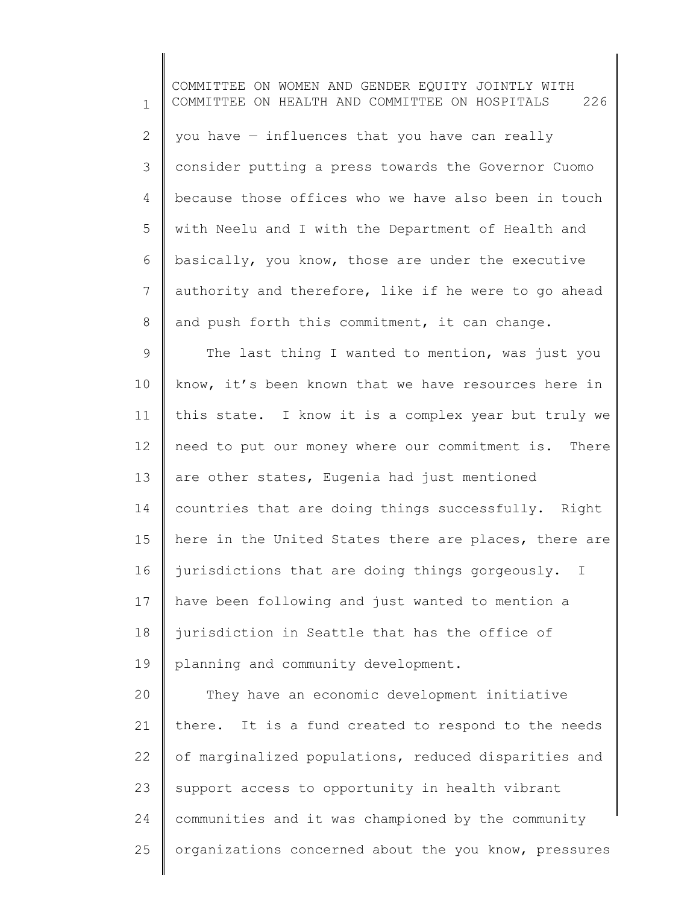you have — influences that you have can really consider putting a press towards the Governor Cuomo because those offices who we have also been in touch with Neelu and I with the Department of Health and basically, you know, those are under the executive authority and therefore, like if he were to go ahead and push forth this commitment, it can change.

The last thing I wanted to mention, was just you know, it's been known that we have resources here in this state. I know it is a complex year but truly we need to put our money where our commitment is. There are other states, Eugenia had just mentioned countries that are doing things successfully. Right here in the United States there are places, there are jurisdictions that are doing things gorgeously. I have been following and just wanted to mention a jurisdiction in Seattle that has the office of planning and community development.

They have an economic development initiative there. It is a fund created to respond to the needs of marginalized populations, reduced disparities and support access to opportunity in health vibrant communities and it was championed by the community organizations concerned about the you know, pressures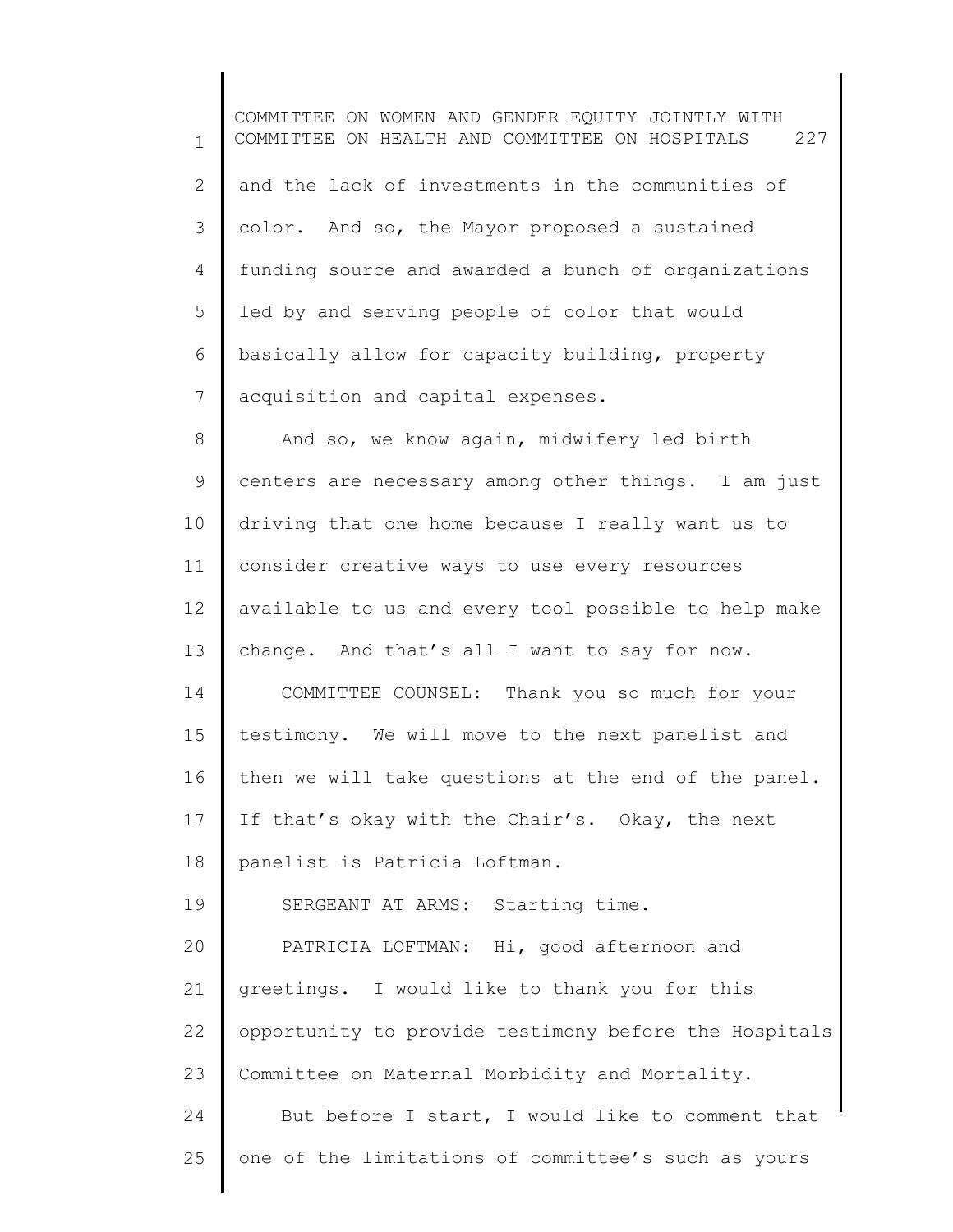and the lack of investments in the communities of color. And so, the Mayor proposed a sustained funding source and awarded a bunch of organizations led by and serving people of color that would basically allow for capacity building, property acquisition and capital expenses.

And so, we know again, midwifery led birth centers are necessary among other things. I am just driving that one home because I really want us to consider creative ways to use every resources available to us and every tool possible to help make change. And that's all I want to say for now.

COMMITTEE COUNSEL: Thank you so much for your testimony. We will move to the next panelist and then we will take questions at the end of the panel. If that's okay with the Chair's. Okay, the next panelist is Patricia Loftman.

SERGEANT AT ARMS: Starting time.

PATRICIA LOFTMAN: Hi, good afternoon and greetings. I would like to thank you for this opportunity to provide testimony before the Hospitals Committee on Maternal Morbidity and Mortality.

But before I start, I would like to comment that one of the limitations of committee's such as yours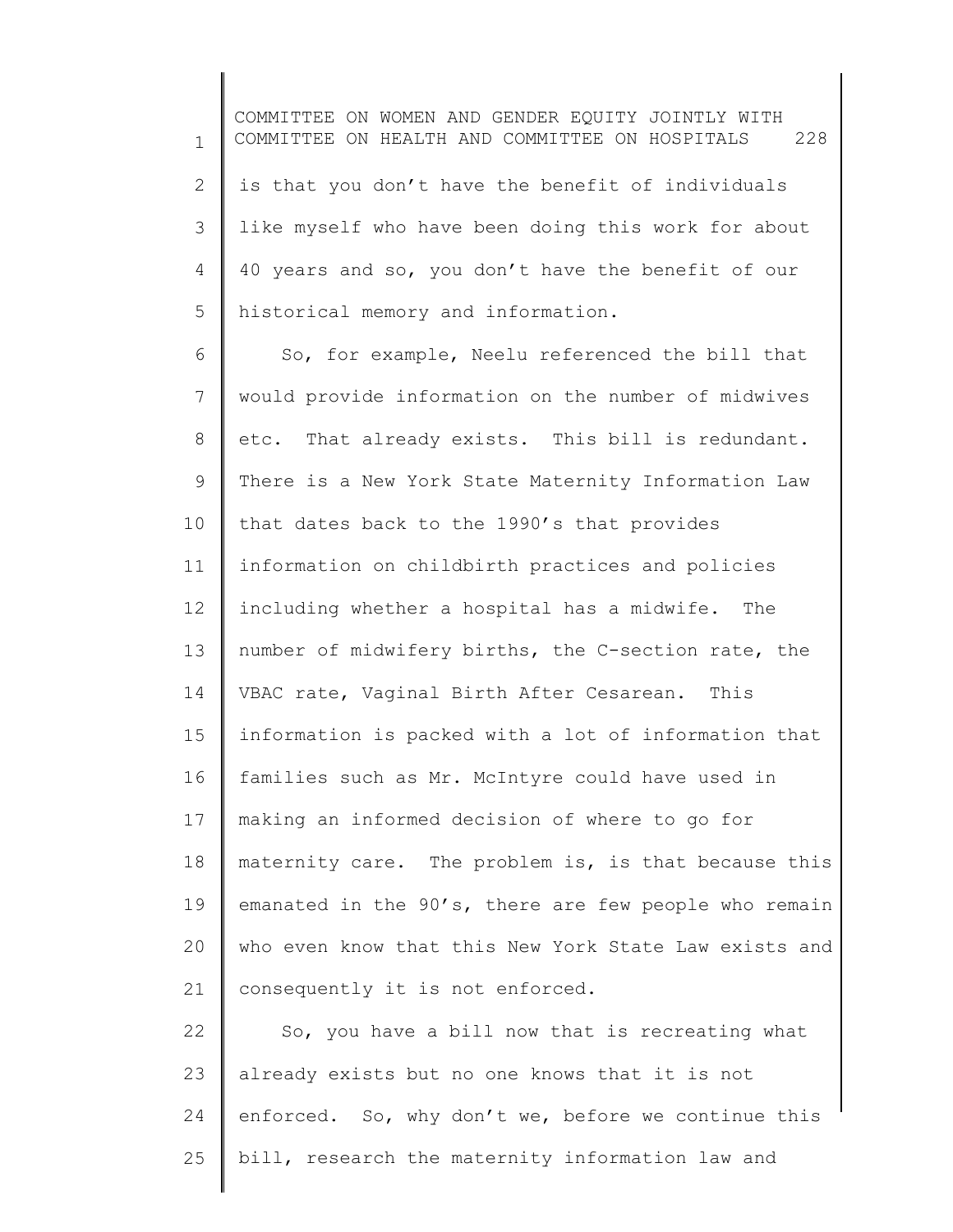is that you don't have the benefit of individuals like myself who have been doing this work for about 40 years and so, you don't have the benefit of our historical memory and information.

So, for example, Neelu referenced the bill that would provide information on the number of midwives etc. That already exists. This bill is redundant. There is a New York State Maternity Information Law that dates back to the 1990's that provides information on childbirth practices and policies including whether a hospital has a midwife. The number of midwifery births, the C-section rate, the VBAC rate, Vaginal Birth After Cesarean. This information is packed with a lot of information that families such as Mr. McIntyre could have used in making an informed decision of where to go for maternity care. The problem is, is that because this emanated in the 90's, there are few people who remain who even know that this New York State Law exists and consequently it is not enforced.

So, you have a bill now that is recreating what already exists but no one knows that it is not enforced. So, why don't we, before we continue this bill, research the maternity information law and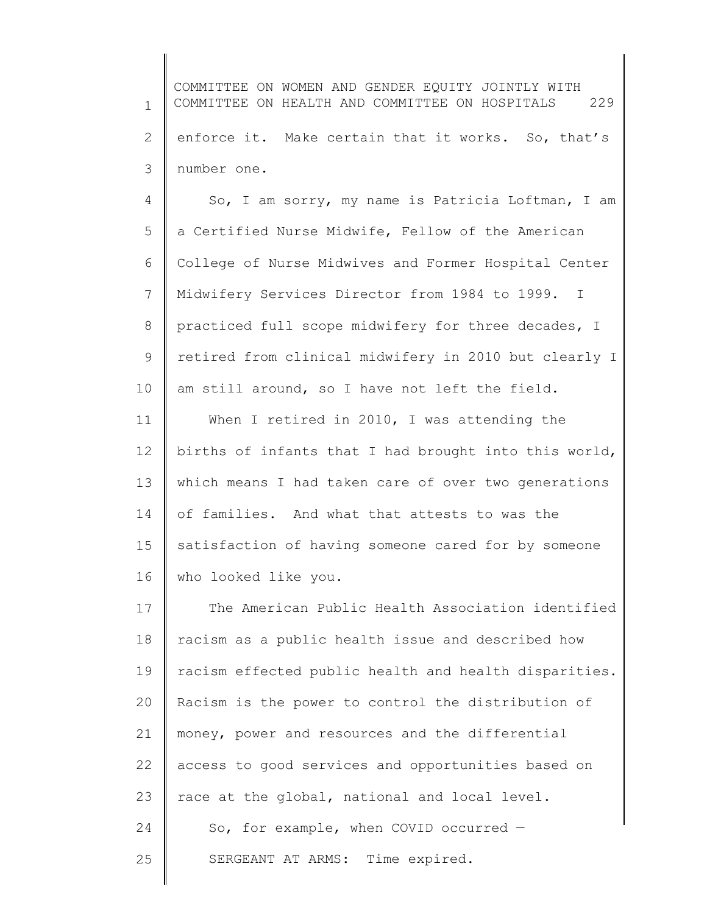enforce it. Make certain that it works. So, that's number one.

So, I am sorry, my name is Patricia Loftman, I am a Certified Nurse Midwife, Fellow of the American College of Nurse Midwives and Former Hospital Center Midwifery Services Director from 1984 to 1999. I practiced full scope midwifery for three decades, I retired from clinical midwifery in 2010 but clearly I am still around, so I have not left the field.

When I retired in 2010, I was attending the births of infants that I had brought into this world, which means I had taken care of over two generations of families. And what that attests to was the satisfaction of having someone cared for by someone who looked like you.

The American Public Health Association identified racism as a public health issue and described how racism effected public health and health disparities. Racism is the power to control the distribution of money, power and resources and the differential access to good services and opportunities based on race at the global, national and local level.

So, for example, when COVID occurred —

SERGEANT AT ARMS: Time expired.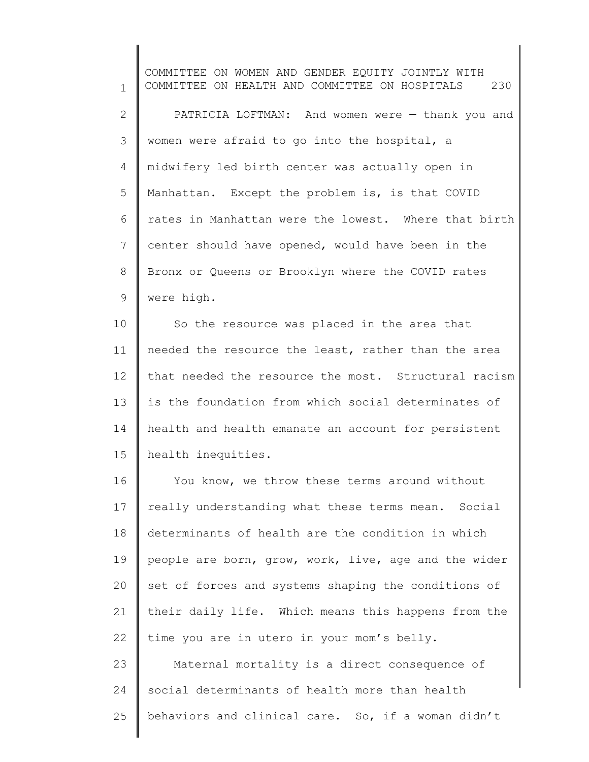PATRICIA LOFTMAN: And women were — thank you and women were afraid to go into the hospital, a midwifery led birth center was actually open in Manhattan. Except the problem is, is that COVID rates in Manhattan were the lowest. Where that birth center should have opened, would have been in the Bronx or Queens or Brooklyn where the COVID rates were high.

So the resource was placed in the area that needed the resource the least, rather than the area that needed the resource the most. Structural racism is the foundation from which social determinates of health and health emanate an account for persistent health inequities.

You know, we throw these terms around without really understanding what these terms mean. Social determinants of health are the condition in which people are born, grow, work, live, age and the wider set of forces and systems shaping the conditions of their daily life. Which means this happens from the time you are in utero in your mom's belly.

Maternal mortality is a direct consequence of social determinants of health more than health behaviors and clinical care. So, if a woman didn't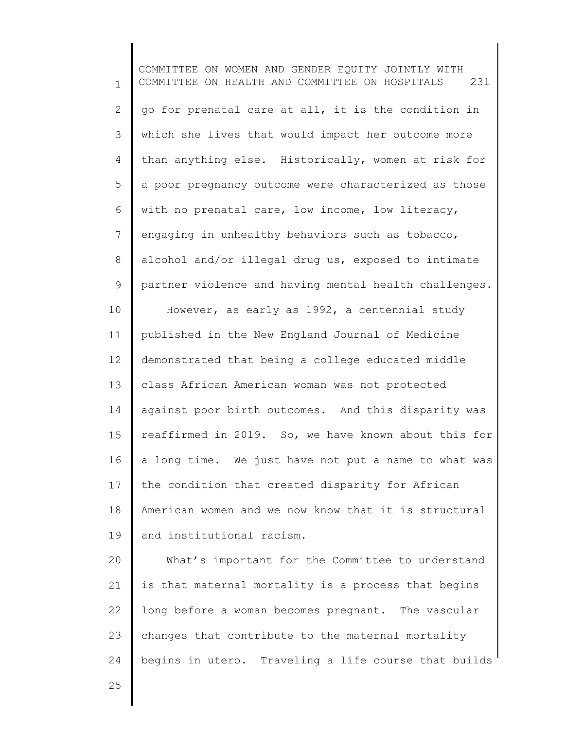go for prenatal care at all, it is the condition in which she lives that would impact her outcome more than anything else. Historically, women at risk for a poor pregnancy outcome were characterized as those with no prenatal care, low income, low literacy, engaging in unhealthy behaviors such as tobacco, alcohol and/or illegal drug us, exposed to intimate partner violence and having mental health challenges.

However, as early as 1992, a centennial study published in the New England Journal of Medicine demonstrated that being a college educated middle class African American woman was not protected against poor birth outcomes. And this disparity was reaffirmed in 2019. So, we have known about this for a long time. We just have not put a name to what was the condition that created disparity for African American women and we now know that it is structural and institutional racism.

What's important for the Committee to understand is that maternal mortality is a process that begins long before a woman becomes pregnant. The vascular changes that contribute to the maternal mortality begins in utero. Traveling a life course that builds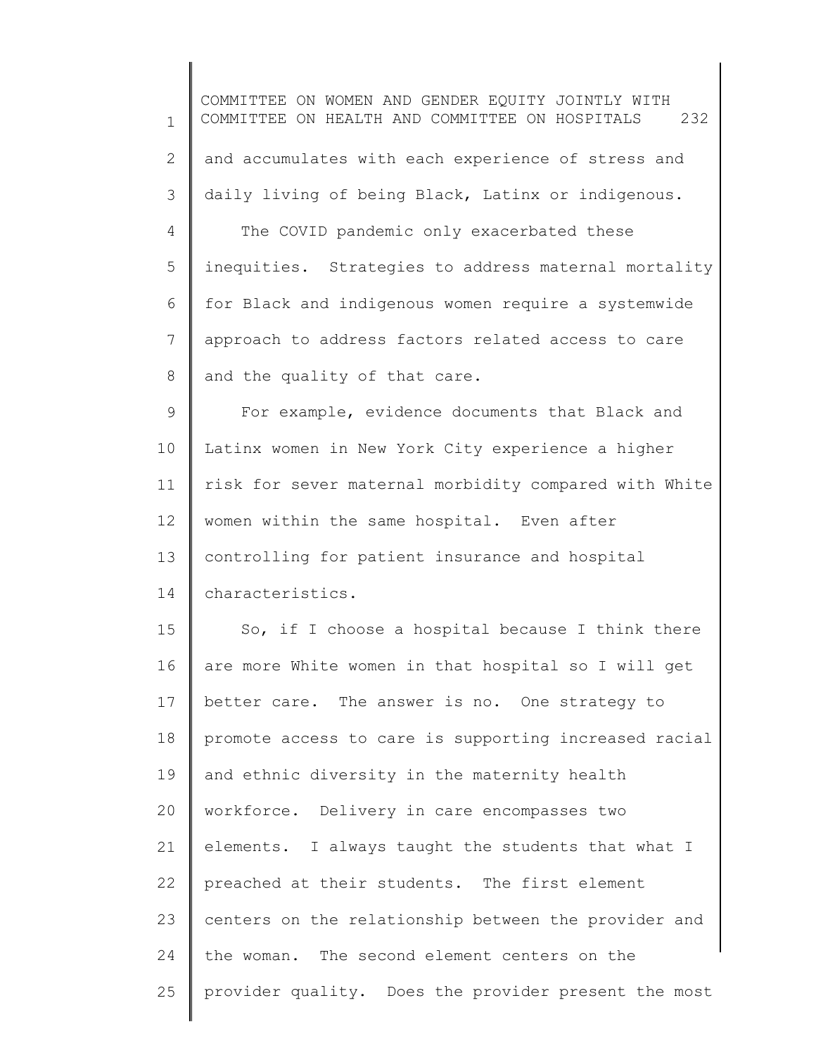and accumulates with each experience of stress and daily living of being Black, Latinx or indigenous.

The COVID pandemic only exacerbated these inequities. Strategies to address maternal mortality for Black and indigenous women require a systemwide approach to address factors related access to care and the quality of that care.

For example, evidence documents that Black and Latinx women in New York City experience a higher risk for sever maternal morbidity compared with White women within the same hospital. Even after controlling for patient insurance and hospital characteristics.

So, if I choose a hospital because I think there are more White women in that hospital so I will get better care. The answer is no. One strategy to promote access to care is supporting increased racial and ethnic diversity in the maternity health workforce. Delivery in care encompasses two elements. I always taught the students that what I preached at their students. The first element centers on the relationship between the provider and the woman. The second element centers on the provider quality. Does the provider present the most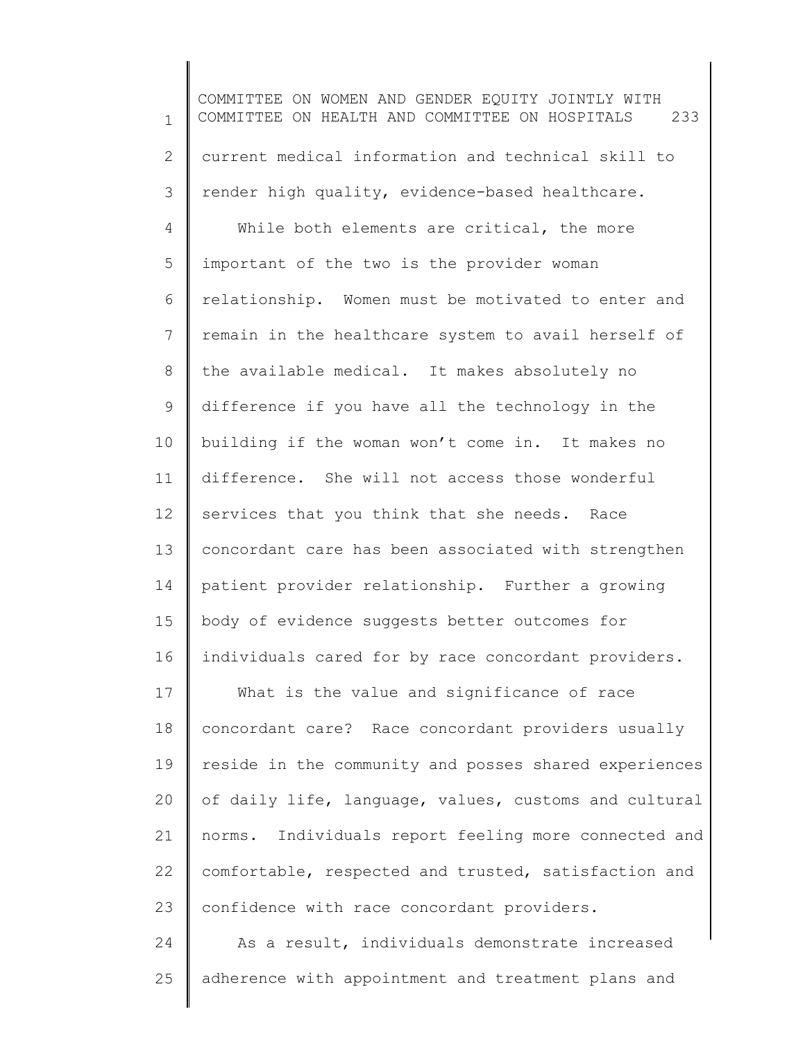current medical information and technical skill to render high quality, evidence-based healthcare.

While both elements are critical, the more important of the two is the provider woman relationship. Women must be motivated to enter and remain in the healthcare system to avail herself of the available medical. It makes absolutely no difference if you have all the technology in the building if the woman won't come in. It makes no difference. She will not access those wonderful services that you think that she needs. Race concordant care has been associated with strengthen patient provider relationship. Further a growing body of evidence suggests better outcomes for individuals cared for by race concordant providers.

What is the value and significance of race concordant care? Race concordant providers usually reside in the community and posses shared experiences of daily life, language, values, customs and cultural norms. Individuals report feeling more connected and comfortable, respected and trusted, satisfaction and confidence with race concordant providers.

As a result, individuals demonstrate increased adherence with appointment and treatment plans and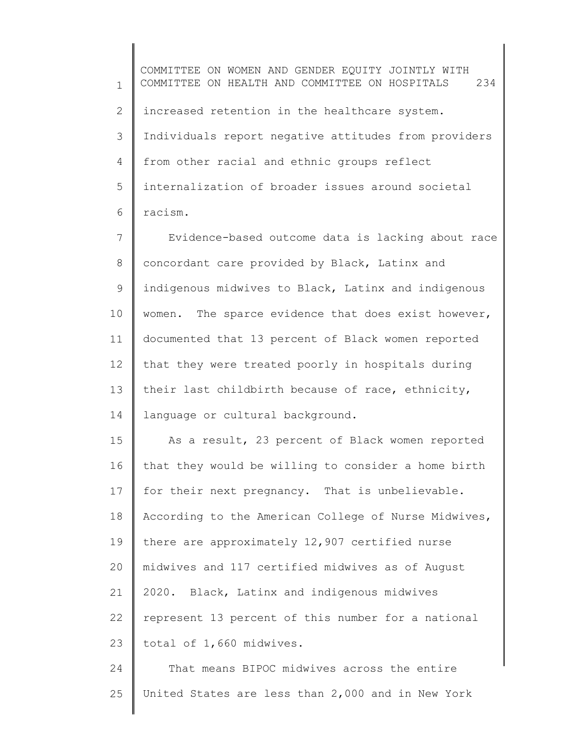increased retention in the healthcare system. Individuals report negative attitudes from providers from other racial and ethnic groups reflect internalization of broader issues around societal racism.

Evidence-based outcome data is lacking about race concordant care provided by Black, Latinx and indigenous midwives to Black, Latinx and indigenous women. The sparce evidence that does exist however, documented that 13 percent of Black women reported that they were treated poorly in hospitals during their last childbirth because of race, ethnicity, language or cultural background.

As a result, 23 percent of Black women reported that they would be willing to consider a home birth for their next pregnancy. That is unbelievable. According to the American College of Nurse Midwives, there are approximately 12,907 certified nurse midwives and 117 certified midwives as of August 2020. Black, Latinx and indigenous midwives represent 13 percent of this number for a national total of 1,660 midwives.

That means BIPOC midwives across the entire United States are less than 2,000 and in New York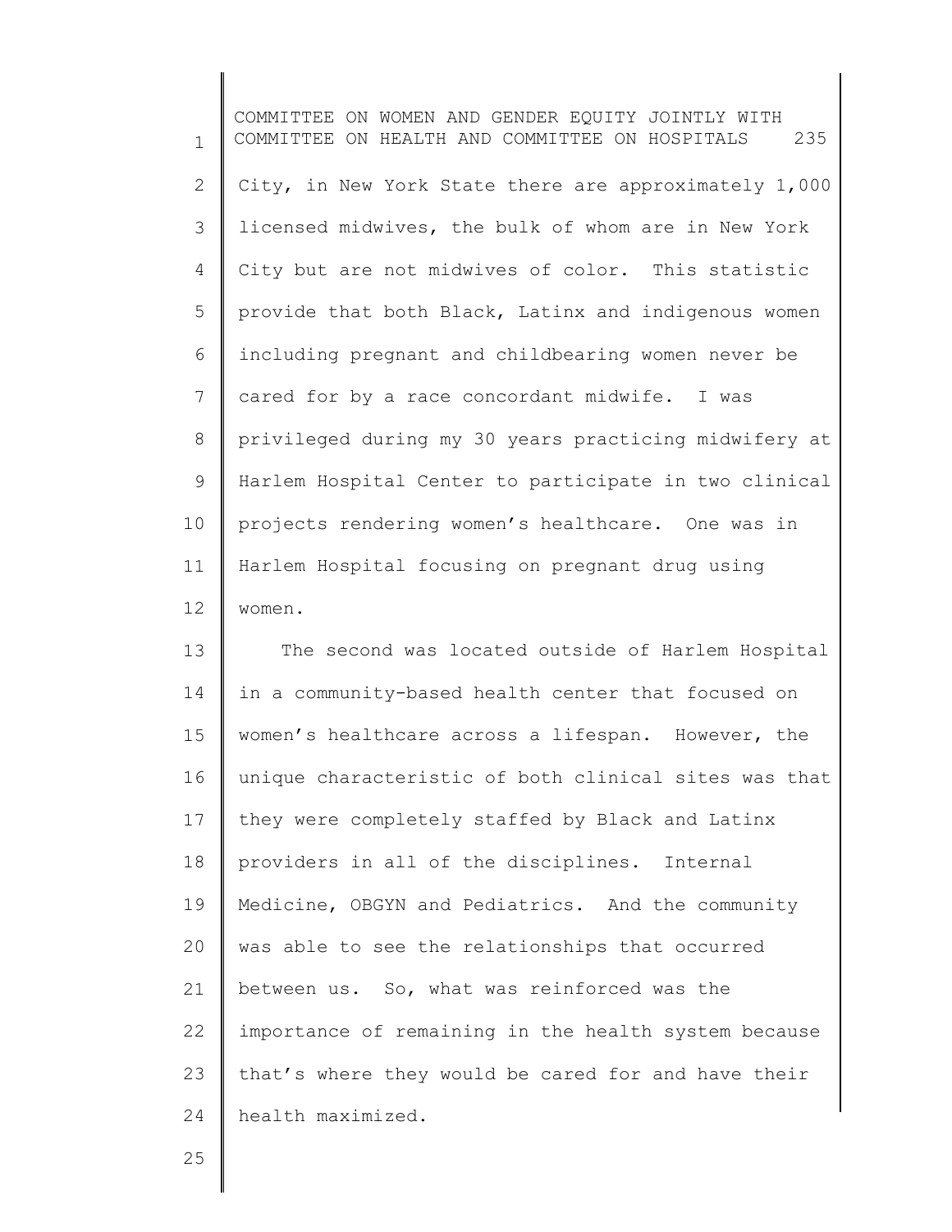City, in New York State there are approximately 1,000 licensed midwives, the bulk of whom are in New York City but are not midwives of color. This statistic provide that both Black, Latinx and indigenous women including pregnant and childbearing women never be cared for by a race concordant midwife. I was privileged during my 30 years practicing midwifery at Harlem Hospital Center to participate in two clinical projects rendering women's healthcare. One was in Harlem Hospital focusing on pregnant drug using women.

The second was located outside of Harlem Hospital in a community-based health center that focused on women's healthcare across a lifespan. However, the unique characteristic of both clinical sites was that they were completely staffed by Black and Latinx providers in all of the disciplines. Internal Medicine, OBGYN and Pediatrics. And the community was able to see the relationships that occurred between us. So, what was reinforced was the importance of remaining in the health system because that's where they would be cared for and have their health maximized.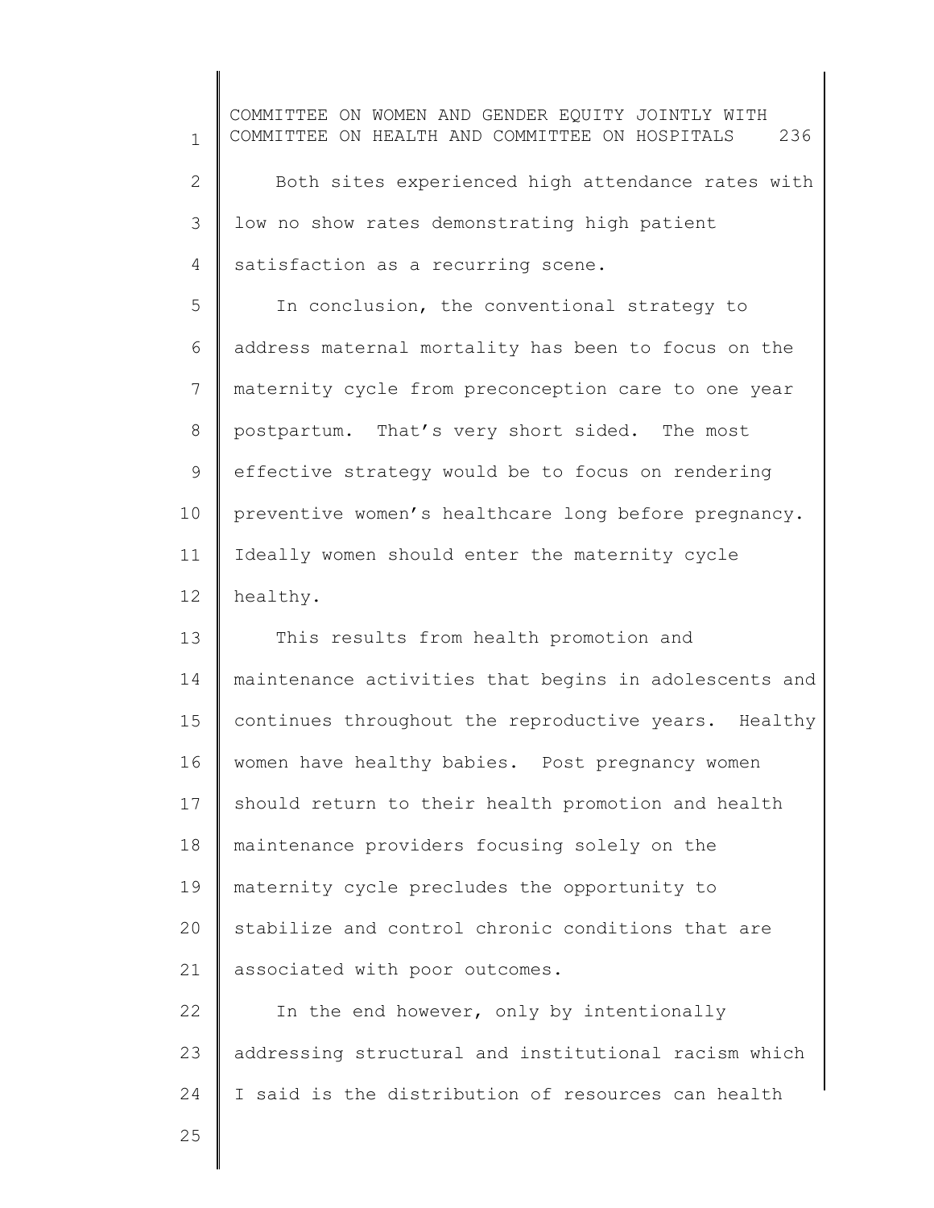Both sites experienced high attendance rates with low no show rates demonstrating high patient satisfaction as a recurring scene.

In conclusion, the conventional strategy to address maternal mortality has been to focus on the maternity cycle from preconception care to one year postpartum. That's very short sided. The most effective strategy would be to focus on rendering preventive women's healthcare long before pregnancy. Ideally women should enter the maternity cycle healthy.

This results from health promotion and maintenance activities that begins in adolescents and continues throughout the reproductive years. Healthy women have healthy babies. Post pregnancy women should return to their health promotion and health maintenance providers focusing solely on the maternity cycle precludes the opportunity to stabilize and control chronic conditions that are associated with poor outcomes.

In the end however, only by intentionally addressing structural and institutional racism which I said is the distribution of resources can health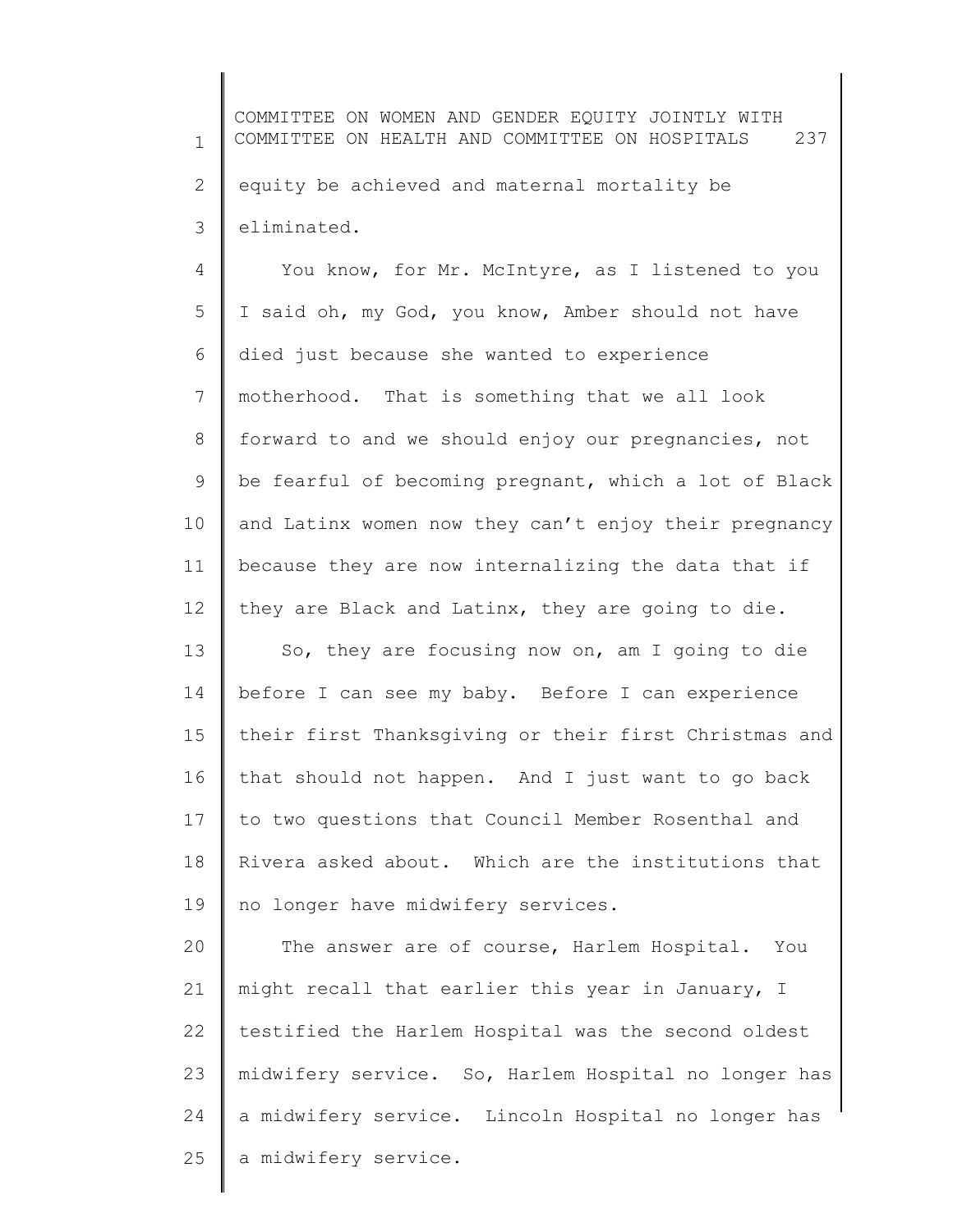equity be achieved and maternal mortality be eliminated.

You know, for Mr. McIntyre, as I listened to you I said oh, my God, you know, Amber should not have died just because she wanted to experience motherhood. That is something that we all look forward to and we should enjoy our pregnancies, not be fearful of becoming pregnant, which a lot of Black and Latinx women now they can't enjoy their pregnancy because they are now internalizing the data that if they are Black and Latinx, they are going to die.

So, they are focusing now on, am I going to die before I can see my baby. Before I can experience their first Thanksgiving or their first Christmas and that should not happen. And I just want to go back to two questions that Council Member Rosenthal and Rivera asked about. Which are the institutions that no longer have midwifery services.

The answer are of course, Harlem Hospital. You might recall that earlier this year in January, I testified the Harlem Hospital was the second oldest midwifery service. So, Harlem Hospital no longer has a midwifery service. Lincoln Hospital no longer has a midwifery service.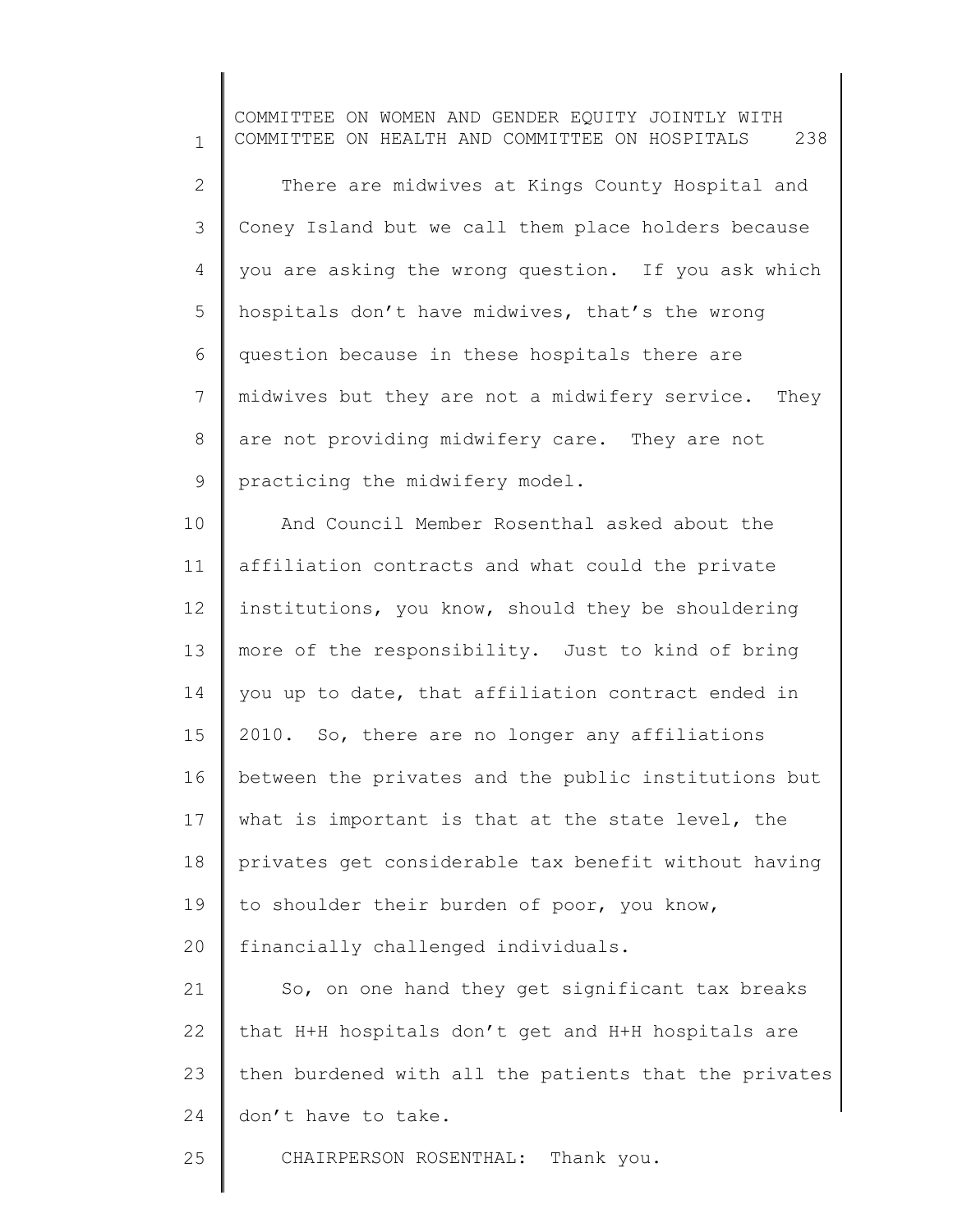There are midwives at Kings County Hospital and Coney Island but we call them place holders because you are asking the wrong question. If you ask which hospitals don't have midwives, that's the wrong question because in these hospitals there are midwives but they are not a midwifery service. They are not providing midwifery care. They are not practicing the midwifery model.

And Council Member Rosenthal asked about the affiliation contracts and what could the private institutions, you know, should they be shouldering more of the responsibility. Just to kind of bring you up to date, that affiliation contract ended in 2010. So, there are no longer any affiliations between the privates and the public institutions but what is important is that at the state level, the privates get considerable tax benefit without having to shoulder their burden of poor, you know, financially challenged individuals.

So, on one hand they get significant tax breaks that H+H hospitals don't get and H+H hospitals are then burdened with all the patients that the privates don't have to take.

CHAIRPERSON ROSENTHAL: Thank you.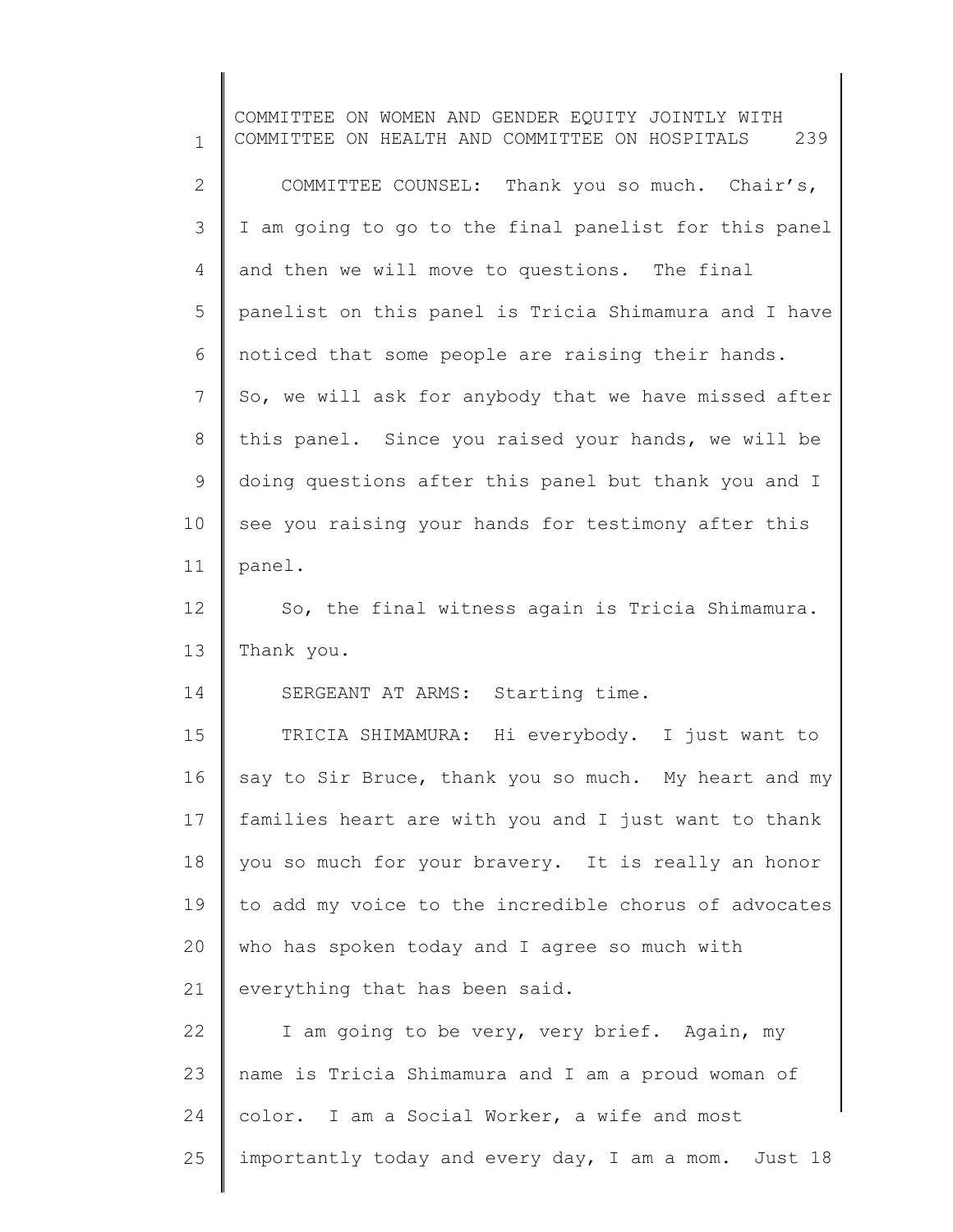COMMITTEE COUNSEL: Thank you so much. Chair's, I am going to go to the final panelist for this panel and then we will move to questions. The final panelist on this panel is Tricia Shimamura and I have noticed that some people are raising their hands. So, we will ask for anybody that we have missed after this panel. Since you raised your hands, we will be doing questions after this panel but thank you and I see you raising your hands for testimony after this panel.

So, the final witness again is Tricia Shimamura. Thank you.

SERGEANT AT ARMS: Starting time.

TRICIA SHIMAMURA: Hi everybody. I just want to say to Sir Bruce, thank you so much. My heart and my families heart are with you and I just want to thank you so much for your bravery. It is really an honor to add my voice to the incredible chorus of advocates who has spoken today and I agree so much with everything that has been said.

I am going to be very, very brief. Again, my name is Tricia Shimamura and I am a proud woman of color. I am a Social Worker, a wife and most importantly today and every day, I am a mom. Just 18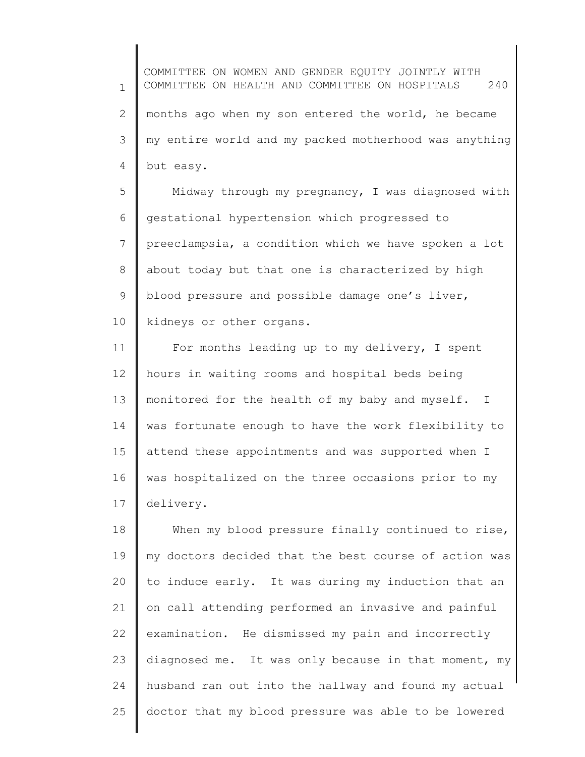months ago when my son entered the world, he became my entire world and my packed motherhood was anything but easy.

Midway through my pregnancy, I was diagnosed with gestational hypertension which progressed to preeclampsia, a condition which we have spoken a lot about today but that one is characterized by high blood pressure and possible damage one's liver, kidneys or other organs.

For months leading up to my delivery, I spent hours in waiting rooms and hospital beds being monitored for the health of my baby and myself. I was fortunate enough to have the work flexibility to attend these appointments and was supported when I was hospitalized on the three occasions prior to my delivery.

When my blood pressure finally continued to rise, my doctors decided that the best course of action was to induce early. It was during my induction that an on call attending performed an invasive and painful examination. He dismissed my pain and incorrectly diagnosed me. It was only because in that moment, my husband ran out into the hallway and found my actual doctor that my blood pressure was able to be lowered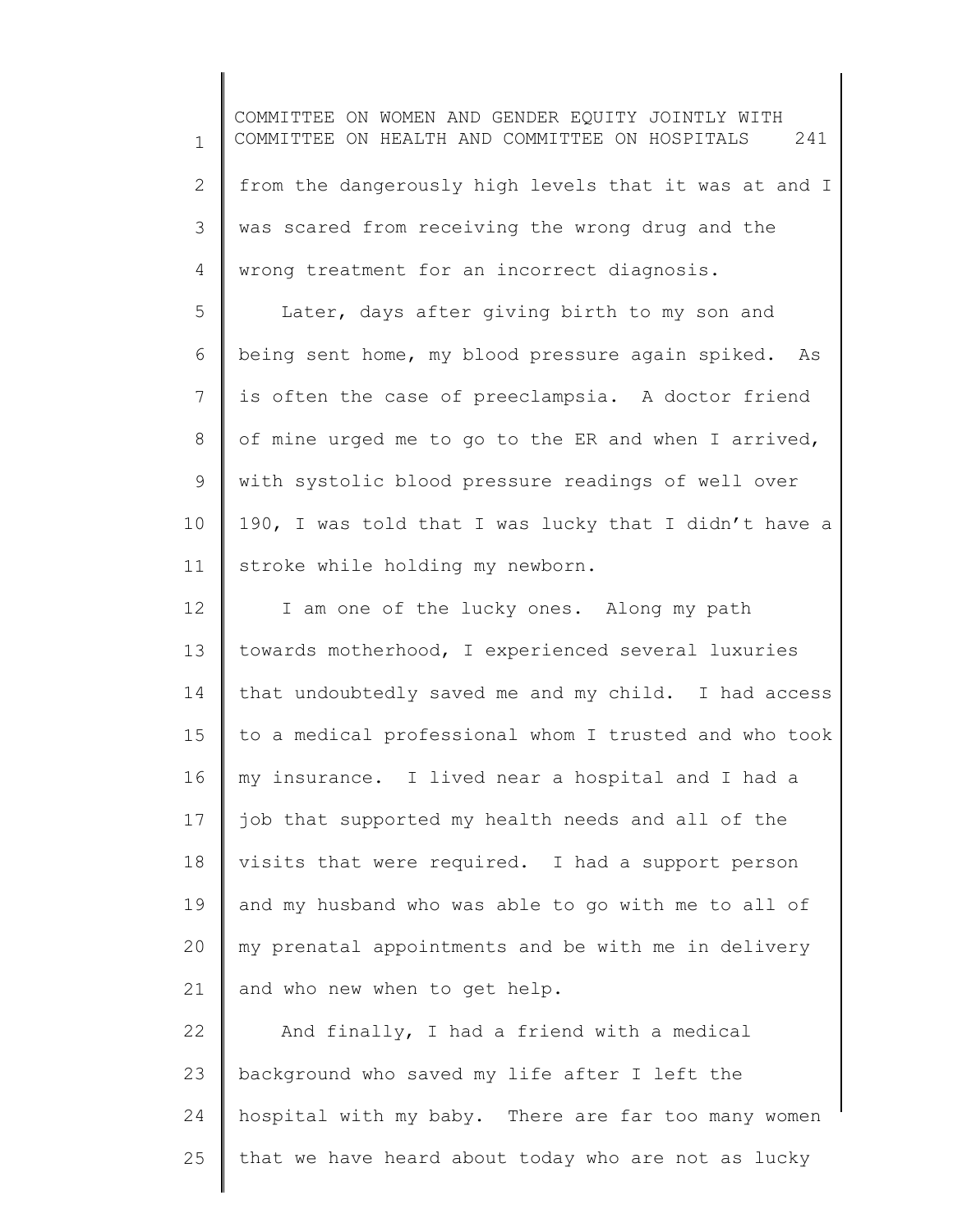from the dangerously high levels that it was at and I was scared from receiving the wrong drug and the wrong treatment for an incorrect diagnosis.

Later, days after giving birth to my son and being sent home, my blood pressure again spiked. As is often the case of preeclampsia. A doctor friend of mine urged me to go to the ER and when I arrived, with systolic blood pressure readings of well over 190, I was told that I was lucky that I didn't have a stroke while holding my newborn.

I am one of the lucky ones. Along my path towards motherhood, I experienced several luxuries that undoubtedly saved me and my child. I had access to a medical professional whom I trusted and who took my insurance. I lived near a hospital and I had a job that supported my health needs and all of the visits that were required. I had a support person and my husband who was able to go with me to all of my prenatal appointments and be with me in delivery and who new when to get help.

And finally, I had a friend with a medical background who saved my life after I left the hospital with my baby. There are far too many women that we have heard about today who are not as lucky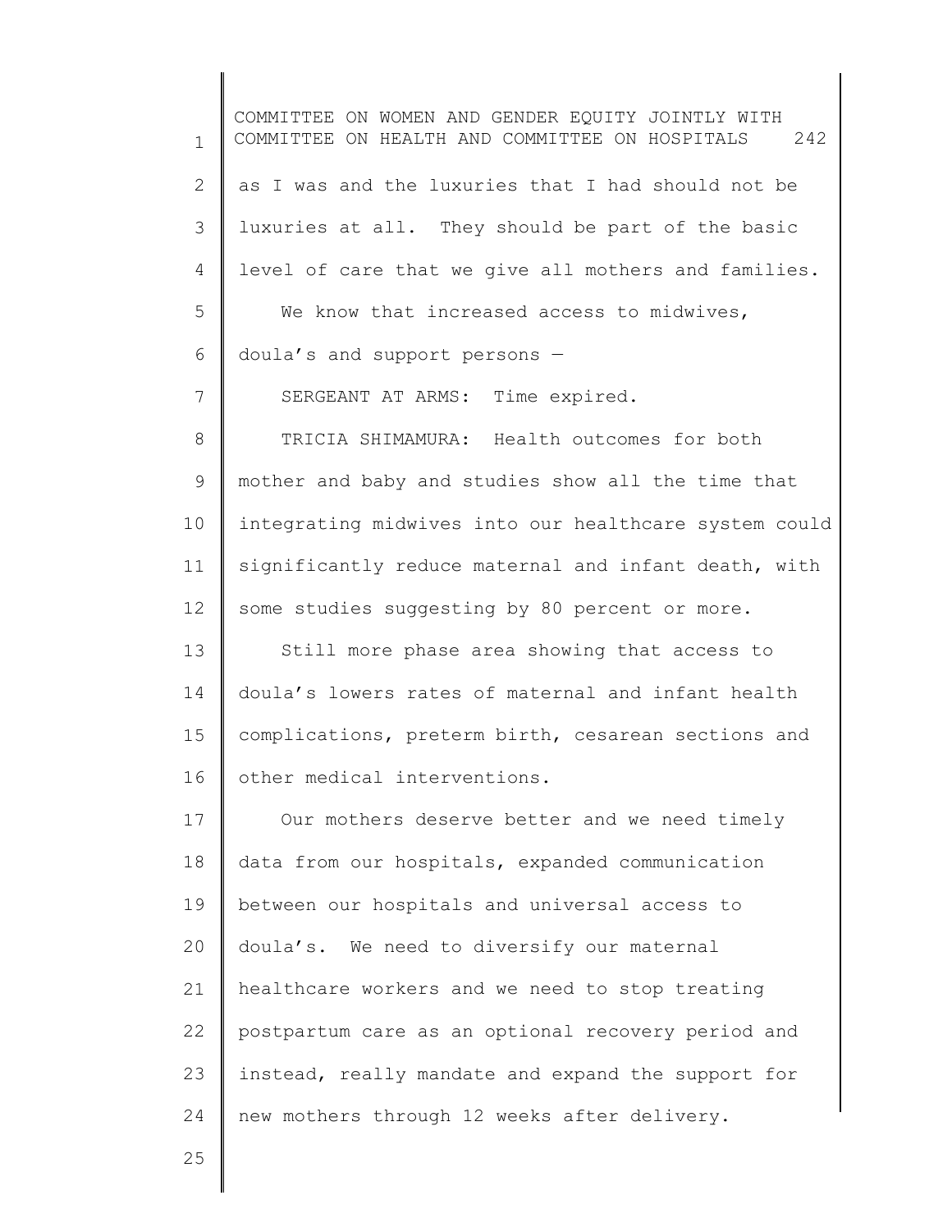as I was and the luxuries that I had should not be luxuries at all. They should be part of the basic level of care that we give all mothers and families.

We know that increased access to midwives, doula's and support persons —

SERGEANT AT ARMS: Time expired.

TRICIA SHIMAMURA: Health outcomes for both mother and baby and studies show all the time that integrating midwives into our healthcare system could significantly reduce maternal and infant death, with some studies suggesting by 80 percent or more.

Still more phase area showing that access to doula's lowers rates of maternal and infant health complications, preterm birth, cesarean sections and other medical interventions.

Our mothers deserve better and we need timely data from our hospitals, expanded communication between our hospitals and universal access to doula's. We need to diversify our maternal healthcare workers and we need to stop treating postpartum care as an optional recovery period and instead, really mandate and expand the support for new mothers through 12 weeks after delivery.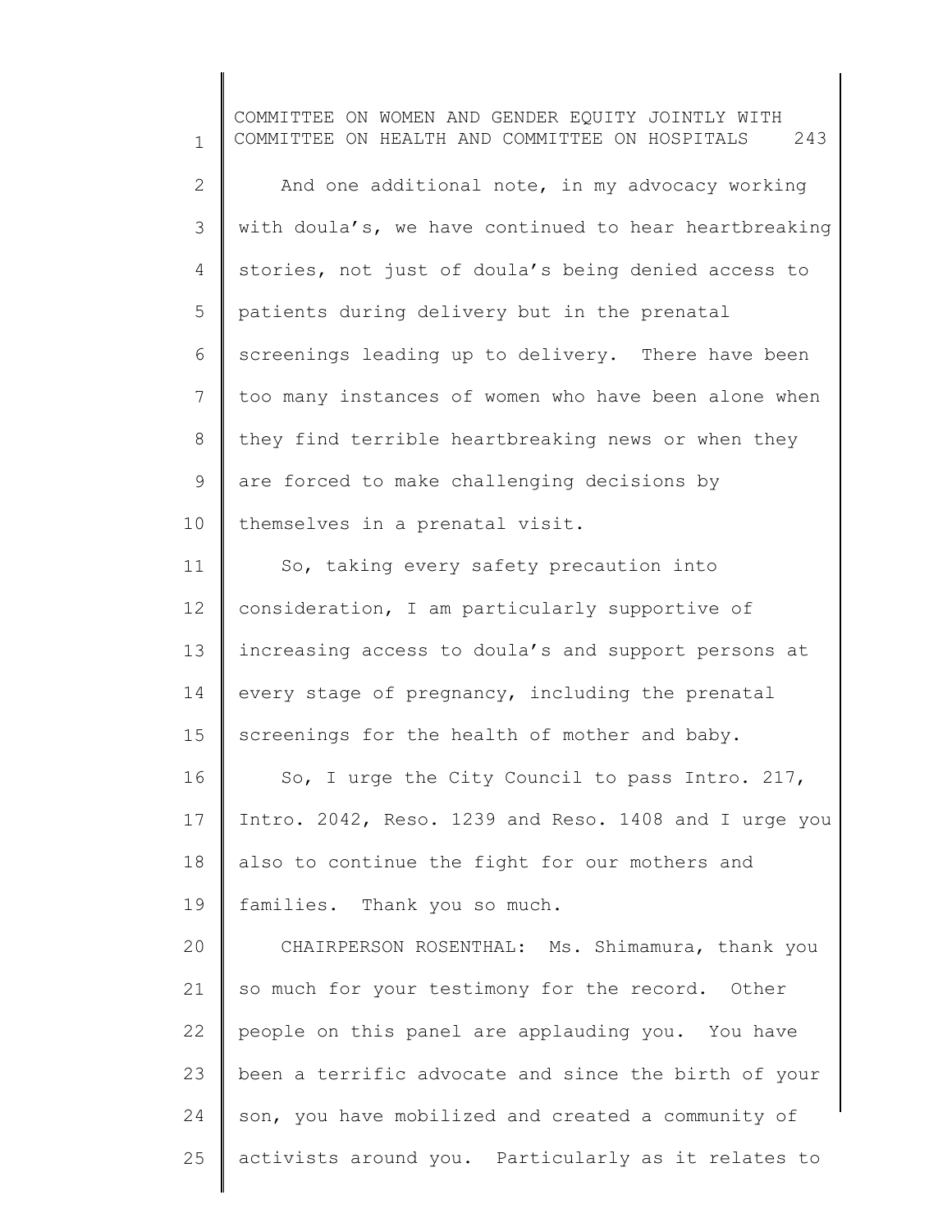And one additional note, in my advocacy working with doula's, we have continued to hear heartbreaking stories, not just of doula's being denied access to patients during delivery but in the prenatal screenings leading up to delivery. There have been too many instances of women who have been alone when they find terrible heartbreaking news or when they are forced to make challenging decisions by themselves in a prenatal visit.

So, taking every safety precaution into consideration, I am particularly supportive of increasing access to doula's and support persons at every stage of pregnancy, including the prenatal screenings for the health of mother and baby.

So, I urge the City Council to pass Intro. 217, Intro. 2042, Reso. 1239 and Reso. 1408 and I urge you also to continue the fight for our mothers and families. Thank you so much.

CHAIRPERSON ROSENTHAL: Ms. Shimamura, thank you so much for your testimony for the record. Other people on this panel are applauding you. You have been a terrific advocate and since the birth of your son, you have mobilized and created a community of activists around you. Particularly as it relates to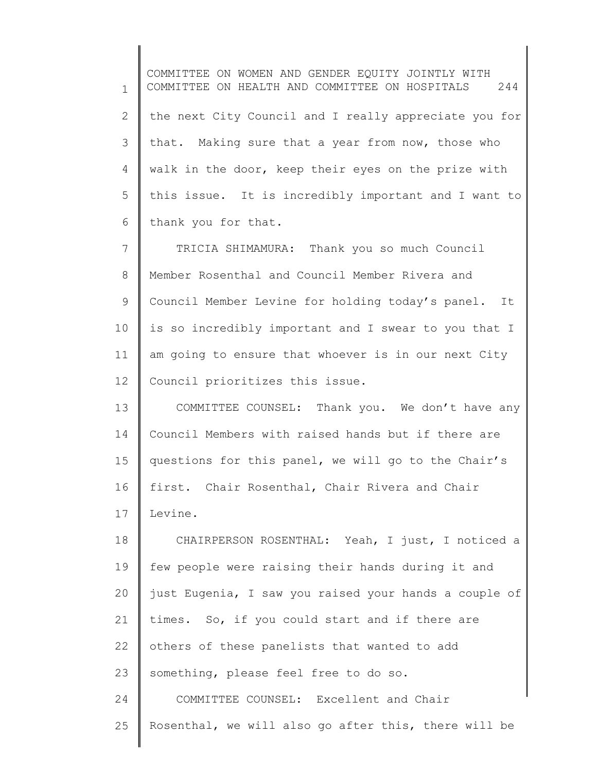the next City Council and I really appreciate you for that. Making sure that a year from now, those who walk in the door, keep their eyes on the prize with this issue. It is incredibly important and I want to thank you for that.

TRICIA SHIMAMURA: Thank you so much Council Member Rosenthal and Council Member Rivera and Council Member Levine for holding today's panel. It is so incredibly important and I swear to you that I am going to ensure that whoever is in our next City Council prioritizes this issue.

COMMITTEE COUNSEL: Thank you. We don't have any Council Members with raised hands but if there are questions for this panel, we will go to the Chair's first. Chair Rosenthal, Chair Rivera and Chair Levine.

CHAIRPERSON ROSENTHAL: Yeah, I just, I noticed a few people were raising their hands during it and just Eugenia, I saw you raised your hands a couple of times. So, if you could start and if there are others of these panelists that wanted to add something, please feel free to do so.

COMMITTEE COUNSEL: Excellent and Chair Rosenthal, we will also go after this, there will be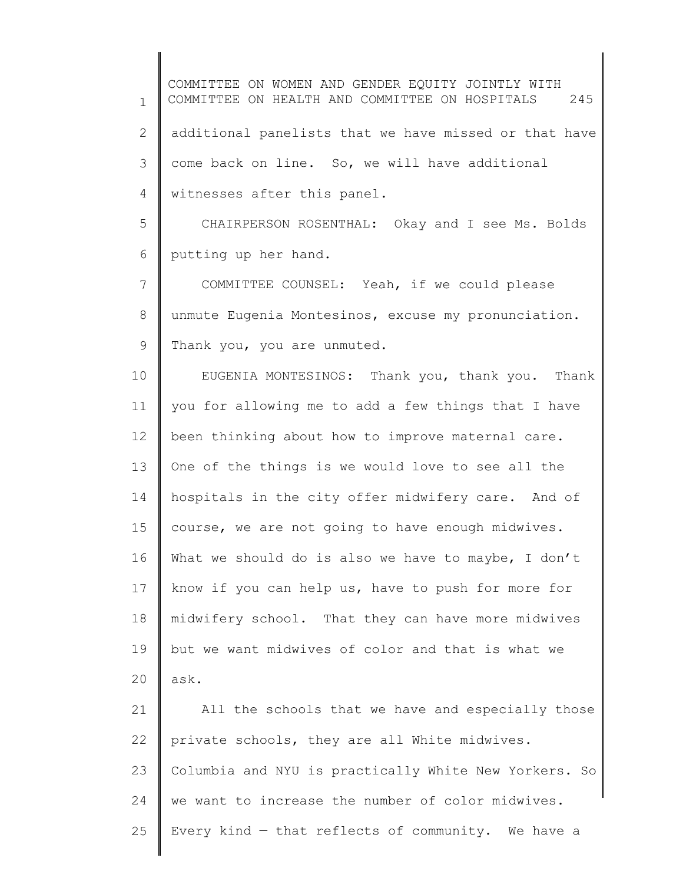additional panelists that we have missed or that have come back on line. So, we will have additional witnesses after this panel.

CHAIRPERSON ROSENTHAL: Okay and I see Ms. Bolds putting up her hand.

COMMITTEE COUNSEL: Yeah, if we could please unmute Eugenia Montesinos, excuse my pronunciation. Thank you, you are unmuted.

EUGENIA MONTESINOS: Thank you, thank you. Thank you for allowing me to add a few things that I have been thinking about how to improve maternal care. One of the things is we would love to see all the hospitals in the city offer midwifery care. And of course, we are not going to have enough midwives. What we should do is also we have to maybe, I don't know if you can help us, have to push for more for midwifery school. That they can have more midwives but we want midwives of color and that is what we ask.

All the schools that we have and especially those private schools, they are all White midwives. Columbia and NYU is practically White New Yorkers. So we want to increase the number of color midwives. Every kind — that reflects of community. We have a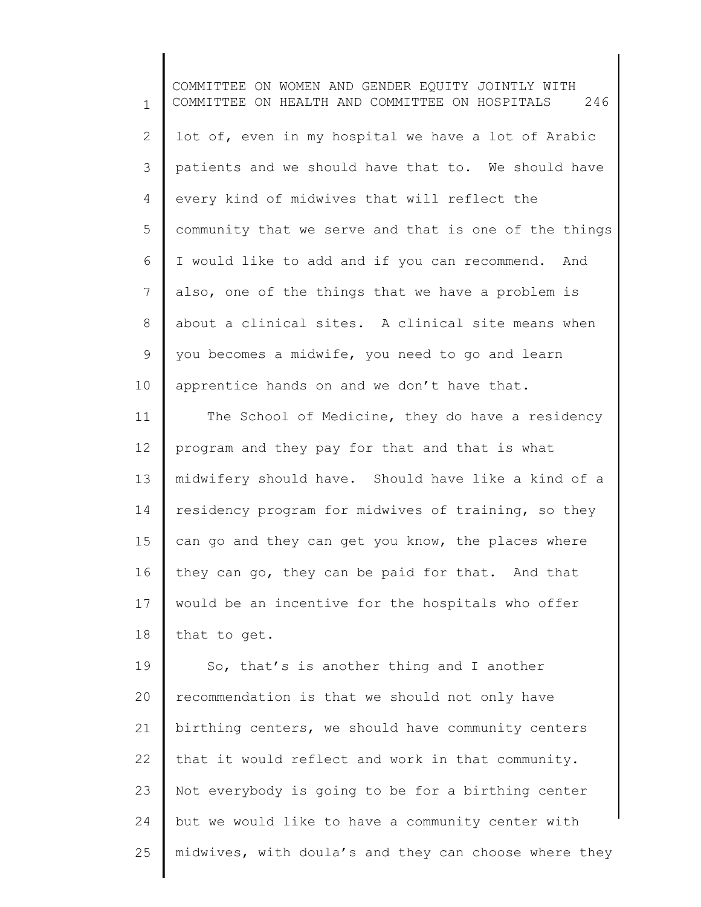lot of, even in my hospital we have a lot of Arabic patients and we should have that to. We should have every kind of midwives that will reflect the community that we serve and that is one of the things I would like to add and if you can recommend. And also, one of the things that we have a problem is about a clinical sites. A clinical site means when you becomes a midwife, you need to go and learn apprentice hands on and we don't have that.

The School of Medicine, they do have a residency program and they pay for that and that is what midwifery should have. Should have like a kind of a residency program for midwives of training, so they can go and they can get you know, the places where they can go, they can be paid for that. And that would be an incentive for the hospitals who offer that to get.

So, that's is another thing and I another recommendation is that we should not only have birthing centers, we should have community centers that it would reflect and work in that community. Not everybody is going to be for a birthing center but we would like to have a community center with midwives, with doula's and they can choose where they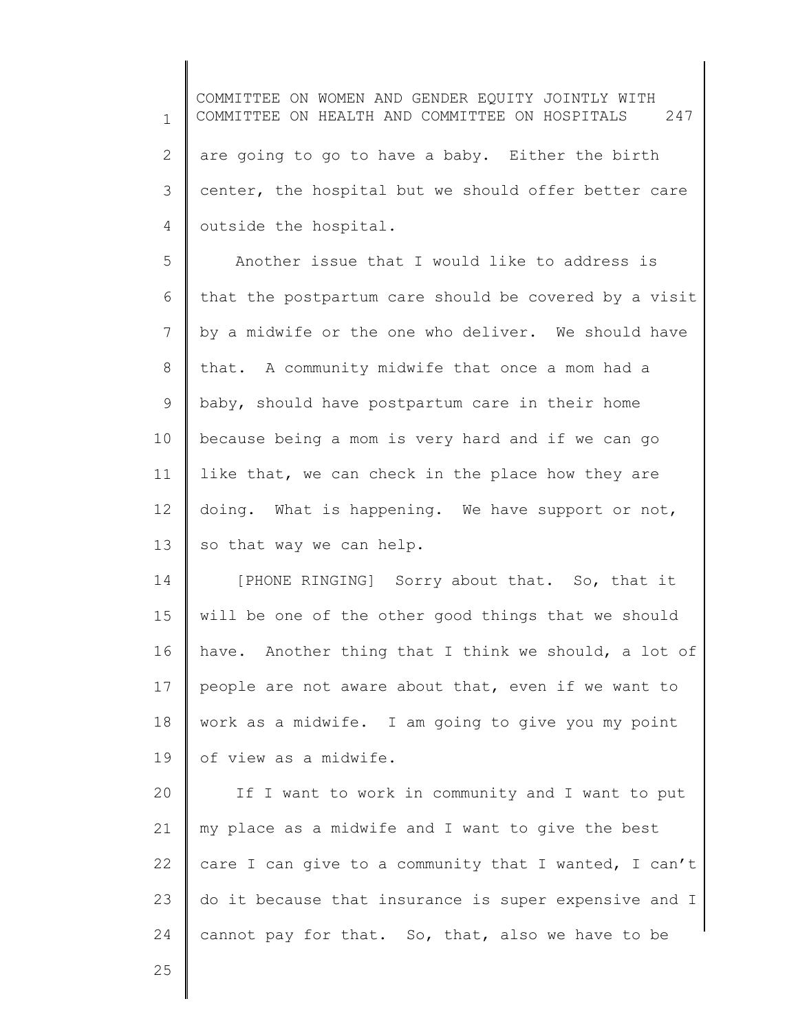are going to go to have a baby. Either the birth center, the hospital but we should offer better care outside the hospital.

Another issue that I would like to address is that the postpartum care should be covered by a visit by a midwife or the one who deliver. We should have that. A community midwife that once a mom had a baby, should have postpartum care in their home because being a mom is very hard and if we can go like that, we can check in the place how they are doing. What is happening. We have support or not, so that way we can help.

[PHONE RINGING] Sorry about that. So, that it will be one of the other good things that we should have. Another thing that I think we should, a lot of people are not aware about that, even if we want to work as a midwife. I am going to give you my point of view as a midwife.

If I want to work in community and I want to put my place as a midwife and I want to give the best care I can give to a community that I wanted, I can't do it because that insurance is super expensive and I cannot pay for that. So, that, also we have to be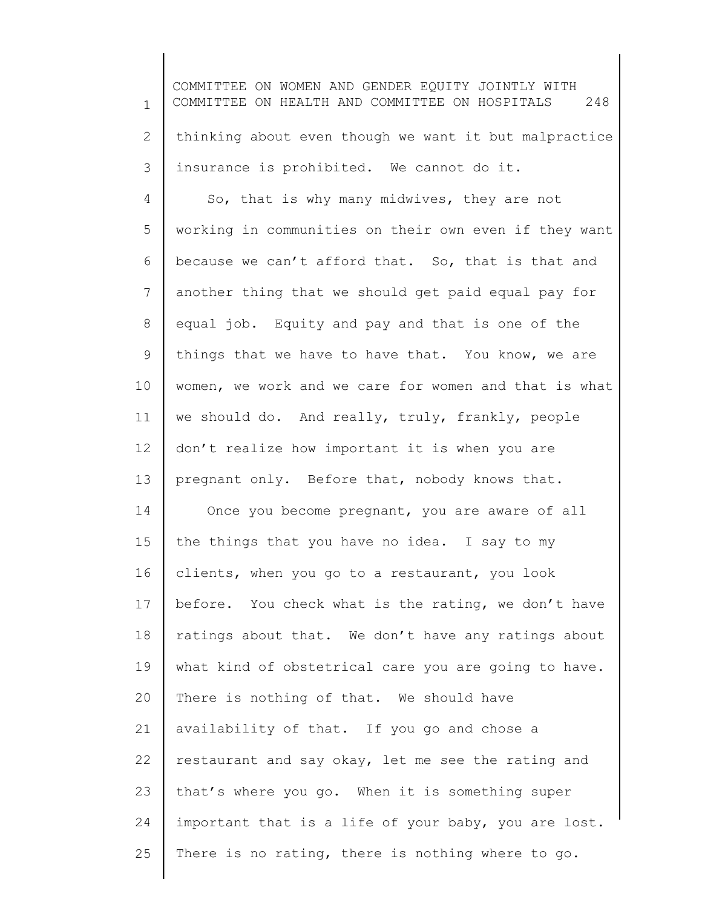thinking about even though we want it but malpractice insurance is prohibited. We cannot do it.

So, that is why many midwives, they are not working in communities on their own even if they want because we can't afford that. So, that is that and another thing that we should get paid equal pay for equal job. Equity and pay and that is one of the things that we have to have that. You know, we are women, we work and we care for women and that is what we should do. And really, truly, frankly, people don't realize how important it is when you are pregnant only. Before that, nobody knows that.

Once you become pregnant, you are aware of all the things that you have no idea. I say to my clients, when you go to a restaurant, you look before. You check what is the rating, we don't have ratings about that. We don't have any ratings about what kind of obstetrical care you are going to have. There is nothing of that. We should have availability of that. If you go and chose a restaurant and say okay, let me see the rating and that's where you go. When it is something super important that is a life of your baby, you are lost. There is no rating, there is nothing where to go.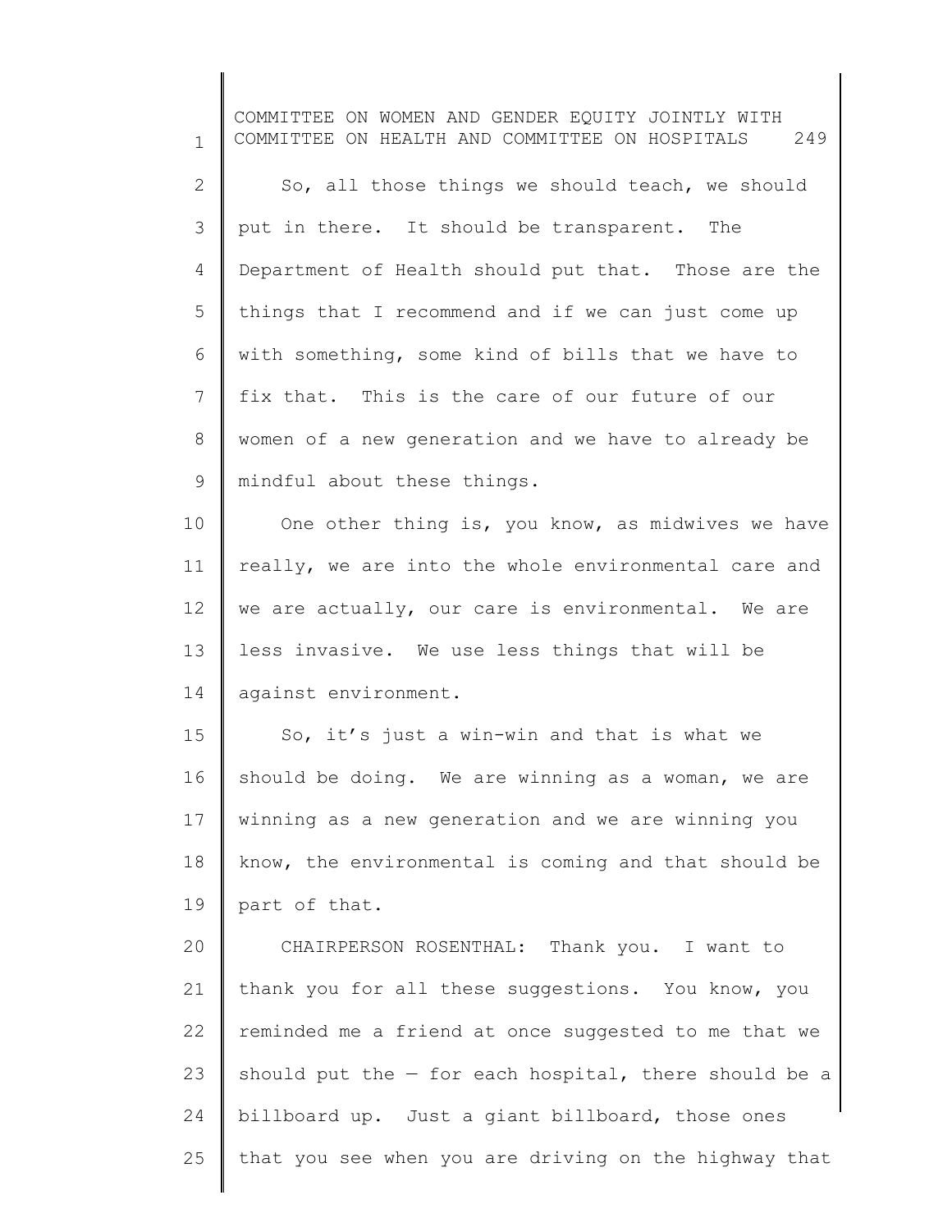So, all those things we should teach, we should put in there. It should be transparent. The Department of Health should put that. Those are the things that I recommend and if we can just come up with something, some kind of bills that we have to fix that. This is the care of our future of our women of a new generation and we have to already be mindful about these things.

One other thing is, you know, as midwives we have really, we are into the whole environmental care and we are actually, our care is environmental. We are less invasive. We use less things that will be against environment.

So, it's just a win-win and that is what we should be doing. We are winning as a woman, we are winning as a new generation and we are winning you know, the environmental is coming and that should be part of that.

CHAIRPERSON ROSENTHAL: Thank you. I want to thank you for all these suggestions. You know, you reminded me a friend at once suggested to me that we should put the — for each hospital, there should be a billboard up. Just a giant billboard, those ones that you see when you are driving on the highway that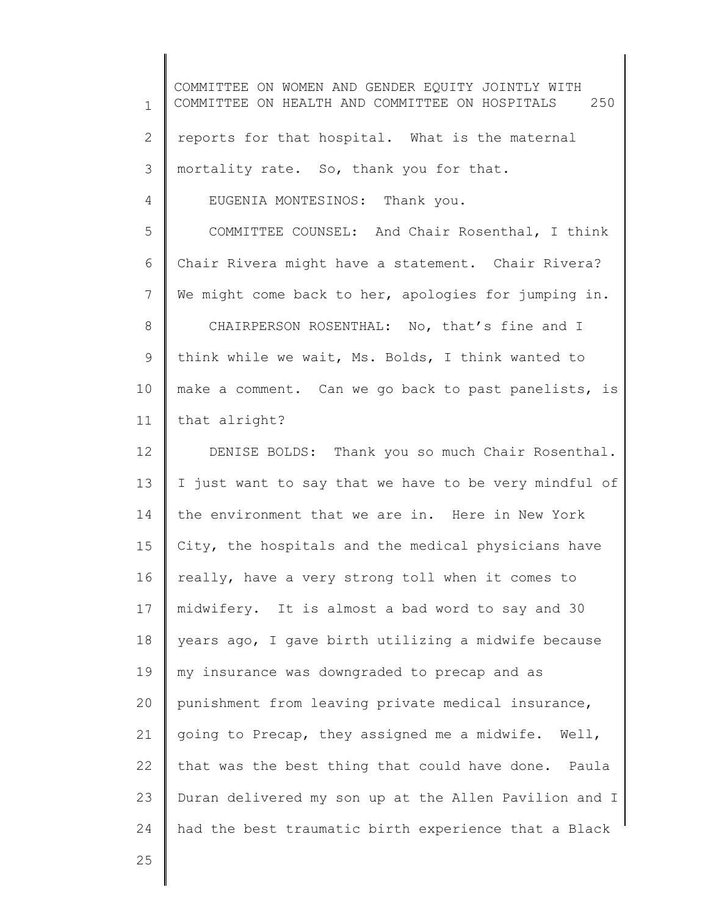reports for that hospital. What is the maternal mortality rate. So, thank you for that.

EUGENIA MONTESINOS: Thank you.

COMMITTEE COUNSEL: And Chair Rosenthal, I think Chair Rivera might have a statement. Chair Rivera? We might come back to her, apologies for jumping in.

CHAIRPERSON ROSENTHAL: No, that's fine and I think while we wait, Ms. Bolds, I think wanted to make a comment. Can we go back to past panelists, is that alright?

DENISE BOLDS: Thank you so much Chair Rosenthal. I just want to say that we have to be very mindful of the environment that we are in. Here in New York City, the hospitals and the medical physicians have really, have a very strong toll when it comes to midwifery. It is almost a bad word to say and 30 years ago, I gave birth utilizing a midwife because my insurance was downgraded to precap and as punishment from leaving private medical insurance, going to Precap, they assigned me a midwife. Well, that was the best thing that could have done. Paula Duran delivered my son up at the Allen Pavilion and I had the best traumatic birth experience that a Black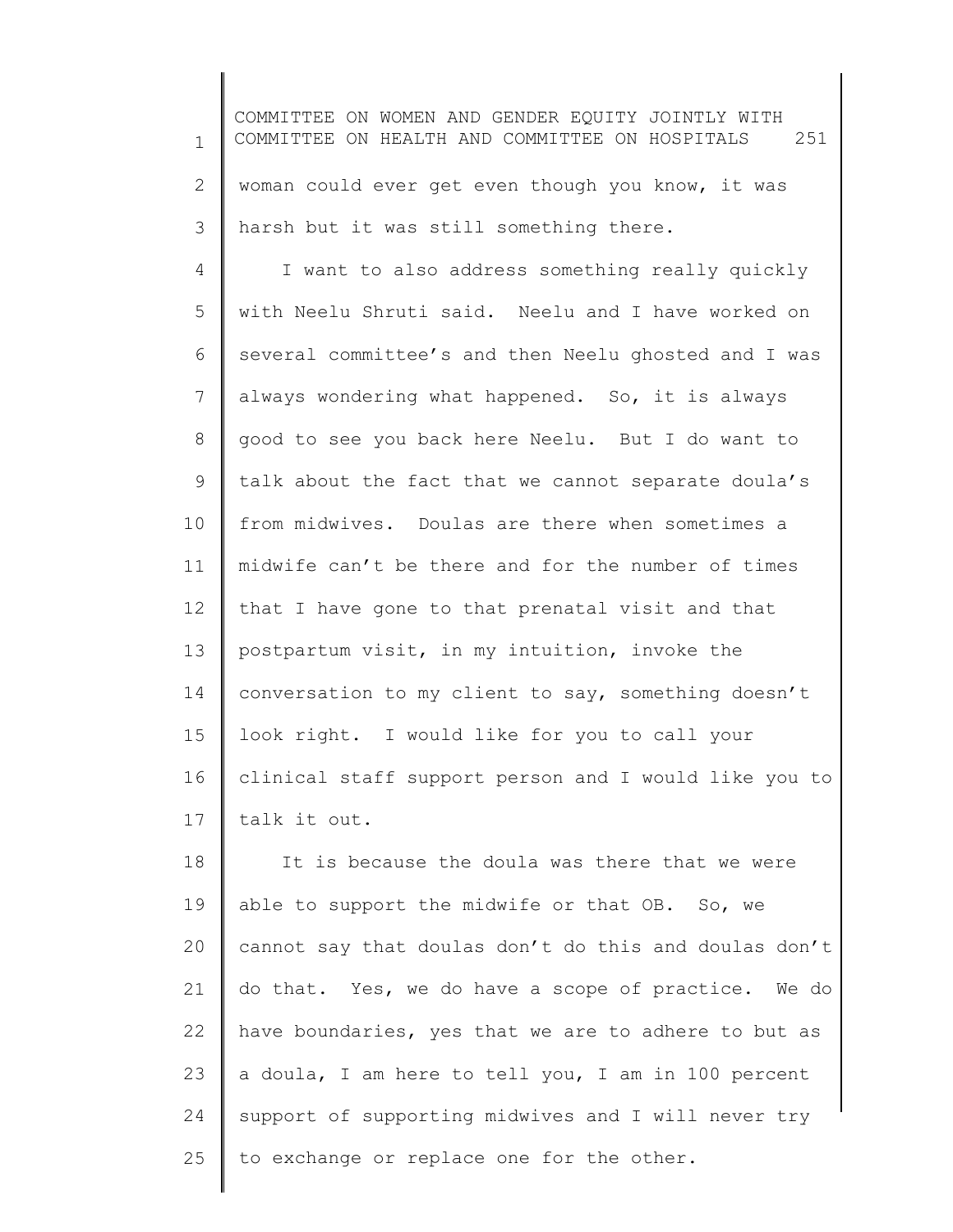woman could ever get even though you know, it was harsh but it was still something there.

I want to also address something really quickly with Neelu Shruti said. Neelu and I have worked on several committee's and then Neelu ghosted and I was always wondering what happened. So, it is always good to see you back here Neelu. But I do want to talk about the fact that we cannot separate doula's from midwives. Doulas are there when sometimes a midwife can't be there and for the number of times that I have gone to that prenatal visit and that postpartum visit, in my intuition, invoke the conversation to my client to say, something doesn't look right. I would like for you to call your clinical staff support person and I would like you to talk it out.

It is because the doula was there that we were able to support the midwife or that OB. So, we cannot say that doulas don't do this and doulas don't do that. Yes, we do have a scope of practice. We do have boundaries, yes that we are to adhere to but as a doula, I am here to tell you, I am in 100 percent support of supporting midwives and I will never try to exchange or replace one for the other.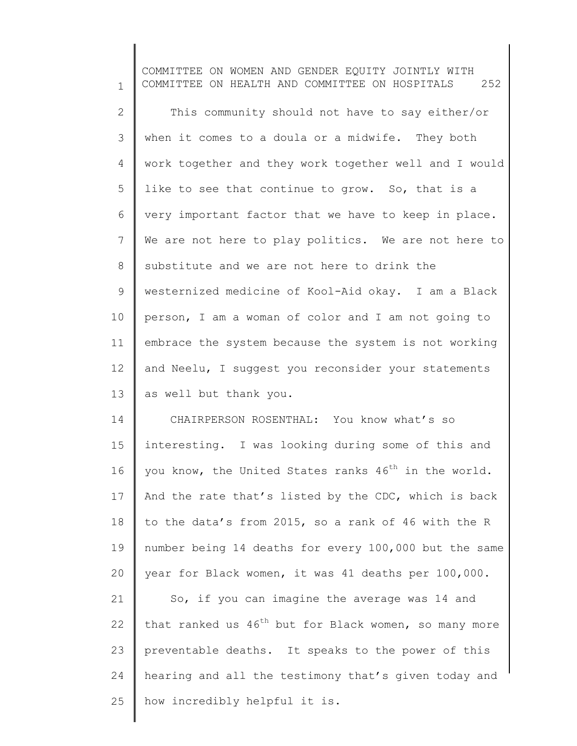This community should not have to say either/or when it comes to a doula or a midwife. They both work together and they work together well and I would like to see that continue to grow. So, that is a very important factor that we have to keep in place. We are not here to play politics. We are not here to substitute and we are not here to drink the westernized medicine of Kool-Aid okay. I am a Black person, I am a woman of color and I am not going to embrace the system because the system is not working and Neelu, I suggest you reconsider your statements as well but thank you.

CHAIRPERSON ROSENTHAL: You know what's so interesting. I was looking during some of this and you know, the United States ranks 46th in the world. And the rate that's listed by the CDC, which is back to the data's from 2015, so a rank of 46 with the R number being 14 deaths for every 100,000 but the same year for Black women, it was 41 deaths per 100,000.

So, if you can imagine the average was 14 and that ranked us 46th but for Black women, so many more preventable deaths. It speaks to the power of this hearing and all the testimony that's given today and how incredibly helpful it is.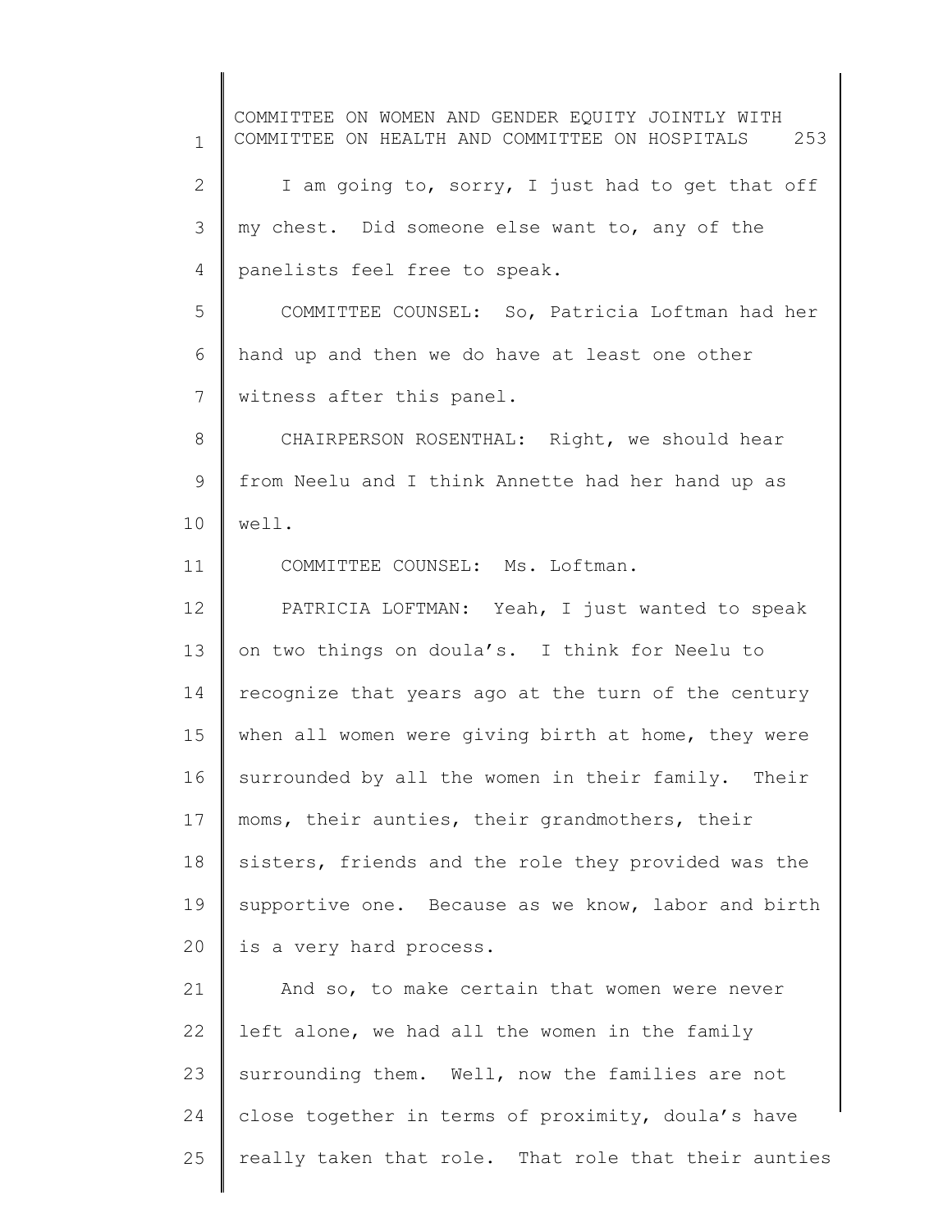I am going to, sorry, I just had to get that off my chest. Did someone else want to, any of the panelists feel free to speak.

COMMITTEE COUNSEL: So, Patricia Loftman had her hand up and then we do have at least one other witness after this panel.

CHAIRPERSON ROSENTHAL: Right, we should hear from Neelu and I think Annette had her hand up as well.

COMMITTEE COUNSEL: Ms. Loftman.

PATRICIA LOFTMAN: Yeah, I just wanted to speak on two things on doula's. I think for Neelu to recognize that years ago at the turn of the century when all women were giving birth at home, they were surrounded by all the women in their family. Their moms, their aunties, their grandmothers, their sisters, friends and the role they provided was the supportive one. Because as we know, labor and birth is a very hard process.

And so, to make certain that women were never left alone, we had all the women in the family surrounding them. Well, now the families are not close together in terms of proximity, doula's have really taken that role. That role that their aunties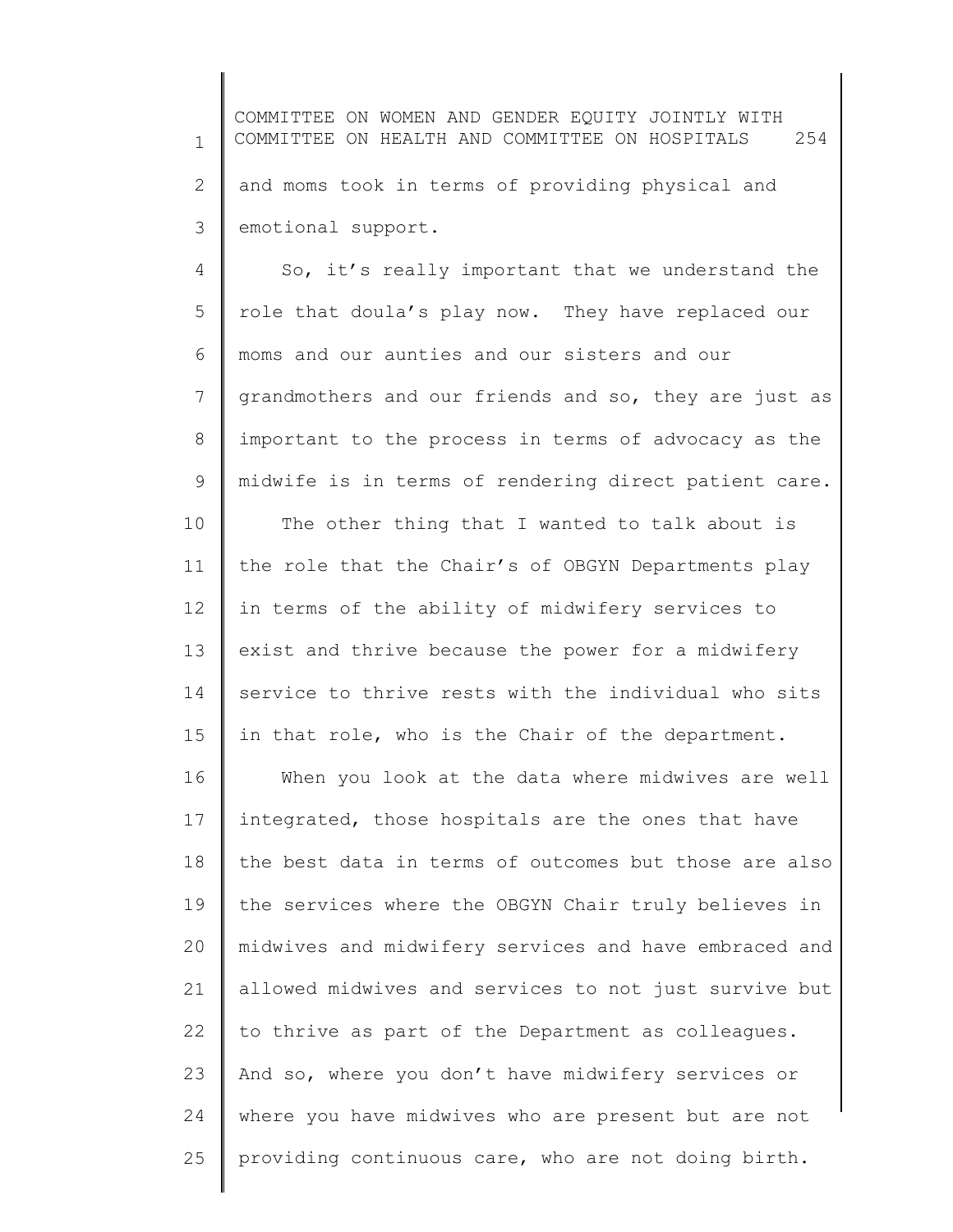and moms took in terms of providing physical and emotional support.

So, it's really important that we understand the role that doula's play now. They have replaced our moms and our aunties and our sisters and our grandmothers and our friends and so, they are just as important to the process in terms of advocacy as the midwife is in terms of rendering direct patient care.

The other thing that I wanted to talk about is the role that the Chair's of OBGYN Departments play in terms of the ability of midwifery services to exist and thrive because the power for a midwifery service to thrive rests with the individual who sits in that role, who is the Chair of the department.

When you look at the data where midwives are well integrated, those hospitals are the ones that have the best data in terms of outcomes but those are also the services where the OBGYN Chair truly believes in midwives and midwifery services and have embraced and allowed midwives and services to not just survive but to thrive as part of the Department as colleagues. And so, where you don't have midwifery services or where you have midwives who are present but are not providing continuous care, who are not doing birth.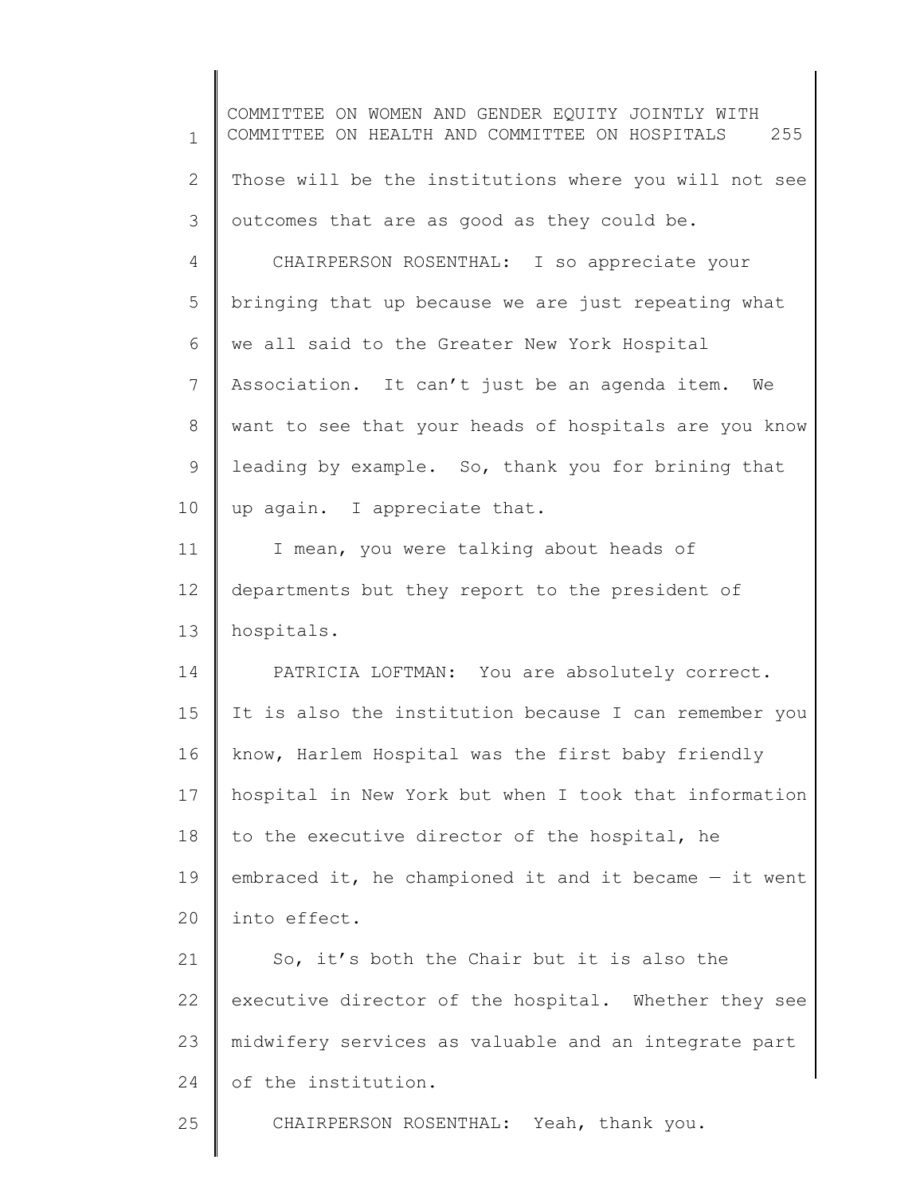Those will be the institutions where you will not see outcomes that are as good as they could be.

CHAIRPERSON ROSENTHAL: I so appreciate your bringing that up because we are just repeating what we all said to the Greater New York Hospital Association. It can't just be an agenda item. We want to see that your heads of hospitals are you know leading by example. So, thank you for brining that up again. I appreciate that.

I mean, you were talking about heads of departments but they report to the president of hospitals.

PATRICIA LOFTMAN: You are absolutely correct. It is also the institution because I can remember you know, Harlem Hospital was the first baby friendly hospital in New York but when I took that information to the executive director of the hospital, he embraced it, he championed it and it became — it went into effect.

So, it's both the Chair but it is also the executive director of the hospital. Whether they see midwifery services as valuable and an integrate part of the institution.

CHAIRPERSON ROSENTHAL: Yeah, thank you.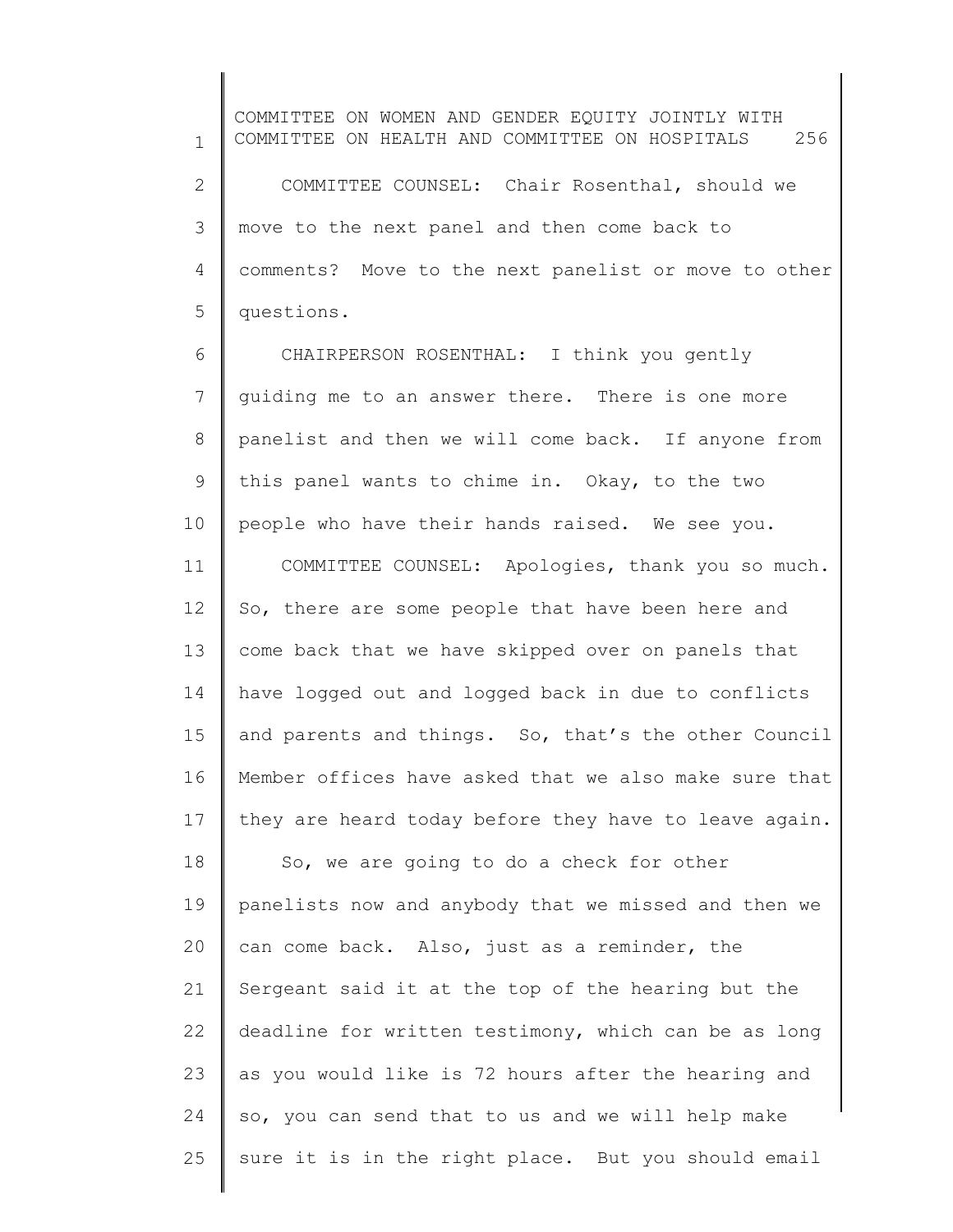COMMITTEE COUNSEL: Chair Rosenthal, should we move to the next panel and then come back to comments? Move to the next panelist or move to other questions.

CHAIRPERSON ROSENTHAL: I think you gently guiding me to an answer there. There is one more panelist and then we will come back. If anyone from this panel wants to chime in. Okay, to the two people who have their hands raised. We see you.

COMMITTEE COUNSEL: Apologies, thank you so much. So, there are some people that have been here and come back that we have skipped over on panels that have logged out and logged back in due to conflicts and parents and things. So, that's the other Council Member offices have asked that we also make sure that they are heard today before they have to leave again.

So, we are going to do a check for other panelists now and anybody that we missed and then we can come back. Also, just as a reminder, the Sergeant said it at the top of the hearing but the deadline for written testimony, which can be as long as you would like is 72 hours after the hearing and so, you can send that to us and we will help make sure it is in the right place. But you should email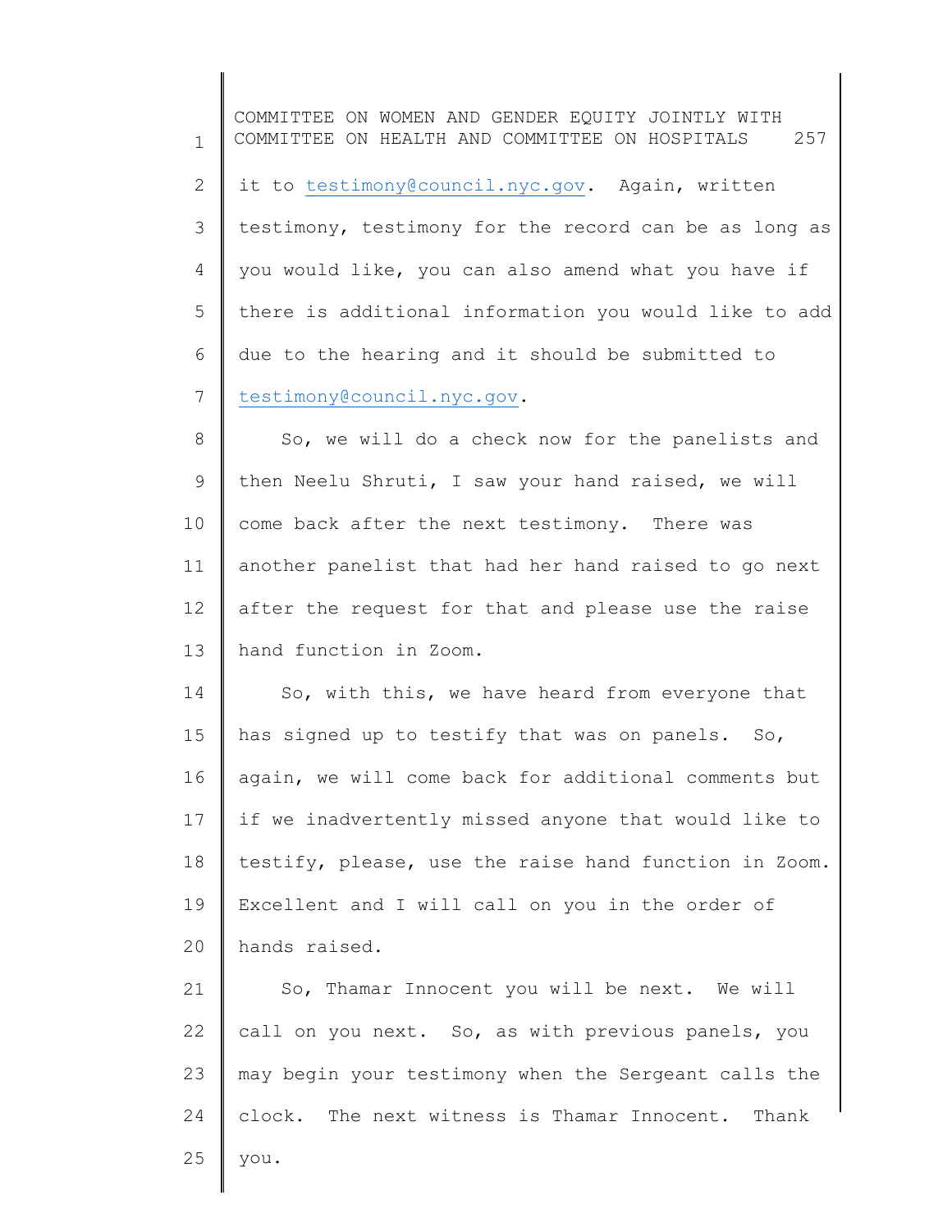it to testimony@council.nyc.gov. Again, written testimony, testimony for the record can be as long as you would like, you can also amend what you have if there is additional information you would like to add due to the hearing and it should be submitted to testimony@council.nyc.gov.

So, we will do a check now for the panelists and then Neelu Shruti, I saw your hand raised, we will come back after the next testimony. There was another panelist that had her hand raised to go next after the request for that and please use the raise hand function in Zoom.

So, with this, we have heard from everyone that has signed up to testify that was on panels. So, again, we will come back for additional comments but if we inadvertently missed anyone that would like to testify, please, use the raise hand function in Zoom. Excellent and I will call on you in the order of hands raised.

So, Thamar Innocent you will be next. We will call on you next. So, as with previous panels, you may begin your testimony when the Sergeant calls the clock. The next witness is Thamar Innocent. Thank you.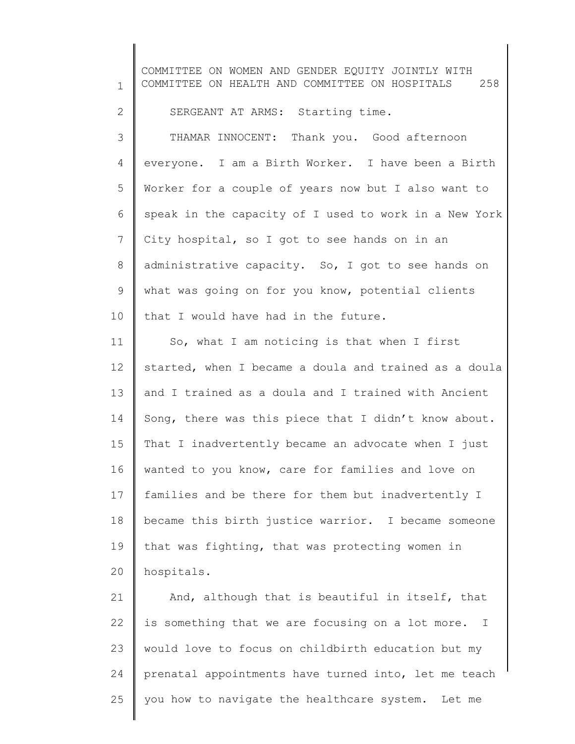SERGEANT AT ARMS: Starting time.

THAMAR INNOCENT: Thank you. Good afternoon everyone. I am a Birth Worker. I have been a Birth Worker for a couple of years now but I also want to speak in the capacity of I used to work in a New York City hospital, so I got to see hands on in an administrative capacity. So, I got to see hands on what was going on for you know, potential clients that I would have had in the future.

So, what I am noticing is that when I first started, when I became a doula and trained as a doula and I trained as a doula and I trained with Ancient Song, there was this piece that I didn't know about. That I inadvertently became an advocate when I just wanted to you know, care for families and love on families and be there for them but inadvertently I became this birth justice warrior. I became someone that was fighting, that was protecting women in hospitals.

And, although that is beautiful in itself, that is something that we are focusing on a lot more. I would love to focus on childbirth education but my prenatal appointments have turned into, let me teach you how to navigate the healthcare system. Let me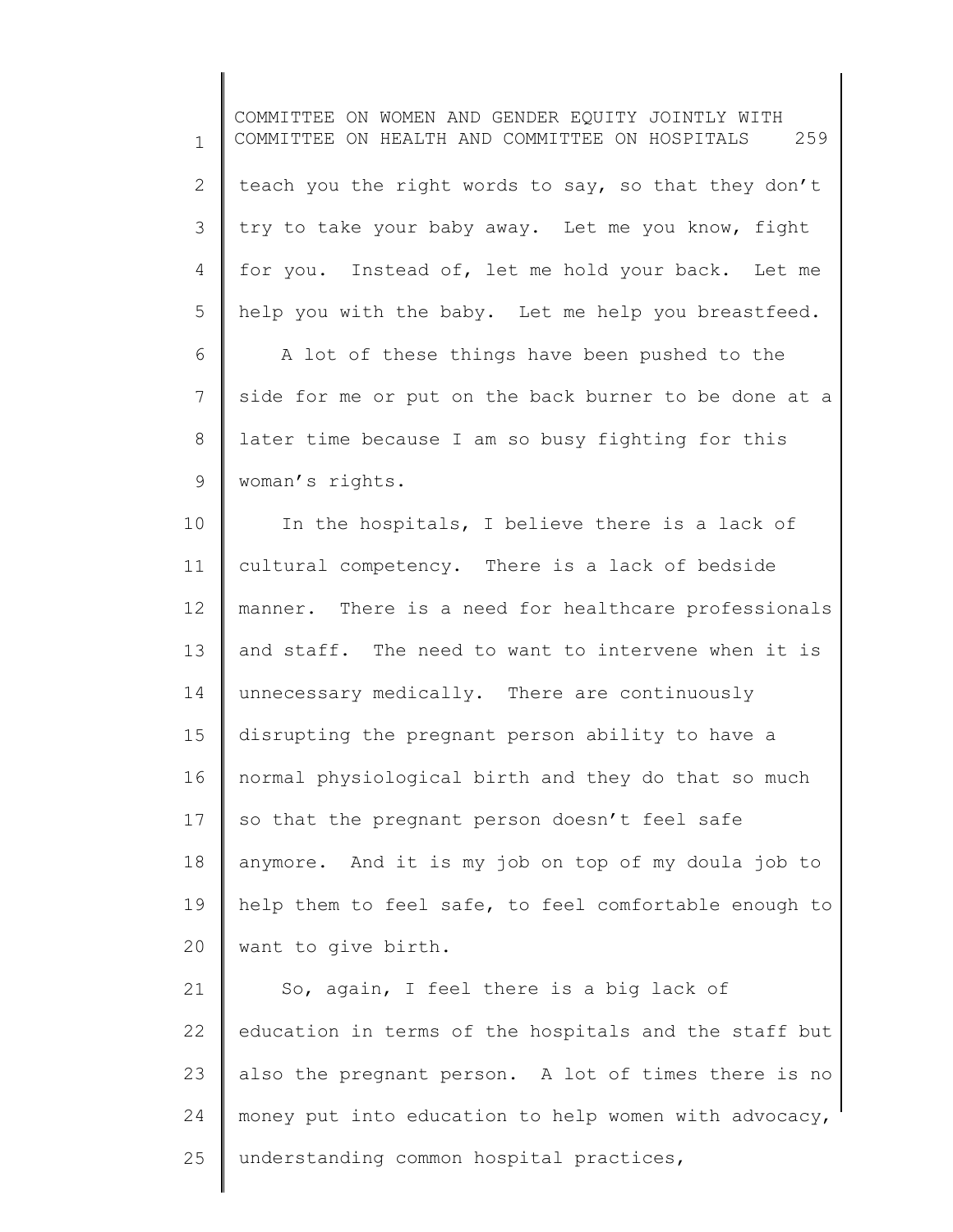teach you the right words to say, so that they don't try to take your baby away. Let me you know, fight for you. Instead of, let me hold your back. Let me help you with the baby. Let me help you breastfeed.

A lot of these things have been pushed to the side for me or put on the back burner to be done at a later time because I am so busy fighting for this woman's rights.

In the hospitals, I believe there is a lack of cultural competency. There is a lack of bedside manner. There is a need for healthcare professionals and staff. The need to want to intervene when it is unnecessary medically. There are continuously disrupting the pregnant person ability to have a normal physiological birth and they do that so much so that the pregnant person doesn't feel safe anymore. And it is my job on top of my doula job to help them to feel safe, to feel comfortable enough to want to give birth.

So, again, I feel there is a big lack of education in terms of the hospitals and the staff but also the pregnant person. A lot of times there is no money put into education to help women with advocacy, understanding common hospital practices,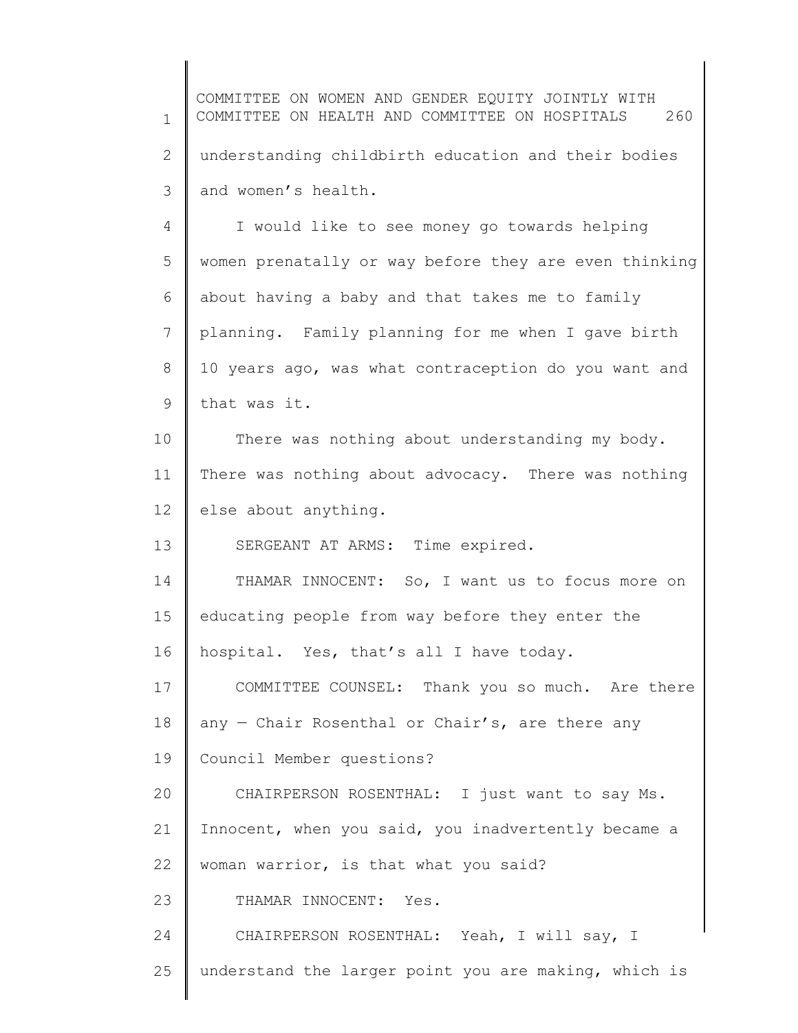understanding childbirth education and their bodies and women's health.

I would like to see money go towards helping women prenatally or way before they are even thinking about having a baby and that takes me to family planning. Family planning for me when I gave birth 10 years ago, was what contraception do you want and that was it.

There was nothing about understanding my body. There was nothing about advocacy. There was nothing else about anything.

SERGEANT AT ARMS: Time expired.

THAMAR INNOCENT: So, I want us to focus more on educating people from way before they enter the hospital. Yes, that's all I have today.

COMMITTEE COUNSEL: Thank you so much. Are there any — Chair Rosenthal or Chair's, are there any Council Member questions?

CHAIRPERSON ROSENTHAL: I just want to say Ms. Innocent, when you said, you inadvertently became a woman warrior, is that what you said?

THAMAR INNOCENT: Yes.

CHAIRPERSON ROSENTHAL: Yeah, I will say, I understand the larger point you are making, which is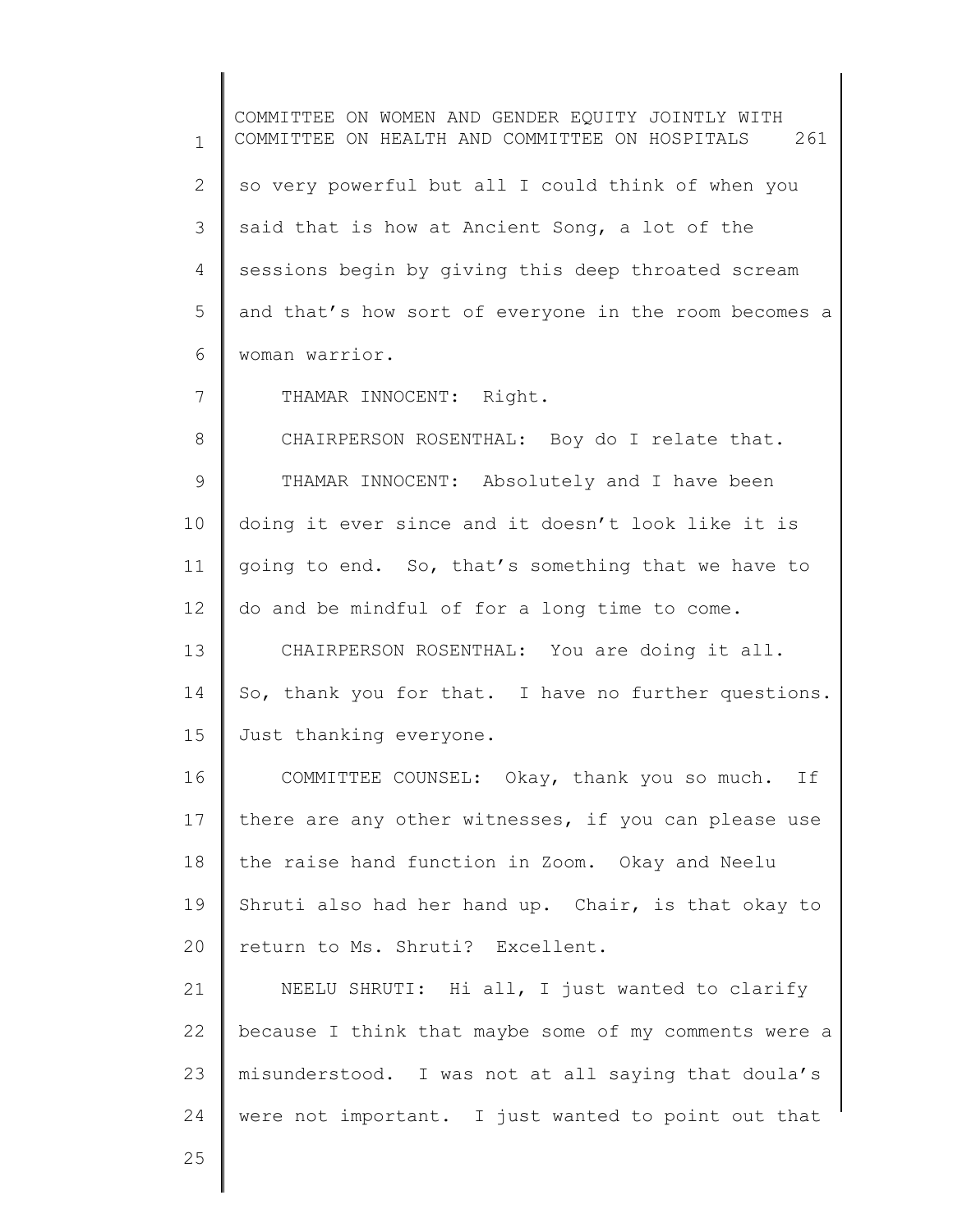so very powerful but all I could think of when you said that is how at Ancient Song, a lot of the sessions begin by giving this deep throated scream and that's how sort of everyone in the room becomes a woman warrior.

THAMAR INNOCENT: Right.

CHAIRPERSON ROSENTHAL: Boy do I relate that.

THAMAR INNOCENT: Absolutely and I have been doing it ever since and it doesn't look like it is going to end. So, that's something that we have to do and be mindful of for a long time to come.

CHAIRPERSON ROSENTHAL: You are doing it all. So, thank you for that. I have no further questions. Just thanking everyone.

COMMITTEE COUNSEL: Okay, thank you so much. If there are any other witnesses, if you can please use the raise hand function in Zoom. Okay and Neelu Shruti also had her hand up. Chair, is that okay to return to Ms. Shruti? Excellent.

NEELU SHRUTI: Hi all, I just wanted to clarify because I think that maybe some of my comments were a misunderstood. I was not at all saying that doula's were not important. I just wanted to point out that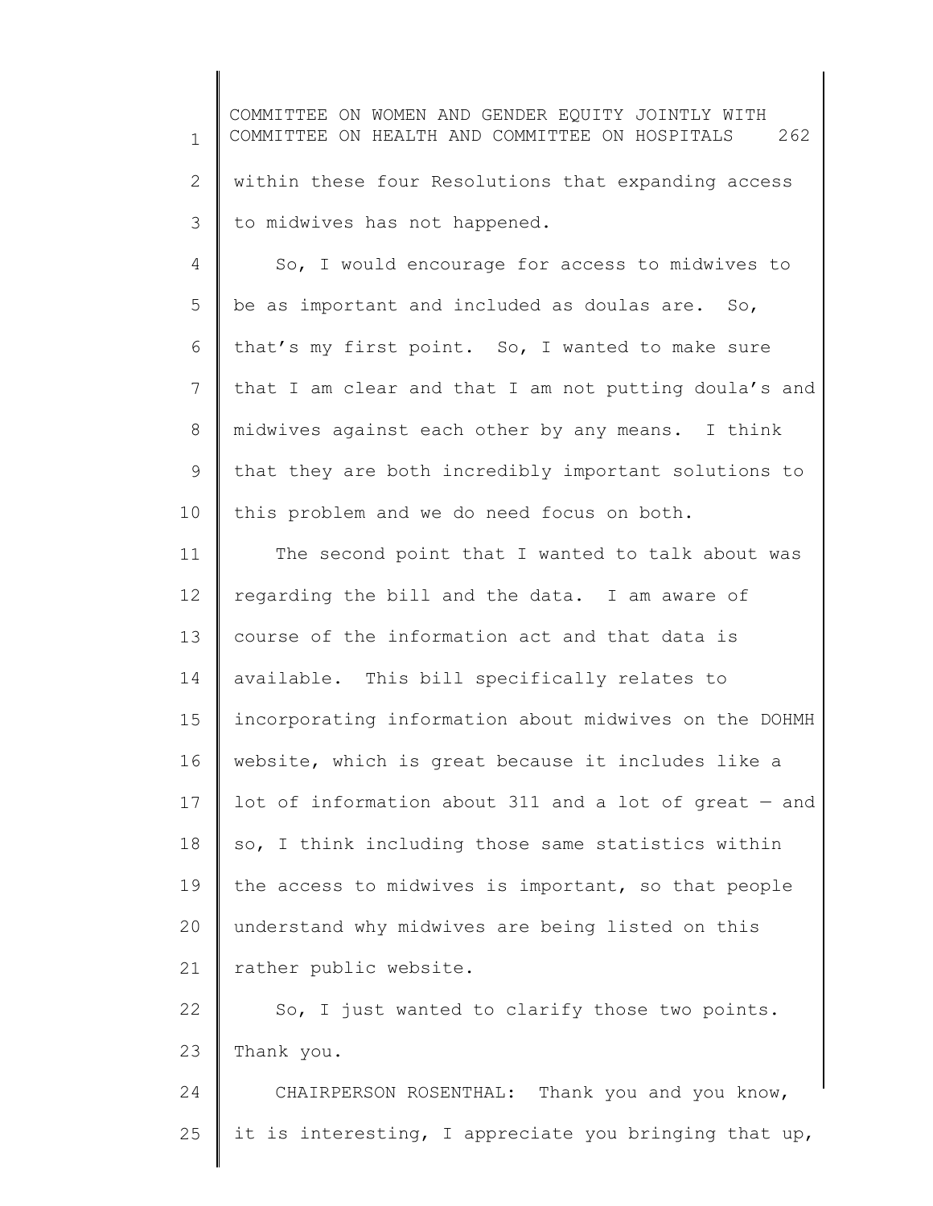within these four Resolutions that expanding access to midwives has not happened.

So, I would encourage for access to midwives to be as important and included as doulas are. So, that's my first point. So, I wanted to make sure that I am clear and that I am not putting doula's and midwives against each other by any means. I think that they are both incredibly important solutions to this problem and we do need focus on both.

The second point that I wanted to talk about was regarding the bill and the data. I am aware of course of the information act and that data is available. This bill specifically relates to incorporating information about midwives on the DOHMH website, which is great because it includes like a lot of information about 311 and a lot of great — and so, I think including those same statistics within the access to midwives is important, so that people understand why midwives are being listed on this rather public website.

So, I just wanted to clarify those two points. Thank you.

CHAIRPERSON ROSENTHAL: Thank you and you know, it is interesting, I appreciate you bringing that up,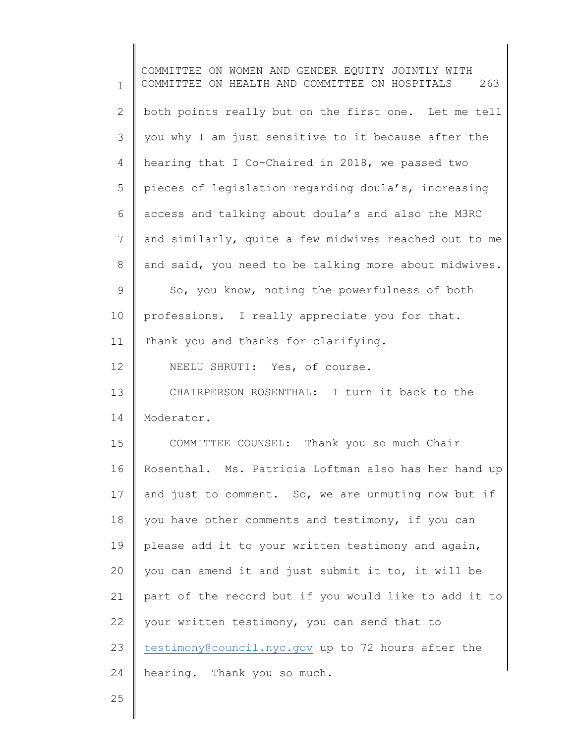both points really but on the first one. Let me tell you why I am just sensitive to it because after the hearing that I Co-Chaired in 2018, we passed two pieces of legislation regarding doula's, increasing access and talking about doula's and also the M3RC and similarly, quite a few midwives reached out to me and said, you need to be talking more about midwives.

So, you know, noting the powerfulness of both professions. I really appreciate you for that. Thank you and thanks for clarifying.

NEELU SHRUTI: Yes, of course.

CHAIRPERSON ROSENTHAL: I turn it back to the Moderator.

COMMITTEE COUNSEL: Thank you so much Chair Rosenthal. Ms. Patricia Loftman also has her hand up and just to comment. So, we are unmuting now but if you have other comments and testimony, if you can please add it to your written testimony and again, you can amend it and just submit it to, it will be part of the record but if you would like to add it to your written testimony, you can send that to testimony@council.nyc.gov up to 72 hours after the hearing. Thank you so much.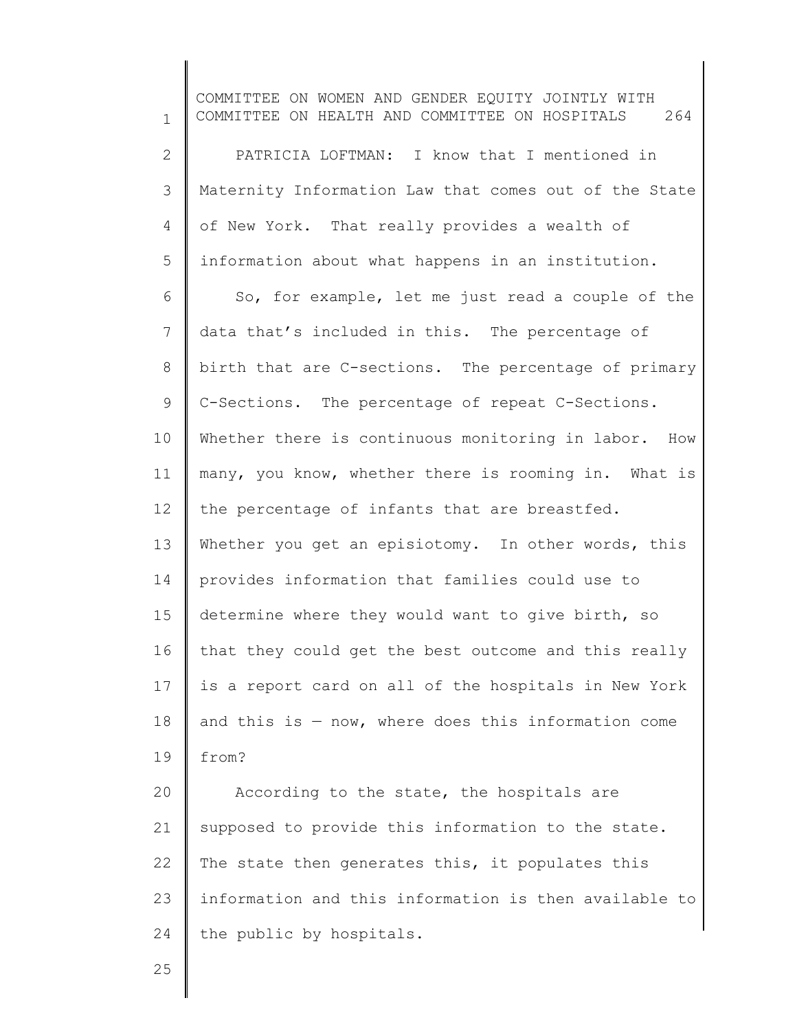PATRICIA LOFTMAN: I know that I mentioned in Maternity Information Law that comes out of the State of New York. That really provides a wealth of information about what happens in an institution.

So, for example, let me just read a couple of the data that's included in this. The percentage of birth that are C-sections. The percentage of primary C-Sections. The percentage of repeat C-Sections. Whether there is continuous monitoring in labor. How many, you know, whether there is rooming in. What is the percentage of infants that are breastfed. Whether you get an episiotomy. In other words, this provides information that families could use to determine where they would want to give birth, so that they could get the best outcome and this really is a report card on all of the hospitals in New York and this is — now, where does this information come from?

According to the state, the hospitals are supposed to provide this information to the state. The state then generates this, it populates this information and this information is then available to the public by hospitals.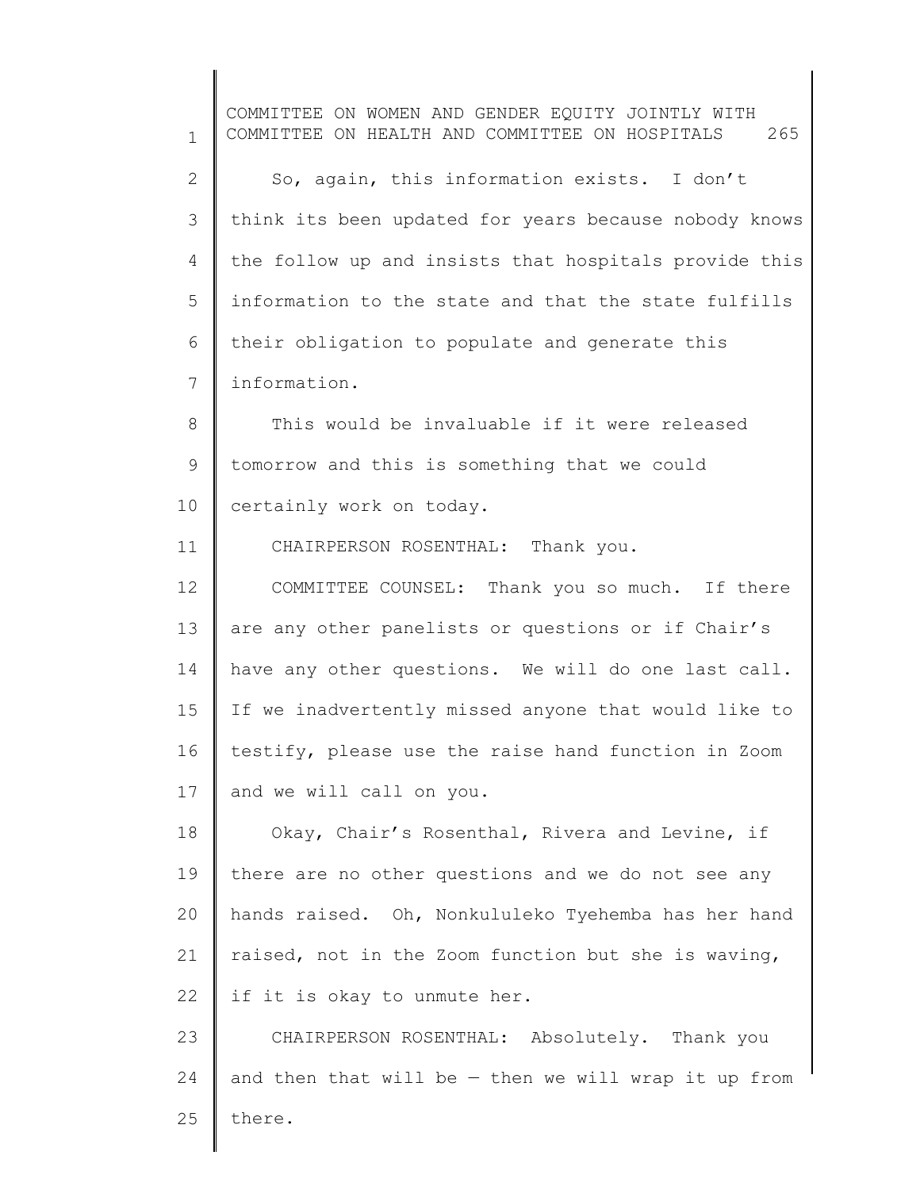So, again, this information exists. I don’t think its been updated for years because nobody knows the follow up and insists that hospitals provide this information to the state and that the state fulfills their obligation to populate and generate this information.

This would be invaluable if it were released tomorrow and this is something that we could certainly work on today.

CHAIRPERSON ROSENTHAL: Thank you.

COMMITTEE COUNSEL: Thank you so much. If there are any other panelists or questions or if Chair’s have any other questions. We will do one last call. If we inadvertently missed anyone that would like to testify, please use the raise hand function in Zoom and we will call on you.

Okay, Chair’s Rosenthal, Rivera and Levine, if there are no other questions and we do not see any hands raised. Oh, Nonkululeko Tyehemba has her hand raised, not in the Zoom function but she is waving, if it is okay to unmute her.

CHAIRPERSON ROSENTHAL: Absolutely. Thank you and then that will be — then we will wrap it up from there.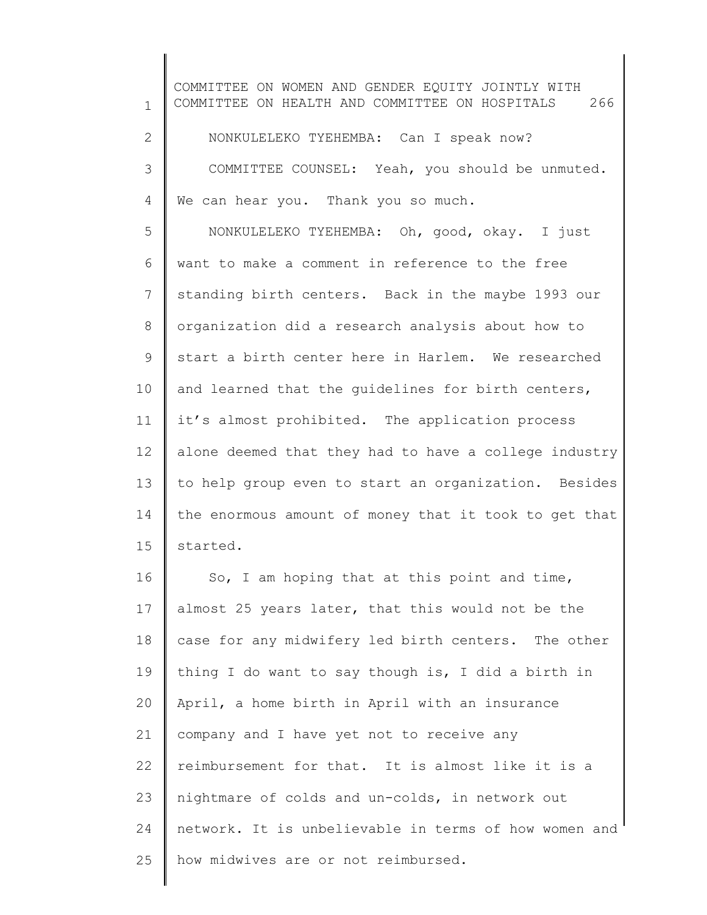NONKULELEKO TYEHEMBA: Can I speak now?

COMMITTEE COUNSEL: Yeah, you should be unmuted. We can hear you. Thank you so much.

NONKULELEKO TYEHEMBA: Oh, good, okay. I just want to make a comment in reference to the free standing birth centers. Back in the maybe 1993 our organization did a research analysis about how to start a birth center here in Harlem. We researched and learned that the guidelines for birth centers, it's almost prohibited. The application process alone deemed that they had to have a college industry to help group even to start an organization. Besides the enormous amount of money that it took to get that started.

So, I am hoping that at this point and time, almost 25 years later, that this would not be the case for any midwifery led birth centers. The other thing I do want to say though is, I did a birth in April, a home birth in April with an insurance company and I have yet not to receive any reimbursement for that. It is almost like it is a nightmare of colds and un-colds, in network out network. It is unbelievable in terms of how women and how midwives are or not reimbursed.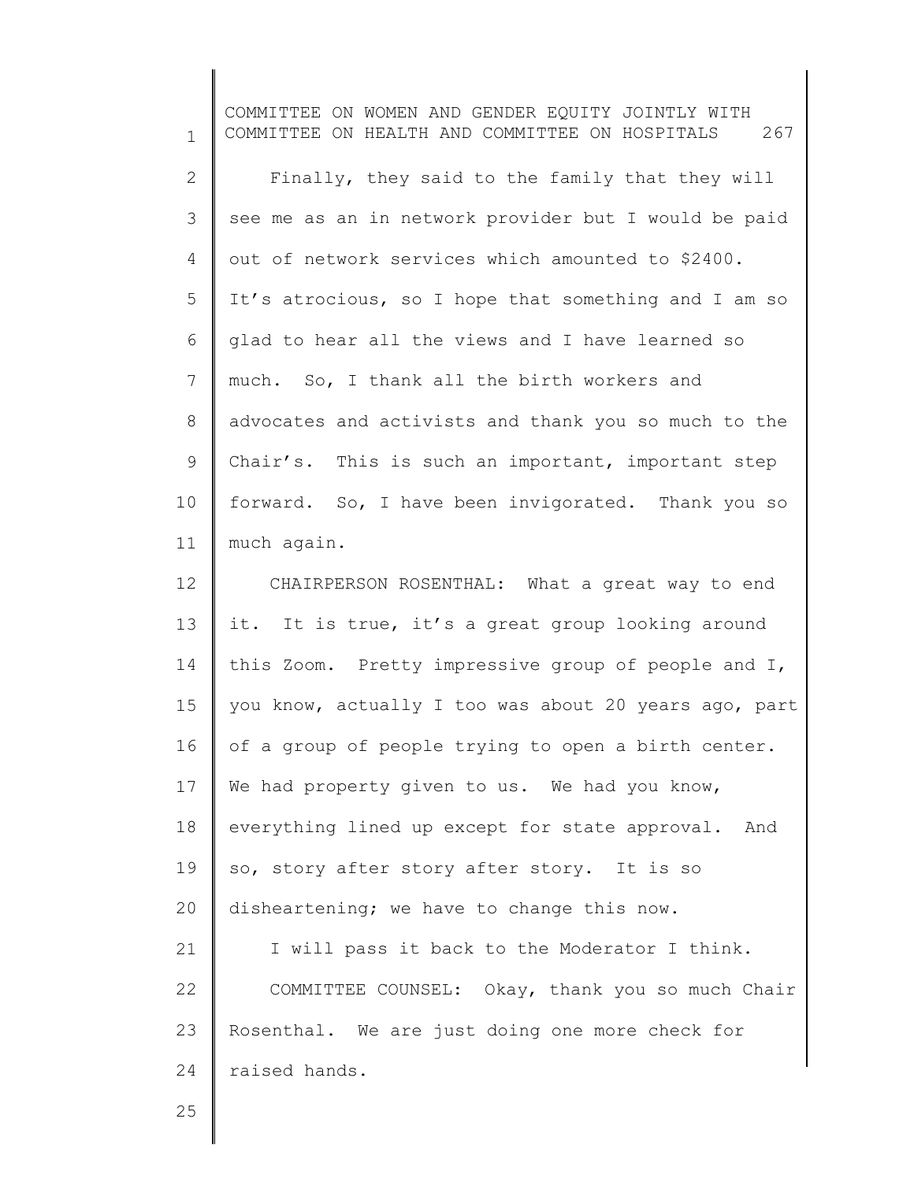Finally, they said to the family that they will see me as an in network provider but I would be paid out of network services which amounted to $2400. It's atrocious, so I hope that something and I am so glad to hear all the views and I have learned so much. So, I thank all the birth workers and advocates and activists and thank you so much to the Chair's. This is such an important, important step forward. So, I have been invigorated. Thank you so much again.

CHAIRPERSON ROSENTHAL: What a great way to end it. It is true, it's a great group looking around this Zoom. Pretty impressive group of people and I, you know, actually I too was about 20 years ago, part of a group of people trying to open a birth center. We had property given to us. We had you know, everything lined up except for state approval. And so, story after story after story. It is so disheartening; we have to change this now.

I will pass it back to the Moderator I think.

COMMITTEE COUNSEL: Okay, thank you so much Chair Rosenthal. We are just doing one more check for raised hands.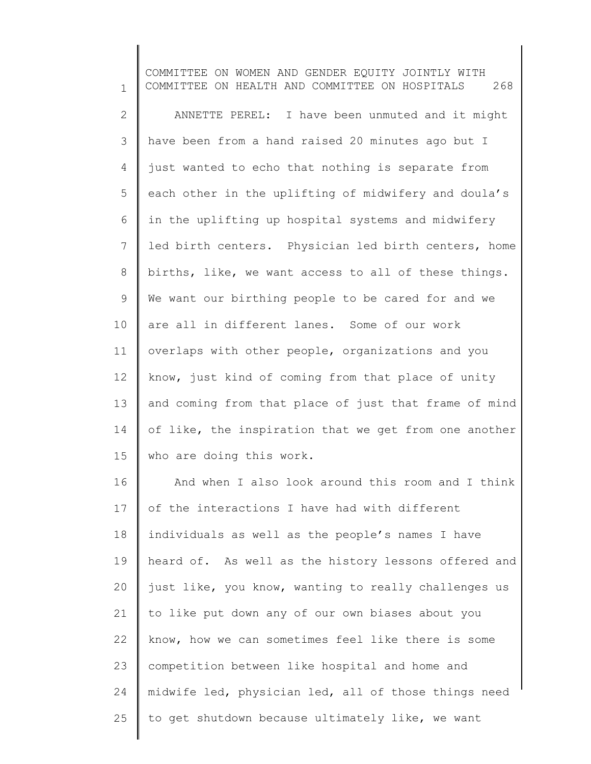ANNETTE PEREL: I have been unmuted and it might have been from a hand raised 20 minutes ago but I just wanted to echo that nothing is separate from each other in the uplifting of midwifery and doula's in the uplifting up hospital systems and midwifery led birth centers. Physician led birth centers, home births, like, we want access to all of these things. We want our birthing people to be cared for and we are all in different lanes. Some of our work overlaps with other people, organizations and you know, just kind of coming from that place of unity and coming from that place of just that frame of mind of like, the inspiration that we get from one another who are doing this work.

And when I also look around this room and I think of the interactions I have had with different individuals as well as the people's names I have heard of. As well as the history lessons offered and just like, you know, wanting to really challenges us to like put down any of our own biases about you know, how we can sometimes feel like there is some competition between like hospital and home and midwife led, physician led, all of those things need to get shutdown because ultimately like, we want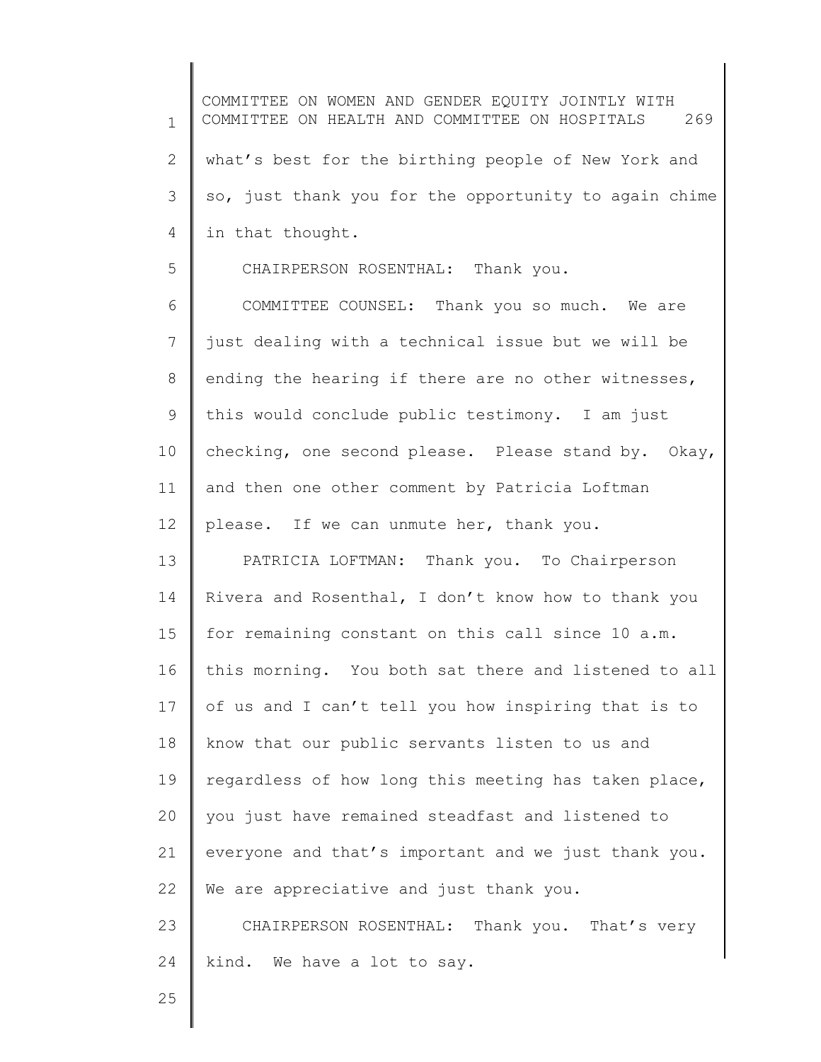what's best for the birthing people of New York and so, just thank you for the opportunity to again chime in that thought.

CHAIRPERSON ROSENTHAL: Thank you.

COMMITTEE COUNSEL: Thank you so much. We are just dealing with a technical issue but we will be ending the hearing if there are no other witnesses, this would conclude public testimony. I am just checking, one second please. Please stand by. Okay, and then one other comment by Patricia Loftman please. If we can unmute her, thank you.

PATRICIA LOFTMAN: Thank you. To Chairperson Rivera and Rosenthal, I don't know how to thank you for remaining constant on this call since 10 a.m. this morning. You both sat there and listened to all of us and I can't tell you how inspiring that is to know that our public servants listen to us and regardless of how long this meeting has taken place, you just have remained steadfast and listened to everyone and that's important and we just thank you. We are appreciative and just thank you.

CHAIRPERSON ROSENTHAL: Thank you. That's very kind. We have a lot to say.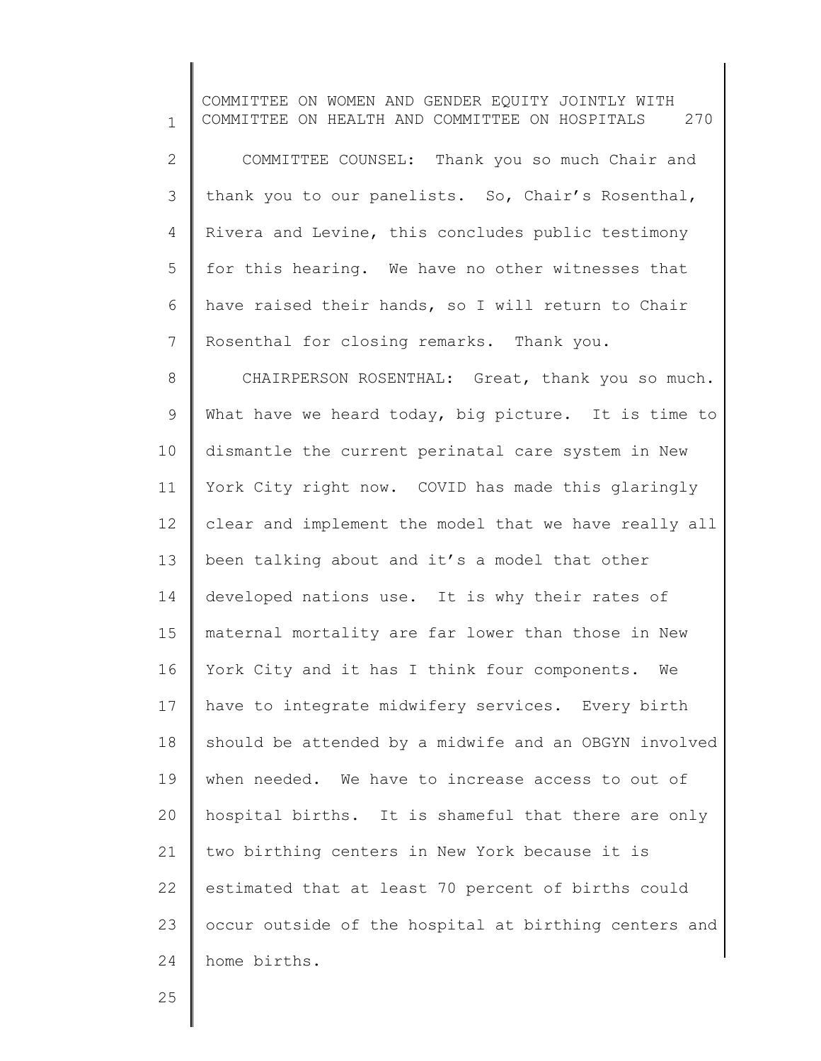COMMITTEE COUNSEL: Thank you so much Chair and thank you to our panelists. So, Chair's Rosenthal, Rivera and Levine, this concludes public testimony for this hearing. We have no other witnesses that have raised their hands, so I will return to Chair Rosenthal for closing remarks. Thank you.

CHAIRPERSON ROSENTHAL: Great, thank you so much. What have we heard today, big picture. It is time to dismantle the current perinatal care system in New York City right now. COVID has made this glaringly clear and implement the model that we have really all been talking about and it's a model that other developed nations use. It is why their rates of maternal mortality are far lower than those in New York City and it has I think four components. We have to integrate midwifery services. Every birth should be attended by a midwife and an OBGYN involved when needed. We have to increase access to out of hospital births. It is shameful that there are only two birthing centers in New York because it is estimated that at least 70 percent of births could occur outside of the hospital at birthing centers and home births.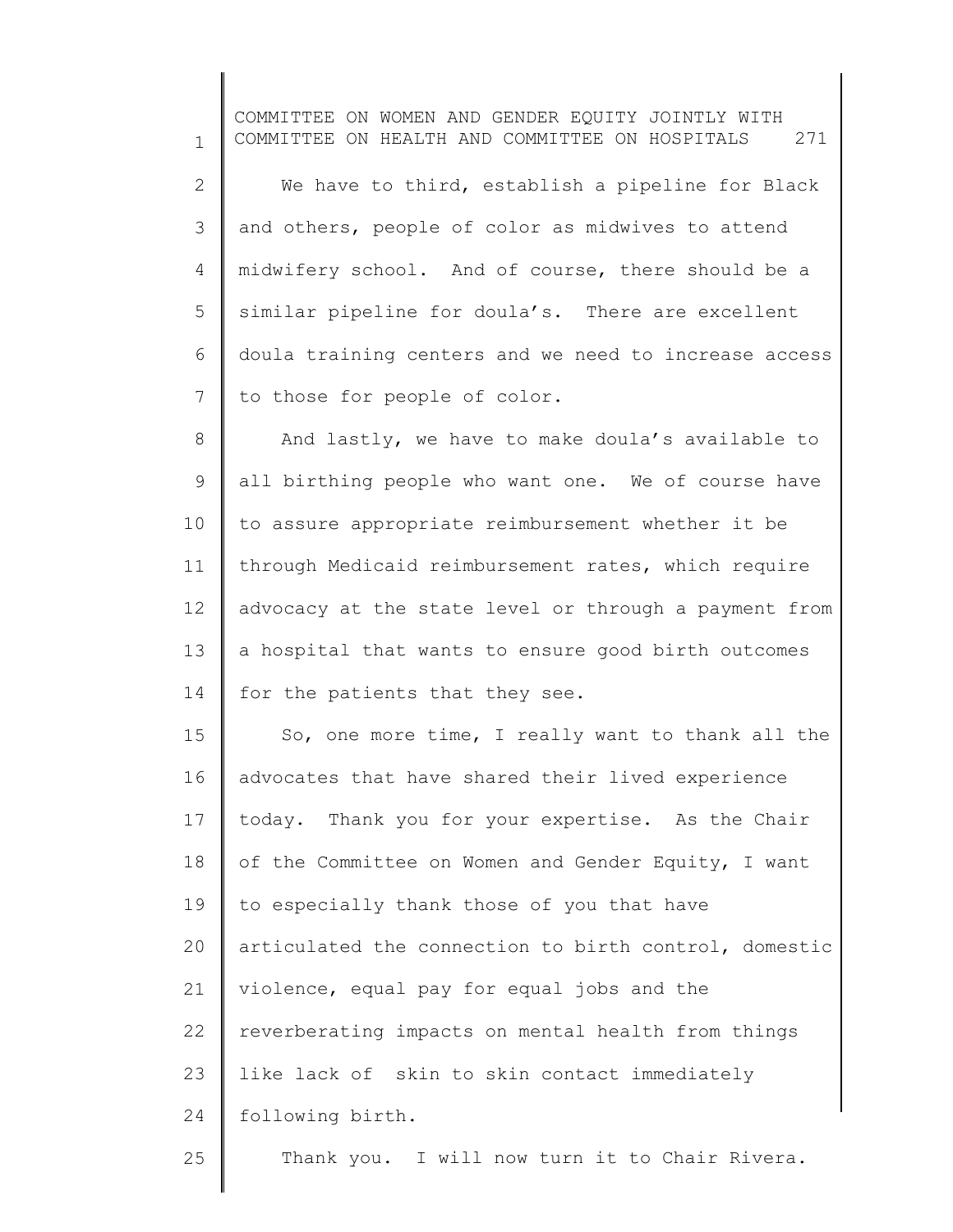We have to third, establish a pipeline for Black and others, people of color as midwives to attend midwifery school. And of course, there should be a similar pipeline for doula's. There are excellent doula training centers and we need to increase access to those for people of color.

And lastly, we have to make doula's available to all birthing people who want one. We of course have to assure appropriate reimbursement whether it be through Medicaid reimbursement rates, which require advocacy at the state level or through a payment from a hospital that wants to ensure good birth outcomes for the patients that they see.

So, one more time, I really want to thank all the advocates that have shared their lived experience today. Thank you for your expertise. As the Chair of the Committee on Women and Gender Equity, I want to especially thank those of you that have articulated the connection to birth control, domestic violence, equal pay for equal jobs and the reverberating impacts on mental health from things like lack of skin to skin contact immediately following birth.

Thank you. I will now turn it to Chair Rivera.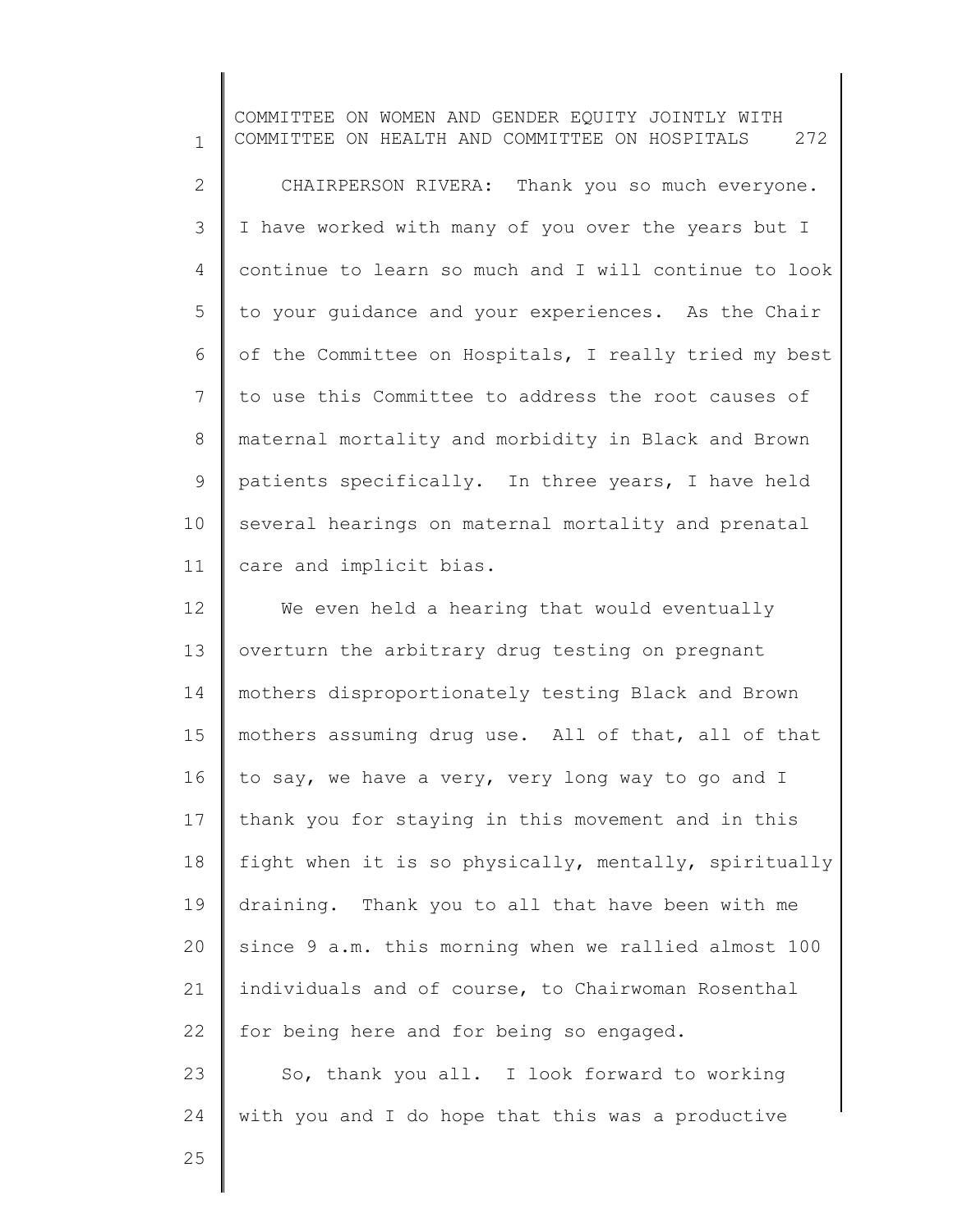CHAIRPERSON RIVERA: Thank you so much everyone. I have worked with many of you over the years but I continue to learn so much and I will continue to look to your guidance and your experiences. As the Chair of the Committee on Hospitals, I really tried my best to use this Committee to address the root causes of maternal mortality and morbidity in Black and Brown patients specifically. In three years, I have held several hearings on maternal mortality and prenatal care and implicit bias.

We even held a hearing that would eventually overturn the arbitrary drug testing on pregnant mothers disproportionately testing Black and Brown mothers assuming drug use. All of that, all of that to say, we have a very, very long way to go and I thank you for staying in this movement and in this fight when it is so physically, mentally, spiritually draining. Thank you to all that have been with me since 9 a.m. this morning when we rallied almost 100 individuals and of course, to Chairwoman Rosenthal for being here and for being so engaged.

So, thank you all. I look forward to working with you and I do hope that this was a productive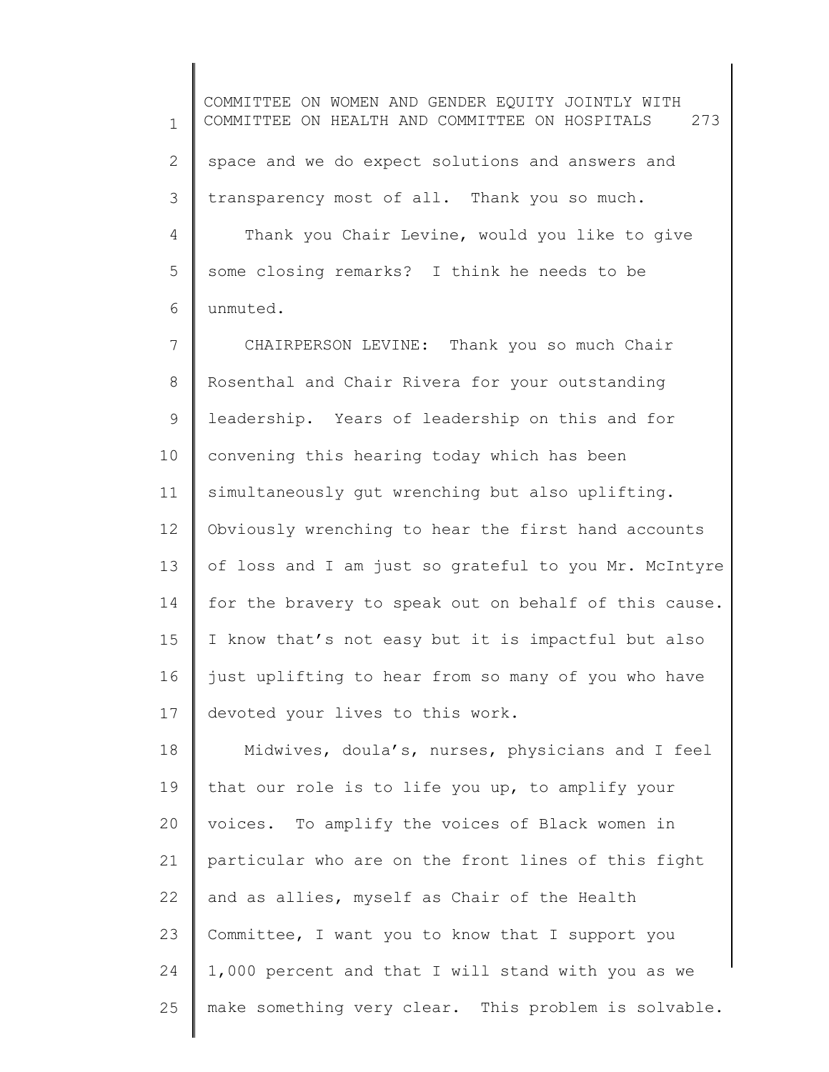space and we do expect solutions and answers and transparency most of all. Thank you so much.

Thank you Chair Levine, would you like to give some closing remarks? I think he needs to be unmuted.

CHAIRPERSON LEVINE: Thank you so much Chair Rosenthal and Chair Rivera for your outstanding leadership. Years of leadership on this and for convening this hearing today which has been simultaneously gut wrenching but also uplifting. Obviously wrenching to hear the first hand accounts of loss and I am just so grateful to you Mr. McIntyre for the bravery to speak out on behalf of this cause. I know that's not easy but it is impactful but also just uplifting to hear from so many of you who have devoted your lives to this work.

Midwives, doula's, nurses, physicians and I feel that our role is to life you up, to amplify your voices. To amplify the voices of Black women in particular who are on the front lines of this fight and as allies, myself as Chair of the Health Committee, I want you to know that I support you 1,000 percent and that I will stand with you as we make something very clear. This problem is solvable.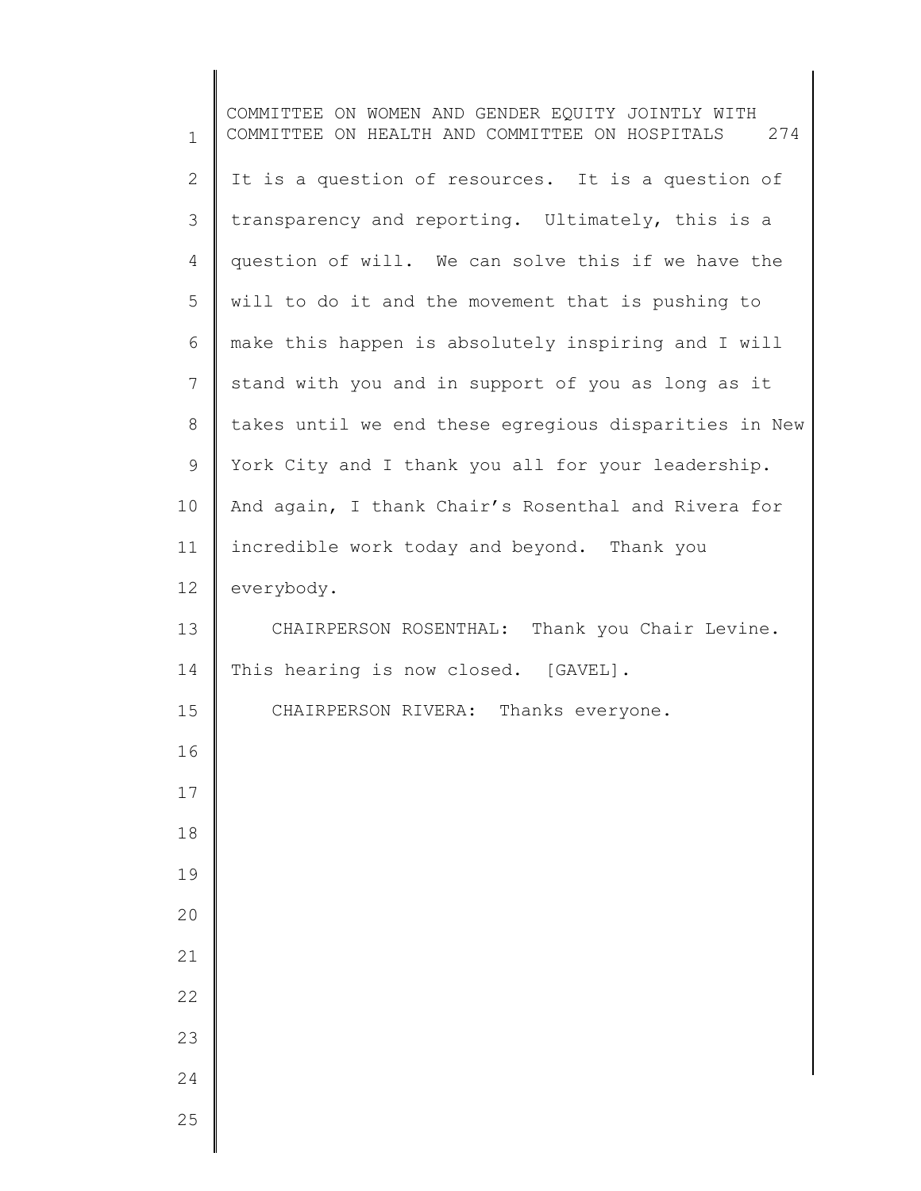It is a question of resources. It is a question of transparency and reporting. Ultimately, this is a question of will. We can solve this if we have the will to do it and the movement that is pushing to make this happen is absolutely inspiring and I will stand with you and in support of you as long as it takes until we end these egregious disparities in New York City and I thank you all for your leadership. And again, I thank Chair's Rosenthal and Rivera for incredible work today and beyond. Thank you everybody.

CHAIRPERSON ROSENTHAL: Thank you Chair Levine. This hearing is now closed. [GAVEL].

CHAIRPERSON RIVERA: Thanks everyone.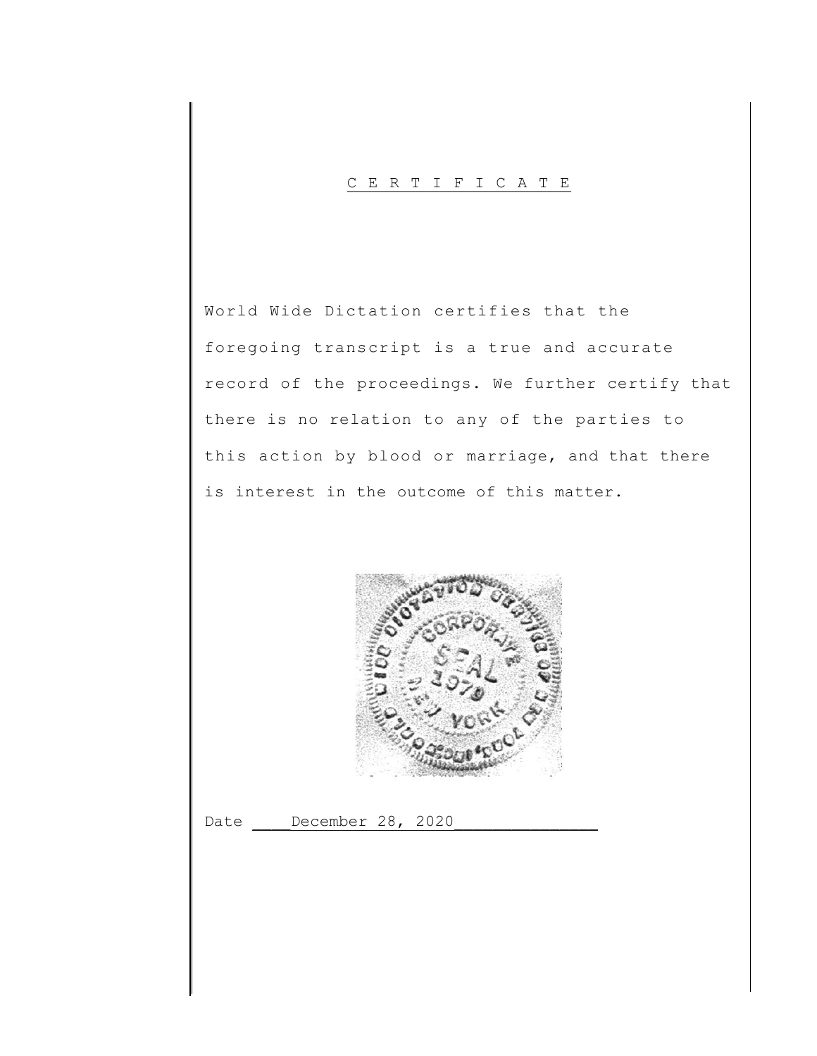C E R T I F I C A T E

World Wide Dictation certifies that the foregoing transcript is a true and accurate record of the proceedings. We further certify that there is no relation to any of the parties to this action by blood or marriage, and that there is interest in the outcome of this matter.

Date December 28, 2020